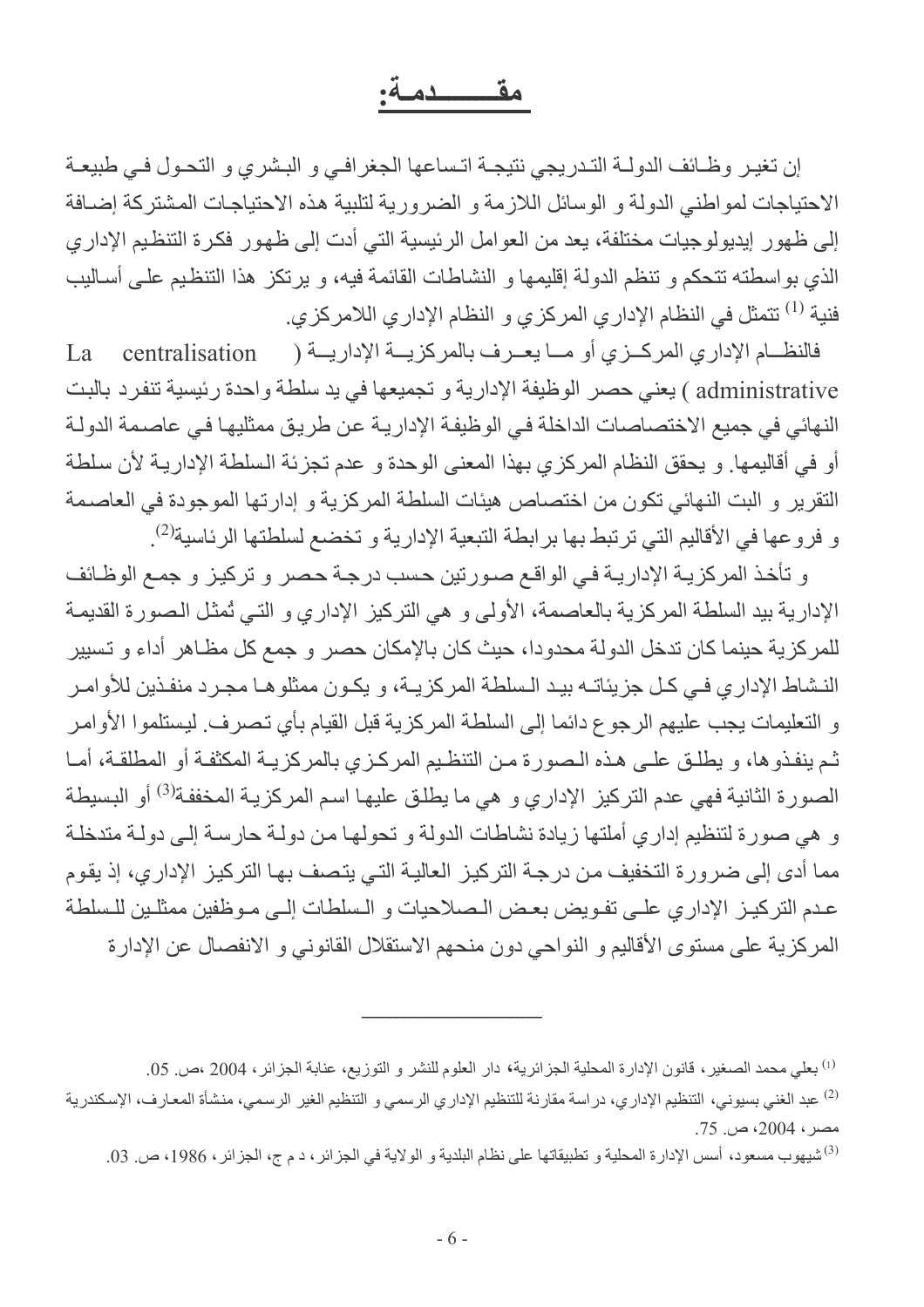# مقـــــدمـة:

إن تغيـر وظـائف الدولـة التـدريجي نتيجـة اتـساعها الجغرافـي و البـشري و التحـول فـي طبيعـة الاحتياجات لمواطني الدولة و الوسائل اللازمة و الضرورية لتلبية هذه الاحتياجات المشتركة إضـافة إلى ظهور إيديولوجيات مختلفة، يعد من العوامل الرئيسية التي أدت إلى ظهور فكرة التنظيم الإداري الذي بواسطته تتحكم و تنظم الدولة إقليمها و النشاطات القائمة فيه، و يرتكز هذا التنظيم علـى أسـاليب فنية [1] تتمثل في النظام الإداري المركزي و النظام الإداري اللامركزي.

فالنظــام الإداري المركــزي أو مــا يعــرف بالمركزيــة الإداريــة ( La centralisation administrative ) يعني حصر الوظيفة الإدارية و تجميعها في يد سلطة واحدة رئيسية تنفرد بالبت النهائي في جميع الاختصاصات الداخلة في الوظيفة الإدارية عن طريق ممثليها في عاصمة الدولـة أو في أقاليمها. و يحقق النظام المركزي بهذا المعنى الوحدة و عدم تجزئة السلطة الإدارية لأن سلطة التقرير و البت النهائي تكون من اختصاص هيئات السلطة المركزية و إدارتها الموجودة في العاصمة و فروعها في الأقاليم التي ترتبط بها برابطة التبعية الإدارية و تخضع لسلطتها الرئاسية[2].

و تأخذ المركزيـة الإداريـة فـي الواقـع صـورتين حسب درجـة حصر و تركيـز و جمـع الوظـائف الإدارية بيد السلطة المركزية بالعاصمة، الأولى و هي التركيز الإداري و التي تُمثل الصورة القديمـة للمركزية حينما كان تدخل الدولة محدودا، حيث كان بالإمكان حصر و جمع كل مظـاهر أداء و تـسيير النـشاط الإداري فـي كـل جزيئاتـه بيـد الـسلطة المركزيـة، و يكـون ممثلوهـا مجـرد منفـذين للأوامـر و التعليمات يجب عليهم الرجوع دائما إلى السلطة المركزية قبل القيام بأي تـصرف. ليستلموا الأوامر ثـم ينفذوها، و يطلـق علـى هـذه الـصورة مـن التنظـيم المركـزي بالمركزيـة المكثفـة أو المطلقـة، أمـا الصورة الثانية فهي عدم التركيز الإداري و هي ما يطلـق عليهـا اسم المركزيـة المخففـة[3] أو البسيطة و هي صورة لتنظيم إداري أملتها زيادة نشاطات الدولة و تحولهـا مـن دولـة حارسـة إلـى دولـة متدخلـة مما أدى إلى ضرورة التخفيف مـن درجـة التركيـز العاليـة التـي يتـصف بهـا التركيـز الإداري، إذ يقـوم عـدم التركيـز الإداري علـى تفـويض بعـض الـصلاحيات و الـسلطات إلـى مـوظفين ممثلـين للـسلطة المركزية على مستوى الأقاليم و النواحي دون منحهم الاستقلال القانوني و الانفصال عن الإدارة

---

[1] بعلي محمد الصغير، قانون الإدارة المحلية الجزائرية، دار العلوم للنشر و التوزيع، عنابة الجزائر، 2004 ،ص. 05.

[2] عبد الغني بسيوني، التنظيم الإداري، دراسة مقارنة للتنظيم الإداري الرسمي و التنظيم الغير الرسمي، منشأة المعارف، الإسكندرية مصر، 2004، ص. 75.

[3] شيهوب مسعود، أسس الإدارة المحلية و تطبيقاتها على نظام البلدية و الولاية في الجزائر، د م ج، الجزائر، 1986، ص. 03.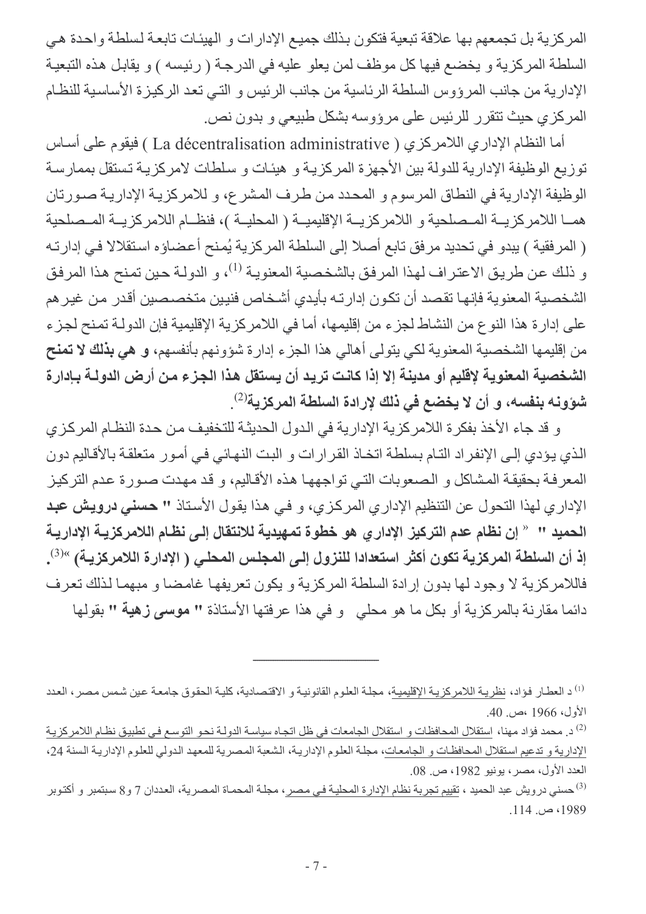المركزية بل تجمعهم بها علاقة تبعية فتكون بذلك جميع الإدارات و الهيئات تابعة لسلطة واحدة هي السلطة المركزية و يخضع فيها كل موظف لمن يعلو عليه في الدرجة ( رئيسه ) و يقابل هذه التبعية الإدارية من جانب المرؤوس السلطة الرئاسية من جانب الرئيس و التي تعد الركيزة الأساسية للنظام المركزي حيث تتقرر للرئيس على مرؤوسه بشكل طبيعي و بدون نص.

أما النظام الإداري اللامركزي ( La décentralisation administrative ) فيقوم على أساس توزيع الوظيفة الإدارية للدولة بين الأجهزة المركزية و هيئات و سلطات لامركزية تستقل بممارسة الوظيفة الإدارية في النطاق المرسوم و المحدد من طرف المشرع، و للامركزية الإدارية صورتان هما اللامركزية المصلحية و اللامركزية الإقليمية ( المحلية )، فنظام اللامركزية المصلحية ( المرفقية ) يبدو في تحديد مرفق تابع أصلا إلى السلطة المركزية يُمنح أعضاؤه استقلالا في إدارته و ذلك عن طريق الاعتراف لهذا المرفق بالشخصية المعنوية [(1)]، و الدولة حين تمنح هذا المرفق الشخصية المعنوية فإنها تقصد أن تكون إدارته بأيدي أشخاص فنيين متخصصين أقدر من غيرهم على إدارة هذا النوع من النشاط لجزء من إقليمها، أما في اللامركزية الإقليمية فإن الدولة تمنح لجزء من إقليمها الشخصية المعنوية لكي يتولى أهالي هذا الجزء إدارة شؤونهم بأنفسهم، **و هي بذلك لا تمنح الشخصية المعنوية لإقليم أو مدينة إلا إذا كانت تريد أن يستقل هذا الجزء من أرض الدولة بإدارة شؤونه بنفسه، و أن لا يخضع في ذلك لإرادة السلطة المركزية**[(2)].

و قد جاء الأخذ بفكرة اللامركزية الإدارية في الدول الحديثة للتخفيف من حدة النظام المركزي الذي يؤدي إلى الإنفراد التام بسلطة اتخاذ القرارات و البت النهائي في أمور متعلقة بالأقاليم دون المعرفة بحقيقة المشاكل و الصعوبات التي تواجهها هذه الأقاليم، و قد مهدت صورة عدم التركيز الإداري لهذا التحول عن التنظيم الإداري المركزي، و في هذا يقول الأستاذ **" حسني درويش عبد الحميد "** « **إن نظام عدم التركيز الإداري هو خطوة تمهيدية للانتقال إلى نظام اللامركزية الإدارية إذ أن السلطة المركزية تكون أكثر استعدادا للنزول إلى المجلس المحلي ( الإدارة اللامركزية)** »[(3)]. فاللامركزية لا وجود لها بدون إرادة السلطة المركزية و يكون تعريفها غامضا و مبهما لذلك تعرف دائما مقارنة بالمركزية أو بكل ما هو محلي و في هذا عرفتها الأستاذة **" موسى زهية "** بقولها

---

(1) د العطار فؤاد، نظرية اللامركزية الإقليمية، مجلة العلوم القانونية و الاقتصادية، كلية الحقوق جامعة عين شمس مصر، العدد الأول، 1966 ،ص. 40.

(2) د. محمد فؤاد مهنا، استقلال المحافظات و استقلال الجامعات في ظل اتجاه سياسة الدولة نحو التوسع في تطبيق نظام اللامركزية الإدارية و تدعيم استقلال المحافظات و الجامعات، مجلة العلوم الإدارية، الشعبة المصرية للمعهد الدولي للعلوم الإدارية السنة 24، العدد الأول، مصر، يونيو 1982، ص. 08.

(3) حسني درويش عبد الحميد ، تقييم تجربة نظام الإدارة المحلية في مصر، مجلة المحماة المصرية، العددان 7 و8 سبتمبر و أكتوبر 1989، ص. 114.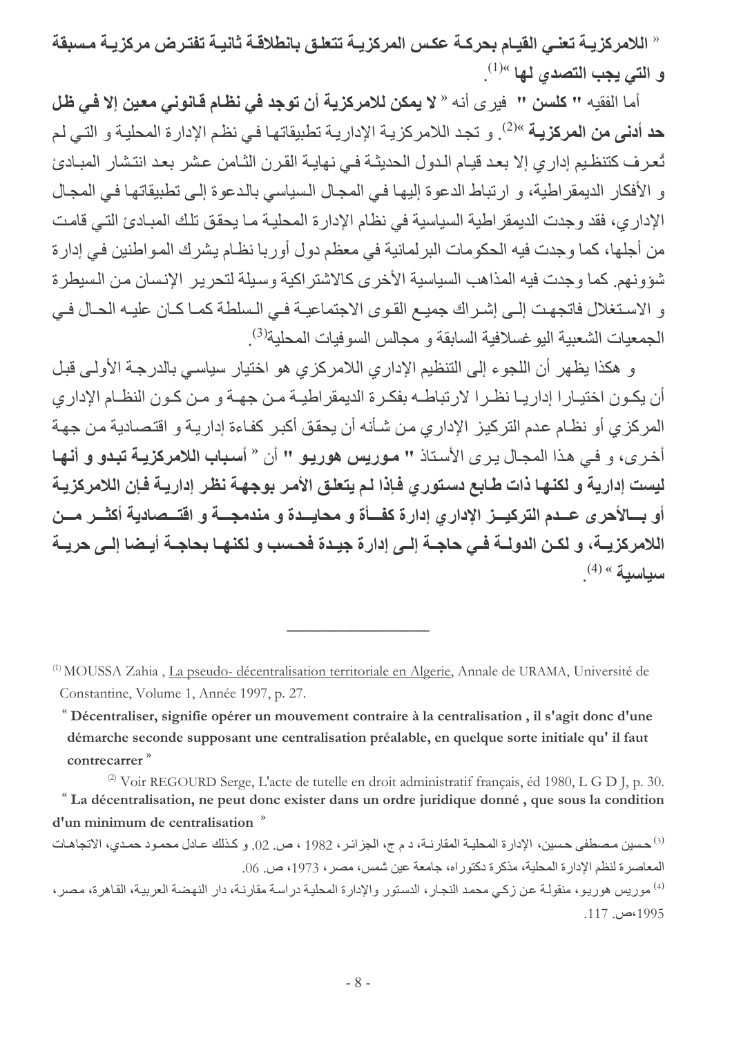**« اللامركزية تعني القيام بحركة عكس المركزية تتعلق بانطلاقة ثانية تفترض مركزية مسبقة و التي يجب التصدي لها »**[1].

أما الفقيه **" كلسن "** فيرى أنه **« لا يمكن للامركزية أن توجد في نظام قانوني معين إلا في ظل حد أدنى من المركزية »**[2]. و تجد اللامركزية الإدارية تطبيقاتها في نظم الإدارة المحلية و التي لم تُعرف كتنظيم إداري إلا بعد قيام الدول الحديثة في نهاية القرن الثامن عشر بعد انتشار المبادئ و الأفكار الديمقراطية، و ارتباط الدعوة إليها في المجال السياسي بالدعوة إلى تطبيقاتها في المجال الإداري، فقد وجدت الديمقراطية السياسية في نظام الإدارة المحلية ما يحقق تلك المبادئ التي قامت من أجلها، كما وجدت فيه الحكومات البرلمانية في معظم دول أوربا نظام يشرك المواطنين في إدارة شؤونهم. كما وجدت فيه المذاهب السياسية الأخرى كالاشتراكية وسيلة لتحرير الإنسان من السيطرة و الاستغلال فاتجهت إلى إشراك جميع القوى الاجتماعية في السلطة كما كان عليه الحال في الجمعيات الشعبية اليوغسلافية السابقة و مجالس السوفيات المحلية[3].

و هكذا يظهر أن اللجوء إلى التنظيم الإداري اللامركزي هو اختيار سياسي بالدرجة الأولى قبل أن يكون اختيارا إداريا نظرا لارتباطه بفكرة الديمقراطية من جهة و من كون النظام الإداري المركزي أو نظام عدم التركيز الإداري من شأنه أن يحقق أكبر كفاءة إدارية و اقتصادية من جهة أخرى، و في هذا المجال يرى الأستاذ **" موريس هوريو "** أن **« أسباب اللامركزية تبدو و أنها ليست إدارية و لكنها ذات طابع دستوري فإذا لم يتعلق الأمر بوجهة نظر إدارية فإن اللامركزية أو بالأحرى عدم التركيز الإداري إدارة كفأة و محايدة و مندمجة و اقتصادية أكثر من اللامركزية، و لكن الدولة في حاجة إلى إدارة جيدة فحسب و لكنها بحاجة أيضا إلى حرية سياسية »** [4].

---

(1) MOUSSA Zahia , La pseudo- décentralisation territoriale en Algerie, Annale de URAMA, Université de Constantine, Volume 1, Année 1997, p. 27.

**« Décentraliser, signifie opérer un mouvement contraire à la centralisation , il s'agit donc d'une démarche seconde supposant une centralisation préalable, en quelque sorte initiale qu' il faut contrecarrer »**

(2) Voir REGOURD Serge, L'acte de tutelle en droit administratif français, éd 1980, L G D J, p. 30.

**« La décentralisation, ne peut donc exister dans un ordre juridique donné , que sous la condition d'un minimum de centralisation »**

(3) حسين مصطفى حسين، الإدارة المحلية المقارنة، د م ج، الجزائر، 1982 ، ص. 02. و كذلك عادل محمود حمدي، الاتجاهات المعاصرة لنظم الإدارة المحلية، مذكرة دكتوراه، جامعة عين شمس، مصر، 1973، ص. 06.

(4) موريس هوريو، منقولة عن زكي محمد النجار، الدستور والإدارة المحلية دراسة مقارنة، دار النهضة العربية، القاهرة، مصر، 1995،ص. 117.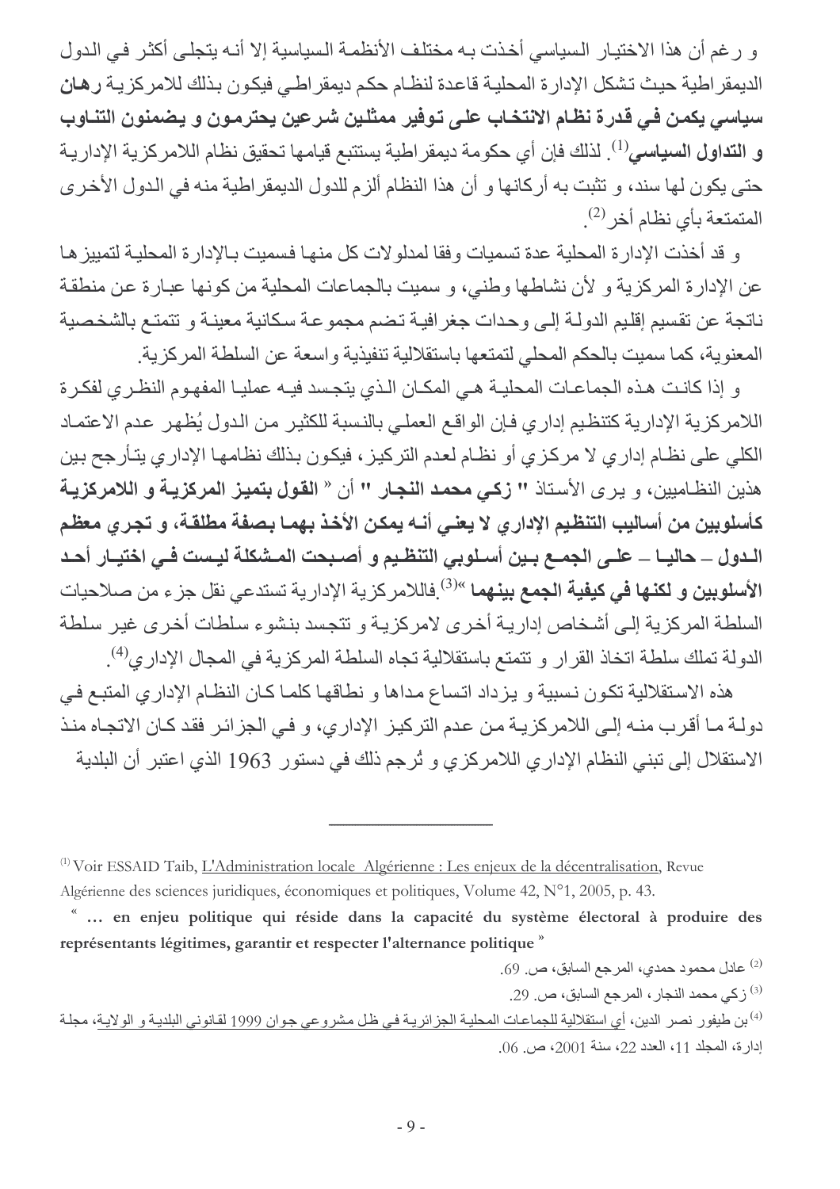و رغم أن هذا الاختيار السياسي أخذت به مختلف الأنظمة السياسية إلا أنه يتجلى أكثر في الدول الديمقراطية حيث تشكل الإدارة المحلية قاعدة لنظام حكم ديمقراطي فيكون بذلك للامركزية **رهان سياسي يكمن في قدرة نظام الانتخاب على توفير ممثلين شرعين يحترمون و يضمنون التناوب و التداول السياسي**[1]. لذلك فإن أي حكومة ديمقراطية يستتبع قيامها تحقيق نظام اللامركزية الإدارية حتى يكون لها سند، و تثبت به أركانها و أن هذا النظام ألزم للدول الديمقراطية منه في الدول الأخرى المتمتعة بأي نظام أخر[2].

و قد أخذت الإدارة المحلية عدة تسميات وفقا لمدلولات كل منها فسميت بالإدارة المحلية لتمييزها عن الإدارة المركزية و لأن نشاطها وطني، و سميت بالجماعات المحلية من كونها عبارة عن منطقة ناتجة عن تقسيم إقليم الدولة إلى وحدات جغرافية تضم مجموعة سكانية معينة و تتمتع بالشخصية المعنوية، كما سميت بالحكم المحلي لتمتعها باستقلالية تنفيذية واسعة عن السلطة المركزية.

و إذا كانت هذه الجماعات المحلية هي المكان الذي يتجسد فيه عمليا المفهوم النظري لفكرة اللامركزية الإدارية كتنظيم إداري فإن الواقع العملي بالنسبة للكثير من الدول يُظهر عدم الاعتماد الكلي على نظام إداري لا مركزي أو نظام لعدم التركيز، فيكون بذلك نظامها الإداري يتأرجح بين هذين النظاميين، و يرى الأستاذ **" زكي محمد النجار "** أن « **القول بتميز المركزية و اللامركزية كأسلوبين من أساليب التنظيم الإداري لا يعني أنه يمكن الأخذ بهما بصفة مطلقة، و تجري معظم الدول – حاليا – على الجمع بين أسلوبي التنظيم و أصبحت المشكلة ليست في اختيار أحد الأسلوبين و لكنها في كيفية الجمع بينهما** »[3].فاللامركزية الإدارية تستدعي نقل جزء من صلاحيات السلطة المركزية إلى أشخاص إدارية أخرى لامركزية و تتجسد بنشوء سلطات أخرى غير سلطة الدولة تملك سلطة اتخاذ القرار و تتمتع باستقلالية تجاه السلطة المركزية في المجال الإداري[4].

هذه الاستقلالية تكون نسبية و يزداد اتساع مداها و نطاقها كلما كان النظام الإداري المتبع في دولة ما أقرب منه إلى اللامركزية من عدم التركيز الإداري، و في الجزائر فقد كان الاتجاه منذ الاستقلال إلى تبني النظام الإداري اللامركزي و تُرجم ذلك في دستور 1963 الذي اعتبر أن البلدية

---

[1] Voir ESSAID Taib, L'Administration locale Algérienne : Les enjeux de la décentralisation, Revue Algérienne des sciences juridiques, économiques et politiques, Volume 42, N°1, 2005, p. 43.

« **… en enjeu politique qui réside dans la capacité du système électoral à produire des représentants légitimes, garantir et respecter l'alternance politique** »

[2] عادل محمود حمدي، المرجع السابق، ص. 69.

[3] زكي محمد النجار، المرجع السابق، ص. 29.

[4] بن طيفور نصر الدين، أي استقلالية للجماعات المحلية الجزائرية في ظل مشروعي جوان 1999 لقانوني البلدية و الولاية، مجلة إدارة، المجلد 11، العدد 22، سنة 2001، ص. 06.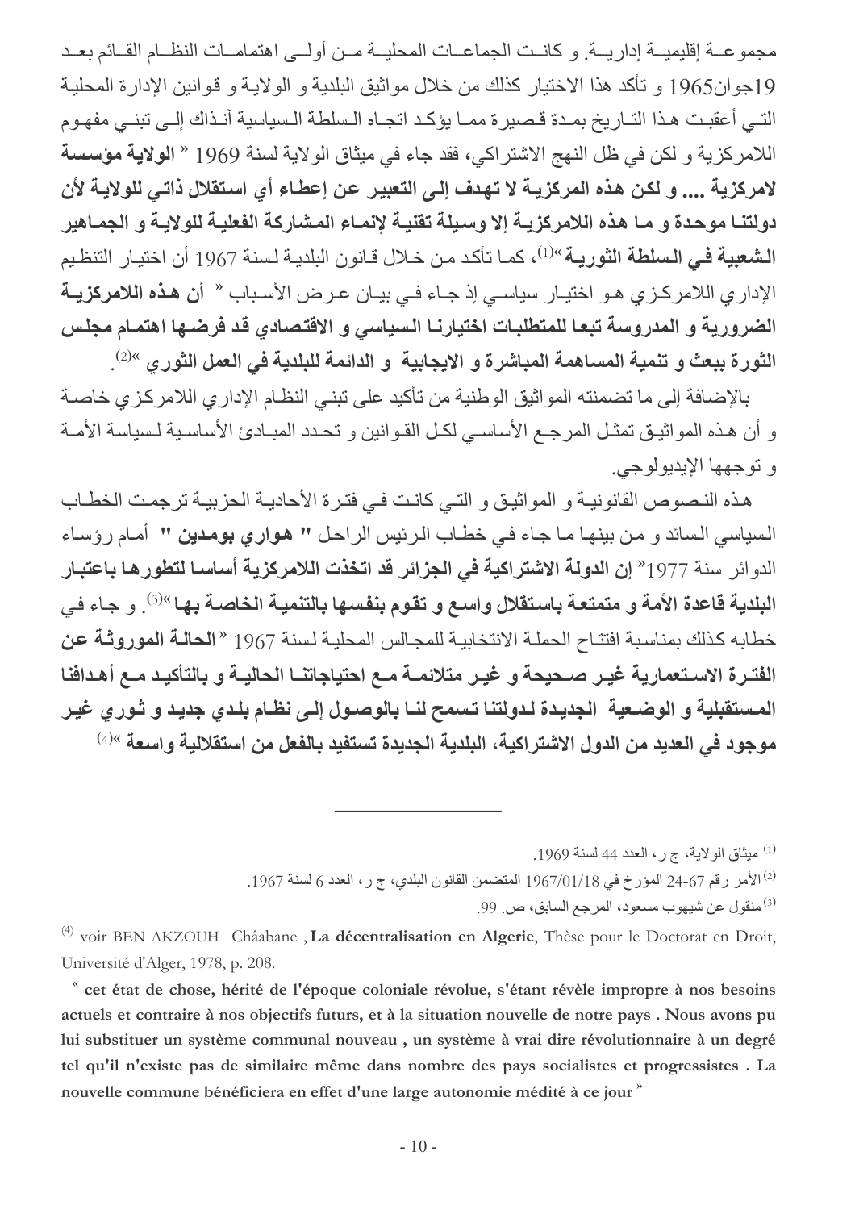مجموعة إقليمية إدارية. و كانت الجماعات المحلية من أولى اهتمامات النظام القائم بعد 19جوان1965 و تأكد هذا الاختيار كذلك من خلال مواثيق البلدية و الولاية و قوانين الإدارة المحلية التي أعقبت هذا التاريخ بمدة قصيرة مما يؤكد اتجاه السلطة السياسية آنذاك إلى تبني مفهوم اللامركزية و لكن في ظل النهج الاشتراكي، فقد جاء في ميثاق الولاية لسنة 1969 « **الولاية مؤسسة لامركزية .... و لكن هذه المركزية لا تهدف إلى التعبير عن إعطاء أي استقلال ذاتي للولاية لأن دولتنا موحدة و ما هذه اللامركزية إلا وسيلة تقنية لإنماء المشاركة الفعلية للولاية و الجماهير الشعبية في السلطة الثورية** »[(1)]، كما تأكد من خلال قانون البلدية لسنة 1967 أن اختيار التنظيم الإداري اللامركزي هو اختيار سياسي إذ جاء في بيان عرض الأسباب « **أن هذه اللامركزية الضرورية و المدروسة تبعا للمتطلبات اختيارنا السياسي و الاقتصادي قد فرضها اهتمام مجلس الثورة ببعث و تنمية المساهمة المباشرة و الايجابية و الدائمة للبلدية في العمل الثوري** »[(2)].

بالإضافة إلى ما تضمنته المواثيق الوطنية من تأكيد على تبني النظام الإداري اللامركزي خاصة و أن هذه المواثيق تمثل المرجع الأساسي لكل القوانين و تحدد المبادئ الأساسية لسياسة الأمة و توجهها الإيديولوجي.

هذه النصوص القانونية و المواثيق و التي كانت في فترة الأحادية الحزبية ترجمت الخطاب السياسي السائد و من بينها ما جاء في خطاب الرئيس الراحل " **هواري بومدين** " أمام رؤساء الدوائر سنة 1977« **إن الدولة الاشتراكية في الجزائر قد اتخذت اللامركزية أساسا لتطورها باعتبار البلدية قاعدة الأمة و متمتعة باستقلال واسع و تقوم بنفسها بالتنمية الخاصة بها** »[(3)]. و جاء في خطابه كذلك بمناسبة افتتاح الحملة الانتخابية للمجالس المحلية لسنة 1967 « **الحالة الموروثة عن الفترة الاستعمارية غير صحيحة و غير متلائمة مع احتياجاتنا الحالية و بالتأكيد مع أهدافنا المستقبلية و الوضعية الجديدة لدولتنا تسمح لنا بالوصول إلى نظام بلدي جديد و ثوري غير موجود في العديد من الدول الاشتراكية، البلدية الجديدة تستفيد بالفعل من استقلالية واسعة** »[(4)]

---

(1) ميثاق الولاية، ج ر، العدد 44 لسنة 1969.

(2) الأمر رقم 67-24 المؤرخ في 1967/01/18 المتضمن القانون البلدي، ج ر، العدد 6 لسنة 1967.

(3) منقول عن شيهوب مسعود، المرجع السابق، ص. 99.

(4) voir BEN AKZOUH Châabane , **La décentralisation en Algerie**, Thèse pour le Doctorat en Droit, Université d'Alger, 1978, p. 208.

« **cet état de chose, hérité de l'époque coloniale révolue, s'étant révèle impropre à nos besoins actuels et contraire à nos objectifs futurs, et à la situation nouvelle de notre pays . Nous avons pu lui substituer un système communal nouveau , un système à vrai dire révolutionnaire à un degré tel qu'il n'existe pas de similaire même dans nombre des pays socialistes et progressistes . La nouvelle commune bénéficiera en effet d'une large autonomie médité à ce jour** »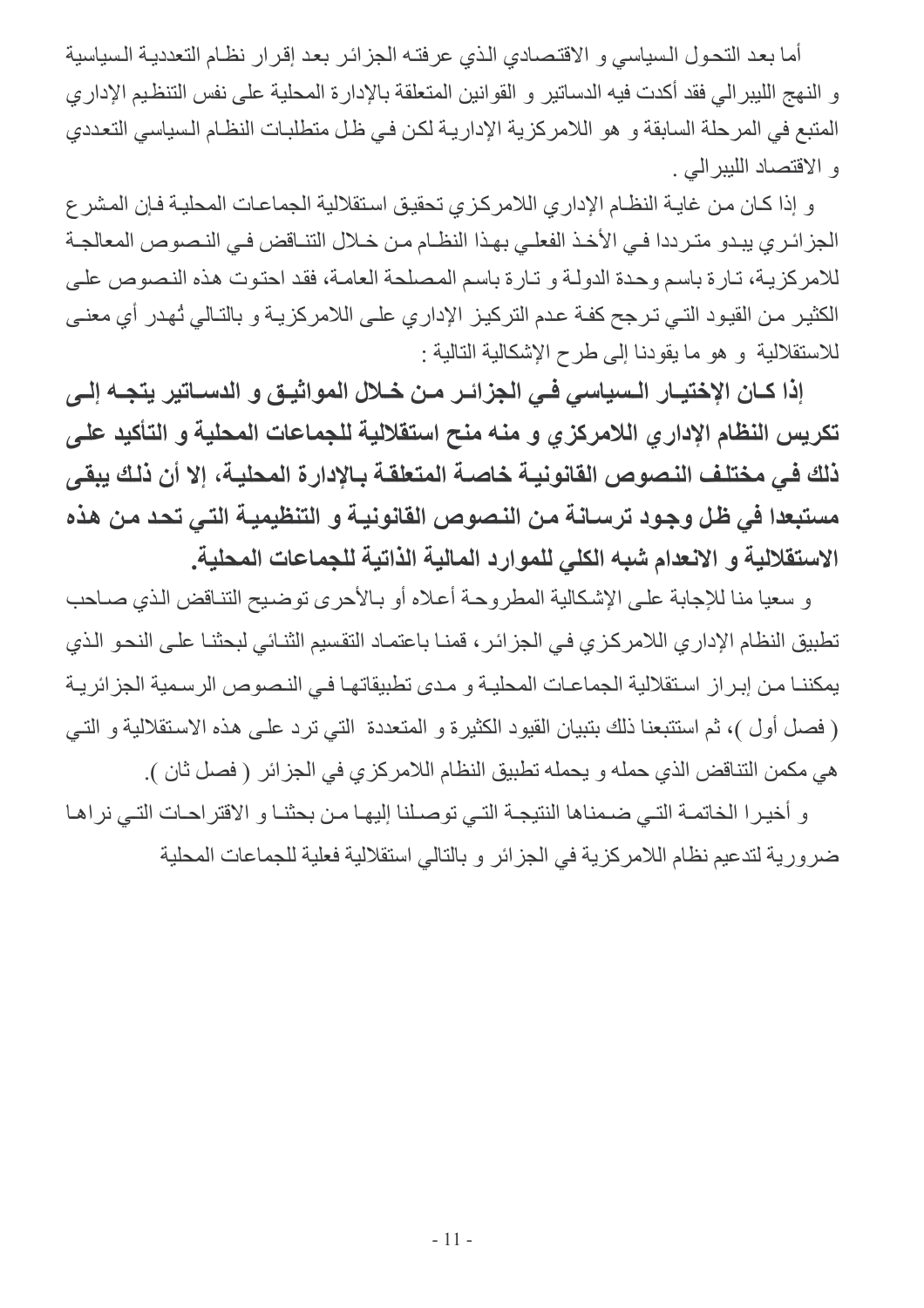أما بعد التحول السياسي و الاقتصادي الذي عرفته الجزائر بعد إقرار نظام التعددية السياسية و النهج الليبرالي فقد أكدت فيه الدساتير و القوانين المتعلقة بالإدارة المحلية على نفس التنظيم الإداري المتبع في المرحلة السابقة و هو اللامركزية الإدارية لكن في ظل متطلبات النظام السياسي التعددي و الاقتصاد الليبرالي .

و إذا كان من غاية النظام الإداري اللامركزي تحقيق استقلالية الجماعات المحلية فإن المشرع الجزائري يبدو مترددا في الأخذ الفعلي بهذا النظام من خلال التناقض في النصوص المعالجة للامركزية، تارة باسم وحدة الدولة و تارة باسم المصلحة العامة، فقد احتوت هذه النصوص على الكثير من القيود التي ترجح كفة عدم التركيز الإداري على اللامركزية و بالتالي تُهدر أي معنى للاستقلالية و هو ما يقودنا إلى طرح الإشكالية التالية :

**إذا كان الإختيار السياسي في الجزائر من خلال المواثيق و الدساتير يتجه إلى تكريس النظام الإداري اللامركزي و منه منح استقلالية للجماعات المحلية و التأكيد على ذلك في مختلف النصوص القانونية خاصة المتعلقة بالإدارة المحلية، إلا أن ذلك يبقى مستبعدا في ظل وجود ترسانة من النصوص القانونية و التنظيمية التي تحد من هذه الاستقلالية و الانعدام شبه الكلي للموارد المالية الذاتية للجماعات المحلية.**

و سعيا منا للإجابة على الإشكالية المطروحة أعلاه أو بالأحرى توضيح التناقض الذي صاحب تطبيق النظام الإداري اللامركزي في الجزائر، قمنا باعتماد التقسيم الثنائي لبحثنا على النحو الذي يمكننا من إبراز استقلالية الجماعات المحلية و مدى تطبيقاتها في النصوص الرسمية الجزائرية ( فصل أول )، ثم استتبعنا ذلك بتبيان القيود الكثيرة و المتعددة التي ترد على هذه الاستقلالية و التي هي مكمن التناقض الذي حمله و يحمله تطبيق النظام اللامركزي في الجزائر ( فصل ثان ).

و أخيرا الخاتمة التي ضمناها النتيجة التي توصلنا إليها من بحثنا و الاقتراحات التي نراها ضرورية لتدعيم نظام اللامركزية في الجزائر و بالتالي استقلالية فعلية للجماعات المحلية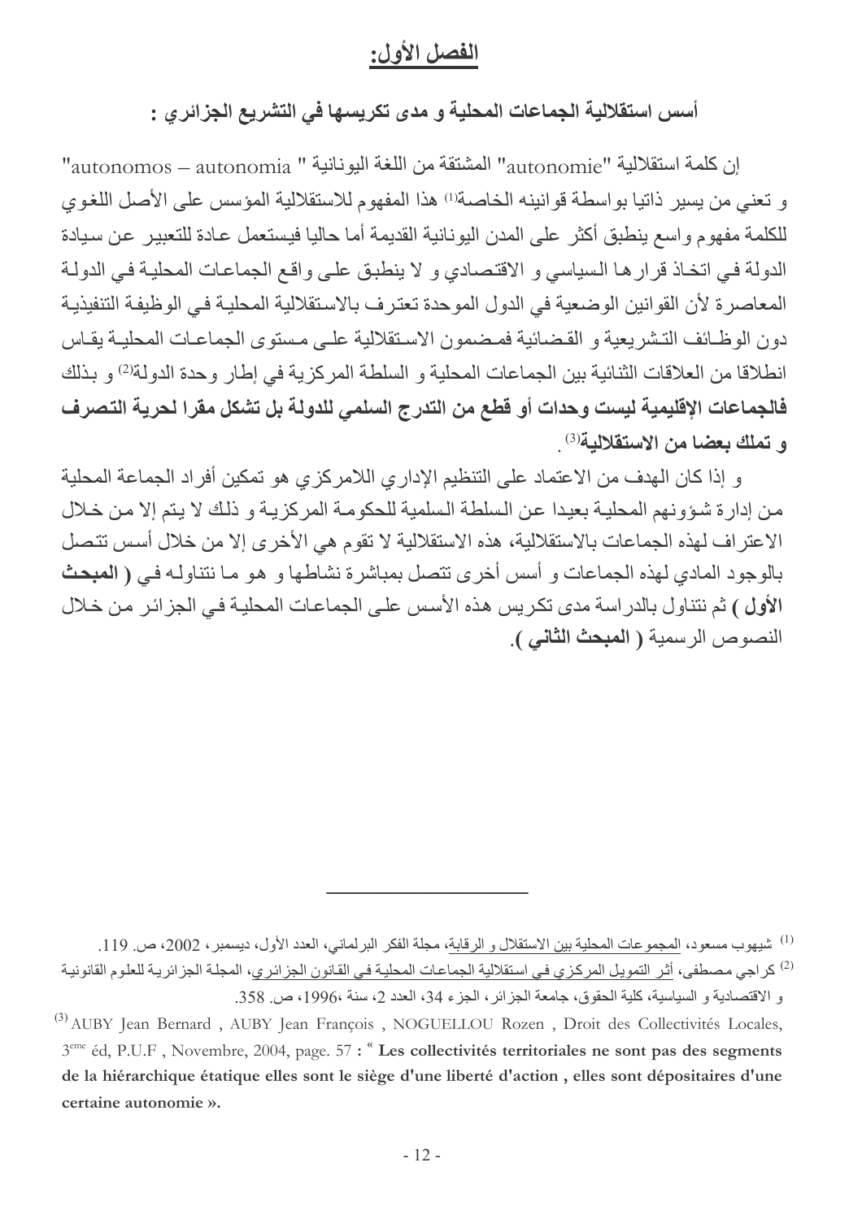## الفصل الأول:

### أسس استقلالية الجماعات المحلية و مدى تكريسها في التشريع الجزائري :

إن كلمة استقلالية "autonomie" المشتقة من اللغة اليونانية " autonomos – autonomia" و تعني من يسير ذاتيا بواسطة قوانينه الخاصة[1] هذا المفهوم للاستقلالية المؤسس على الأصل اللغوي للكلمة مفهوم واسع ينطبق أكثر على المدن اليونانية القديمة أما حاليا فيستعمل عادة للتعبير عن سيادة الدولة في اتخاذ قرارها السياسي و الاقتصادي و لا ينطبق على واقع الجماعات المحلية في الدولة المعاصرة لأن القوانين الوضعية في الدول الموحدة تعترف بالاستقلالية المحلية في الوظيفة التنفيذية دون الوظائف التشريعية و القضائية فمضمون الاستقلالية على مستوى الجماعات المحلية يقاس انطلاقا من العلاقات الثنائية بين الجماعات المحلية و السلطة المركزية في إطار وحدة الدولة[2] و بذلك **فالجماعات الإقليمية ليست وحدات أو قطع من التدرج السلمي للدولة بل تشكل مقرا لحرية التصرف و تملك بعضا من الاستقلالية**[3].

و إذا كان الهدف من الاعتماد على التنظيم الإداري اللامركزي هو تمكين أفراد الجماعة المحلية من إدارة شؤونهم المحلية بعيدا عن السلطة السلمية للحكومة المركزية و ذلك لا يتم إلا من خلال الاعتراف لهذه الجماعات بالاستقلالية، هذه الاستقلالية لا تقوم هي الأخرى إلا من خلال أسس تتصل بالوجود المادي لهذه الجماعات و أسس أخرى تتصل بمباشرة نشاطها و هو ما نتناوله في ( **المبحث الأول** ) ثم نتناول بالدراسة مدى تكريس هذه الأسس على الجماعات المحلية في الجزائر من خلال النصوص الرسمية ( **المبحث الثاني** ).

---

[1] شيهوب مسعود، المجموعات المحلية بين الاستقلال و الرقابة، مجلة الفكر البرلماني، العدد الأول، ديسمبر، 2002، ص. 119.

[2] كراجي مصطفى، أثر التمويل المركزي في استقلالية الجماعات المحلية في القانون الجزائري، المجلة الجزائرية للعلوم القانونية و الاقتصادية و السياسية، كلية الحقوق، جامعة الجزائر، الجزء 34، العدد 2، سنة ،1996، ص. 358.

[3] AUBY Jean Bernard , AUBY Jean François , NOGUELLOU Rozen , Droit des Collectivités Locales, 3ème éd, P.U.F , Novembre, 2004, page. 57 : « **Les collectivités territoriales ne sont pas des segments de la hiérarchique étatique elles sont le siège d'une liberté d'action , elles sont dépositaires d'une certaine autonomie ».**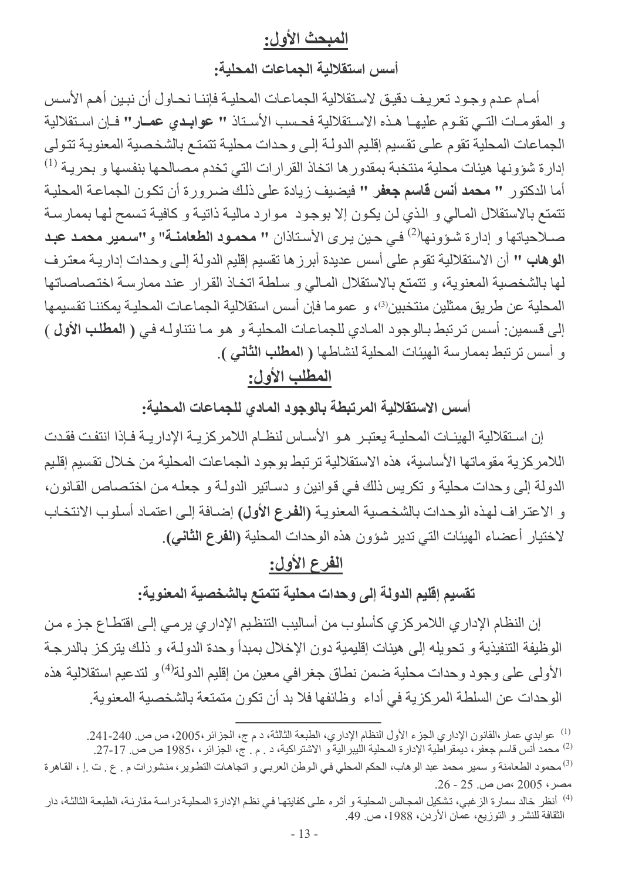## المبحث الأول:

### أسس استقلالية الجماعات المحلية:

أمام عدم وجود تعريف دقيق لاستقلالية الجماعات المحلية فإننا نحاول أن نبين أهم الأسس و المقومات التي تقوم عليها هذه الاستقلالية فحسب الأستاذ **" عوابدي عمار"** فإن استقلالية الجماعات المحلية تقوم على تقسيم إقليم الدولة إلى وحدات محلية تتمتع بالشخصية المعنوية تتولى إدارة شؤونها هيئات محلية منتخبة بمقدورها اتخاذ القرارات التي تخدم مصالحها بنفسها و بحرية [1] أما الدكتور **" محمد أنس قاسم جعفر "** فيضيف زيادة على ذلك ضرورة أن تكون الجماعة المحلية تتمتع بالاستقلال المالي و الذي لن يكون إلا بوجود موارد مالية ذاتية و كافية تسمح لها بممارسة صلاحياتها و إدارة شؤونها[2] في حين يرى الأستاذان **" محمود الطعامنة"** و**"سمير محمد عبد الوهاب "** أن الاستقلالية تقوم على أسس عديدة أبرزها تقسيم إقليم الدولة إلى وحدات إدارية معترف لها بالشخصية المعنوية، و تتمتع بالاستقلال المالي و سلطة اتخاذ القرار عند ممارسة اختصاصاتها المحلية عن طريق ممثلين منتخبين[3]، و عموما فإن أسس استقلالية الجماعات المحلية يمكننا تقسيمها إلى قسمين: أسس ترتبط بالوجود المادي للجماعات المحلية و هو ما نتناوله في **( المطلب الأول )** و أسس ترتبط بممارسة الهيئات المحلية لنشاطها **( المطلب الثاني )**.

## المطلب الأول:

### أسس الاستقلالية المرتبطة بالوجود المادي للجماعات المحلية:

إن استقلالية الهيئات المحلية يعتبر هو الأساس لنظام اللامركزية الإدارية فإذا انتفت فقدت اللامركزية مقوماتها الأساسية، هذه الاستقلالية ترتبط بوجود الجماعات المحلية من خلال تقسيم إقليم الدولة إلى وحدات محلية و تكريس ذلك في قوانين و دساتير الدولة و جعله من اختصاص القانون، و الاعتراف لهذه الوحدات بالشخصية المعنوية **(الفرع الأول)** إضافة إلى اعتماد أسلوب الانتخاب لاختيار أعضاء الهيئات التي تدير شؤون هذه الوحدات المحلية **(الفرع الثاني)**.

## الفرع الأول:

### تقسيم إقليم الدولة إلى وحدات محلية تتمتع بالشخصية المعنوية:

إن النظام الإداري اللامركزي كأسلوب من أساليب التنظيم الإداري يرمي إلى اقتطاع جزء من الوظيفة التنفيذية و تحويله إلى هيئات إقليمية دون الإخلال بمبدأ وحدة الدولة، و ذلك يتركز بالدرجة الأولى على وجود وحدات محلية ضمن نطاق جغرافي معين من إقليم الدولة[4] و لتدعيم استقلالية هذه الوحدات عن السلطة المركزية في أداء وظائفها فلا بد أن تكون متمتعة بالشخصية المعنوية.

---

[1] عوابدي عمار،القانون الإداري الجزء الأول النظام الإداري، الطبعة الثالثة، د م ج، الجزائر،2005، ص ص. 240-241.

[2] محمد أنس قاسم جعفر، ديمقراطية الإدارة المحلية الليبرالية و الاشتراكية، د . م . ج، الجزائر، ،1985 ص ص. 17-27.

[3] محمود الطعامنة و سمير محمد عبد الوهاب، الحكم المحلي في الوطن العربي و اتجاهات التطوير، منشورات م . ع . ت .إ ، القاهرة مصر، 2005 ،ص ص. 25 - 26.

[4] أنظر خالد سمارة الزغبي، تشكيل المجالس المحلية و أثره على كفايتها في نظم الإدارة المحلية دراسة مقارنة، الطبعة الثالثة، دار الثقافة للنشر و التوزيع، عمان الأردن، 1988، ص. 49.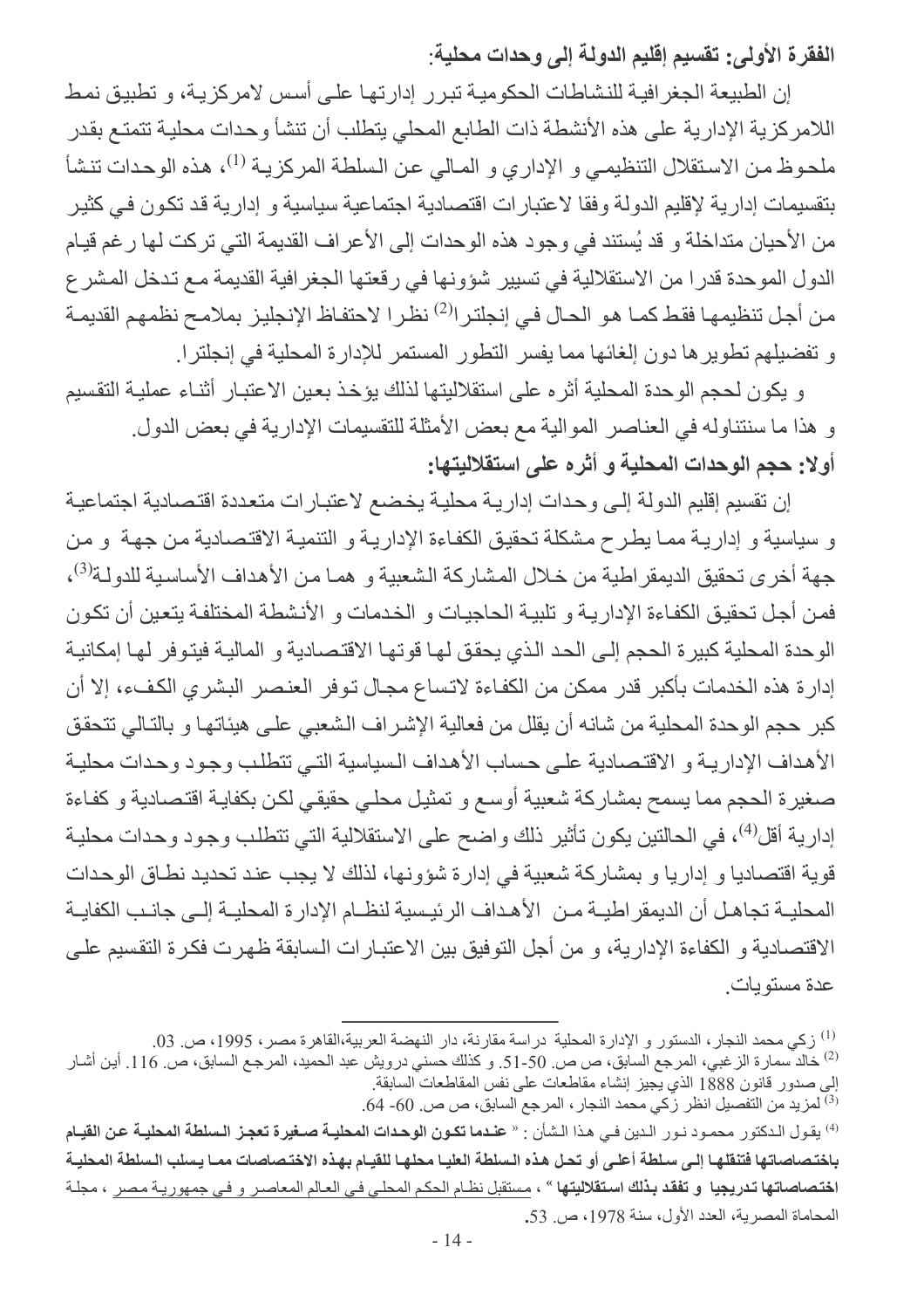**الفقرة الأولى: تقسيم إقليم الدولة إلى وحدات محلية:**

إن الطبيعة الجغرافية للنشاطات الحكومية تبرر إدارتها على أسس لامركزية، و تطبيق نمط اللامركزية الإدارية على هذه الأنشطة ذات الطابع المحلي يتطلب أن تنشأ وحدات محلية تتمتع بقدر ملحوظ من الاستقلال التنظيمي و الإداري و المالي عن السلطة المركزية [1]، هذه الوحدات تنشأ بتقسيمات إدارية لإقليم الدولة وفقا لاعتبارات اقتصادية اجتماعية سياسية و إدارية قد تكون في كثير من الأحيان متداخلة و قد يُستند في وجود هذه الوحدات إلى الأعراف القديمة التي تركت لها رغم قيام الدول الموحدة قدرا من الاستقلالية في تسيير شؤونها في رقعتها الجغرافية القديمة مع تدخل المشرع من أجل تنظيمها فقط كما هو الحال في إنجلترا[2] نظرا لاحتفاظ الإنجليز بملامح نظمهم القديمة و تفضيلهم تطويرها دون إلغائها مما يفسر التطور المستمر للإدارة المحلية في إنجلترا.

و يكون لحجم الوحدة المحلية أثره على استقلاليتها لذلك يؤخذ بعين الاعتبار أثناء عملية التقسيم و هذا ما سنتناوله في العناصر الموالية مع بعض الأمثلة للتقسيمات الإدارية في بعض الدول.

**أولا: حجم الوحدات المحلية و أثره على استقلاليتها:**

إن تقسيم إقليم الدولة إلى وحدات إدارية محلية يخضع لاعتبارات متعددة اقتصادية اجتماعية و سياسية و إدارية مما يطرح مشكلة تحقيق الكفاءة الإدارية و التنمية الاقتصادية من جهة و من جهة أخرى تحقيق الديمقراطية من خلال المشاركة الشعبية و هما من الأهداف الأساسية للدولة[3]، فمن أجل تحقيق الكفاءة الإدارية و تلبية الحاجيات و الخدمات و الأنشطة المختلفة يتعين أن تكون الوحدة المحلية كبيرة الحجم إلى الحد الذي يحقق لها قوتها الاقتصادية و المالية فيتوفر لها إمكانية إدارة هذه الخدمات بأكبر قدر ممكن من الكفاءة لاتساع مجال توفر العنصر البشري الكفء، إلا أن كبر حجم الوحدة المحلية من شانه أن يقلل من فعالية الإشراف الشعبي على هيئاتها و بالتالي تتحقق الأهداف الإدارية و الاقتصادية على حساب الأهداف السياسية التي تتطلب وجود وحدات محلية صغيرة الحجم مما يسمح بمشاركة شعبية أوسع و تمثيل محلي حقيقي لكن بكفاية اقتصادية و كفاءة إدارية أقل[4]، في الحالتين يكون تأثير ذلك واضح على الاستقلالية التي تتطلب وجود وحدات محلية قوية اقتصاديا و إداريا و بمشاركة شعبية في إدارة شؤونها، لذلك لا يجب عند تحديد نطاق الوحدات المحلية تجاهل أن الديمقراطية من الأهداف الرئيسية لنظام الإدارة المحلية إلى جانب الكفاية الاقتصادية و الكفاءة الإدارية، و من أجل التوفيق بين الاعتبارات السابقة ظهرت فكرة التقسيم على عدة مستويات.

---

[1] زكي محمد النجار، الدستور و الإدارة المحلية دراسة مقارنة، دار النهضة العربية،القاهرة مصر، 1995، ص. 03.

[2] خالد سمارة الزغبي، المرجع السابق، ص ص. 50-51. و كذلك حسني درويش عبد الحميد، المرجع السابق، ص. 116. أين أشار إلى صدور قانون 1888 الذي يجيز إنشاء مقاطعات على نفس المقاطعات السابقة.

[3] لمزيد من التفصيل انظر زكي محمد النجار، المرجع السابق، ص ص. 60- 64.

[4] يقول الدكتور محمود نور الدين في هذا الشأن : « **عندما تكون الوحدات المحلية صغيرة تعجز السلطة المحلية عن القيام باختصاصاتها فتنقلها إلى سلطة أعلى أو تحل هذه السلطة العليا محلها للقيام بهذه الاختصاصات مما يسلب السلطة المحلية اختصاصاتها تدريجيا و تفقد بذلك استقلاليتها** » ، مستقبل نظام الحكم المحلي في العالم المعاصر و في جمهورية مصر ، مجلة المحاماة المصرية، العدد الأول، سنة 1978، ص. 53.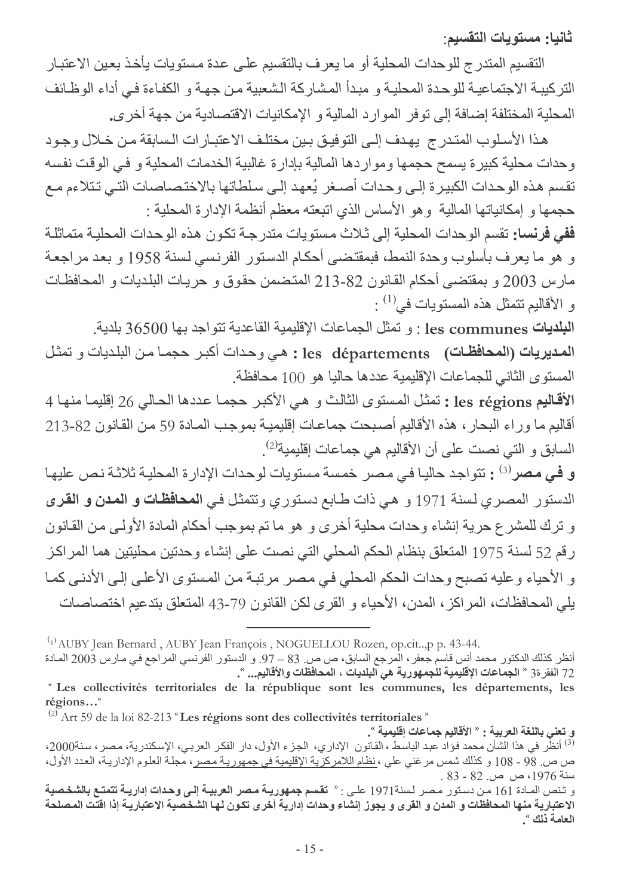**ثانيا: مستويات التقسيم:**

التقسيم المتدرج للوحدات المحلية أو ما يعرف بالتقسيم على عدة مستويات يأخذ بعين الاعتبار التركيبة الاجتماعية للوحدة المحلية و مبدأ المشاركة الشعبية من جهة و الكفاءة في أداء الوظائف المحلية المختلفة إضافة إلى توفر الموارد المالية و الإمكانيات الاقتصادية من جهة أخرى.

هذا الأسلوب المتدرج يهدف إلى التوفيق بين مختلف الاعتبارات السابقة من خلال وجود وحدات محلية كبيرة يسمح حجمها ومواردها المالية بإدارة غالبية الخدمات المحلية و في الوقت نفسه تقسم هذه الوحدات الكبيرة إلى وحدات أصغر يُعهد إلى سلطاتها بالاختصاصات التي تتلاءم مع حجمها و إمكانياتها المالية وهو الأساس الذي اتبعته معظم أنظمة الإدارة المحلية :

**ففي فرنسا:** تقسم الوحدات المحلية إلى ثلاث مستويات متدرجة تكون هذه الوحدات المحلية متماثلة و هو ما يعرف بأسلوب وحدة النمط، فبمقتضى أحكام الدستور الفرنسي لسنة 1958 و بعد مراجعة مارس 2003 و بمقتضى أحكام القانون 82-213 المتضمن حقوق و حريات البلديات و المحافظات و الأقاليم تتمثل هذه المستويات في[1] :

**البلديات les communes** : و تمثل الجماعات الإقليمية القاعدية تتواجد بها 36500 بلدية.

**المديريات (المحافظات) les départements :** هي وحدات أكبر حجما من البلديات و تمثل المستوى الثاني للجماعات الإقليمية عددها حاليا هو 100 محافظة.

**الأقاليم les régions :** تمثل المستوى الثالث و هي الأكبر حجما عددها الحالي 26 إقليما منها 4 أقاليم ما وراء البحار، هذه الأقاليم أصبحت جماعات إقليمية بموجب المادة 59 من القانون 82-213 السابق و التي نصت على أن الأقاليم هي جماعات إقليمية[2].

**و في مصر**[3] **:** تتواجد حاليا في مصر خمسة مستويات لوحدات الإدارة المحلية ثلاثة نص عليها الدستور المصري لسنة 1971 و هي ذات طابع دستوري وتتمثل في **المحافظات و المدن و القرى** و ترك للمشرع حرية إنشاء وحدات محلية أخرى و هو ما تم بموجب أحكام المادة الأولى من القانون رقم 52 لسنة 1975 المتعلق بنظام الحكم المحلي التي نصت على إنشاء وحدتين محليتين هما المراكز و الأحياء وعليه تصبح وحدات الحكم المحلي في مصر مرتبة من المستوى الأعلى إلى الأدنى كما يلي المحافظات، المراكز، المدن، الأحياء و القرى لكن القانون 79-43 المتعلق بتدعيم اختصاصات

---

[1] AUBY Jean Bernard , AUBY Jean François , NOGUELLOU Rozen, op.cit..,p p. 43-44.

أنظر كذلك الدكتور محمد أنس قاسم جعفر، المرجع السابق، ص ص. 83 – 97. و الدستور الفرنسي المراجع في مارس 2003 المادة 72 الفقرة3 " **الجماعات الإقليمية للجمهورية هي البلديات ، المحافظات والأقاليم...** ".

" **Les collectivités territoriales de la république sont les communes, les départements, les régions…**"

[2] Art 59 de la loi 82-213 "**Les régions sont des collectivités territoriales** "

**و تعني باللغة العربية : " الأقاليم جماعات إقليمية ".**

[3] أنظر في هذا الشأن محمد فؤاد عبد الباسط ، القانون الإداري، الجزء الأول، دار الفكر العربي، الإسكندرية، مصر، سنة2000، ص ص. 98 - 108 و كذلك شمس مرغني علي ،نظام اللامركزية الإقليمية في جمهورية مصر، مجلة العلوم الإدارية، العدد الأول، سنة 1976، ص ص. 82 - 83 .

و تنص المادة 161 من دستور مصر لسنة1971 على : " **تقسم جمهورية مصر العربية إلى وحدات إدارية تتمتع بالشخصية الاعتبارية منها المحافظات و المدن و القرى و يجوز إنشاء وحدات إدارية أخرى تكون لها الشخصية الاعتبارية إذا اقتت المصلحة العامة ذلك** ".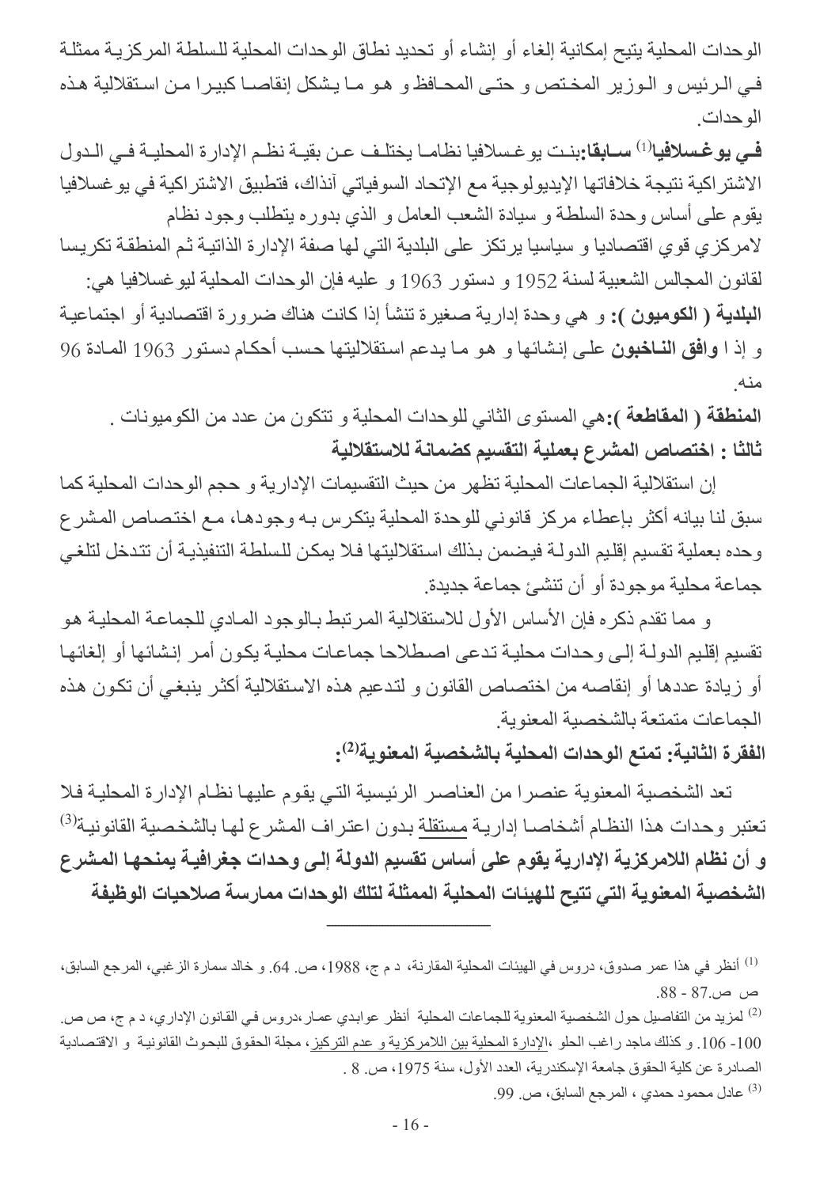الوحدات المحلية يتيح إمكانية إلغاء أو إنشاء أو تحديد نطاق الوحدات المحلية للسلطة المركزية ممثلة في الرئيس و الوزير المختص و حتى المحافظ و هو ما يشكل إنقاصا كبيرا من استقلالية هذه الوحدات.

**في يوغسلافيا**[1] **سابقا:** بنت يوغسلافيا نظاما يختلف عن بقية نظم الإدارة المحلية في الدول الاشتراكية نتيجة خلافاتها الإيديولوجية مع الإتحاد السوفياتي آنذاك، فتطبيق الاشتراكية في يوغسلافيا يقوم على أساس وحدة السلطة و سيادة الشعب العامل و الذي بدوره يتطلب وجود نظام لامركزي قوي اقتصاديا و سياسيا يرتكز على البلدية التي لها صفة الإدارة الذاتية ثم المنطقة تكريسا لقانون المجالس الشعبية لسنة 1952 و دستور 1963 و عليه فإن الوحدات المحلية ليوغسلافيا هي:

**البلدية ( الكوميون ):** و هي وحدة إدارية صغيرة تنشأ إذا كانت هناك ضرورة اقتصادية أو اجتماعية و إذا **وافق الناخبون** على إنشائها و هو ما يدعم استقلاليتها حسب أحكام دستور 1963 المادة 96 منه.

**المنطقة ( المقاطعة ):** هي المستوى الثاني للوحدات المحلية و تتكون من عدد من الكوميونات .

**ثالثا : اختصاص المشرع بعملية التقسيم كضمانة للاستقلالية**

إن استقلالية الجماعات المحلية تظهر من حيث التقسيمات الإدارية و حجم الوحدات المحلية كما سبق لنا بيانه أكثر بإعطاء مركز قانوني للوحدة المحلية يتكرس به وجودها، مع اختصاص المشرع وحده بعملية تقسيم إقليم الدولة فيضمن بذلك استقلاليتها فلا يمكن للسلطة التنفيذية أن تتدخل لتلغي جماعة محلية موجودة أو أن تنشئ جماعة جديدة.

و مما تقدم ذكره فإن الأساس الأول للاستقلالية المرتبط بالوجود المادي للجماعة المحلية هو تقسيم إقليم الدولة إلى وحدات محلية تدعى اصطلاحا جماعات محلية يكون أمر إنشائها أو إلغائها أو زيادة عددها أو إنقاصه من اختصاص القانون و لتدعيم هذه الاستقلالية أكثر ينبغي أن تكون هذه الجماعات متمتعة بالشخصية المعنوية.

**الفقرة الثانية: تمتع الوحدات المحلية بالشخصية المعنوية**[2]**:**

تعد الشخصية المعنوية عنصرا من العناصر الرئيسية التي يقوم عليها نظام الإدارة المحلية فلا تعتبر وحدات هذا النظام أشخاصا إدارية مستقلة بدون اعتراف المشرع لها بالشخصية القانونية[3] **و أن نظام اللامركزية الإدارية يقوم على أساس تقسيم الدولة إلى وحدات جغرافية يمنحها المشرع الشخصية المعنوية التي تتيح للهيئات المحلية الممثلة لتلك الوحدات ممارسة صلاحيات الوظيفة**

---

[1] أنظر في هذا عمر صدوق، دروس في الهيئات المحلية المقارنة، د م ج، 1988، ص. 64. و خالد سمارة الزغبي، المرجع السابق، ص ص.87 - 88.

[2] لمزيد من التفاصيل حول الشخصية المعنوية للجماعات المحلية أنظر عوابدي عمار،دروس في القانون الإداري، د م ج، ص ص. 100- 106. و كذلك ماجد راغب الحلو ،الإدارة المحلية بين اللامركزية و عدم التركيز، مجلة الحقوق للبحوث القانونية و الاقتصادية الصادرة عن كلية الحقوق جامعة الإسكندرية، العدد الأول، سنة 1975، ص. 8 .

[3] عادل محمود حمدي ، المرجع السابق، ص. 99.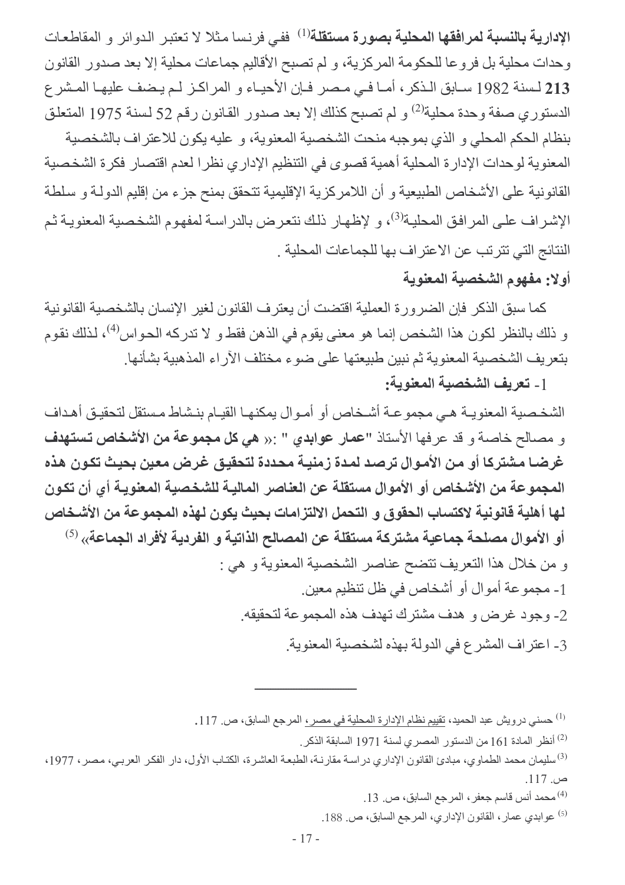**الإدارية بالنسبة لمرافقها المحلية بصورة مستقلة**[1] ففي فرنسا مثلا لا تعتبر الدوائر و المقاطعات وحدات محلية بل فروعا للحكومة المركزية، و لم تصبح الأقاليم جماعات محلية إلا بعد صدور القانون **213** لسنة 1982 سابق الذكر، أما في مصر فإن الأحياء و المراكز لم يضف عليها المشرع الدستوري صفة وحدة محلية[2] و لم تصبح كذلك إلا بعد صدور القانون رقم 52 لسنة 1975 المتعلق بنظام الحكم المحلي و الذي بموجبه منحت الشخصية المعنوية، و عليه يكون للاعتراف بالشخصية المعنوية لوحدات الإدارة المحلية أهمية قصوى في التنظيم الإداري نظرا لعدم اقتصار فكرة الشخصية القانونية على الأشخاص الطبيعية و أن اللامركزية الإقليمية تتحقق بمنح جزء من إقليم الدولة و سلطة الإشراف على المرافق المحلية[3]، و لإظهار ذلك نتعرض بالدراسة لمفهوم الشخصية المعنوية ثم النتائج التي تترتب عن الاعتراف بها للجماعات المحلية .

**أولا: مفهوم الشخصية المعنوية**

كما سبق الذكر فإن الضرورة العملية اقتضت أن يعترف القانون لغير الإنسان بالشخصية القانونية و ذلك بالنظر لكون هذا الشخص إنما هو معنى يقوم في الذهن فقط و لا تدركه الحواس[4]، لذلك نقوم بتعريف الشخصية المعنوية ثم نبين طبيعتها على ضوء مختلف الآراء المذهبية بشأنها.

**1- تعريف الشخصية المعنوية:**

الشخصية المعنوية هي مجموعة أشخاص أو أموال يمكنها القيام بنشاط مستقل لتحقيق أهداف و مصالح خاصة و قد عرفها الأستاذ **"عمار عوابدي "** :« **هي كل مجموعة من الأشخاص تستهدف غرضا مشتركا أو من الأموال ترصد لمدة زمنية محددة لتحقيق غرض معين بحيث تكون هذه المجموعة من الأشخاص أو الأموال مستقلة عن العناصر المالية للشخصية المعنوية أي أن تكون لها أهلية قانونية لاكتساب الحقوق و التحمل الالتزامات بحيث يكون لهذه المجموعة من الأشخاص أو الأموال مصلحة جماعية مشتركة مستقلة عن المصالح الذاتية و الفردية لأفراد الجماعة**» [5]

و من خلال هذا التعريف تتضح عناصر الشخصية المعنوية و هي :

1- مجموعة أموال أو أشخاص في ظل تنظيم معين.

2- وجود غرض و هدف مشترك تهدف هذه المجموعة لتحقيقه.

3- اعتراف المشرع في الدولة بهذه لشخصية المعنوية.

---

[1] حسني درويش عبد الحميد، تقييم نظام الإدارة المحلية في مصر، المرجع السابق، ص. 117.

[2] أنظر المادة 161 من الدستور المصري لسنة 1971 السابقة الذكر.

[3] سليمان محمد الطماوي، مبادئ القانون الإداري دراسة مقارنة، الطبعة العاشرة، الكتاب الأول، دار الفكر العربي، مصر، 1977، ص. 117.

[4] محمد أنس قاسم جعفر، المرجع السابق، ص. 13.

[5] عوابدي عمار، القانون الإداري، المرجع السابق، ص. 188.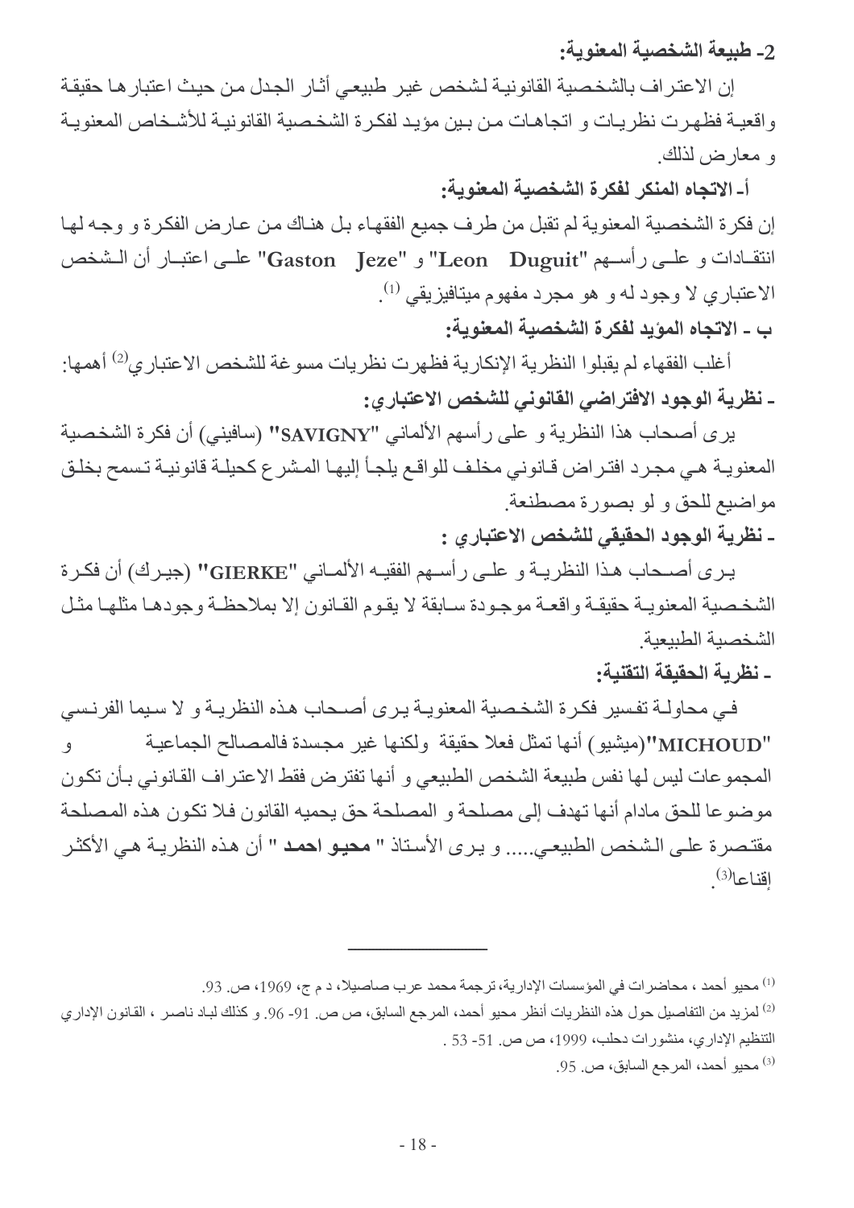### 2- طبيعة الشخصية المعنوية:

إن الاعتراف بالشخصية القانونية لشخص غير طبيعي أثار الجدل من حيث اعتبارها حقيقة واقعية فظهرت نظريات و اتجاهات من بين مؤيد لفكرة الشخصية القانونية للأشخاص المعنوية و معارض لذلك.

**أ- الاتجاه المنكر لفكرة الشخصية المعنوية:**

إن فكرة الشخصية المعنوية لم تقبل من طرف جميع الفقهاء بل هناك من عارض الفكرة و وجه لها انتقادات و على رأسهم "**Leon Duguit**" و "**Gaston Jeze**" على اعتبار أن الشخص الاعتباري لا وجود له و هو مجرد مفهوم ميتافيزيقي [1].

**ب - الاتجاه المؤيد لفكرة الشخصية المعنوية:**

أغلب الفقهاء لم يقبلوا النظرية الإنكارية فظهرت نظريات مسوغة للشخص الاعتباري[2] أهمها:

**- نظرية الوجود الافتراضي القانوني للشخص الاعتباري:**

يرى أصحاب هذا النظرية و على رأسهم الألماني "**SAVIGNY**" (سافيني) أن فكرة الشخصية المعنوية هي مجرد افتراض قانوني مخلف للواقع يلجأ إليها المشرع كحيلة قانونية تسمح بخلق مواضيع للحق و لو بصورة مصطنعة.

**- نظرية الوجود الحقيقي للشخص الاعتباري :**

يرى أصحاب هذا النظرية و على رأسهم الفقيه الألماني "**GIERKE**" (جيرك) أن فكرة الشخصية المعنوية حقيقة واقعة موجودة سابقة لا يقوم القانون إلا بملاحظة وجودها مثلها مثل الشخصية الطبيعية.

**- نظرية الحقيقة التقنية:**

في محاولة تفسير فكرة الشخصية المعنوية يرى أصحاب هذه النظرية و لا سيما الفرنسي "**MICHOUD**"(ميشيو) أنها تمثل فعلا حقيقة ولكنها غير مجسدة فالمصالح الجماعية و المجموعات ليس لها نفس طبيعة الشخص الطبيعي و أنها تفترض فقط الاعتراف القانوني بأن تكون موضوعا للحق مادام أنها تهدف إلى مصلحة و المصلحة حق يحميه القانون فلا تكون هذه المصلحة مقتصرة على الشخص الطبيعي..... و يرى الأستاذ " **محيو احمد** " أن هذه النظرية هي الأكثر إقناعا[3].

---

[1] محيو أحمد ، محاضرات في المؤسسات الإدارية، ترجمة محمد عرب صاصيلا، د م ج، 1969، ص. 93.

[2] لمزيد من التفاصيل حول هذه النظريات أنظر محيو أحمد، المرجع السابق، ص ص. 91- 96. و كذلك لباد ناصر ، القانون الإداري التنظيم الإداري، منشورات دحلب، 1999، ص ص. 51- 53 .

[3] محيو أحمد، المرجع السابق، ص. 95.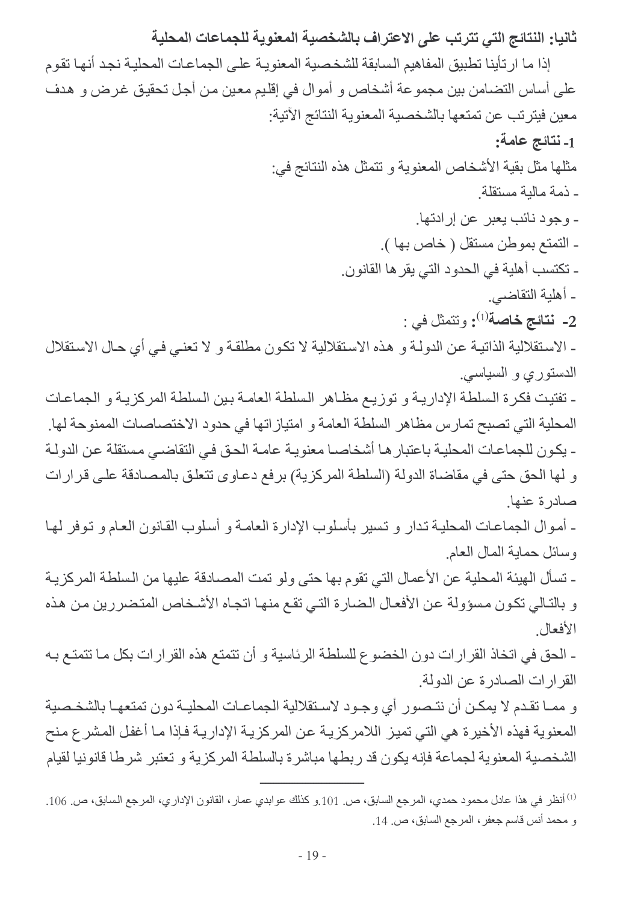**ثانيا: النتائج التي تترتب على الاعتراف بالشخصية المعنوية للجماعات المحلية**

إذا ما ارتأينا تطبيق المفاهيم السابقة للشخصية المعنوية على الجماعات المحلية نجد أنها تقوم على أساس التضامن بين مجموعة أشخاص و أموال في إقليم معين من أجل تحقيق غرض و هدف معين فيترتب عن تمتعها بالشخصية المعنوية النتائج الآتية:

**1- نتائج عامة:**

مثلها مثل بقية الأشخاص المعنوية و تتمثل هذه النتائج في:

- ذمة مالية مستقلة.
- وجود نائب يعبر عن إرادتها.
- التمتع بموطن مستقل ( خاص بها ).
- تكتسب أهلية في الحدود التي يقرها القانون.
- أهلية التقاضي.

**2- نتائج خاصة**[1]**:** وتتمثل في :

- الاستقلالية الذاتية عن الدولة و هذه الاستقلالية لا تكون مطلقة و لا تعني في أي حال الاستقلال الدستوري و السياسي.
- تفتيت فكرة السلطة الإدارية و توزيع مظاهر السلطة العامة بين السلطة المركزية و الجماعات المحلية التي تصبح تمارس مظاهر السلطة العامة و امتيازاتها في حدود الاختصاصات الممنوحة لها.
- يكون للجماعات المحلية باعتبارها أشخاصا معنوية عامة الحق في التقاضي مستقلة عن الدولة و لها الحق حتى في مقاضاة الدولة (السلطة المركزية) برفع دعاوى تتعلق بالمصادقة على قرارات صادرة عنها.
- أموال الجماعات المحلية تدار و تسير بأسلوب الإدارة العامة و أسلوب القانون العام و توفر لها وسائل حماية المال العام.
- تسأل الهيئة المحلية عن الأعمال التي تقوم بها حتى ولو تمت المصادقة عليها من السلطة المركزية و بالتالي تكون مسؤولة عن الأفعال الضارة التي تقع منها اتجاه الأشخاص المتضررين من هذه الأفعال.
- الحق في اتخاذ القرارات دون الخضوع للسلطة الرئاسية و أن تتمتع هذه القرارات بكل ما تتمتع به القرارات الصادرة عن الدولة.

و مما تقدم لا يمكن أن نتصور أي وجود لاستقلالية الجماعات المحلية دون تمتعها بالشخصية المعنوية فهذه الأخيرة هي التي تميز اللامركزية عن المركزية الإدارية فإذا ما أغفل المشرع منح الشخصية المعنوية لجماعة فإنه يكون قد ربطها مباشرة بالسلطة المركزية و تعتبر شرطا قانونيا لقيام

---

[1] أنظر في هذا عادل محمود حمدي، المرجع السابق، ص. 101.و كذلك عوابدي عمار، القانون الإداري، المرجع السابق، ص. 106. و محمد أنس قاسم جعفر، المرجع السابق، ص. 14.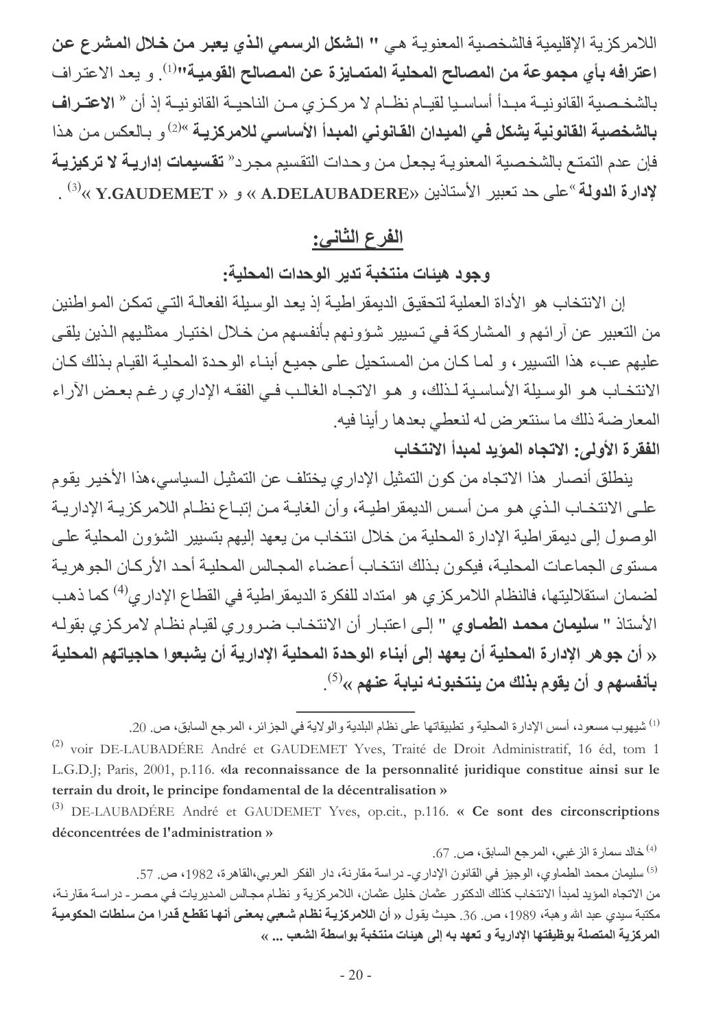اللامركزية الإقليمية فالشخصية المعنوية هي **" الشكل الرسمي الذي يعبر من خلال المشرع عن اعترافه بأي مجموعة من المصالح المحلية المتمايزة عن المصالح القومية"**[1]. و يعد الاعتراف بالشخصية القانونية مبدأ أساسيا لقيام نظام لا مركزي من الناحية القانونية إذ أن « **الاعتراف بالشخصية القانونية يشكل في الميدان القانوني المبدأ الأساسي للامركزية** »[2] و بالعكس من هذا فإن عدم التمتع بالشخصية المعنوية يجعل من وحدات التقسيم مجرد« **تقسيمات إدارية لا تركيزية لإدارة الدولة** »على حد تعبير الأستاذين «**A.DELAUBADERE** » و « **Y.GAUDEMET** »[3] .

## الفرع الثاني:

### وجود هيئات منتخبة تدير الوحدات المحلية:

إن الانتخاب هو الأداة العملية لتحقيق الديمقراطية إذ يعد الوسيلة الفعالة التي تمكن المواطنين من التعبير عن آرائهم و المشاركة في تسيير شؤونهم بأنفسهم من خلال اختيار ممثليهم الذين يلقى عليهم عبء هذا التسيير، و لما كان من المستحيل على جميع أبناء الوحدة المحلية القيام بذلك كان الانتخاب هو الوسيلة الأساسية لذلك، و هو الاتجاه الغالب في الفقه الإداري رغم بعض الآراء المعارضة ذلك ما سنتعرض له لنعطي بعدها رأينا فيه.

**الفقرة الأولى: الاتجاه المؤيد لمبدأ الانتخاب**

ينطلق أنصار هذا الاتجاه من كون التمثيل الإداري يختلف عن التمثيل السياسي،هذا الأخير يقوم على الانتخاب الذي هو من أسس الديمقراطية، وأن الغاية من إتباع نظام اللامركزية الإدارية الوصول إلى ديمقراطية الإدارة المحلية من خلال انتخاب من يعهد إليهم بتسيير الشؤون المحلية على مستوى الجماعات المحلية، فيكون بذلك انتخاب أعضاء المجالس المحلية أحد الأركان الجوهرية لضمان استقلاليتها، فالنظام اللامركزي هو امتداد للفكرة الديمقراطية في القطاع الإداري[4] كما ذهب الأستاذ " **سليمان محمد الطماوي** " إلى اعتبار أن الانتخاب ضروري لقيام نظام لامركزي بقوله **« أن جوهر الإدارة المحلية أن يعهد إلى أبناء الوحدة المحلية الإدارية أن يشبعوا حاجياتهم المحلية بأنفسهم و أن يقوم بذلك من ينتخبونه نيابة عنهم »**[5].

---

[1] شيهوب مسعود، أسس الإدارة المحلية و تطبيقاتها على نظام البلدية والولاية في الجزائر، المرجع السابق، ص. 20.

[2] voir DE-LAUBADÉRE André et GAUDEMET Yves, Traité de Droit Administratif, 16 éd, tom 1 L.G.D.J; Paris, 2001, p.116. **«la reconnaissance de la personnalité juridique constitue ainsi sur le terrain du droit, le principe fondamental de la décentralisation »**

[3] DE-LAUBADÉRE André et GAUDEMET Yves, op.cit., p.116. **« Ce sont des circonscriptions déconcentrées de l'administration »**

[4] خالد سمارة الزغبي، المرجع السابق، ص. 67.

[5] سليمان محمد الطماوي، الوجيز في القانون الإداري- دراسة مقارنة، دار الفكر العربي،القاهرة، 1982، ص. 57.
من الاتجاه المؤيد لمبدأ الانتخاب كذلك الدكتور عثمان خليل عثمان، اللامركزية و نظام مجالس المديريات في مصر- دراسة مقارنة، مكتبة سيدي عبد الله وهبة، 1989، ص. 36. حيث يقول **« أن اللامركزية نظام شعبي بمعنى أنها تقطع قدرا من سلطات الحكومية المركزية المتصلة بوظيفتها الإدارية و تعهد به إلى هيئات منتخبة بواسطة الشعب ... »**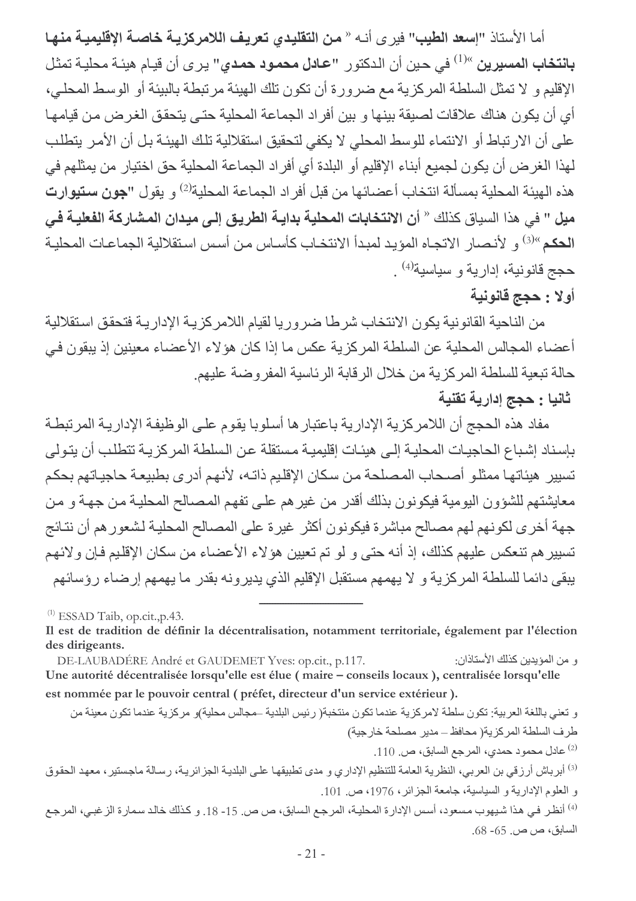أما الأستاذ **"إسعد الطيب"** فيرى أنه « **من التقليدي تعريف اللامركزية خاصة الإقليمية منها بانتخاب المسيرين** »[1] في حين أن الدكتور **"عادل محمود حمدي"** يرى أن قيام هيئة محلية تمثل الإقليم و لا تمثل السلطة المركزية مع ضرورة أن تكون تلك الهيئة مرتبطة بالبيئة أو الوسط المحلي، أي أن يكون هناك علاقات لصيقة بينها و بين أفراد الجماعة المحلية حتى يتحقق الغرض من قيامها على أن الارتباط أو الانتماء للوسط المحلي لا يكفي لتحقيق استقلالية تلك الهيئة بل أن الأمر يتطلب لهذا الغرض أن يكون لجميع أبناء الإقليم أو البلدة أي أفراد الجماعة المحلية حق اختيار من يمثلهم في هذه الهيئة المحلية بمسألة انتخاب أعضائها من قبل أفراد الجماعة المحلية[2] و يقول **"جون ستيوارت ميل "** في هذا السياق كذلك « **أن الانتخابات المحلية بداية الطريق إلى ميدان المشاركة الفعلية في الحكم** »[3] و لأنصار الاتجاه المؤيد لمبدأ الانتخاب كأساس من أسس استقلالية الجماعات المحلية حجج قانونية، إدارية و سياسية[4] .

### أولا : حجج قانونية

من الناحية القانونية يكون الانتخاب شرطا ضروريا لقيام اللامركزية الإدارية فتحقق استقلالية أعضاء المجالس المحلية عن السلطة المركزية عكس ما إذا كان هؤلاء الأعضاء معينين إذ يبقون في حالة تبعية للسلطة المركزية من خلال الرقابة الرئاسية المفروضة عليهم.

### ثانيا : حجج إدارية تقنية

مفاد هذه الحجج أن اللامركزية الإدارية باعتبارها أسلوبا يقوم على الوظيفة الإدارية المرتبطة بإسناد إشباع الحاجيات المحلية إلى هيئات إقليمية مستقلة عن السلطة المركزية تتطلب أن يتولى تسيير هيئاتها ممثلو أصحاب المصلحة من سكان الإقليم ذاته، لأنهم أدرى بطبيعة حاجياتهم بحكم معايشتهم للشؤون اليومية فيكونون بذلك أقدر من غيرهم على تفهم المصالح المحلية من جهة و من جهة أخرى لكونهم لهم مصالح مباشرة فيكونون أكثر غيرة على المصالح المحلية لشعورهم أن نتائج تسييرهم تنعكس عليهم كذلك، إذ أنه حتى و لو تم تعيين هؤلاء الأعضاء من سكان الإقليم فإن ولائهم يبقى دائما للسلطة المركزية و لا يهمهم مستقبل الإقليم الذي يديرونه بقدر ما يهمهم إرضاء رؤسائهم

---

[1] ESSAD Taib, op.cit.,p.43.

**Il est de tradition de définir la décentralisation, notamment territoriale, également par l'élection des dirigeants.**

و من المؤيدين كذلك الأستاذان: DE-LAUBADÉRE André et GAUDEMET Yves: op.cit., p.117.

**Une autorité décentralisée lorsqu'elle est élue ( maire – conseils locaux ), centralisée lorsqu'elle est nommée par le pouvoir central ( préfet, directeur d'un service extérieur ).**

و تعني باللغة العربية: تكون سلطة لامركزية عندما تكون منتخبة( رئيس البلدية –مجالس محلية)و مركزية عندما تكون معينة من طرف السلطة المركزية( محافظ – مدير مصلحة خارجية)

[2] عادل محمود حمدي، المرجع السابق، ص. 110.

[3] أبرباش أرزقي بن العربي، النظرية العامة للتنظيم الإداري و مدى تطبيقها على البلدية الجزائرية، رسالة ماجستير، معهد الحقوق و العلوم الإدارية و السياسية، جامعة الجزائر، 1976، ص. 101.

[4] أنظر في هذا شيهوب مسعود، أسس الإدارة المحلية، المرجع السابق، ص ص. 15- 18. و كذلك خالد سمارة الزغبي، المرجع السابق، ص ص. 65- 68.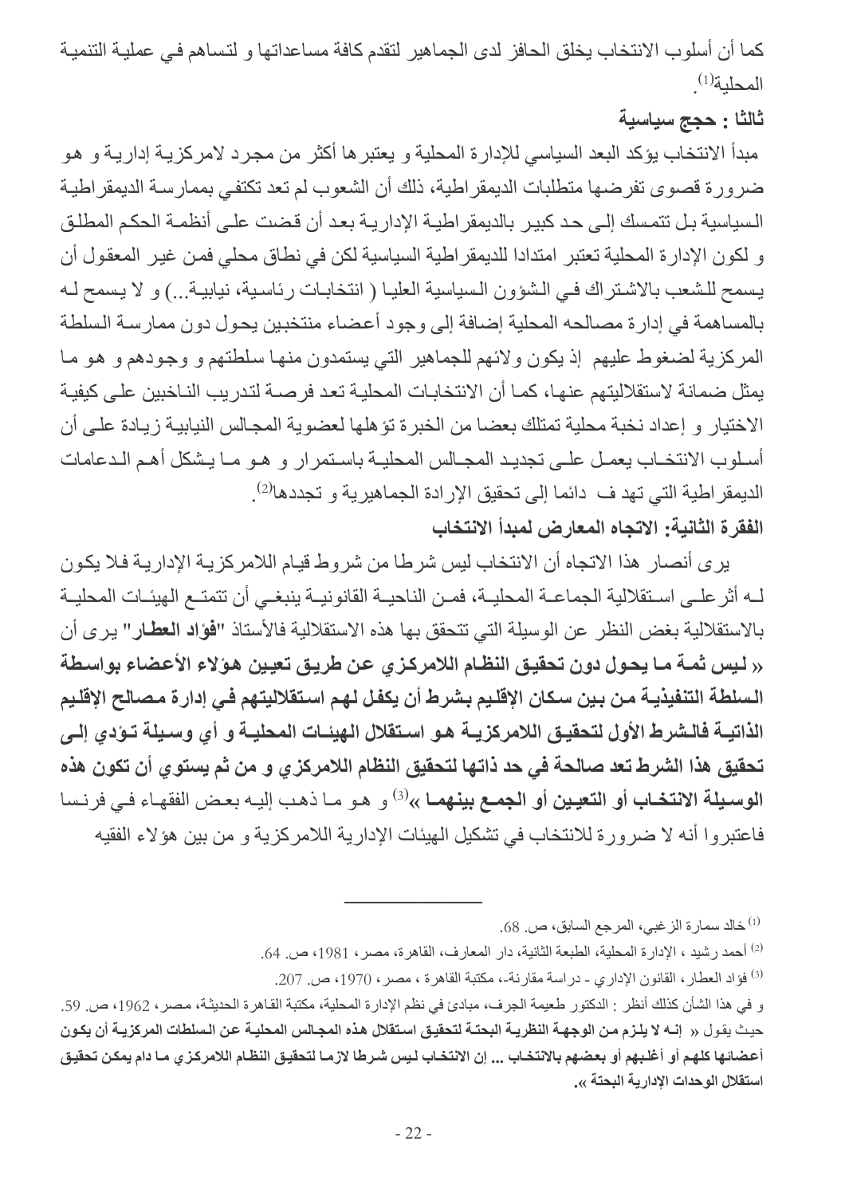كما أن أسلوب الانتخاب يخلق الحافز لدى الجماهير لتقدم كافة مساعداتها و لتساهم في عملية التنمية المحلية[1].

**ثالثا : حجج سياسية**

مبدأ الانتخاب يؤكد البعد السياسي للإدارة المحلية و يعتبرها أكثر من مجرد لامركزية إدارية و هو ضرورة قصوى تفرضها متطلبات الديمقراطية، ذلك أن الشعوب لم تعد تكتفي بممارسة الديمقراطية السياسية بل تتمسك إلى حد كبير بالديمقراطية الإدارية بعد أن قضت على أنظمة الحكم المطلق و لكون الإدارة المحلية تعتبر امتدادا للديمقراطية السياسية لكن في نطاق محلي فمن غير المعقول أن يسمح للشعب بالاشتراك في الشؤون السياسية العليا ( انتخابات رئاسية، نيابية...) و لا يسمح له بالمساهمة في إدارة مصالحه المحلية إضافة إلى وجود أعضاء منتخبين يحول دون ممارسة السلطة المركزية لضغوط عليهم إذ يكون ولائهم للجماهير التي يستمدون منها سلطتهم و وجودهم و هو ما يمثل ضمانة لاستقلاليتهم عنها، كما أن الانتخابات المحلية تعد فرصة لتدريب الناخبين على كيفية الاختيار و إعداد نخبة محلية تمتلك بعضا من الخبرة تؤهلها لعضوية المجالس النيابية زيادة على أن أسلوب الانتخاب يعمل على تجديد المجالس المحلية باستمرار و هو ما يشكل أهم الدعامات الديمقراطية التي تهد ف دائما إلى تحقيق الإرادة الجماهيرية و تجددها[2].

**الفقرة الثانية: الاتجاه المعارض لمبدأ الانتخاب**

يرى أنصار هذا الاتجاه أن الانتخاب ليس شرطا من شروط قيام اللامركزية الإدارية فلا يكون له أثر على استقلالية الجماعة المحلية، فمن الناحية القانونية ينبغي أن تتمتع الهيئات المحلية بالاستقلالية بغض النظر عن الوسيلة التي تتحقق بها هذه الاستقلالية فالأستاذ "**فؤاد العطار**" يرى أن **« ليس ثمة ما يحول دون تحقيق النظام اللامركزي عن طريق تعيين هؤلاء الأعضاء بواسطة السلطة التنفيذية من بين سكان الإقليم بشرط أن يكفل لهم استقلاليتهم في إدارة مصالح الإقليم الذاتية فالشرط الأول لتحقيق اللامركزية هو استقلال الهيئات المحلية و أي وسيلة تؤدي إلى تحقيق هذا الشرط تعد صالحة في حد ذاتها لتحقيق النظام اللامركزي و من ثم يستوي أن تكون هذه الوسيلة الانتخاب أو التعيين أو الجمع بينهما »**[3] و هو ما ذهب إليه بعض الفقهاء في فرنسا فاعتبروا أنه لا ضرورة للانتخاب في تشكيل الهيئات الإدارية اللامركزية و من بين هؤلاء الفقيه

---

[1] خالد سمارة الزغبي، المرجع السابق، ص. 68.

[2] أحمد رشيد ، الإدارة المحلية، الطبعة الثانية، دار المعارف، القاهرة، مصر، 1981، ص. 64.

[3] فؤاد العطار، القانون الإداري - دراسة مقارنة-، مكتبة القاهرة ، مصر، 1970، ص. 207.

و في هذا الشأن كذلك أنظر : الدكتور طعيمة الجرف، مبادئ في نظم الإدارة المحلية، مكتبة القاهرة الحديثة، مصر، 1962، ص. 59. حيث يقول « **إنه لا يلزم من الوجهة النظرية البحتة لتحقيق استقلال هذه المجالس المحلية عن السلطات المركزية أن يكون أعضائها كلهم أو أغلبهم أو بعضهم بالانتخاب ... إن الانتخاب ليس شرطا لازما لتحقيق النظام اللامركزي ما دام يمكن تحقيق استقلال الوحدات الإدارية البحتة** ».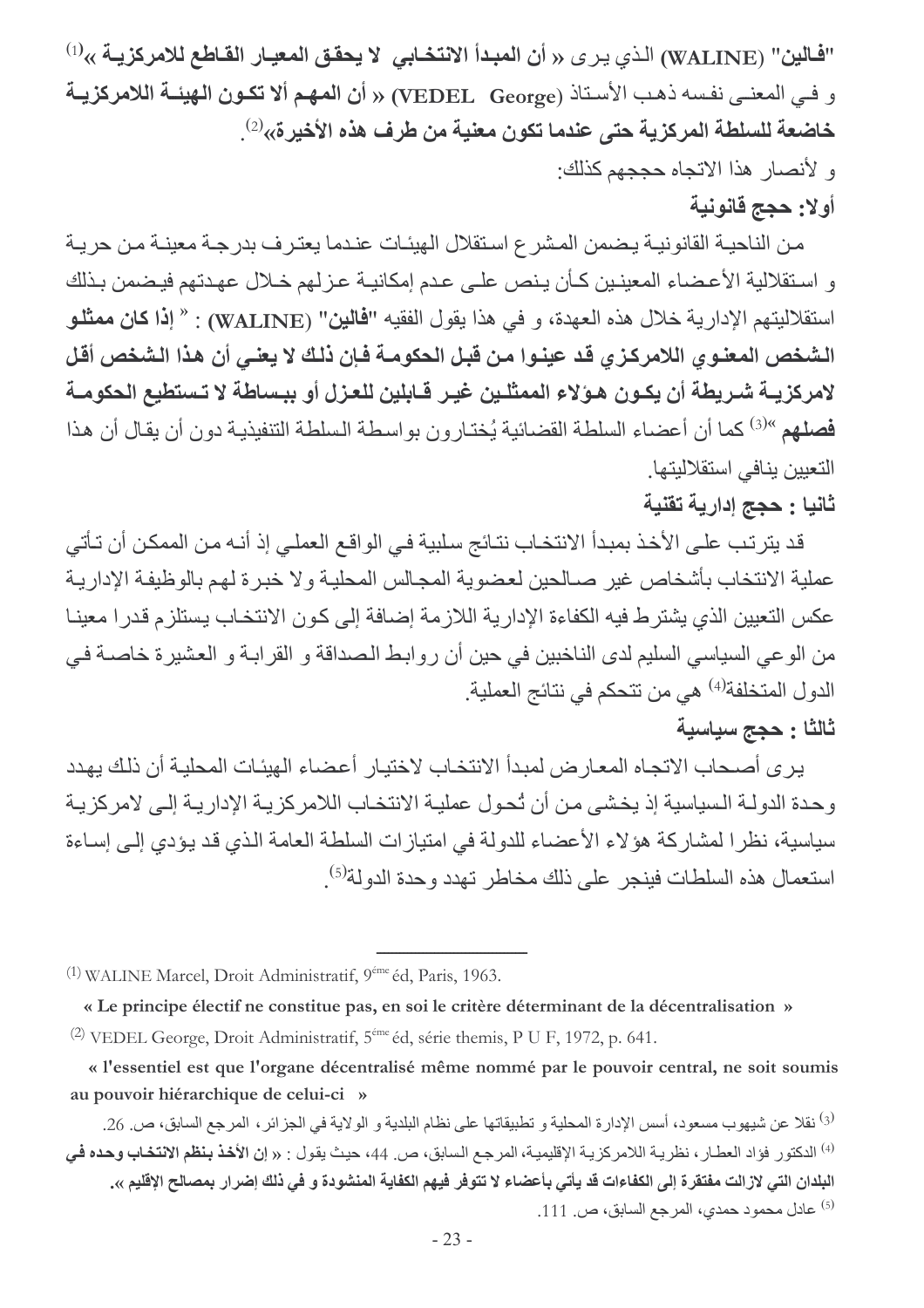**"فالين" (WALINE)** الذي يرى **« أن المبدأ الانتخابي لا يحقق المعيار القاطع للامركزية »**[1]

و في المعنى نفسه ذهب الأستاذ **(VEDEL George) « أن المهم ألا تكون الهيئة اللامركزية خاضعة للسلطة المركزية حتى عندما تكون معنية من طرف هذه الأخيرة»**[2].

و لأنصار هذا الاتجاه حججهم كذلك:

### أولا: حجج قانونية

من الناحية القانونية يضمن المشرع استقلال الهيئات عندما يعترف بدرجة معينة من حرية و استقلالية الأعضاء المعينين كأن ينص على عدم إمكانية عزلهم خلال عهدتهم فيضمن بذلك استقلاليتهم الإدارية خلال هذه العهدة، و في هذا يقول الفقيه **"فالين" (WALINE)** : " **إذا كان ممثلو الشخص المعنوي اللامركزي قد عينوا من قبل الحكومة فإن ذلك لا يعني أن هذا الشخص أقل لامركزية شريطة أن يكون هؤلاء الممثلين غير قابلين للعزل أو ببساطة لا تستطيع الحكومة فصلهم** "[3] كما أن أعضاء السلطة القضائية يُختارون بواسطة السلطة التنفيذية دون أن يقال أن هذا التعيين ينافي استقلاليتها.

### ثانيا : حجج إدارية تقنية

قد يترتب على الأخذ بمبدأ الانتخاب نتائج سلبية في الواقع العملي إذ أنه من الممكن أن تأتي عملية الانتخاب بأشخاص غير صالحين لعضوية المجالس المحلية ولا خبرة لهم بالوظيفة الإدارية عكس التعيين الذي يشترط فيه الكفاءة الإدارية اللازمة إضافة إلى كون الانتخاب يستلزم قدرا معينا من الوعي السياسي السليم لدى الناخبين في حين أن روابط الصداقة و القرابة و العشيرة خاصة في الدول المتخلفة[4] هي من تتحكم في نتائج العملية.

### ثالثا : حجج سياسية

يرى أصحاب الاتجاه المعارض لمبدأ الانتخاب لاختيار أعضاء الهيئات المحلية أن ذلك يهدد وحدة الدولة السياسية إذ يخشى من أن تُحول عملية الانتخاب اللامركزية الإدارية إلى لامركزية سياسية، نظرا لمشاركة هؤلاء الأعضاء للدولة في امتيازات السلطة العامة الذي قد يؤدي إلى إساءة استعمال هذه السلطات فينجر على ذلك مخاطر تهدد وحدة الدولة[5].

---

[1] WALINE Marcel, Droit Administratif, 9éme éd, Paris, 1963.

**« Le principe électif ne constitue pas, en soi le critère déterminant de la décentralisation »**

[2] VEDEL George, Droit Administratif, 5éme éd, série themis, P U F, 1972, p. 641.

**« l'essentiel est que l'organe décentralisé même nommé par le pouvoir central, ne soit soumis au pouvoir hiérarchique de celui-ci »**

[3] نقلا عن شيهوب مسعود، أسس الإدارة المحلية و تطبيقاتها على نظام البلدية و الولاية في الجزائر، المرجع السابق، ص. 26.

[4] الدكتور فؤاد العطار، نظرية اللامركزية الإقليمية، المرجع السابق، ص. 44، حيث يقول : **« إن الأخذ بنظم الانتخاب وحده في البلدان التي لازالت مفتقرة إلى الكفاءات قد يأتي بأعضاء لا تتوفر فيهم الكفاية المنشودة و في ذلك إضرار بمصالح الإقليم ».**

[5] عادل محمود حمدي، المرجع السابق، ص. 111.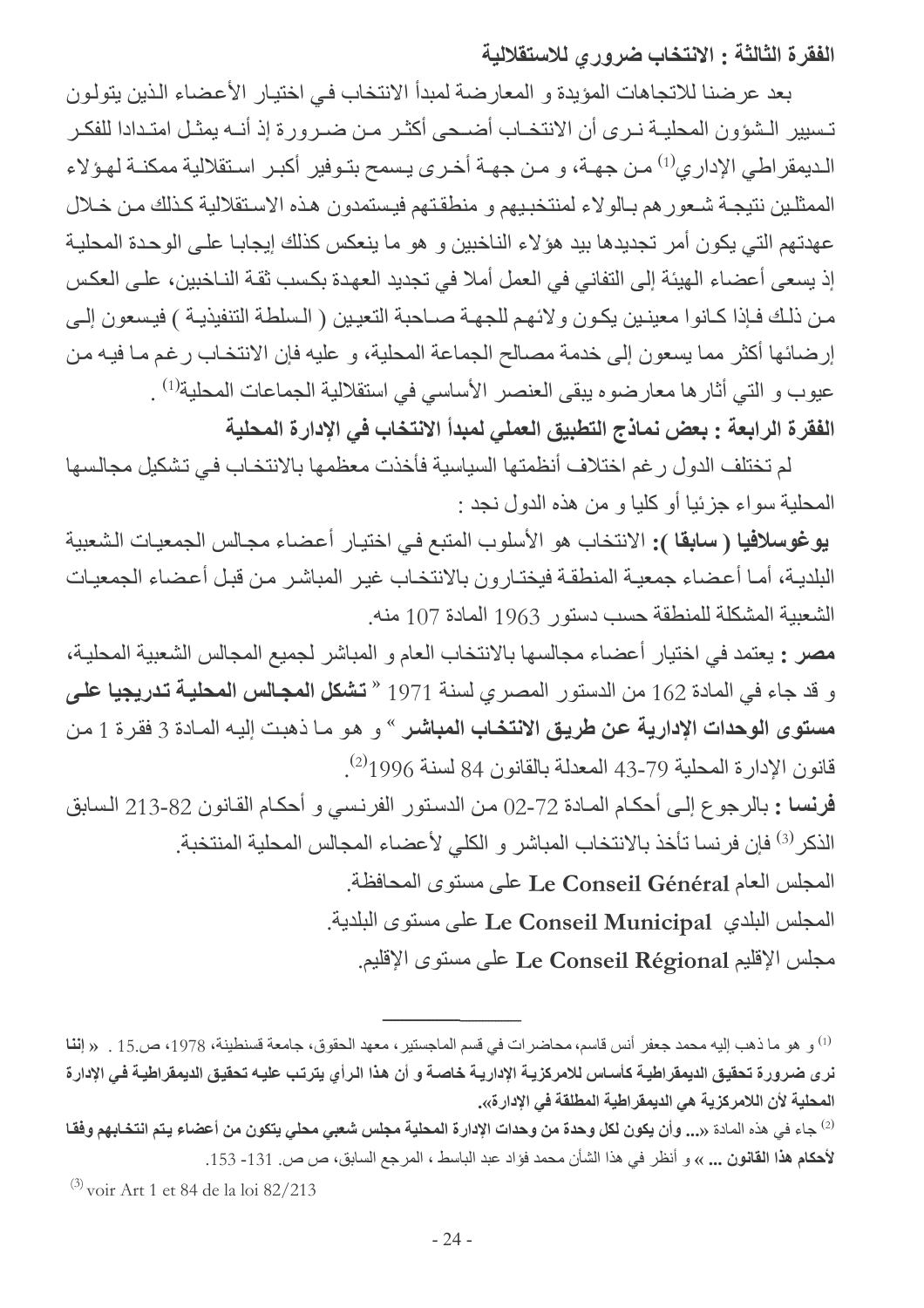**الفقرة الثالثة : الانتخاب ضروري للاستقلالية**

بعد عرضنا للاتجاهات المؤيدة و المعارضة لمبدأ الانتخاب في اختيار الأعضاء الذين يتولون تسيير الشؤون المحلية نرى أن الانتخاب أضحى أكثر من ضرورة إذ أنه يمثل امتدادا للفكر الديمقراطي الإداري[1] من جهة، و من جهة أخرى يسمح بتوفير أكبر استقلالية ممكنة لهؤلاء الممثلين نتيجة شعورهم بالولاء لمنتخبيهم و منطقتهم فيستمدون هذه الاستقلالية كذلك من خلال عهدتهم التي يكون أمر تجديدها بيد هؤلاء الناخبين و هو ما ينعكس كذلك إيجابا على الوحدة المحلية إذ يسعى أعضاء الهيئة إلى التفاني في العمل أملا في تجديد العهدة بكسب ثقة الناخبين، على العكس من ذلك فإذا كانوا معينين يكون ولائهم للجهة صاحبة التعيين ( السلطة التنفيذية ) فيسعون إلى إرضائها أكثر مما يسعون إلى خدمة مصالح الجماعة المحلية، و عليه فإن الانتخاب رغم ما فيه من عيوب و التي أثارها معارضوه يبقى العنصر الأساسي في استقلالية الجماعات المحلية[1] .

**الفقرة الرابعة : بعض نماذج التطبيق العملي لمبدأ الانتخاب في الإدارة المحلية**

لم تختلف الدول رغم اختلاف أنظمتها السياسية فأخذت معظمها بالانتخاب في تشكيل مجالسها المحلية سواء جزئيا أو كليا و من هذه الدول نجد :

**يوغوسلافيا ( سابقا ):** الانتخاب هو الأسلوب المتبع في اختيار أعضاء مجالس الجمعيات الشعبية البلدية، أما أعضاء جمعية المنطقة فيختارون بالانتخاب غير المباشر من قبل أعضاء الجمعيات الشعبية المشكلة للمنطقة حسب دستور 1963 المادة 107 منه.

**مصر :** يعتمد في اختيار أعضاء مجالسها بالانتخاب العام و المباشر لجميع المجالس الشعبية المحلية، و قد جاء في المادة 162 من الدستور المصري لسنة 1971 " **تشكل المجالس المحلية تدريجيا على مستوى الوحدات الإدارية عن طريق الانتخاب المباشر** " و هو ما ذهبت إليه المادة 3 فقرة 1 من قانون الإدارة المحلية 79-43 المعدلة بالقانون 84 لسنة 1996[2].

**فرنسا :** بالرجوع إلى أحكام المادة 72-02 من الدستور الفرنسي و أحكام القانون 82-213 السابق الذكر[3] فإن فرنسا تأخذ بالانتخاب المباشر و الكلي لأعضاء المجالس المحلية المنتخبة.

المجلس العام **Le Conseil Général** على مستوى المحافظة.

المجلس البلدي **Le Conseil Municipal** على مستوى البلدية.

مجلس الإقليم **Le Conseil Régional** على مستوى الإقليم.

---

[1] و هو ما ذهب إليه محمد جعفر أنس قاسم، محاضرات في قسم الماجستير، معهد الحقوق، جامعة قسنطينة، 1978، ص.15 . « **إننا نرى ضرورة تحقيق الديمقراطية كأساس للامركزية الإدارية خاصة و أن هذا الرأي يترتب عليه تحقيق الديمقراطية في الإدارة المحلية لأن اللامركزية هي الديمقراطية المطلقة في الإدارة**».

[2] جاء في هذه المادة «**... وأن يكون لكل وحدة من وحدات الإدارة المحلية مجلس شعبي محلي يتكون من أعضاء يتم انتخابهم وفقا لأحكام هذا القانون ...** » و أنظر في هذا الشأن محمد فؤاد عبد الباسط ، المرجع السابق، ص ص. 131- 153.

[3] voir Art 1 et 84 de la loi 82/213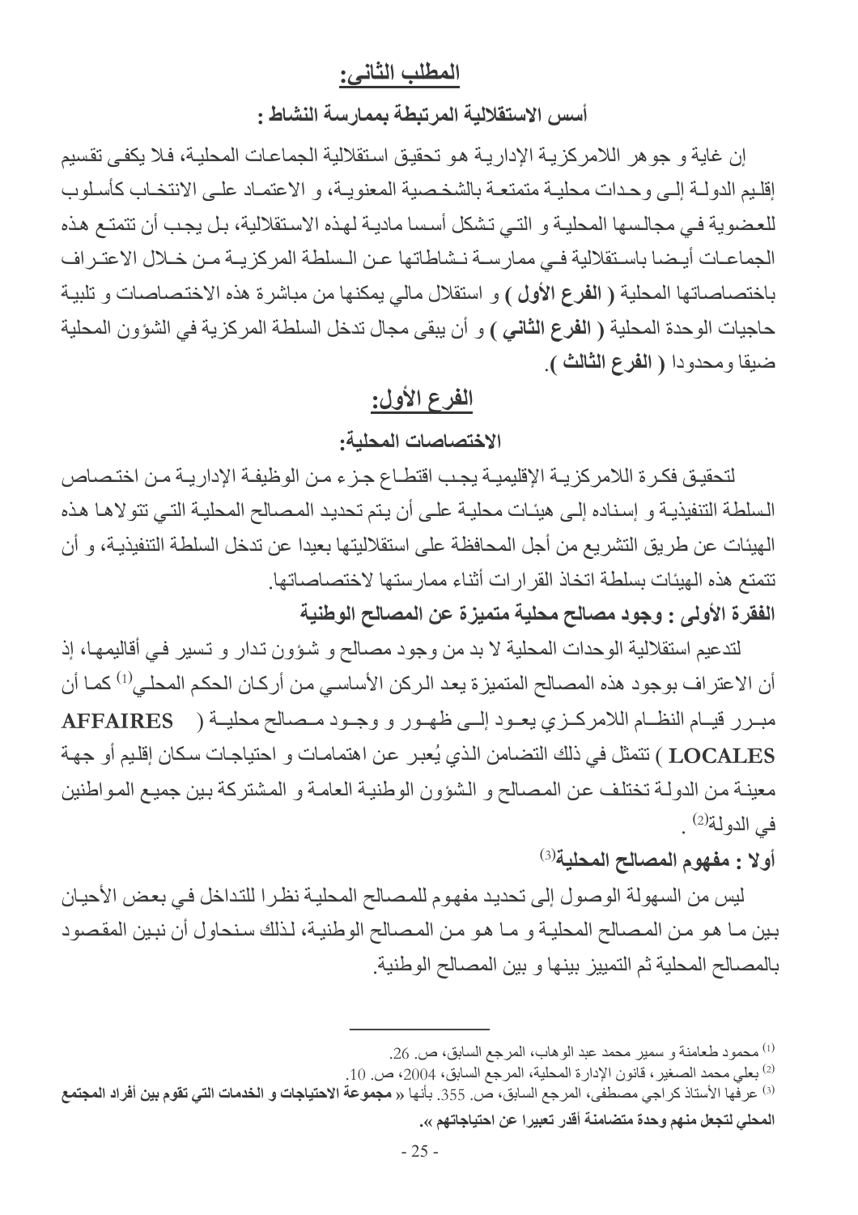## المطلب الثاني:

### أسس الاستقلالية المرتبطة بممارسة النشاط :

إن غاية و جوهر اللامركزية الإدارية هو تحقيق استقلالية الجماعات المحلية، فلا يكفي تقسيم إقليم الدولة إلى وحدات محلية متمتعة بالشخصية المعنوية، و الاعتماد على الانتخاب كأسلوب للعضوية في مجالسها المحلية و التي تشكل أسسا مادية لهذه الاستقلالية، بل يجب أن تتمتع هذه الجماعات أيضا باستقلالية في ممارسة نشاطاتها عن السلطة المركزية من خلال الاعتراف باختصاصاتها المحلية **( الفرع الأول )** و استقلال مالي يمكنها من مباشرة هذه الاختصاصات و تلبية حاجيات الوحدة المحلية **( الفرع الثاني )** و أن يبقى مجال تدخل السلطة المركزية في الشؤون المحلية ضيقا ومحدودا **( الفرع الثالث )**.

## الفرع الأول:

### الاختصاصات المحلية:

لتحقيق فكرة اللامركزية الإقليمية يجب اقتطاع جزء من الوظيفة الإدارية من اختصاص السلطة التنفيذية و إسناده إلى هيئات محلية على أن يتم تحديد المصالح المحلية التي تتولاها هذه الهيئات عن طريق التشريع من أجل المحافظة على استقلاليتها بعيدا عن تدخل السلطة التنفيذية، و أن تتمتع هذه الهيئات بسلطة اتخاذ القرارات أثناء ممارستها لاختصاصاتها.

**الفقرة الأولى : وجود مصالح محلية متميزة عن المصالح الوطنية**

لتدعيم استقلالية الوحدات المحلية لا بد من وجود مصالح و شؤون تدار و تسير في أقاليمها، إذ أن الاعتراف بوجود هذه المصالح المتميزة يعد الركن الأساسي من أركان الحكم المحلي[1] كما أن مبرر قيام النظام اللامركزي يعود إلى ظهور و وجود مصالح محلية ( **AFFAIRES LOCALES** ) تتمثل في ذلك التضامن الذي يُعبر عن اهتمامات و احتياجات سكان إقليم أو جهة معينة من الدولة تختلف عن المصالح و الشؤون الوطنية العامة و المشتركة بين جميع المواطنين في الدولة[2] .

**أولا : مفهوم المصالح المحلية**[3]

ليس من السهولة الوصول إلى تحديد مفهوم للمصالح المحلية نظرا للتداخل في بعض الأحيان بين ما هو من المصالح المحلية و ما هو من المصالح الوطنية، لذلك سنحاول أن نبين المقصود بالمصالح المحلية ثم التمييز بينها و بين المصالح الوطنية.

---

[1] محمود طعامنة و سمير محمد عبد الوهاب، المرجع السابق، ص. 26.

[2] بعلي محمد الصغير، قانون الإدارة المحلية، المرجع السابق، 2004، ص. 10.

[3] عرفها الأستاذ كراجي مصطفى، المرجع السابق، ص. 355. بأنها « **مجموعة الاحتياجات و الخدمات التي تقوم بين أفراد المجتمع المحلي لتجعل منهم وحدة متضامنة أقدر تعبيرا عن احتياجاتهم** ».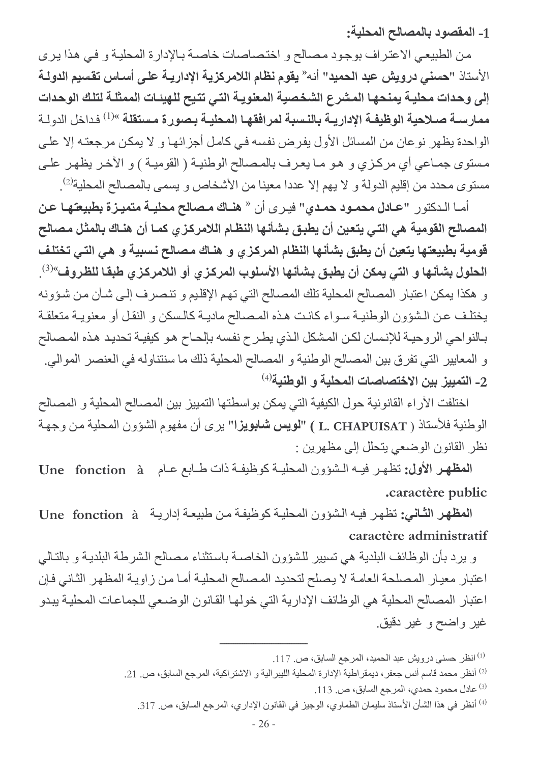**1- المقصود بالمصالح المحلية:**

من الطبيعي الاعتراف بوجود مصالح و اختصاصات خاصة بالإدارة المحلية و في هذا يرى الأستاذ **"حسني درويش عبد الحميد"** أنه« **يقوم نظام اللامركزية الإدارية على أساس تقسيم الدولة إلى وحدات محلية يمنحها المشرع الشخصية المعنوية التي تتيح للهيئات الممثلة لتلك الوحدات ممارسة صلاحية الوظيفة الإدارية بالنسبة لمرافقها المحلية بصورة مستقلة** »[1] فداخل الدولة الواحدة يظهر نوعان من المسائل الأول يفرض نفسه في كامل أجزائها و لا يمكن مرجعته إلا على مستوى جماعي أي مركزي و هو ما يعرف بالمصالح الوطنية ( القومية ) و الآخر يظهر على مستوى محدد من إقليم الدولة و لا يهم إلا عددا معينا من الأشخاص و يسمى بالمصالح المحلية[2].

أما الدكتور **"عادل محمود حمدي"** فيرى أن « **هناك مصالح محلية متميزة بطبيعتها عن المصالح القومية هي التي يتعين أن يطبق بشأنها النظام اللامركزي كما أن هناك بالمثل مصالح قومية بطبيعتها يتعين أن يطبق بشأنها النظام المركزي و هناك مصالح نسبية و هي التي تختلف الحلول بشأنها و التي يمكن أن يطبق بشأنها الأسلوب المركزي أو اللامركزي طبقا للظروف**»[3].

و هكذا يمكن اعتبار المصالح المحلية تلك المصالح التي تهم الإقليم و تنصرف إلى شأن من شؤونه يختلف عن الشؤون الوطنية سواء كانت هذه المصالح مادية كالسكن و النقل أو معنوية متعلقة بالنواحي الروحية للإنسان لكن المشكل الذي يطرح نفسه بإلحاح هو كيفية تحديد هذه المصالح و المعايير التي تفرق بين المصالح الوطنية و المصالح المحلية ذلك ما سنتناوله في العنصر الموالي.

**2- التمييز بين الاختصاصات المحلية و الوطنية**[4]

اختلفت الآراء القانونية حول الكيفية التي يمكن بواسطتها التمييز بين المصالح المحلية و المصالح الوطنية فلأستاذ ( L. CHAPUISAT ) **"لويس شابويزا"** يرى أن مفهوم الشؤون المحلية من وجهة نظر القانون الوضعي يتحلل إلى مظهرين :

**المظهر الأول:** تظهر فيه الشؤون المحلية كوظيفة ذات طابع عام **Une fonction à caractère public.**

**المظهر الثاني:** تظهر فيه الشؤون المحلية كوظيفة من طبيعة إدارية **Une fonction à caractère administratif**

و يرد بأن الوظائف البلدية هي تسيير للشؤون الخاصة باستثناء مصالح الشرطة البلدية و بالتالي اعتبار معيار المصلحة العامة لا يصلح لتحديد المصالح المحلية أما من زاوية المظهر الثاني فإن اعتبار المصالح المحلية هي الوظائف الإدارية التي خولها القانون الوضعي للجماعات المحلية يبدو غير واضح و غير دقيق.

---

[1] انظر حسني درويش عبد الحميد، المرجع السابق، ص. 117.

[2] أنظر محمد قاسم أنس جعفر، ديمقراطية الإدارة المحلية الليبرالية و الاشتراكية، المرجع السابق، ص. 21.

[3] عادل محمود حمدي، المرجع السابق، ص. 113.

[4] أنظر في هذا الشأن الأستاذ سليمان الطماوي، الوجيز في القانون الإداري، المرجع السابق، ص. 317.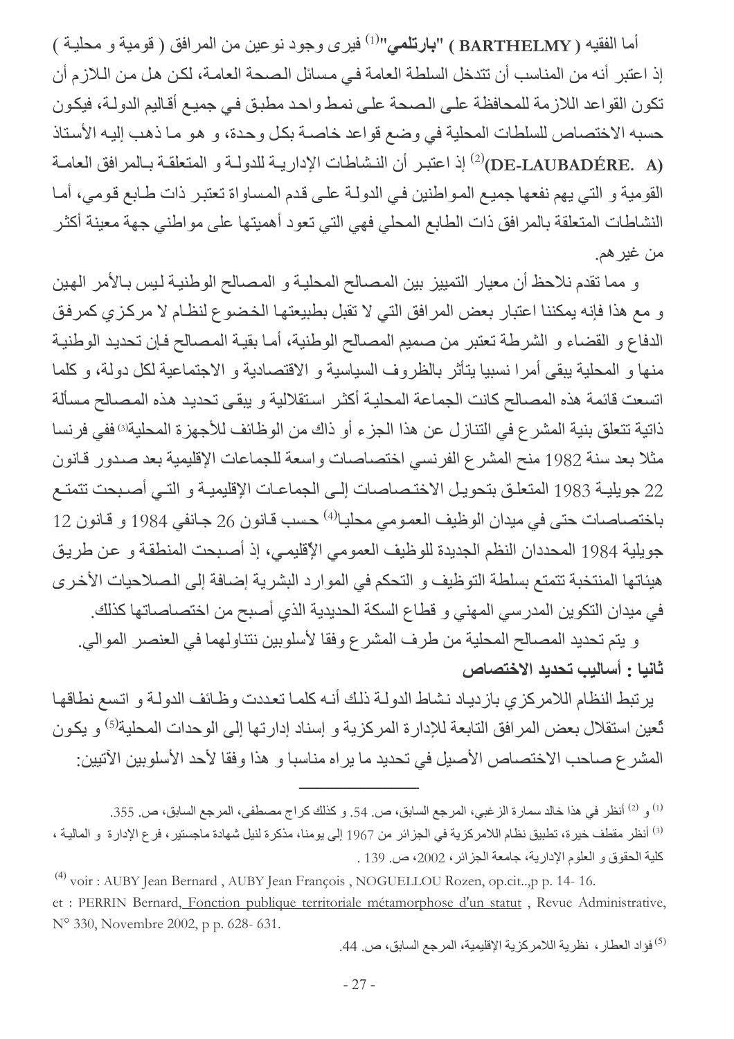أما الفقيه ( **BARTHELMY** ) **"بارتلمي"**[1] فيرى وجود نوعين من المرافق ( قومية و محلية ) إذ اعتبر أنه من المناسب أن تتدخل السلطة العامة في مسائل الصحة العامة، لكن هل من اللازم أن تكون القواعد اللازمة للمحافظة على الصحة على نمط واحد مطبق في جميع أقاليم الدولة، فيكون حسبه الاختصاص للسلطات المحلية في وضع قواعد خاصة بكل وحدة، و هو ما ذهب إليه الأستاذ **(DE-LAUBADÉRE. A)**[2] إذ اعتبر أن النشاطات الإدارية للدولة و المتعلقة بالمرافق العامة القومية و التي يهم نفعها جميع المواطنين في الدولة على قدم المساواة تعتبر ذات طابع قومي، أما النشاطات المتعلقة بالمرافق ذات الطابع المحلي فهي التي تعود أهميتها على مواطني جهة معينة أكثر من غيرهم.

و مما تقدم نلاحظ أن معيار التمييز بين المصالح المحلية و المصالح الوطنية ليس بالأمر الهين و مع هذا فإنه يمكننا اعتبار بعض المرافق التي لا تقبل بطبيعتها الخضوع لنظام لا مركزي كمرفق الدفاع و القضاء و الشرطة تعتبر من صميم المصالح الوطنية، أما بقية المصالح فإن تحديد الوطنية منها و المحلية يبقى أمرا نسبيا يتأثر بالظروف السياسية و الاقتصادية و الاجتماعية لكل دولة، و كلما اتسعت قائمة هذه المصالح كانت الجماعة المحلية أكثر استقلالية و يبقى تحديد هذه المصالح مسألة ذاتية تتعلق بنية المشرع في التنازل عن هذا الجزء أو ذاك من الوظائف للأجهزة المحلية[3] ففي فرنسا مثلا بعد سنة 1982 منح المشرع الفرنسي اختصاصات واسعة للجماعات الإقليمية بعد صدور قانون 22 جويلية 1983 المتعلق بتحويل الاختصاصات إلى الجماعات الإقليمية و التي أصبحت تتمتع باختصاصات حتى في ميدان الوظيف العمومي محليا[4] حسب قانون 26 جانفي 1984 و قانون 12 جويلية 1984 المحددان النظم الجديدة للوظيف العمومي الإقليمي، إذ أصبحت المنطقة و عن طريق هيئاتها المنتخبة تتمتع بسلطة التوظيف و التحكم في الموارد البشرية إضافة إلى الصلاحيات الأخرى في ميدان التكوين المدرسي المهني و قطاع السكة الحديدية الذي أصبح من اختصاصاتها كذلك.

و يتم تحديد المصالح المحلية من طرف المشرع وفقا لأسلوبين نتناولهما في العنصر الموالي.

**ثانيا : أساليب تحديد الاختصاص**

يرتبط النظام اللامركزي بازدياد نشاط الدولة ذلك أنه كلما تعددت وظائف الدولة و اتسع نطاقها تُعين استقلال بعض المرافق التابعة للإدارة المركزية و إسناد إدارتها إلى الوحدات المحلية[5] و يكون المشرع صاحب الاختصاص الأصيل في تحديد ما يراه مناسبا و هذا وفقا لأحد الأسلوبين الآتيين:

---

[1] و [2] أنظر في هذا خالد سمارة الزغبي، المرجع السابق، ص. 54. و كذلك كراج مصطفى، المرجع السابق، ص. 355.

[3] أنظر مقطف خيرة، تطبيق نظام اللامركزية في الجزائر من 1967 إلى يومنا، مذكرة لنيل شهادة ماجستير، فرع الإدارة و المالية ، كلية الحقوق و العلوم الإدارية، جامعة الجزائر، 2002، ص. 139 .

[4] voir : AUBY Jean Bernard , AUBY Jean François , NOGUELLOU Rozen, op.cit..,p p. 14- 16.
et : PERRIN Bernard, Fonction publique territoriale métamorphose d'un statut , Revue Administrative, N° 330, Novembre 2002, p p. 628- 631.

[5] فؤاد العطار، نظرية اللامركزية الإقليمية، المرجع السابق، ص. 44.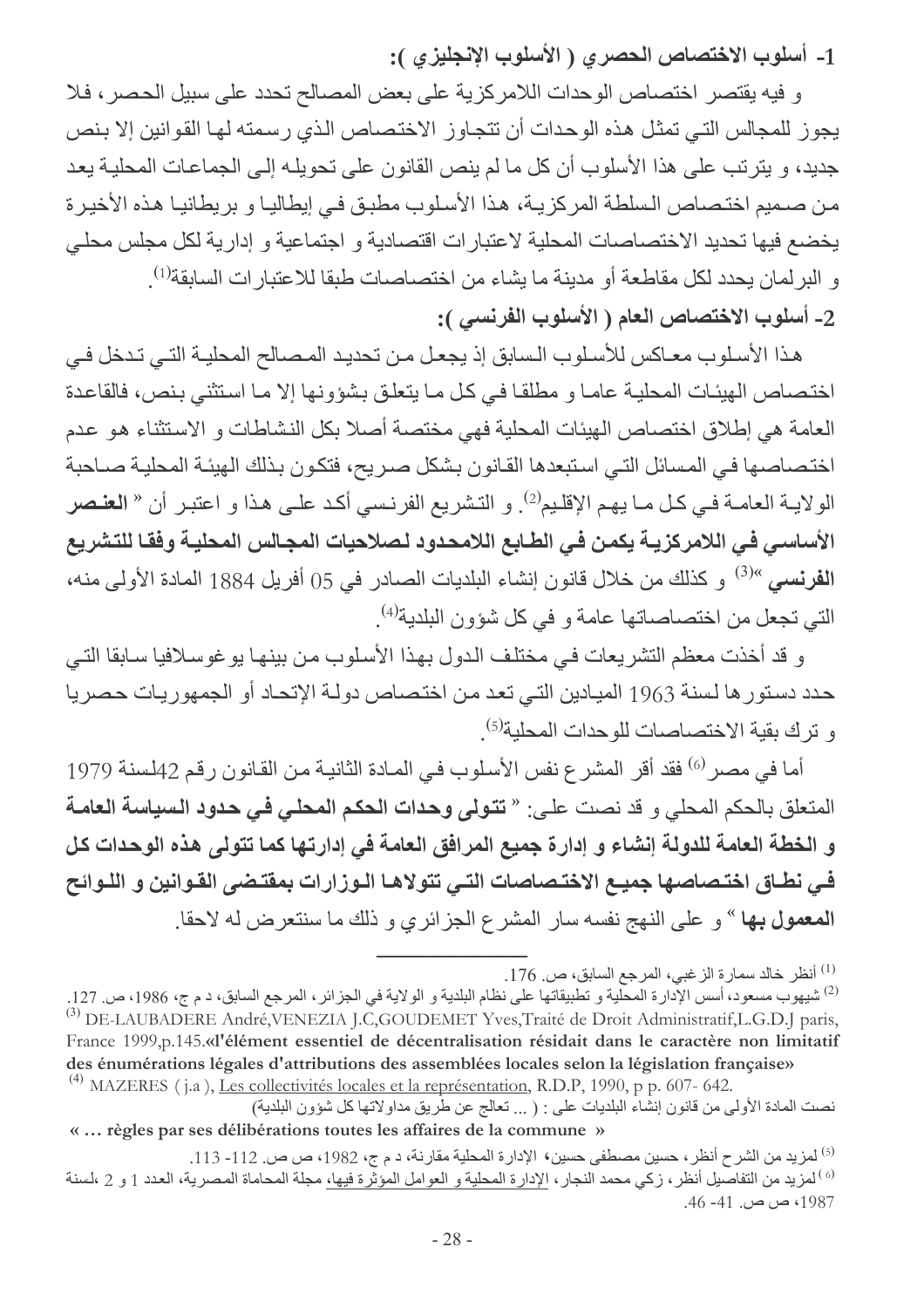### 1- أسلوب الاختصاص الحصري ( الأسلوب الإنجليزي ):

و فيه يقتصر اختصاص الوحدات اللامركزية على بعض المصالح تحدد على سبيل الحصر، فلا يجوز للمجالس التي تمثل هذه الوحدات أن تتجاوز الاختصاص الذي رسمته لها القوانين إلا بنص جديد، و يترتب على هذا الأسلوب أن كل ما لم ينص القانون على تحويله إلى الجماعات المحلية يعد من صميم اختصاص السلطة المركزية، هذا الأسلوب مطبق في إيطاليا و بريطانيا هذه الأخيرة يخضع فيها تحديد الاختصاصات المحلية لاعتبارات اقتصادية و اجتماعية و إدارية لكل مجلس محلي و البرلمان يحدد لكل مقاطعة أو مدينة ما يشاء من اختصاصات طبقا للاعتبارات السابقة[1].

### 2- أسلوب الاختصاص العام ( الأسلوب الفرنسي ):

هذا الأسلوب معاكس للأسلوب السابق إذ يجعل من تحديد المصالح المحلية التي تدخل في اختصاص الهيئات المحلية عاما و مطلقا في كل ما يتعلق بشؤونها إلا ما استثني بنص، فالقاعدة العامة هي إطلاق اختصاص الهيئات المحلية فهي مختصة أصلا بكل النشاطات و الاستثناء هو عدم اختصاصها في المسائل التي استبعدها القانون بشكل صريح، فتكون بذلك الهيئة المحلية صاحبة الولاية العامة في كل ما يهم الإقليم[2]. و التشريع الفرنسي أكد على هذا و اعتبر أن « **العنصر الأساسي في اللامركزية يكمن في الطابع اللامحدود لصلاحيات المجالس المحلية وفقا للتشريع الفرنسي** »[3] و كذلك من خلال قانون إنشاء البلديات الصادر في 05 أفريل 1884 المادة الأولى منه، التي تجعل من اختصاصاتها عامة و في كل شؤون البلدية[4].

و قد أخذت معظم التشريعات في مختلف الدول بهذا الأسلوب من بينها يوغوسلافيا سابقا التي حدد دستورها لسنة 1963 الميادين التي تعد من اختصاص دولة الإتحاد أو الجمهوريات حصريا و ترك بقية الاختصاصات للوحدات المحلية[5].

أما في مصر[6] فقد أقر المشرع نفس الأسلوب في المادة الثانية من القانون رقم 42لسنة 1979 المتعلق بالحكم المحلي و قد نصت على: « **تتولى وحدات الحكم المحلي في حدود السياسة العامة و الخطة العامة للدولة إنشاء و إدارة جميع المرافق العامة في إدارتها كما تتولى هذه الوحدات كل في نطاق اختصاصها جميع الاختصاصات التي تتولاها الوزارات بمقتضى القوانين و اللوائح المعمول بها** » و على النهج نفسه سار المشرع الجزائري و ذلك ما سنتعرض له لاحقا.

---

[1] أنظر خالد سمارة الزغبي، المرجع السابق، ص. 176.

[2] شيهوب مسعود، أسس الإدارة المحلية و تطبيقاتها على نظام البلدية و الولاية في الجزائر، المرجع السابق، د م ج، 1986، ص. 127.

[3] DE-LAUBADERE André,VENEZIA J.C,GOUDEMET Yves,Traité de Droit Administratif,L.G.D.J paris, France 1999,p.145.«**l'élément essentiel de décentralisation résidait dans le caractère non limitatif des énumérations légales d'attributions des assemblées locales selon la législation française**»

[4] MAZERES ( j.a ), <u>Les collectivités locales et la représentation</u>, R.D.P, 1990, p p. 607- 642.

نصت المادة الأولى من قانون إنشاء البلديات على : ( ... تعالج عن طريق مداولاتها كل شؤون البلدية)

**« … règles par ses délibérations toutes les affaires de la commune »**

[5] لمزيد من الشرح أنظر، حسين مصطفى حسين، الإدارة المحلية مقارنة، د م ج، 1982، ص ص. 112- 113.

[6] لمزيد من التفاصيل أنظر، زكي محمد النجار، <u>الإدارة المحلية و العوامل المؤثرة فيها</u>، مجلة المحاماة المصرية، العدد 1 و 2 ،لسنة 1987، ص ص. 41- 46.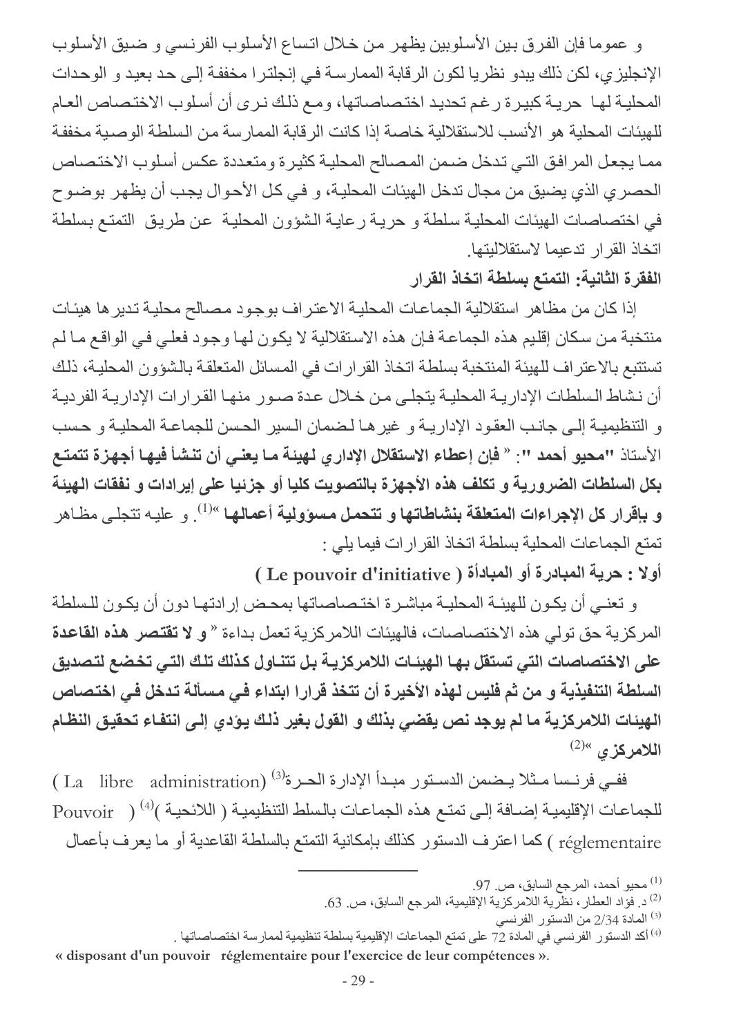و عموما فإن الفرق بين الأسلوبين يظهر من خلال اتساع الأسلوب الفرنسي و ضيق الأسلوب الإنجليزي، لكن ذلك يبدو نظريا لكون الرقابة الممارسة في إنجلترا مخففة إلى حد بعيد و الوحدات المحلية لها حرية كبيرة رغم تحديد اختصاصاتها، ومع ذلك نرى أن أسلوب الاختصاص العام للهيئات المحلية هو الأنسب للاستقلالية خاصة إذا كانت الرقابة الممارسة من السلطة الوصية مخففة مما يجعل المرافق التي تدخل ضمن المصالح المحلية كثيرة ومتعددة عكس أسلوب الاختصاص الحصري الذي يضيق من مجال تدخل الهيئات المحلية، و في كل الأحوال يجب أن يظهر بوضوح في اختصاصات الهيئات المحلية سلطة و حرية رعاية الشؤون المحلية عن طريق التمتع بسلطة اتخاذ القرار تدعيما لاستقلاليتها.

**الفقرة الثانية: التمتع بسلطة اتخاذ القرار**

إذا كان من مظاهر استقلالية الجماعات المحلية الاعتراف بوجود مصالح محلية تديرها هيئات منتخبة من سكان إقليم هذه الجماعة فإن هذه الاستقلالية لا يكون لها وجود فعلي في الواقع ما لم تستتبع بالاعتراف للهيئة المنتخبة بسلطة اتخاذ القرارات في المسائل المتعلقة بالشؤون المحلية، ذلك أن نشاط السلطات الإدارية المحلية يتجلى من خلال عدة صور منها القرارات الإدارية الفردية و التنظيمية إلى جانب العقود الإدارية و غيرها لضمان السير الحسن للجماعة المحلية و حسب الأستاذ "**محيو أحمد** ": « **فإن إعطاء الاستقلال الإداري لهيئة ما يعني أن تنشأ فيها أجهزة تتمتع بكل السلطات الضرورية و تكلف هذه الأجهزة بالتصويت كليا أو جزئيا على إيرادات و نفقات الهيئة و بإقرار كل الإجراءات المتعلقة بنشاطاتها و تتحمل مسؤولية أعمالها** »[1]. و عليه تتجلى مظاهر تمتع الجماعات المحلية بسلطة اتخاذ القرارات فيما يلي :

**أولا : حرية المبادرة أو المبادأة ( Le pouvoir d'initiative )**

و تعني أن يكون للهيئة المحلية مباشرة اختصاصاتها بمحض إرادتها دون أن يكون للسلطة المركزية حق تولي هذه الاختصاصات، فالهيئات اللامركزية تعمل بداءة « **و لا تقتصر هذه القاعدة على الاختصاصات التي تستقل بها الهيئات اللامركزية بل تتناول كذلك تلك التي تخضع لتصديق السلطة التنفيذية و من ثم فليس لهذه الأخيرة أن تتخذ قرارا ابتداء في مسألة تدخل في اختصاص الهيئات اللامركزية ما لم يوجد نص يقضي بذلك و القول بغير ذلك يؤدي إلى انتفاء تحقيق النظام اللامركزي** »[2]

ففي فرنسا مثلا يضمن الدستور مبدأ الإدارة الحرة[3] (La libre administration) للجماعات الإقليمية إضافة إلى تمتع هذه الجماعات بالسلط التنظيمية ( اللائحية )[4] ( Pouvoir réglementaire ) كما اعترف الدستور كذلك بإمكانية التمتع بالسلطة القاعدية أو ما يعرف بأعمال

---

[1] محيو أحمد، المرجع السابق، ص. 97.

[2] د. فؤاد العطار، نظرية اللامركزية الإقليمية، المرجع السابق، ص. 63.

[3] المادة 2/34 من الدستور الفرنسي

[4] أكد الدستور الفرنسي في المادة 72 على تمتع الجماعات الإقليمية بسلطة تنظيمية لممارسة اختصاصاتها .

**« disposant d'un pouvoir réglementaire pour l'exercice de leur compétences ».**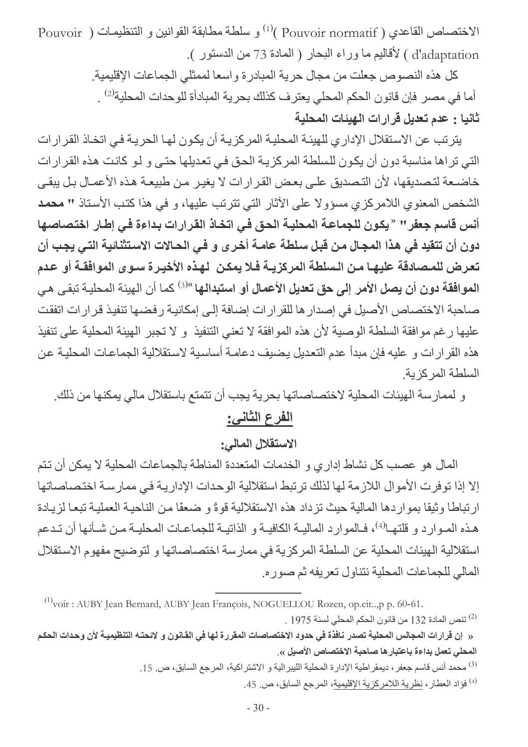الاختصاص القاعدي ( Pouvoir normatif )[1] و سلطة مطابقة القوانين و التنظيمات ( Pouvoir d'adaptation ) لأقاليم ما وراء البحار ( المادة 73 من الدستور ).

كل هذه النصوص جعلت من مجال حرية المبادرة واسعا لممثلي الجماعات الإقليمية.

أما في مصر فإن قانون الحكم المحلي يعترف كذلك بحرية المبادأة للوحدات المحلية[2] .

**ثانيا : عدم تعديل قرارات الهيئات المحلية**

يترتب عن الاستقلال الإداري للهيئة المحلية المركزية أن يكون لها الحرية في اتخاذ القرارات التي تراها مناسبة دون أن يكون للسلطة المركزية الحق في تعديلها حتى و لو كانت هذه القرارات خاضعة لتصديقها، لأن التصديق على بعض القرارات لا يغير من طبيعة هذه الأعمال بل يبقى الشخص المعنوي اللامركزي مسؤولا على الآثار التي تترتب عليها، و في هذا كتب الأستاذ **" محمد أنس قاسم جعفر"** «**يكون للجماعة المحلية الحق في اتخاذ القرارات بداءة في إطار اختصاصها دون أن تتقيد في هذا المجال من قبل سلطة عامة أخرى و في الحالات الاستثنائية التي يجب أن تعرض للمصادقة عليها من السلطة المركزية فلا يمكن لهذه الأخيرة سوى الموافقة أو عدم الموافقة دون أن يصل الأمر إلى حق تعديل الأعمال أو استبدالها**»[3] كما أن الهيئة المحلية تبقى هي صاحبة الاختصاص الأصيل في إصدارها للقرارات إضافة إلى إمكانية رفضها تنفيذ قرارات اتفقت عليها رغم موافقة السلطة الوصية لأن هذه الموافقة لا تعني التنفيذ و لا تجبر الهيئة المحلية على تنفيذ هذه القرارات و عليه فإن مبدأ عدم التعديل يضيف دعامة أساسية لاستقلالية الجماعات المحلية عن السلطة المركزية.

و لممارسة الهيئات المحلية لاختصاصاتها بحرية يجب أن تتمتع باستقلال مالي يمكنها من ذلك.

## الفرع الثاني:

### الاستقلال المالي:

المال هو عصب كل نشاط إداري و الخدمات المتعددة المناطة بالجماعات المحلية لا يمكن أن تتم إلا إذا توفرت الأموال اللازمة لها لذلك ترتبط استقلالية الوحدات الإدارية في ممارسة اختصاصاتها ارتباطا وثيقا بمواردها المالية حيث تزداد هذه الاستقلالية قوةً و ضعفًا من الناحية العملية تبعا لزيادة هذه الموارد و قلتها[4]، فالموارد المالية الكافية و الذاتية للجماعات المحلية من شأنها أن تدعم استقلالية الهيئات المحلية عن السلطة المركزية في ممارسة اختصاصاتها و لتوضيح مفهوم الاستقلال المالي للجماعات المحلية نتناول تعريفه ثم صوره.

---

[1] voir : AUBY Jean Bernard, AUBY Jean François, NOGUELLOU Rozen, op.cit..,p p. 60-61.

[2] تنص المادة 132 من قانون الحكم المحلي لسنة 1975 .

**« إن قرارات المجالس المحلية تصدر نافذة في حدود الاختصاصات المقررة لها في القانون و لائحته التنظيمية لأن وحدات الحكم المحلي تعمل بداءة باعتبارها صاحبة الاختصاص الأصيل ».**

[3] محمد أنس قاسم جعفر، ديمقراطية الإدارة المحلية الليبرالية و الاشتراكية، المرجع السابق، ص. 15.

[4] فؤاد العطار، نظرية اللامركزية الإقليمية، المرجع السابق، ص. 45.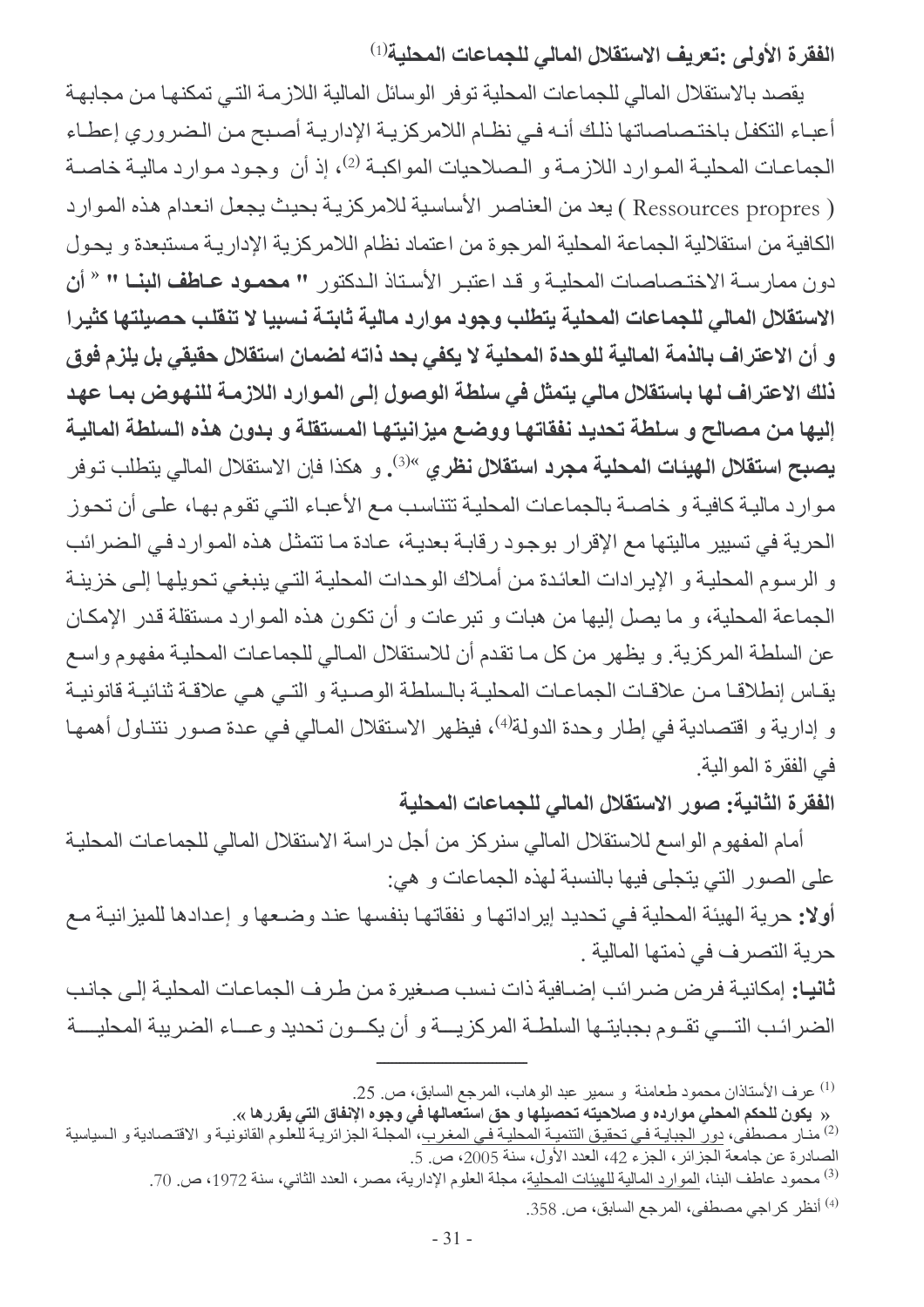### الفقرة الأولى :تعريف الاستقلال المالي للجماعات المحلية[1]

يقصد بالاستقلال المالي للجماعات المحلية توفر الوسائل المالية اللازمة التي تمكنها من مجابهة أعباء التكفل باختصاصاتها ذلك أنه في نظام اللامركزية الإدارية أصبح من الضروري إعطاء الجماعات المحلية الموارد اللازمة و الصلاحيات المواكبة [2]، إذ أن وجود موارد مالية خاصة ( Ressources propres ) يعد من العناصر الأساسية للامركزية بحيث يجعل انعدام هذه الموارد الكافية من استقلالية الجماعة المحلية المرجوة من اعتماد نظام اللامركزية الإدارية مستبعدة و يحول دون ممارسة الاختصاصات المحلية و قد اعتبر الأستاذ الدكتور **" محمود عاطف البنا "** « **أن الاستقلال المالي للجماعات المحلية يتطلب وجود موارد مالية ثابتة نسبيا لا تنقلب حصيلتها كثيرا و أن الاعتراف بالذمة المالية للوحدة المحلية لا يكفي بحد ذاته لضمان استقلال حقيقي بل يلزم فوق ذلك الاعتراف لها باستقلال مالي يتمثل في سلطة الوصول إلى الموارد اللازمة للنهوض بما عهد إليها من مصالح و سلطة تحديد نفقاتها ووضع ميزانيتها المستقلة و بدون هذه السلطة المالية يصبح استقلال الهيئات المحلية مجرد استقلال نظري** »[3]. و هكذا فإن الاستقلال المالي يتطلب توفر موارد مالية كافية و خاصة بالجماعات المحلية تتناسب مع الأعباء التي تقوم بها، على أن تحوز الحرية في تسيير ماليتها مع الإقرار بوجود رقابة بعدية، عادة ما تتمثل هذه الموارد في الضرائب و الرسوم المحلية و الإيرادات العائدة من أملاك الوحدات المحلية التي ينبغي تحويلها إلى خزينة الجماعة المحلية، و ما يصل إليها من هبات و تبرعات و أن تكون هذه الموارد مستقلة قدر الإمكان عن السلطة المركزية. و يظهر من كل ما تقدم أن للاستقلال المالي للجماعات المحلية مفهوم واسع يقاس إنطلاقا من علاقات الجماعات المحلية بالسلطة الوصية و التي هي علاقة ثنائية قانونية و إدارية و اقتصادية في إطار وحدة الدولة[4]، فيظهر الاستقلال المالي في عدة صور نتناول أهمها في الفقرة الموالية.

### الفقرة الثانية: صور الاستقلال المالي للجماعات المحلية

أمام المفهوم الواسع للاستقلال المالي سنركز من أجل دراسة الاستقلال المالي للجماعات المحلية على الصور التي يتجلى فيها بالنسبة لهذه الجماعات و هي:

**أولا:** حرية الهيئة المحلية في تحديد إيراداتها و نفقاتها بنفسها عند وضعها و إعدادها للميزانية مع حرية التصرف في ذمتها المالية .

**ثانيا:** إمكانية فرض ضرائب إضافية ذات نسب صغيرة من طرف الجماعات المحلية إلى جانب الضرائب التي تقوم بجبايتها السلطة المركزية و أن يكون تحديد وعاء الضريبة المحلية

---

[1] عرف الأستاذان محمود طعامنة و سمير عبد الوهاب، المرجع السابق، ص. 25.
« **يكون للحكم المحلي موارده و صلاحيته تحصيلها و حق استعمالها في وجوه الإنفاق التي يقررها** ».

[2] منار مصطفى، دور الجباية في تحقيق التنمية المحلية في المغرب، المجلة الجزائرية للعلوم القانونية و الاقتصادية و السياسية الصادرة عن جامعة الجزائر، الجزء 42، العدد الأول، سنة 2005، ص. 5.

[3] محمود عاطف البنا، الموارد المالية للهيئات المحلية، مجلة العلوم الإدارية، مصر، العدد الثاني، سنة 1972، ص. 70.

[4] أنظر كراجي مصطفى، المرجع السابق، ص. 358.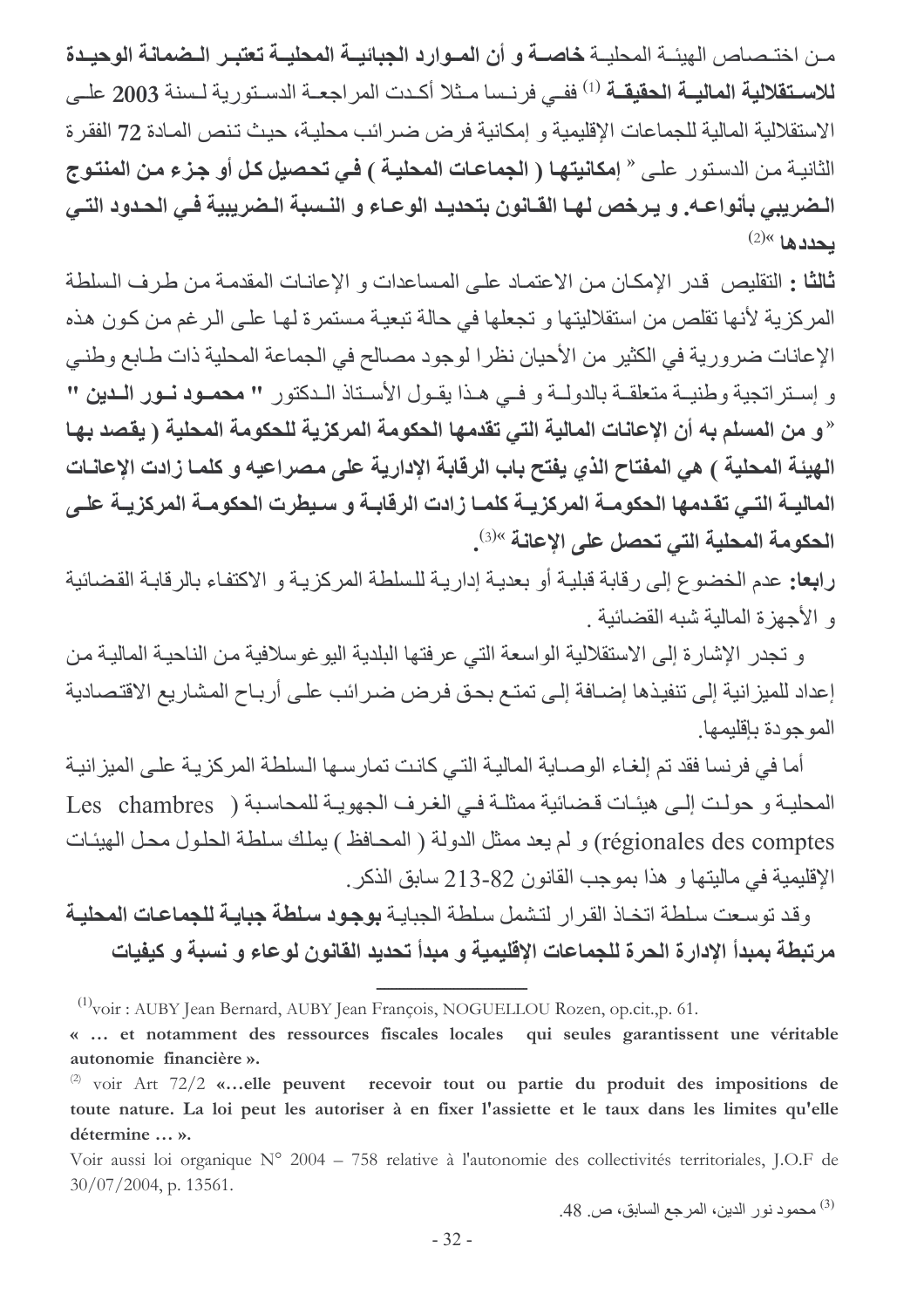من اختصاص الهيئة المحلية **خاصة و أن الموارد الجبائية المحلية تعتبر الضمانة الوحيدة للاستقلالية المالية الحقيقة** [1] ففي فرنسا مثلا أكدت المراجعة الدستورية لسنة **2003** على الاستقلالية المالية للجماعات الإقليمية و إمكانية فرض ضرائب محلية، حيث تنص المادة **72** الفقرة الثانية من الدستور على « **إمكانيتها ( الجماعات المحلية ) في تحصيل كل أو جزء من المنتوج الضريبي بأنواعه. و يرخص لها القانون بتحديد الوعاء و النسبة الضريبية في الحدود التي يحددها** »[2]

**ثالثا :** التقليص قدر الإمكان من الاعتماد على المساعدات و الإعانات المقدمة من طرف السلطة المركزية لأنها تقلص من استقلاليتها و تجعلها في حالة تبعية مستمرة لها على الرغم من كون هذه الإعانات ضرورية في الكثير من الأحيان نظرا لوجود مصالح في الجماعة المحلية ذات طابع وطني و إستراتجية وطنية متعلقة بالدولة و في هذا يقول الأستاذ الدكتور **" محمود نور الدين "** « **و من المسلم به أن الإعانات المالية التي تقدمها الحكومة المركزية للحكومة المحلية ( يقصد بها الهيئة المحلية ) هي المفتاح الذي يفتح باب الرقابة الإدارية على مصراعيه و كلما زادت الإعانات المالية التي تقدمها الحكومة المركزية كلما زادت الرقابة و سيطرت الحكومة المركزية على الحكومة المحلية التي تحصل على الإعانة** »[3].

**رابعا:** عدم الخضوع إلى رقابة قبلية أو بعدية إدارية للسلطة المركزية و الاكتفاء بالرقابة القضائية و الأجهزة المالية شبه القضائية .

و تجدر الإشارة إلى الاستقلالية الواسعة التي عرفتها البلدية اليوغوسلافية من الناحية المالية من إعداد للميزانية إلى تنفيذها إضافة إلى تمتع بحق فرض ضرائب على أرباح المشاريع الاقتصادية الموجودة بإقليمها.

أما في فرنسا فقد تم إلغاء الوصاية المالية التي كانت تمارسها السلطة المركزية على الميزانية المحلية و حولت إلى هيئات قضائية ممثلة في الغرف الجهوية للمحاسبة ( Les chambres régionales des comptes) و لم يعد ممثل الدولة ( المحافظ ) يملك سلطة الحلول محل الهيئات الإقليمية في ماليتها و هذا بموجب القانون 82-213 سابق الذكر.

وقد توسعت سلطة اتخاذ القرار لتشمل سلطة الجباية **بوجود سلطة جباية للجماعات المحلية مرتبطة بمبدأ الإدارة الحرة للجماعات الإقليمية و مبدأ تحديد القانون لوعاء و نسبة و كيفيات**

---

[1] voir : AUBY Jean Bernard, AUBY Jean François, NOGUELLOU Rozen, op.cit.,p. 61.

**« … et notamment des ressources fiscales locales qui seules garantissent une véritable autonomie financière ».**

[2] voir Art 72/2 **«…elle peuvent recevoir tout ou partie du produit des impositions de toute nature. La loi peut les autoriser à en fixer l'assiette et le taux dans les limites qu'elle détermine … ».**

Voir aussi loi organique N° 2004 – 758 relative à l'autonomie des collectivités territoriales, J.O.F de 30/07/2004, p. 13561.

[3] محمود نور الدين، المرجع السابق، ص. 48.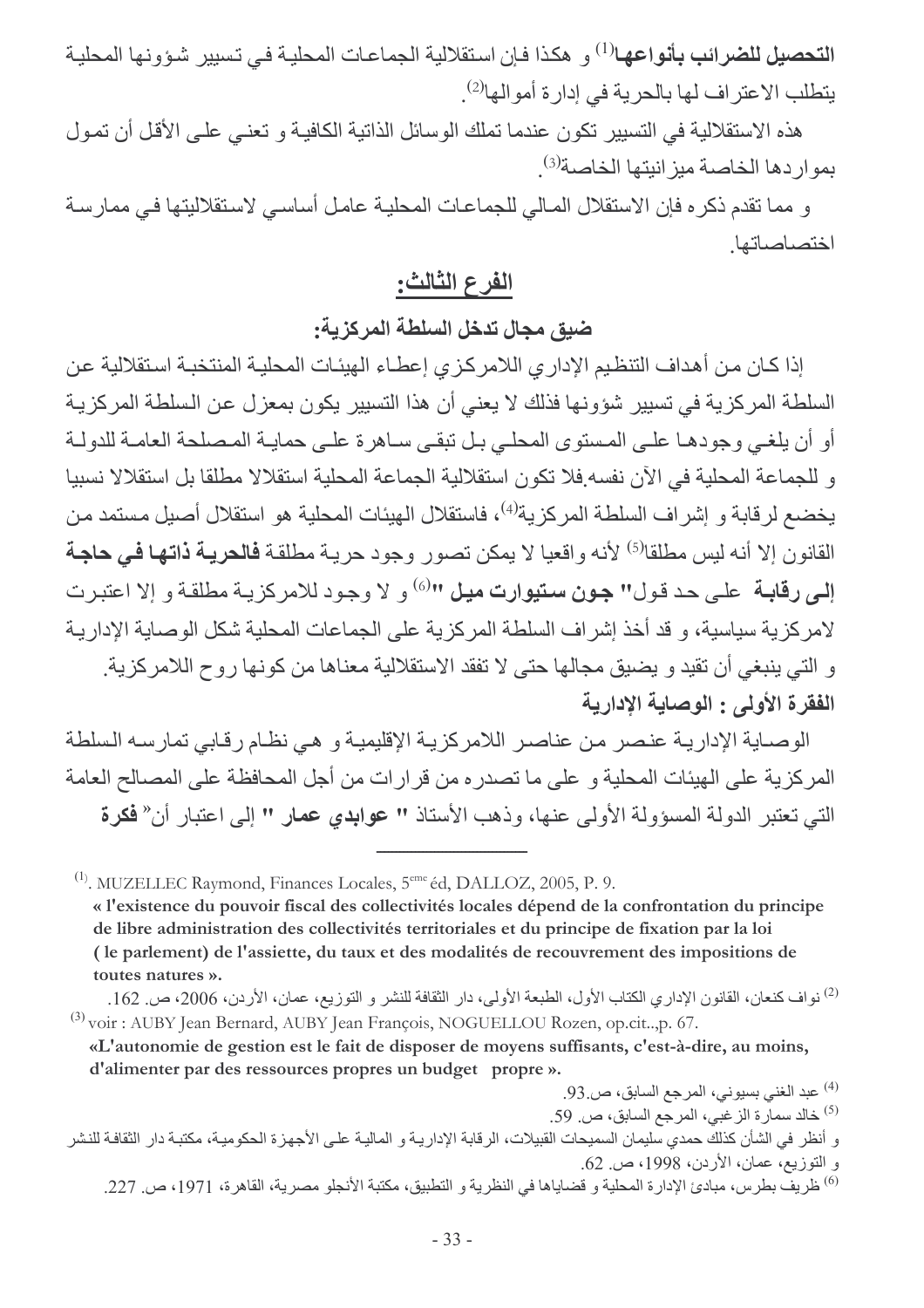**التحصيل للضرائب بأنواعها**[1] و هكذا فإن استقلالية الجماعات المحلية في تسيير شؤونها المحلية يتطلب الاعتراف لها بالحرية في إدارة أموالها[2].

هذه الاستقلالية في التسيير تكون عندما تملك الوسائل الذاتية الكافية و تعني على الأقل أن تمول بمواردها الخاصة ميزانيتها الخاصة[3].

و مما تقدم ذكره فإن الاستقلال المالي للجماعات المحلية عامل أساسي لاستقلاليتها في ممارسة اختصاصاتها.

## الفرع الثالث:

### ضيق مجال تدخل السلطة المركزية:

إذا كان من أهداف التنظيم الإداري اللامركزي إعطاء الهيئات المحلية المنتخبة استقلالية عن السلطة المركزية في تسيير شؤونها فذلك لا يعني أن هذا التسيير يكون بمعزل عن السلطة المركزية أو أن يلغي وجودها على المستوى المحلي بل تبقى ساهرة على حماية المصلحة العامة للدولة و للجماعة المحلية في الآن نفسه.فلا تكون استقلالية الجماعة المحلية استقلالا مطلقا بل استقلالا نسبيا يخضع لرقابة و إشراف السلطة المركزية[4]، فاستقلال الهيئات المحلية هو استقلال أصيل مستمد من القانون إلا أنه ليس مطلقا[5] لأنه واقعيا لا يمكن تصور وجود حرية مطلقة **فالحرية ذاتها في حاجة إلى رقابة** على حد قول**" جون ستيوارت ميل "**[6] و لا وجود للامركزية مطلقة و إلا اعتبرت لامركزية سياسية، و قد أخذ إشراف السلطة المركزية على الجماعات المحلية شكل الوصاية الإدارية و التي ينبغي أن تقيد و يضيق مجالها حتى لا تفقد الاستقلالية معناها من كونها روح اللامركزية.

**الفقرة الأولى : الوصاية الإدارية**

الوصاية الإدارية عنصر من عناصر اللامركزية الإقليمية و هي نظام رقابي تمارسه السلطة المركزية على الهيئات المحلية و على ما تصدره من قرارات من أجل المحافظة على المصالح العامة التي تعتبر الدولة المسؤولة الأولى عنها، وذهب الأستاذ **" عوابدي عمار "** إلى اعتبار أن« **فكرة**

---

(1). MUZELLEC Raymond, Finances Locales, 5ème éd, DALLOZ, 2005, P. 9.

**« l'existence du pouvoir fiscal des collectivités locales dépend de la confrontation du principe de libre administration des collectivités territoriales et du principe de fixation par la loi ( le parlement) de l'assiette, du taux et des modalités de recouvrement des impositions de toutes natures ».**

(2) نواف كنعان، القانون الإداري الكتاب الأول، الطبعة الأولى، دار الثقافة للنشر و التوزيع، عمان، الأردن، 2006، ص. 162.

(3) voir : AUBY Jean Bernard, AUBY Jean François, NOGUELLOU Rozen, op.cit..,p. 67.

**«L'autonomie de gestion est le fait de disposer de moyens suffisants, c'est-à-dire, au moins, d'alimenter par des ressources propres un budget propre ».**

(4) عبد الغني بسيوني، المرجع السابق، ص.93.

(5) خالد سمارة الزغبي، المرجع السابق، ص. 59.

و أنظر في الشأن كذلك حمدي سليمان السميحات القبيلات، الرقابة الإدارية و المالية على الأجهزة الحكومية، مكتبة دار الثقافة للنشر و التوزيع، عمان، الأردن، 1998، ص. 62.

(6) ظريف بطرس، مبادئ الإدارة المحلية و قضاياها في النظرية و التطبيق، مكتبة الأنجلو مصرية، القاهرة، 1971، ص. 227.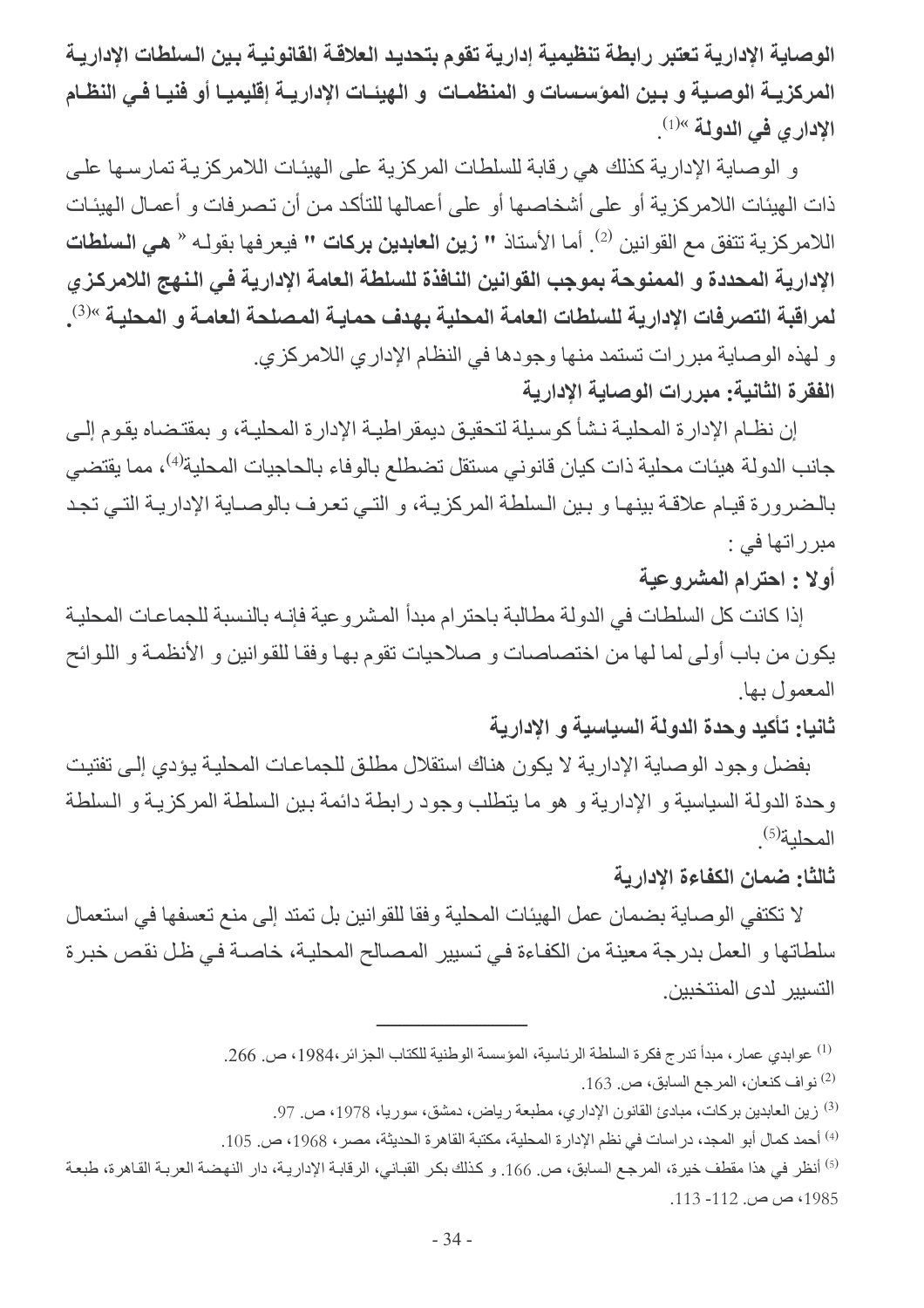**الوصاية الإدارية تعتبر رابطة تنظيمية إدارية تقوم بتحديد العلاقة القانونية بين السلطات الإدارية المركزية الوصية و بين المؤسسات و المنظمات و الهيئات الإدارية إقليميا أو فنيا في النظام الإداري في الدولة »**[1].

و الوصاية الإدارية كذلك هي رقابة للسلطات المركزية على الهيئات اللامركزية تمارسها على ذات الهيئات اللامركزية أو على أشخاصها أو على أعمالها للتأكد من أن تصرفات و أعمال الهيئات اللامركزية تتفق مع القوانين [2]. أما الأستاذ **" زين العابدين بركات "** فيعرفها بقوله « **هي السلطات الإدارية المحددة و الممنوحة بموجب القوانين النافذة للسلطة العامة الإدارية في النهج اللامركزي لمراقبة التصرفات الإدارية للسلطات العامة المحلية بهدف حماية المصلحة العامة و المحلية »**[3].

و لهذه الوصاية مبررات تستمد منها وجودها في النظام الإداري اللامركزي.

**الفقرة الثانية: مبررات الوصاية الإدارية**

إن نظام الإدارة المحلية نشأ كوسيلة لتحقيق ديمقراطية الإدارة المحلية، و بمقتضاه يقوم إلى جانب الدولة هيئات محلية ذات كيان قانوني مستقل تضطلع بالوفاء بالحاجيات المحلية[4]، مما يقتضي بالضرورة قيام علاقة بينها و بين السلطة المركزية، و التي تعرف بالوصاية الإدارية التي تجد مبرراتها في :

**أولا : احترام المشروعية**

إذا كانت كل السلطات في الدولة مطالبة باحترام مبدأ المشروعية فإنه بالنسبة للجماعات المحلية يكون من باب أولى لما لها من اختصاصات و صلاحيات تقوم بها وفقا للقوانين و الأنظمة و اللوائح المعمول بها.

**ثانيا: تأكيد وحدة الدولة السياسية و الإدارية**

بفضل وجود الوصاية الإدارية لا يكون هناك استقلال مطلق للجماعات المحلية يؤدي إلى تفتيت وحدة الدولة السياسية و الإدارية و هو ما يتطلب وجود رابطة دائمة بين السلطة المركزية و السلطة المحلية[5].

**ثالثا: ضمان الكفاءة الإدارية**

لا تكتفي الوصاية بضمان عمل الهيئات المحلية وفقا للقوانين بل تمتد إلى منع تعسفها في استعمال سلطاتها و العمل بدرجة معينة من الكفاءة في تسيير المصالح المحلية، خاصة في ظل نقص خبرة التسيير لدى المنتخبين.

---

[1] عوابدي عمار، مبدأ تدرج فكرة السلطة الرئاسية، المؤسسة الوطنية للكتاب الجزائر،1984، ص. 266.

[2] نواف كنعان، المرجع السابق، ص. 163.

[3] زين العابدين بركات، مبادئ القانون الإداري، مطبعة رياض، دمشق، سوريا، 1978، ص. 97.

[4] أحمد كمال أبو المجد، دراسات في نظم الإدارة المحلية، مكتبة القاهرة الحديثة، مصر، 1968، ص. 105.

[5] أنظر في هذا مقطف خيرة، المرجع السابق، ص. 166. و كذلك بكر القباني، الرقابة الإدارية، دار النهضة العربة القاهرة، طبعة 1985، ص ص. 112- 113.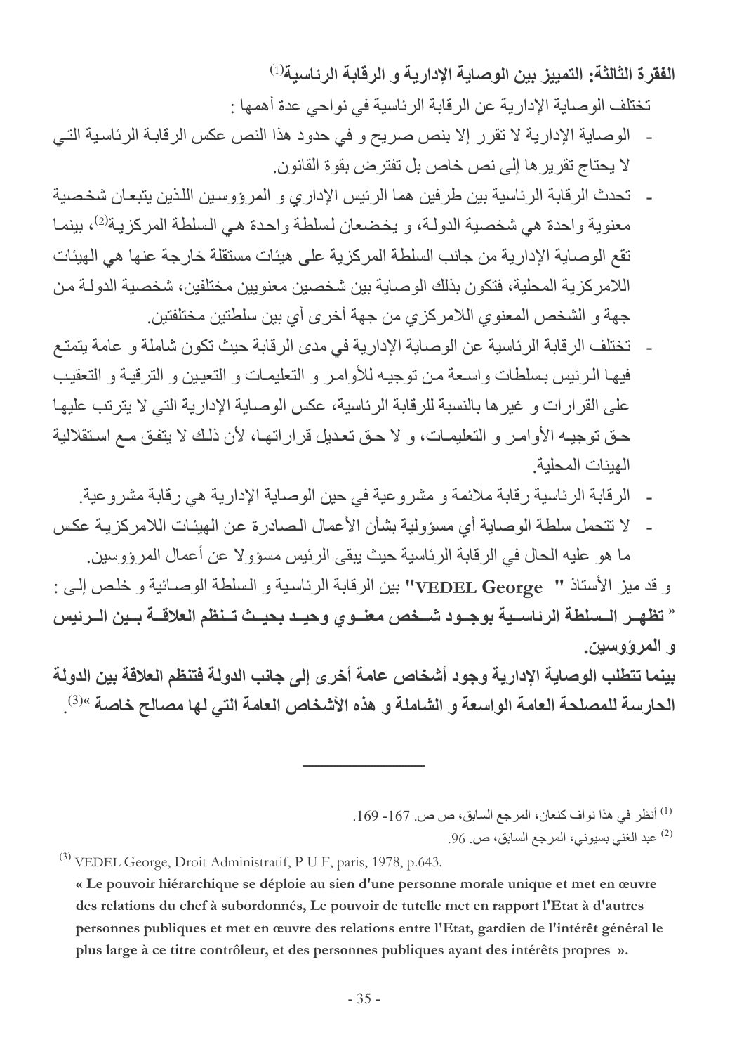**الفقرة الثالثة: التمييز بين الوصاية الإدارية و الرقابة الرئاسية**[1]

تختلف الوصاية الإدارية عن الرقابة الرئاسية في نواحي عدة أهمها :

- الوصاية الإدارية لا تقرر إلا بنص صريح و في حدود هذا النص عكس الرقابة الرئاسية التي لا يحتاج تقريرها إلى نص خاص بل تفترض بقوة القانون.
- تحدث الرقابة الرئاسية بين طرفين هما الرئيس الإداري و المرؤوسين اللذين يتبعان شخصية معنوية واحدة هي شخصية الدولة، و يخضعان لسلطة واحدة هي السلطة المركزية[2]، بينما تقع الوصاية الإدارية من جانب السلطة المركزية على هيئات مستقلة خارجة عنها هي الهيئات اللامركزية المحلية، فتكون بذلك الوصاية بين شخصين معنويين مختلفين، شخصية الدولة من جهة و الشخص المعنوي اللامركزي من جهة أخرى أي بين سلطتين مختلفتين.
- تختلف الرقابة الرئاسية عن الوصاية الإدارية في مدى الرقابة حيث تكون شاملة و عامة يتمتع فيها الرئيس بسلطات واسعة من توجيه للأوامر و التعليمات و التعيين و الترقية و التعقيب على القرارات و غيرها بالنسبة للرقابة الرئاسية، عكس الوصاية الإدارية التي لا يترتب عليها حق توجيه الأوامر و التعليمات، و لا حق تعديل قراراتها، لأن ذلك لا يتفق مع استقلالية الهيئات المحلية.
- الرقابة الرئاسية رقابة ملائمة و مشروعية في حين الوصاية الإدارية هي رقابة مشروعية.
- لا تتحمل سلطة الوصاية أي مسؤولية بشأن الأعمال الصادرة عن الهيئات اللامركزية عكس ما هو عليه الحال في الرقابة الرئاسية حيث يبقى الرئيس مسؤولا عن أعمال المرؤوسين.

و قد ميز الأستاذ "VEDEL George" بين الرقابة الرئاسية و السلطة الوصائية و خلص إلى :

**« تظهر السلطة الرئاسية بوجود شخص معنوي وحيد بحيث تنظم العلاقة بين الرئيس و المرؤوسين.**

**بينما تتطلب الوصاية الإدارية وجود أشخاص عامة أخرى إلى جانب الدولة فتنظم العلاقة بين الدولة الحارسة للمصلحة العامة الواسعة و الشاملة و هذه الأشخاص العامة التي لها مصالح خاصة »**[3].

---

(1) أنظر في هذا نواف كنعان، المرجع السابق، ص ص. 167- 169.

(2) عبد الغني بسيوني، المرجع السابق، ص. 96.

(3) VEDEL George, Droit Administratif, P U F, paris, 1978, p.643.

**« Le pouvoir hiérarchique se déploie au sien d'une personne morale unique et met en œuvre des relations du chef à subordonnés, Le pouvoir de tutelle met en rapport l'Etat à d'autres personnes publiques et met en œuvre des relations entre l'Etat, gardien de l'intérêt général le plus large à ce titre contrôleur, et des personnes publiques ayant des intérêts propres ».**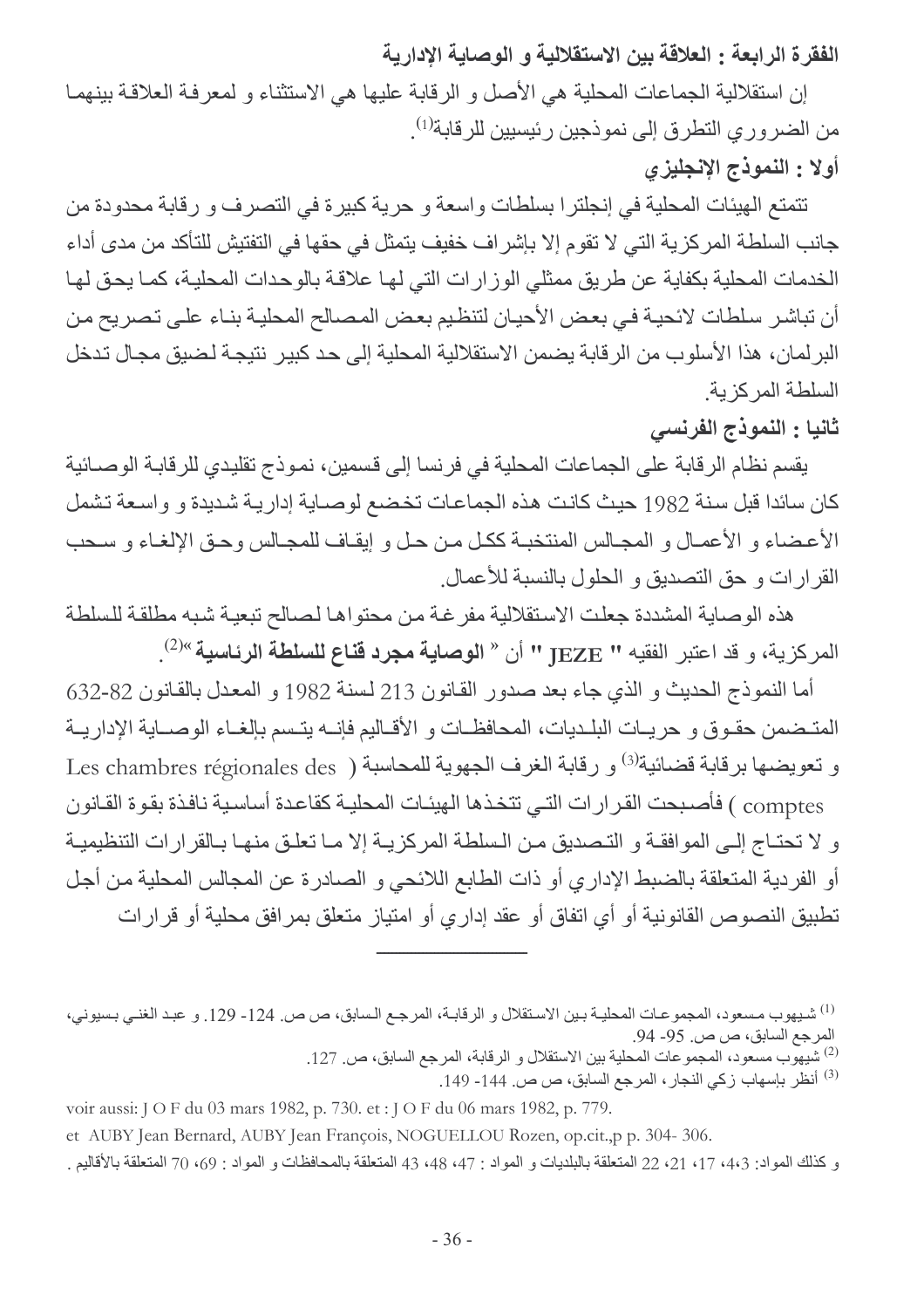**الفقرة الرابعة : العلاقة بين الاستقلالية و الوصاية الإدارية**

إن استقلالية الجماعات المحلية هي الأصل و الرقابة عليها هي الاستثناء و لمعرفة العلاقة بينهما من الضروري التطرق إلى نموذجين رئيسيين للرقابة[1].

**أولا : النموذج الإنجليزي**

تتمتع الهيئات المحلية في إنجلترا بسلطات واسعة و حرية كبيرة في التصرف و رقابة محدودة من جانب السلطة المركزية التي لا تقوم إلا بإشراف خفيف يتمثل في حقها في التفتيش للتأكد من مدى أداء الخدمات المحلية بكفاية عن طريق ممثلي الوزارات التي لها علاقة بالوحدات المحلية، كما يحق لها أن تباشر سلطات لائحية في بعض الأحيان لتنظيم بعض المصالح المحلية بناء على تصريح من البرلمان، هذا الأسلوب من الرقابة يضمن الاستقلالية المحلية إلى حد كبير نتيجة لضيق مجال تدخل السلطة المركزية.

**ثانيا : النموذج الفرنسي**

يقسم نظام الرقابة على الجماعات المحلية في فرنسا إلى قسمين، نموذج تقليدي للرقابة الوصائية كان سائدا قبل سنة 1982 حيث كانت هذه الجماعات تخضع لوصاية إدارية شديدة و واسعة تشمل الأعضاء و الأعمال و المجالس المنتخبة ككل من حل و إيقاف للمجالس وحق الإلغاء و سحب القرارات و حق التصديق و الحلول بالنسبة للأعمال.

هذه الوصاية المشددة جعلت الاستقلالية مفرغة من محتواها لصالح تبعية شبه مطلقة للسلطة المركزية، و قد اعتبر الفقيه **" JEZE "** أن « **الوصاية مجرد قناع للسلطة الرئاسية** »[2].

أما النموذج الحديث و الذي جاء بعد صدور القانون 213 لسنة 1982 و المعدل بالقانون 82-632 المتضمن حقوق و حريات البلديات، المحافظات و الأقاليم فإنه يتسم بإلغاء الوصاية الإدارية و تعويضها برقابة قضائية[3] و رقابة الغرف الجهوية للمحاسبة ( Les chambres régionales des comptes ) فأصبحت القرارات التي تتخذها الهيئات المحلية كقاعدة أساسية نافذة بقوة القانون و لا تحتاج إلى الموافقة و التصديق من السلطة المركزية إلا ما تعلق منها بالقرارات التنظيمية أو الفردية المتعلقة بالضبط الإداري أو ذات الطابع اللائحي و الصادرة عن المجالس المحلية من أجل تطبيق النصوص القانونية أو أي اتفاق أو عقد إداري أو امتياز متعلق بمرافق محلية أو قرارات

---

[1] شيهوب مسعود، المجموعات المحلية بين الاستقلال و الرقابة، المرجع السابق، ص ص. 124- 129. و عبد الغني بسيوني، المرجع السابق، ص ص. 95- 94.

[2] شيهوب مسعود، المجموعات المحلية بين الاستقلال و الرقابة، المرجع السابق، ص. 127.

[3] أنظر بإسهاب زكي النجار، المرجع السابق، ص ص. 144- 149.

voir aussi: J O F du 03 mars 1982, p. 730. et : J O F du 06 mars 1982, p. 779.

et AUBY Jean Bernard, AUBY Jean François, NOGUELLOU Rozen, op.cit.,p p. 304- 306.

و كذلك المواد: 3،4، 17، 21، 22 المتعلقة بالبلديات و المواد : 47، 48، 43 المتعلقة بالمحافظات و المواد : 69، 70 المتعلقة بالأقاليم .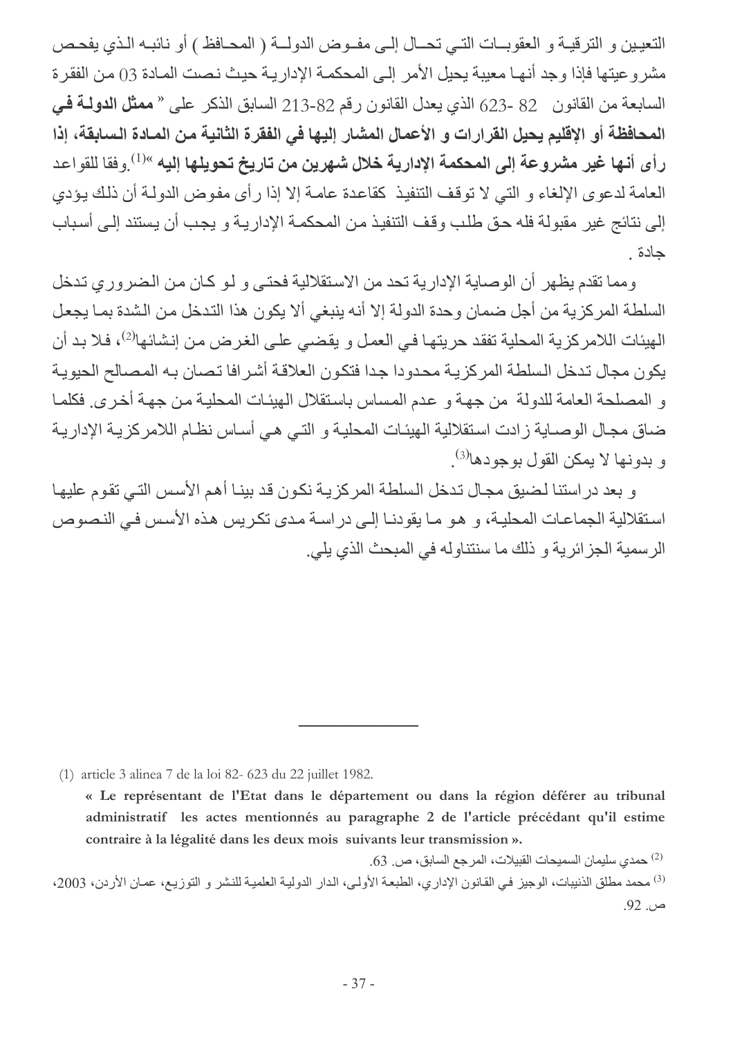التعيين و الترقية و العقوبات التي تحال إلى مفوض الدولة ( المحافظ ) أو نائبه الذي يفحص مشروعيتها فإذا وجد أنها معيبة يحيل الأمر إلى المحكمة الإدارية حيث نصت المادة 03 من الفقرة السابعة من القانون 82 -623 الذي يعدل القانون رقم 82-213 السابق الذكر على " **ممثل الدولة في المحافظة أو الإقليم يحيل القرارات و الأعمال المشار إليها في الفقرة الثانية من المادة السابقة، إذا رأى أنها غير مشروعة إلى المحكمة الإدارية خلال شهرين من تاريخ تحويلها إليه** "[1].وفقا للقواعد العامة لدعوى الإلغاء و التي لا توقف التنفيذ كقاعدة عامة إلا إذا رأى مفوض الدولة أن ذلك يؤدي إلى نتائج غير مقبولة فله حق طلب وقف التنفيذ من المحكمة الإدارية و يجب أن يستند إلى أسباب جادة .

ومما تقدم يظهر أن الوصاية الإدارية تحد من الاستقلالية فحتى و لو كان من الضروري تدخل السلطة المركزية من أجل ضمان وحدة الدولة إلا أنه ينبغي ألا يكون هذا التدخل من الشدة بما يجعل الهيئات اللامركزية المحلية تفقد حريتها في العمل و يقضي على الغرض من إنشائها[2]، فلا بد أن يكون مجال تدخل السلطة المركزية محدودا جدا فتكون العلاقة أشرافا تصان به المصالح الحيوية و المصلحة العامة للدولة من جهة و عدم المساس باستقلال الهيئات المحلية من جهة أخرى. فكلما ضاق مجال الوصاية زادت استقلالية الهيئات المحلية و التي هي أساس نظام اللامركزية الإدارية و بدونها لا يمكن القول بوجودها[3].

و بعد دراستنا لضيق مجال تدخل السلطة المركزية نكون قد بينا أهم الأسس التي تقوم عليها استقلالية الجماعات المحلية، و هو ما يقودنا إلى دراسة مدى تكريس هذه الأسس في النصوص الرسمية الجزائرية و ذلك ما سنتناوله في المبحث الذي يلي.

---

(1) article 3 alinea 7 de la loi 82- 623 du 22 juillet 1982.

**« Le représentant de l'Etat dans le département ou dans la région déférer au tribunal administratif les actes mentionnés au paragraphe 2 de l'article précédant qu'il estime contraire à la légalité dans les deux mois suivants leur transmission ».**

(2) حمدي سليمان السميحات القبيلات، المرجع السابق، ص. 63.

(3) محمد مطلق الذنيبات، الوجيز في القانون الإداري، الطبعة الأولى، الدار الدولية العلمية للنشر و التوزيع، عمان الأردن، 2003، ص. 92.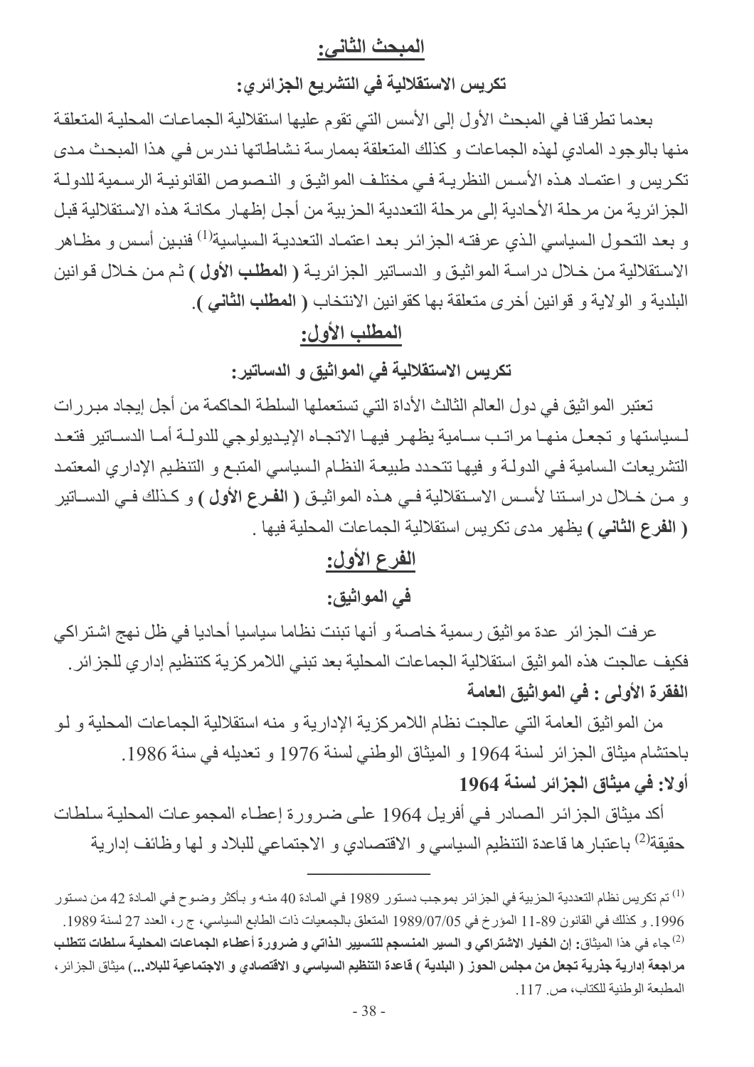## المبحث الثاني:

### تكريس الاستقلالية في التشريع الجزائري:

بعدما تطرقنا في المبحث الأول إلى الأسس التي تقوم عليها استقلالية الجماعات المحلية المتعلقة منها بالوجود المادي لهذه الجماعات و كذلك المتعلقة بممارسة نشاطاتها ندرس في هذا المبحث مدى تكريس و اعتماد هذه الأسس النظرية في مختلف المواثيق و النصوص القانونية الرسمية للدولة الجزائرية من مرحلة الأحادية إلى مرحلة التعددية الحزبية من أجل إظهار مكانة هذه الاستقلالية قبل و بعد التحول السياسي الذي عرفته الجزائر بعد اعتماد التعددية السياسية[1] فنبين أسس و مظاهر الاستقلالية من خلال دراسة المواثيق و الدساتير الجزائرية ( **المطلب الأول** ) ثم من خلال قوانين البلدية و الولاية و قوانين أخرى متعلقة بها كقوانين الانتخاب ( **المطلب الثاني** ).

## المطلب الأول:

### تكريس الاستقلالية في المواثيق و الدساتير:

تعتبر المواثيق في دول العالم الثالث الأداة التي تستعملها السلطة الحاكمة من أجل إيجاد مبررات لسياستها و تجعل منها مراتب سامية يظهر فيها الاتجاه الإيديولوجي للدولة أما الدساتير فتعد التشريعات السامية في الدولة و فيها تتحدد طبيعة النظام السياسي المتبع و التنظيم الإداري المعتمد و من خلال دراستنا لأسس الاستقلالية في هذه المواثيق ( **الفرع الأول** ) و كذلك في الدساتير ( **الفرع الثاني** ) يظهر مدى تكريس استقلالية الجماعات المحلية فيها .

## الفرع الأول:

### في المواثيق:

عرفت الجزائر عدة مواثيق رسمية خاصة و أنها تبنت نظاما سياسيا أحاديا في ظل نهج اشتراكي فكيف عالجت هذه المواثيق استقلالية الجماعات المحلية بعد تبني اللامركزية كتنظيم إداري للجزائر.

**الفقرة الأولى : في المواثيق العامة**

من المواثيق العامة التي عالجت نظام اللامركزية الإدارية و منه استقلالية الجماعات المحلية و لو باحتشام ميثاق الجزائر لسنة 1964 و الميثاق الوطني لسنة 1976 و تعديله في سنة 1986.

**أولا: في ميثاق الجزائر لسنة 1964**

أكد ميثاق الجزائر الصادر في أفريل 1964 على ضرورة إعطاء المجموعات المحلية سلطات حقيقة[2] باعتبارها قاعدة التنظيم السياسي و الاقتصادي و الاجتماعي للبلاد و لها وظائف إدارية

---

[1] تم تكريس نظام التعددية الحزبية في الجزائر بموجب دستور 1989 في المادة 40 منه و بأكثر وضوح في المادة 42 من دستور 1996. و كذلك في القانون 89-11 المؤرخ في 1989/07/05 المتعلق بالجمعيات ذات الطابع السياسي، ج ر، العدد 27 لسنة 1989.

[2] جاء في هذا الميثاق: **إن الخيار الاشتراكي و السير المنسجم للتسيير الذاتي و ضرورة أعطاء الجماعات المحلية سلطات تتطلب مراجعة إدارية جذرية تجعل من مجلس الحوز ( البلدية ) قاعدة التنظيم السياسي و الاقتصادي و الاجتماعية للبلاد...)** ميثاق الجزائر، المطبعة الوطنية للكتاب، ص. 117.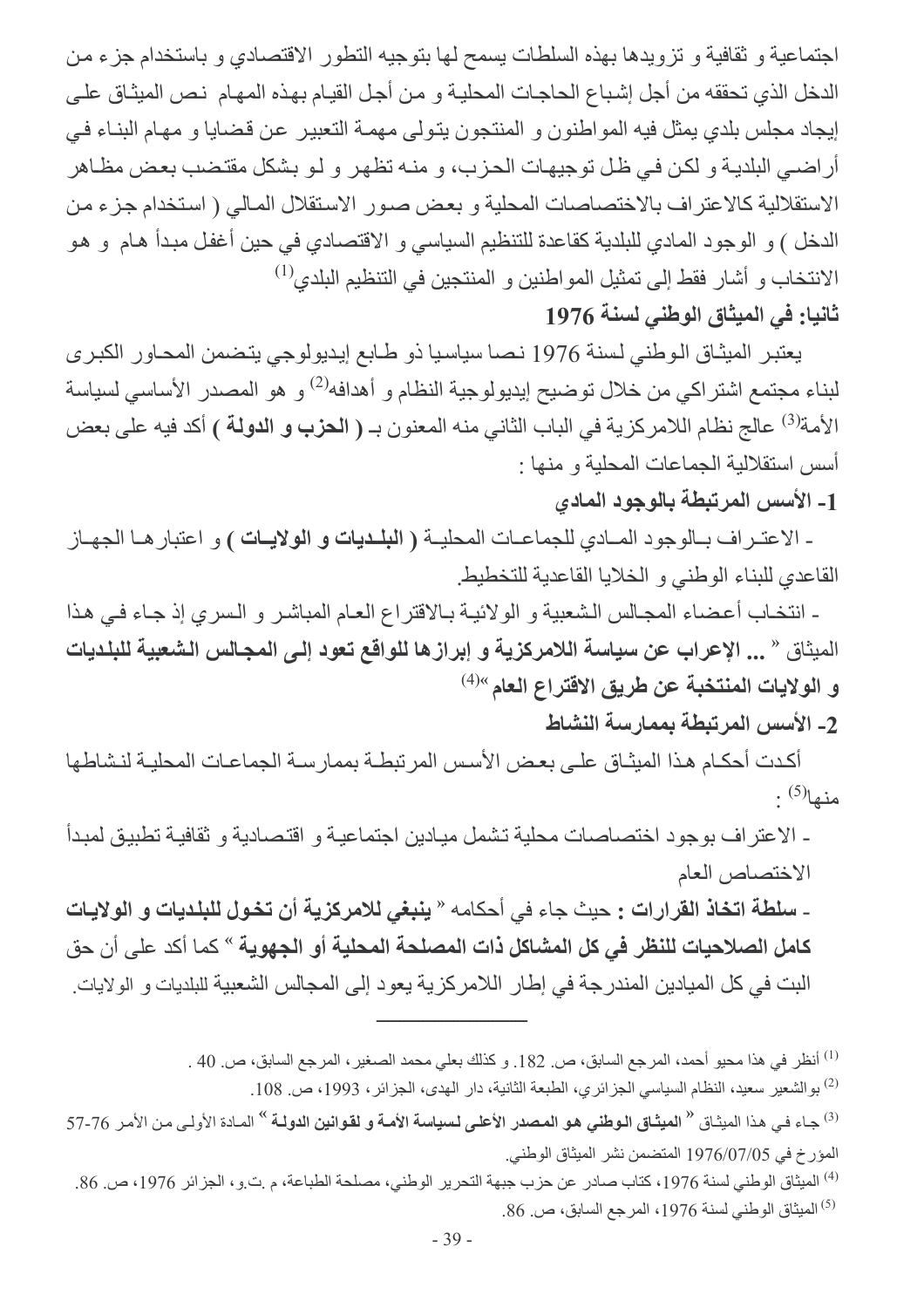اجتماعية و ثقافية و تزويدها بهذه السلطات يسمح لها بتوجيه التطور الاقتصادي و باستخدام جزء من الدخل الذي تحققه من أجل إشباع الحاجات المحلية و من أجل القيام بهذه المهام نص الميثاق على إيجاد مجلس بلدي يمثل فيه المواطنون و المنتجون يتولى مهمة التعبير عن قضايا و مهام البناء في أراضي البلدية و لكن في ظل توجيهات الحزب، و منه تظهر و لو بشكل مقتضب بعض مظاهر الاستقلالية كالاعتراف بالاختصاصات المحلية و بعض صور الاستقلال المالي ( استخدام جزء من الدخل ) و الوجود المادي للبلدية كقاعدة للتنظيم السياسي و الاقتصادي في حين أغفل مبدأ هام و هو الانتخاب و أشار فقط إلى تمثيل المواطنين و المنتجين في التنظيم البلدي[1]

### ثانيا: في الميثاق الوطني لسنة 1976

يعتبر الميثاق الوطني لسنة 1976 نصا سياسيا ذو طابع إيديولوجي يتضمن المحاور الكبرى لبناء مجتمع اشتراكي من خلال توضيح إيديولوجية النظام و أهدافه[2] و هو المصدر الأساسي لسياسة الأمة[3] عالج نظام اللامركزية في الباب الثاني منه المعنون بـ **( الحزب و الدولة )** أكد فيه على بعض أسس استقلالية الجماعات المحلية و منها :

#### 1- الأسس المرتبطة بالوجود المادي

- الاعتراف بالوجود المادي للجماعات المحلية **( البلديات و الولايات )** و اعتبارها الجهاز القاعدي للبناء الوطني و الخلايا القاعدية للتخطيط.

- انتخاب أعضاء المجالس الشعبية و الولائية بالاقتراع العام المباشر و السري إذ جاء في هذا الميثاق « **... الإعراب عن سياسة اللامركزية و إبرازها للواقع تعود إلى المجالس الشعبية للبلديات و الولايات المنتخبة عن طريق الاقتراع العام** »[4]

#### 2- الأسس المرتبطة بممارسة النشاط

أكدت أحكام هذا الميثاق على بعض الأسس المرتبطة بممارسة الجماعات المحلية لنشاطها منها[5] :

- الاعتراف بوجود اختصاصات محلية تشمل ميادين اجتماعية و اقتصادية و ثقافية تطبيق لمبدأ الاختصاص العام

- **سلطة اتخاذ القرارات :** حيث جاء في أحكامه « **ينبغي للامركزية أن تخول للبلديات و الولايات كامل الصلاحيات للنظر في كل المشاكل ذات المصلحة المحلية أو الجهوية** » كما أكد على أن حق البت في كل الميادين المندرجة في إطار اللامركزية يعود إلى المجالس الشعبية للبلديات و الولايات.

---

[1] أنظر في هذا محيو أحمد، المرجع السابق، ص. 182. و كذلك بعلي محمد الصغير، المرجع السابق، ص. 40 .

[2] بوالشعير سعيد، النظام السياسي الجزائري، الطبعة الثانية، دار الهدى، الجزائر، 1993، ص. 108.

[3] جاء في هذا الميثاق « **الميثاق الوطني هو المصدر الأعلى لسياسة الأمة و لقوانين الدولة** » المادة الأولى من الأمر 76-57 المؤرخ في 1976/07/05 المتضمن نشر الميثاق الوطني.

[4] الميثاق الوطني لسنة 1976، كتاب صادر عن حزب جبهة التحرير الوطني، مصلحة الطباعة، م.ت.و، الجزائر 1976، ص. 86.

[5] الميثاق الوطني لسنة 1976، المرجع السابق، ص. 86.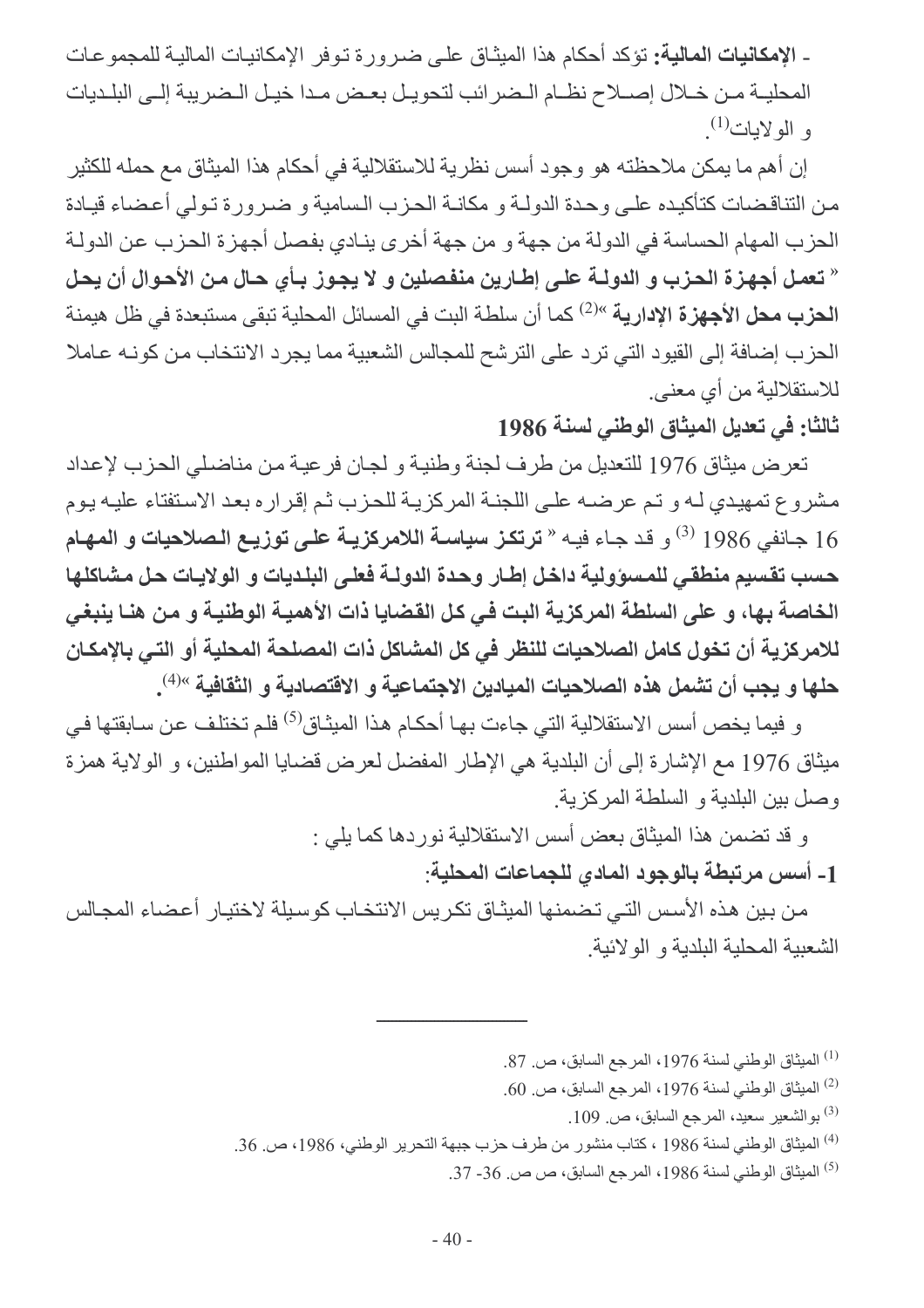- **الإمكانيات المالية:** تؤكد أحكام هذا الميثاق على ضرورة توفر الإمكانيات المالية للمجموعات المحلية من خلال إصلاح نظام الضرائب لتحويل بعض مدا خيل الضريبة إلى البلديات و الولايات[1].

إن أهم ما يمكن ملاحظته هو وجود أسس نظرية للاستقلالية في أحكام هذا الميثاق مع حمله للكثير من التناقضات كتأكيده على وحدة الدولة و مكانة الحزب السامية و ضرورة تولي أعضاء قيادة الحزب المهام الحساسة في الدولة من جهة و من جهة أخرى ينادي بفصل أجهزة الحزب عن الدولة « **تعمل أجهزة الحزب و الدولة على إطارين منفصلين و لا يجوز بأي حال من الأحوال أن يحل الحزب محل الأجهزة الإدارية** »[2] كما أن سلطة البت في المسائل المحلية تبقى مستبعدة في ظل هيمنة الحزب إضافة إلى القيود التي ترد على الترشح للمجالس الشعبية مما يجرد الانتخاب من كونه عاملا للاستقلالية من أي معنى.

**ثالثا: في تعديل الميثاق الوطني لسنة 1986**

تعرض ميثاق 1976 للتعديل من طرف لجنة وطنية و لجان فرعية من مناضلي الحزب لإعداد مشروع تمهيدي له و تم عرضه على اللجنة المركزية للحزب ثم إقراره بعد الاستفتاء عليه يوم 16 جانفي 1986 [3] و قد جاء فيه « **ترتكز سياسة اللامركزية على توزيع الصلاحيات و المهام حسب تقسيم منطقي للمسؤولية داخل إطار وحدة الدولة فعلى البلديات و الولايات حل مشاكلها الخاصة بها، و على السلطة المركزية البت في كل القضايا ذات الأهمية الوطنية و من هنا ينبغي للامركزية أن تخول كامل الصلاحيات للنظر في كل المشاكل ذات المصلحة المحلية أو التي بالإمكان حلها و يجب أن تشمل هذه الصلاحيات الميادين الاجتماعية و الاقتصادية و الثقافية** »[4].

و فيما يخص أسس الاستقلالية التي جاءت بها أحكام هذا الميثاق[5] فلم تختلف عن سابقتها في ميثاق 1976 مع الإشارة إلى أن البلدية هي الإطار المفضل لعرض قضايا المواطنين، و الولاية همزة وصل بين البلدية و السلطة المركزية.

و قد تضمن هذا الميثاق بعض أسس الاستقلالية نوردها كما يلي :

**1- أسس مرتبطة بالوجود المادي للجماعات المحلية:**

من بين هذه الأسس التي تضمنها الميثاق تكريس الانتخاب كوسيلة لاختيار أعضاء المجالس الشعبية المحلية البلدية و الولائية.

---

[1] الميثاق الوطني لسنة 1976، المرجع السابق، ص. 87.

[2] الميثاق الوطني لسنة 1976، المرجع السابق، ص. 60.

[3] بوالشعير سعيد، المرجع السابق، ص. 109.

[4] الميثاق الوطني لسنة 1986 ، كتاب منشور من طرف حزب جبهة التحرير الوطني، 1986، ص. 36.

[5] الميثاق الوطني لسنة 1986، المرجع السابق، ص ص. 36- 37.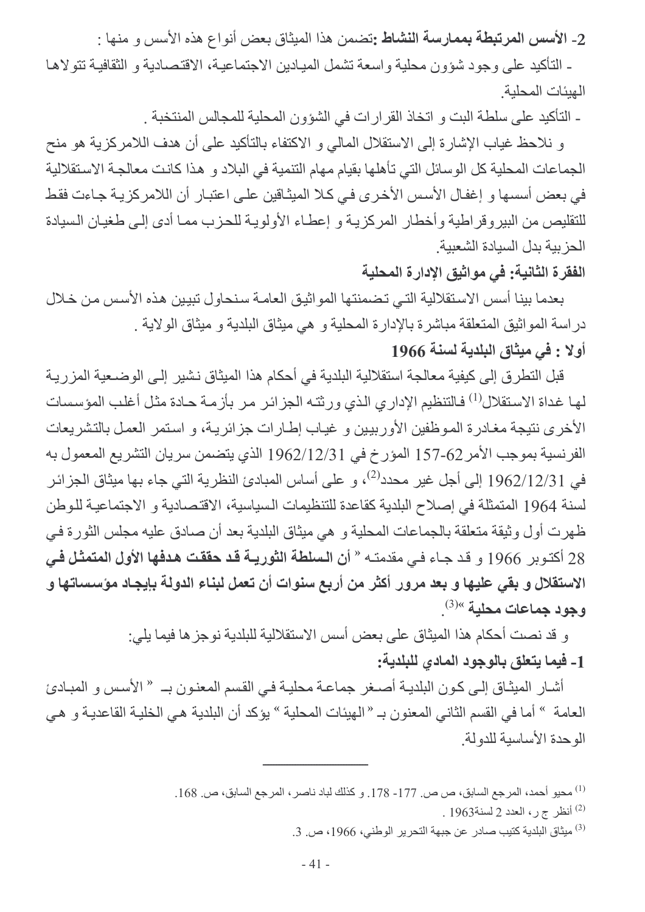**2- الأسس المرتبطة بممارسة النشاط :**تضمن هذا الميثاق بعض أنواع هذه الأسس و منها :

- التأكيد على وجود شؤون محلية واسعة تشمل الميادين الاجتماعية، الاقتصادية و الثقافية تتولاها الهيئات المحلية.

- التأكيد على سلطة البت و اتخاذ القرارات في الشؤون المحلية للمجالس المنتخبة .

و نلاحظ غياب الإشارة إلى الاستقلال المالي و الاكتفاء بالتأكيد على أن هدف اللامركزية هو منح الجماعات المحلية كل الوسائل التي تأهلها بقيام مهام التنمية في البلاد و هذا كانت معالجة الاستقلالية في بعض أسسها و إغفال الأسس الأخرى في كلا الميثاقين على اعتبار أن اللامركزية جاءت فقط للتقليص من البيروقراطية وأخطار المركزية و إعطاء الأولوية للحزب مما أدى إلى طغيان السيادة الحزبية بدل السيادة الشعبية.

**الفقرة الثانية: في مواثيق الإدارة المحلية**

بعدما بينا أسس الاستقلالية التي تضمنتها المواثيق العامة سنحاول تبيين هذه الأسس من خلال دراسة المواثيق المتعلقة مباشرة بالإدارة المحلية و هي ميثاق البلدية و ميثاق الولاية .

**أولا : في ميثاق البلدية لسنة 1966**

قبل التطرق إلى كيفية معالجة استقلالية البلدية في أحكام هذا الميثاق نشير إلى الوضعية المزرية لها غداة الاستقلال[1] فالتنظيم الإداري الذي ورثته الجزائر مر بأزمة حادة مثل أغلب المؤسسات الأخرى نتيجة مغادرة الموظفين الأوربيين و غياب إطارات جزائرية، و استمر العمل بالتشريعات الفرنسية بموجب الأمر62-157 المؤرخ في 1962/12/31 الذي يتضمن سريان التشريع المعمول به في 1962/12/31 إلى أجل غير محدد[2]، و على أساس المبادئ النظرية التي جاء بها ميثاق الجزائر لسنة 1964 المتمثلة في إصلاح البلدية كقاعدة للتنظيمات السياسية، الاقتصادية و الاجتماعية للوطن ظهرت أول وثيقة متعلقة بالجماعات المحلية و هي ميثاق البلدية بعد أن صادق عليه مجلس الثورة في 28 أكتوبر 1966 و قد جاء في مقدمته « **أن السلطة الثورية قد حققت هدفها الأول المتمثل في الاستقلال و بقي عليها و بعد مرور أكثر من أربع سنوات أن تعمل لبناء الدولة بإيجاد مؤسساتها و وجود جماعات محلية** »[3].

و قد نصت أحكام هذا الميثاق على بعض أسس الاستقلالية للبلدية نوجزها فيما يلي:

**1- فيما يتعلق بالوجود المادي للبلدية:**

أشار الميثاق إلى كون البلدية أصغر جماعة محلية في القسم المعنون بـ « الأسس و المبادئ العامة » أما في القسم الثاني المعنون بـ « الهيئات المحلية » يؤكد أن البلدية هي الخلية القاعدية و هي الوحدة الأساسية للدولة.

---

[1] محيو أحمد، المرجع السابق، ص ص. 177- 178. و كذلك لباد ناصر، المرجع السابق، ص. 168.

[2] أنظر ج ر، العدد 2 لسنة1963 .

[3] ميثاق البلدية كتيب صادر عن جبهة التحرير الوطني، 1966، ص. 3.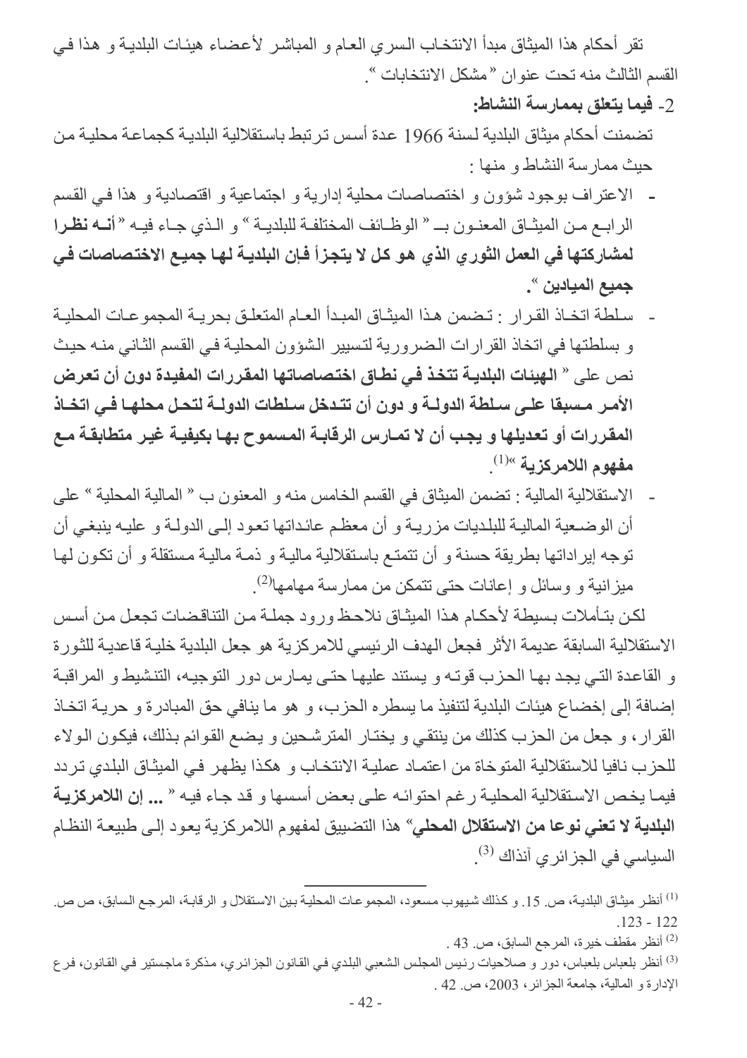تقر أحكام هذا الميثاق مبدأ الانتخاب السري العام و المباشر لأعضاء هيئات البلدية و هذا في القسم الثالث منه تحت عنوان " مشكل الانتخابات ".

**2- فيما يتعلق بممارسة النشاط:**

تضمنت أحكام ميثاق البلدية لسنة 1966 عدة أسس ترتبط باستقلالية البلدية كجماعة محلية من حيث ممارسة النشاط و منها :

- الاعتراف بوجود شؤون و اختصاصات محلية إدارية و اجتماعية و اقتصادية و هذا في القسم الرابع من الميثاق المعنون بـ " الوظائف المختلفة للبلدية " و الذي جاء فيه " **أنه نظرا لمشاركتها في العمل الثوري الذي هو كل لا يتجزأ فإن البلدية لها جميع الاختصاصات في جميع الميادين** ".
- سلطة اتخاذ القرار : تضمن هذا الميثاق المبدأ العام المتعلق بحرية المجموعات المحلية و بسلطتها في اتخاذ القرارات الضرورية لتسيير الشؤون المحلية في القسم الثاني منه حيث نص على " **الهيئات البلدية تتخذ في نطاق اختصاصاتها المقررات المفيدة دون أن تعرض الأمر مسبقا على سلطة الدولة و دون أن تتدخل سلطات الدولة لتحل محلها في اتخاذ المقررات أو تعديلها و يجب أن لا تمارس الرقابة المسموح بها بكيفية غير متطابقة مع مفهوم اللامركزية** "[1].
- الاستقلالية المالية : تضمن الميثاق في القسم الخامس منه و المعنون ب " المالية المحلية " على أن الوضعية المالية للبلديات مزرية و أن معظم عائداتها تعود إلى الدولة و عليه ينبغي أن توجه إيراداتها بطريقة حسنة و أن تتمتع باستقلالية مالية و ذمة مالية مستقلة و أن تكون لها ميزانية و وسائل و إعانات حتى تتمكن من ممارسة مهامها[2].

لكن بتأملات بسيطة لأحكام هذا الميثاق نلاحظ ورود جملة من التناقضات تجعل من أسس الاستقلالية السابقة عديمة الأثر فجعل الهدف الرئيسي للامركزية هو جعل البلدية خلية قاعدية للثورة و القاعدة التي يجد بها الحزب قوته و يستند عليها حتى يمارس دور التوجيه، التنشيط و المراقبة إضافة إلى إخضاع هيئات البلدية لتنفيذ ما يسطره الحزب، و هو ما ينافي حق المبادرة و حرية اتخاذ القرار، و جعل من الحزب كذلك من ينتقي و يختار المترشحين و يضع القوائم بذلك، فيكون الولاء للحزب نافيا للاستقلالية المتوخاة من اعتماد عملية الانتخاب و هكذا يظهر في الميثاق البلدي تردد فيما يخص الاستقلالية المحلية رغم احتوائه على بعض أسسها و قد جاء فيه " **... إن اللامركزية البلدية لا تعني نوعا من الاستقلال المحلي**" هذا التضييق لمفهوم اللامركزية يعود إلى طبيعة النظام السياسي في الجزائري آنذاك [3].

---

[1] أنظر ميثاق البلدية، ص. 15. و كذلك شيهوب مسعود، المجموعات المحلية بين الاستقلال و الرقابة، المرجع السابق، ص ص. 122 - 123.

[2] أنظر مقطف خيرة، المرجع السابق، ص. 43 .

[3] أنظر بلعباس بلعباس، دور و صلاحيات رئيس المجلس الشعبي البلدي في القانون الجزائري، مذكرة ماجستير في القانون، فرع الإدارة و المالية، جامعة الجزائر، 2003، ص. 42 .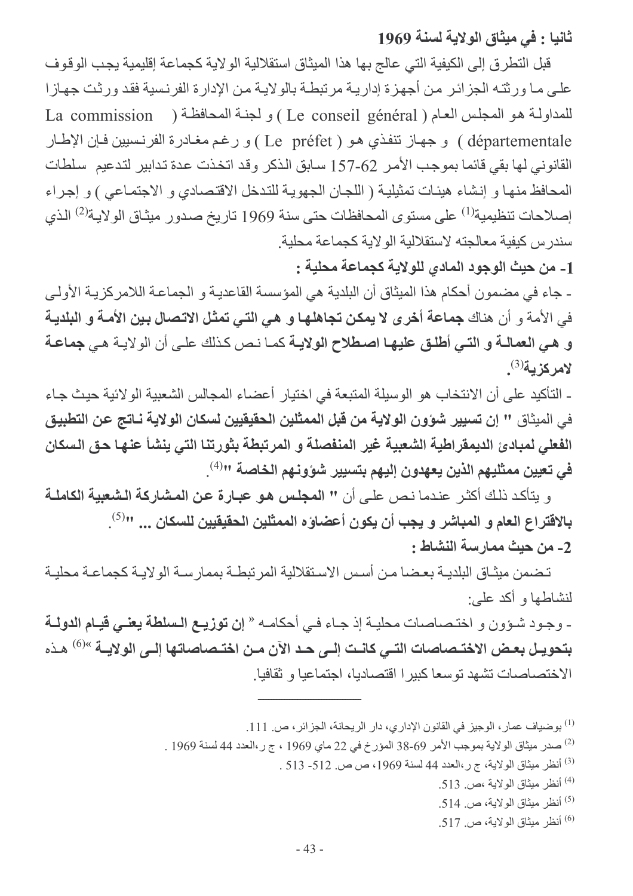### ثانيا : في ميثاق الولاية لسنة 1969

قبل التطرق إلى الكيفية التي عالج بها هذا الميثاق استقلالية الولاية كجماعة إقليمية يجب الوقوف على ما ورثته الجزائر من أجهزة إدارية مرتبطة بالولاية من الإدارة الفرنسية فقد ورثت جهازا للمداولة هو المجلس العام ( Le conseil général ) و لجنة المحافظة ( La commission départementale ) و جهاز تنفذي هو ( Le préfet ) و رغم مغادرة الفرنسيين فإن الإطار القانوني لها بقي قائما بموجب الأمر 62-157 سابق الذكر وقد اتخذت عدة تدابير لتدعيم سلطات المحافظ منها و إنشاء هيئات تمثيلية ( اللجان الجهوية للتدخل الاقتصادي و الاجتماعي ) و إجراء إصلاحات تنظيمية[1] على مستوى المحافظات حتى سنة 1969 تاريخ صدور ميثاق الولاية[2] الذي سندرس كيفية معالجته لاستقلالية الولاية كجماعة محلية.

**1- من حيث الوجود المادي للولاية كجماعة محلية :**

- جاء في مضمون أحكام هذا الميثاق أن البلدية هي المؤسسة القاعدية و الجماعة اللامركزية الأولى في الأمة و أن هناك **جماعة أخرى لا يمكن تجاهلها و هي التي تمثل الاتصال بين الأمة و البلدية و هي العمالة و التي أطلق عليها اصطلاح الولاية** كما نص كذلك على أن الولاية هي **جماعة لامركزية**[3].

- التأكيد على أن الانتخاب هو الوسيلة المتبعة في اختيار أعضاء المجالس الشعبية الولائية حيث جاء في الميثاق **" إن تسيير شؤون الولاية من قبل الممثلين الحقيقيين لسكان الولاية ناتج عن التطبيق الفعلي لمبادئ الديمقراطية الشعبية غير المنفصلة و المرتبطة بثورتنا التي ينشأ عنها حق السكان في تعيين ممثليهم الذين يعهدون إليهم بتسيير شؤونهم الخاصة "**[4].

و يتأكد ذلك أكثر عندما نص على أن **" المجلس هو عبارة عن المشاركة الشعبية الكاملة بالاقتراع العام و المباشر و يجب أن يكون أعضاؤه الممثلين الحقيقيين للسكان ... "**[5].

**2- من حيث ممارسة النشاط :**

تضمن ميثاق البلدية بعضا من أسس الاستقلالية المرتبطة بممارسة الولاية كجماعة محلية لنشاطها و أكد على:

- وجود شؤون و اختصاصات محلية إذ جاء في أحكامه « **إن توزيع السلطة يعني قيام الدولة بتحويل بعض الاختصاصات التي كانت إلى حد الآن من اختصاصاتها إلى الولاية** »[6] هذه الاختصاصات تشهد توسعا كبيرا اقتصاديا، اجتماعيا و ثقافيا.

---

[1] بوضياف عمار، الوجيز في القانون الإداري، دار الريحانة، الجزائر، ص. 111.

[2] صدر ميثاق الولاية بموجب الأمر 69-38 المؤرخ في 22 ماي 1969 ، ج ر،العدد 44 لسنة 1969 .

[3] أنظر ميثاق الولاية، ج ر،العدد 44 لسنة 1969، ص ص. 512- 513 .

[4] أنظر ميثاق الولاية ،ص. 513.

[5] أنظر ميثاق الولاية، ص. 514.

[6] أنظر ميثاق الولاية، ص. 517.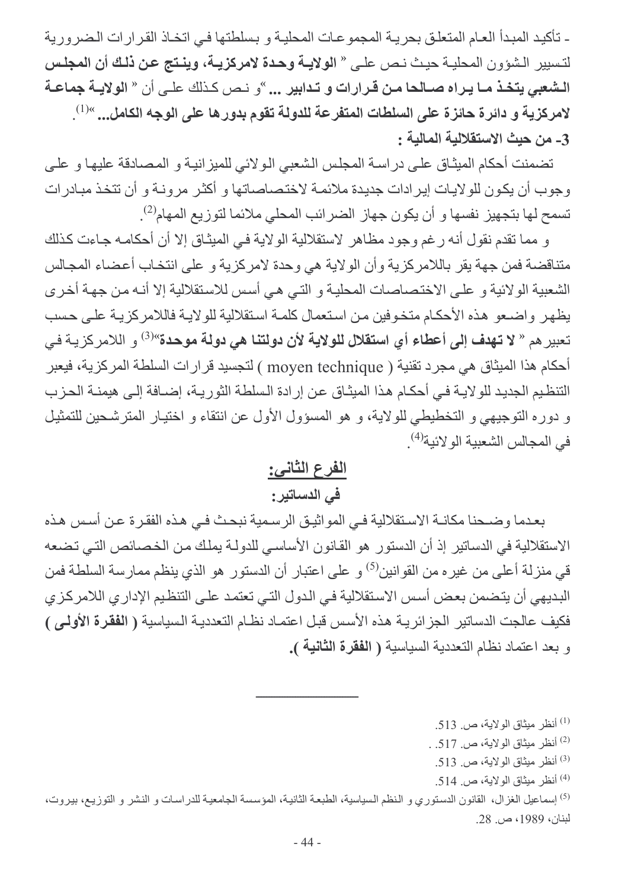- تأكيد المبدأ العام المتعلق بحرية المجموعات المحلية و بسلطتها في اتخاذ القرارات الضرورية لتسيير الشؤون المحلية حيث نص على « **الولاية وحدة لامركزية، وينتج عن ذلك أن المجلس الشعبي يتخذ ما يراه صالحا من قرارات و تدابير ...** »و نص كذلك على أن « **الولاية جماعة لامركزية و دائرة حائزة على السلطات المتفرعة للدولة تقوم بدورها على الوجه الكامل...** »[1].

**3- من حيث الاستقلالية المالية :**

تضمنت أحكام الميثاق على دراسة المجلس الشعبي الولائي للميزانية و المصادقة عليها و على وجوب أن يكون للولايات إيرادات جديدة ملائمة لاختصاصاتها و أكثر مرونة و أن تتخذ مبادرات تسمح لها بتجهيز نفسها و أن يكون جهاز الضرائب المحلي ملائما لتوزيع المهام[2].

و مما تقدم نقول أنه رغم وجود مظاهر لاستقلالية الولاية في الميثاق إلا أن أحكامه جاءت كذلك متناقضة فمن جهة يقر باللامركزية وأن الولاية هي وحدة لامركزية و على انتخاب أعضاء المجالس الشعبية الولائية و على الاختصاصات المحلية و التي هي أسس للاستقلالية إلا أنه من جهة أخرى يظهر واضعو هذه الأحكام متخوفين من استعمال كلمة استقلالية للولاية فاللامركزية على حسب تعبيرهم « **لا تهدف إلى أعطاء أي استقلال للولاية لأن دولتنا هي دولة موحدة**»[3] و اللامركزية في أحكام هذا الميثاق هي مجرد تقنية ( moyen technique ) لتجسيد قرارات السلطة المركزية، فيعبر التنظيم الجديد للولاية في أحكام هذا الميثاق عن إرادة السلطة الثورية، إضافة إلى هيمنة الحزب و دوره التوجيهي و التخطيطي للولاية، و هو المسؤول الأول عن انتقاء و اختيار المترشحين للتمثيل في المجالس الشعبية الولائية[4].

## الفرع الثاني:

### في الدساتير:

بعدما وضحنا مكانة الاستقلالية في المواثيق الرسمية نبحث في هذه الفقرة عن أسس هذه الاستقلالية في الدساتير إذ أن الدستور هو القانون الأساسي للدولة يملك من الخصائص التي تضعه قي منزلة أعلى من غيره من القوانين[5] و على اعتبار أن الدستور هو الذي ينظم ممارسة السلطة فمن البديهي أن يتضمن بعض أسس الاستقلالية في الدول التي تعتمد على التنظيم الإداري اللامركزي فكيف عالجت الدساتير الجزائرية هذه الأسس قبل اعتماد نظام التعددية السياسية ( **الفقرة الأولى** ) و بعد اعتماد نظام التعددية السياسية ( **الفقرة الثانية** ).

---

[1] أنظر ميثاق الولاية، ص. 513.

[2] أنظر ميثاق الولاية، ص. 517. .

[3] أنظر ميثاق الولاية، ص. 513.

[4] أنظر ميثاق الولاية، ص. 514.

[5] إسماعيل الغزال، القانون الدستوري و النظم السياسية، الطبعة الثانية، المؤسسة الجامعية للدراسات و النشر و التوزيع، بيروت، لبنان، 1989، ص. 28.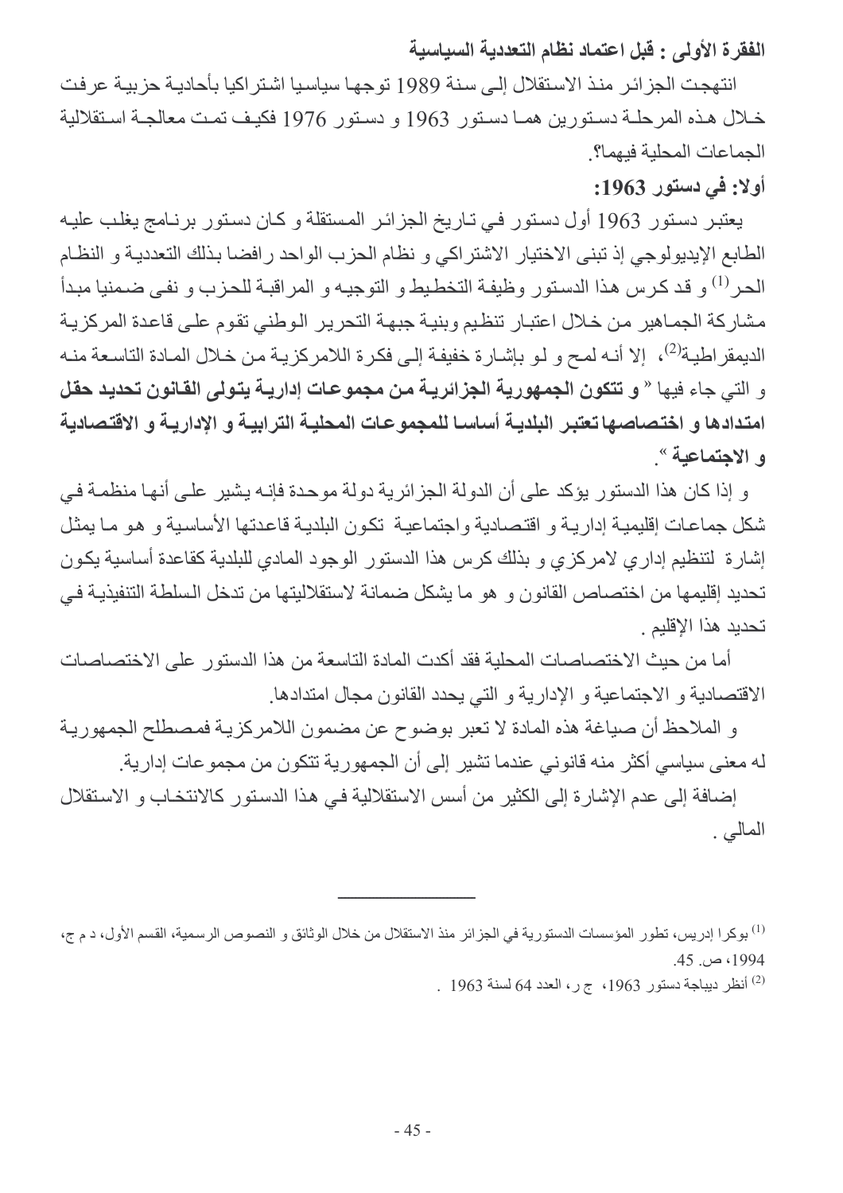### الفقرة الأولى : قبل اعتماد نظام التعددية السياسية

انتهجت الجزائر منذ الاستقلال إلى سنة 1989 توجها سياسيا اشتراكيا بأحادية حزبية عرفت خلال هذه المرحلة دستورين هما دستور 1963 و دستور 1976 فكيف تمت معالجة استقلالية الجماعات المحلية فيهما؟.

#### أولا: في دستور 1963:

يعتبر دستور 1963 أول دستور في تاريخ الجزائر المستقلة و كان دستور برنامج يغلب عليه الطابع الإيديولوجي إذ تبنى الاختيار الاشتراكي و نظام الحزب الواحد رافضا بذلك التعددية و النظام الحر[1] و قد كرس هذا الدستور وظيفة التخطيط و التوجيه و المراقبة للحزب و نفى ضمنيا مبدأ مشاركة الجماهير من خلال اعتبار تنظيم وبنية جبهة التحرير الوطني تقوم على قاعدة المركزية الديمقراطية[2]، إلا أنه لمح و لو بإشارة خفيفة إلى فكرة اللامركزية من خلال المادة التاسعة منه و التي جاء فيها « **و تتكون الجمهورية الجزائرية من مجموعات إدارية يتولى القانون تحديد حقل امتدادها و اختصاصها تعتبر البلدية أساسا للمجموعات المحلية الترابية و الإدارية و الاقتصادية و الاجتماعية** ».

و إذا كان هذا الدستور يؤكد على أن الدولة الجزائرية دولة موحدة فإنه يشير على أنها منظمة في شكل جماعات إقليمية إدارية و اقتصادية واجتماعية تكون البلدية قاعدتها الأساسية و هو ما يمثل إشارة لتنظيم إداري لامركزي و بذلك كرس هذا الدستور الوجود المادي للبلدية كقاعدة أساسية يكون تحديد إقليمها من اختصاص القانون و هو ما يشكل ضمانة لاستقلاليتها من تدخل السلطة التنفيذية في تحديد هذا الإقليم .

أما من حيث الاختصاصات المحلية فقد أكدت المادة التاسعة من هذا الدستور على الاختصاصات الاقتصادية و الاجتماعية و الإدارية و التي يحدد القانون مجال امتدادها.

و الملاحظ أن صياغة هذه المادة لا تعبر بوضوح عن مضمون اللامركزية فمصطلح الجمهورية له معنى سياسي أكثر منه قانوني عندما تشير إلى أن الجمهورية تتكون من مجموعات إدارية.

إضافة إلى عدم الإشارة إلى الكثير من أسس الاستقلالية في هذا الدستور كالانتخاب و الاستقلال المالي .

---

[1] بوكرا إدريس، تطور المؤسسات الدستورية في الجزائر منذ الاستقلال من خلال الوثائق و النصوص الرسمية، القسم الأول، د م ج، 1994، ص. 45.

[2] أنظر ديباجة دستور 1963، ج ر، العدد 64 لسنة 1963 .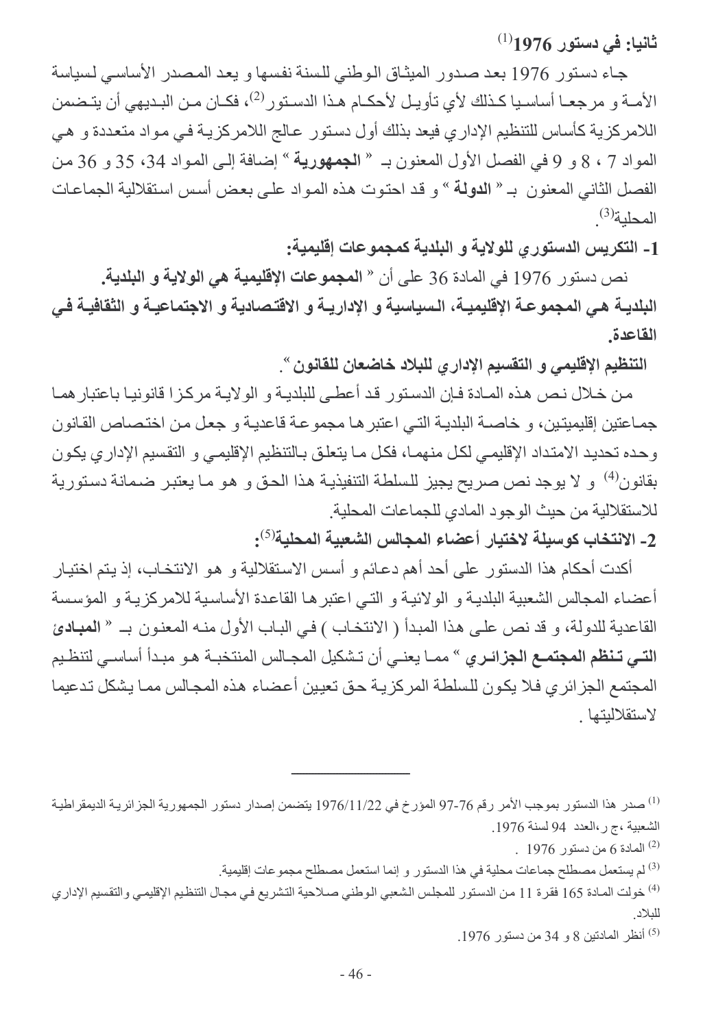### ثانيا: في دستور 1976[1]

جاء دستور 1976 بعد صدور الميثاق الوطني للسنة نفسها و يعد المصدر الأساسي لسياسة الأمة و مرجعا أساسيا كذلك لأي تأويل لأحكام هذا الدستور[2]، فكان من البديهي أن يتضمن اللامركزية كأساس للتنظيم الإداري فيعد بذلك أول دستور عالج اللامركزية في مواد متعددة و هي المواد 7 ، 8 و 9 في الفصل الأول المعنون بـ « **الجمهورية** » إضافة إلى المواد 34، 35 و 36 من الفصل الثاني المعنون بـ « **الدولة** » و قد احتوت هذه المواد على بعض أسس استقلالية الجماعات المحلية[3].

#### 1- التكريس الدستوري للولاية و البلدية كمجموعات إقليمية:

نص دستور 1976 في المادة 36 على أن « **المجموعات الإقليمية هي الولاية و البلدية.**
**البلدية هي المجموعة الإقليمية، السياسية و الإدارية و الاقتصادية و الاجتماعية و الثقافية في القاعدة.**
**التنظيم الإقليمي و التقسيم الإداري للبلاد خاضعان للقانون** ».

من خلال نص هذه المادة فإن الدستور قد أعطى للبلدية و الولاية مركزا قانونيا باعتبارهما جماعتين إقليميتين، و خاصة البلدية التي اعتبرها مجموعة قاعدية و جعل من اختصاص القانون وحده تحديد الامتداد الإقليمي لكل منهما، فكل ما يتعلق بالتنظيم الإقليمي و التقسيم الإداري يكون بقانون[4] و لا يوجد نص صريح يجيز للسلطة التنفيذية هذا الحق و هو ما يعتبر ضمانة دستورية للاستقلالية من حيث الوجود المادي للجماعات المحلية.

#### 2- الانتخاب كوسيلة لاختيار أعضاء المجالس الشعبية المحلية[5]:

أكدت أحكام هذا الدستور على أحد أهم دعائم و أسس الاستقلالية و هو الانتخاب، إذ يتم اختيار أعضاء المجالس الشعبية البلدية و الولائية و التي اعتبرها القاعدة الأساسية للامركزية و المؤسسة القاعدية للدولة، و قد نص على هذا المبدأ ( الانتخاب ) في الباب الأول منه المعنون بـ « **المبادئ التي تنظم المجتمع الجزائري** » مما يعني أن تشكيل المجالس المنتخبة هو مبدأ أساسي لتنظيم المجتمع الجزائري فلا يكون للسلطة المركزية حق تعيين أعضاء هذه المجالس مما يشكل تدعيما لاستقلاليتها .

---

[1] صدر هذا الدستور بموجب الأمر رقم 76-97 المؤرخ في 1976/11/22 يتضمن إصدار دستور الجمهورية الجزائرية الديمقراطية الشعبية ،ج ر،العدد 94 لسنة 1976.

[2] المادة 6 من دستور 1976 .

[3] لم يستعمل مصطلح جماعات محلية في هذا الدستور و إنما استعمل مصطلح مجموعات إقليمية.

[4] خولت المادة 165 فقرة 11 من الدستور للمجلس الشعبي الوطني صلاحية التشريع في مجال التنظيم الإقليمي والتقسيم الإداري للبلاد.

[5] أنظر المادتين 8 و 34 من دستور 1976.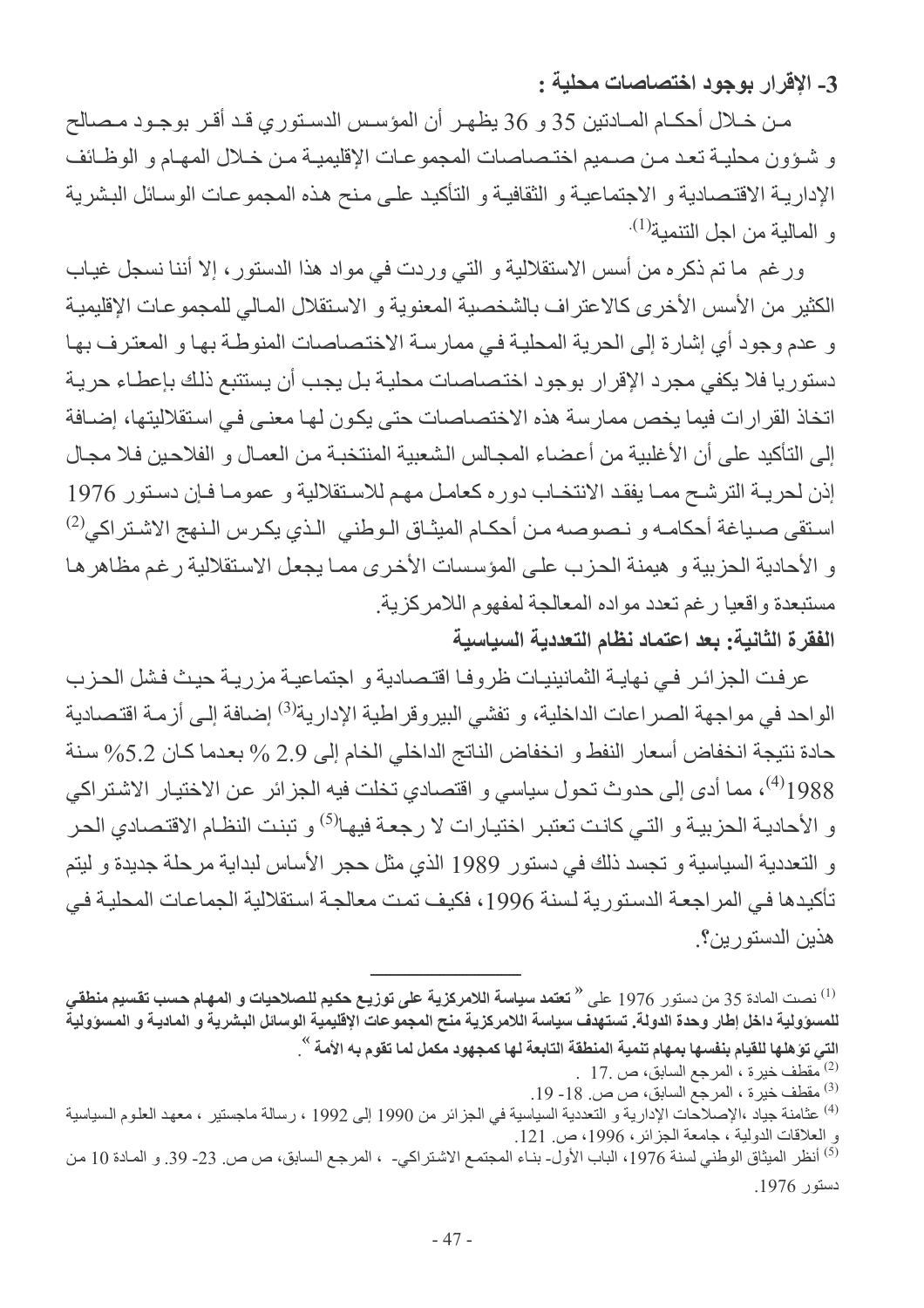### 3- الإقرار بوجود اختصاصات محلية :

مـن خـلال أحكـام المـادتين 35 و 36 يظهـر أن المؤسـس الدسـتوري قـد أقـر بوجـود مـصالح و شـؤون محليـة تعـد مـن صـميم اختـصاصات المجموعـات الإقليميـة مـن خـلال المهـام و الوظـائف الإداريـة الاقتـصادية و الاجتماعيـة و الثقافيـة و التأكيد علـى مـنح هذه المجموعـات الوسـائل البشرية و المالية من اجل التنمية[1].

ورغم ما تم ذكره من أسس الاستقلالية و التي وردت في مواد هذا الدستور، إلا أننا نسجل غيـاب الكثير من الأسس الأخرى كالاعتراف بالشخصية المعنوية و الاستقلال المـالي للمجموعـات الإقليميـة و عدم وجود أي إشارة إلى الحرية المحلية فـي ممارسـة الاختصاصات المنوطـة بهـا و المعترف بهـا دستوريا فلا يكفي مجرد الإقرار بوجود اختصاصات محلية بل يجب أن يستتبع ذلك بإعطـاء حريـة اتخاذ القرارات فيما يخص ممارسة هذه الاختصاصات حتى يكون لهـا معنـى فـي استقلاليتها، إضـافة إلى التأكيد على أن الأغلبية من أعضاء المجالس الشعبية المنتخبـة مـن العمـال و الفلاحين فلا مجـال إذن لحريـة الترشـح ممـا يفقـد الانتخـاب دوره كعامـل مهـم للاسـتقلالية و عمومـا فـإن دسـتور 1976 اسـتقى صـياغة أحكامـه و نـصوصه مـن أحكـام الميثـاق الـوطني الـذي يكـرس الـنهج الاشـتراكي[2] و الأحادية الحزبية و هيمنة الحزب على المؤسسات الأخرى ممـا يجعل الاستقلالية رغم مظاهرهـا مستبعدة واقعيا رغم تعدد مواده المعالجة لمفهوم اللامركزية.

**الفقرة الثانية: بعد اعتماد نظام التعددية السياسية**

عرفـت الجزائـر فـي نهايـة الثمانينيـات ظروفـا اقتـصادية و اجتماعيـة مزريـة حيـث فـشل الحـزب الواحد في مواجهة الصراعات الداخلية، و تفشي البيروقراطية الإدارية[3] إضـافة إلـى أزمـة اقتـصادية حادة نتيجة انخفاض أسعار النفط و انخفاض الناتج الداخلي الخام إلى 2.9 % بعدما كـان 5.2% سنة 1988[4]، مما أدى إلى حدوث تحول سياسي و اقتصادي تخلت فيه الجزائر عن الاختيـار الاشتراكي و الأحاديـة الحزبيـة و التـي كانـت تعتبـر اختيـارات لا رجعـة فيهـا[5] و تبنـت النظـام الاقتصادي الحـر و التعددية السياسية و تجسد ذلك في دستور 1989 الذي مثل حجر الأساس لبداية مرحلة جديدة و ليتم تأكيدها فـي المراجعة الدستورية لسنة 1996، فكيف تمت معالجـة استقلالية الجماعـات المحليـة فـي هذين الدستورين؟.

---

[1] نصت المادة 35 من دستور 1976 على « **تعتمد سياسة اللامركزية على توزيع حكيم للصلاحيات و المهام حسب تقسيم منطقي للمسؤولية داخل إطار وحدة الدولة. تستهدف سياسة اللامركزية منح المجموعات الإقليمية الوسائل البشرية و المادية و المسؤولية التي تؤهلها للقيام بنفسها بمهام تنمية المنطقة التابعة لها كمجهود مكمل لما تقوم به الأمة** ».

[2] مقطف خيرة ، المرجع السابق، ص .17 .

[3] مقطف خيرة ، المرجع السابق، ص ص. 18- 19.

[4] عثامنة جياد ،الإصلاحات الإدارية و التعددية السياسية في الجزائر من 1990 إلى 1992 ، رسالة ماجستير ، معهد العلوم السياسية و العلاقات الدولية ، جامعة الجزائر، 1996، ص. 121.

[5] أنظر الميثاق الوطني لسنة 1976، الباب الأول- بناء المجتمع الاشتراكي- ، المرجع السابق، ص ص. 23- 39. و المادة 10 من دستور 1976.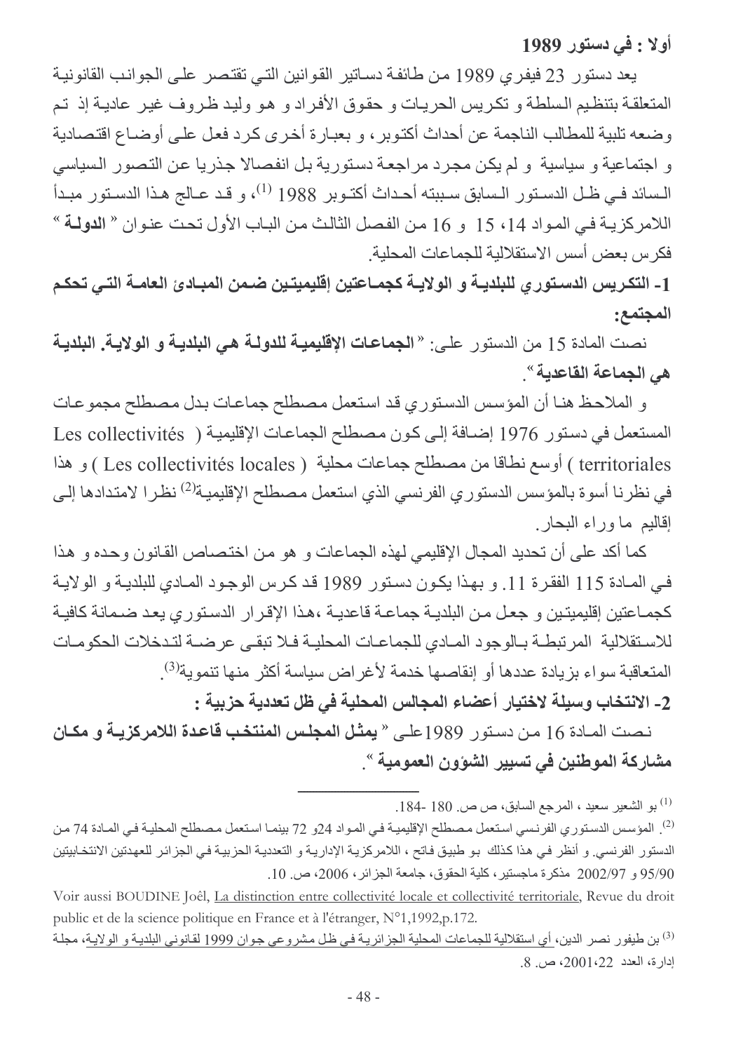**أولا : في دستور 1989**

يعد دستور 23 فيفري 1989 من طائفة دساتير القوانين التي تقتصر على الجوانب القانونية المتعلقة بتنظيم السلطة و تكريس الحريات و حقوق الأفراد و هو وليد ظروف غير عادية إذ تم وضعه تلبية للمطالب الناجمة عن أحداث أكتوبر، و بعبارة أخرى كرد فعل على أوضاع اقتصادية و اجتماعية و سياسية و لم يكن مجرد مراجعة دستورية بل انفصالا جذريا عن التصور السياسي السائد في ظل الدستور السابق سببته أحداث أكتوبر 1988 [1]، و قد عالج هذا الدستور مبدأ اللامركزية في المواد 14، 15 و 16 من الفصل الثالث من الباب الأول تحت عنوان " **الدولة** " فكرس بعض أسس الاستقلالية للجماعات المحلية.

**1- التكريس الدستوري للبلدية و الولاية كجماعتين إقليميتين ضمن المبادئ العامة التي تحكم المجتمع:**

نصت المادة 15 من الدستور على: " **الجماعات الإقليمية للدولة هي البلدية و الولاية. البلدية هي الجماعة القاعدية** ".

و الملاحظ هنا أن المؤسس الدستوري قد استعمل مصطلح جماعات بدل مصطلح مجموعات المستعمل في دستور 1976 إضافة إلى كون مصطلح الجماعات الإقليمية ( Les collectivités territoriales ) أوسع نطاقا من مصطلح جماعات محلية ( Les collectivités locales ) و هذا في نظرنا أسوة بالمؤسس الدستوري الفرنسي الذي استعمل مصطلح الإقليمية[2] نظرا لامتدادها إلى إقاليم ما وراء البحار.

كما أكد على أن تحديد المجال الإقليمي لهذه الجماعات و هو من اختصاص القانون وحده و هذا في المادة 115 الفقرة 11. و بهذا يكون دستور 1989 قد كرس الوجود المادي للبلدية و الولاية كجماعتين إقليميتين و جعل من البلدية جماعة قاعدية ،هذا الإقرار الدستوري يعد ضمانة كافية للاستقلالية المرتبطة بالوجود المادي للجماعات المحلية فلا تبقى عرضة لتدخلات الحكومات المتعاقبة سواء بزيادة عددها أو إنقاصها خدمة لأغراض سياسة أكثر منها تنموية[3].

**2- الانتخاب وسيلة لاختيار أعضاء المجالس المحلية في ظل تعددية حزبية :**

نصت المادة 16 من دستور 1989على " **يمثل المجلس المنتخب قاعدة اللامركزية و مكان مشاركة الموطنين في تسيير الشؤون العمومية** ".

---

[1] بو الشعير سعيد ، المرجع السابق، ص ص. 180 -184.

[2]. المؤسس الدستوري الفرنسي استعمل مصطلح الإقليمية في المواد 24و 72 بينما استعمل مصطلح المحلية في المادة 74 من الدستور الفرنسي. و أنظر في هذا كذلك بو طبيق فاتح ، اللامركزية الإدارية و التعددية الحزبية في الجزائر للعهدتين الانتخابيتين 95/90 و 2002/97 مذكرة ماجستير، كلية الحقوق، جامعة الجزائر، 2006، ص. 10.

Voir aussi BOUDINE Joêl, La distinction entre collectivité locale et collectivité territoriale, Revue du droit public et de la science politique en France et à l'étranger, N°1,1992,p.172.

[3] بن طيفور نصر الدين، أي استقلالية للجماعات المحلية الجزائرية في ظل مشروعي جوان 1999 لقانوني البلدية و الولاية، مجلة إدارة، العدد 22، 2001، ص. 8.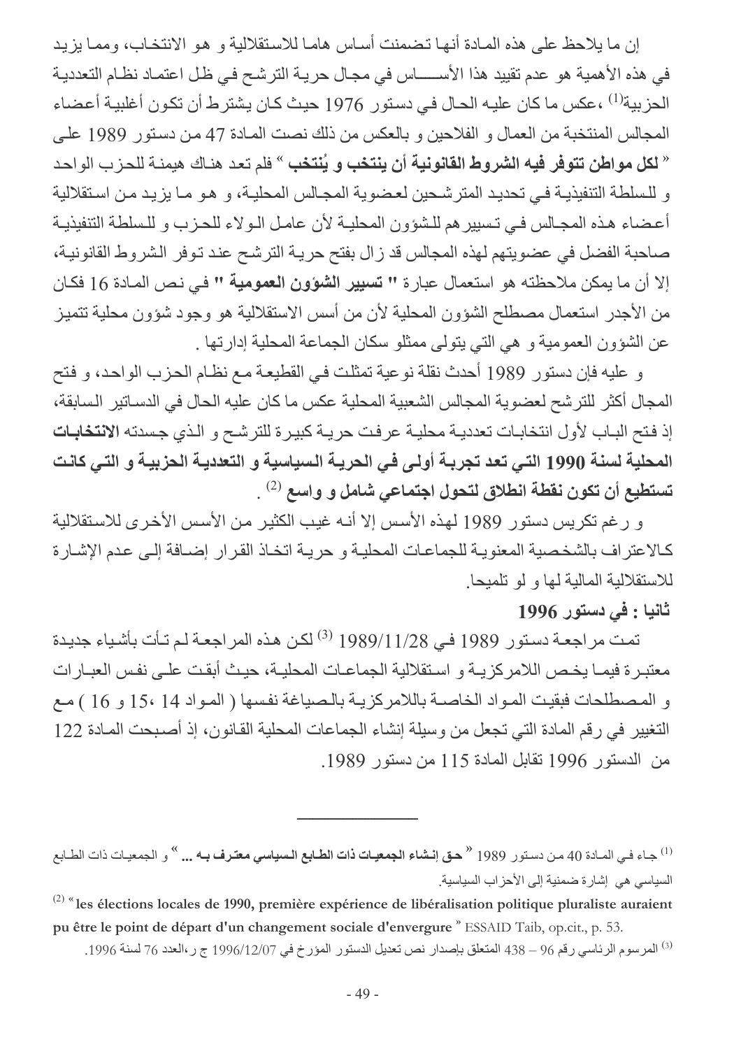إن ما يلاحظ على هذه المادة أنها تضمنت أساس هاما للاستقلالية و هو الانتخاب، ومما يزيد في هذه الأهمية هو عدم تقييد هذا الأســـاس في مجال حرية الترشح في ظل اعتماد نظام التعددية الحزبية[1] ،عكس ما كان عليه الحال في دستور 1976 حيث كان يشترط أن تكون أغلبية أعضاء المجالس المنتخبة من العمال و الفلاحين و بالعكس من ذلك نصت المادة 47 من دستور 1989 على « **لكل مواطن تتوفر فيه الشروط القانونية أن ينتخب و يُنتخب** » فلم تعد هناك هيمنة للحزب الواحد و للسلطة التنفيذية في تحديد المترشحين لعضوية المجالس المحلية، و هو ما يزيد من استقلالية أعضاء هذه المجالس في تسييرهم للشؤون المحلية لأن عامل الولاء للحزب و للسلطة التنفيذية صاحبة الفضل في عضويتهم لهذه المجالس قد زال بفتح حرية الترشح عند توفر الشروط القانونية، إلا أن ما يمكن ملاحظته هو استعمال عبارة " **تسيير الشؤون العمومية** " في نص المادة 16 فكان من الأجدر استعمال مصطلح الشؤون المحلية لأن من أسس الاستقلالية هو وجود شؤون محلية تتميز عن الشؤون العمومية و هي التي يتولى ممثلو سكان الجماعة المحلية إدارتها .

و عليه فإن دستور 1989 أحدث نقلة نوعية تمثلت في القطيعة مع نظام الحزب الواحد، و فتح المجال أكثر للترشح لعضوية المجالس الشعبية المحلية عكس ما كان عليه الحال في الدساتير السابقة، إذ فتح الباب لأول انتخابات تعددية محلية عرفت حرية كبيرة للترشح و الذي جسدته **الانتخابات المحلية لسنة 1990 التي تعد تجربة أولى في الحرية السياسية و التعددية الحزبية و التي كانت تستطيع أن تكون نقطة انطلاق لتحول اجتماعي شامل و واسع** [2] .

و رغم تكريس دستور 1989 لهذه الأسس إلا أنه غيب الكثير من الأسس الأخرى للاستقلالية كالاعتراف بالشخصية المعنوية للجماعات المحلية و حرية اتخاذ القرار إضافة إلى عدم الإشارة للاستقلالية المالية لها و لو تلميحا.

### ثانيا : في دستور 1996

تمت مراجعة دستور 1989 في 1989/11/28 [3] لكن هذه المراجعة لم تأت بأشياء جديدة معتبرة فيما يخص اللامركزية و استقلالية الجماعات المحلية، حيث أبقت على نفس العبارات و المصطلحات فبقيت المواد الخاصة باللامركزية بالصياغة نفسها ( المواد 14 ،15 و 16 ) مع التغيير في رقم المادة التي تجعل من وسيلة إنشاء الجماعات المحلية القانون، إذ أصبحت المادة 122 من الدستور 1996 تقابل المادة 115 من دستور 1989.

---

[1] جاء في المادة 40 من دستور 1989 « **حق إنشاء الجمعيات ذات الطابع السياسي معترف به ...** » و الجمعيات ذات الطابع السياسي هي إشارة ضمنية إلى الأحزاب السياسية.

[2] « **les élections locales de 1990, première expérience de libéralisation politique pluraliste auraient pu être le point de départ d'un changement sociale d'envergure** » ESSAID Taib, op.cit., p. 53.

[3] المرسوم الرئاسي رقم 96 – 438 المتعلق بإصدار نص تعديل الدستور المؤرخ في 1996/12/07 ج ر،العدد 76 لسنة 1996.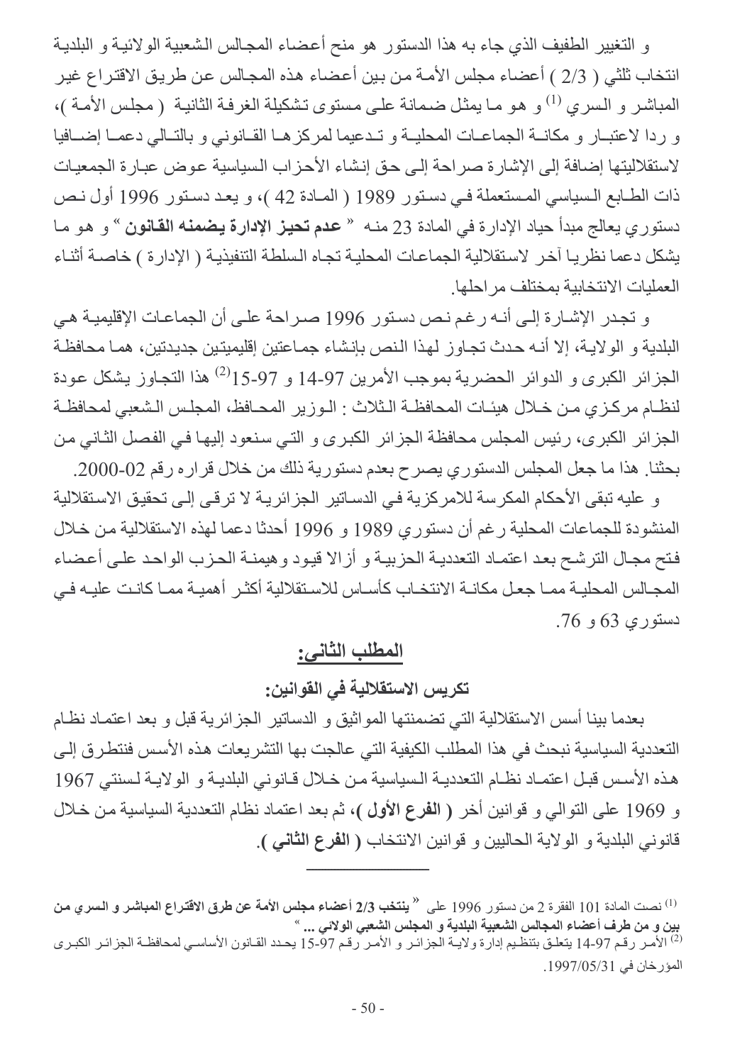و التغيير الطفيف الذي جاء به هذا الدستور هو منح أعضاء المجالس الشعبية الولائية و البلدية انتخاب ثلثي ( 2/3 ) أعضاء مجلس الأمة من بين أعضاء هذه المجالس عن طريق الاقتراع غير المباشر و السري [1] و هو ما يمثل ضمانة على مستوى تشكيلة الغرفة الثانية ( مجلس الأمة )، و ردا لاعتبار و مكانة الجماعات المحلية و تدعيما لمركزها القانوني و بالتالي دعما إضافيا لاستقلاليتها إضافة إلى الإشارة صراحة إلى حق إنشاء الأحزاب السياسية عوض عبارة الجمعيات ذات الطابع السياسي المستعملة في دستور 1989 ( المادة 42 )، و يعد دستور 1996 أول نص دستوري يعالج مبدأ حياد الإدارة في المادة 23 منه " **عدم تحيز الإدارة يضمنه القانون** " و هو ما يشكل دعما نظريا آخر لاستقلالية الجماعات المحلية تجاه السلطة التنفيذية ( الإدارة ) خاصة أثناء العمليات الانتخابية بمختلف مراحلها.

و تجدر الإشارة إلى أنه رغم نص دستور 1996 صراحة على أن الجماعات الإقليمية هي البلدية و الولاية، إلا أنه حدث تجاوز لهذا النص بإنشاء جماعتين إقليميتين جديدتين، هما محافظة الجزائر الكبرى و الدوائر الحضرية بموجب الأمرين 97-14 و 97-15[2] هذا التجاوز يشكل عودة لنظام مركزي من خلال هيئات المحافظة الثلاث : الوزير المحافظ، المجلس الشعبي لمحافظة الجزائر الكبرى، رئيس المجلس محافظة الجزائر الكبرى و التي سنعود إليها في الفصل الثاني من بحثنا. هذا ما جعل المجلس الدستوري يصرح بعدم دستورية ذلك من خلال قراره رقم 02-2000.

و عليه تبقى الأحكام المكرسة للامركزية في الدساتير الجزائرية لا ترقى إلى تحقيق الاستقلالية المنشودة للجماعات المحلية رغم أن دستوري 1989 و 1996 أحدثا دعما لهذه الاستقلالية من خلال فتح مجال الترشح بعد اعتماد التعددية الحزبية و أزالا قيود و هيمنة الحزب الواحد على أعضاء المجالس المحلية مما جعل مكانة الانتخاب كأساس للاستقلالية أكثر أهمية مما كانت عليه في دستوري 63 و 76.

## المطلب الثاني:

### تكريس الاستقلالية في القوانين:

بعدما بينا أسس الاستقلالية التي تضمنتها المواثيق و الدساتير الجزائرية قبل و بعد اعتماد نظام التعددية السياسية نبحث في هذا المطلب الكيفية التي عالجت بها التشريعات هذه الأسس فنتطرق إلى هذه الأسس قبل اعتماد نظام التعددية السياسية من خلال قانوني البلدية و الولاية لسنتي 1967 و 1969 على التوالي و قوانين أخر ( **الفرع الأول** )، ثم بعد اعتماد نظام التعددية السياسية من خلال قانوني البلدية و الولاية الحاليين و قوانين الانتخاب ( **الفرع الثاني** ).

---

[1] نصت المادة 101 الفقرة 2 من دستور 1996 على " **ينتخب 2/3 أعضاء مجلس الأمة عن طرق الاقتراع المباشر و السري من بين و من طرف أعضاء المجالس الشعبية البلدية و المجلس الشعبي الولائي ...** "

[2] الأمر رقم 97-14 يتعلق بتنظيم إدارة ولاية الجزائر و الأمر رقم 97-15 يحدد القانون الأساسي لمحافظة الجزائر الكبرى المؤرخان في 1997/05/31.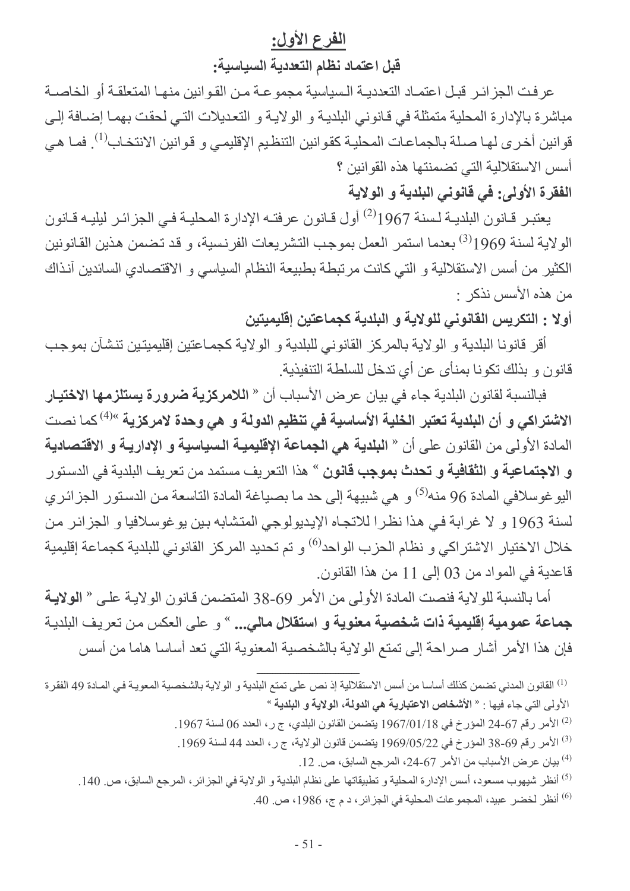## الفرع الأول:

### قبل اعتماد نظام التعددية السياسية:

عرفت الجزائر قبل اعتماد التعددية السياسية مجموعة من القوانين منها المتعلقة أو الخاصة مباشرة بالإدارة المحلية متمثلة في قانوني البلدية و الولاية و التعديلات التي لحقت بهما إضافة إلى قوانين أخرى لها صلة بالجماعات المحلية كقوانين التنظيم الإقليمي و قوانين الانتخاب[1]. فما هي أسس الاستقلالية التي تضمنتها هذه القوانين ؟

**الفقرة الأولى: في قانوني البلدية و الولاية**

يعتبر قانون البلدية لسنة 1967[2] أول قانون عرفته الإدارة المحلية في الجزائر ليليه قانون الولاية لسنة 1969[3] بعدما استمر العمل بموجب التشريعات الفرنسية، و قد تضمن هذين القانونين الكثير من أسس الاستقلالية و التي كانت مرتبطة بطبيعة النظام السياسي و الاقتصادي السائدين آنذاك من هذه الأسس نذكر :

**أولا : التكريس القانوني للولاية و البلدية كجماعتين إقليميتين**

أقر قانونا البلدية و الولاية بالمركز القانوني للبلدية و الولاية كجماعتين إقليميتين تنشآن بموجب قانون و بذلك تكونا بمنأى عن أي تدخل للسلطة التنفيذية.

فبالنسبة لقانون البلدية جاء في بيان عرض الأسباب أن « **اللامركزية ضرورة يستلزمها الاختيار الاشتراكي و أن البلدية تعتبر الخلية الأساسية في تنظيم الدولة و هي وحدة لامركزية** »[4] كما نصت المادة الأولى من القانون على أن « **البلدية هي الجماعة الإقليمية السياسية و الإدارية و الاقتصادية و الاجتماعية و الثقافية و تحدث بموجب قانون** » هذا التعريف مستمد من تعريف البلدية في الدستور اليوغوسلافي المادة 96 منه[5] و هي شبيهة إلى حد ما بصياغة المادة التاسعة من الدستور الجزائري لسنة 1963 و لا غرابة في هذا نظرا للاتجاه الإيديولوجي المتشابه بين يوغوسلافيا و الجزائر من خلال الاختيار الاشتراكي و نظام الحزب الواحد[6] و تم تحديد المركز القانوني للبلدية كجماعة إقليمية قاعدية في المواد من 03 إلى 11 من هذا القانون.

أما بالنسبة للولاية فنصت المادة الأولى من الأمر 69-38 المتضمن قانون الولاية على « **الولاية جماعة عمومية إقليمية ذات شخصية معنوية و استقلال مالي...** » و على العكس من تعريف البلدية فإن هذا الأمر أشار صراحة إلى تمتع الولاية بالشخصية المعنوية التي تعد أساسا هاما من أسس

---

[1] القانون المدني تضمن كذلك أساسا من أسس الاستقلالية إذ نص على تمتع البلدية و الولاية بالشخصية المعوية في المادة 49 الفقرة الأولى التي جاء فيها : « **الأشخاص الاعتبارية هي الدولة، الولاية و البلدية** »

[2] الأمر رقم 67-24 المؤرخ في 1967/01/18 يتضمن القانون البلدي، ج ر، العدد 06 لسنة 1967.

[3] الأمر رقم 69-38 المؤرخ في 1969/05/22 يتضمن قانون الولاية، ج ر، العدد 44 لسنة 1969.

[4] بيان عرض الأسباب من الأمر 67-24، المرجع السابق، ص. 12.

[5] أنظر شيهوب مسعود، أسس الإدارة المحلية و تطبيقاتها على نظام البلدية و الولاية في الجزائر، المرجع السابق، ص. 140.

[6] أنظر لخضر عبيد، المجموعات المحلية في الجزائر، د م ج، 1986، ص. 40.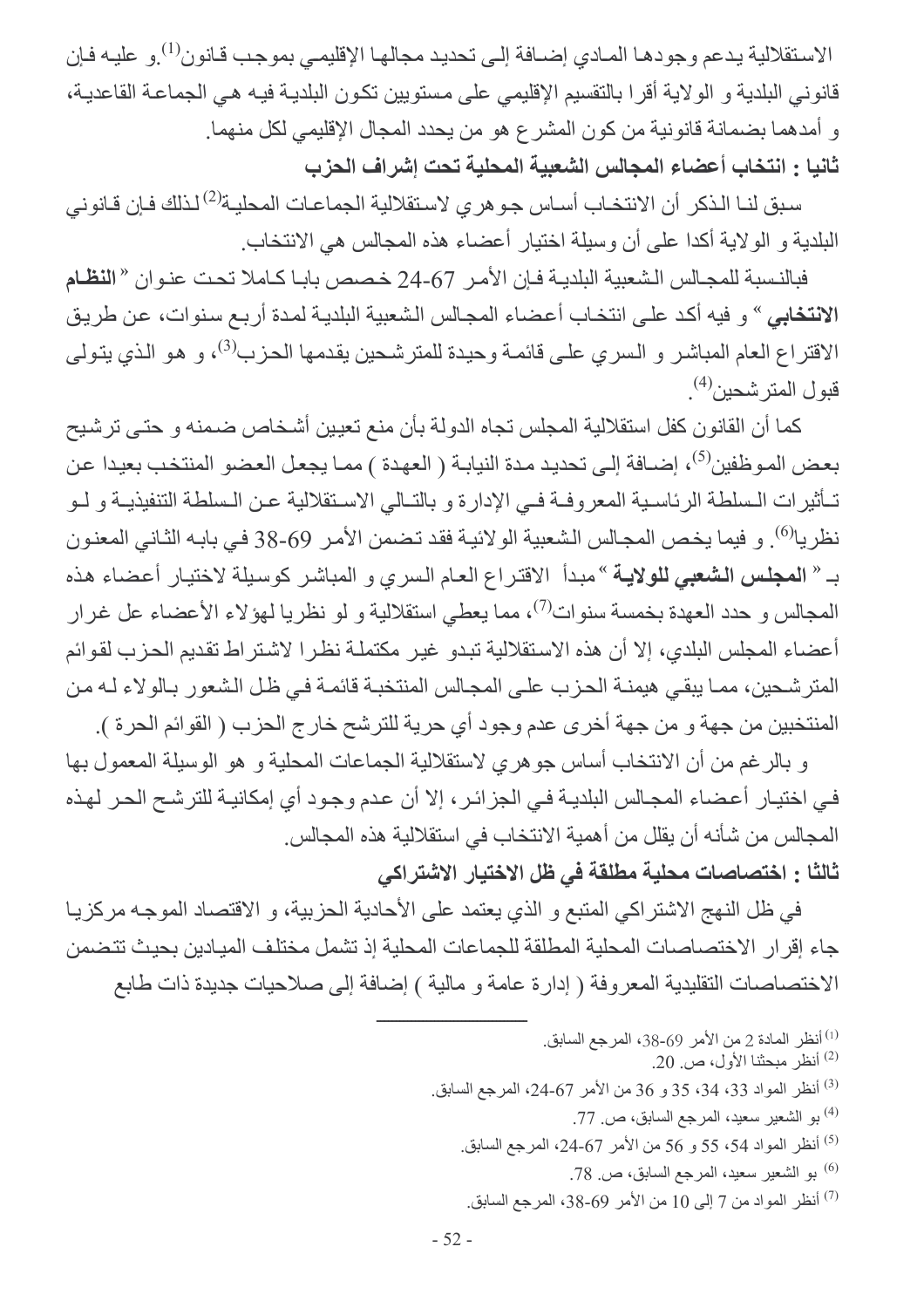الاستقلالية يدعم وجودها المادي إضافة إلى تحديد مجالها الإقليمي بموجب قانون[1].و عليه فإن قانوني البلدية و الولاية أقرا بالتقسيم الإقليمي على مستويين تكون البلدية فيه هي الجماعة القاعدية، و أمدهما بضمانة قانونية من كون المشرع هو من يحدد المجال الإقليمي لكل منهما.

**ثانيا : انتخاب أعضاء المجالس الشعبية المحلية تحت إشراف الحزب**

سبق لنا الذكر أن الانتخاب أساس جوهري لاستقلالية الجماعات المحلية[2] لذلك فإن قانوني البلدية و الولاية أكدا على أن وسيلة اختيار أعضاء هذه المجالس هي الانتخاب.

فبالنسبة للمجالس الشعبية البلدية فإن الأمر 67-24 خصص بابا كاملا تحت عنوان « **النظام الانتخابي** » و فيه أكد على انتخاب أعضاء المجالس الشعبية البلدية لمدة أربع سنوات، عن طريق الاقتراع العام المباشر و السري على قائمة وحيدة للمترشحين يقدمها الحزب[3]، و هو الذي يتولى قبول المترشحين[4].

كما أن القانون كفل استقلالية المجلس تجاه الدولة بأن منع تعيين أشخاص ضمنه و حتى ترشيح بعض الموظفين[5]، إضافة إلى تحديد مدة النيابة ( العهدة ) مما يجعل العضو المنتخب بعيدا عن تأثيرات السلطة الرئاسية المعروفة في الإدارة و بالتالي الاستقلالية عن السلطة التنفيذية و لو نظريا[6]. و فيما يخص المجالس الشعبية الولائية فقد تضمن الأمر 69-38 في بابه الثاني المعنون بـ« **المجلس الشعبي للولاية** »مبدأ الاقتراع العام السري و المباشر كوسيلة لاختيار أعضاء هذه المجالس و حدد العهدة بخمسة سنوات[7]، مما يعطي استقلالية و لو نظريا لهؤلاء الأعضاء عل غرار أعضاء المجلس البلدي، إلا أن هذه الاستقلالية تبدو غير مكتملة نظرا لاشتراط تقديم الحزب لقوائم المترشحين، مما يبقي هيمنة الحزب على المجالس المنتخبة قائمة في ظل الشعور بالولاء له من المنتخبين من جهة و من جهة أخرى عدم وجود أي حرية للترشح خارج الحزب ( القوائم الحرة ).

و بالرغم من أن الانتخاب أساس جوهري لاستقلالية الجماعات المحلية و هو الوسيلة المعمول بها في اختيار أعضاء المجالس البلدية في الجزائر، إلا أن عدم وجود أي إمكانية للترشح الحر لهذه المجالس من شأنه أن يقلل من أهمية الانتخاب في استقلالية هذه المجالس.

**ثالثا : اختصاصات محلية مطلقة في ظل الاختيار الاشتراكي**

في ظل النهج الاشتراكي المتبع و الذي يعتمد على الأحادية الحزبية، و الاقتصاد الموجه مركزيا جاء إقرار الاختصاصات المحلية المطلقة للجماعات المحلية إذ تشمل مختلف الميادين بحيث تتضمن الاختصاصات التقليدية المعروفة ( إدارة عامة و مالية ) إضافة إلى صلاحيات جديدة ذات طابع

---

[1] أنظر المادة 2 من الأمر 69-38، المرجع السابق.

[2] أنظر مبحثنا الأول، ص. 20.

[3] أنظر المواد 33، 34، 35 و 36 من الأمر 67-24، المرجع السابق.

[4] بو الشعير سعيد، المرجع السابق، ص. 77.

[5] أنظر المواد 54، 55 و 56 من الأمر 67-24، المرجع السابق.

[6] بو الشعير سعيد، المرجع السابق، ص. 78.

[7] أنظر المواد من 7 إلى 10 من الأمر 69-38، المرجع السابق.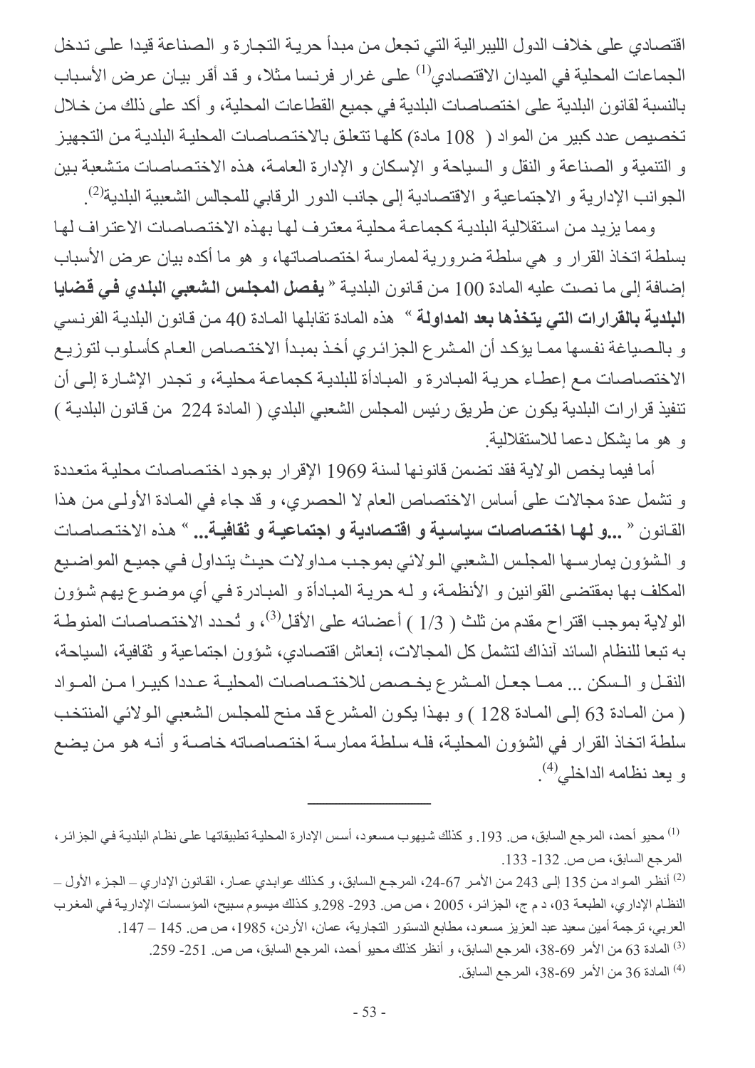اقتصادي على خلاف الدول الليبرالية التي تجعل من مبدأ حرية التجارة و الصناعة قيدا على تدخل الجماعات المحلية في الميدان الاقتصادي[1] على غرار فرنسا مثلا، و قد أقر بيان عرض الأسباب بالنسبة لقانون البلدية على اختصاصات البلدية في جميع القطاعات المحلية، و أكد على ذلك من خلال تخصيص عدد كبير من المواد ( 108 مادة) كلها تتعلق بالاختصاصات المحلية البلدية من التجهيز و التنمية و الصناعة و النقل و السياحة و الإسكان و الإدارة العامة، هذه الاختصاصات متشعبة بين الجوانب الإدارية و الاجتماعية و الاقتصادية إلى جانب الدور الرقابي للمجالس الشعبية البلدية[2].

ومما يزيد من استقلالية البلدية كجماعة محلية معترف لها بهذه الاختصاصات الاعتراف لها بسلطة اتخاذ القرار و هي سلطة ضرورية لممارسة اختصاصاتها، و هو ما أكده بيان عرض الأسباب إضافة إلى ما نصت عليه المادة 100 من قانون البلدية « **يفصل المجلس الشعبي البلدي في قضايا البلدية بالقرارات التي يتخذها بعد المداولة** » هذه المادة تقابلها المادة 40 من قانون البلدية الفرنسي و بالصياغة نفسها مما يؤكد أن المشرع الجزائري أخذ بمبدأ الاختصاص العام كأسلوب لتوزيع الاختصاصات مع إعطاء حرية المبادرة و المبادأة للبلدية كجماعة محلية، و تجدر الإشارة إلى أن تنفيذ قرارات البلدية يكون عن طريق رئيس المجلس الشعبي البلدي ( المادة 224 من قانون البلدية ) و هو ما يشكل دعما للاستقلالية.

أما فيما يخص الولاية فقد تضمن قانونها لسنة 1969 الإقرار بوجود اختصاصات محلية متعددة و تشمل عدة مجالات على أساس الاختصاص العام لا الحصري، و قد جاء في المادة الأولى من هذا القانون « **...و لها اختصاصات سياسية و اقتصادية و اجتماعية و ثقافية...** » هذه الاختصاصات و الشؤون يمارسها المجلس الشعبي الولائي بموجب مداولات حيث يتداول في جميع المواضيع المكلف بها بمقتضى القوانين و الأنظمة، و له حرية المبادأة و المبادرة في أي موضوع يهم شؤون الولاية بموجب اقتراح مقدم من ثلث ( 1/3 ) أعضائه على الأقل[3]، و تُحدد الاختصاصات المنوطة به تبعا للنظام السائد آنذاك لتشمل كل المجالات، إنعاش اقتصادي، شؤون اجتماعية و ثقافية، السياحة، النقل و السكن ... مما جعل المشرع يخصص للاختصاصات المحلية عددا كبيرا من المواد ( من المادة 63 إلى المادة 128 ) و بهذا يكون المشرع قد منح للمجلس الشعبي الولائي المنتخب سلطة اتخاذ القرار في الشؤون المحلية، فله سلطة ممارسة اختصاصاته خاصة و أنه هو من يضع و يعد نظامه الداخلي[4].

---

[1] محيو أحمد، المرجع السابق، ص. 193. و كذلك شيهوب مسعود، أسس الإدارة المحلية تطبيقاتها على نظام البلدية في الجزائر، المرجع السابق، ص ص. 132- 133.

[2] أنظر المواد من 135 إلى 243 من الأمر 67-24، المرجع السابق، و كذلك عوابدي عمار، القانون الإداري – الجزء الأول – النظام الإداري، الطبعة 03، د م ج، الجزائر، 2005 ، ص ص. 293- 298.و كذلك ميسوم سبيح، المؤسسات الإدارية في المغرب العربي، ترجمة أمين سعيد عبد العزيز مسعود، مطابع الدستور التجارية، عمان، الأردن، 1985، ص ص. 145 – 147.

[3] المادة 63 من الأمر 69-38، المرجع السابق، و أنظر كذلك محيو أحمد، المرجع السابق، ص ص. 251- 259.

[4] المادة 36 من الأمر 69-38، المرجع السابق.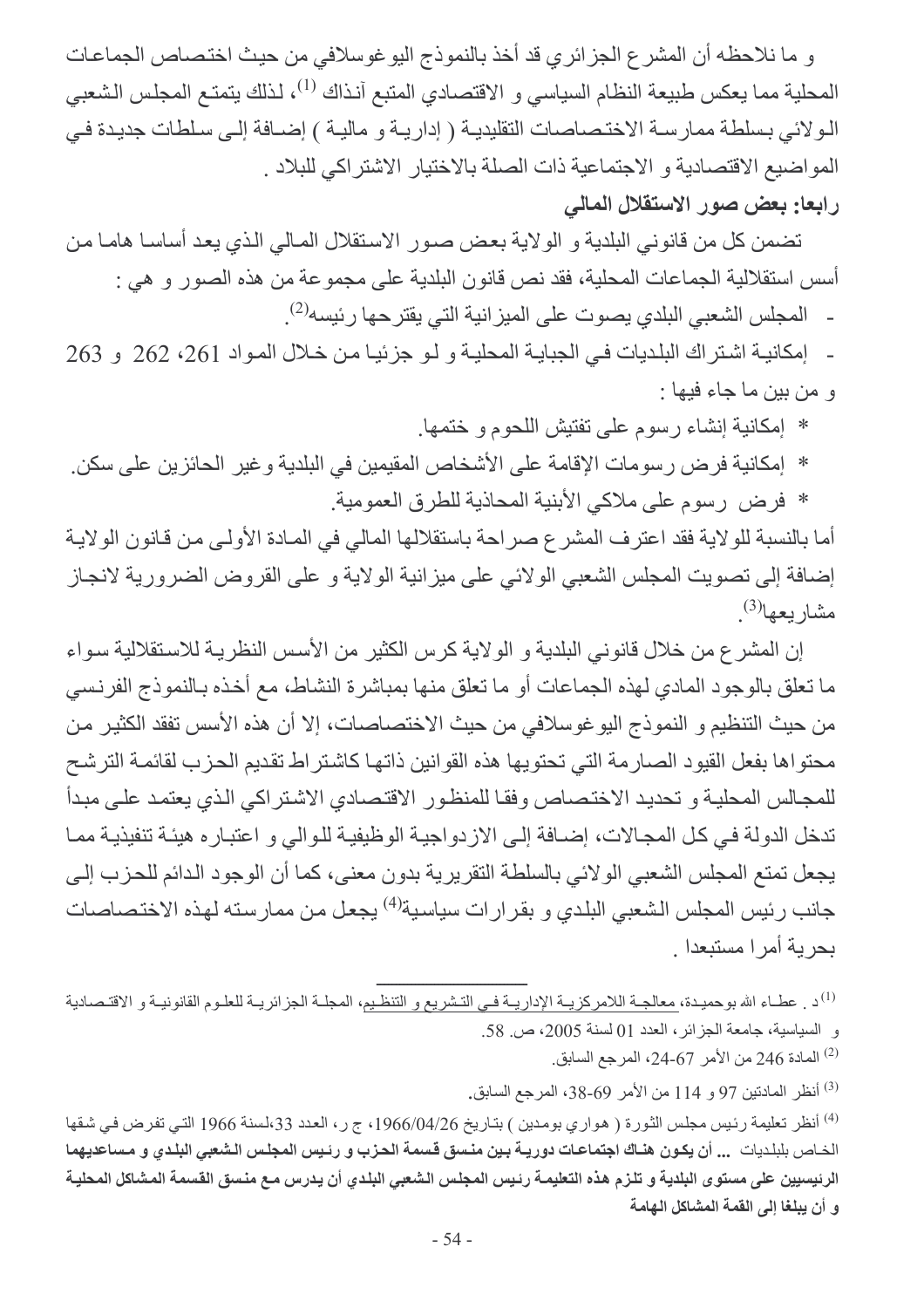و ما نلاحظه أن المشرع الجزائري قد أخذ بالنموذج اليوغوسلافي من حيث اختصاص الجماعات المحلية مما يعكس طبيعة النظام السياسي و الاقتصادي المتبع آنذاك [1]، لذلك يتمتع المجلس الشعبي الولائي بسلطة ممارسة الاختصاصات التقليدية ( إدارية و مالية ) إضافة إلى سلطات جديدة في المواضيع الاقتصادية و الاجتماعية ذات الصلة بالاختيار الاشتراكي للبلاد .

**رابعا: بعض صور الاستقلال المالي**

تضمن كل من قانوني البلدية و الولاية بعض صور الاستقلال المالي الذي يعد أساسا هاما من أسس استقلالية الجماعات المحلية، فقد نص قانون البلدية على مجموعة من هذه الصور و هي :

- المجلس الشعبي البلدي يصوت على الميزانية التي يقترحها رئيسه[2].
- إمكانية اشتراك البلديات في الجباية المحلية و لو جزئيا من خلال المواد 261، 262 و 263 و من بين ما جاء فيها :

* إمكانية إنشاء رسوم على تفتيش اللحوم و ختمها.
* إمكانية فرض رسومات الإقامة على الأشخاص المقيمين في البلدية وغير الحائزين على سكن.
* فرض رسوم على ملاكي الأبنية المحاذية للطرق العمومية.

أما بالنسبة للولاية فقد اعترف المشرع صراحة باستقلالها المالي في المادة الأولى من قانون الولاية إضافة إلى تصويت المجلس الشعبي الولائي على ميزانية الولاية و على القروض الضرورية لانجاز مشاريعها[3].

إن المشرع من خلال قانوني البلدية و الولاية كرس الكثير من الأسس النظرية للاستقلالية سواء ما تعلق بالوجود المادي لهذه الجماعات أو ما تعلق منها بمباشرة النشاط، مع أخذه بالنموذج الفرنسي من حيث التنظيم و النموذج اليوغوسلافي من حيث الاختصاصات، إلا أن هذه الأسس تفقد الكثير من محتواها بفعل القيود الصارمة التي تحتويها هذه القوانين ذاتها كاشتراط تقديم الحزب لقائمة الترشح للمجالس المحلية و تحديد الاختصاص وفقا للمنظور الاقتصادي الاشتراكي الذي يعتمد على مبدأ تدخل الدولة في كل المجالات، إضافة إلى الازدواجية الوظيفية للوالي و اعتباره هيئة تنفيذية مما يجعل تمتع المجلس الشعبي الولائي بالسلطة التقريرية بدون معنى، كما أن الوجود الدائم للحزب إلى جانب رئيس المجلس الشعبي البلدي و بقرارات سياسية[4] يجعل من ممارسته لهذه الاختصاصات بحرية أمرا مستبعدا .

---

[1] د . عطاء الله بوحميدة، معالجة اللامركزية الإدارية في التشريع و التنظيم، المجلة الجزائرية للعلوم القانونية و الاقتصادية و السياسية، جامعة الجزائر، العدد 01 لسنة 2005، ص. 58.

[2] المادة 246 من الأمر 67-24، المرجع السابق.

[3] أنظر المادتين 97 و 114 من الأمر 69-38، المرجع السابق.

[4] أنظر تعليمة رئيس مجلس الثورة ( هواري بومدين ) بتاريخ 1966/04/26، ج ر، العدد 33،لسنة 1966 التي تفرض في شقها الخاص بلبلديات ... **أن يكون هناك اجتماعات دورية بين منسق قسمة الحزب و رئيس المجلس الشعبي البلدي و مساعديهما الرئيسيين على مستوى البلدية و تلزم هذه التعليمة رئيس المجلس الشعبي البلدي أن يدرس مع منسق القسمة المشاكل المحلية و أن يبلغا إلى القمة المشاكل الهامة**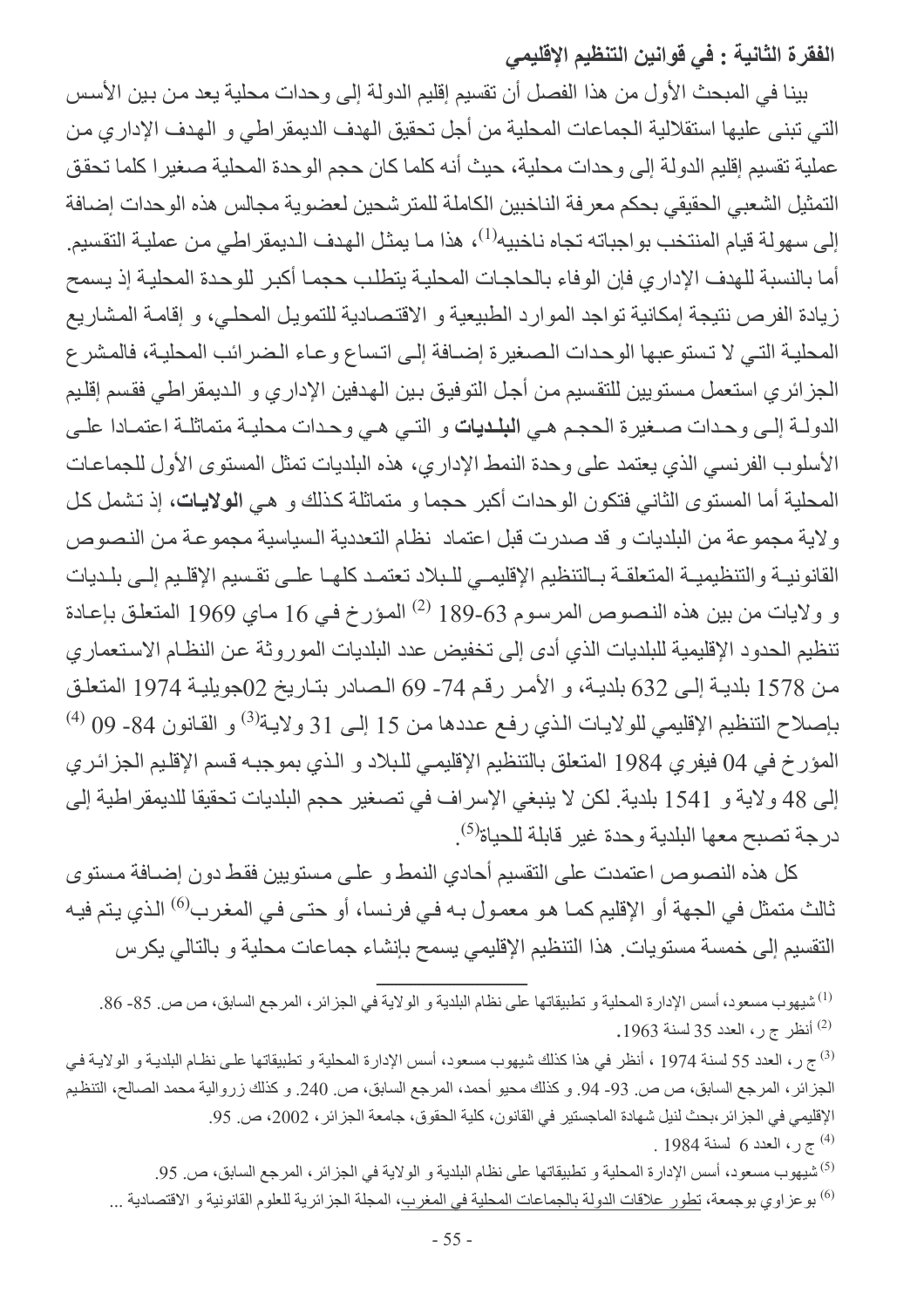**الفقرة الثانية : في قوانين التنظيم الإقليمي**

بينا في المبحث الأول من هذا الفصل أن تقسيم إقليم الدولة إلى وحدات محلية يعد من بين الأسس التي تبنى عليها استقلالية الجماعات المحلية من أجل تحقيق الهدف الديمقراطي و الهدف الإداري من عملية تقسيم إقليم الدولة إلى وحدات محلية، حيث أنه كلما كان حجم الوحدة المحلية صغيرا كلما تحقق التمثيل الشعبي الحقيقي بحكم معرفة الناخبين الكاملة للمترشحين لعضوية مجالس هذه الوحدات إضافة إلى سهولة قيام المنتخب بواجباته تجاه ناخبيه[1]، هذا ما يمثل الهدف الديمقراطي من عملية التقسيم. أما بالنسبة للهدف الإداري فإن الوفاء بالحاجات المحلية يتطلب حجما أكبر للوحدة المحلية إذ يسمح زيادة الفرص نتيجة إمكانية تواجد الموارد الطبيعية و الاقتصادية للتمويل المحلي، و إقامة المشاريع المحلية التي لا تستوعبها الوحدات الصغيرة إضافة إلى اتساع وعاء الضرائب المحلية، فالمشرع الجزائري استعمل مستويين للتقسيم من أجل التوفيق بين الهدفين الإداري و الديمقراطي فقسم إقليم الدولة إلى وحدات صغيرة الحجم هي **البلديات** و التي هي وحدات محلية متماثلة اعتمادا على الأسلوب الفرنسي الذي يعتمد على وحدة النمط الإداري، هذه البلديات تمثل المستوى الأول للجماعات المحلية أما المستوى الثاني فتكون الوحدات أكبر حجما و متماثلة كذلك و هي **الولايات**، إذ تشمل كل ولاية مجموعة من البلديات و قد صدرت قبل اعتماد نظام التعددية السياسية مجموعة من النصوص القانونية والتنظيمية المتعلقة بالتنظيم الإقليمي للبلاد تعتمد كلها على تقسيم الإقليم إلى بلديات و ولايات من بين هذه النصوص المرسوم 63-189 [2] المؤرخ في 16 ماي 1969 المتعلق بإعادة تنظيم الحدود الإقليمية للبلديات الذي أدى إلى تخفيض عدد البلديات الموروثة عن النظام الاستعماري من 1578 بلدية إلى 632 بلدية، و الأمر رقم 74- 69 الصادر بتاريخ 02جويلية 1974 المتعلق بإصلاح التنظيم الإقليمي للولايات الذي رفع عددها من 15 إلى 31 ولاية[3] و القانون 84- 09 [4] المؤرخ في 04 فيفري 1984 المتعلق بالتنظيم الإقليمي للبلاد و الذي بموجبه قسم الإقليم الجزائري إلى 48 ولاية و 1541 بلدية. لكن لا ينبغي الإسراف في تصغير حجم البلديات تحقيقا للديمقراطية إلى درجة تصبح معها البلدية وحدة غير قابلة للحياة[5].

كل هذه النصوص اعتمدت على التقسيم أحادي النمط و على مستويين فقط دون إضافة مستوى ثالث متمثل في الجهة أو الإقليم كما هو معمول به في فرنسا، أو حتى في المغرب[6] الذي يتم فيه التقسيم إلى خمسة مستويات. هذا التنظيم الإقليمي يسمح بإنشاء جماعات محلية و بالتالي يكرس

---

[1] شيهوب مسعود، أسس الإدارة المحلية و تطبيقاتها على نظام البلدية و الولاية في الجزائر، المرجع السابق، ص ص. 85- 86.

[2] أنظر ج ر، العدد 35 لسنة 1963.

[3] ج ر، العدد 55 لسنة 1974 ، أنظر في هذا كذلك شيهوب مسعود، أسس الإدارة المحلية و تطبيقاتها على نظام البلدية و الولاية في الجزائر، المرجع السابق، ص ص. 93- 94. و كذلك محيو أحمد، المرجع السابق، ص. 240. و كذلك زروالية محمد الصالح، التنظيم الإقليمي في الجزائر،بحث لنيل شهادة الماجستير في القانون، كلية الحقوق، جامعة الجزائر، 2002، ص. 95.

[4] ج ر، العدد 6 لسنة 1984 .

[5] شيهوب مسعود، أسس الإدارة المحلية و تطبيقاتها على نظام البلدية و الولاية في الجزائر، المرجع السابق، ص. 95.

[6] بوعزاوي بوجمعة، تطور علاقات الدولة بالجماعات المحلية في المغرب، المجلة الجزائرية للعلوم القانونية و الاقتصادية ...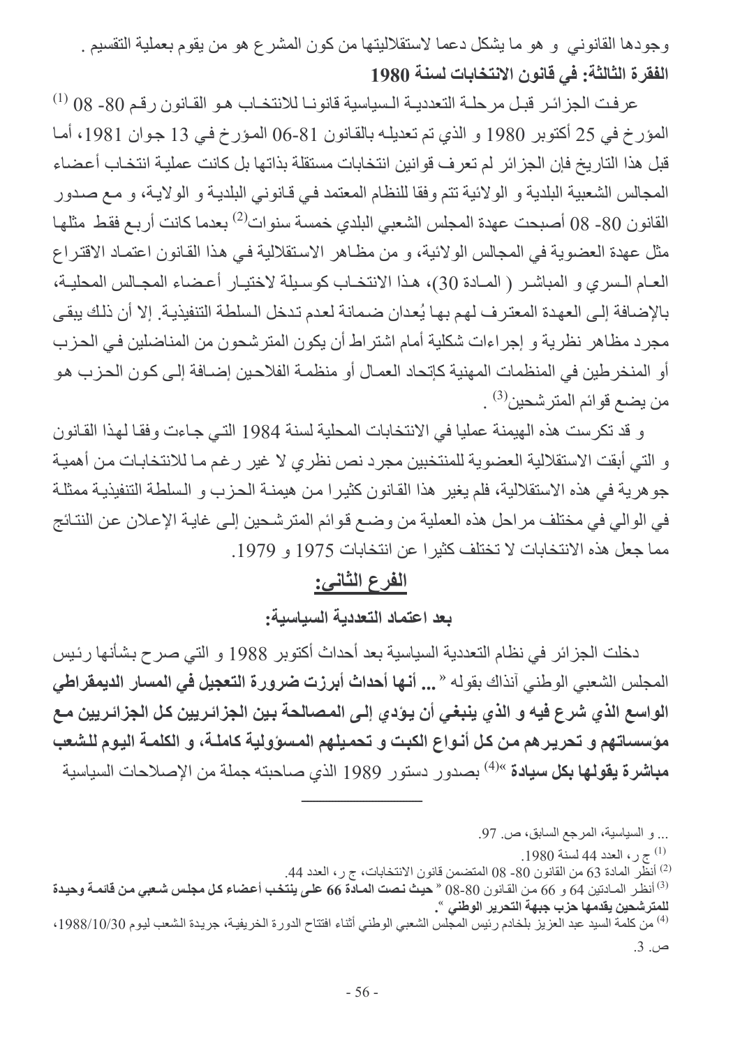وجودها القانوني و هو ما يشكل دعما لاستقلاليتها من كون المشرع هو من يقوم بعملية التقسيم .

**الفقرة الثالثة: في قانون الانتخابات لسنة 1980**

عرفت الجزائر قبل مرحلة التعددية السياسية قانونا للانتخاب هو القانون رقم 80- 08 [1] المؤرخ في 25 أكتوبر 1980 و الذي تم تعديله بالقانون 81-06 المؤرخ في 13 جوان 1981، أما قبل هذا التاريخ فإن الجزائر لم تعرف قوانين انتخابات مستقلة بذاتها بل كانت عملية انتخاب أعضاء المجالس الشعبية البلدية و الولائية تتم وفقا للنظام المعتمد في قانوني البلدية و الولاية، و مع صدور القانون 80- 08 أصبحت عهدة المجلس الشعبي البلدي خمسة سنوات[2] بعدما كانت أربع فقط مثلها مثل عهدة العضوية في المجالس الولائية، و من مظاهر الاستقلالية في هذا القانون اعتماد الاقتراع العام السري و المباشر ( المادة 30)، هذا الانتخاب كوسيلة لاختيار أعضاء المجالس المحلية، بالإضافة إلى العهدة المعترف لهم بها يُعدان ضمانة لعدم تدخل السلطة التنفيذية. إلا أن ذلك يبقى مجرد مظاهر نظرية و إجراءات شكلية أمام اشتراط أن يكون المترشحون من المناضلين في الحزب أو المنخرطين في المنظمات المهنية كإتحاد العمال أو منظمة الفلاحين إضافة إلى كون الحزب هو من يضع قوائم المترشحين[3] .

و قد تكرست هذه الهيمنة عمليا في الانتخابات المحلية لسنة 1984 التي جاءت وفقا لهذا القانون و التي أبقت الاستقلالية العضوية للمنتخبين مجرد نص نظري لا غير رغم ما للانتخابات من أهمية جوهرية في هذه الاستقلالية، فلم يغير هذا القانون كثيرا من هيمنة الحزب و السلطة التنفيذية ممثلة في الوالي في مختلف مراحل هذه العملية من وضع قوائم المترشحين إلى غاية الإعلان عن النتائج مما جعل هذه الانتخابات لا تختلف كثيرا عن انتخابات 1975 و 1979.

## الفرع الثاني:

### بعد اعتماد التعددية السياسية:

دخلت الجزائر في نظام التعددية السياسية بعد أحداث أكتوبر 1988 و التي صرح بشأنها رئيس المجلس الشعبي الوطني آنذاك بقوله « **... أنها أحداث أبرزت ضرورة التعجيل في المسار الديمقراطي الواسع الذي شرع فيه و الذي ينبغي أن يؤدي إلى المصالحة بين الجزائريين كل الجزائريين مع مؤسساتهم و تحريرهم من كل أنواع الكبت و تحميلهم المسؤولية كاملة، و الكلمة اليوم للشعب مباشرة يقولها بكل سيادة** »[4] بصدور دستور 1989 الذي صاحبته جملة من الإصلاحات السياسية

---

... و السياسية، المرجع السابق، ص. 97.

[1] ج ر، العدد 44 لسنة 1980.

[2] أنظر المادة 63 من القانون 80- 08 المتضمن قانون الانتخابات، ج ر، العدد 44.

[3] أنظر المادتين 64 و 66 من القانون 80-08 « **حيث نصت المادة 66 على ينتخب أعضاء كل مجلس شعبي من قائمة وحيدة للمترشحين يقدمها حزب جبهة التحرير الوطني** ».

[4] من كلمة السيد عبد العزيز بلخادم رئيس المجلس الشعبي الوطني أثناء افتتاح الدورة الخريفية، جريدة الشعب ليوم 1988/10/30، ص. 3.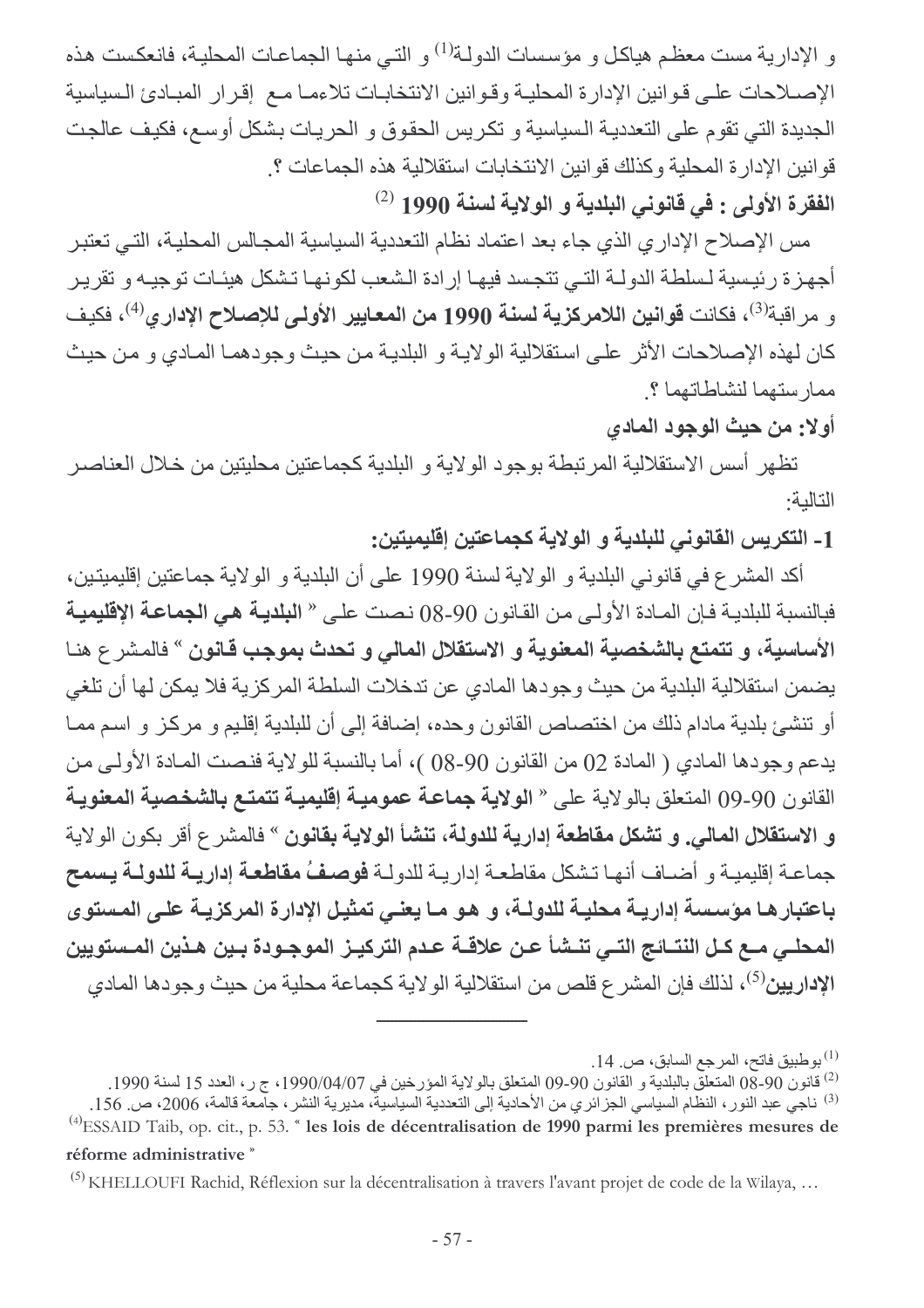و الإدارية مست معظم هياكل و مؤسسات الدولة[1] و التي منها الجماعات المحلية، فانعكست هذه الإصلاحات على قوانين الإدارة المحلية وقوانين الانتخابات تلاءما مع إقرار المبادئ السياسية الجديدة التي تقوم على التعددية السياسية و تكريس الحقوق و الحريات بشكل أوسع، فكيف عالجت قوانين الإدارة المحلية وكذلك قوانين الانتخابات استقلالية هذه الجماعات ؟.

**الفقرة الأولى : في قانوني البلدية و الولاية لسنة 1990** [2]

مس الإصلاح الإداري الذي جاء بعد اعتماد نظام التعددية السياسية المجالس المحلية، التي تعتبر أجهزة رئيسية لسلطة الدولة التي تتجسد فيها إرادة الشعب لكونها تشكل هيئات توجيه و تقرير و مراقبة[3]، فكانت **قوانين اللامركزية لسنة 1990 من المعايير الأولى للإصلاح الإداري**[4]، فكيف كان لهذه الإصلاحات الأثر على استقلالية الولاية و البلدية من حيث وجودهما المادي و من حيث ممارستهما لنشاطاتهما ؟.

**أولا: من حيث الوجود المادي**

تظهر أسس الاستقلالية المرتبطة بوجود الولاية و البلدية كجماعتين محليتين من خلال العناصر التالية:

**1- التكريس القانوني للبلدية و الولاية كجماعتين إقليميتين:**

أكد المشرع في قانوني البلدية و الولاية لسنة 1990 على أن البلدية و الولاية جماعتين إقليميتين، فبالنسبة للبلدية فإن المادة الأولى من القانون 90-08 نصت على " **البلدية هي الجماعة الإقليمية الأساسية، و تتمتع بالشخصية المعنوية و الاستقلال المالي و تحدث بموجب قانون** " فالمشرع هنا يضمن استقلالية البلدية من حيث وجودها المادي عن تدخلات السلطة المركزية فلا يمكن لها أن تلغي أو تنشئ بلدية مادام ذلك من اختصاص القانون وحده، إضافة إلى أن للبلدية إقليم و مركز و اسم مما يدعم وجودها المادي ( المادة 02 من القانون 90-08 )، أما بالنسبة للولاية فنصت المادة الأولى من القانون 90-09 المتعلق بالولاية على " **الولاية جماعة عمومية إقليمية تتمتع بالشخصية المعنوية و الاستقلال المالي. و تشكل مقاطعة إدارية للدولة، تنشأ الولاية بقانون** " فالمشرع أقر بكون الولاية جماعة إقليمية و أضاف أنها تشكل مقاطعة إدارية للدولة **فوصفُ مقاطعة إدارية للدولة يسمح باعتبارها مؤسسة إدارية محلية للدولة، و هو ما يعني تمثيل الإدارة المركزية على المستوى المحلي مع كل النتائج التي تنشأ عن علاقة عدم التركيز الموجودة بين هذين المستويين الإداريين**[5]، لذلك فإن المشرع قلص من استقلالية الولاية كجماعة محلية من حيث وجودها المادي

---

[1] بوطبيق فاتح، المرجع السابق، ص. 14.

[2] قانون 90-08 المتعلق بالبلدية و القانون 90-09 المتعلق بالولاية المؤرخين في 1990/04/07، ج ر، العدد 15 لسنة 1990.

[3] ناجي عبد النور، النظام السياسي الجزائري من الأحادية إلى التعددية السياسية، مديرية النشر، جامعة قالمة، 2006، ص. 156.

[4] ESSAID Taib, op. cit., p. 53. " **les lois de décentralisation de 1990 parmi les premières mesures de réforme administrative** "

[5] KHELLOUFI Rachid, Réflexion sur la décentralisation à travers l'avant projet de code de la Wilaya, …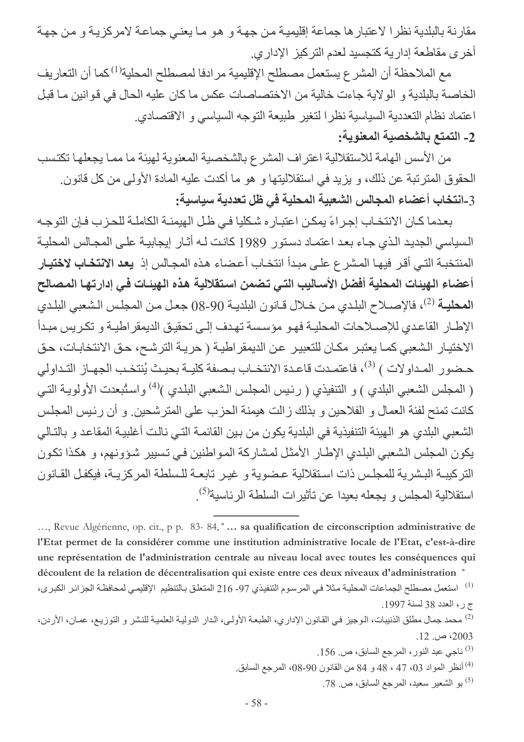مقارنة بالبلدية نظرا لاعتبارها جماعة إقليمية من جهة و هو ما يعني جماعة لامركزية و من جهة أخرى مقاطعة إدارية كتجسيد لعدم التركيز الإداري.

مع الملاحظة أن المشرع يستعمل مصطلح الإقليمية مرادفا لمصطلح المحلية[1] كما أن التعاريف الخاصة بالبلدية و الولاية جاءت خالية من الاختصاصات عكس ما كان عليه الحال في قوانين ما قبل اعتماد نظام التعددية السياسية نظرا لتغير طبيعة التوجه السياسي و الاقتصادي.

**2- التمتع بالشخصية المعنوية:**

من الأسس الهامة للاستقلالية اعتراف المشرع بالشخصية المعنوية لهيئة ما مما يجعلها تكتسب الحقوق المترتبة عن ذلك، و يزيد في استقلاليتها و هو ما أكدت عليه المادة الأولى من كل قانون.

**3-انتخاب أعضاء المجالس الشعبية المحلية في ظل تعددية سياسية:**

بعدما كان الانتخاب إجراءً يمكن اعتباره شكليا في ظل الهيمنة الكاملة للحزب فإن التوجه السياسي الجديد الذي جاء بعد اعتماد دستور 1989 كانت له أثار إيجابية على المجالس المحلية المنتخبة التي أقر فيها المشرع على مبدأ انتخاب أعضاء هذه المجالس إذ **يعد الانتخاب لاختيار أعضاء الهيئات المحلية أفضل الأساليب التي تضمن استقلالية هذه الهيئات في إدارتها المصالح المحلية** [2]، فالإصلاح البلدي من خلال قانون البلدية 90-08 جعل من المجلس الشعبي البلدي الإطار القاعدي للإصلاحات المحلية فهو مؤسسة تهدف إلى تحقيق الديمقراطية و تكريس مبدأ الاختيار الشعبي كما يعتبر مكان للتعبير عن الديمقراطية ( حرية الترشح، حق الانتخابات، حق حضور المداولات ) [3]، فاعتمدت قاعدة الانتخاب بصفة كلية بحيث يُنتخب الجهاز التداولي ( المجلس الشعبي البلدي ) و التنفيذي ( رئيس المجلس الشعبي البلدي )[4] واستُبعدت الأولوية التي كانت تمنح لفئة العمال و الفلاحين و بذلك زالت هيمنة الحزب على المترشحين. و أن رئيس المجلس الشعبي البلدي هو الهيئة التنفيذية في البلدية يكون من بين القائمة التي نالت أغلبية المقاعد و بالتالي يكون المجلس الشعبي البلدي الإطار الأمثل لمشاركة المواطنين في تسيير شؤونهم، و هكذا تكون التركيبة البشرية للمجلس ذات استقلالية عضوية و غير تابعة للسلطة المركزية، فيكفل القانون استقلالية المجلس و يجعله بعيدا عن تأثيرات السلطة الرئاسية[5].

---

…, Revue Algérienne, op. cit., p p. 83- 84, " **… sa qualification de circonscription administrative de l'Etat permet de la considérer comme une institution administrative locale de l'Etat, c'est-à-dire une représentation de l'administration centrale au niveau local avec toutes les conséquences qui découlent de la relation de décentralisation qui existe entre ces deux niveaux d'administration** "

[1] استعمل مصطلح الجماعات المحلية مثلا في المرسوم التنفيذي 97- 216 المتعلق بالتنظيم الإقليمي لمحافظة الجزائر الكبرى، ج ر، العدد 38 لسنة 1997.

[2] محمد جمال مطلق الذنيبات، الوجيز في القانون الإداري، الطبعة الأولى، الدار الدولية العلمية للنشر و التوزيع، عمان، الأردن، 2003، ص. 12.

[3] ناجي عبد النور، المرجع السابق، ص. 156.

[4] أنظر المواد 03، 47 ، 48 و 84 من القانون 90-08، المرجع السابق.

[5] بو الشعير سعيد، المرجع السابق، ص. 78.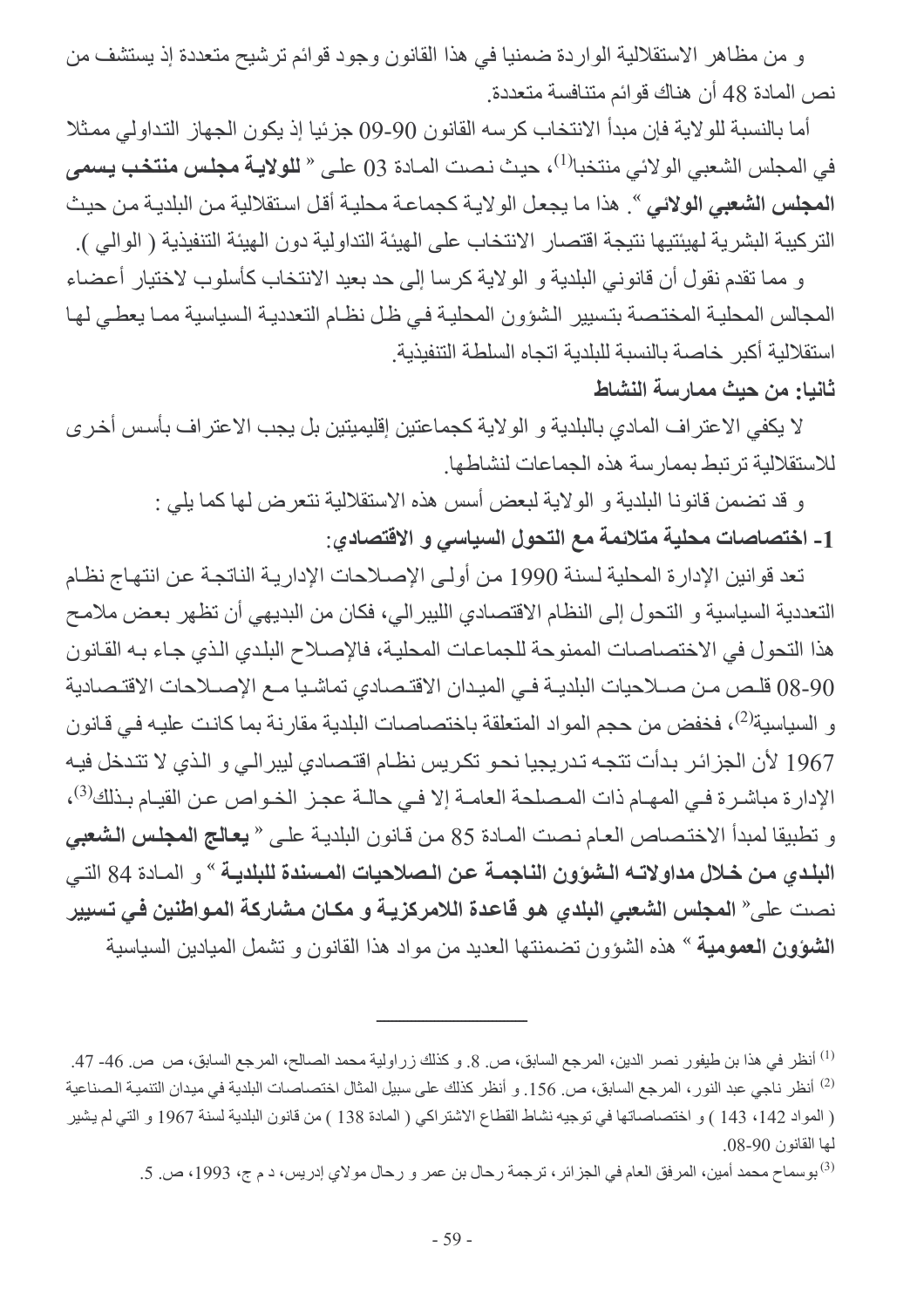و من مظاهر الاستقلالية الواردة ضمنيا في هذا القانون وجود قوائم ترشيح متعددة إذ يستشف من نص المادة 48 أن هناك قوائم متنافسة متعددة.

أما بالنسبة للولاية فإن مبدأ الانتخاب كرسه القانون 90-09 جزئيا إذ يكون الجهاز التداولي ممثلا في المجلس الشعبي الولائي منتخبا[1]، حيث نصت المادة 03 على « **للولاية مجلس منتخب يسمى المجلس الشعبي الولائي** ». هذا ما يجعل الولاية كجماعة محلية أقل استقلالية من البلدية من حيث التركيبة البشرية لهيئتيها نتيجة اقتصار الانتخاب على الهيئة التداولية دون الهيئة التنفيذية ( الوالي ).

و مما تقدم نقول أن قانوني البلدية و الولاية كرسا إلى حد بعيد الانتخاب كأسلوب لاختيار أعضاء المجالس المحلية المختصة بتسيير الشؤون المحلية في ظل نظام التعددية السياسية مما يعطي لها استقلالية أكبر خاصة بالنسبة للبلدية اتجاه السلطة التنفيذية.

**ثانيا: من حيث ممارسة النشاط**

لا يكفي الاعتراف المادي بالبلدية و الولاية كجماعتين إقليميتين بل يجب الاعتراف بأسس أخرى للاستقلالية ترتبط بممارسة هذه الجماعات لنشاطها.

و قد تضمن قانونا البلدية و الولاية لبعض أسس هذه الاستقلالية نتعرض لها كما يلي :

**1- اختصاصات محلية متلائمة مع التحول السياسي و الاقتصادي:**

تعد قوانين الإدارة المحلية لسنة 1990 من أولى الإصلاحات الإدارية الناتجة عن انتهاج نظام التعددية السياسية و التحول إلى النظام الاقتصادي الليبرالي، فكان من البديهي أن تظهر بعض ملامح هذا التحول في الاختصاصات الممنوحة للجماعات المحلية، فالإصلاح البلدي الذي جاء به القانون 90-08 قلص من صلاحيات البلدية في الميدان الاقتصادي تماشيا مع الإصلاحات الاقتصادية و السياسية[2]، فخفض من حجم المواد المتعلقة باختصاصات البلدية مقارنة بما كانت عليه في قانون 1967 لأن الجزائر بدأت تتجه تدريجيا نحو تكريس نظام اقتصادي ليبرالي و الذي لا تتدخل فيه الإدارة مباشرة في المهام ذات المصلحة العامة إلا في حالة عجز الخواص عن القيام بذلك[3]، و تطبيقا لمبدأ الاختصاص العام نصت المادة 85 من قانون البلدية على « **يعالج المجلس الشعبي البلدي من خلال مداولاته الشؤون الناجمة عن الصلاحيات المسندة للبلدية** » و المادة 84 التي نصت على« **المجلس الشعبي البلدي هو قاعدة اللامركزية و مكان مشاركة المواطنين في تسيير الشؤون العمومية** » هذه الشؤون تضمنتها العديد من مواد هذا القانون و تشمل الميادين السياسية

---

[1] أنظر في هذا بن طيفور نصر الدين، المرجع السابق، ص. 8. و كذلك زراولية محمد الصالح، المرجع السابق، ص ص. 46- 47.

[2] أنظر ناجي عبد النور، المرجع السابق، ص. 156. و أنظر كذلك على سبيل المثال اختصاصات البلدية في ميدان التنمية الصناعية ( المواد 142، 143 ) و اختصاصاتها في توجيه نشاط القطاع الاشتراكي ( المادة 138 ) من قانون البلدية لسنة 1967 و التي لم يشير لها القانون 90-08.

[3] بوسماح محمد أمين، المرفق العام في الجزائر، ترجمة رحال بن عمر و رحال مولاي إدريس، د م ج، 1993، ص. 5.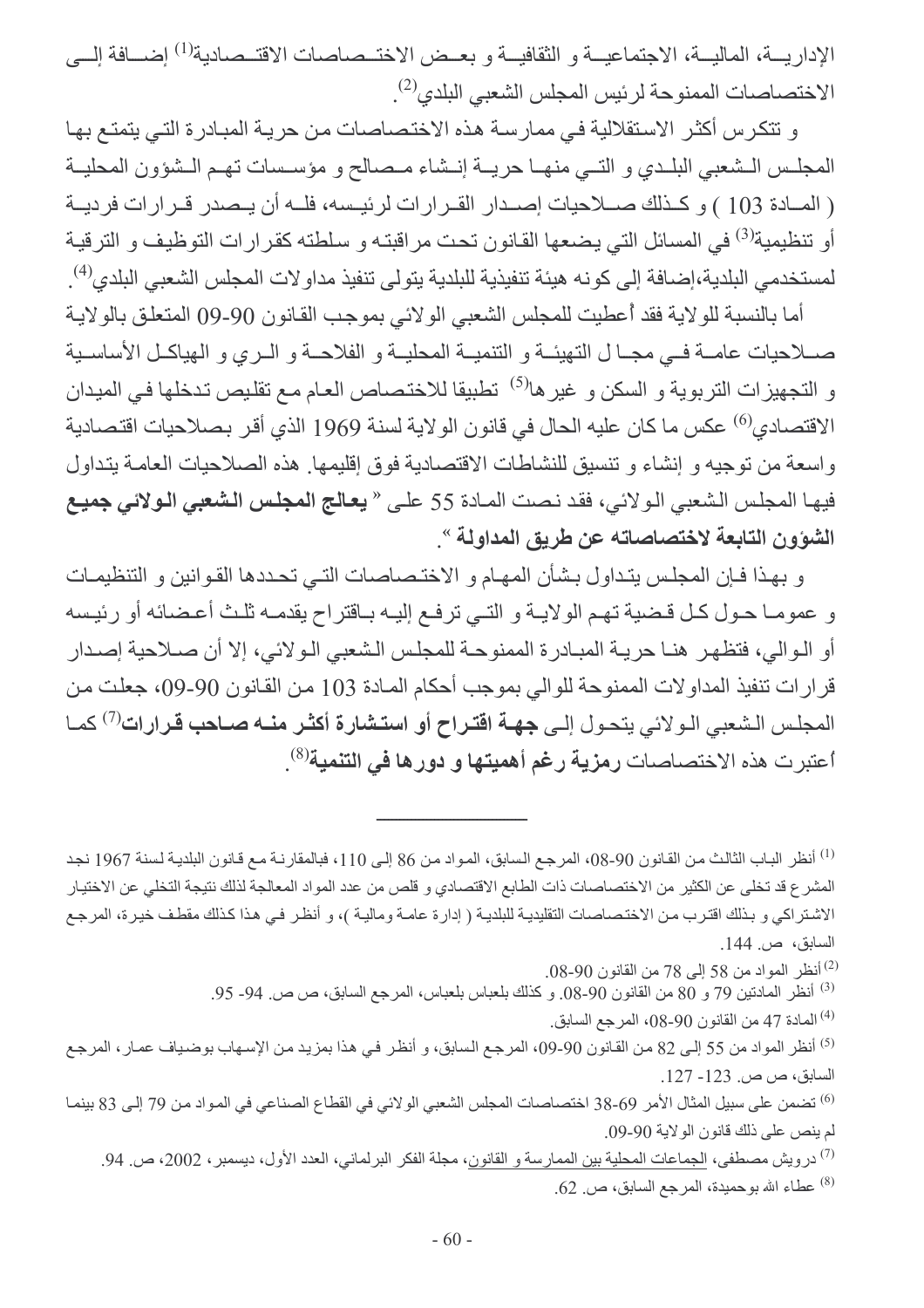الإدارية، المالية، الاجتماعية و الثقافية و بعض الاختصاصات الاقتصادية[1] إضافة إلى الاختصاصات الممنوحة لرئيس المجلس الشعبي البلدي[2].

و تتكرس أكثر الاستقلالية في ممارسة هذه الاختصاصات من حرية المبادرة التي يتمتع بها المجلس الشعبي البلدي و التي منها حرية إنشاء مصالح و مؤسسات تهم الشؤون المحلية ( المادة 103 ) و كذلك صلاحيات إصدار القرارات لرئيسه، فله أن يصدر قرارات فردية أو تنظيمية[3] في المسائل التي يضعها القانون تحت مراقبته و سلطته كقرارات التوظيف و الترقية لمستخدمي البلدية،إضافة إلى كونه هيئة تنفيذية للبلدية يتولى تنفيذ مداولات المجلس الشعبي البلدي[4].

أما بالنسبة للولاية فقد أعطيت للمجلس الشعبي الولائي بموجب القانون 90-09 المتعلق بالولاية صلاحيات عامة في مجال التهيئة و التنمية المحلية و الفلاحة و الري و الهياكل الأساسية و التجهيزات التربوية و السكن و غيرها[5] تطبيقا للاختصاص العام مع تقليص تدخلها في الميدان الاقتصادي[6] عكس ما كان عليه الحال في قانون الولاية لسنة 1969 الذي أقر بصلاحيات اقتصادية واسعة من توجيه و إنشاء و تنسيق للنشاطات الاقتصادية فوق إقليمها. هذه الصلاحيات العامة يتداول فيها المجلس الشعبي الولائي، فقد نصت المادة 55 على « **يعالج المجلس الشعبي الولائي جميع الشؤون التابعة لاختصاصاته عن طريق المداولة** ».

و بهذا فإن المجلس يتداول بشأن المهام و الاختصاصات التي تحددها القوانين و التنظيمات و عموما حول كل قضية تهم الولاية و التي ترفع إليه باقتراح يقدمه ثلث أعضائه أو رئيسه أو الوالي، فتظهر هنا حرية المبادرة الممنوحة للمجلس الشعبي الولائي، إلا أن صلاحية إصدار قرارات تنفيذ المداولات الممنوحة للوالي بموجب أحكام المادة 103 من القانون 90-09، جعلت من المجلس الشعبي الولائي يتحول إلى **جهة اقتراح أو استشارة أكثر منه صاحب قرارات**[7] كما أعتبرت هذه الاختصاصات **رمزية رغم أهميتها و دورها في التنمية**[8].

---

[1] أنظر الباب الثالث من القانون 90-08، المرجع السابق، المواد من 86 إلى 110، فبالمقارنة مع قانون البلدية لسنة 1967 نجد المشرع قد تخلى عن الكثير من الاختصاصات ذات الطابع الاقتصادي و قلص من عدد المواد المعالجة لذلك نتيجة التخلي عن الاختيار الاشتراكي و بذلك اقترب من الاختصاصات التقليدية للبلدية ( إدارة عامة ومالية )، و أنظر في هذا كذلك مقطف خيرة، المرجع السابق، ص. 144.

[2] أنظر المواد من 58 إلى 78 من القانون 90-08.

[3] أنظر المادتين 79 و 80 من القانون 90-08. و كذلك بلعباس بلعباس، المرجع السابق، ص ص. 94- 95.

[4] المادة 47 من القانون 90-08، المرجع السابق.

[5] أنظر المواد من 55 إلى 82 من القانون 90-09، المرجع السابق، و أنظر في هذا بمزيد من الإسهاب بوضياف عمار، المرجع السابق، ص ص. 123- 127.

[6] تضمن على سبيل المثال الأمر 69-38 اختصاصات المجلس الشعبي الولائي في القطاع الصناعي في المواد من 79 إلى 83 بينما لم ينص على ذلك قانون الولاية 90-09.

[7] درويش مصطفى، الجماعات المحلية بين الممارسة و القانون، مجلة الفكر البرلماني، العدد الأول، ديسمبر، 2002، ص. 94.

[8] عطاء الله بوحميدة، المرجع السابق، ص. 62.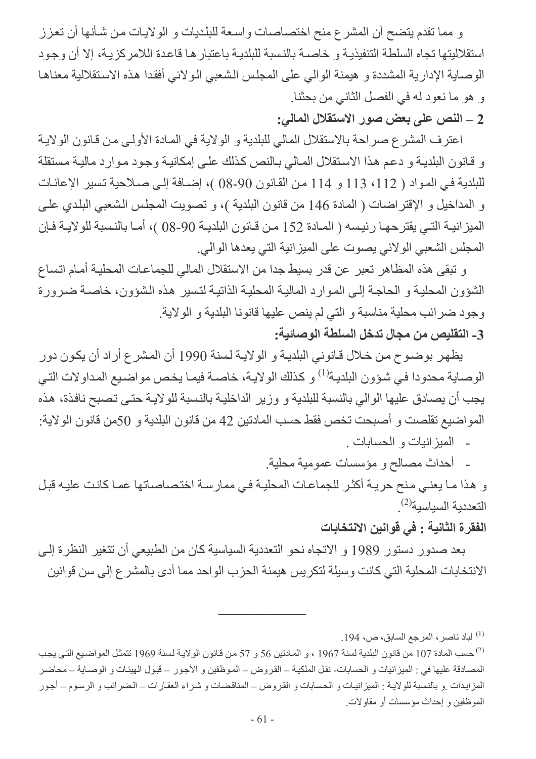و مما تقدم يتضح أن المشرع منح اختصاصات واسعة للبلديات و الولايات من شأنها أن تعزز استقلاليتها تجاه السلطة التنفيذية و خاصة بالنسبة للبلدية باعتبارها قاعدة اللامركزية، إلا أن وجود الوصاية الإدارية المشددة و هيمنة الوالي على المجلس الشعبي الولائي أفقدا هذه الاستقلالية معناها و هو ما نعود له في الفصل الثاني من بحثنا.

**2 – النص على بعض صور الاستقلال المالي:**

اعترف المشرع صراحة بالاستقلال المالي للبلدية و الولاية في المادة الأولى من قانون الولاية و قانون البلدية و دعم هذا الاستقلال المالي بالنص كذلك على إمكانية وجود موارد مالية مستقلة للبلدية في المواد ( 112، 113 و 114 من القانون 90-08 )، إضافة إلى صلاحية تسير الإعانات و المداخيل و الإقتراضات ( المادة 146 من قانون البلدية )، و تصويت المجلس الشعبي البلدي على الميزانية التي يقترحها رئيسه ( المادة 152 من قانون البلدية 90-08 )، أما بالنسبة للولاية فإن المجلس الشعبي الولائي يصوت على الميزانية التي يعدها الوالي.

و تبقى هذه المظاهر تعبر عن قدر بسيط جدا من الاستقلال المالي للجماعات المحلية أمام اتساع الشؤون المحلية و الحاجة إلى الموارد المالية المحلية الذاتية لتسير هذه الشؤون، خاصة ضرورة وجود ضرائب محلية مناسبة و التي لم ينص عليها قانونا البلدية و الولاية.

**3- التقليص من مجال تدخل السلطة الوصائية:**

يظهر بوضوح من خلال قانوني البلدية و الولاية لسنة 1990 أن المشرع أراد أن يكون دور الوصاية محدودا في شؤون البلدية[1] و كذلك الولاية، خاصة فيما يخص مواضيع المداولات التي يجب أن يصادق عليها الوالي بالنسبة للبلدية و وزير الداخلية بالنسبة للولاية حتى تصبح نافذة، هذه المواضيع تقلصت و أصبحت تخص فقط حسب المادتين 42 من قانون البلدية و 50من قانون الولاية:

- الميزانيات و الحسابات .
- أحداث مصالح و مؤسسات عمومية محلية.

و هذا ما يعني منح حرية أكثر للجماعات المحلية في ممارسة اختصاصاتها عما كانت عليه قبل التعددية السياسية[2].

**الفقرة الثانية : في قوانين الانتخابات**

بعد صدور دستور 1989 و الاتجاه نحو التعددية السياسية كان من الطبيعي أن تتغير النظرة إلى الانتخابات المحلية التي كانت وسيلة لتكريس هيمنة الحزب الواحد مما أدى بالمشرع إلى سن قوانين

---

(1) لباد ناصر، المرجع السابق، ص، 194.

(2) حسب المادة 107 من قانون البلدية لسنة 1967 ، و المادتين 56 و 57 من قانون الولاية لسنة 1969 تتمثل المواضيع التي يجب المصادقة عليها في : الميزانيات و الحسابات- نقل الملكية – القروض – الموظفين و الأجور – قبول الهيئات و الوصاية – محاضر المزايدات .و بالنسبة للولاية : الميزانيات و الحسابات و القروض – المناقضات و شراء العقارات – الضرائب و الرسوم – أجور الموظفين و إحداث مؤسسات أو مقاولات.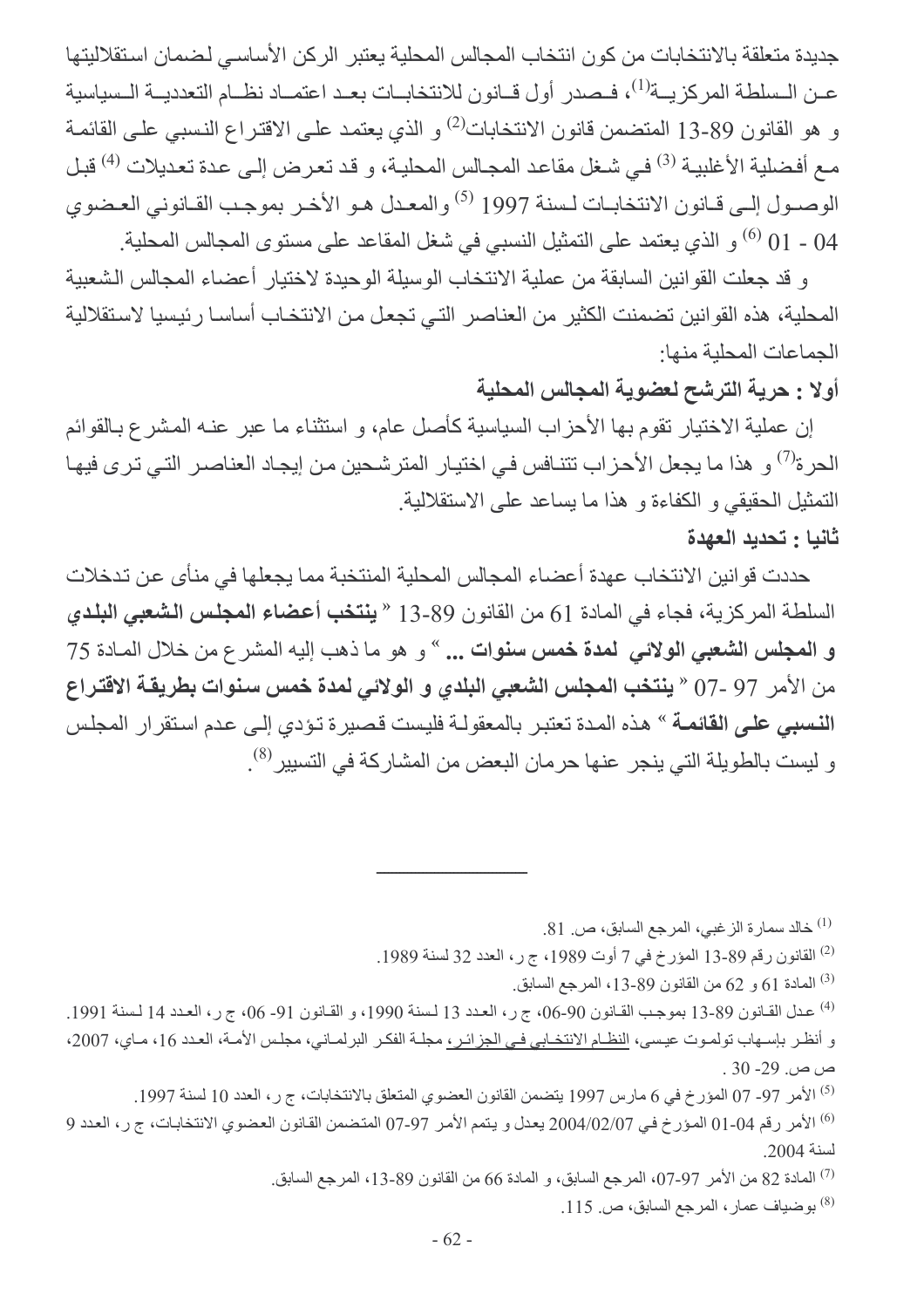جديدة متعلقة بالانتخابات من كون انتخاب المجالس المحلية يعتبر الركن الأساسي لضمان استقلاليتها عن السلطة المركزية[1]، فصدر أول قانون للانتخابات بعد اعتماد نظام التعددية السياسية و هو القانون 89-13 المتضمن قانون الانتخابات[2] و الذي يعتمد على الاقتراع النسبي على القائمة مع أفضلية الأغلبية [3] في شغل مقاعد المجالس المحلية، و قد تعرض إلى عدة تعديلات [4] قبل الوصول إلى قانون الانتخابات لسنة 1997 [5] والمعدل هو الأخر بموجب القانوني العضوي 04 - 01 [6] و الذي يعتمد على التمثيل النسبي في شغل المقاعد على مستوى المجالس المحلية.

و قد جعلت القوانين السابقة من عملية الانتخاب الوسيلة الوحيدة لاختيار أعضاء المجالس الشعبية المحلية، هذه القوانين تضمنت الكثير من العناصر التي تجعل من الانتخاب أساسا رئيسيا لاستقلالية الجماعات المحلية منها:

**أولا : حرية الترشح لعضوية المجالس المحلية**

إن عملية الاختيار تقوم بها الأحزاب السياسية كأصل عام، و استثناء ما عبر عنه المشرع بالقوائم الحرة[7] و هذا ما يجعل الأحزاب تتنافس في اختيار المترشحين من إيجاد العناصر التي ترى فيها التمثيل الحقيقي و الكفاءة و هذا ما يساعد على الاستقلالية.

**ثانيا : تحديد العهدة**

حددت قوانين الانتخاب عهدة أعضاء المجالس المحلية المنتخبة مما يجعلها في منأى عن تدخلات السلطة المركزية، فجاء في المادة 61 من القانون 89-13 " **ينتخب أعضاء المجلس الشعبي البلدي و المجلس الشعبي الولائي لمدة خمس سنوات ...** " و هو ما ذهب إليه المشرع من خلال المادة 75 من الأمر 97 -07 " **ينتخب المجلس الشعبي البلدي و الولائي لمدة خمس سنوات بطريقة الاقتراع النسبي على القائمة** " هذه المدة تعتبر بالمعقولة فليست قصيرة تؤدي إلى عدم استقرار المجلس و ليست بالطويلة التي ينجر عنها حرمان البعض من المشاركة في التسيير[8].

---

[1] خالد سمارة الزغبي، المرجع السابق، ص. 81.

[2] القانون رقم 89-13 المؤرخ في 7 أوت 1989، ج ر، العدد 32 لسنة 1989.

[3] المادة 61 و 62 من القانون 89-13، المرجع السابق.

[4] عدل القانون 89-13 بموجب القانون 90-06، ج ر، العدد 13 لسنة 1990، و القانون 91- 06، ج ر، العدد 14 لسنة 1991. و أنظر بإسهاب تولموت عيسى، النظام الانتخابي في الجزائر، مجلة الفكر البرلماني، مجلس الأمة، العدد 16، ماي، 2007، ص ص. 29- 30 .

[5] الأمر 97- 07 المؤرخ في 6 مارس 1997 يتضمن القانون العضوي المتعلق بالانتخابات، ج ر، العدد 10 لسنة 1997.

[6] الأمر رقم 04-01 المؤرخ في 2004/02/07 يعدل و يتمم الأمر 97-07 المتضمن القانون العضوي الانتخابات، ج ر، العدد 9 لسنة 2004.

[7] المادة 82 من الأمر 97-07، المرجع السابق، و المادة 66 من القانون 89-13، المرجع السابق.

[8] بوضياف عمار، المرجع السابق، ص. 115.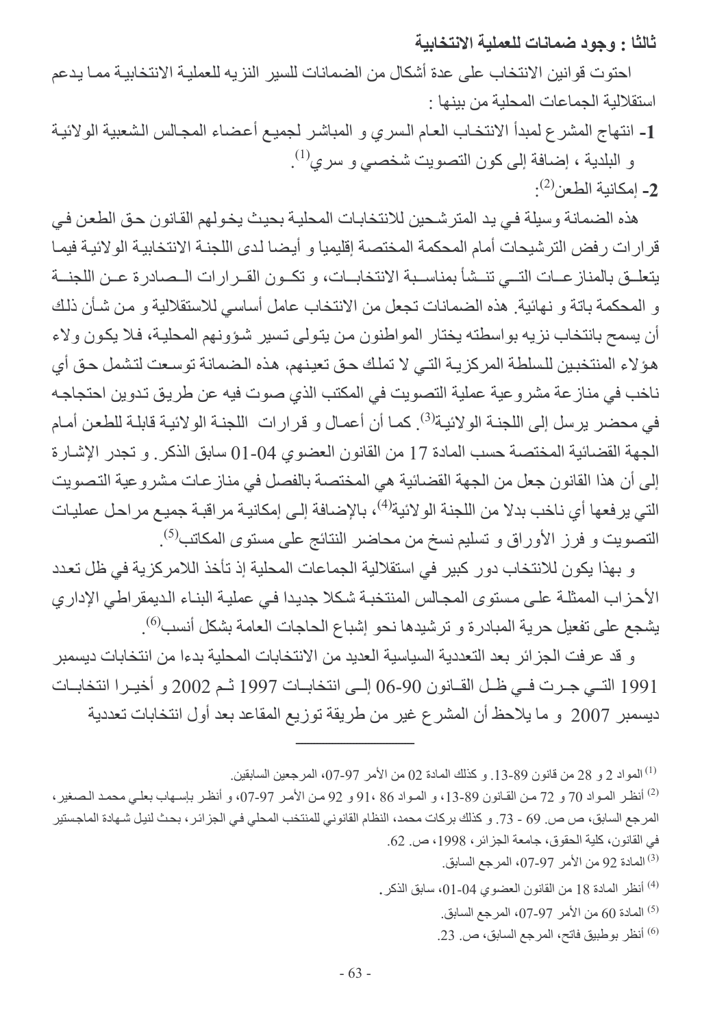### ثالثا : وجود ضمانات للعملية الانتخابية

احتوت قوانين الانتخاب على عدة أشكال من الضمانات للسير النزيه للعملية الانتخابية مما يدعم استقلالية الجماعات المحلية من بينها :

**1-** انتهاج المشرع لمبدأ الانتخاب العام السري و المباشر لجميع أعضاء المجالس الشعبية الولائية و البلدية ، إضافة إلى كون التصويت شخصي و سري[1].

**2-** إمكانية الطعن[2]:

هذه الضمانة وسيلة في يد المترشحين للانتخابات المحلية بحيث يخولهم القانون حق الطعن في قرارات رفض الترشيحات أمام المحكمة المختصة إقليميا و أيضا لدى اللجنة الانتخابية الولائية فيما يتعلق بالمنازعات التي تنشأ بمناسبة الانتخابات، و تكون القرارات الصادرة عن اللجنة و المحكمة باتة و نهائية. هذه الضمانات تجعل من الانتخاب عامل أساسي للاستقلالية و من شأن ذلك أن يسمح بانتخاب نزيه بواسطته يختار المواطنون من يتولى تسير شؤونهم المحلية، فلا يكون ولاء هؤلاء المنتخبين للسلطة المركزية التي لا تملك حق تعينهم، هذه الضمانة توسعت لتشمل حق أي ناخب في منازعة مشروعية عملية التصويت في المكتب الذي صوت فيه عن طريق تدوين احتجاجه في محضر يرسل إلى اللجنة الولائية[3]. كما أن أعمال و قرارات اللجنة الولائية قابلة للطعن أمام الجهة القضائية المختصة حسب المادة 17 من القانون العضوي 04-01 سابق الذكر. و تجدر الإشارة إلى أن هذا القانون جعل من الجهة القضائية هي المختصة بالفصل في منازعات مشروعية التصويت التي يرفعها أي ناخب بدلا من اللجنة الولائية[4]، بالإضافة إلى إمكانية مراقبة جميع مراحل عمليات التصويت و فرز الأوراق و تسليم نسخ من محاضر النتائج على مستوى المكاتب[5].

و بهذا يكون للانتخاب دور كبير في استقلالية الجماعات المحلية إذ تأخذ اللامركزية في ظل تعدد الأحزاب الممثلة على مستوى المجالس المنتخبة شكلا جديدا في عملية البناء الديمقراطي الإداري يشجع على تفعيل حرية المبادرة و ترشيدها نحو إشباع الحاجات العامة بشكل أنسب[6].

و قد عرفت الجزائر بعد التعددية السياسية العديد من الانتخابات المحلية بدءا من انتخابات ديسمبر 1991 التي جرت في ظل القانون 90-06 إلى انتخابات 1997 ثم 2002 و أخيرا انتخابات ديسمبر 2007 و ما يلاحظ أن المشرع غير من طريقة توزيع المقاعد بعد أول انتخابات تعددية

---

[1] المواد 2 و 28 من قانون 89-13. و كذلك المادة 02 من الأمر 97-07، المرجعين السابقين.

[2] أنظر المواد 70 و 72 من القانون 89-13، و المواد 86 ،91 و 92 من الأمر 97-07، و أنظر بإسهاب بعلي محمد الصغير، المرجع السابق، ص ص. 69 - 73. و كذلك بركات محمد، النظام القانوني للمنتخب المحلي في الجزائر، بحث لنيل شهادة الماجستير في القانون، كلية الحقوق، جامعة الجزائر، 1998، ص. 62.

[3] المادة 92 من الأمر 97-07، المرجع السابق.

[4] أنظر المادة 18 من القانون العضوي 04-01، سابق الذكر.

[5] المادة 60 من الأمر 97-07، المرجع السابق.

[6] أنظر بوطبيق فاتح، المرجع السابق، ص. 23.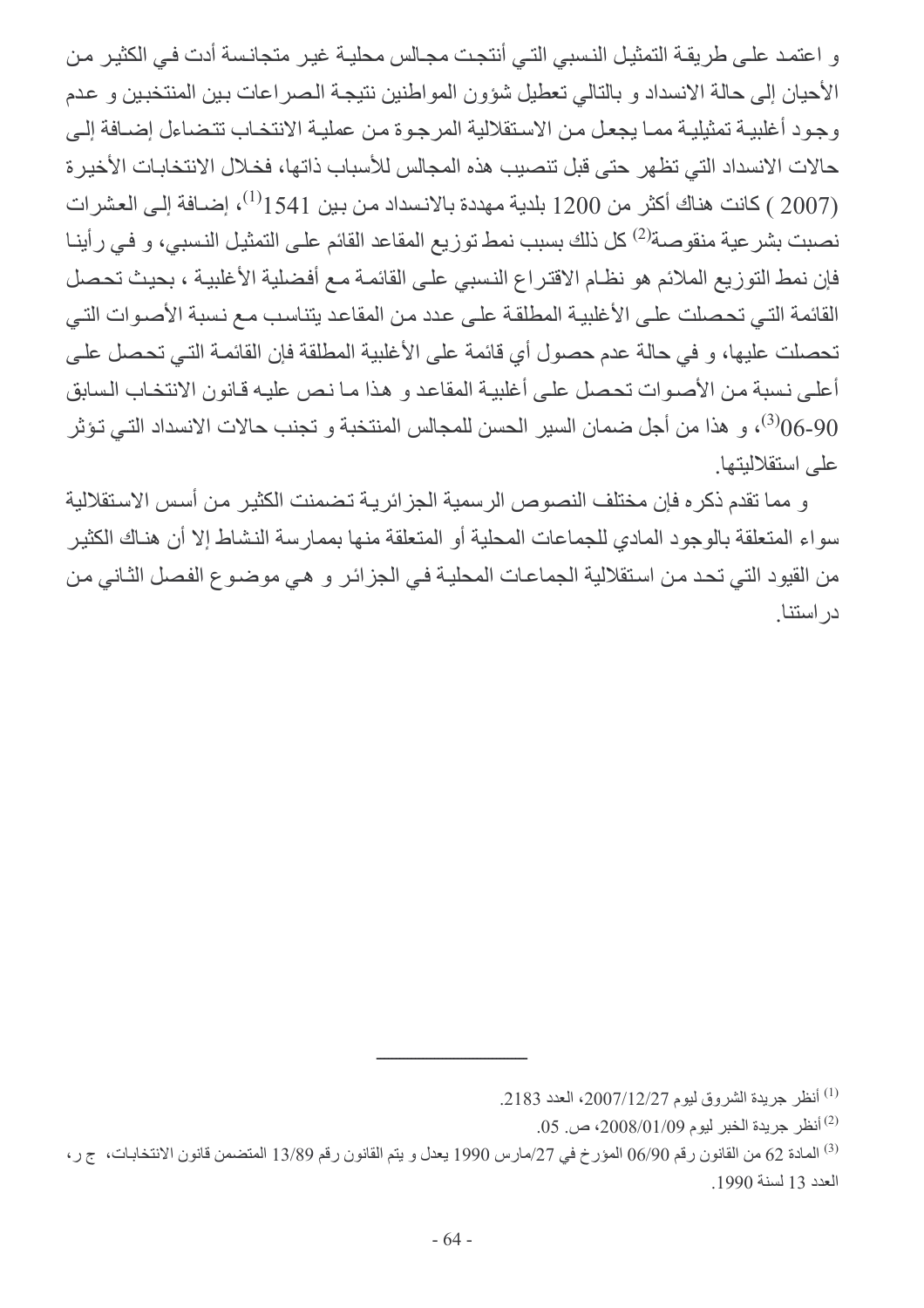و اعتمد على طريقة التمثيل النسبي التي أنتجت مجالس محلية غير متجانسة أدت في الكثير من الأحيان إلى حالة الانسداد و بالتالي تعطيل شؤون المواطنين نتيجة الصراعات بين المنتخبين و عدم وجود أغلبية تمثيلية مما يجعل من الاستقلالية المرجوة من عملية الانتخاب تتضاءل إضافة إلى حالات الانسداد التي تظهر حتى قبل تنصيب هذه المجالس للأسباب ذاتها، فخلال الانتخابات الأخيرة (2007 ) كانت هناك أكثر من 1200 بلدية مهددة بالانسداد من بين 1541[1]، إضافة إلى العشرات نصبت بشرعية منقوصة[2] كل ذلك بسبب نمط توزيع المقاعد القائم على التمثيل النسبي، و في رأينا فإن نمط التوزيع الملائم هو نظام الاقتراع النسبي على القائمة مع أفضلية الأغلبية ، بحيث تحصل القائمة التي تحصلت على الأغلبية المطلقة على عدد من المقاعد يتناسب مع نسبة الأصوات التي تحصلت عليها، و في حالة عدم حصول أي قائمة على الأغلبية المطلقة فإن القائمة التي تحصل على أعلى نسبة من الأصوات تحصل على أغلبية المقاعد و هذا ما نص عليه قانون الانتخاب السابق 90-06[3]، و هذا من أجل ضمان السير الحسن للمجالس المنتخبة و تجنب حالات الانسداد التي تؤثر على استقلاليتها.

و مما تقدم ذكره فإن مختلف النصوص الرسمية الجزائرية تضمنت الكثير من أسس الاستقلالية سواء المتعلقة بالوجود المادي للجماعات المحلية أو المتعلقة منها بممارسة النشاط إلا أن هناك الكثير من القيود التي تحد من استقلالية الجماعات المحلية في الجزائر و هي موضوع الفصل الثاني من دراستنا.

---

[1] أنظر جريدة الشروق ليوم 2007/12/27، العدد 2183.

[2] أنظر جريدة الخبر ليوم 2008/01/09، ص. 05.

[3] المادة 62 من القانون رقم 06/90 المؤرخ في 27/مارس 1990 يعدل و يتم القانون رقم 13/89 المتضمن قانون الانتخابات، ج ر، العدد 13 لسنة 1990.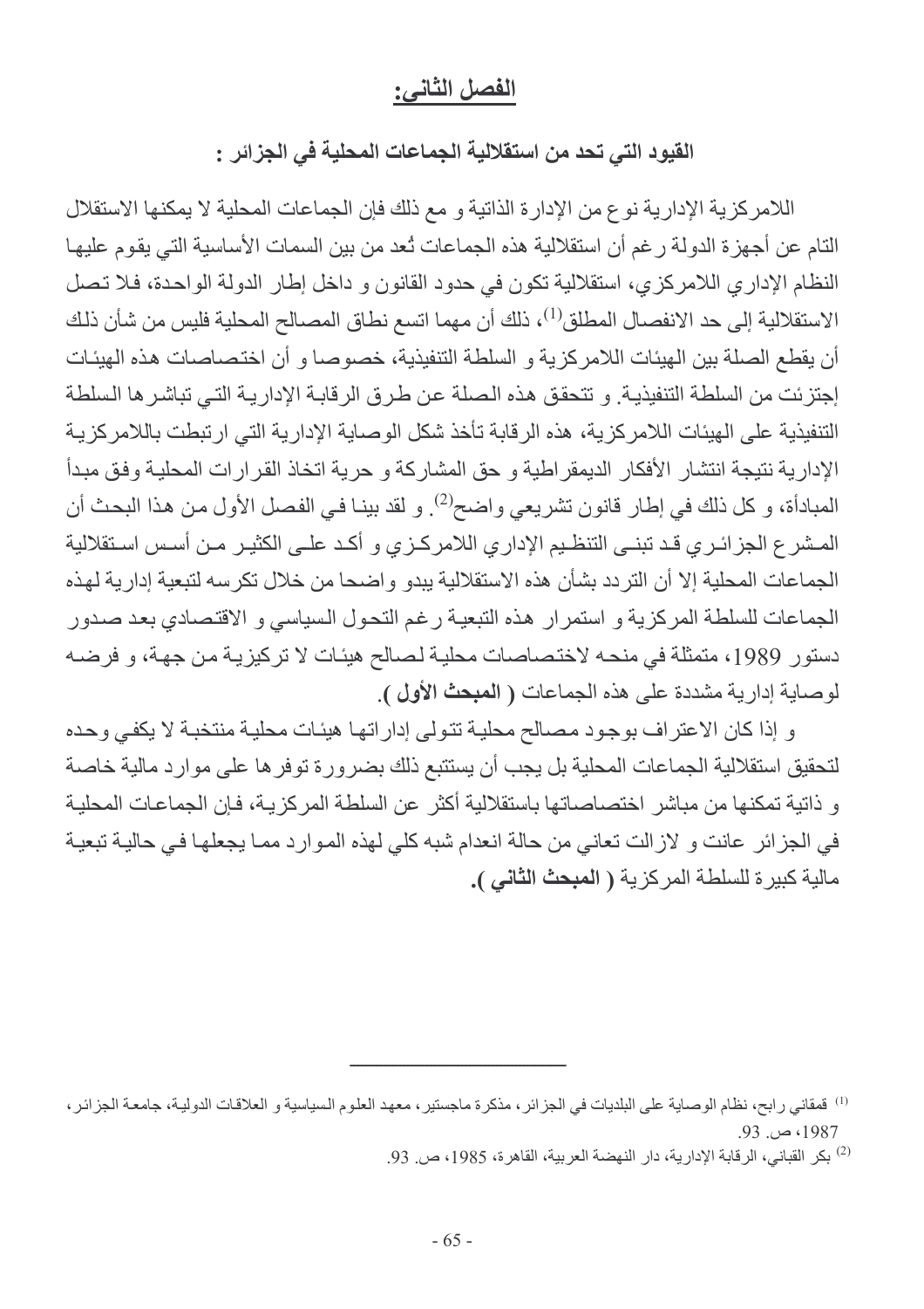## الفصل الثاني:

### القيود التي تحد من استقلالية الجماعات المحلية في الجزائر :

اللامركزية الإدارية نوع من الإدارة الذاتية و مع ذلك فإن الجماعات المحلية لا يمكنها الاستقلال التام عن أجهزة الدولة رغم أن استقلالية هذه الجماعات تُعد من بين السمات الأساسية التي يقوم عليها النظام الإداري اللامركزي، استقلالية تكون في حدود القانون و داخل إطار الدولة الواحدة، فلا تصل الاستقلالية إلى حد الانفصال المطلق[1]، ذلك أن مهما اتسع نطاق المصالح المحلية فليس من شأن ذلك أن يقطع الصلة بين الهيئات اللامركزية و السلطة التنفيذية، خصوصا و أن اختصاصات هذه الهيئات إجتزئت من السلطة التنفيذية. و تتحقق هذه الصلة عن طرق الرقابة الإدارية التي تباشرها السلطة التنفيذية على الهيئات اللامركزية، هذه الرقابة تأخذ شكل الوصاية الإدارية التي ارتبطت باللامركزية الإدارية نتيجة انتشار الأفكار الديمقراطية و حق المشاركة و حرية اتخاذ القرارات المحلية وفق مبدأ المبادأة، و كل ذلك في إطار قانون تشريعي واضح[2]. و لقد بينا في الفصل الأول من هذا البحث أن المشرع الجزائري قد تبنى التنظيم الإداري اللامركزي و أكد على الكثير من أسس استقلالية الجماعات المحلية إلا أن التردد بشأن هذه الاستقلالية يبدو واضحا من خلال تكرسه لتبعية إدارية لهذه الجماعات للسلطة المركزية و استمرار هذه التبعية رغم التحول السياسي و الاقتصادي بعد صدور دستور 1989، متمثلة في منحه لاختصاصات محلية لصالح هيئات لا تركيزية من جهة، و فرضه لوصاية إدارية مشددة على هذه الجماعات ( **المبحث الأول** ).

و إذا كان الاعتراف بوجود مصالح محلية تتولى إداراتها هيئات محلية منتخبة لا يكفي وحده لتحقيق استقلالية الجماعات المحلية بل يجب أن يستتبع ذلك بضرورة توفرها على موارد مالية خاصة و ذاتية تمكنها من مباشر اختصاصاتها باستقلالية أكثر عن السلطة المركزية، فإن الجماعات المحلية في الجزائر عانت و لازالت تعاني من حالة انعدام شبه كلي لهذه الموارد مما يجعلها في حالية تبعية مالية كبيرة للسلطة المركزية ( **المبحث الثاني** ).

---

[1] قمقاني رابح، نظام الوصاية على البلديات في الجزائر، مذكرة ماجستير، معهد العلوم السياسية و العلاقات الدولية، جامعة الجزائر، 1987، ص. 93.

[2] بكر القباني، الرقابة الإدارية، دار النهضة العربية، القاهرة، 1985، ص. 93.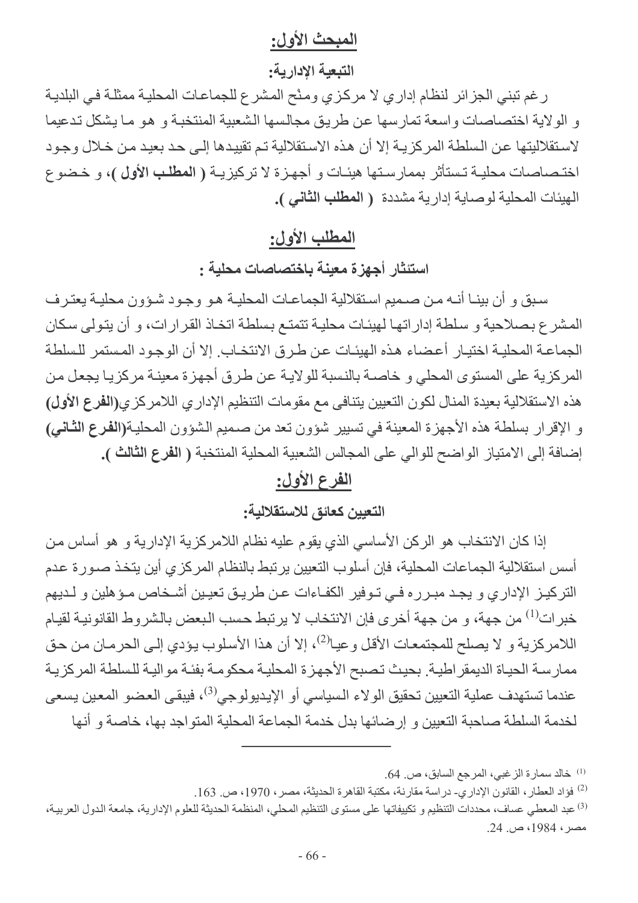## المبحث الأول:

### التبعية الإدارية:

رغم تبني الجزائر لنظام إداري لا مركزي ومنْح المشرع للجماعات المحلية ممثلة في البلدية و الولاية اختصاصات واسعة تمارسها عن طريق مجالسها الشعبية المنتخبة و هو ما يشكل تدعيما لاستقلاليتها عن السلطة المركزية إلا أن هذه الاستقلالية تم تقييدها إلى حد بعيد من خلال وجود اختصاصات محلية تستأثر بممارستها هيئات و أجهزة لا تركيزية ( **المطلب الأول** )، و خضوع الهيئات المحلية لوصاية إدارية مشددة ( **المطلب الثاني** ).

## المطلب الأول:

### استئثار أجهزة معينة باختصاصات محلية :

سبق و أن بينا أنه من صميم استقلالية الجماعات المحلية هو وجود شؤون محلية يعترف المشرع بصلاحية و سلطة إداراتها لهيئات محلية تتمتع بسلطة اتخاذ القرارات، و أن يتولى سكان الجماعة المحلية اختيار أعضاء هذه الهيئات عن طرق الانتخاب. إلا أن الوجود المستمر للسلطة المركزية على المستوى المحلي و خاصة بالنسبة للولاية عن طرق أجهزة معينة مركزيا يجعل من هذه الاستقلالية بعيدة المنال لكون التعيين يتنافى مع مقومات التنظيم الإداري اللامركزي(**الفرع الأول**) و الإقرار بسلطة هذه الأجهزة المعينة في تسيير شؤون تعد من صميم الشؤون المحلية(**الفرع الثاني**) إضافة إلى الامتياز الواضح للوالي على المجالس الشعبية المحلية المنتخبة ( **الفرع الثالث** ).

## الفرع الأول:

### التعيين كعائق للاستقلالية:

إذا كان الانتخاب هو الركن الأساسي الذي يقوم عليه نظام اللامركزية الإدارية و هو أساس من أسس استقلالية الجماعات المحلية، فإن أسلوب التعيين يرتبط بالنظام المركزي أين يتخذ صورة عدم التركيز الإداري و يجد مبرره في توفير الكفاءات عن طريق تعيين أشخاص مؤهلين و لديهم خبرات[1] من جهة، و من جهة أخرى فإن الانتخاب لا يرتبط حسب البعض بالشروط القانونية لقيام اللامركزية و لا يصلح للمجتمعات الأقل وعيا[2]، إلا أن هذا الأسلوب يؤدي إلى الحرمان من حق ممارسة الحياة الديمقراطية. بحيث تصبح الأجهزة المحلية محكومة بفئة موالية للسلطة المركزية عندما تستهدف عملية التعيين تحقيق الولاء السياسي أو الإيديولوجي[3]، فيبقى العضو المعين يسعى لخدمة السلطة صاحبة التعيين و إرضائها بدل خدمة الجماعة المحلية المتواجد بها، خاصة و أنها

---

[1] خالد سمارة الزغبي، المرجع السابق، ص. 64.

[2] فؤاد العطار، القانون الإداري- دراسة مقارنة، مكتبة القاهرة الحديثة، مصر، 1970، ص. 163.

[3] عبد المعطي عساف، محددات التنظيم و تكييفاتها على مستوى التنظيم المحلي، المنظمة الحديثة للعلوم الإدارية، جامعة الدول العربية، مصر، 1984، ص. 24.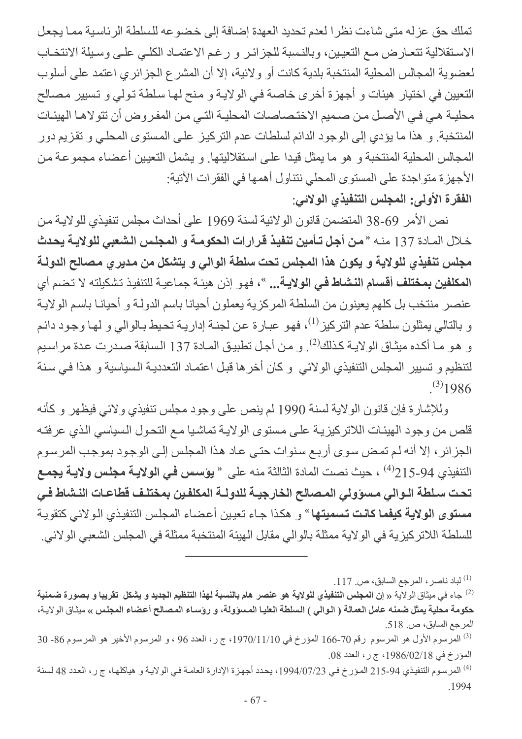تملك حق عزله متى شاءت نظرا لعدم تحديد العهدة إضافة إلى خضوعه للسلطة الرئاسية مما يجعل الاستقلالية تتعارض مع التعيين، وبالنسبة للجزائر و رغم الاعتماد الكلي على وسيلة الانتخاب لعضوية المجالس المحلية المنتخبة بلدية كانت أو ولائية، إلا أن المشرع الجزائري اعتمد على أسلوب التعيين في اختيار هيئات و أجهزة أخرى خاصة في الولاية و منح لها سلطة تولي و تسيير مصالح محلية هي في الأصل من صميم الاختصاصات المحلية التي من المفروض أن تتولاها الهيئات المنتخبة. و هذا ما يؤدي إلى الوجود الدائم لسلطات عدم التركيز على المستوى المحلي و تقزيم دور المجالس المحلية المنتخبة و هو ما يمثل قيدا على استقلاليتها. و يشمل التعيين أعضاء مجموعة من الأجهزة متواجدة على المستوى المحلي نتناول أهمها في الفقرات الآتية:

**الفقرة الأولى: المجلس التنفيذي الولائي:**

نص الأمر 69-38 المتضمن قانون الولائية لسنة 1969 على أحداث مجلس تنفيذي للولاية من خلال المادة 137 منه " **من أجل تأمين تنفيذ قرارات الحكومة و المجلس الشعبي للولاية يحدث مجلس تنفيذي للولاية و يكون هذا المجلس تحت سلطة الوالي و يتشكل من مديري مصالح الدولة المكلفين بمختلف أقسام النشاط في الولاية...** "، فهو إذن هيئة جماعية للتنفيذ تشكيلته لا تضم أي عنصر منتخب بل كلهم يعينون من السلطة المركزية يعملون أحيانا باسم الدولة و أحيانا باسم الولاية و بالتالي يمثلون سلطة عدم التركيز[1]، فهو عبارة عن لجنة إدارية تحيط بالوالي و لها وجود دائم و هو ما أكده ميثاق الولاية كذلك[2]. و من أجل تطبيق المادة 137 السابقة صدرت عدة مراسيم لتنظيم و تسيير المجلس التنفيذي الولائي و كان أخرها قبل اعتماد التعددية السياسية و هذا في سنة 1986[3].

وللإشارة فإن قانون الولاية لسنة 1990 لم ينص على وجود مجلس تنفيذي ولائي فيظهر و كأنه قلص من وجود الهيئات اللاتركيزية على مستوى الولاية تماشيا مع التحول السياسي الذي عرفته الجزائر، إلا أنه لم تمض سوى أربع سنوات حتى عاد هذا المجلس إلى الوجود بموجب المرسوم التنفيذي 94-215[4] ، حيث نصت المادة الثالثة منه على " **يؤسس في الولاية مجلس ولاية يجمع تحت سلطة الوالي مسؤولي المصالح الخارجية للدولة المكلفين بمختلف قطاعات النشاط في مستوى الولاية كيفما كانت تسميتها** " و هكذا جاء تعيين أعضاء المجلس التنفيذي الولائي كتقوية للسلطة اللاتركيزية في الولاية ممثلة بالوالي مقابل الهيئة المنتخبة ممثلة في المجلس الشعبي الولائي.

---

[1] لباد ناصر، المرجع السابق، ص. 117.

[2] جاء في ميثاق الولاية « **إن المجلس التنفيذي للولاية هو عنصر هام بالنسبة لهذا التنظيم الجديد و يشكل تقريبا و بصورة ضمنية حكومة محلية يمثل ضمنه عامل العمالة ( الوالي ) السلطة العليا المسؤولة، و رؤساء المصالح أعضاء المجلس** » ميثاق الولاية، المرجع السابق، ص. 518.

[3] المرسوم الأول هو المرسوم رقم 70-166 المؤرخ في 1970/11/10، ج ر، العدد 96 ، و المرسوم الأخير هو المرسوم 86- 30 المؤرخ في 1986/02/18، ج ر، العدد 08.

[4] المرسوم التنفيذي 94-215 المؤرخ في 1994/07/23، يحدد أجهزة الإدارة العامة في الولاية و هياكلها، ج ر، العدد 48 لسنة 1994.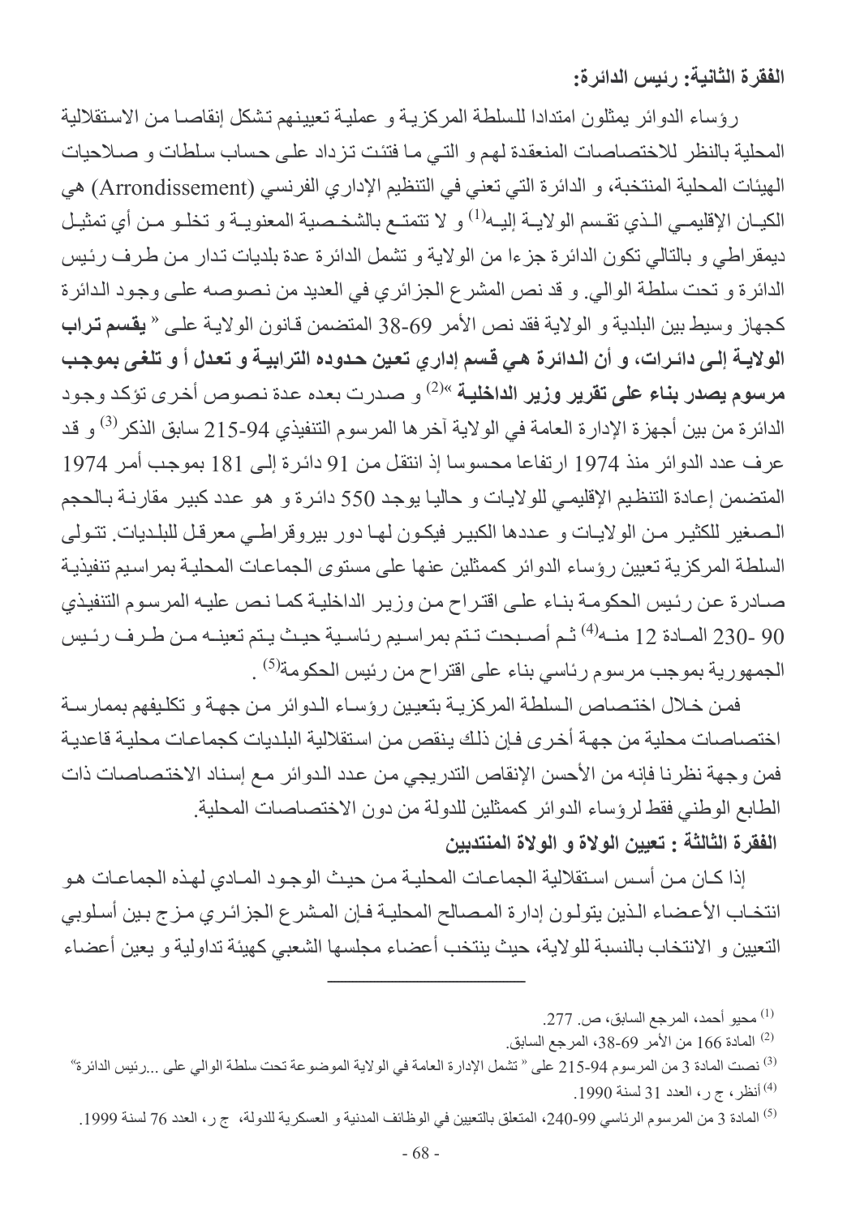**الفقرة الثانية: رئيس الدائرة:**

رؤساء الدوائر يمثلون امتدادا للسلطة المركزية و عملية تعيينهم تشكل إنقاصا من الاستقلالية المحلية بالنظر للاختصاصات المنعقدة لهم و التي ما فتئت تزداد على حساب سلطات و صلاحيات الهيئات المحلية المنتخبة، و الدائرة التي تعني في التنظيم الإداري الفرنسي (Arrondissement) هي الكيان الإقليمي الذي تقسم الولاية إليه[1] و لا تتمتع بالشخصية المعنوية و تخلو من أي تمثيل ديمقراطي و بالتالي تكون الدائرة جزءا من الولاية و تشمل الدائرة عدة بلديات تدار من طرف رئيس الدائرة و تحت سلطة الوالي. و قد نص المشرع الجزائري في العديد من نصوصه على وجود الدائرة كجهاز وسيط بين البلدية و الولاية فقد نص الأمر 69-38 المتضمن قانون الولاية على « **يقسم تراب الولاية إلى دائرات، و أن الدائرة هي قسم إداري تعين حدوده الترابية و تعدل أ و تلغى بموجب مرسوم يصدر بناء على تقرير وزير الداخلية** »[2] و صدرت بعده عدة نصوص أخرى تؤكد وجود الدائرة من بين أجهزة الإدارة العامة في الولاية آخرها المرسوم التنفيذي 94-215 سابق الذكر[3] و قد عرف عدد الدوائر منذ 1974 ارتفاعا محسوسا إذ انتقل من 91 دائرة إلى 181 بموجب أمر 1974 المتضمن إعادة التنظيم الإقليمي للولايات و حاليا يوجد 550 دائرة و هو عدد كبير مقارنة بالحجم الصغير للكثير من الولايات و عددها الكبير فيكون لها دور بيروقراطي معرقل للبلديات. تتولى السلطة المركزية تعيين رؤساء الدوائر كممثلين عنها على مستوى الجماعات المحلية بمراسيم تنفيذية صادرة عن رئيس الحكومة بناء على اقتراح من وزير الداخلية كما نص عليه المرسوم التنفيذي 90 -230 المادة 12 منه[4] ثم أصبحت تتم بمراسيم رئاسية حيث يتم تعينه من طرف رئيس الجمهورية بموجب مرسوم رئاسي بناء على اقتراح من رئيس الحكومة[5] .

فمن خلال اختصاص السلطة المركزية بتعيين رؤساء الدوائر من جهة و تكليفهم بممارسة اختصاصات محلية من جهة أخرى فإن ذلك ينقص من استقلالية البلديات كجماعات محلية قاعدية فمن وجهة نظرنا فإنه من الأحسن الإنقاص التدريجي من عدد الدوائر مع إسناد الاختصاصات ذات الطابع الوطني فقط لرؤساء الدوائر كممثلين للدولة من دون الاختصاصات المحلية.

**الفقرة الثالثة : تعيين الولاة و الولاة المنتدبين**

إذا كان من أسس استقلالية الجماعات المحلية من حيث الوجود المادي لهذه الجماعات هو انتخاب الأعضاء الذين يتولون إدارة المصالح المحلية فإن المشرع الجزائري مزج بين أسلوبي التعيين و الانتخاب بالنسبة للولاية، حيث ينتخب أعضاء مجلسها الشعبي كهيئة تداولية و يعين أعضاء

---

[1] محيو أحمد، المرجع السابق، ص. 277.

[2] المادة 166 من الأمر 69-38، المرجع السابق.

[3] نصت المادة 3 من المرسوم 94-215 على « تشمل الإدارة العامة في الولاية الموضوعة تحت سلطة الوالي على ...رئيس الدائرة»

[4] أنظر، ج ر، العدد 31 لسنة 1990.

[5] المادة 3 من المرسوم الرئاسي 99-240، المتعلق بالتعيين في الوظائف المدنية و العسكرية للدولة، ج ر، العدد 76 لسنة 1999.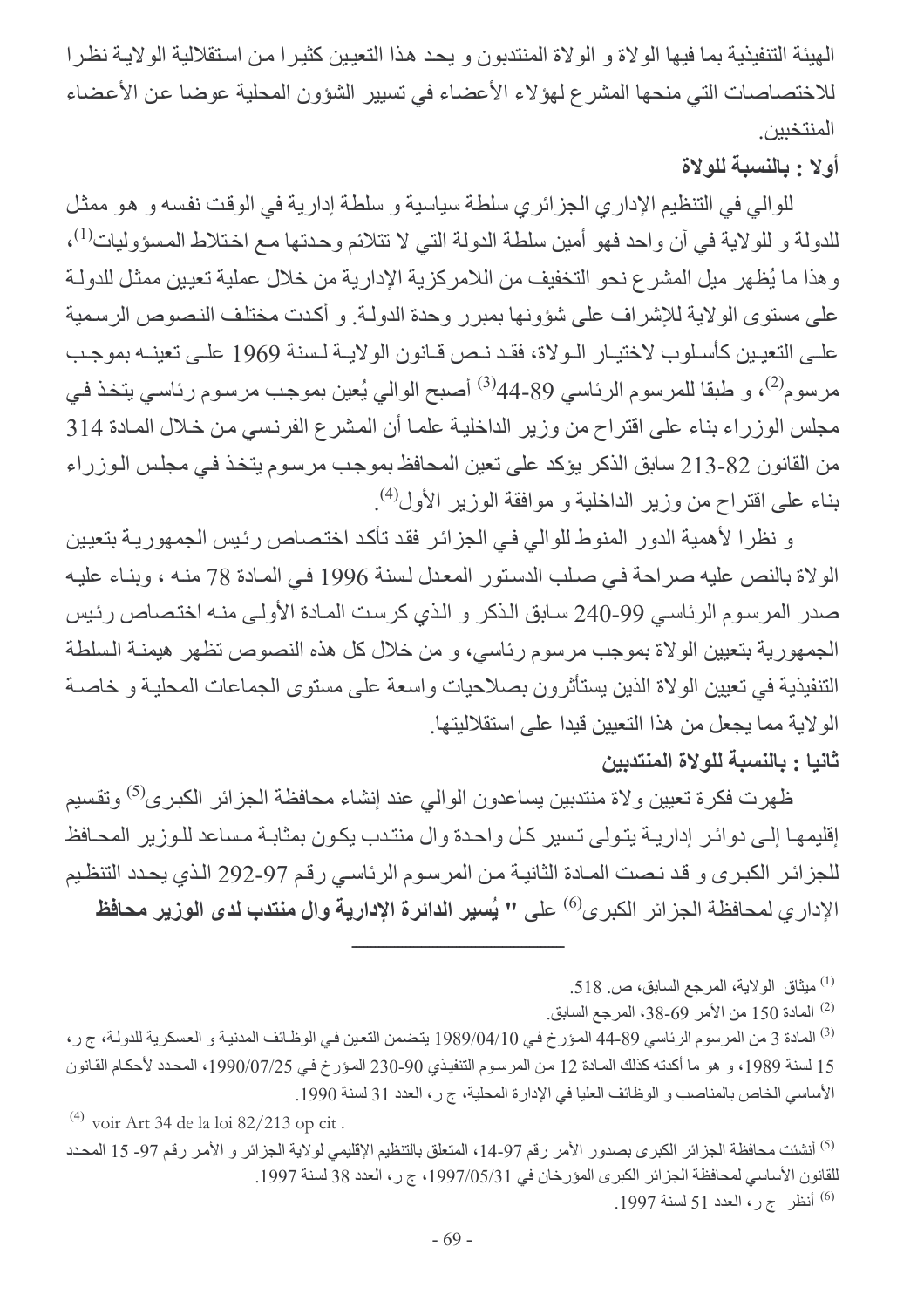الهيئة التنفيذية بما فيها الولاة و الولاة المنتدبون و يحد هذا التعيين كثيرا من استقلالية الولاية نظرا للاختصاصات التي منحها المشرع لهؤلاء الأعضاء في تسيير الشؤون المحلية عوضا عن الأعضاء المنتخبين.

**أولا : بالنسبة للولاة**

للوالي في التنظيم الإداري الجزائري سلطة سياسية و سلطة إدارية في الوقت نفسه و هو ممثل للدولة و للولاية في آن واحد فهو أمين سلطة الدولة التي لا تتلائم وحدتها مع اختلاط المسؤوليات[1]، وهذا ما يُظهر ميل المشرع نحو التخفيف من اللامركزية الإدارية من خلال عملية تعيين ممثل للدولة على مستوى الولاية للإشراف على شؤونها بمبرر وحدة الدولة. و أكدت مختلف النصوص الرسمية على التعيين كأسلوب لاختيار الولاة، فقد نص قانون الولاية لسنة 1969 على تعينه بموجب مرسوم[2]، و طبقا للمرسوم الرئاسي 89-44[3] أصبح الوالي يُعين بموجب مرسوم رئاسي يتخذ في مجلس الوزراء بناء على اقتراح من وزير الداخلية علما أن المشرع الفرنسي من خلال المادة 314 من القانون 82-213 سابق الذكر يؤكد على تعين المحافظ بموجب مرسوم يتخذ في مجلس الوزراء بناء على اقتراح من وزير الداخلية و موافقة الوزير الأول[4].

و نظرا لأهمية الدور المنوط للوالي في الجزائر فقد تأكد اختصاص رئيس الجمهورية بتعيين الولاة بالنص عليه صراحة في صلب الدستور المعدل لسنة 1996 في المادة 78 منه ، وبناء عليه صدر المرسوم الرئاسي 99-240 سابق الذكر و الذي كرست المادة الأولى منه اختصاص رئيس الجمهورية بتعيين الولاة بموجب مرسوم رئاسي، و من خلال كل هذه النصوص تظهر هيمنة السلطة التنفيذية في تعيين الولاة الذين يستأثرون بصلاحيات واسعة على مستوى الجماعات المحلية و خاصة الولاية مما يجعل من هذا التعيين قيدا على استقلاليتها.

**ثانيا : بالنسبة للولاة المنتدبين**

ظهرت فكرة تعيين ولاة منتدبين يساعدون الوالي عند إنشاء محافظة الجزائر الكبرى[5] وتقسيم إقليمها إلى دوائر إدارية يتولى تسير كل واحدة وال منتدب يكون بمثابة مساعد للوزير المحافظ للجزائر الكبرى و قد نصت المادة الثانية من المرسوم الرئاسي رقم 97-292 الذي يحدد التنظيم الإداري لمحافظة الجزائر الكبرى[6] على **" يُسير الدائرة الإدارية وال منتدب لدى الوزير محافظ**

---

[1] ميثاق الولاية، المرجع السابق، ص. 518.

[2] المادة 150 من الأمر 69-38، المرجع السابق.

[3] المادة 3 من المرسوم الرئاسي 89-44 المؤرخ في 1989/04/10 يتضمن التعين في الوظائف المدنية و العسكرية للدولة، ج ر، 15 لسنة 1989، و هو ما أكدته كذلك المادة 12 من المرسوم التنفيذي 90-230 المؤرخ في 1990/07/25، المحدد لأحكام القانون الأساسي الخاص بالمناصب و الوظائف العليا في الإدارة المحلية، ج ر، العدد 31 لسنة 1990.

[4] voir Art 34 de la loi 82/213 op cit .

[5] أنشئت محافظة الجزائر الكبرى بصدور الأمر رقم 97-14، المتعلق بالتنظيم الإقليمي لولاية الجزائر و الأمر رقم 97- 15 المحدد للقانون الأساسي لمحافظة الجزائر الكبرى المؤرخان في 1997/05/31، ج ر، العدد 38 لسنة 1997.

[6] أنظر ج ر، العدد 51 لسنة 1997.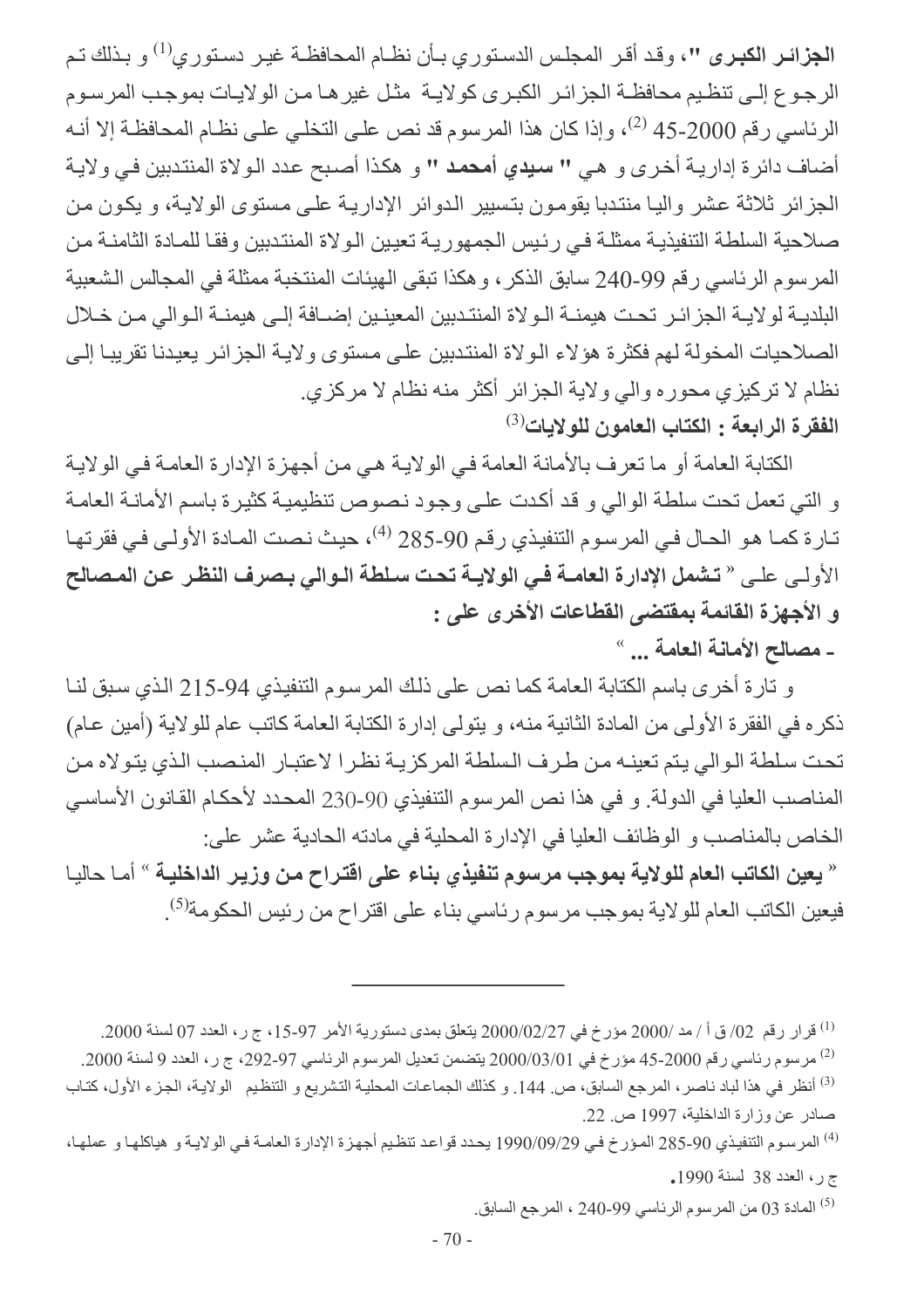**الجزائر الكبرى "**، وقد أقر المجلس الدستوري بأن نظام المحافظة غير دستوري[1] و بذلك تم الرجوع إلى تنظيم محافظة الجزائر الكبرى كولاية مثل غيرها من الولايات بموجب المرسوم الرئاسي رقم 2000-45 [2]، وإذا كان هذا المرسوم قد نص على التخلي على نظام المحافظة إلا أنه أضاف دائرة إدارية أخرى و هي **" سيدي أمحمد "** و هكذا أصبح عدد الولاة المنتدبين في ولاية الجزائر ثلاثة عشر واليا منتدبا يقومون بتسيير الدوائر الإدارية على مستوى الولاية، و يكون من صلاحية السلطة التنفيذية ممثلة في رئيس الجمهورية تعيين الولاة المنتدبين وفقا للمادة الثامنة من المرسوم الرئاسي رقم 99-240 سابق الذكر، وهكذا تبقى الهيئات المنتخبة ممثلة في المجالس الشعبية البلدية لولاية الجزائر تحت هيمنة الولاة المنتدبين المعينين إضافة إلى هيمنة الوالي من خلال الصلاحيات المخولة لهم فكثرة هؤلاء الولاة المنتدبين على مستوى ولاية الجزائر يعيدنا تقريبا إلى نظام لا تركيزي محوره والي ولاية الجزائر أكثر منه نظام لا مركزي.

**الفقرة الرابعة : الكتاب العامون للولايات**[3]

الكتابة العامة أو ما تعرف بالأمانة العامة في الولاية هي من أجهزة الإدارة العامة في الولاية و التي تعمل تحت سلطة الوالي و قد أكدت على وجود نصوص تنظيمية كثيرة باسم الأمانة العامة تارة كما هو الحال في المرسوم التنفيذي رقم 90-285 [4]، حيث نصت المادة الأولى في فقرتها الأولى على « **تشمل الإدارة العامة في الولاية تحت سلطة الوالي بصرف النظر عن المصالح و الأجهزة القائمة بمقتضى القطاعات الأخرى على :**

**- مصالح الأمانة العامة ...** »

و تارة أخرى باسم الكتابة العامة كما نص على ذلك المرسوم التنفيذي 94-215 الذي سبق لنا ذكره في الفقرة الأولى من المادة الثانية منه، و يتولى إدارة الكتابة العامة كاتب عام للولاية (أمين عام) تحت سلطة الوالي يتم تعينه من طرف السلطة المركزية نظرا لاعتبار المنصب الذي يتولاه من المناصب العليا في الدولة. و في هذا نص المرسوم التنفيذي 90-230 المحدد لأحكام القانون الأساسي الخاص بالمناصب و الوظائف العليا في الإدارة المحلية في مادته الحادية عشر على:

« **يعين الكاتب العام للولاية بموجب مرسوم تنفيذي بناء على اقتراح من وزير الداخلية** » أما حاليا فيعين الكاتب العام للولاية بموجب مرسوم رئاسي بناء على اقتراح من رئيس الحكومة[5].

---

[1] قرار رقم 02/ ق أ / مد /2000 مؤرخ في 2000/02/27 يتعلق بمدى دستورية الأمر 97-15، ج ر، العدد 07 لسنة 2000.

[2] مرسوم رئاسي رقم 2000-45 مؤرخ في 2000/03/01 يتضمن تعديل المرسوم الرئاسي 97-292، ج ر، العدد 9 لسنة 2000.

[3] أنظر في هذا لباد ناصر، المرجع السابق، ص. 144. و كذلك الجماعات المحلية التشريع و التنظيم الولاية، الجزء الأول، كتاب صادر عن وزارة الداخلية، 1997 ص. 22.

[4] المرسوم التنفيذي 90-285 المؤرخ في 1990/09/29 يحدد قواعد تنظيم أجهزة الإدارة العامة في الولاية و هياكلها و عملها، ج ر، العدد 38 لسنة 1990.

[5] المادة 03 من المرسوم الرئاسي 99-240 ، المرجع السابق.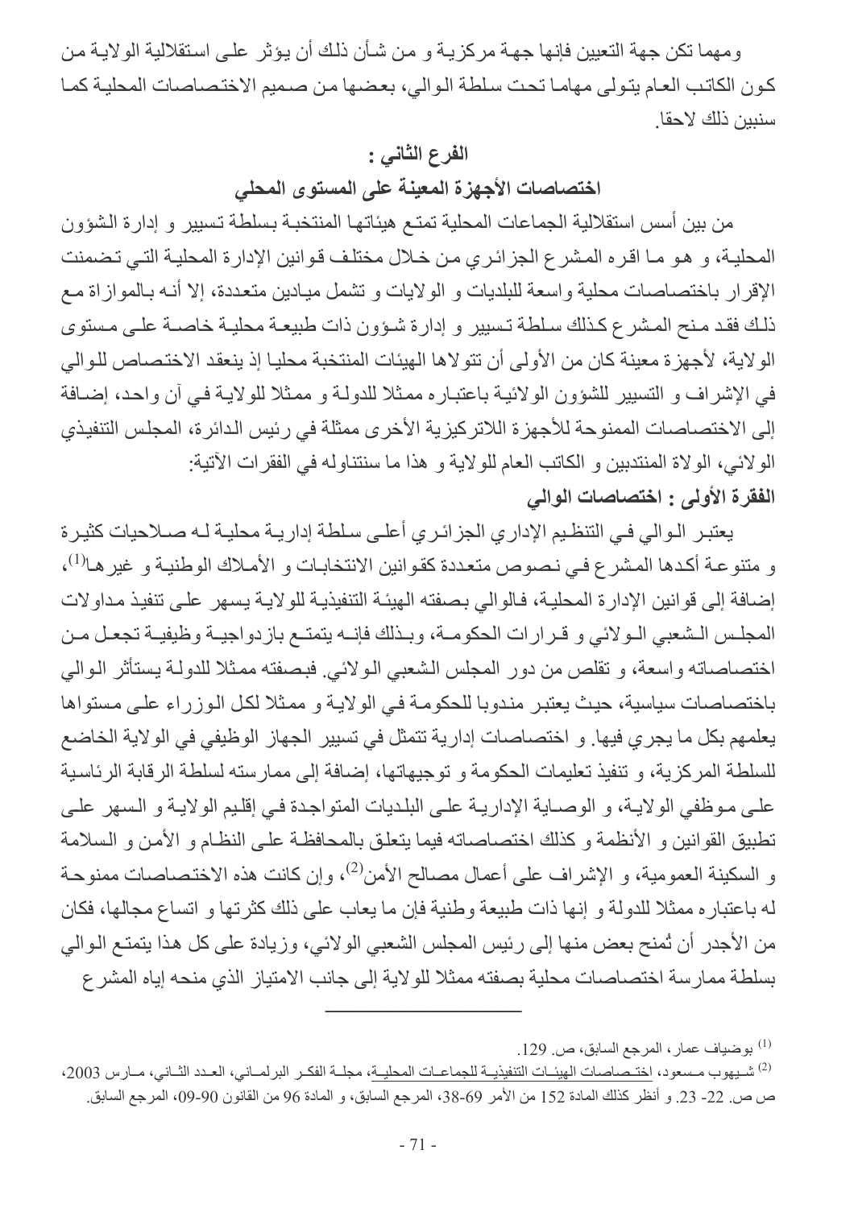ومهما تكن جهة التعيين فإنها جهة مركزية و من شأن ذلك أن يؤثر على استقلالية الولاية من كون الكاتب العام يتولى مهاما تحت سلطة الوالي، بعضها من صميم الاختصاصات المحلية كما سنبين ذلك لاحقا.

## الفرع الثاني :

## اختصاصات الأجهزة المعينة على المستوى المحلي

من بين أسس استقلالية الجماعات المحلية تمتع هيئاتها المنتخبة بسلطة تسيير و إدارة الشؤون المحلية، و هو ما اقره المشرع الجزائري من خلال مختلف قوانين الإدارة المحلية التي تضمنت الإقرار باختصاصات محلية واسعة للبلديات و الولايات و تشمل ميادين متعددة، إلا أنه بالموازاة مع ذلك فقد منح المشرع كذلك سلطة تسيير و إدارة شؤون ذات طبيعة محلية خاصة على مستوى الولاية، لأجهزة معينة كان من الأولى أن تتولاها الهيئات المنتخبة محليا إذ ينعقد الاختصاص للوالي في الإشراف و التسيير للشؤون الولائية باعتباره ممثلا للدولة و ممثلا للولاية في آن واحد، إضافة إلى الاختصاصات الممنوحة للأجهزة اللاتركيزية الأخرى ممثلة في رئيس الدائرة، المجلس التنفيذي الولائي، الولاة المنتدبين و الكاتب العام للولاية و هذا ما سنتناوله في الفقرات الآتية:

### الفقرة الأولى : اختصاصات الوالي

يعتبر الوالي في التنظيم الإداري الجزائري أعلى سلطة إدارية محلية له صلاحيات كثيرة و متنوعة أكدها المشرع في نصوص متعددة كقوانين الانتخابات و الأملاك الوطنية و غيرها[1]، إضافة إلى قوانين الإدارة المحلية، فالوالي بصفته الهيئة التنفيذية للولاية يسهر على تنفيذ مداولات المجلس الشعبي الولائي و قرارات الحكومة، وبذلك فإنه يتمتع بازدواجية وظيفية تجعل من اختصاصاته واسعة، و تقلص من دور المجلس الشعبي الولائي. فبصفته ممثلا للدولة يستأثر الوالي باختصاصات سياسية، حيث يعتبر مندوبا للحكومة في الولاية و ممثلا لكل الوزراء على مستواها يعلمهم بكل ما يجري فيها. و اختصاصات إدارية تتمثل في تسيير الجهاز الوظيفي في الولاية الخاضع للسلطة المركزية، و تنفيذ تعليمات الحكومة و توجيهاتها، إضافة إلى ممارسته لسلطة الرقابة الرئاسية على موظفي الولاية، و الوصاية الإدارية على البلديات المتواجدة في إقليم الولاية و السهر على تطبيق القوانين و الأنظمة و كذلك اختصاصاته فيما يتعلق بالمحافظة على النظام و الأمن و السلامة و السكينة العمومية، و الإشراف على أعمال مصالح الأمن[2]، وإن كانت هذه الاختصاصات ممنوحة له باعتباره ممثلا للدولة و إنها ذات طبيعة وطنية فإن ما يعاب على ذلك كثرتها و اتساع مجالها، فكان من الأجدر أن تُمنح بعض منها إلى رئيس المجلس الشعبي الولائي، وزيادة على كل هذا يتمتع الوالي بسلطة ممارسة اختصاصات محلية بصفته ممثلا للولاية إلى جانب الامتياز الذي منحه إياه المشرع

---

[1] بوضياف عمار، المرجع السابق، ص. 129.

[2] شيهوب مسعود، اختصاصات الهيئات التنفيذية للجماعات المحلية، مجلة الفكر البرلماني، العدد الثاني، مارس 2003، ص ص. 22- 23. و أنظر كذلك المادة 152 من الأمر 69-38، المرجع السابق، و المادة 96 من القانون 90-09، المرجع السابق.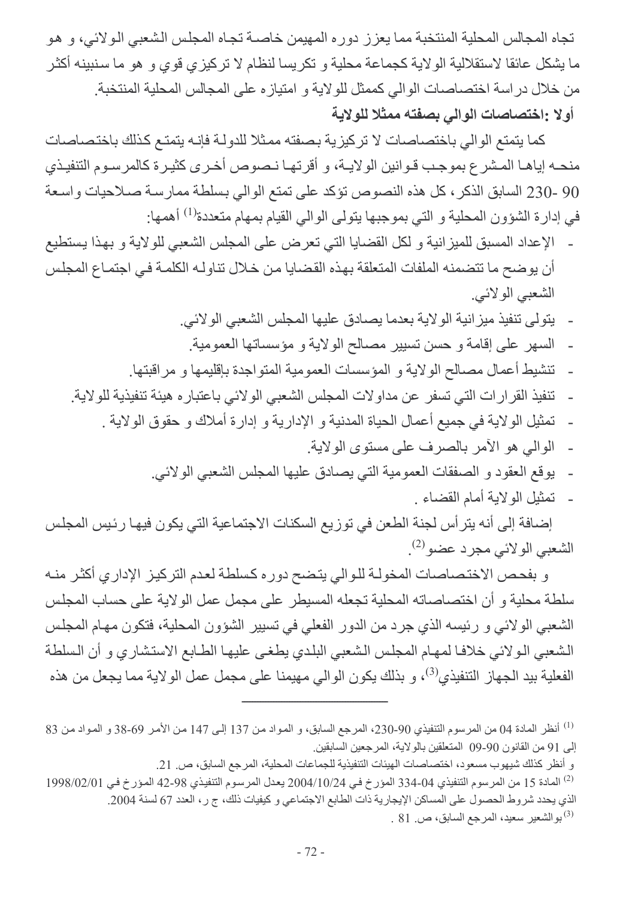تجاه المجالس المحلية المنتخبة مما يعزز دوره المهيمن خاصة تجاه المجلس الشعبي الولائي، و هو ما يشكل عائقا لاستقلالية الولاية كجماعة محلية و تكريسا لنظام لا تركيزي قوي و هو ما سنبينه أكثر من خلال دراسة اختصاصات الوالي كممثل للولاية و امتيازه على المجالس المحلية المنتخبة.

**أولا :اختصاصات الوالي بصفته ممثلا للولاية**

كما يتمتع الوالي باختصاصات لا تركيزية بصفته ممثلا للدولة فإنه يتمتع كذلك باختصاصات منحه إياها المشرع بموجب قوانين الولاية، و أقرتها نصوص أخرى كثيرة كالمرسوم التنفيذي 90 -230 السابق الذكر، كل هذه النصوص تؤكد على تمتع الوالي بسلطة ممارسة صلاحيات واسعة في إدارة الشؤون المحلية و التي بموجبها يتولى الوالي القيام بمهام متعددة[1] أهمها:

- الإعداد المسبق للميزانية و لكل القضايا التي تعرض على المجلس الشعبي للولاية و بهذا يستطيع أن يوضح ما تتضمنه الملفات المتعلقة بهذه القضايا من خلال تناوله الكلمة في اجتماع المجلس الشعبي الولائي.
- يتولى تنفيذ ميزانية الولاية بعدما يصادق عليها المجلس الشعبي الولائي.
- السهر على إقامة و حسن تسيير مصالح الولاية و مؤسساتها العمومية.
- تنشيط أعمال مصالح الولاية و المؤسسات العمومية المتواجدة بإقليمها و مراقبتها.
- تنفيذ القرارات التي تسفر عن مداولات المجلس الشعبي الولائي باعتباره هيئة تنفيذية للولاية.
- تمثيل الولاية في جميع أعمال الحياة المدنية و الإدارية و إدارة أملاك و حقوق الولاية .
- الوالي هو الآمر بالصرف على مستوى الولاية.
- يوقع العقود و الصفقات العمومية التي يصادق عليها المجلس الشعبي الولائي.
- تمثيل الولاية أمام القضاء .

إضافة إلى أنه يترأس لجنة الطعن في توزيع السكنات الاجتماعية التي يكون فيها رئيس المجلس الشعبي الولائي مجرد عضو[2].

و بفحص الاختصاصات المخولة للوالي يتضح دوره كسلطة لعدم التركيز الإداري أكثر منه سلطة محلية و أن اختصاصاته المحلية تجعله المسيطر على مجمل عمل الولاية على حساب المجلس الشعبي الولائي و رئيسه الذي جرد من الدور الفعلي في تسيير الشؤون المحلية، فتكون مهام المجلس الشعبي الولائي خلافا لمهام المجلس الشعبي البلدي يطغى عليها الطابع الاستشاري و أن السلطة الفعلية بيد الجهاز التنفيذي[3]، و بذلك يكون الوالي مهيمنا على مجمل عمل الولاية مما يجعل من هذه

---

[1] أنظر المادة 04 من المرسوم التنفيذي 90-230، المرجع السابق، و المواد من 137 إلى 147 من الأمر 69-38 و المواد من 83 إلى 91 من القانون 90-09 المتعلقين بالولاية، المرجعين السابقين.

و أنظر كذلك شيهوب مسعود، اختصاصات الهيئات التنفيذية للجماعات المحلية، المرجع السابق، ص. 21.

[2] المادة 15 من المرسوم التنفيذي 04-334 المؤرخ في 2004/10/24 يعدل المرسوم التنفيذي 98-42 المؤرخ في 1998/02/01 الذي يحدد شروط الحصول على المساكن الإيجارية ذات الطابع الاجتماعي و كيفيات ذلك، ج ر، العدد 67 لسنة 2004.

[3] بوالشعير سعيد، المرجع السابق، ص. 81 .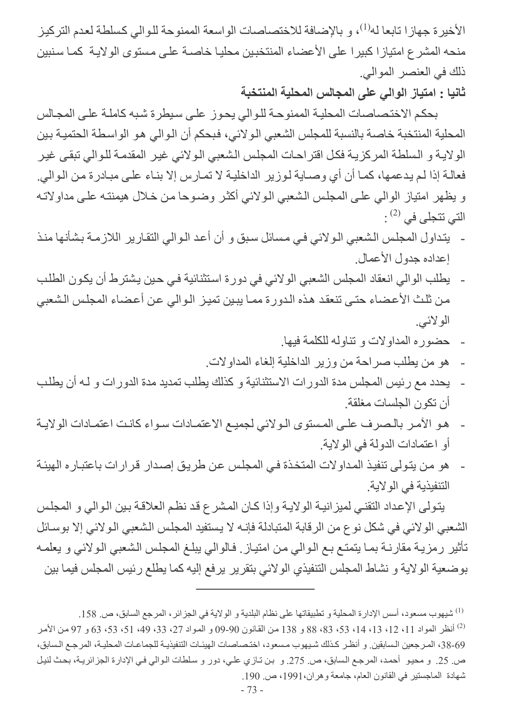الأخيرة جهازا تابعا له[1]، و بالإضافة للاختصاصات الواسعة الممنوحة للوالي كسلطة لعدم التركيز منحه المشرع امتيازا كبيرا على الأعضاء المنتخبين محليا خاصة على مستوى الولاية كما سنبين ذلك في العنصر الموالي.

**ثانيا : امتياز الوالي على المجالس المحلية المنتخبة**

بحكم الاختصاصات المحلية الممنوحة للوالي يحوز على سيطرة شبه كاملة على المجالس المحلية المنتخبة خاصة بالنسبة للمجلس الشعبي الولائي، فبحكم أن الوالي هو الواسطة الحتمية بين الولاية و السلطة المركزية فكل اقتراحات المجلس الشعبي الولائي غير المقدمة للوالي تبقى غير فعالة إذا لم يدعمها، كما أن أي وصاية لوزير الداخلية لا تمارس إلا بناء على مبادرة من الوالي. و يظهر امتياز الوالي على المجلس الشعبي الولائي أكثر وضوحا من خلال هيمنته على مداولاته التي تتجلى في [2] :

- يتداول المجلس الشعبي الولائي في مسائل سبق و أن أعد الوالي التقارير اللازمة بشأنها منذ إعداده جدول الأعمال.
- يطلب الوالي انعقاد المجلس الشعبي الولائي في دورة استثنائية في حين يشترط أن يكون الطلب من ثلث الأعضاء حتى تنعقد هذه الدورة مما يبين تميز الوالي عن أعضاء المجلس الشعبي الولائي.
- حضوره المداولات و تناوله للكلمة فيها.
- هو من يطلب صراحة من وزير الداخلية إلغاء المداولات.
- يحدد مع رئيس المجلس مدة الدورات الاستثنائية و كذلك يطلب تمديد مدة الدورات و له أن يطلب أن تكون الجلسات مغلقة.
- هو الآمر بالصرف على المستوى الولائي لجميع الاعتمادات سواء كانت اعتمادات الولاية أو اعتمادات الدولة في الولاية.
- هو من يتولى تنفيذ المداولات المتخذة في المجلس عن طريق إصدار قرارات باعتباره الهيئة التنفيذية في الولاية.

يتولى الإعداد التقني لميزانية الولاية وإذا كان المشرع قد نظم العلاقة بين الوالي و المجلس الشعبي الولائي في شكل نوع من الرقابة المتبادلة فإنه لا يستفيد المجلس الشعبي الولائي إلا بوسائل تأثير رمزية مقارنة بما يتمتع به الوالي من امتياز. فالوالي يبلغ المجلس الشعبي الولائي و يعلمه بوضعية الولاية و نشاط المجلس التنفيذي الولائي بتقرير يرفع إليه كما يطلع رئيس المجلس فيما بين

---

[1] شيهوب مسعود، أسس الإدارة المحلية و تطبيقاتها على نظام البلدية و الولاية في الجزائر، المرجع السابق، ص. 158.

[2] أنظر المواد 11، 12، 13، 14، 53، 83، 88 و 138 من القانون 90-09 و المواد 27، 33، 49، 51، 53، 63 و 97 من الأمر 69-38، المرجعين السابقين. و أنظر كذلك شيهوب مسعود، اختصاصات الهيئات التنفيذية للجماعات المحلية، المرجع السابق، ص. 25. و محيو أحمد، المرجع السابق، ص. 275. و بن تازي علي، دور و سلطات الوالي في الإدارة الجزائرية، بحث لنيل شهادة الماجستير في القانون العام، جامعة وهران،1991، ص. 190.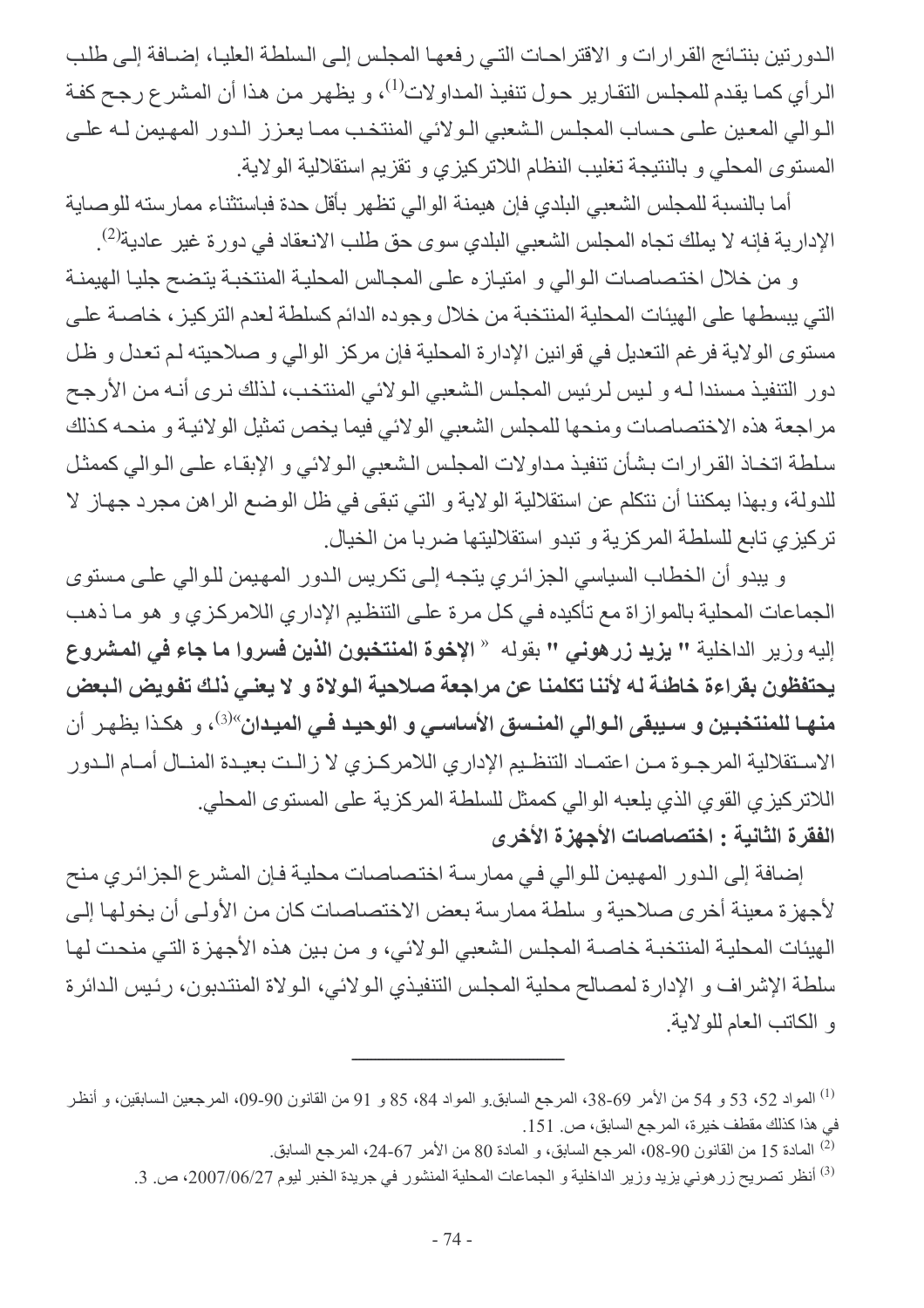الدورتين بنتائج القرارات و الاقتراحات التي رفعها المجلس إلى السلطة العليا، إضافة إلى طلب الرأي كما يقدم للمجلس التقارير حول تنفيذ المداولات[1]، و يظهر من هذا أن المشرع رجح كفة الوالي المعين على حساب المجلس الشعبي الولائي المنتخب مما يعزز الدور المهيمن له على المستوى المحلي و بالنتيجة تغليب النظام اللاتركيزي و تقزيم استقلالية الولاية.

أما بالنسبة للمجلس الشعبي البلدي فإن هيمنة الوالي تظهر بأقل حدة فباستثناء ممارسته للوصاية الإدارية فإنه لا يملك تجاه المجلس الشعبي البلدي سوى حق طلب الانعقاد في دورة غير عادية[2].

و من خلال اختصاصات الوالي و امتيازه على المجالس المحلية المنتخبة يتضح جليا الهيمنة التي يبسطها على الهيئات المحلية المنتخبة من خلال وجوده الدائم كسلطة لعدم التركيز، خاصة على مستوى الولاية فرغم التعديل في قوانين الإدارة المحلية فإن مركز الوالي و صلاحيته لم تعدل و ظل دور التنفيذ مسندا له و ليس لرئيس المجلس الشعبي الولائي المنتخب، لذلك نرى أنه من الأرجح مراجعة هذه الاختصاصات ومنحها للمجلس الشعبي الولائي فيما يخص تمثيل الولائية و منحه كذلك سلطة اتخاذ القرارات بشأن تنفيذ مداولات المجلس الشعبي الولائي و الإبقاء على الوالي كممثل للدولة، وبهذا يمكننا أن نتكلم عن استقلالية الولاية و التي تبقى في ظل الوضع الراهن مجرد جهاز لا تركيزي تابع للسلطة المركزية و تبدو استقلاليتها ضربا من الخيال.

و يبدو أن الخطاب السياسي الجزائري يتجه إلى تكريس الدور المهيمن للوالي على مستوى الجماعات المحلية بالموازاة مع تأكيده في كل مرة على التنظيم الإداري اللامركزي و هو ما ذهب إليه وزير الداخلية **" يزيد زرهوني "** بقوله « **الإخوة المنتخبون الذين فسروا ما جاء في المشروع يحتفظون بقراءة خاطئة له لأننا تكلمنا عن مراجعة صلاحية الولاة و لا يعني ذلك تفويض البعض منها للمنتخبين و سيبقى الوالي المنسق الأساسي و الوحيد في الميدان**»[3]، و هكذا يظهر أن الاستقلالية المرجوة من اعتماد التنظيم الإداري اللامركزي لا زالت بعيدة المنال أمام الدور اللاتركيزي القوي الذي يلعبه الوالي كممثل للسلطة المركزية على المستوى المحلي.

**الفقرة الثانية : اختصاصات الأجهزة الأخرى**

إضافة إلى الدور المهيمن للوالي في ممارسة اختصاصات محلية فإن المشرع الجزائري منح لأجهزة معينة أخرى صلاحية و سلطة ممارسة بعض الاختصاصات كان من الأولى أن يخولها إلى الهيئات المحلية المنتخبة خاصة المجلس الشعبي الولائي، و من بين هذه الأجهزة التي منحت لها سلطة الإشراف و الإدارة لمصالح محلية المجلس التنفيذي الولائي، الولاة المنتدبون، رئيس الدائرة و الكاتب العام للولاية.

---

[1] المواد 52، 53 و 54 من الأمر 69-38، المرجع السابق.و المواد 84، 85 و 91 من القانون 90-09، المرجعين السابقين، و أنظر في هذا كذلك مقطف خيرة، المرجع السابق، ص. 151.

[2] المادة 15 من القانون 90-08، المرجع السابق، و المادة 80 من الأمر 67-24، المرجع السابق.

[3] أنظر تصريح زرهوني يزيد وزير الداخلية و الجماعات المحلية المنشور في جريدة الخبر ليوم 2007/06/27، ص. 3.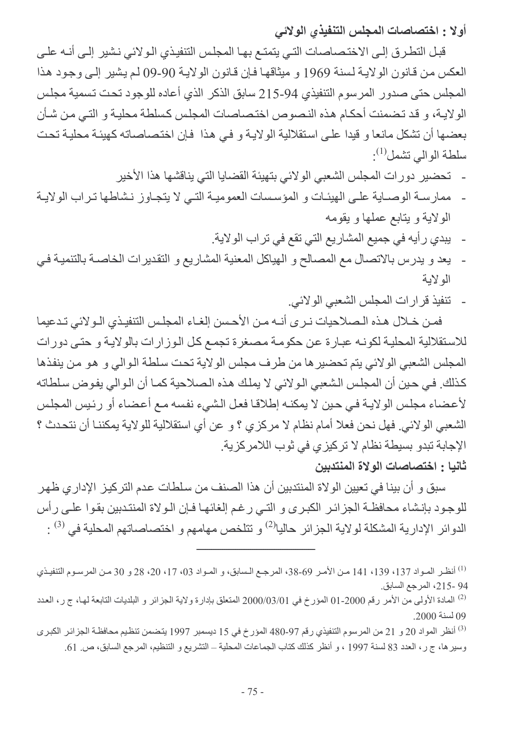**أولا : اختصاصات المجلس التنفيذي الولائي**

قبل التطرق إلى الاختصاصات التي يتمتع بها المجلس التنفيذي الولائي نشير إلى أنه على العكس من قانون الولاية لسنة 1969 و ميثاقها فإن قانون الولاية 90-09 لم يشير إلى وجود هذا المجلس حتى صدور المرسوم التنفيذي 94-215 سابق الذكر الذي أعاده للوجود تحت تسمية مجلس الولاية، و قد تضمنت أحكام هذه النصوص اختصاصات المجلس كسلطة محلية و التي من شأن بعضها أن تشكل مانعا و قيدا على استقلالية الولاية و في هذا فإن اختصاصاته كهيئة محلية تحت سلطة الوالي تشمل[1]:

- تحضير دورات المجلس الشعبي الولائي بتهيئة القضايا التي يناقشها هذا الأخير
- ممارسة الوصاية على الهيئات و المؤسسات العمومية التي لا يتجاوز نشاطها تراب الولاية الولاية و يتابع عملها و يقومه
- يبدي رأيه في جميع المشاريع التي تقع في تراب الولاية.
- يعد و يدرس بالاتصال مع المصالح و الهياكل المعنية المشاريع و التقديرات الخاصة بالتنمية في الولاية
- تنفيذ قرارات المجلس الشعبي الولائي.

فمن خلال هذه الصلاحيات نرى أنه من الأحسن إلغاء المجلس التنفيذي الولائي تدعيما للاستقلالية المحلية لكونه عبارة عن حكومة مصغرة تجمع كل الوزارات بالولاية و حتى دورات المجلس الشعبي الولائي يتم تحضيرها من طرف مجلس الولاية تحت سلطة الوالي و هو من ينفذها كذلك. في حين أن المجلس الشعبي الولائي لا يملك هذه الصلاحية كما أن الوالي يفوض سلطاته لأعضاء مجلس الولاية في حين لا يمكنه إطلاقا فعل الشيء نفسه مع أعضاء أو رئيس المجلس الشعبي الولائي. فهل نحن فعلا أمام نظام لا مركزي ؟ و عن أي استقلالية للولاية يمكننا أن نتحدث ؟ الإجابة تبدو بسيطة نظام لا تركيزي في ثوب اللامركزية.

**ثانيا : اختصاصات الولاة المنتدبين**

سبق و أن بينا في تعيين الولاة المنتدبين أن هذا الصنف من سلطات عدم التركيز الإداري ظهر للوجود بإنشاء محافظة الجزائر الكبرى و التي رغم إلغائها فإن الولاة المنتدبين بقوا على رأس الدوائر الإدارية المشكلة لولاية الجزائر حاليا[2] و تتلخص مهامهم و اختصاصاتهم المحلية في [3] :

---

[1] أنظر المواد 137، 139، 141 من الأمر 69-38، المرجع السابق، و المواد 03، 17، 20، 28 و 30 من المرسوم التنفيذي 94 -215، المرجع السابق.

[2] المادة الأولى من الأمر رقم 2000-01 المؤرخ في 2000/03/01 المتعلق بإدارة ولاية الجزائر و البلديات التابعة لها، ج ر، العدد 09 لسنة 2000.

[3] أنظر المواد 20 و 21 من المرسوم التنفيذي رقم 97-480 المؤرخ في 15 ديسمبر 1997 يتضمن تنظيم محافظة الجزائر الكبرى وسيرها، ج ر، العدد 83 لسنة 1997 ، و أنظر كذلك كتاب الجماعات المحلية – التشريع و التنظيم، المرجع السابق، ص. 61.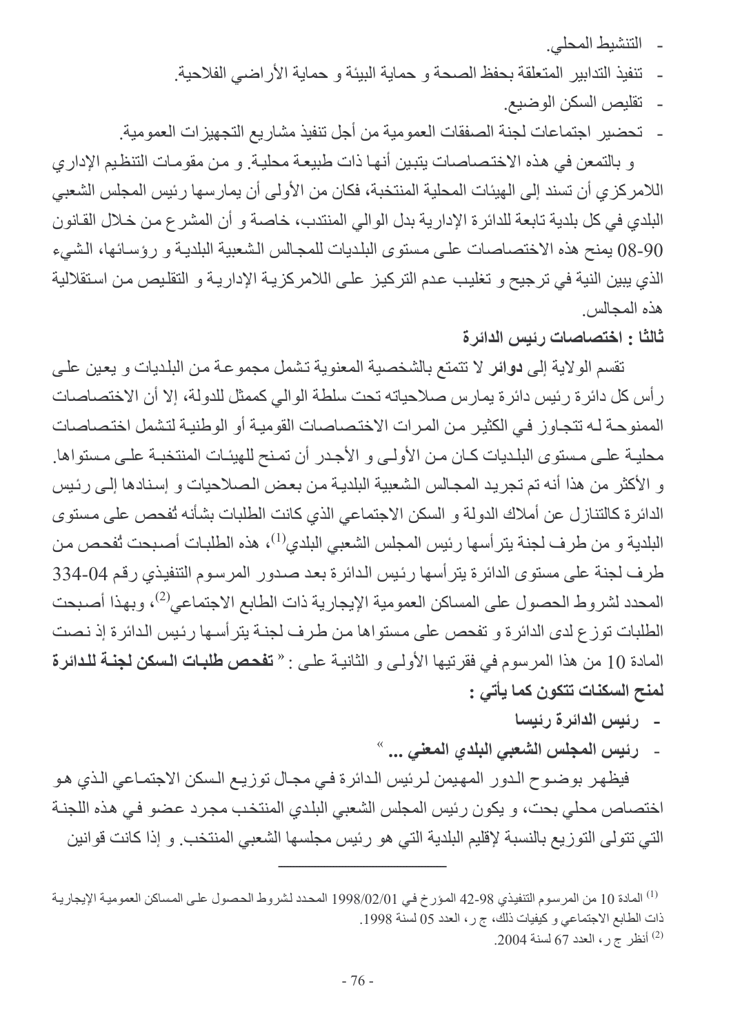- التنشيط المحلي.
- تنفيذ التدابير المتعلقة بحفظ الصحة و حماية البيئة و حماية الأراضي الفلاحية.
- تقليص السكن الوضيع.
- تحضير اجتماعات لجنة الصفقات العمومية من أجل تنفيذ مشاريع التجهيزات العمومية.

و بالتمعن في هذه الاختصاصات يتبين أنها ذات طبيعة محلية. و من مقومات التنظيم الإداري اللامركزي أن تسند إلى الهيئات المحلية المنتخبة، فكان من الأولى أن يمارسها رئيس المجلس الشعبي البلدي في كل بلدية تابعة للدائرة الإدارية بدل الوالي المنتدب، خاصة و أن المشرع من خلال القانون 90-08 يمنح هذه الاختصاصات على مستوى البلديات للمجالس الشعبية البلدية و رؤسائها، الشيء الذي يبين النية في ترجيح و تغليب عدم التركيز على اللامركزية الإدارية و التقليص من استقلالية هذه المجالس.

**ثالثا : اختصاصات رئيس الدائرة**

تقسم الولاية إلى **دوائر** لا تتمتع بالشخصية المعنوية تشمل مجموعة من البلديات و يعين على رأس كل دائرة رئيس دائرة يمارس صلاحياته تحت سلطة الوالي كممثل للدولة، إلا أن الاختصاصات الممنوحة له تتجاوز في الكثير من المرات الاختصاصات القومية أو الوطنية لتشمل اختصاصات محلية على مستوى البلديات كان من الأولى و الأجدر أن تمنح للهيئات المنتخبة على مستواها. و الأكثر من هذا أنه تم تجريد المجالس الشعبية البلدية من بعض الصلاحيات و إسنادها إلى رئيس الدائرة كالتنازل عن أملاك الدولة و السكن الاجتماعي الذي كانت الطلبات بشأنه تُفحص على مستوى البلدية و من طرف لجنة يترأسها رئيس المجلس الشعبي البلدي[1]، هذه الطلبات أصبحت تُفحص من طرف لجنة على مستوى الدائرة يترأسها رئيس الدائرة بعد صدور المرسوم التنفيذي رقم 04-334 المحدد لشروط الحصول على المساكن العمومية الإيجارية ذات الطابع الاجتماعي[2]، وبهذا أصبحت الطلبات توزع لدى الدائرة و تفحص على مستواها من طرف لجنة يترأسها رئيس الدائرة إذ نصت المادة 10 من هذا المرسوم في فقرتيها الأولى و الثانية على : « **تفحص طلبات السكن لجنة للدائرة لمنح السكنات تتكون كما يأتي :**

- **رئيس الدائرة رئيسا**
- **رئيس المجلس الشعبي البلدي المعني ...** »

فيظهر بوضوح الدور المهيمن لرئيس الدائرة في مجال توزيع السكن الاجتماعي الذي هو اختصاص محلي بحت، و يكون رئيس المجلس الشعبي البلدي المنتخب مجرد عضو في هذه اللجنة التي تتولى التوزيع بالنسبة لإقليم البلدية التي هو رئيس مجلسها الشعبي المنتخب. و إذا كانت قوانين

---

[1] المادة 10 من المرسوم التنفيذي 98-42 المؤرخ في 1998/02/01 المحدد لشروط الحصول على المساكن العمومية الإيجارية ذات الطابع الاجتماعي و كيفيات ذلك، ج ر، العدد 05 لسنة 1998.

[2] أنظر ج ر، العدد 67 لسنة 2004.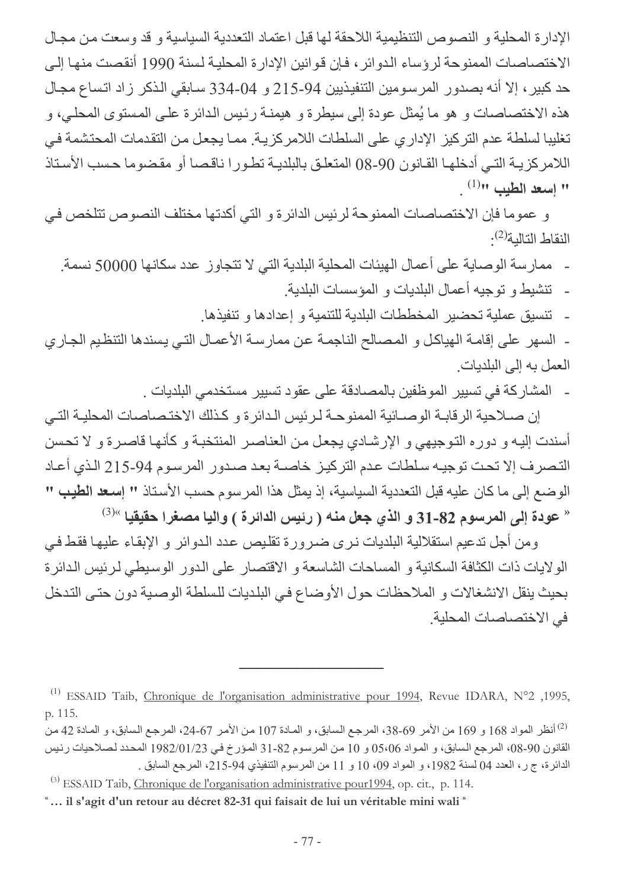الإدارة المحلية و النصوص التنظيمية اللاحقة لها قبل اعتماد التعددية السياسية و قد وسعت من مجال الاختصاصات الممنوحة لرؤساء الدوائر، فإن قوانين الإدارة المحلية لسنة 1990 أنقصت منها إلى حد كبير، إلا أنه بصدور المرسومين التنفيذيين 94-215 و 04-334 سابقي الذكر زاد اتساع مجال هذه الاختصاصات و هو ما يُمثل عودة إلى سيطرة و هيمنة رئيس الدائرة على المستوى المحلي، و تغليبا لسلطة عدم التركيز الإداري على السلطات اللامركزية. مما يجعل من التقدمات المحتشمة في اللامركزية التي أدخلها القانون 90-08 المتعلق بالبلدية تطورا ناقصا أو مقضوما حسب الأستاذ **" إسعد الطيب "**[1].

و عموما فإن الاختصاصات الممنوحة لرئيس الدائرة و التي أكدتها مختلف النصوص تتلخص في النقاط التالية[2]:

- ممارسة الوصاية على أعمال الهيئات المحلية البلدية التي لا تتجاوز عدد سكانها 50000 نسمة.
- تنشيط و توجيه أعمال البلديات و المؤسسات البلدية.
- تنسيق عملية تحضير المخططات البلدية للتنمية و إعدادها و تنفيذها.
- السهر على إقامة الهياكل و المصالح الناجمة عن ممارسة الأعمال التي يسندها التنظيم الجاري العمل به إلى البلديات.
- المشاركة في تسيير الموظفين بالمصادقة على عقود تسيير مستخدمي البلديات .

إن صلاحية الرقابة الوصائية الممنوحة لرئيس الدائرة و كذلك الاختصاصات المحلية التي أسندت إليه و دوره التوجيهي و الإرشادي يجعل من العناصر المنتخبة و كأنها قاصرة و لا تحسن التصرف إلا تحت توجيه سلطات عدم التركيز خاصة بعد صدور المرسوم 94-215 الذي أعاد الوضع إلى ما كان عليه قبل التعددية السياسية، إذ يمثل هذا المرسوم حسب الأستاذ **" إسعد الطيب "** **« عودة إلى المرسوم 82-31 و الذي جعل منه ( رئيس الدائرة ) واليا مصغرا حقيقيا »**[3]

ومن أجل تدعيم استقلالية البلديات نرى ضرورة تقليص عدد الدوائر و الإبقاء عليها فقط في الولايات ذات الكثافة السكانية و المساحات الشاسعة و الاقتصار على الدور الوسيطي لرئيس الدائرة بحيث ينقل الانشغالات و الملاحظات حول الأوضاع في البلديات للسلطة الوصية دون حتى التدخل في الاختصاصات المحلية.

---

[1] ESSAID Taib, Chronique de l'organisation administrative pour 1994, Revue IDARA, N°2 ,1995, p. 115.

[2] أنظر المواد 168 و 169 من الأمر 69-38، المرجع السابق، و المادة 107 من الأمر 67-24، المرجع السابق، و المادة 42 من القانون 90-08، المرجع السابق، و المواد 05،06 و 10 من المرسوم 82-31 المؤرخ في 1982/01/23 المحدد لصلاحيات رئيس الدائرة، ج ر، العدد 04 لسنة 1982، و المواد 09، 10 و 11 من المرسوم التنفيذي 94-215، المرجع السابق .

[3] ESSAID Taib, Chronique de l'organisation administrative pour1994, op. cit., p. 114.

**« … il s'agit d'un retour au décret 82-31 qui faisait de lui un véritable mini wali »**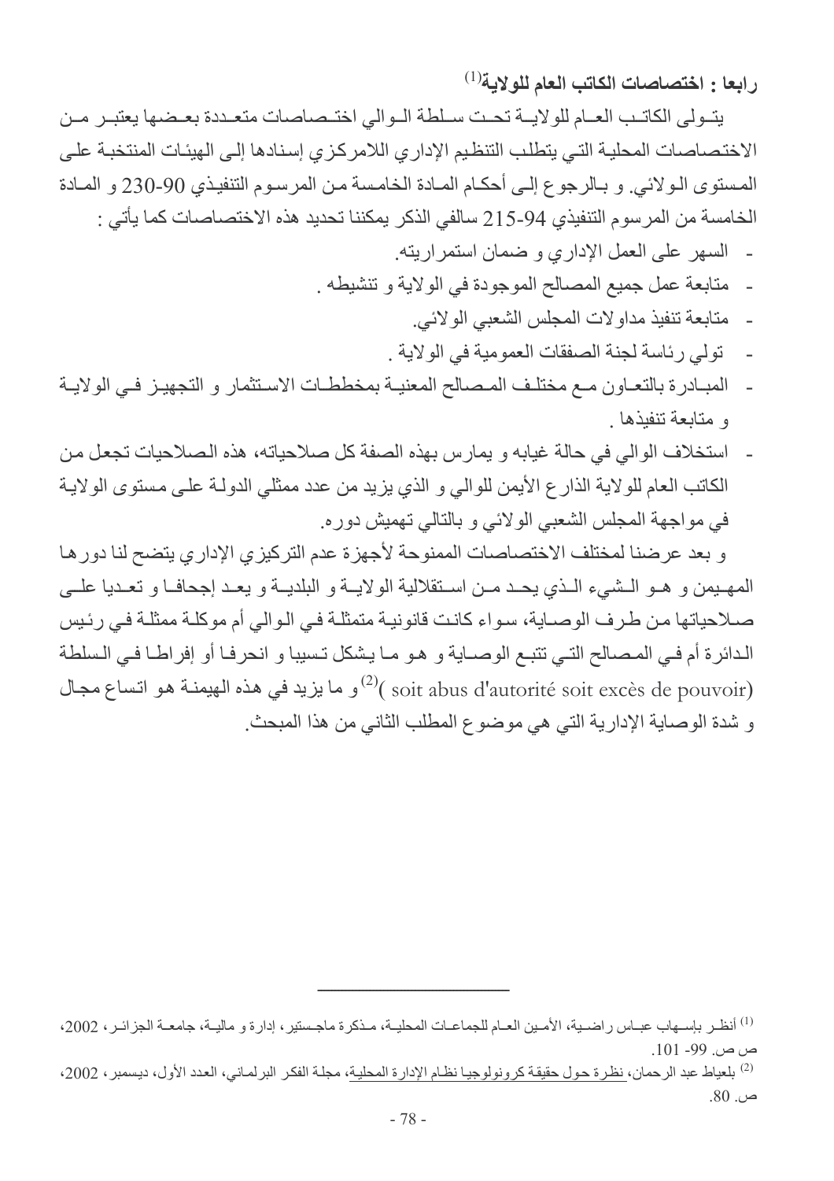### رابعا : اختصاصات الكاتب العام للولاية[1]

يتولى الكاتب العام للولاية تحت سلطة الوالي اختصاصات متعددة بعضها يعتبر من الاختصاصات المحلية التي يتطلب التنظيم الإداري اللامركزي إسنادها إلى الهيئات المنتخبة على المستوى الولائي. و بالرجوع إلى أحكام المادة الخامسة من المرسوم التنفيذي 90-230 و المادة الخامسة من المرسوم التنفيذي 94-215 سالفي الذكر يمكننا تحديد هذه الاختصاصات كما يأتي :

- السهر على العمل الإداري و ضمان استمراريته.
- متابعة عمل جميع المصالح الموجودة في الولاية و تنشيطه .
- متابعة تنفيذ مداولات المجلس الشعبي الولائي.
- تولي رئاسة لجنة الصفقات العمومية في الولاية .
- المبادرة بالتعاون مع مختلف المصالح المعنية بمخططات الاستثمار و التجهيز في الولاية و متابعة تنفيذها .
- استخلاف الوالي في حالة غيابه و يمارس بهذه الصفة كل صلاحياته، هذه الصلاحيات تجعل من الكاتب العام للولاية الذارع الأيمن للوالي و الذي يزيد من عدد ممثلي الدولة على مستوى الولاية في مواجهة المجلس الشعبي الولائي و بالتالي تهميش دوره.

و بعد عرضنا لمختلف الاختصاصات الممنوحة لأجهزة عدم التركيزي الإداري يتضح لنا دورها المهيمن و هو الشيء الذي يحد من استقلالية الولاية و البلدية و يعد إجحافا و تعديا على صلاحياتها من طرف الوصاية، سواء كانت قانونية متمثلة في الوالي أم موكلة ممثلة في رئيس الدائرة أم في المصالح التي تتبع الوصاية و هو ما يشكل تسيبا و انحرافا أو إفراطا في السلطة (soit abus d'autorité soit excès de pouvoir)[2] و ما يزيد في هذه الهيمنة هو اتساع مجال و شدة الوصاية الإدارية التي هي موضوع المطلب الثاني من هذا المبحث.

---

[1] أنظر باسهاب عباس راضية، الأمين العام للجماعات المحلية، مذكرة ماجستير، إدارة و مالية، جامعة الجزائر، 2002، ص ص. 99- 101.

[2] بلعياط عبد الرحمان، نظرة حول حقيقة كرونولوجيا نظام الإدارة المحلية، مجلة الفكر البرلماني، العدد الأول، ديسمبر، 2002، ص. 80.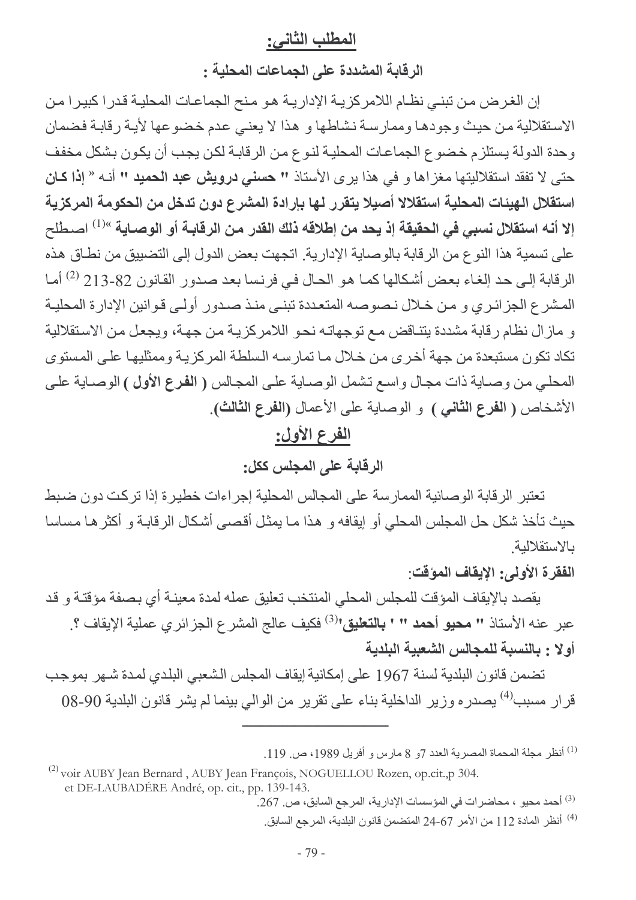## المطلب الثاني:

### الرقابة المشددة على الجماعات المحلية :

إن الغرض من تبني نظام اللامركزية الإدارية هو منح الجماعات المحلية قدرا كبيرا من الاستقلالية من حيث وجودها وممارسة نشاطها و هذا لا يعني عدم خضوعها لأية رقابة فضمان وحدة الدولة يستلزم خضوع الجماعات المحلية لنوع من الرقابة لكن يجب أن يكون بشكل مخفف حتى لا تفقد استقلاليتها مغزاها و في هذا يرى الأستاذ **" حسني درويش عبد الحميد "** أنه « **إذا كان استقلال الهيئات المحلية استقلالا أصيلا يتقرر لها بإرادة المشرع دون تدخل من الحكومة المركزية إلا أنه استقلال نسبي في الحقيقة إذ يحد من إطلاقه ذلك القدر من الرقابة أو الوصاية** »[1] اصطلح على تسمية هذا النوع من الرقابة بالوصاية الإدارية. اتجهت بعض الدول إلى التضييق من نطاق هذه الرقابة إلى حد إلغاء بعض أشكالها كما هو الحال في فرنسا بعد صدور القانون 82-213 [2] أما المشرع الجزائري و من خلال نصوصه المتعددة تبنى منذ صدور أولى قوانين الإدارة المحلية و مازال نظام رقابة مشددة يتناقض مع توجهاته نحو اللامركزية من جهة، ويجعل من الاستقلالية تكاد تكون مستبعدة من جهة أخرى من خلال ما تمارسه السلطة المركزية وممثليها على المستوى المحلي من وصاية ذات مجال واسع تشمل الوصاية على المجالس ( **الفرع الأول** ) الوصاية على الأشخاص ( **الفرع الثاني** ) و الوصاية على الأعمال (**الفرع الثالث**).

## الفرع الأول:

### الرقابة على المجلس ككل:

تعتبر الرقابة الوصائية الممارسة على المجالس المحلية إجراءات خطيرة إذا تركت دون ضبط حيث تأخذ شكل حل المجلس المحلي أو إيقافه و هذا ما يمثل أقصى أشكال الرقابة و أكثرها مساسا بالاستقلالية.

**الفقرة الأولى: الإيقاف المؤقت**:

يقصد بالإيقاف المؤقت للمجلس المحلي المنتخب تعليق عمله لمدة معينة أي بصفة مؤقتة و قد عبر عنه الأستاذ **" محيو أحمد " ' بالتعليق'**[3] فكيف عالج المشرع الجزائري عملية الإيقاف ؟.

**أولا : بالنسبة للمجالس الشعبية البلدية**

تضمن قانون البلدية لسنة 1967 على إمكانية إيقاف المجلس الشعبي البلدي لمدة شهر بموجب قرار مسبب[4] يصدره وزير الداخلية بناء على تقرير من الوالي بينما لم يشر قانون البلدية 90-08

---

(1) أنظر مجلة المحماة المصرية العدد 7و 8 مارس و أفريل 1989، ص. 119.

(2) voir AUBY Jean Bernard , AUBY Jean François, NOGUELLOU Rozen, op.cit.,p 304. et DE-LAUBADÉRE André, op. cit., pp. 139-143.

(3) أحمد محيو ، محاضرات في المؤسسات الإدارية، المرجع السابق، ص. 267.

(4) أنظر المادة 112 من الأمر 67-24 المتضمن قانون البلدية، المرجع السابق.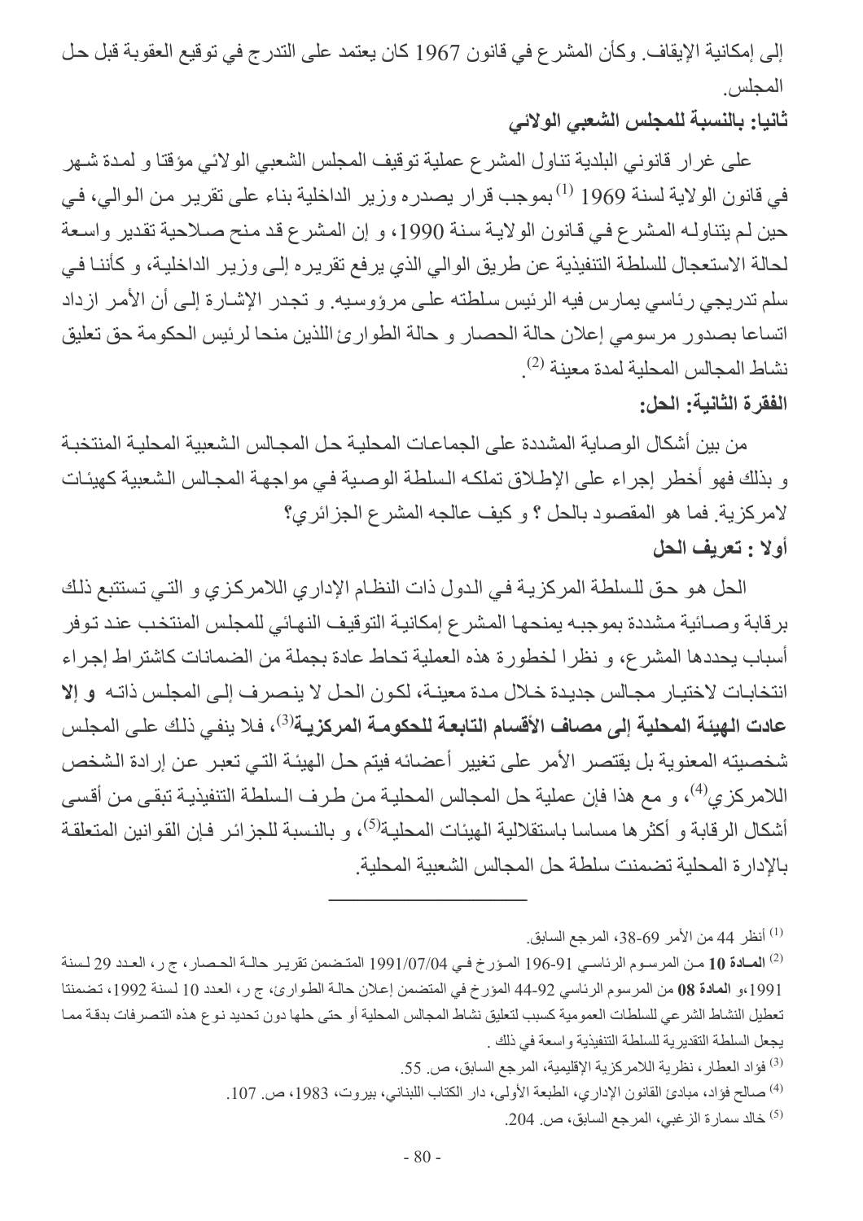إلى إمكانية الإيقاف. وكأن المشرع في قانون 1967 كان يعتمد على التدرج في توقيع العقوبة قبل حل المجلس.

**ثانيا: بالنسبة للمجلس الشعبي الولائي**

على غرار قانوني البلدية تناول المشرع عملية توقيف المجلس الشعبي الولائي مؤقتا و لمدة شهر في قانون الولاية لسنة 1969 [1] بموجب قرار يصدره وزير الداخلية بناء على تقرير من الوالي، في حين لم يتناوله المشرع في قانون الولاية سنة 1990، و إن المشرع قد منح صلاحية تقدير واسعة لحالة الاستعجال للسلطة التنفيذية عن طريق الوالي الذي يرفع تقريره إلى وزير الداخلية، و كأننا في سلم تدريجي رئاسي يمارس فيه الرئيس سلطته على مرؤوسيه. و تجدر الإشارة إلى أن الأمر ازداد اتساعا بصدور مرسومي إعلان حالة الحصار و حالة الطوارئ اللذين منحا لرئيس الحكومة حق تعليق نشاط المجالس المحلية لمدة معينة [2].

**الفقرة الثانية: الحل:**

من بين أشكال الوصاية المشددة على الجماعات المحلية حل المجالس الشعبية المحلية المنتخبة و بذلك فهو أخطر إجراء على الإطلاق تملكه السلطة الوصية في مواجهة المجالس الشعبية كهيئات لامركزية. فما هو المقصود بالحل ؟ و كيف عالجه المشرع الجزائري؟

**أولا : تعريف الحل**

الحل هو حق للسلطة المركزية في الدول ذات النظام الإداري اللامركزي و التي تستتبع ذلك برقابة وصائية مشددة بموجبه يمنحها المشرع إمكانية التوقيف النهائي للمجلس المنتخب عند توفر أسباب يحددها المشرع، و نظرا لخطورة هذه العملية تحاط عادة بجملة من الضمانات كاشتراط إجراء انتخابات لاختيار مجالس جديدة خلال مدة معينة، لكون الحل لا ينصرف إلى المجلس ذاته **و إلا عادت الهيئة المحلية إلى مصاف الأقسام التابعة للحكومة المركزية**[3]، فلا ينفي ذلك على المجلس شخصيته المعنوية بل يقتصر الأمر على تغيير أعضائه فيتم حل الهيئة التي تعبر عن إرادة الشخص اللامركزي[4]، و مع هذا فإن عملية حل المجالس المحلية من طرف السلطة التنفيذية تبقى من أقسى أشكال الرقابة و أكثرها مساسا باستقلالية الهيئات المحلية[5]، و بالنسبة للجزائر فإن القوانين المتعلقة بالإدارة المحلية تضمنت سلطة حل المجالس الشعبية المحلية.

---

[1] أنظر 44 من الأمر 69-38، المرجع السابق.

[2] **المادة 10** من المرسوم الرئاسي 91-196 المؤرخ في 1991/07/04 المتضمن تقرير حالة الحصار، ج ر، العدد 29 لسنة 1991،و **المادة 08** من المرسوم الرئاسي 92-44 المؤرخ في المتضمن إعلان حالة الطوارئ، ج ر، العدد 10 لسنة 1992، تضمنتا تعطيل النشاط الشرعي للسلطات العمومية كسبب لتعليق نشاط المجالس المحلية أو حتى حلها دون تحديد نوع هذه التصرفات بدقة مما يجعل السلطة التقديرية للسلطة التنفيذية واسعة في ذلك .

[3] فؤاد العطار، نظرية اللامركزية الإقليمية، المرجع السابق، ص. 55.

[4] صالح فؤاد، مبادئ القانون الإداري، الطبعة الأولى، دار الكتاب اللبناني، بيروت، 1983، ص. 107.

[5] خالد سمارة الزغبي، المرجع السابق، ص. 204.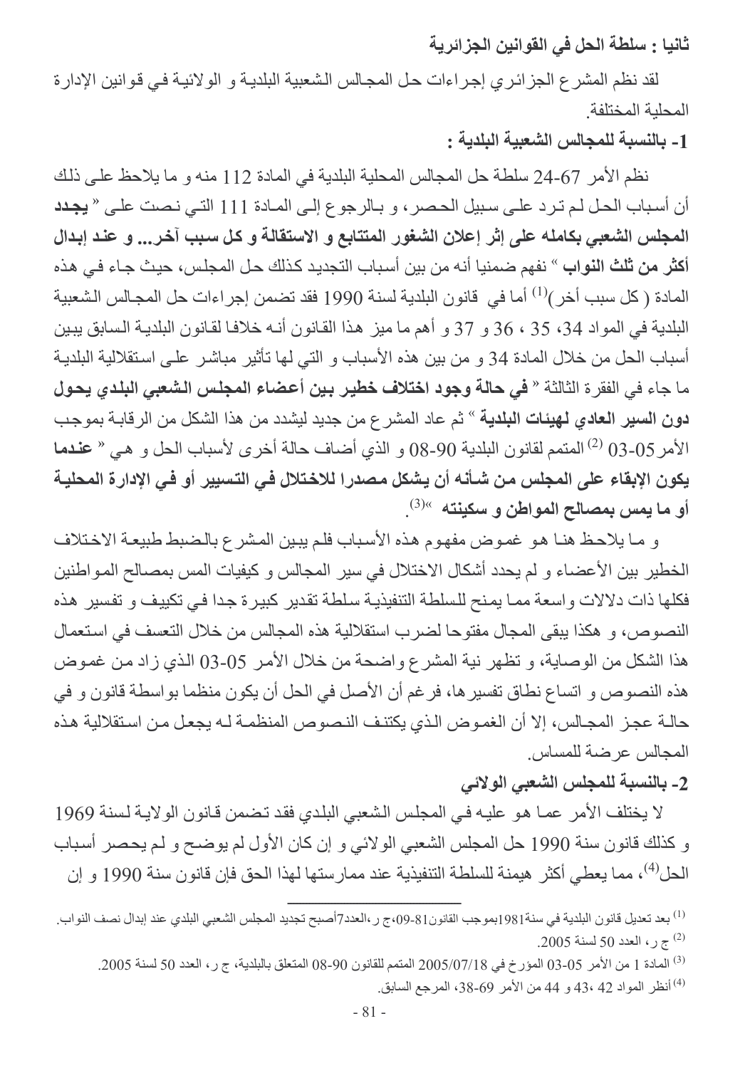**ثانيا : سلطة الحل في القوانين الجزائرية**

لقد نظم المشرع الجزائري إجراءات حل المجالس الشعبية البلدية و الولائية في قوانين الإدارة المحلية المختلفة.

**1- بالنسبة للمجالس الشعبية البلدية :**

نظم الأمر 67-24 سلطة حل المجالس المحلية البلدية في المادة 112 منه و ما يلاحظ على ذلك أن أسباب الحل لم ترد على سبيل الحصر، و بالرجوع إلى المادة 111 التي نصت على « **يجدد المجلس الشعبي بكامله على إثر إعلان الشغور المتتابع و الاستقالة و كل سبب آخر... و عند إبدال أكثر من ثلث النواب** » نفهم ضمنيا أنه من بين أسباب التجديد كذلك حل المجلس، حيث جاء في هذه المادة ( كل سبب أخر)[1] أما في قانون البلدية لسنة 1990 فقد تضمن إجراءات حل المجالس الشعبية البلدية في المواد 34، 35 ، 36 و 37 و أهم ما ميز هذا القانون أنه خلافا لقانون البلدية السابق يبين أسباب الحل من خلال المادة 34 و من بين هذه الأسباب و التي لها تأثير مباشر على استقلالية البلدية ما جاء في الفقرة الثالثة « **في حالة وجود اختلاف خطير بين أعضاء المجلس الشعبي البلدي يحول دون السير العادي لهيئات البلدية** » ثم عاد المشرع من جديد ليشدد من هذا الشكل من الرقابة بموجب الأمر05-03 [2] المتمم لقانون البلدية 90-08 و الذي أضاف حالة أخرى لأسباب الحل و هي « **عندما يكون الإبقاء على المجلس من شأنه أن يشكل مصدرا للاختلال في التسيير أو في الإدارة المحلية أو ما يمس بمصالح المواطن و سكينته** »[3].

و ما يلاحظ هنا هو غموض مفهوم هذه الأسباب فلم يبين المشرع بالضبط طبيعة الاختلاف الخطير بين الأعضاء و لم يحدد أشكال الاختلال في سير المجالس و كيفيات المس بمصالح المواطنين فكلها ذات دلالات واسعة مما يمنح للسلطة التنفيذية سلطة تقدير كبيرة جدا في تكييف و تفسير هذه النصوص، و هكذا يبقى المجال مفتوحا لضرب استقلالية هذه المجالس من خلال التعسف في استعمال هذا الشكل من الوصاية، و تظهر نية المشرع واضحة من خلال الأمر 05-03 الذي زاد من غموض هذه النصوص و اتساع نطاق تفسيرها، فرغم أن الأصل في الحل أن يكون منظما بواسطة قانون و في حالة عجز المجالس، إلا أن الغموض الذي يكتنف النصوص المنظمة له يجعل من استقلالية هذه المجالس عرضة للمساس.

**2- بالنسبة للمجلس الشعبي الولائي**

لا يختلف الأمر عما هو عليه في المجلس الشعبي البلدي فقد تضمن قانون الولاية لسنة 1969 و كذلك قانون سنة 1990 حل المجلس الشعبي الولائي و إن كان الأول لم يوضح و لم يحصر أسباب الحل[4]، مما يعطي أكثر هيمنة للسلطة التنفيذية عند ممارستها لهذا الحق فإن قانون سنة 1990 و إن

---

[1] بعد تعديل قانون البلدية في سنة1981بموجب القانون81-09،ج ر،العدد7أصبح تجديد المجلس الشعبي البلدي عند إبدال نصف النواب.

[2] ج ر، العدد 50 لسنة 2005.

[3] المادة 1 من الأمر 05-03 المؤرخ في 2005/07/18 المتمم للقانون 90-08 المتعلق بالبلدية، ج ر، العدد 50 لسنة 2005.

[4] أنظر المواد 42 ،43 و 44 من الأمر 69-38، المرجع السابق.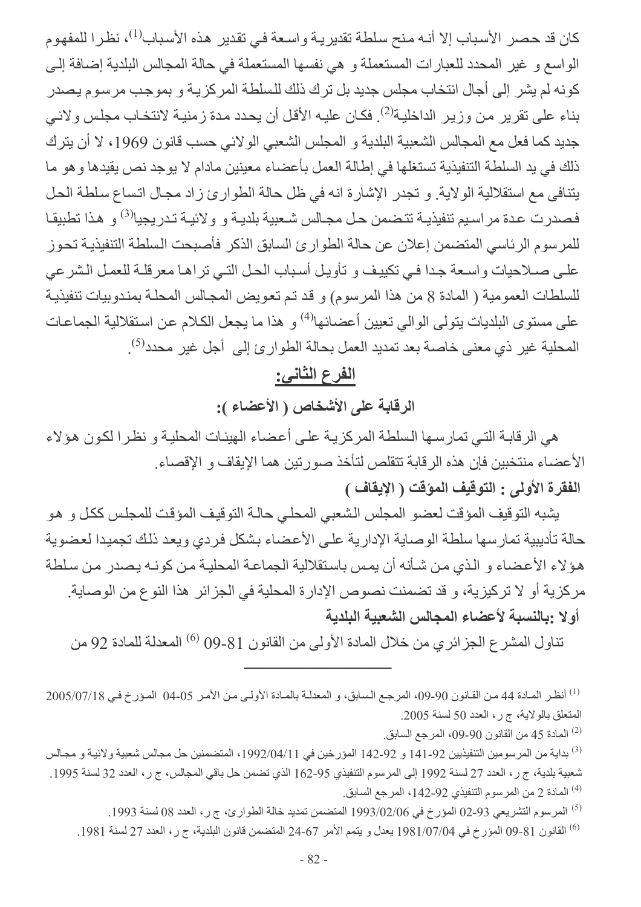كان قد حصر الأسباب إلا أنه منح سلطة تقديرية واسعة في تقدير هذه الأسباب[1]، نظرا للمفهوم الواسع و غير المحدد للعبارات المستعملة و هي نفسها المستعملة في حالة المجالس البلدية إضافة إلى كونه لم يشر إلى أجال انتخاب مجلس جديد بل ترك ذلك للسلطة المركزية و بموجب مرسوم يصدر بناء على تقرير من وزير الداخلية[2]. فكان عليه الأقل أن يحدد مدة زمنية لانتخاب مجلس ولائي جديد كما فعل مع المجالس الشعبية البلدية و المجلس الشعبي الولائي حسب قانون 1969، لا أن يترك ذلك في يد السلطة التنفيذية تستغلها في إطالة العمل بأعضاء معينين مادام لا يوجد نص يقيدها وهو ما يتنافى مع استقلالية الولاية. و تجدر الإشارة انه في ظل حالة الطوارئ زاد مجال اتساع سلطة الحل فصدرت عدة مراسيم تنفيذية تتضمن حل مجالس شعبية بلدية و ولائية تدريجيا[3] و هذا تطبيقا للمرسوم الرئاسي المتضمن إعلان عن حالة الطوارئ السابق الذكر فأصبحت السلطة التنفيذية تحوز على صلاحيات واسعة جدا في تكييف و تأويل أسباب الحل التي تراها معرقلة للعمل الشرعي للسلطات العمومية ( المادة 8 من هذا المرسوم) و قد تم تعويض المجالس المحلة بمندوبيات تنفيذية على مستوى البلديات يتولى الوالي تعيين أعضائها[4] و هذا ما يجعل الكلام عن استقلالية الجماعات المحلية غير ذي معنى خاصة بعد تمديد العمل بحالة الطوارئ إلى أجل غير محدد[5].

## الفرع الثاني:

### الرقابة على الأشخاص ( الأعضاء ):

هي الرقابة التي تمارسها السلطة المركزية على أعضاء الهيئات المحلية و نظرا لكون هؤلاء الأعضاء منتخبين فإن هذه الرقابة تتقلص لتأخذ صورتين هما الإيقاف و الإقصاء.

**الفقرة الأولى : التوقيف المؤقت ( الإيقاف )**

يشبه التوقيف المؤقت لعضو المجلس الشعبي المحلي حالة التوقيف المؤقت للمجلس ككل و هو حالة تأديبية تمارسها سلطة الوصاية الإدارية على الأعضاء بشكل فردي ويعد ذلك تجميدا لعضوية هؤلاء الأعضاء و الذي من شأنه أن يمس باستقلالية الجماعة المحلية من كونه يصدر من سلطة مركزية أو لا تركيزية، و قد تضمنت نصوص الإدارة المحلية في الجزائر هذا النوع من الوصاية.

**أولا :بالنسبة لأعضاء المجالس الشعبية البلدية**

تناول المشرع الجزائري من خلال المادة الأولى من القانون 81-09 [6] المعدلة للمادة 92 من

---

[1] أنظر المادة 44 من القانون 90-09، المرجع السابق، و المعدلة بالمادة الأولى من الأمر 05-04 المؤرخ في 2005/07/18 المتعلق بالولاية، ج ر، العدد 50 لسنة 2005.

[2] المادة 45 من القانون 90-09، المرجع السابق.

[3] بداية من المرسومين التنفيذيين 92-141 و 92-142 المؤرخين في 1992/04/11، المتضمنين حل مجالس شعبية ولائية و مجالس شعبية بلدية، ج ر، العدد 27 لسنة 1992 إلى المرسوم التنفيذي 95-162 الذي تضمن حل باقي المجالس، ج ر، العدد 32 لسنة 1995.

[4] المادة 2 من المرسوم التنفيذي 92-142، المرجع السابق.

[5] المرسوم التشريعي 93-02 المؤرخ في 1993/02/06 المتضمن تمديد حالة الطوارئ، ج ر، العدد 08 لسنة 1993.

[6] القانون 81-09 المؤرخ في 1981/07/04 يعدل و يتمم الأمر 67-24 المتضمن قانون البلدية، ج ر، العدد 27 لسنة 1981.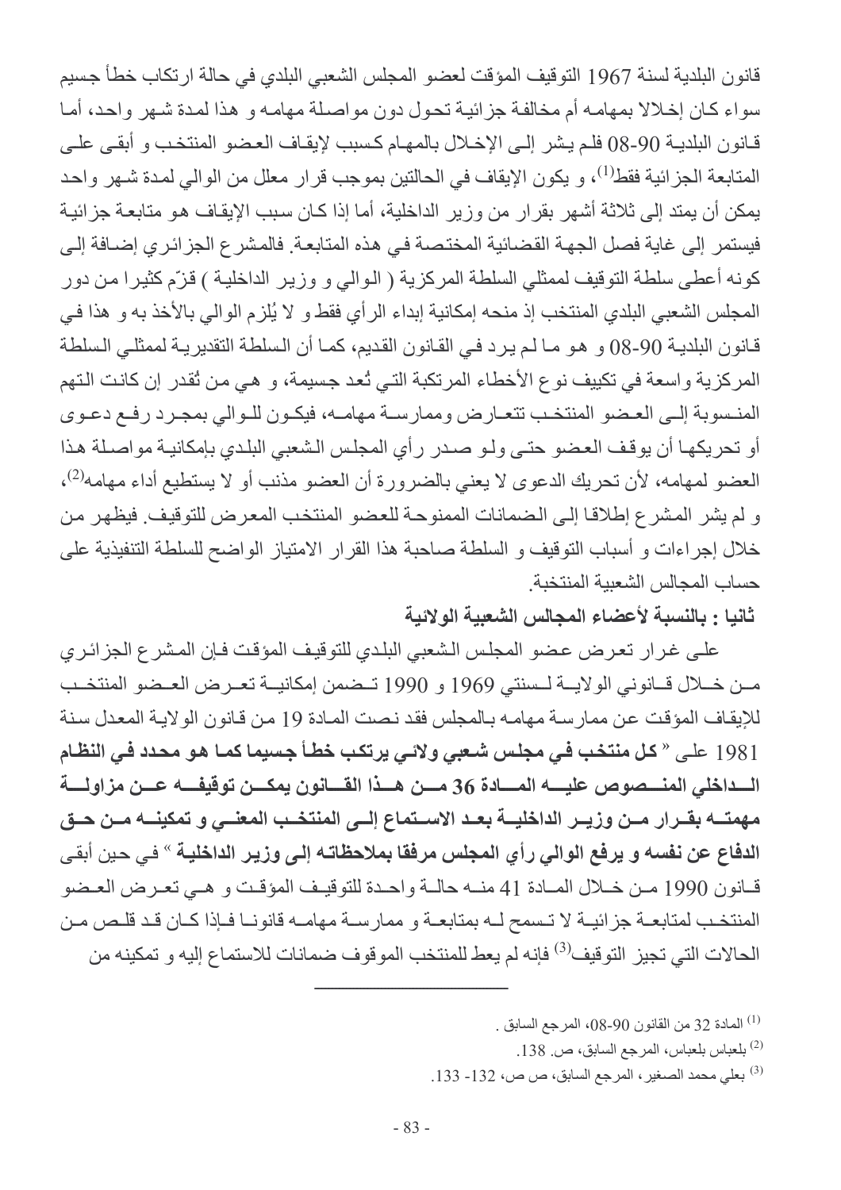قانون البلدية لسنة 1967 التوقيف المؤقت لعضو المجلس الشعبي البلدي في حالة ارتكاب خطأ جسيم سواء كان إخلالا بمهامه أم مخالفة جزائية تحول دون مواصلة مهامه و هذا لمدة شهر واحد، أما قانون البلدية 90-08 فلم يشر إلى الإخلال بالمهام كسبب لإيقاف العضو المنتخب و أبقى على المتابعة الجزائية فقط[1]، و يكون الإيقاف في الحالتين بموجب قرار معلل من الوالي لمدة شهر واحد يمكن أن يمتد إلى ثلاثة أشهر بقرار من وزير الداخلية، أما إذا كان سبب الإيقاف هو متابعة جزائية فيستمر إلى غاية فصل الجهة القضائية المختصة في هذه المتابعة. فالمشرع الجزائري إضافة إلى كونه أعطى سلطة التوقيف لممثلي السلطة المركزية ( الوالي و وزير الداخلية ) قزّم كثيرا من دور المجلس الشعبي البلدي المنتخب إذ منحه إمكانية إبداء الرأي فقط و لا يُلزم الوالي بالأخذ به و هذا في قانون البلدية 90-08 و هو ما لم يرد في القانون القديم، كما أن السلطة التقديرية لممثلي السلطة المركزية واسعة في تكييف نوع الأخطاء المرتكبة التي تُعد جسيمة، و هي من تُقدر إن كانت التهم المنسوبة إلى العضو المنتخب تتعارض وممارسة مهامه، فيكون للوالي بمجرد رفع دعوى أو تحريكها أن يوقف العضو حتى ولو صدر رأي المجلس الشعبي البلدي بإمكانية مواصلة هذا العضو لمهامه، لأن تحريك الدعوى لا يعني بالضرورة أن العضو مذنب أو لا يستطيع أداء مهامه[2]، و لم يشر المشرع إطلاقا إلى الضمانات الممنوحة للعضو المنتخب المعرض للتوقيف. فيظهر من خلال إجراءات و أسباب التوقيف و السلطة صاحبة هذا القرار الامتياز الواضح للسلطة التنفيذية على حساب المجالس الشعبية المنتخبة.

**ثانيا : بالنسبة لأعضاء المجالس الشعبية الولائية**

على غرار تعرض عضو المجلس الشعبي البلدي للتوقيف المؤقت فإن المشرع الجزائري من خلال قانوني الولاية لسنتي 1969 و 1990 تضمن إمكانية تعرض العضو المنتخب للإيقاف المؤقت عن ممارسة مهامه بالمجلس فقد نصت المادة 19 من قانون الولاية المعدل سنة 1981 على « **كل منتخب في مجلس شعبي ولائي يرتكب خطأ جسيما كما هو محدد في النظام الداخلي المنصوص عليه المادة 36 من هذا القانون يمكن توقيفه عن مزاولة مهمته بقرار من وزير الداخلية بعد الاستماع إلى المنتخب المعني و تمكينه من حق الدفاع عن نفسه و يرفع الوالي رأي المجلس مرفقا بملاحظاته إلى وزير الداخلية** » في حين أبقى قانون 1990 من خلال المادة 41 منه حالة واحدة للتوقيف المؤقت و هي تعرض العضو المنتخب لمتابعة جزائية لا تسمح له بمتابعة و ممارسة مهامه قانونا فإذا كان قد قلص من الحالات التي تجيز التوقيف[3] فإنه لم يعط للمنتخب الموقوف ضمانات للاستماع إليه و تمكينه من

---

[1] المادة 32 من القانون 90-08، المرجع السابق .

[2] بلعباس بلعباس، المرجع السابق، ص. 138.

[3] بعلي محمد الصغير، المرجع السابق، ص ص، 132- 133.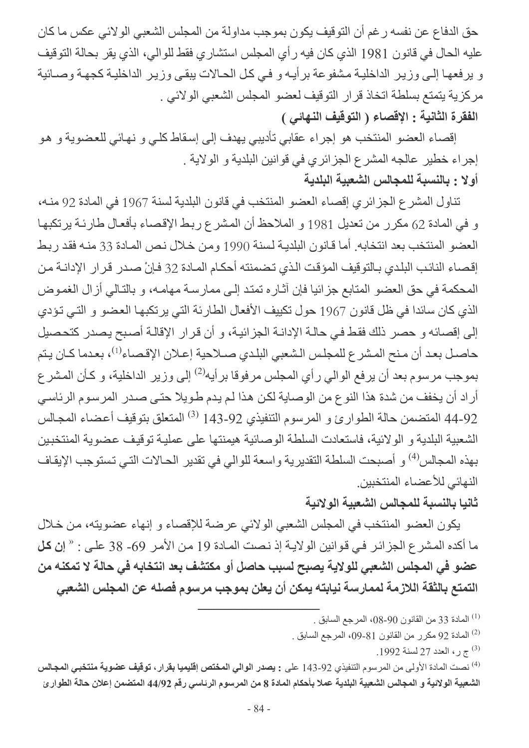حق الدفاع عن نفسه رغم أن التوقيف يكون بموجب مداولة من المجلس الشعبي الولائي عكس ما كان عليه الحال في قانون 1981 الذي كان فيه رأي المجلس استشاري فقط للوالي، الذي يقر بحالة التوقيف و يرفعها إلى وزير الداخلية مشفوعة برأيه و في كل الحالات يبقى وزير الداخلية كجهة وصائية مركزية يتمتع بسلطة اتخاذ قرار التوقيف لعضو المجلس الشعبي الولائي .

**الفقرة الثانية : الإقصاء ( التوقيف النهائي )**

إقصاء العضو المنتخب هو إجراء عقابي تأديبي يهدف إلى إسقاط كلي و نهائي للعضوية و هو إجراء خطير عالجه المشرع الجزائري في قوانين البلدية و الولاية .

**أولا : بالنسبة للمجالس الشعبية البلدية**

تناول المشرع الجزائري إقصاء العضو المنتخب في قانون البلدية لسنة 1967 في المادة 92 منه، و في المادة 62 مكرر من تعديل 1981 و الملاحظ أن المشرع ربط الإقصاء بأفعال طارئة يرتكبها العضو المنتخب بعد انتخابه. أما قانون البلدية لسنة 1990 ومن خلال نص المادة 33 منه فقد ربط إقصاء النائب البلدي بالتوقيف المؤقت الذي تضمنته أحكام المادة 32 فإنْ صدر قرار الإدانة من المحكمة في حق العضو المتابع جزائيا فإن آثاره تمتد إلى ممارسة مهامه، و بالتالي أزال الغموض الذي كان سائدا في ظل قانون 1967 حول تكييف الأفعال الطارئة التي يرتكبها العضو و التي تؤدي إلى إقصائه و حصر ذلك فقط في حالة الإدانة الجزائية، و أن قرار الإقالة أصبح يصدر كتحصيل حاصل بعد أن منح المشرع للمجلس الشعبي البلدي صلاحية إعلان الإقصاء[1]، بعدما كان يتم بموجب مرسوم بعد أن يرفع الوالي رأي المجلس مرفوقا برأيه[2] إلى وزير الداخلية، و كأن المشرع أراد أن يخفف من شدة هذا النوع من الوصاية لكن هذا لم يدم طويلا حتى صدر المرسوم الرئاسي 92-44 المتضمن حالة الطوارئ و المرسوم التنفيذي 92-143 [3] المتعلق بتوقيف أعضاء المجالس الشعبية البلدية و الولائية، فاستعادت السلطة الوصائية هيمنتها على عملية توقيف عضوية المنتخبين بهذه المجالس[4] و أصبحت السلطة التقديرية واسعة للوالي في تقدير الحالات التي تستوجب الإيقاف النهائي للأعضاء المنتخبين.

**ثانيا بالنسبة للمجالس الشعبية الولائية**

يكون العضو المنتخب في المجلس الشعبي الولائي عرضة للإقصاء و إنهاء عضويته، من خلال ما أكده المشرع الجزائر في قوانين الولاية إذ نصت المادة 19 من الأمر 69- 38 على : « **إن كل عضو في المجلس الشعبي للولاية يصبح لسبب حاصل أو مكتشف بعد انتخابه في حالة لا تمكنه من التمتع بالثقة اللازمة لممارسة نيابته يمكن أن يعلن بموجب مرسوم فصله عن المجلس الشعبي**

---

[1] المادة 33 من القانون 90-08، المرجع السابق .

[2] المادة 92 مكرر من القانون 81-09، المرجع السابق .

[3] ج ر، العدد 27 لسنة 1992.

[4] نصت المادة الأولى من المرسوم التنفيذي 92-143 على : **يصدر الوالي المختص إقليميا بقرار، توقيف عضوية منتخبي المجالس الشعبية الولائية و المجالس الشعبية البلدية عملا بأحكام المادة 8 من المرسوم الرئاسي رقم 44/92 المتضمن إعلان حالة الطوارئ**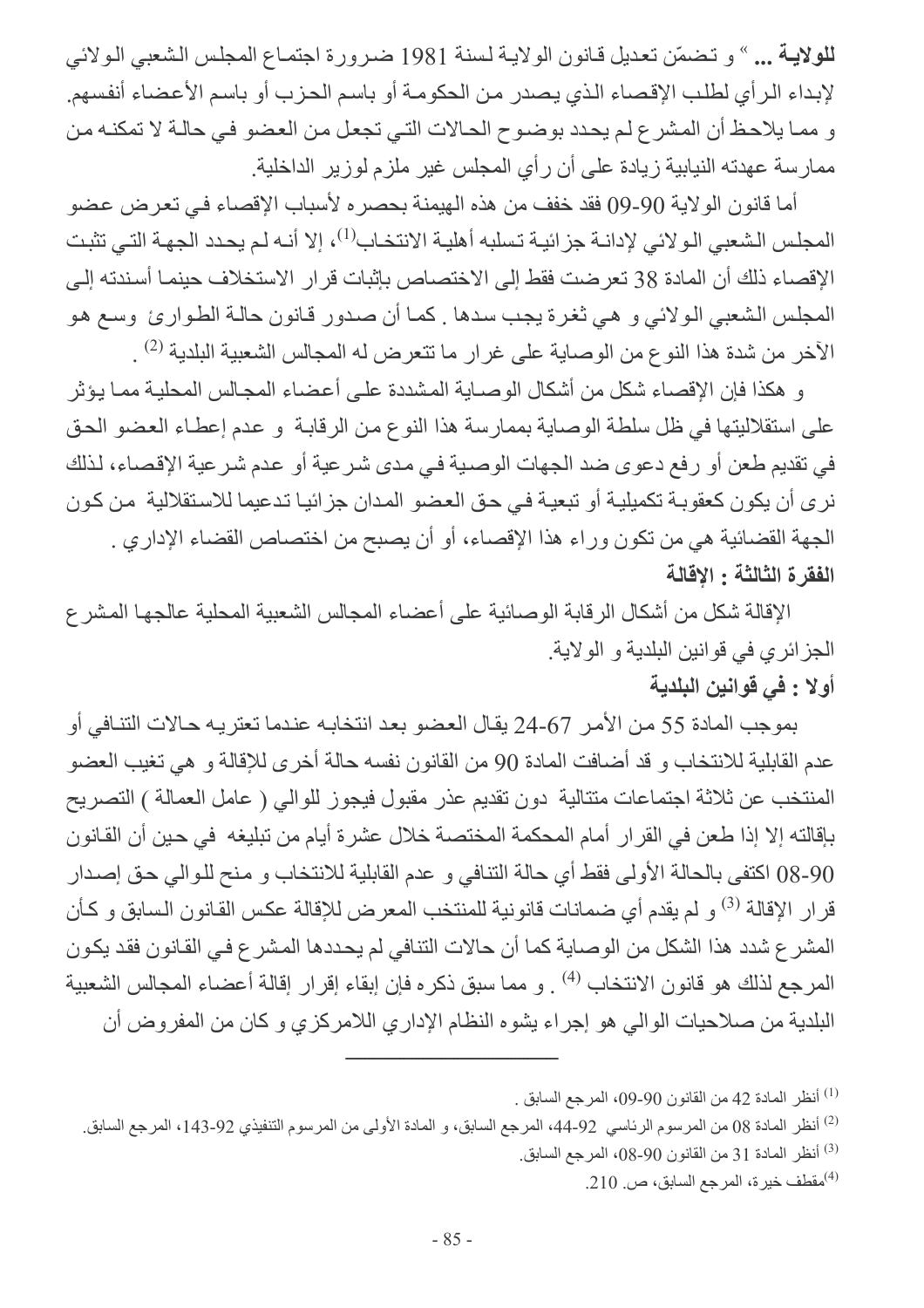**للولايــة ...** » و تضمّن تعديل قانون الولايـة لسنة 1981 ضـرورة اجتمـاع المجلس الشعبي الـولائي لإبداء الرأي لطلب الإقصاء الذي يصدر من الحكومة أو باسم الحزب أو باسم الأعضاء أنفسهم. و مما يلاحظ أن المشرع لم يحدد بوضوح الحالات التي تجعل من العضو في حالة لا تمكنه من ممارسة عهدته النيابية زيادة على أن رأي المجلس غير ملزم لوزير الداخلية.

أما قانون الولاية 90-09 فقد خفف من هذه الهيمنة بحصره لأسباب الإقصاء في تعرض عضو المجلس الشعبي الولائي لإدانة جزائية تسلبه أهلية الانتخاب[1]، إلا أنه لم يحدد الجهة التي تثبت الإقصاء ذلك أن المادة 38 تعرضت فقط إلى الاختصاص بإثبات قرار الاستخلاف حينما أسندته إلى المجلس الشعبي الولائي و هي ثغرة يجب سدها . كما أن صدور قانون حالة الطوارئ وسع هو الآخر من شدة هذا النوع من الوصاية على غرار ما تتعرض له المجالس الشعبية البلدية [2] .

و هكذا فإن الإقصاء شكل من أشكال الوصاية المشددة على أعضاء المجالس المحلية مما يؤثر على استقلاليتها في ظل سلطة الوصاية بممارسة هذا النوع من الرقابة و عدم إعطاء العضو الحق في تقديم طعن أو رفع دعوى ضد الجهات الوصية في مدى شرعية أو عدم شرعية الإقصاء، لذلك نرى أن يكون كعقوبة تكميلية أو تبعية في حق العضو المدان جزائيا تدعيما للاستقلالية من كون الجهة القضائية هي من تكون وراء هذا الإقصاء، أو أن يصبح من اختصاص القضاء الإداري .

**الفقرة الثالثة : الإقالة**

الإقالة شكل من أشكال الرقابة الوصائية على أعضاء المجالس الشعبية المحلية عالجها المشرع الجزائري في قوانين البلدية و الولاية.

**أولا : في قوانين البلدية**

بموجب المادة 55 من الأمر 67-24 يقال العضو بعد انتخابه عندما تعتريه حالات التنافي أو عدم القابلية للانتخاب و قد أضافت المادة 90 من القانون نفسه حالة أخرى للإقالة و هي تغيب العضو المنتخب عن ثلاثة اجتماعات متتالية دون تقديم عذر مقبول فيجوز للوالي ( عامل العمالة ) التصريح بإقالته إلا إذا طعن في القرار أمام المحكمة المختصة خلال عشرة أيام من تبليغه في حين أن القانون 90-08 اكتفى بالحالة الأولى فقط أي حالة التنافي و عدم القابلية للانتخاب و منح للوالي حق إصدار قرار الإقالة [3] و لم يقدم أي ضمانات قانونية للمنتخب المعرض للإقالة عكس القانون السابق و كأن المشرع شدد هذا الشكل من الوصاية كما أن حالات التنافي لم يحددها المشرع في القانون فقد يكون المرجع لذلك هو قانون الانتخاب [4] . و مما سبق ذكره فإن إبقاء إقرار إقالة أعضاء المجالس الشعبية البلدية من صلاحيات الوالي هو إجراء يشوه النظام الإداري اللامركزي و كان من المفروض أن

---

[1] أنظر المادة 42 من القانون 90-09، المرجع السابق .

[2] أنظر المادة 08 من المرسوم الرئاسي 92-44، المرجع السابق، و المادة الأولى من المرسوم التنفيذي 92-143، المرجع السابق.

[3] أنظر المادة 31 من القانون 90-08، المرجع السابق.

[4] مقطف خيرة، المرجع السابق، ص. 210.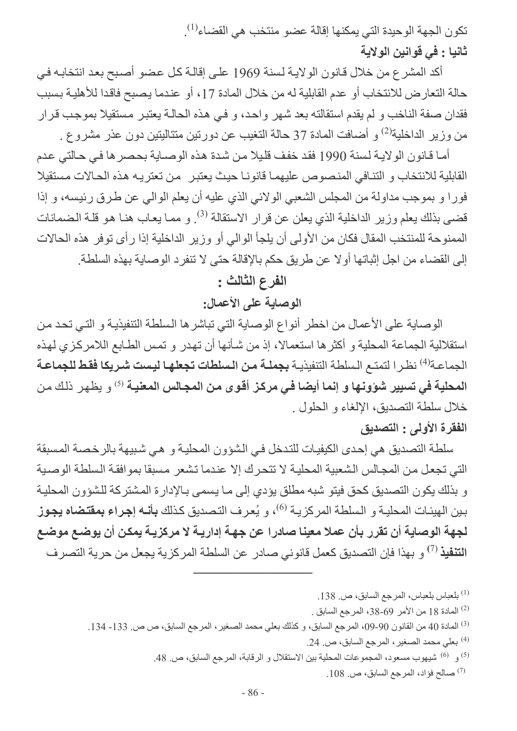تكون الجهة الوحيدة التي يمكنها إقالة عضو منتخب هي القضاء[1].

**ثانيا : في قوانين الولاية**

أكد المشرع من خلال قانون الولاية لسنة 1969 على إقالة كل عضو أصبح بعد انتخابه في حالة التعارض للانتخاب أو عدم القابلية له من خلال المادة 17، أو عندما يصبح فاقدا للأهلية بسبب فقدان صفة الناخب و لم يقدم استقالته بعد شهر واحد، و في هذه الحالة يعتبر مستقيلا بموجب قرار من وزير الداخلية[2] و أضافت المادة 37 حالة التغيب عن دورتين متتاليتين دون عذر مشروع .

أما قانون الولاية لسنة 1990 فقد خفف قليلا من شدة هذه الوصاية بحصرها في حالتي عدم القابلية للانتخاب و التنافي المنصوص عليهما قانونا حيث يعتبر من تعتريه هذه الحالات مستقيلا فورا و بموجب مداولة من المجلس الشعبي الولائي الذي عليه أن يعلم الوالي عن طرق رئيسه، و إذا قضى بذلك يعلم وزير الداخلية الذي يعلن عن قرار الاستقالة [3]. و مما يعاب هنا هو قلة الضمانات الممنوحة للمنتخب المقال فكان من الأولى أن يلجأ الوالي أو وزير الداخلية إذا رأى توفر هذه الحالات إلى القضاء من اجل إثباتها أولا عن طريق حكم بالإقالة حتى لا تنفرد الوصاية بهذه السلطة.

## الفرع الثالث :

## الوصاية على الأعمال:

الوصاية على الأعمال من اخطر أنواع الوصاية التي تباشرها السلطة التنفيذية و التي تحد من استقلالية الجماعة المحلية و أكثرها استعمالا، إذ من شأنها أن تهدر و تمس الطابع اللامركزي لهذه الجماعة[4] نظرا لتمتع السلطة التنفيذية **بجملة من السلطات تجعلها ليست شريكا فقط للجماعة المحلية في تسيير شؤونها و إنما أيضا في مركز أقوى من المجالس المعنية** [5] و يظهر ذلك من خلال سلطة التصديق، الإلغاء و الحلول .

### الفقرة الأولى : التصديق

سلطة التصديق هي إحدى الكيفيات للتدخل في الشؤون المحلية و هي شبيهة بالرخصة المسبقة التي تجعل من المجالس الشعبية المحلية لا تتحرك إلا عندما تشعر مسبقا بموافقة السلطة الوصية و بذلك يكون التصديق كحق فيتو شبه مطلق يؤدي إلى ما يسمى بالإدارة المشتركة للشؤون المحلية بين الهيئات المحلية و السلطة المركزية [6]، و يُعرف التصديق كذلك **بأنه إجراء بمقتضاه يجوز لجهة الوصاية أن تقرر بأن عملا معينا صادرا عن جهة إدارية لا مركزية يمكن أن يوضع موضع التنفيذ** [7] و بهذا فإن التصديق كعمل قانوني صادر عن السلطة المركزية يجعل من حرية التصرف

---

[1] بلعباس بلعباس، المرجع السابق، ص. 138.

[2] المادة 18 من الأمر 69-38، المرجع السابق .

[3] المادة 40 من القانون 90-09، المرجع السابق، و كذلك بعلي محمد الصغير، المرجع السابق، ص ص. 133- 134.

[4] بعلي محمد الصغير، المرجع السابق، ص. 24.

[5] و [6] شيهوب مسعود، المجموعات المحلية بين الاستقلال و الرقابة، المرجع السابق، ص. 48.

[7] صالح فؤاد، المرجع السابق، ص. 108.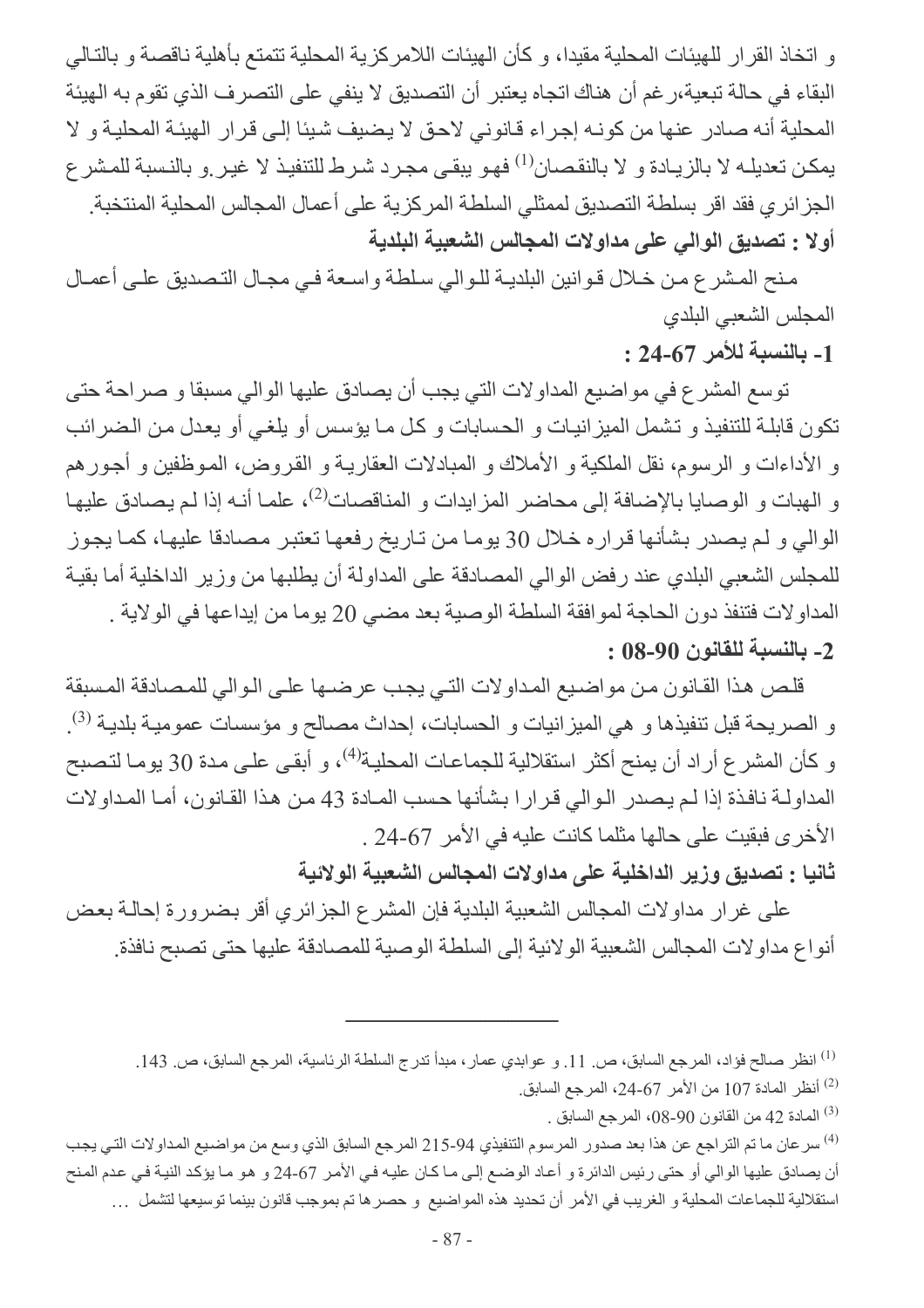و اتخاذ القرار للهيئات المحلية مقيدا، و كأن الهيئات اللامركزية المحلية تتمتع بأهلية ناقصة و بالتالي البقاء في حالة تبعية،رغم أن هناك اتجاه يعتبر أن التصديق لا ينفي على التصرف الذي تقوم به الهيئة المحلية أنه صادر عنها من كونه إجراء قانوني لاحق لا يضيف شيئا إلى قرار الهيئة المحلية و لا يمكن تعديله لا بالزيادة و لا بالنقصان[1] فهو يبقى مجرد شرط للتنفيذ لا غير.و بالنسبة للمشرع الجزائري فقد اقر بسلطة التصديق لممثلي السلطة المركزية على أعمال المجالس المحلية المنتخبة.

**أولا : تصديق الوالي على مداولات المجالس الشعبية البلدية**

منح المشرع من خلال قوانين البلدية للوالي سلطة واسعة في مجال التصديق على أعمال المجلس الشعبي البلدي

**1- بالنسبة للأمر 67-24 :**

توسع المشرع في مواضيع المداولات التي يجب أن يصادق عليها الوالي مسبقا و صراحة حتى تكون قابلة للتنفيذ و تشمل الميزانيات و الحسابات و كل ما يؤسس أو يلغي أو يعدل من الضرائب و الأداءات و الرسوم، نقل الملكية و الأملاك و المبادلات العقارية و القروض، الموظفين و أجورهم و الهبات و الوصايا بالإضافة إلى محاضر المزايدات و المناقصات[2]، علما أنه إذا لم يصادق عليها الوالي و لم يصدر بشأنها قراره خلال 30 يوما من تاريخ رفعها تعتبر مصادقا عليها، كما يجوز للمجلس الشعبي البلدي عند رفض الوالي المصادقة على المداولة أن يطلبها من وزير الداخلية أما بقية المداولات فتنفذ دون الحاجة لموافقة السلطة الوصية بعد مضي 20 يوما من إيداعها في الولاية .

**2- بالنسبة للقانون 90-08 :**

قلص هذا القانون من مواضيع المداولات التي يجب عرضها على الوالي للمصادقة المسبقة و الصريحة قبل تنفيذها و هي الميزانيات و الحسابات، إحداث مصالح و مؤسسات عمومية بلدية [3]. و كأن المشرع أراد أن يمنح أكثر استقلالية للجماعات المحلية[4]، و أبقى على مدة 30 يوما لتصبح المداولة نافذة إذا لم يصدر الوالي قرارا بشأنها حسب المادة 43 من هذا القانون، أما المداولات الأخرى فبقيت على حالها مثلما كانت عليه في الأمر 67-24 .

**ثانيا : تصديق وزير الداخلية على مداولات المجالس الشعبية الولائية**

على غرار مداولات المجالس الشعبية البلدية فإن المشرع الجزائري أقر بضرورة إحالة بعض أنواع مداولات المجالس الشعبية الولائية إلى السلطة الوصية للمصادقة عليها حتى تصبح نافذة.

---

[1] انظر صالح فؤاد، المرجع السابق، ص. 11. و عوابدي عمار، مبدأ تدرج السلطة الرئاسية، المرجع السابق، ص. 143.

[2] أنظر المادة 107 من الأمر 67-24، المرجع السابق.

[3] المادة 42 من القانون 90-08، المرجع السابق .

[4] سرعان ما تم التراجع عن هذا بعد صدور المرسوم التنفيذي 94-215 المرجع السابق الذي وسع من مواضيع المداولات التي يجب أن يصادق عليها الوالي أو حتى رئيس الدائرة و أعاد الوضع إلى ما كان عليه في الأمر 67-24 و هو ما يؤكد النية في عدم المنح استقلالية للجماعات المحلية و الغريب في الأمر أن تحديد هذه المواضيع و حصرها تم بموجب قانون بينما توسيعها لتشمل ...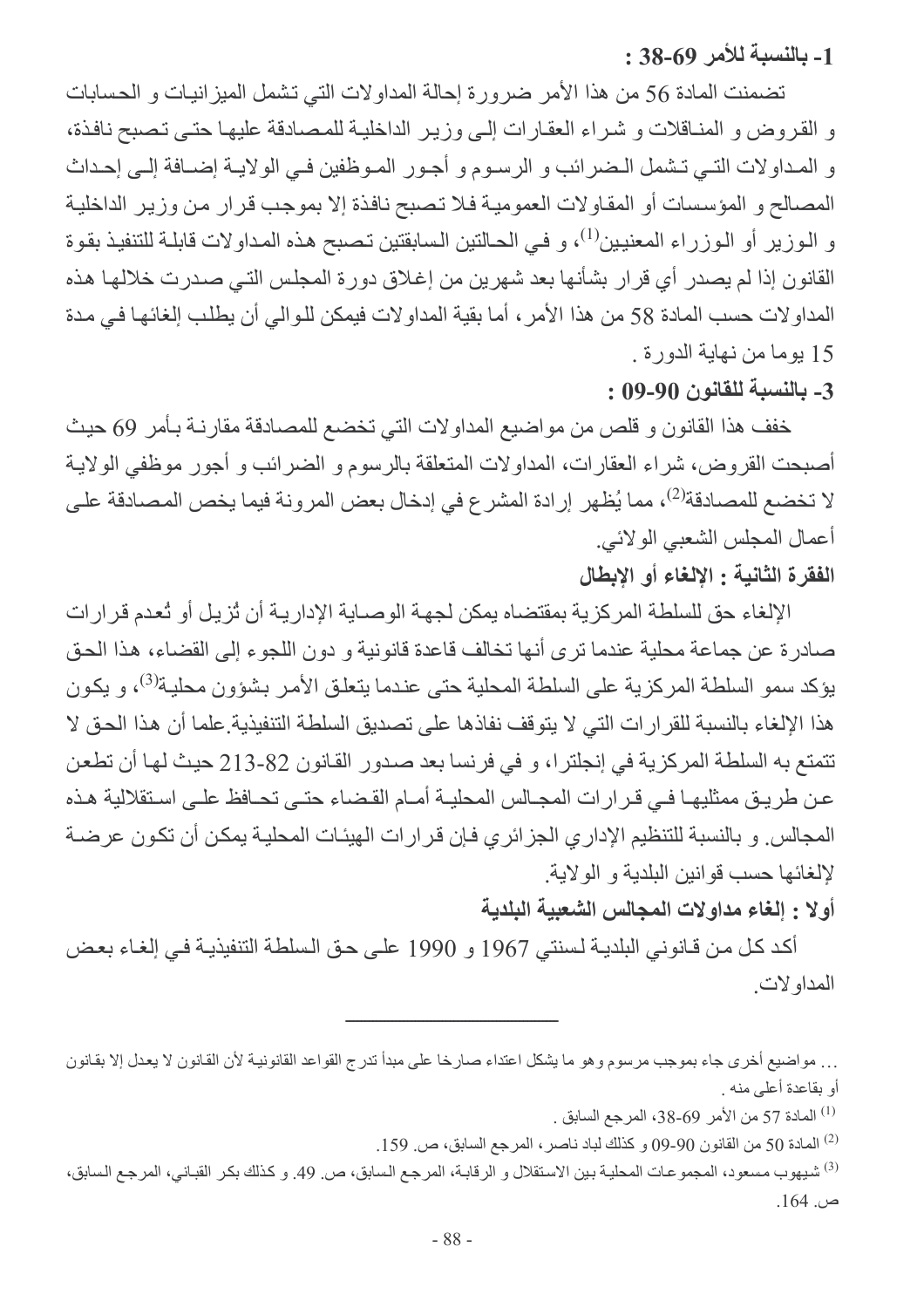**1- بالنسبة للأمر 69-38 :**

تضمنت المادة 56 من هذا الأمر ضرورة إحالة المداولات التي تشمل الميزانيات و الحسابات و القروض و المناقلات و شراء العقارات إلى وزير الداخلية للمصادقة عليها حتى تصبح نافذة، و المداولات التي تشمل الضرائب و الرسوم و أجور الموظفين في الولاية إضافة إلى إحداث المصالح و المؤسسات أو المقاولات العمومية فلا تصبح نافذة إلا بموجب قرار من وزير الداخلية و الوزير أو الوزراء المعنيين[1]، و في الحالتين السابقتين تصبح هذه المداولات قابلة للتنفيذ بقوة القانون إذا لم يصدر أي قرار بشأنها بعد شهرين من إغلاق دورة المجلس التي صدرت خلالها هذه المداولات حسب المادة 58 من هذا الأمر، أما بقية المداولات فيمكن للوالي أن يطلب إلغائها في مدة 15 يوما من نهاية الدورة .

**3- بالنسبة للقانون 90-09 :**

خفف هذا القانون و قلص من مواضيع المداولات التي تخضع للمصادقة مقارنة بأمر 69 حيث أصبحت القروض، شراء العقارات، المداولات المتعلقة بالرسوم و الضرائب و أجور موظفي الولاية لا تخضع للمصادقة[2]، مما يُظهر إرادة المشرع في إدخال بعض المرونة فيما يخص المصادقة على أعمال المجلس الشعبي الولائي.

**الفقرة الثانية : الإلغاء أو الإبطال**

الإلغاء حق للسلطة المركزية بمقتضاه يمكن لجهة الوصاية الإدارية أن تُزيل أو تُعدم قرارات صادرة عن جماعة محلية عندما ترى أنها تخالف قاعدة قانونية و دون اللجوء إلى القضاء، هذا الحق يؤكد سمو السلطة المركزية على السلطة المحلية حتى عندما يتعلق الأمر بشؤون محلية[3]، و يكون هذا الإلغاء بالنسبة للقرارات التي لا يتوقف نفاذها على تصديق السلطة التنفيذية.علما أن هذا الحق لا تتمتع به السلطة المركزية في إنجلترا، و في فرنسا بعد صدور القانون 82-213 حيث لها أن تطعن عن طريق ممثليها في قرارات المجالس المحلية أمام القضاء حتى تحافظ على استقلالية هذه المجالس. و بالنسبة للتنظيم الإداري الجزائري فإن قرارات الهيئات المحلية يمكن أن تكون عرضة لإلغائها حسب قوانين البلدية و الولاية.

**أولا : إلغاء مداولات المجالس الشعبية البلدية**

أكد كل من قانوني البلدية لسنتي 1967 و 1990 على حق السلطة التنفيذية في إلغاء بعض المداولات.

---

... مواضيع أخرى جاء بموجب مرسوم وهو ما يشكل اعتداء صارخا على مبدأ تدرج القواعد القانونية لأن القانون لا يعدل إلا بقانون أو بقاعدة أعلى منه .

[1] المادة 57 من الأمر 69-38، المرجع السابق .

[2] المادة 50 من القانون 90-09 و كذلك لباد ناصر، المرجع السابق، ص. 159.

[3] شيهوب مسعود، المجموعات المحلية بين الاستقلال و الرقابة، المرجع السابق، ص. 49. و كذلك بكر القباني، المرجع السابق، ص. 164.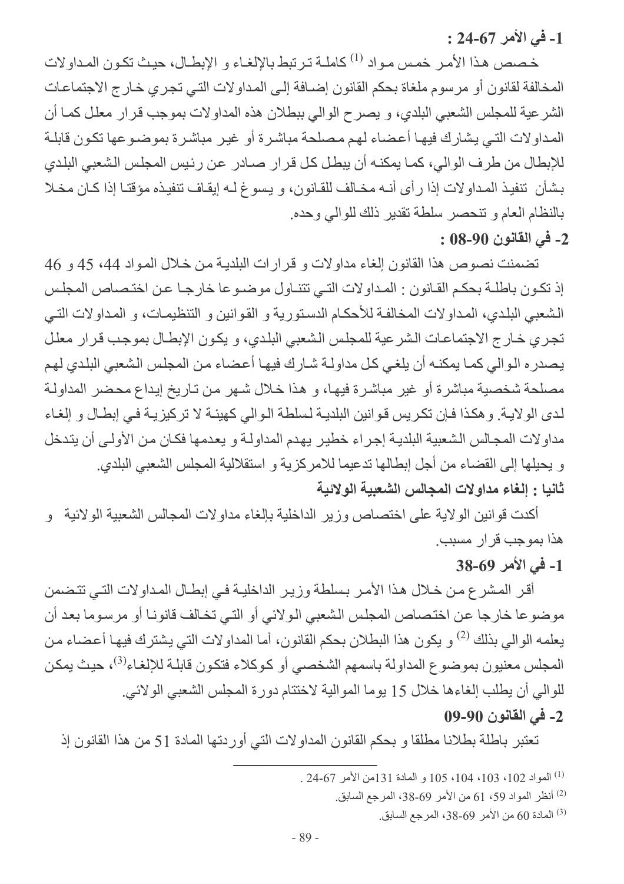**1- في الأمر 67-24 :**

خصص هذا الأمر خمس مواد [1] كاملة ترتبط بالإلغاء و الإبطال، حيث تكون المداولات المخالفة لقانون أو مرسوم ملغاة بحكم القانون إضافة إلى المداولات التي تجري خارج الاجتماعات الشرعية للمجلس الشعبي البلدي، و يصرح الوالي ببطلان هذه المداولات بموجب قرار معلل كما أن المداولات التي يشارك فيها أعضاء لهم مصلحة مباشرة أو غير مباشرة بموضوعها تكون قابلة للإبطال من طرف الوالي، كما يمكنه أن يبطل كل قرار صادر عن رئيس المجلس الشعبي البلدي بشأن تنفيذ المداولات إذا رأى أنه مخالف للقانون، و يسوغ له إيقاف تنفيذه مؤقتا إذا كان مخلا بالنظام العام و تنحصر سلطة تقدير ذلك للوالي وحده.

**2- في القانون 90-08 :**

تضمنت نصوص هذا القانون إلغاء مداولات و قرارات البلدية من خلال المواد 44، 45 و 46 إذ تكون باطلة بحكم القانون : المداولات التي تتناول موضوعا خارجا عن اختصاص المجلس الشعبي البلدي، المداولات المخالفة للأحكام الدستورية و القوانين و التنظيمات، و المداولات التي تجري خارج الاجتماعات الشرعية للمجلس الشعبي البلدي، و يكون الإبطال بموجب قرار معلل يصدره الوالي كما يمكنه أن يلغي كل مداولة شارك فيها أعضاء من المجلس الشعبي البلدي لهم مصلحة شخصية مباشرة أو غير مباشرة فيها، و هذا خلال شهر من تاريخ إيداع محضر المداولة لدى الولاية. وهكذا فإن تكريس قوانين البلدية لسلطة الوالي كهيئة لا تركيزية في إبطال و إلغاء مداولات المجالس الشعبية البلدية إجراء خطير يهدم المداولة و يعدمها فكان من الأولى أن يتدخل و يحيلها إلى القضاء من أجل إبطالها تدعيما للامركزية و استقلالية المجلس الشعبي البلدي.

**ثانيا : إلغاء مداولات المجالس الشعبية الولائية**

أكدت قوانين الولاية على اختصاص وزير الداخلية بإلغاء مداولات المجالس الشعبية الولائية و هذا بموجب قرار مسبب.

**1- في الأمر 69-38**

أقر المشرع من خلال هذا الأمر بسلطة وزير الداخلية في إبطال المداولات التي تتضمن موضوعا خارجا عن اختصاص المجلس الشعبي الولائي أو التي تخالف قانونا أو مرسوما بعد أن يعلمه الوالي بذلك [2] و يكون هذا البطلان بحكم القانون، أما المداولات التي يشترك فيها أعضاء من المجلس معنيون بموضوع المداولة باسمهم الشخصي أو كوكلاء فتكون قابلة للإلغاء[3]، حيث يمكن للوالي أن يطلب إلغاءها خلال 15 يوما الموالية لاختتام دورة المجلس الشعبي الولائي.

**2- في القانون 90-09**

تعتبر باطلة بطلانا مطلقا و بحكم القانون المداولات التي أوردتها المادة 51 من هذا القانون إذ

---

[1] المواد 102، 103، 104، 105 و المادة 131من الأمر 67-24 .

[2] أنظر المواد 59، 61 من الأمر 69-38، المرجع السابق.

[3] المادة 60 من الأمر 69-38، المرجع السابق.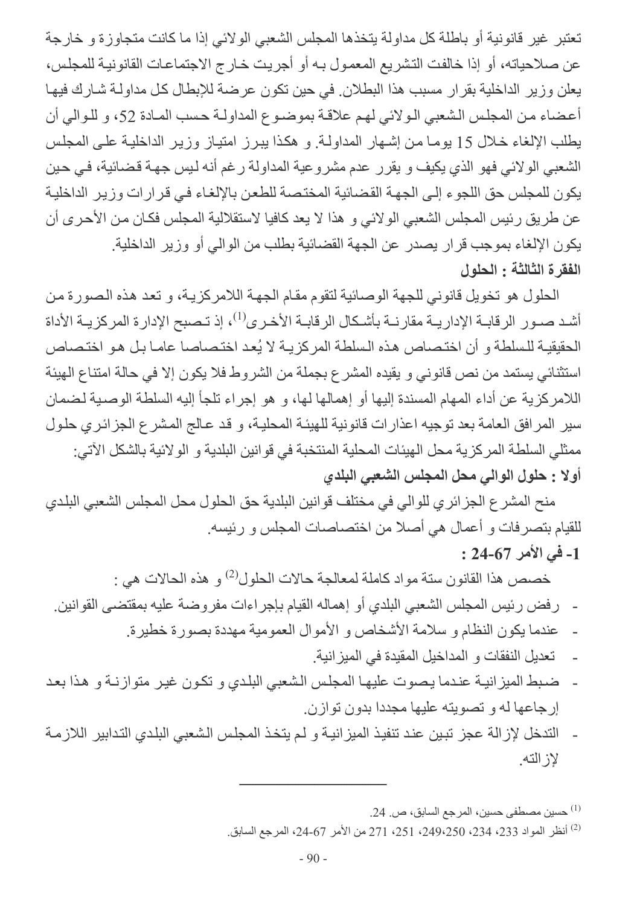تعتبر غير قانونية أو باطلة كل مداولة يتخذها المجلس الشعبي الولائي إذا ما كانت متجاوزة و خارجة عن صلاحياته، أو إذا خالفت التشريع المعمول به أو أجريت خارج الاجتماعات القانونية للمجلس، يعلن وزير الداخلية بقرار مسبب هذا البطلان. في حين تكون عرضة للإبطال كل مداولة شارك فيها أعضاء من المجلس الشعبي الولائي لهم علاقة بموضوع المداولة حسب المادة 52، و للوالي أن يطلب الإلغاء خلال 15 يوما من إشهار المداولة. و هكذا يبرز امتياز وزير الداخلية على المجلس الشعبي الولائي فهو الذي يكيف و يقرر عدم مشروعية المداولة رغم أنه ليس جهة قضائية، في حين يكون للمجلس حق اللجوء إلى الجهة القضائية المختصة للطعن بالإلغاء في قرارات وزير الداخلية عن طريق رئيس المجلس الشعبي الولائي و هذا لا يعد كافيا لاستقلالية المجلس فكان من الأحرى أن يكون الإلغاء بموجب قرار يصدر عن الجهة القضائية بطلب من الوالي أو وزير الداخلية.

**الفقرة الثالثة : الحلول**

الحلول هو تخويل قانوني للجهة الوصائية لتقوم مقام الجهة اللامركزية، و تعد هذه الصورة من أشد صور الرقابة الإدارية مقارنة بأشكال الرقابة الأخرى[1]، إذ تصبح الإدارة المركزية الأداة الحقيقية للسلطة و أن اختصاص هذه السلطة المركزية لا يُعد اختصاصا عاما بل هو اختصاص استثنائي يستمد من نص قانوني و يقيده المشرع بجملة من الشروط فلا يكون إلا في حالة امتناع الهيئة اللامركزية عن أداء المهام المسندة إليها أو إهمالها لها، و هو إجراء تلجأ إليه السلطة الوصية لضمان سير المرافق العامة بعد توجيه اعذارات قانونية للهيئة المحلية، و قد عالج المشرع الجزائري حلول ممثلي السلطة المركزية محل الهيئات المحلية المنتخبة في قوانين البلدية و الولائية بالشكل الآتي:

**أولا : حلول الوالي محل المجلس الشعبي البلدي**

منح المشرع الجزائري للوالي في مختلف قوانين البلدية حق الحلول محل المجلس الشعبي البلدي للقيام بتصرفات و أعمال هي أصلا من اختصاصات المجلس و رئيسه.

**1- في الأمر 67-24 :**

خصص هذا القانون ستة مواد كاملة لمعالجة حالات الحلول[2] و هذه الحالات هي :

- رفض رئيس المجلس الشعبي البلدي أو إهماله القيام بإجراءات مفروضة عليه بمقتضى القوانين.
- عندما يكون النظام و سلامة الأشخاص و الأموال العمومية مهددة بصورة خطيرة.
- تعديل النفقات و المداخيل المقيدة في الميزانية.
- ضبط الميزانية عندما يصوت عليها المجلس الشعبي البلدي و تكون غير متوازنة و هذا بعد إرجاعها له و تصويته عليها مجددا بدون توازن.
- التدخل لإزالة عجز تبين عند تنفيذ الميزانية و لم يتخذ المجلس الشعبي البلدي التدابير اللازمة لإزالته.

---

[1] حسين مصطفى حسين، المرجع السابق، ص. 24.

[2] أنظر المواد 233، 234، 249،250، 251، 271 من الأمر 67-24، المرجع السابق.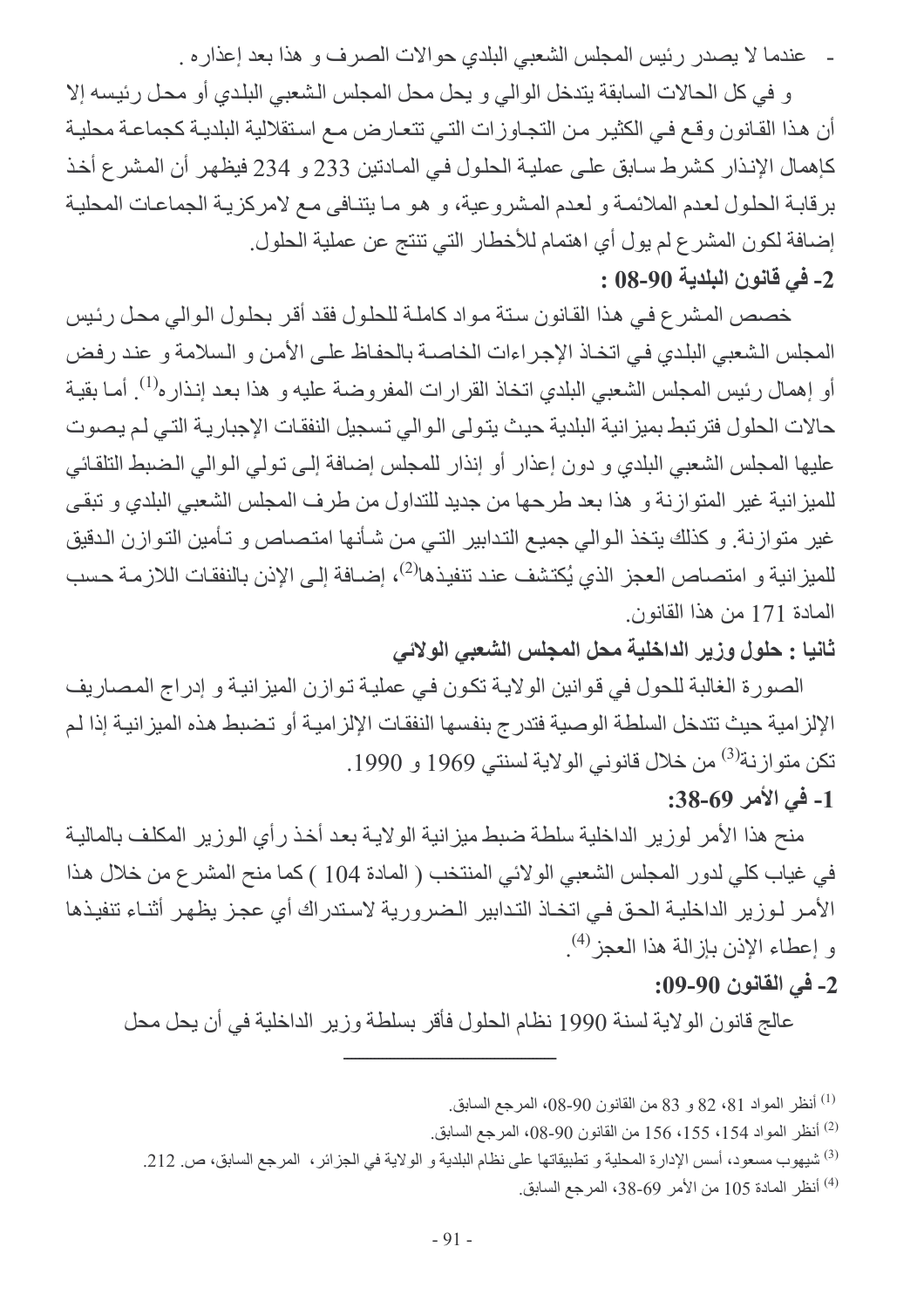- عندما لا يصدر رئيس المجلس الشعبي البلدي حوالات الصرف و هذا بعد إعذاره .

و في كل الحالات السابقة يتدخل الوالي و يحل محل المجلس الشعبي البلدي أو محل رئيسه إلا أن هذا القانون وقع في الكثير من التجاوزات التي تتعارض مع استقلالية البلدية كجماعة محلية كإهمال الإنذار كشرط سابق على عملية الحلول في المادتين 233 و 234 فيظهر أن المشرع أخذ برقابة الحلول لعدم الملائمة و لعدم المشروعية، و هو ما يتنافى مع لامركزية الجماعات المحلية إضافة لكون المشرع لم يول أي اهتمام للأخطار التي تنتج عن عملية الحلول.

**2- في قانون البلدية 90-08 :**

خصص المشرع في هذا القانون ستة مواد كاملة للحلول فقد أقر بحلول الوالي محل رئيس المجلس الشعبي البلدي في اتخاذ الإجراءات الخاصة بالحفاظ على الأمن و السلامة و عند رفض أو إهمال رئيس المجلس الشعبي البلدي اتخاذ القرارات المفروضة عليه و هذا بعد إنذاره[1]. أما بقية حالات الحلول فترتبط بميزانية البلدية حيث يتولى الوالي تسجيل النفقات الإجبارية التي لم يصوت عليها المجلس الشعبي البلدي و دون إعذار أو إنذار للمجلس إضافة إلى تولي الوالي الضبط التلقائي للميزانية غير المتوازنة و هذا بعد طرحها من جديد للتداول من طرف المجلس الشعبي البلدي و تبقى غير متوازنة. و كذلك يتخذ الوالي جميع التدابير التي من شأنها امتصاص و تأمين التوازن الدقيق للميزانية و امتصاص العجز الذي يُكتشف عند تنفيذها[2]، إضافة إلى الإذن بالنفقات اللازمة حسب المادة 171 من هذا القانون.

**ثانيا : حلول وزير الداخلية محل المجلس الشعبي الولائي**

الصورة الغالبة للحول في قوانين الولاية تكون في عملية توازن الميزانية و إدراج المصاريف الإلزامية حيث تتدخل السلطة الوصية فتدرج بنفسها النفقات الإلزامية أو تضبط هذه الميزانية إذا لم تكن متوازنة[3] من خلال قانوني الولاية لسنتي 1969 و 1990.

**1- في الأمر 69-38:**

منح هذا الأمر لوزير الداخلية سلطة ضبط ميزانية الولاية بعد أخذ رأي الوزير المكلف بالمالية في غياب كلي لدور المجلس الشعبي الولائي المنتخب ( المادة 104 ) كما منح المشرع من خلال هذا الأمر لوزير الداخلية الحق في اتخاذ التدابير الضرورية لاستدراك أي عجز يظهر أثناء تنفيذها و إعطاء الإذن بإزالة هذا العجز[4].

**2- في القانون 90-09:**

عالج قانون الولاية لسنة 1990 نظام الحلول فأقر بسلطة وزير الداخلية في أن يحل محل

---

[1] أنظر المواد 81، 82 و 83 من القانون 90-08، المرجع السابق.

[2] أنظر المواد 154، 155، 156 من القانون 90-08، المرجع السابق.

[3] شيهوب مسعود، أسس الإدارة المحلية و تطبيقاتها على نظام البلدية و الولاية في الجزائر، المرجع السابق، ص. 212.

[4] أنظر المادة 105 من الأمر 69-38، المرجع السابق.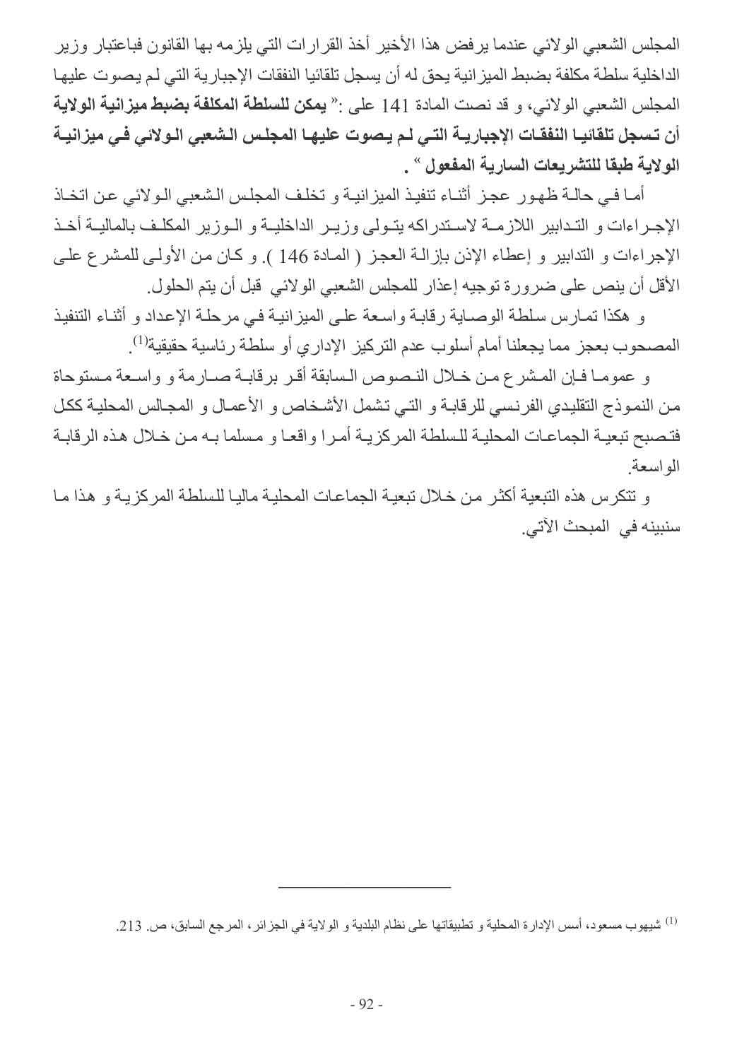المجلس الشعبي الولائي عندما يرفض هذا الأخير أخذ القرارات التي يلزمه بها القانون فباعتبار وزير الداخلية سلطة مكلفة بضبط الميزانية يحق له أن يسجل تلقائيا النفقات الإجبارية التي لم يصوت عليها المجلس الشعبي الولائي، و قد نصت المادة 141 على :« **يمكن للسلطة المكلفة بضبط ميزانية الولاية أن تسجل تلقائيا النفقات الإجبارية التي لم يصوت عليها المجلس الشعبي الولائي في ميزانية الولاية طبقا للتشريعات السارية المفعول** » .

أما في حالة ظهور عجز أثناء تنفيذ الميزانية و تخلف المجلس الشعبي الولائي عن اتخاذ الإجراءات و التدابير اللازمة لاستدراكه يتولى وزير الداخلية و الوزير المكلف بالمالية أخذ الإجراءات و التدابير و إعطاء الإذن بإزالة العجز ( المادة 146 ). و كان من الأولى للمشرع على الأقل أن ينص على ضرورة توجيه إعذار للمجلس الشعبي الولائي قبل أن يتم الحلول.

و هكذا تمارس سلطة الوصاية رقابة واسعة على الميزانية في مرحلة الإعداد و أثناء التنفيذ المصحوب بعجز مما يجعلنا أمام أسلوب عدم التركيز الإداري أو سلطة رئاسية حقيقية[1].

و عموما فإن المشرع من خلال النصوص السابقة أقر برقابة صارمة و واسعة مستوحاة من النموذج التقليدي الفرنسي للرقابة و التي تشمل الأشخاص و الأعمال و المجالس المحلية ككل فتصبح تبعية الجماعات المحلية للسلطة المركزية أمرا واقعا و مسلما به من خلال هذه الرقابة الواسعة.

و تتكرس هذه التبعية أكثر من خلال تبعية الجماعات المحلية ماليا للسلطة المركزية و هذا ما سنبينه في المبحث الآتي.

---

[1] شيهوب مسعود، أسس الإدارة المحلية و تطبيقاتها على نظام البلدية و الولاية في الجزائر، المرجع السابق، ص. 213.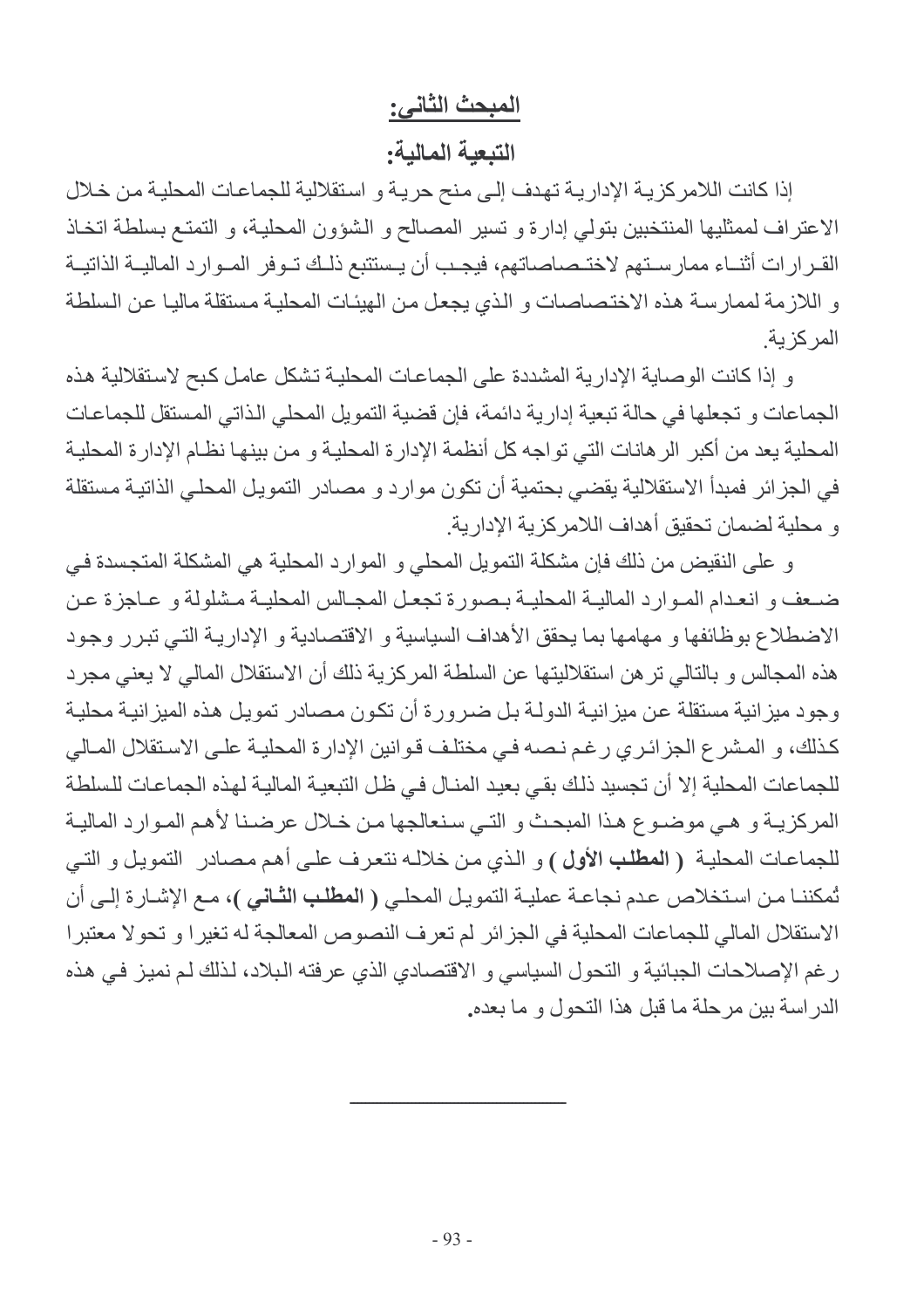## المبحث الثاني:

### التبعية المالية:

إذا كانت اللامركزية الإدارية تهدف إلى منح حرية و استقلالية للجماعات المحلية من خلال الاعتراف لممثليها المنتخبين بتولي إدارة و تسير المصالح و الشؤون المحلية، و التمتع بسلطة اتخاذ القرارات أثناء ممارستهم لاختصاصاتهم، فيجب أن يستتبع ذلك توفر الموارد المالية الذاتية و اللازمة لممارسة هذه الاختصاصات و الذي يجعل من الهيئات المحلية مستقلة ماليا عن السلطة المركزية.

و إذا كانت الوصاية الإدارية المشددة على الجماعات المحلية تشكل عامل كبح لاستقلالية هذه الجماعات و تجعلها في حالة تبعية إدارية دائمة، فإن قضية التمويل المحلي الذاتي المستقل للجماعات المحلية يعد من أكبر الرهانات التي تواجه كل أنظمة الإدارة المحلية و من بينها نظام الإدارة المحلية في الجزائر فمبدأ الاستقلالية يقضي بحتمية أن تكون موارد و مصادر التمويل المحلي الذاتية مستقلة و محلية لضمان تحقيق أهداف اللامركزية الإدارية.

و على النقيض من ذلك فإن مشكلة التمويل المحلي و الموارد المحلية هي المشكلة المتجسدة في ضعف و انعدام الموارد المالية المحلية بصورة تجعل المجالس المحلية مشلولة و عاجزة عن الاضطلاع بوظائفها و مهامها بما يحقق الأهداف السياسية و الاقتصادية و الإدارية التي تبرر وجود هذه المجالس و بالتالي ترهن استقلاليتها عن السلطة المركزية ذلك أن الاستقلال المالي لا يعني مجرد وجود ميزانية مستقلة عن ميزانية الدولة بل ضرورة أن تكون مصادر تمويل هذه الميزانية محلية كذلك، و المشرع الجزائري رغم نصه في مختلف قوانين الإدارة المحلية على الاستقلال المالي للجماعات المحلية إلا أن تجسيد ذلك بقي بعيد المنال في ظل التبعية المالية لهذه الجماعات للسلطة المركزية و هي موضوع هذا المبحث و التي سنعالجها من خلال عرضنا لأهم الموارد المالية للجماعات المحلية **( المطلب الأول )** و الذي من خلاله نتعرف على أهم مصادر التمويل و التي تُمكننا من استخلاص عدم نجاعة عملية التمويل المحلي **( المطلب الثاني )**، مع الإشارة إلى أن الاستقلال المالي للجماعات المحلية في الجزائر لم تعرف النصوص المعالجة له تغيرا و تحولا معتبرا رغم الإصلاحات الجبائية و التحول السياسي و الاقتصادي الذي عرفته البلاد، لذلك لم نميز في هذه الدراسة بين مرحلة ما قبل هذا التحول و ما بعده.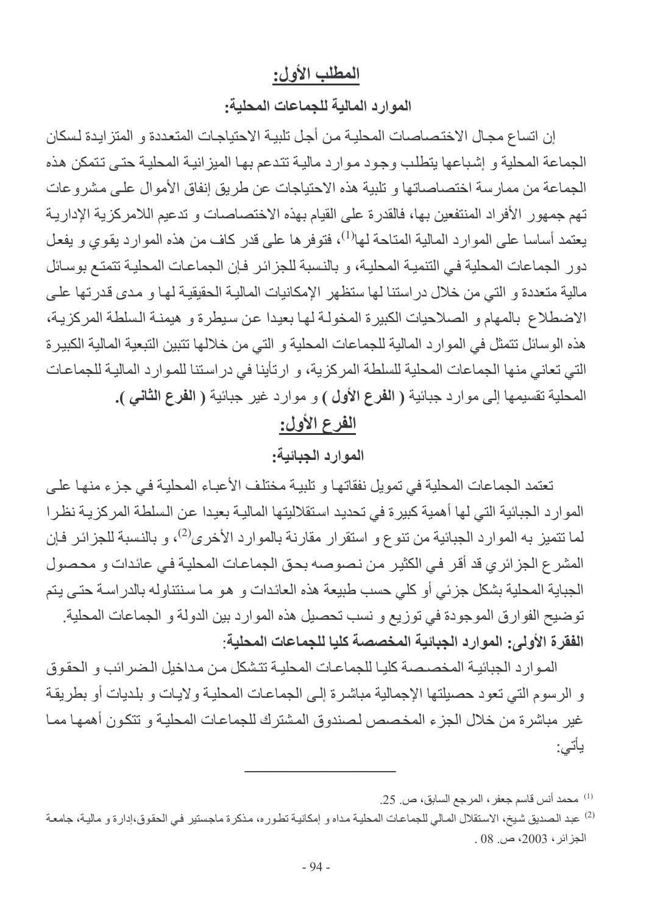## المطلب الأول:

### الموارد المالية للجماعات المحلية:

إن اتساع مجال الاختصاصات المحلية من أجل تلبية الاحتياجات المتعددة و المتزايدة لسكان الجماعة المحلية و إشباعها يتطلب وجود موارد مالية تتدعم بها الميزانية المحلية حتى تتمكن هذه الجماعة من ممارسة اختصاصاتها و تلبية هذه الاحتياجات عن طريق إنفاق الأموال على مشروعات تهم جمهور الأفراد المنتفعين بها، فالقدرة على القيام بهذه الاختصاصات و تدعيم اللامركزية الإدارية يعتمد أساسا على الموارد المالية المتاحة لها[1]، فتوفرها على قدر كاف من هذه الموارد يقوي و يفعل دور الجماعات المحلية في التنمية المحلية، و بالنسبة للجزائر فإن الجماعات المحلية تتمتع بوسائل مالية متعددة و التي من خلال دراستنا لها ستظهر الإمكانيات المالية الحقيقية لها و مدى قدرتها على الاضطلاع بالمهام و الصلاحيات الكبيرة المخولة لها بعيدا عن سيطرة و هيمنة السلطة المركزية، هذه الوسائل تتمثل في الموارد المالية للجماعات المحلية و التي من خلالها تتبين التبعية المالية الكبيرة التي تعاني منها الجماعات المحلية للسلطة المركزية، و ارتأينا في دراستنا للموارد المالية للجماعات المحلية تقسيمها إلى موارد جبائية **( الفرع الأول )** و موارد غير جبائية **( الفرع الثاني ).**

## الفرع الأول:

### الموارد الجبائية:

تعتمد الجماعات المحلية في تمويل نفقاتها و تلبية مختلف الأعباء المحلية في جزء منها على الموارد الجبائية التي لها أهمية كبيرة في تحديد استقلاليتها المالية بعيدا عن السلطة المركزية نظرا لما تتميز به الموارد الجبائية من تنوع و استقرار مقارنة بالموارد الأخرى[2]، و بالنسبة للجزائر فإن المشرع الجزائري قد أقر في الكثير من نصوصه بحق الجماعات المحلية في عائدات و محصول الجباية المحلية بشكل جزئي أو كلي حسب طبيعة هذه العائدات و هو ما سنتناوله بالدراسة حتى يتم توضيح الفوارق الموجودة في توزيع و نسب تحصيل هذه الموارد بين الدولة و الجماعات المحلية.

**الفقرة الأولى: الموارد الجبائية المخصصة كليا للجماعات المحلية:**

الموارد الجبائية المخصصة كليا للجماعات المحلية تتشكل من مداخيل الضرائب و الحقوق و الرسوم التي تعود حصيلتها الإجمالية مباشرة إلى الجماعات المحلية ولايات و بلديات أو بطريقة غير مباشرة من خلال الجزء المخصص لصندوق المشترك للجماعات المحلية و تتكون أهمها مما يأتي:

---

[1] محمد أنس قاسم جعفر، المرجع السابق، ص. 25.

[2] عبد الصديق شيخ، الاستقلال المالي للجماعات المحلية مداه و إمكانية تطوره، مذكرة ماجستير في الحقوق،إدارة و مالية، جامعة الجزائر، 2003، ص. 08 .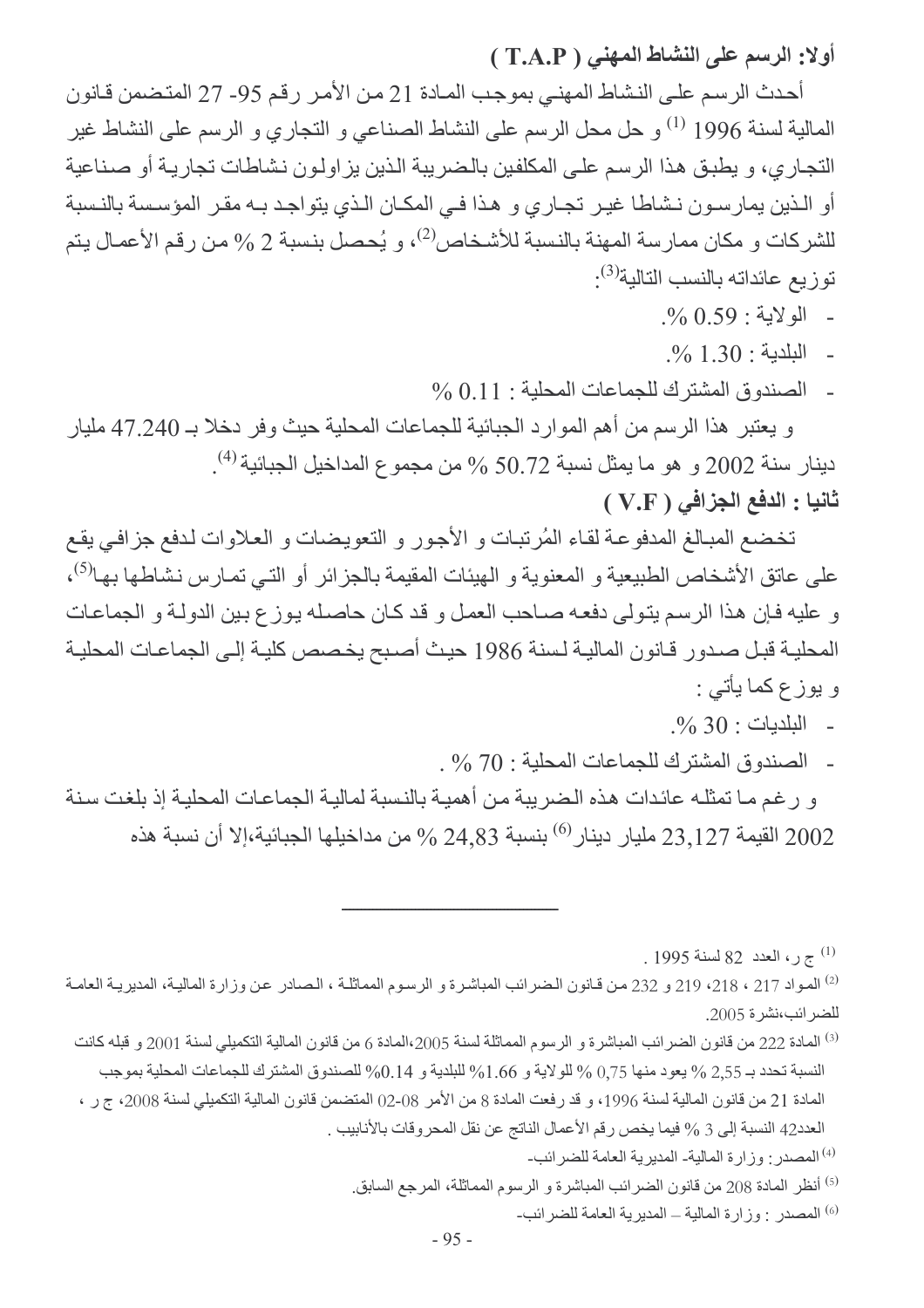### أولا: الرسم على النشاط المهني ( T.A.P )

أحدث الرسم على النشاط المهني بموجب المادة 21 من الأمر رقم 95- 27 المتضمن قانون المالية لسنة 1996 [1] و حل محل الرسم على النشاط الصناعي و التجاري و الرسم على النشاط غير التجاري، و يطبق هذا الرسم على المكلفين بالضريبة الذين يزاولون نشاطات تجارية أو صناعية أو الذين يمارسون نشاطا غير تجاري و هذا في المكان الذي يتواجد به مقر المؤسسة بالنسبة للشركات و مكان ممارسة المهنة بالنسبة للأشخاص[2]، و يُحصل بنسبة 2 % من رقم الأعمال يتم توزيع عائداته بالنسب التالية[3]:

- الولاية : 0.59 %.
- البلدية : 1.30 %.
- الصندوق المشترك للجماعات المحلية : 0.11 %

و يعتبر هذا الرسم من أهم الموارد الجبائية للجماعات المحلية حيث وفر دخلا بـ 47.240 مليار دينار سنة 2002 و هو ما يمثل نسبة 50.72 % من مجموع المداخيل الجبائية [4].

### ثانيا : الدفع الجزافي ( V.F )

تخضع المبالغ المدفوعة لقاء المُرتبات و الأجور و التعويضات و العلاوات لدفع جزافي يقع على عاتق الأشخاص الطبيعية و المعنوية و الهيئات المقيمة بالجزائر أو التي تمارس نشاطها بها[5]، و عليه فإن هذا الرسم يتولى دفعه صاحب العمل و قد كان حاصله يوزع بين الدولة و الجماعات المحلية قبل صدور قانون المالية لسنة 1986 حيث أصبح يخصص كلية إلى الجماعات المحلية و يوزع كما يأتي :

- البلديات : 30 %.
- الصندوق المشترك للجماعات المحلية : 70 % .

و رغم ما تمثله عائدات هذه الضريبة من أهمية بالنسبة لمالية الجماعات المحلية إذ بلغت سنة 2002 القيمة 23,127 مليار دينار[6] بنسبة 24,83 % من مداخيلها الجبائية،إلا أن نسبة هذه

---

[1] ج ر، العدد 82 لسنة 1995 .

[2] المواد 217 ، 218، 219 و 232 من قانون الضرائب المباشرة و الرسوم المماثلة ، الصادر عن وزارة المالية، المديرية العامة للضرائب،نشرة 2005.

[3] المادة 222 من قانون الضرائب المباشرة و الرسوم المماثلة لسنة 2005،المادة 6 من قانون المالية التكميلي لسنة 2001 و قبله كانت النسبة تحدد بـ 2,55 % يعود منها 0,75 % للولاية و 1.66% للبلدية و 0.14% للصندوق المشترك للجماعات المحلية بموجب المادة 21 من قانون المالية لسنة 1996، و قد رفعت المادة 8 من الأمر 08-02 المتضمن قانون المالية التكميلي لسنة 2008، ج ر ، العدد42 النسبة إلى 3 % فيما يخص رقم الأعمال الناتج عن نقل المحروقات بالأنابيب .

[4] المصدر: وزارة المالية- المديرية العامة للضرائب-

[5] أنظر المادة 208 من قانون الضرائب المباشرة و الرسوم المماثلة، المرجع السابق.

[6] المصدر : وزارة المالية – المديرية العامة للضرائب-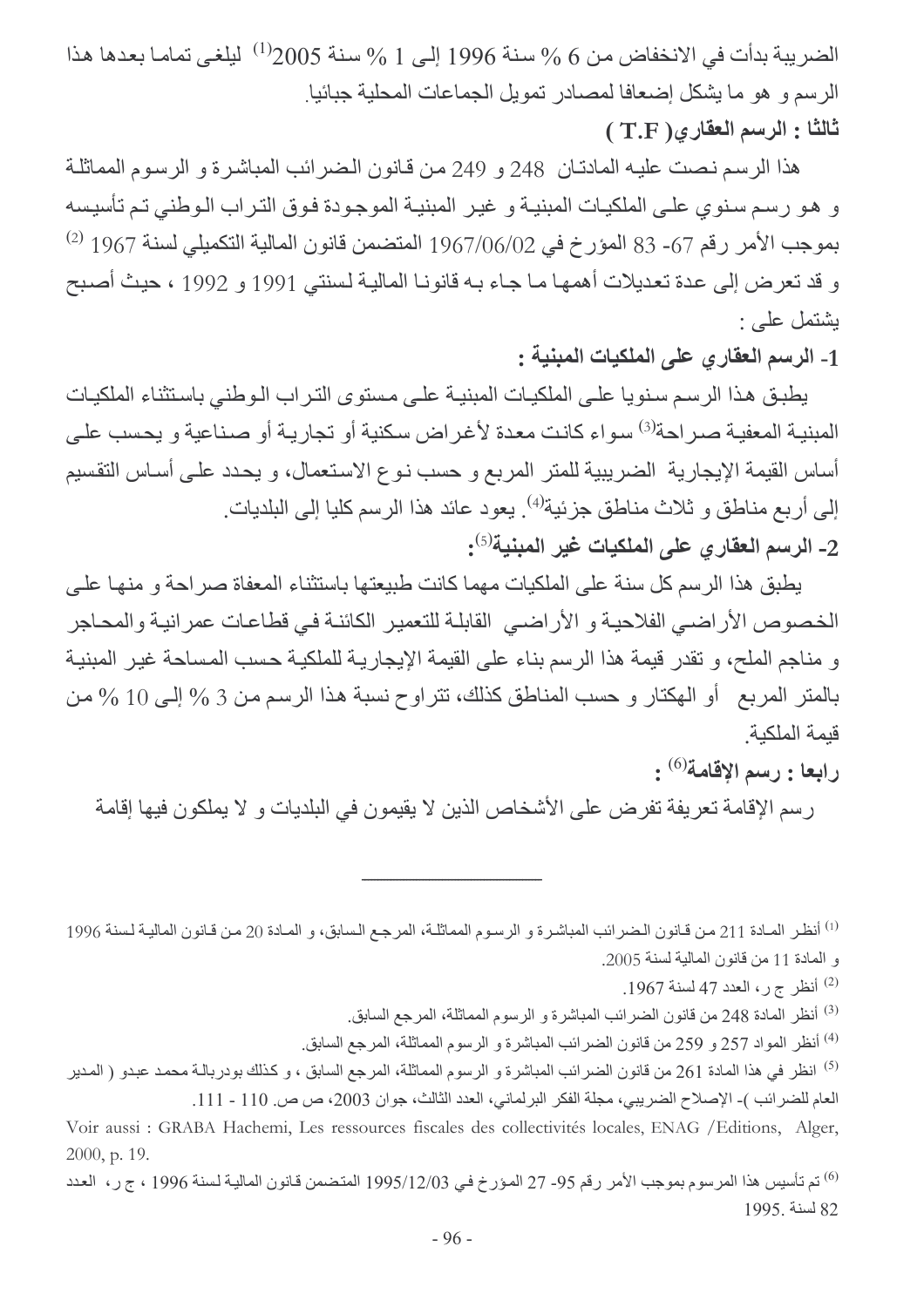الضريبة بدأت في الانخفاض من 6 % سنة 1996 إلى 1 % سنة 2005[1] ليلغى تماما بعدها هذا الرسم و هو ما يشكل إضعافا لمصادر تمويل الجماعات المحلية جبائيا.

**ثالثا : الرسم العقاري( T.F )**

هذا الرسم نصت عليه المادتان 248 و 249 من قانون الضرائب المباشرة و الرسوم المماثلة و هو رسم سنوي على الملكيات المبنية و غير المبنية الموجودة فوق التراب الوطني تم تأسيسه بموجب الأمر رقم 67- 83 المؤرخ في 1967/06/02 المتضمن قانون المالية التكميلي لسنة 1967 [2] و قد تعرض إلى عدة تعديلات أهمها ما جاء به قانونا المالية لسنتي 1991 و 1992 ، حيث أصبح يشتمل على :

**1- الرسم العقاري على الملكيات المبنية :**

يطبق هذا الرسم سنويا على الملكيات المبنية على مستوى التراب الوطني باستثناء الملكيات المبنية المعفية صراحة[3] سواء كانت معدة لأغراض سكنية أو تجارية أو صناعية و يحسب على أساس القيمة الإيجارية الضريبية للمتر المربع و حسب نوع الاستعمال، و يحدد على أساس التقسيم إلى أربع مناطق و ثلاث مناطق جزئية[4]. يعود عائد هذا الرسم كليا إلى البلديات.

**2- الرسم العقاري على الملكيات غير المبنية[5]:**

يطبق هذا الرسم كل سنة على الملكيات مهما كانت طبيعتها باستثناء المعفاة صراحة و منها على الخصوص الأراضي الفلاحية و الأراضي القابلة للتعمير الكائنة في قطاعات عمرانية والمحاجر و مناجم الملح، و تقدر قيمة هذا الرسم بناء على القيمة الإيجارية للملكية حسب المساحة غير المبنية بالمتر المربع أو الهكتار و حسب المناطق كذلك، تتراوح نسبة هذا الرسم من 3 % إلى 10 % من قيمة الملكية.

**رابعا : رسم الإقامة[6] :**

رسم الإقامة تعريفة تفرض على الأشخاص الذين لا يقيمون في البلديات و لا يملكون فيها إقامة

---

[1] أنظر المادة 211 من قانون الضرائب المباشرة و الرسوم المماثلة، المرجع السابق، و المادة 20 من قانون المالية لسنة 1996 و المادة 11 من قانون المالية لسنة 2005.

[2] أنظر ج ر، العدد 47 لسنة 1967.

[3] أنظر المادة 248 من قانون الضرائب المباشرة و الرسوم المماثلة، المرجع السابق.

[4] أنظر المواد 257 و 259 من قانون الضرائب المباشرة و الرسوم المماثلة، المرجع السابق.

[5] انظر في هذا المادة 261 من قانون الضرائب المباشرة و الرسوم المماثلة، المرجع السابق ، و كذلك بودربالة محمد عبدو ( المدير العام للضرائب )- الإصلاح الضريبي، مجلة الفكر البرلماني، العدد الثالث، جوان 2003، ص ص. 110 - 111.

Voir aussi : GRABA Hachemi, Les ressources fiscales des collectivités locales, ENAG /Editions, Alger, 2000, p. 19.

[6] تم تأسيس هذا المرسوم بموجب الأمر رقم 95- 27 المؤرخ في 1995/12/03 المتضمن قانون المالية لسنة 1996 ، ج ر، العدد 82 لسنة 1995.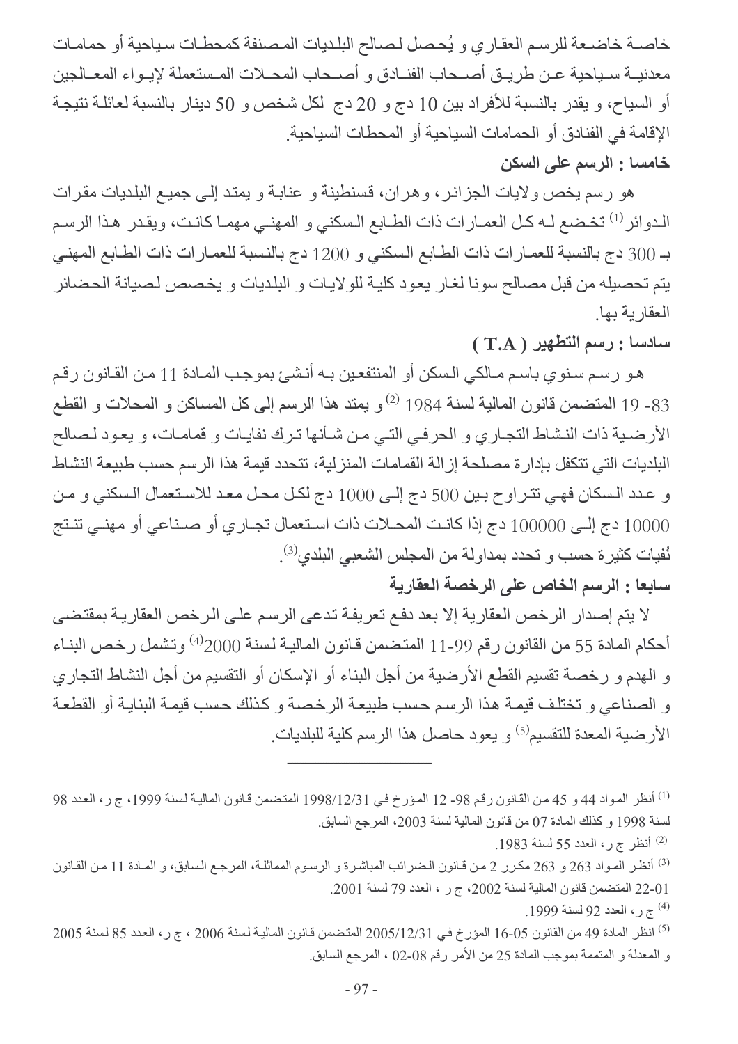خاصـة خاضـعة للرسم العقـاري و يُحصل لصالح البلديات المصنفة كمحطـات سياحية أو حمامـات معدنيـة سـياحية عـن طريـق أصـحاب الفنـادق و أصـحاب المحـلات المـستعملة لإيـواء المعـالجين أو السياح، و يقدر بالنسبة للأفراد بين 10 دج و 20 دج لكل شخص و 50 دينار بالنسبة لعائلـة نتيجـة الإقامة في الفنادق أو الحمامات السياحية أو المحطات السياحية.

**خامسا : الرسم على السكن**

هو رسم يخص ولايات الجزائر، وهران، قسنطينة و عنابة و يمتد إلى جميع البلديات مقرات الـدوائر[1] تخـضع لـه كـل العمـارات ذات الطـابع الـسكني و المهنـي مهمـا كانـت، ويقـدر هـذا الرسـم بـ 300 دج بالنسبة للعمارات ذات الطـابع الـسكني و 1200 دج بالنسبة للعمارات ذات الطابع المهنـي يتم تحصيله من قبل مصالح سونا لغاز يعود كلية للولايات و البلديات و يخصص لصيانة الحضائر العقارية بها.

**سادسا : رسم التطهير ( T.A )**

هـو رسـم سـنوي باسـم مـالكي الـسكن أو المنتفعـين بـه أنـشئ بموجـب المـادة 11 مـن القـانون رقـم 83- 19 المتضمن قانون المالية لسنة 1984 [2] و يمتد هذا الرسم إلى كل المساكن و المحلات و القطع الأرضـية ذات النـشاط التجـاري و الحرفـي التـي مـن شـأنها تـرك نفايـات و قمامـات، و يعـود لـصالح البلديات التي تتكفل بإدارة مصلحة إزالة القمامات المنزلية، تتحدد قيمة هذا الرسم حسب طبيعة النشاط و عـدد الـسكان فهـي تتـراوح بـين 500 دج إلـى 1000 دج لكـل محـل معـد للاسـتعمال الـسكني و مـن 10000 دج إلـى 100000 دج إذا كانـت المحـلات ذات اسـتعمال تجـاري أو صـناعي أو مهنـي تنـتج نُفيات كثيرة حسب و تحدد بمداولة من المجلس الشعبي البلدي[3].

**سابعا : الرسم الخاص على الرخصة العقارية**

لا يتم إصدار الرخص العقارية إلا بعد دفع تعريفـة تـدعى الرسم علـى الرخص العقاريـة بمقتـضى أحكام المادة 55 من القانون رقم 99-11 المتضمن قانون الماليـة لـسنة 2000[4] وتـشمل رخـص البنـاء و الهدم و رخصة تقسيم القطع الأرضية من أجل البناء أو الإسكان أو التقسيم من أجل النشاط التجاري و الصناعي و تختلـف قيمـة هـذا الرسم حسب طبيعـة الرخصـة و كـذلك حسب قيمـة البنايـة أو القطعـة الأرضية المعدة للتقسيم[5] و يعود حاصل هذا الرسم كلية للبلديات.

---

[1] أنظر المواد 44 و 45 من القانون رقم 98- 12 المؤرخ في 1998/12/31 المتضمن قانون المالية لسنة 1999، ج ر، العدد 98 لسنة 1998 و كذلك المادة 07 من قانون المالية لسنة 2003، المرجع السابق.

[2] أنظر ج ر، العدد 55 لسنة 1983.

[3] أنظر المواد 263 و 263 مكرر 2 من قانون الضرائب المباشرة و الرسوم المماثلة، المرجع السابق، و المادة 11 من القانون 01-22 المتضمن قانون المالية لسنة 2002، ج ر ، العدد 79 لسنة 2001.

[4] ج ر، العدد 92 لسنة 1999.

[5] انظر المادة 49 من القانون 05-16 المؤرخ في 2005/12/31 المتضمن قانون المالية لسنة 2006 ، ج ر، العدد 85 لسنة 2005 و المعدلة و المتممة بموجب المادة 25 من الأمر رقم 08-02 ، المرجع السابق.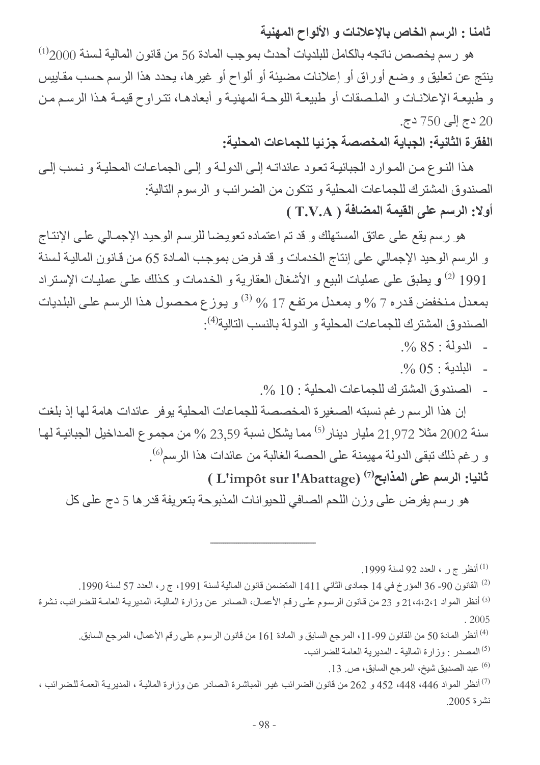**ثامنا : الرسم الخاص بالإعلانات و الألواح المهنية**

هو رسم يخصص ناتجه بالكامل للبلديات أُحدث بموجب المادة 56 من قانون المالية لسنة 2000[1] ينتج عن تعليق و وضع أوراق أو إعلانات مضيئة أو ألواح أو غيرها، يحدد هذا الرسم حسب مقاييس و طبيعة الإعلانات و الملصقات أو طبيعة اللوحة المهنية و أبعادها، تتراوح قيمة هذا الرسم من 20 دج إلى 750 دج.

**الفقرة الثانية: الجباية المخصصة جزئيا للجماعات المحلية:**

هذا النوع من الموارد الجبائية تعود عائداته إلى الدولة و إلى الجماعات المحلية و نسب إلى الصندوق المشترك للجماعات المحلية و تتكون من الضرائب و الرسوم التالية:

**أولا: الرسم على القيمة المضافة ( T.V.A )**

هو رسم يقع على عاتق المستهلك و قد تم اعتماده تعويضا للرسم الوحيد الإجمالي على الإنتاج و الرسم الوحيد الإجمالي على إنتاج الخدمات و قد فرض بموجب المادة 65 من قانون المالية لسنة 1991 [2] و يطبق على عمليات البيع و الأشغال العقارية و الخدمات و كذلك على عمليات الإستراد بمعدل منخفض قدره 7 % و بمعدل مرتفع 17 % [3] و يوزع محصول هذا الرسم على البلديات الصندوق المشترك للجماعات المحلية و الدولة بالنسب التالية[4]:

- الدولة : 85 %.
- البلدية : 05 %.
- الصندوق المشترك للجماعات المحلية : 10 %.

إن هذا الرسم رغم نسبته الصغيرة المخصصة للجماعات المحلية يوفر عائدات هامة لها إذ بلغت سنة 2002 مثلا 21,972 مليار دينار[5] مما يشكل نسبة 23,59 % من مجموع المداخيل الجبائية لها و رغم ذلك تبقى الدولة مهيمنة على الحصة الغالبة من عائدات هذا الرسم[6].

**ثانيا: الرسم على المذابح[7] ( L'impôt sur l'Abattage )**

هو رسم يفرض على وزن اللحم الصافي للحيوانات المذبوحة بتعريفة قدرها 5 دج على كل

---

[1] أنظر ج ر ، العدد 92 لسنة 1999.

[2] القانون 90- 36 المؤرخ في 14 جمادى الثاني 1411 المتضمن قانون المالية لسنة 1991، ج ر، العدد 57 لسنة 1990.

[3] أنظر المواد 1،2،4،21 و 23 من قانون الرسوم على رقم الأعمال، الصادر عن وزارة المالية، المديرية العامة للضرائب، نشرة 2005 .

[4] أنظر المادة 50 من القانون 99-11، المرجع السابق و المادة 161 من قانون الرسوم على رقم الأعمال، المرجع السابق.

[5] المصدر : وزارة المالية - المديرية العامة للضرائب-

[6] عبد الصديق شيخ، المرجع السابق، ص. 13.

[7] أنظر المواد 446، 448، 452 و 262 من قانون الضرائب غير المباشرة الصادر عن وزارة المالية ، المديرية العمة للضرائب ، نشرة 2005.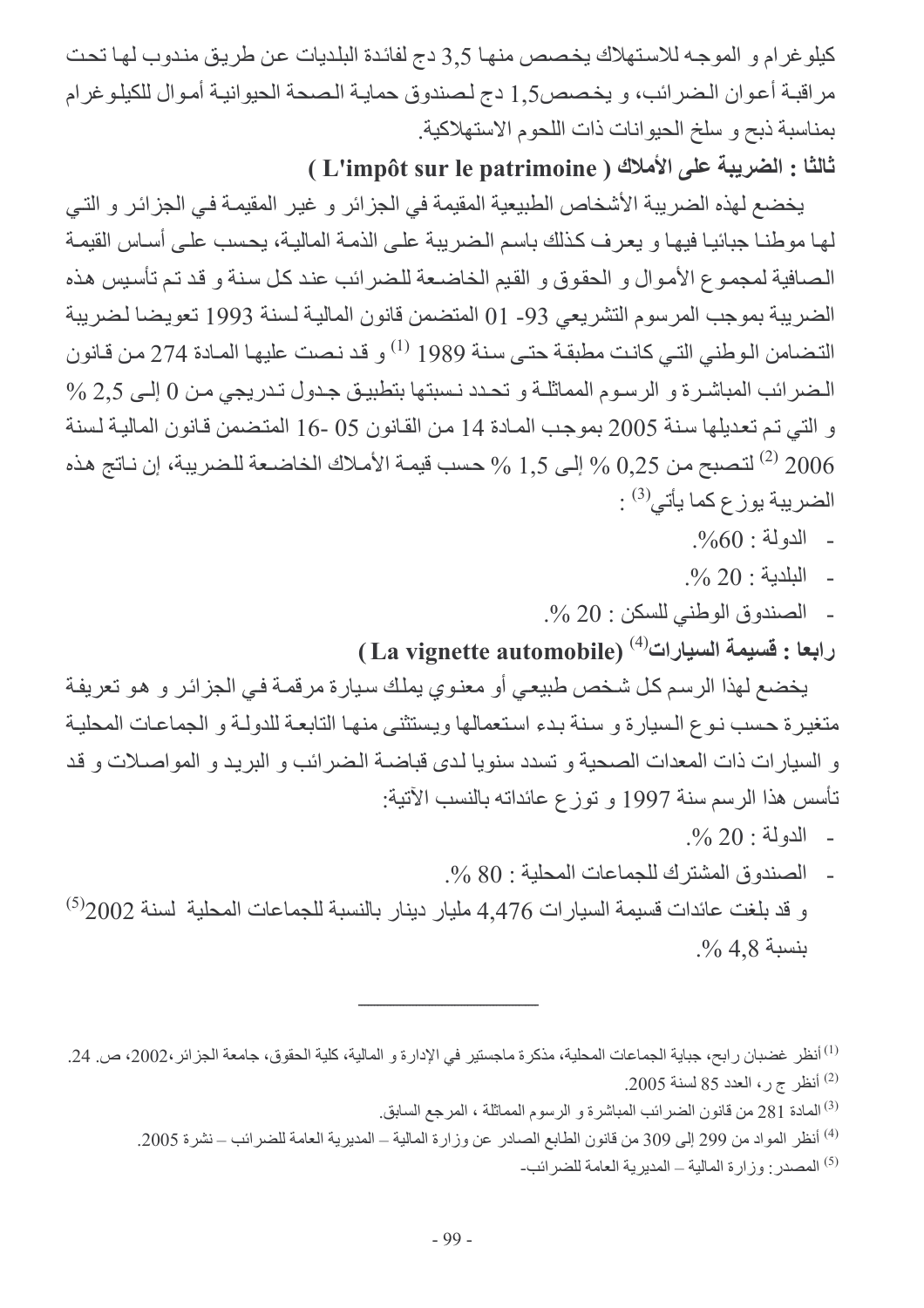كيلوغرام و الموجه للاستهلاك يخصص منها 3,5 دج لفائدة البلديات عن طريق مندوب لها تحت مراقبة أعوان الضرائب، و يخصص1,5 دج لصندوق حماية الصحة الحيوانية أموال للكيلوغرام بمناسبة ذبح و سلخ الحيوانات ذات اللحوم الاستهلاكية.

### ثالثا : الضريبة على الأملاك ( L'impôt sur le patrimoine )

يخضع لهذه الضريبة الأشخاص الطبيعية المقيمة في الجزائر و غير المقيمة في الجزائر و التي لها موطنا جبائيا فيها و يعرف كذلك باسم الضريبة على الذمة المالية، يحسب على أساس القيمة الصافية لمجموع الأموال و الحقوق و القيم الخاضعة للضرائب عند كل سنة و قد تم تأسيس هذه الضريبة بموجب المرسوم التشريعي 93- 01 المتضمن قانون المالية لسنة 1993 تعويضا لضريبة التضامن الوطني التي كانت مطبقة حتى سنة 1989 [1] و قد نصت عليها المادة 274 من قانون الضرائب المباشرة و الرسوم المماثلة و تحدد نسبتها بتطبيق جدول تدريجي من 0 إلى 2,5 % و التي تم تعديلها سنة 2005 بموجب المادة 14 من القانون 05 -16 المتضمن قانون المالية لسنة 2006 [2] لتصبح من 0,25 % إلى 1,5 % حسب قيمة الأملاك الخاضعة للضريبة، إن ناتج هذه الضريبة يوزع كما يأتي[3] :

- الدولة : 60%.
- البلدية : 20 %.
- الصندوق الوطني للسكن : 20 %.

### رابعا : قسيمة السيارات[4] (La vignette automobile)

يخضع لهذا الرسم كل شخص طبيعي أو معنوي يملك سيارة مرقمة في الجزائر و هو تعريفة متغيرة حسب نوع السيارة و سنة بدء استعمالها ويستثنى منها التابعة للدولة و الجماعات المحلية و السيارات ذات المعدات الصحية و تسدد سنويا لدى قباضة الضرائب و البريد و المواصلات و قد تأسس هذا الرسم سنة 1997 و توزع عائداته بالنسب الآتية:

- الدولة : 20 %.
- الصندوق المشترك للجماعات المحلية : 80 %.

و قد بلغت عائدات قسيمة السيارات 4,476 مليار دينار بالنسبة للجماعات المحلية لسنة 2002[5] بنسبة 4,8 %.

---

[1] أنظر غضبان رابح، جباية الجماعات المحلية، مذكرة ماجستير في الإدارة و المالية، كلية الحقوق، جامعة الجزائر،2002، ص. 24.

[2] أنظر ج ر، العدد 85 لسنة 2005.

[3] المادة 281 من قانون الضرائب المباشرة و الرسوم المماثلة ، المرجع السابق.

[4] أنظر المواد من 299 إلى 309 من قانون الطابع الصادر عن وزارة المالية – المديرية العامة للضرائب – نشرة 2005.

[5] المصدر: وزارة المالية – المديرية العامة للضرائب.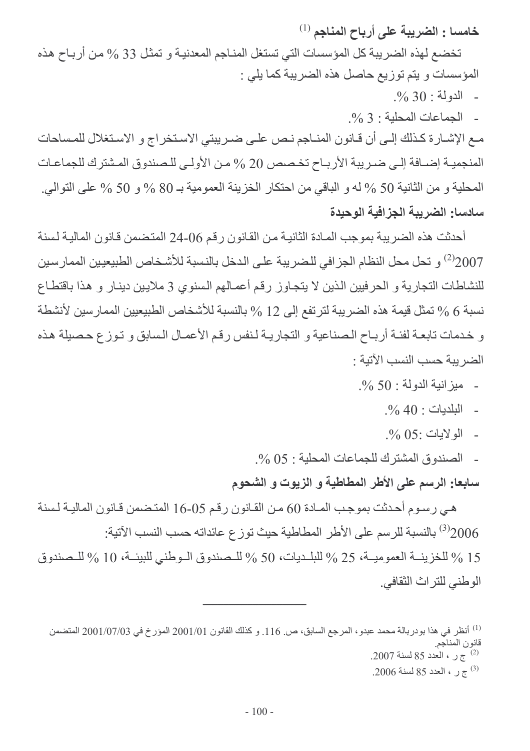**خامسا : الضريبة على أرباح المناجم** [1]

تخضع لهذه الضريبة كل المؤسسات التي تستغل المناجم المعدنية و تمثل 33 % من أرباح هذه المؤسسات و يتم توزيع حاصل هذه الضريبة كما يلي :

- الدولة : 30 %.
- الجماعات المحلية : 3 %.

مع الإشارة كذلك إلى أن قانون المناجم نص على ضريبتي الاستخراج و الاستغلال للمساحات المنجمية إضافة إلى ضريبة الأرباح تخصص 20 % من الأولى للصندوق المشترك للجماعات المحلية و من الثانية 50 % له و الباقي من احتكار الخزينة العمومية بـ 80 % و 50 % على التوالي.

**سادسا: الضريبة الجزافية الوحيدة**

أحدثت هذه الضريبة بموجب المادة الثانية من القانون رقم 06-24 المتضمن قانون المالية لسنة 2007[2] و تحل محل النظام الجزافي للضريبة على الدخل بالنسبة للأشخاص الطبيعيين الممارسين للنشاطات التجارية و الحرفيين الذين لا يتجاوز رقم أعمالهم السنوي 3 ملايين دينار و هذا باقتطاع نسبة 6 % تمثل قيمة هذه الضريبة لترتفع إلى 12 % بالنسبة للأشخاص الطبيعيين الممارسين لأنشطة و خدمات تابعة لفئة أرباح الصناعية و التجارية لنفس رقم الأعمال السابق و توزع حصيلة هذه الضريبة حسب النسب الآتية :

- ميزانية الدولة : 50 %.
- البلديات : 40 %.
- الولايات :05 %.
- الصندوق المشترك للجماعات المحلية : 05 %.

**سابعا: الرسم على الأطر المطاطية و الزيوت و الشحوم**

هي رسوم أحدثت بموجب المادة 60 من القانون رقم 05-16 المتضمن قانون المالية لسنة 2006[3] بالنسبة للرسم على الأطر المطاطية حيث توزع عائداته حسب النسب الآتية:

15 % للخزينة العمومية، 25 % للبلديات، 50 % للصندوق الوطني للبيئة، 10 % للصندوق الوطني للتراث الثقافي.

---

[1] أنظر في هذا بودربالة محمد عبدو، المرجع السابق، ص. 116. و كذلك القانون 2001/01 المؤرخ في 2001/07/03 المتضمن قانون المناجم.

[2] ج ر ، العدد 85 لسنة 2007.

[3] ج ر ، العدد 85 لسنة 2006.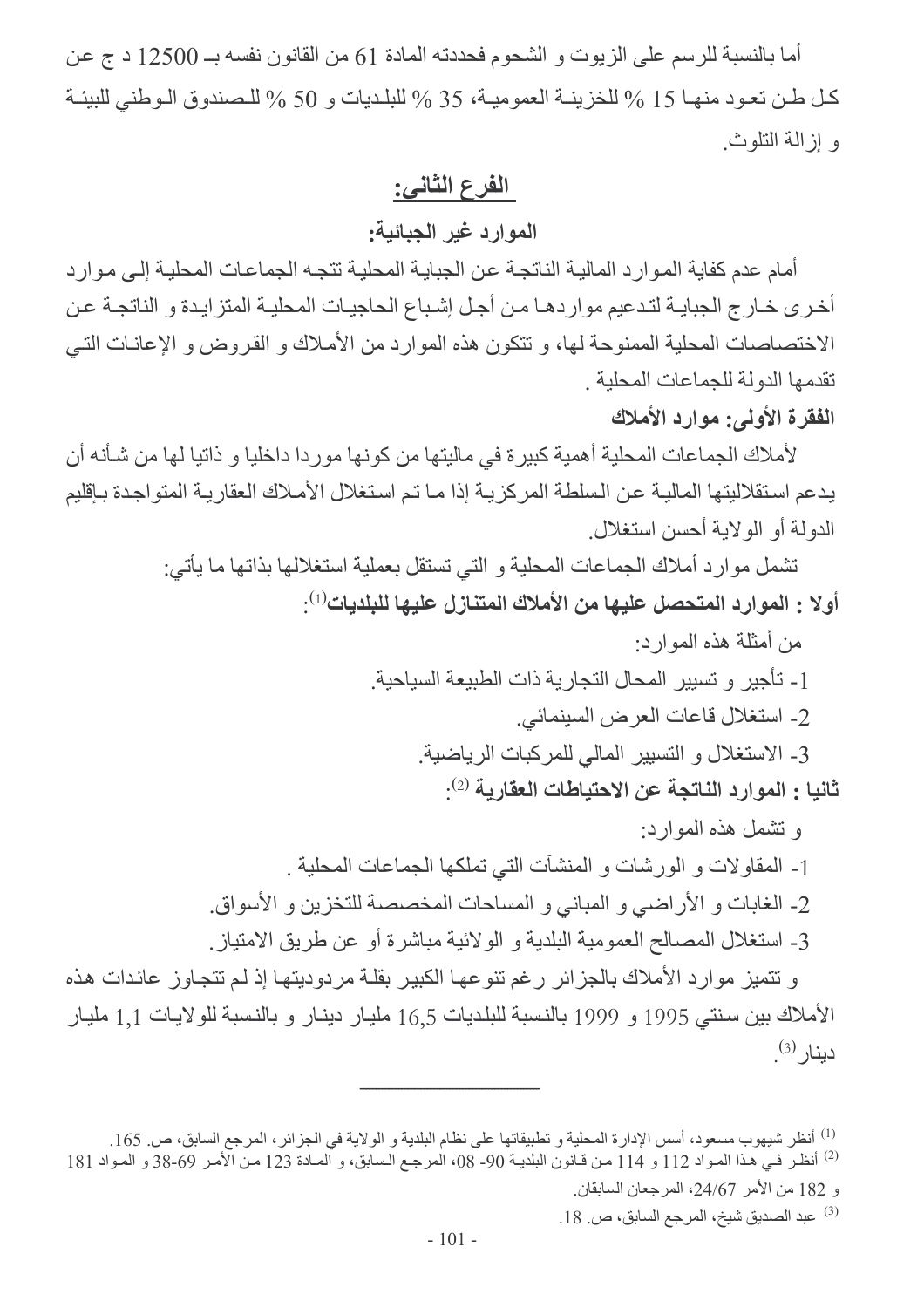أما بالنسبة للرسم على الزيوت و الشحوم فحددته المادة 61 من القانون نفسه بـ 12500 د ج عن كل طن تعود منها 15 % للخزينة العمومية، 35 % للبلديات و 50 % للصندوق الوطني للبيئة و إزالة التلوث.

## الفرع الثاني:

### الموارد غير الجبائية:

أمام عدم كفاية الموارد المالية الناتجة عن الجباية المحلية تتجه الجماعات المحلية إلى موارد أخرى خارج الجباية لتدعيم مواردها من أجل إشباع الحاجيات المحلية المتزايدة و الناتجة عن الاختصاصات المحلية الممنوحة لها، و تتكون هذه الموارد من الأملاك و القروض و الإعانات التي تقدمها الدولة للجماعات المحلية .

**الفقرة الأولى: موارد الأملاك**

لأملاك الجماعات المحلية أهمية كبيرة في ماليتها من كونها موردا داخليا و ذاتيا لها من شأنه أن يدعم استقلاليتها المالية عن السلطة المركزية إذا ما تم استغلال الأملاك العقارية المتواجدة بإقليم الدولة أو الولاية أحسن استغلال.

تشمل موارد أملاك الجماعات المحلية و التي تستقل بعملية استغلالها بذاتها ما يأتي:

**أولا : الموارد المتحصل عليها من الأملاك المتنازل عليها للبلديات**[1]:

من أمثلة هذه الموارد:

1- تأجير و تسيير المحال التجارية ذات الطبيعة السياحية.

2- استغلال قاعات العرض السينمائي.

3- الاستغلال و التسيير المالي للمركبات الرياضية.

**ثانيا : الموارد الناتجة عن الاحتياطات العقارية** [2]:

و تشمل هذه الموارد:

1- المقاولات و الورشات و المنشآت التي تملكها الجماعات المحلية .

2- الغابات و الأراضي و المباني و المساحات المخصصة للتخزين و الأسواق.

3- استغلال المصالح العمومية البلدية و الولائية مباشرة أو عن طريق الامتياز.

و تتميز موارد الأملاك بالجزائر رغم تنوعها الكبير بقلة مردوديتها إذ لم تتجاوز عائدات هذه الأملاك بين سنتي 1995 و 1999 بالنسبة للبلديات 16,5 مليار دينار و بالنسبة للولايات 1,1 مليار دينار [3].

---

[1] أنظر شيهوب مسعود، أسس الإدارة المحلية و تطبيقاتها على نظام البلدية و الولاية في الجزائر، المرجع السابق، ص. 165.

[2] أنظر في هذا المواد 112 و 114 من قانون البلدية 90- 08، المرجع السابق، و المادة 123 من الأمر 69-38 و المواد 181 و 182 من الأمر 24/67، المرجعان السابقان.

[3] عبد الصديق شيخ، المرجع السابق، ص. 18.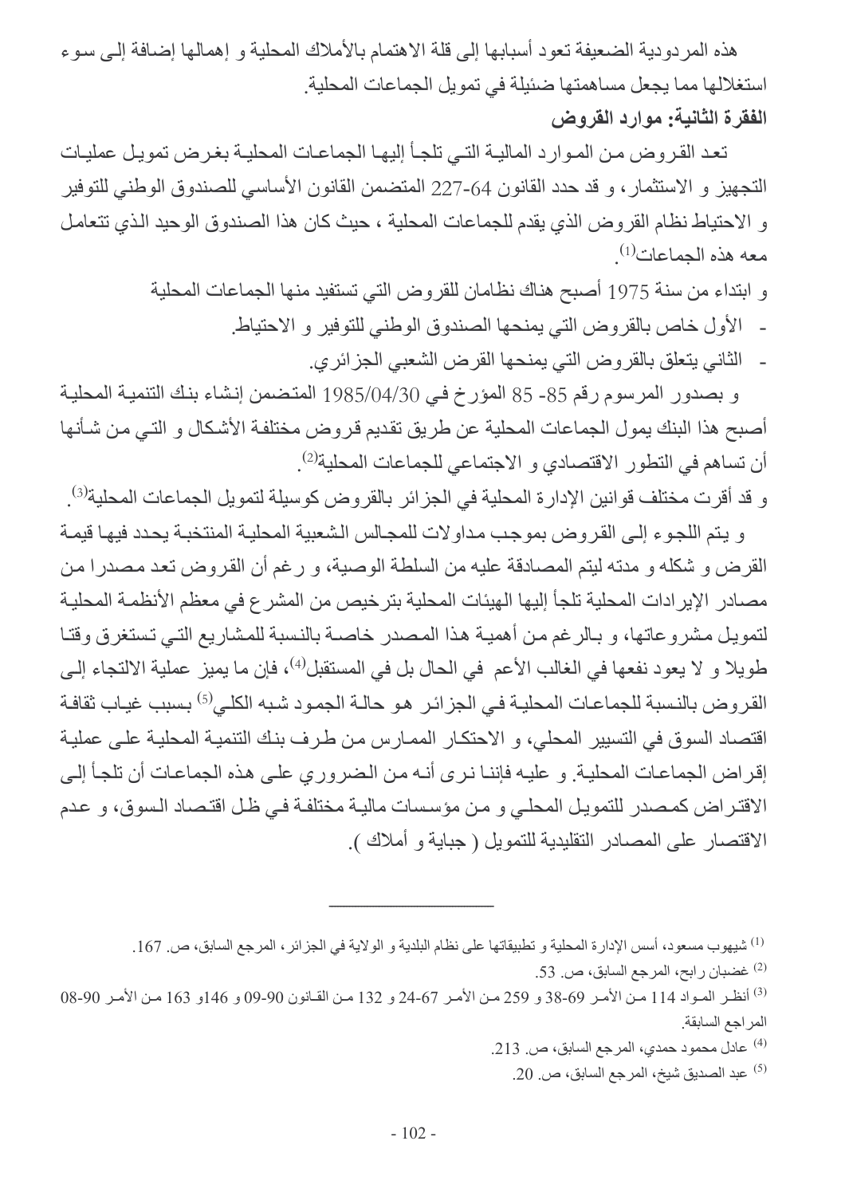هذه المردودية الضعيفة تعود أسبابها إلى قلة الاهتمام بالأملاك المحلية و إهمالها إضافة إلى سوء استغلالها مما يجعل مساهمتها ضئيلة في تمويل الجماعات المحلية.

**الفقرة الثانية: موارد القروض**

تعد القروض من الموارد المالية التي تلجأ إليها الجماعات المحلية بغرض تمويل عمليات التجهيز و الاستثمار، و قد حدد القانون 64-227 المتضمن القانون الأساسي للصندوق الوطني للتوفير و الاحتياط نظام القروض الذي يقدم للجماعات المحلية ، حيث كان هذا الصندوق الوحيد الذي تتعامل معه هذه الجماعات[1].

و ابتداء من سنة 1975 أصبح هناك نظامان للقروض التي تستفيد منها الجماعات المحلية

- الأول خاص بالقروض التي يمنحها الصندوق الوطني للتوفير و الاحتياط.
- الثاني يتعلق بالقروض التي يمنحها القرض الشعبي الجزائري.

و بصدور المرسوم رقم 85- 85 المؤرخ في 1985/04/30 المتضمن إنشاء بنك التنمية المحلية أصبح هذا البنك يمول الجماعات المحلية عن طريق تقديم قروض مختلفة الأشكال و التي من شأنها أن تساهم في التطور الاقتصادي و الاجتماعي للجماعات المحلية[2].

و قد أقرت مختلف قوانين الإدارة المحلية في الجزائر بالقروض كوسيلة لتمويل الجماعات المحلية[3].

و يتم اللجوء إلى القروض بموجب مداولات للمجالس الشعبية المحلية المنتخبة يحدد فيها قيمة القرض و شكله و مدته ليتم المصادقة عليه من السلطة الوصية، و رغم أن القروض تعد مصدرا من مصادر الإيرادات المحلية تلجأ إليها الهيئات المحلية بترخيص من المشرع في معظم الأنظمة المحلية لتمويل مشروعاتها، و بالرغم من أهمية هذا المصدر خاصة بالنسبة للمشاريع التي تستغرق وقتا طويلا و لا يعود نفعها في الغالب الأعم في الحال بل في المستقبل[4]، فإن ما يميز عملية الالتجاء إلى القروض بالنسبة للجماعات المحلية في الجزائر هو حالة الجمود شبه الكلي[5] بسبب غياب ثقافة اقتصاد السوق في التسيير المحلي، و الاحتكار الممارس من طرف بنك التنمية المحلية على عملية إقراض الجماعات المحلية. و عليه فإننا نرى أنه من الضروري على هذه الجماعات أن تلجأ إلى الاقتراض كمصدر للتمويل المحلي و من مؤسسات مالية مختلفة في ظل اقتصاد السوق، و عدم الاقتصار على المصادر التقليدية للتمويل ( جباية و أملاك ).

---

[1] شيهوب مسعود، أسس الإدارة المحلية و تطبيقاتها على نظام البلدية و الولاية في الجزائر، المرجع السابق، ص. 167.

[2] غضبان رابح، المرجع السابق، ص. 53.

[3] أنظر المواد 114 من الأمر 69-38 و 259 من الأمر 67-24 و 132 من القانون 90-09 و 146و 163 من الأمر 90-08 المراجع السابقة.

[4] عادل محمود حمدي، المرجع السابق، ص. 213.

[5] عبد الصديق شيخ، المرجع السابق، ص. 20.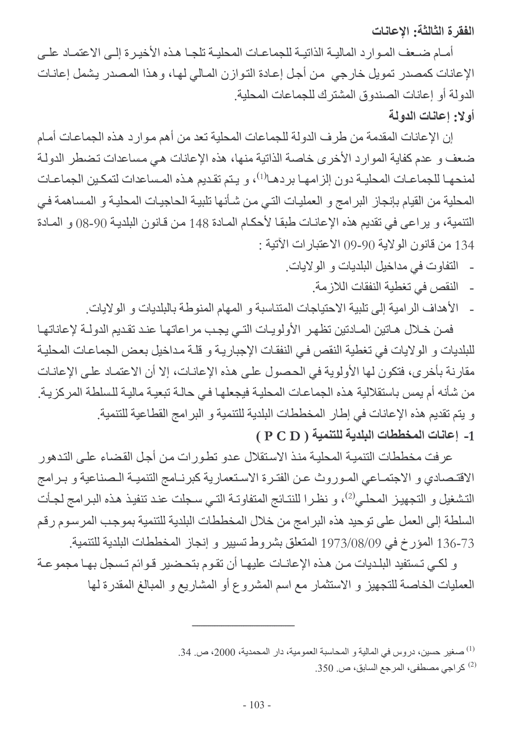### الفقرة الثالثة: الإعانات

أمام ضعف الموارد المالية الذاتية للجماعات المحلية تلجا هذه الأخيرة إلى الاعتماد على الإعانات كمصدر تمويل خارجي من أجل إعادة التوازن المالي لها، وهذا المصدر يشمل إعانات الدولة أو إعانات الصندوق المشترك للجماعات المحلية.

#### أولا: إعانات الدولة

إن الإعانات المقدمة من طرف الدولة للجماعات المحلية تعد من أهم موارد هذه الجماعات أمام ضعف و عدم كفاية الموارد الأخرى خاصة الذاتية منها، هذه الإعانات هي مساعدات تضطر الدولة لمنحها للجماعات المحلية دون إلزامها بردها[1]، و يتم تقديم هذه المساعدات لتمكين الجماعات المحلية من القيام بإنجاز البرامج و العمليات التي من شأنها تلبية الحاجيات المحلية و المساهمة في التنمية، و يراعى في تقديم هذه الإعانات طبقا لأحكام المادة 148 من قانون البلدية 90-08 و المادة 134 من قانون الولاية 90-09 الاعتبارات الآتية :

- التفاوت في مداخيل البلديات و الولايات.
- النقص في تغطية النفقات اللازمة.
- الأهداف الرامية إلى تلبية الاحتياجات المتناسبة و المهام المنوطة بالبلديات و الولايات.

فمن خلال هاتين المادتين تظهر الأولويات التي يجب مراعاتها عند تقديم الدولة لإعاناتها للبلديات و الولايات في تغطية النقص في النفقات الإجبارية و قلة مداخيل بعض الجماعات المحلية مقارنة بأخرى، فتكون لها الأولوية في الحصول على هذه الإعانات، إلا أن الاعتماد على الإعانات من شأنه أم يمس باستقلالية هذه الجماعات المحلية فيجعلها في حالة تبعية مالية للسلطة المركزية.
و يتم تقديم هذه الإعانات في إطار المخططات البلدية للتنمية و البرامج القطاعية للتنمية.

#### 1- إعانات المخططات البلدية للتنمية ( P C D )

عرفت مخططات التنمية المحلية منذ الاستقلال عدو تطورات من أجل القضاء على التدهور الاقتصادي و الاجتماعي الموروث عن الفترة الاستعمارية كبرنامج التنمية الصناعية و برامج التشغيل و التجهيز المحلي[2]، و نظرا للنتائج المتفاوتة التي سجلت عند تنفيذ هذه البرامج لجأت السلطة إلى العمل على توحيد هذه البرامج من خلال المخططات البلدية للتنمية بموجب المرسوم رقم 73-136 المؤرخ في 1973/08/09 المتعلق بشروط تسيير و إنجاز المخططات البلدية للتنمية.

و لكي تستفيد البلديات من هذه الإعانات عليها أن تقوم بتحضير قوائم تسجل بها مجموعة العمليات الخاصة للتجهيز و الاستثمار مع اسم المشروع أو المشاريع و المبالغ المقدرة لها

---

[1] صغير حسين، دروس في المالية و المحاسبة العمومية، دار المحمدية، 2000، ص. 34.

[2] كراجي مصطفى، المرجع السابق، ص. 350.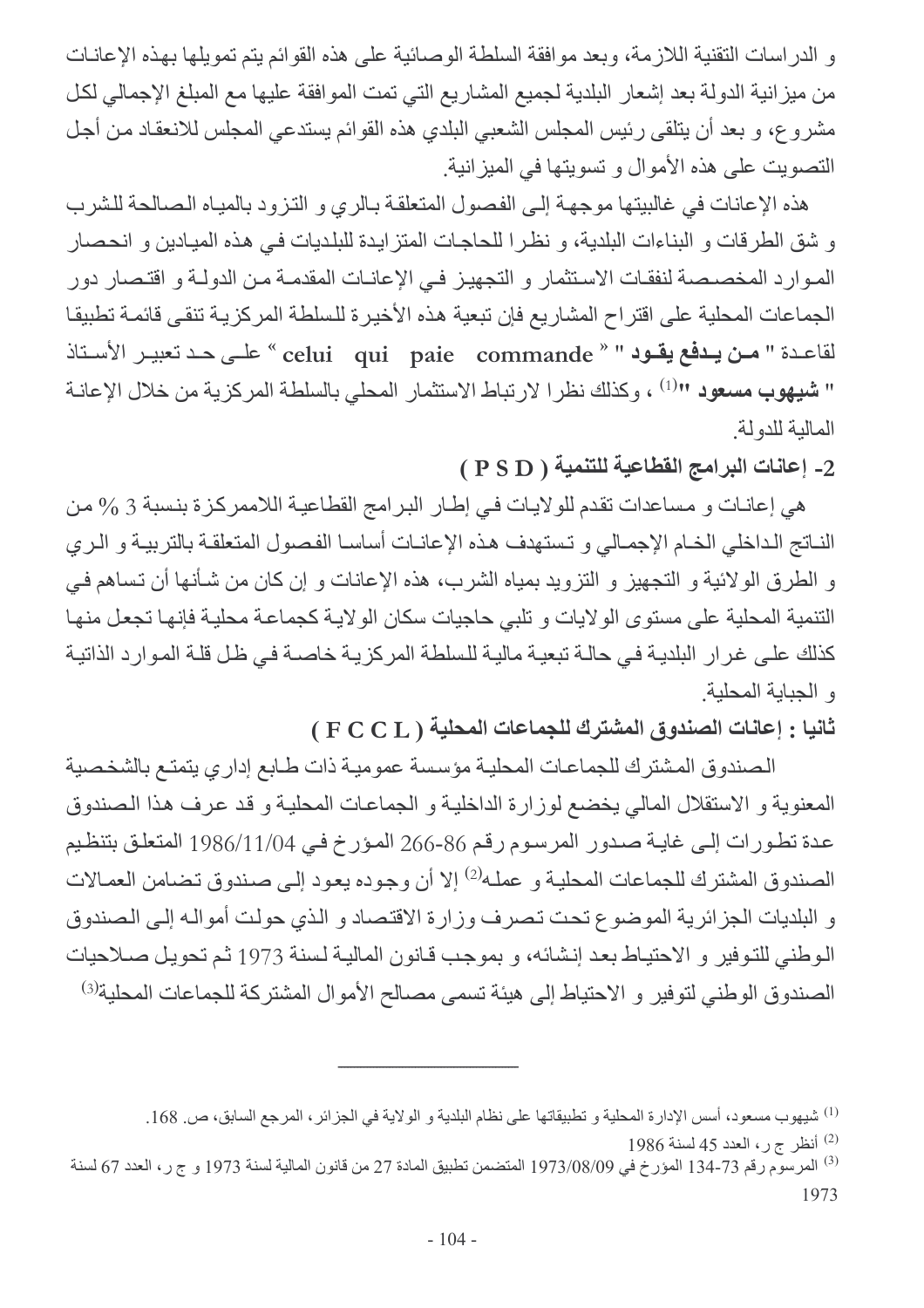و الدراسات التقنية اللازمة، وبعد موافقة السلطة الوصائية على هذه القوائم يتم تمويلها بهذه الإعانات من ميزانية الدولة بعد إشعار البلدية لجميع المشاريع التي تمت الموافقة عليها مع المبلغ الإجمالي لكل مشروع، و بعد أن يتلقى رئيس المجلس الشعبي البلدي هذه القوائم يستدعي المجلس للانعقاد من أجل التصويت على هذه الأموال و تسويتها في الميزانية.

هذه الإعانات في غالبيتها موجهة إلى الفصول المتعلقة بالري و التزود بالمياه الصالحة للشرب و شق الطرقات و البناءات البلدية، و نظرا للحاجات المتزايدة للبلديات في هذه الميادين و انحصار الموارد المخصصة لنفقات الاستثمار و التجهيز في الإعانات المقدمة من الدولة و اقتصار دور الجماعات المحلية على اقتراح المشاريع فإن تبعية هذه الأخيرة للسلطة المركزية تنقى قائمة تطبيقا لقاعدة **" من يدفع يقود "** « **celui qui paie commande** » على حد تعبير الأستاذ **" شيهوب مسعود "**[1] ، وكذلك نظرا لارتباط الاستثمار المحلي بالسلطة المركزية من خلال الإعانة المالية للدولة.

**2- إعانات البرامج القطاعية للتنمية ( P S D )**

هي إعانات و مساعدات تقدم للولايات في إطار البرامج القطاعية اللاممركزة بنسبة 3 % من الناتج الداخلي الخام الإجمالي و تستهدف هذه الإعانات أساسا الفصول المتعلقة بالتربية و الري و الطرق الولائية و التجهيز و التزويد بمياه الشرب، هذه الإعانات و إن كان من شأنها أن تساهم في التنمية المحلية على مستوى الولايات و تلبي حاجيات سكان الولاية كجماعة محلية فإنها تجعل منها كذلك على غرار البلدية في حالة تبعية مالية للسلطة المركزية خاصة في ظل قلة الموارد الذاتية و الجباية المحلية.

**ثانيا : إعانات الصندوق المشترك للجماعات المحلية ( F C C L )**

الصندوق المشترك للجماعات المحلية مؤسسة عمومية ذات طابع إداري يتمتع بالشخصية المعنوية و الاستقلال المالي يخضع لوزارة الداخلية و الجماعات المحلية و قد عرف هذا الصندوق عدة تطورات إلى غاية صدور المرسوم رقم 86-266 المؤرخ في 1986/11/04 المتعلق بتنظيم الصندوق المشترك للجماعات المحلية و عمله[2] إلا أن وجوده يعود إلى صندوق تضامن العمالات و البلديات الجزائرية الموضوع تحت تصرف وزارة الاقتصاد و الذي حولت أمواله إلى الصندوق الوطني للتوفير و الاحتياط بعد إنشائه، و بموجب قانون المالية لسنة 1973 ثم تحويل صلاحيات الصندوق الوطني لتوفير و الاحتياط إلى هيئة تسمى مصالح الأموال المشتركة للجماعات المحلية[3]

---

[1] شيهوب مسعود، أسس الإدارة المحلية و تطبيقاتها على نظام البلدية و الولاية في الجزائر، المرجع السابق، ص. 168.

[2] أنظر ج ر، العدد 45 لسنة 1986

[3] المرسوم رقم 73-134 المؤرخ في 1973/08/09 المتضمن تطبيق المادة 27 من قانون المالية لسنة 1973 و ج ر، العدد 67 لسنة 1973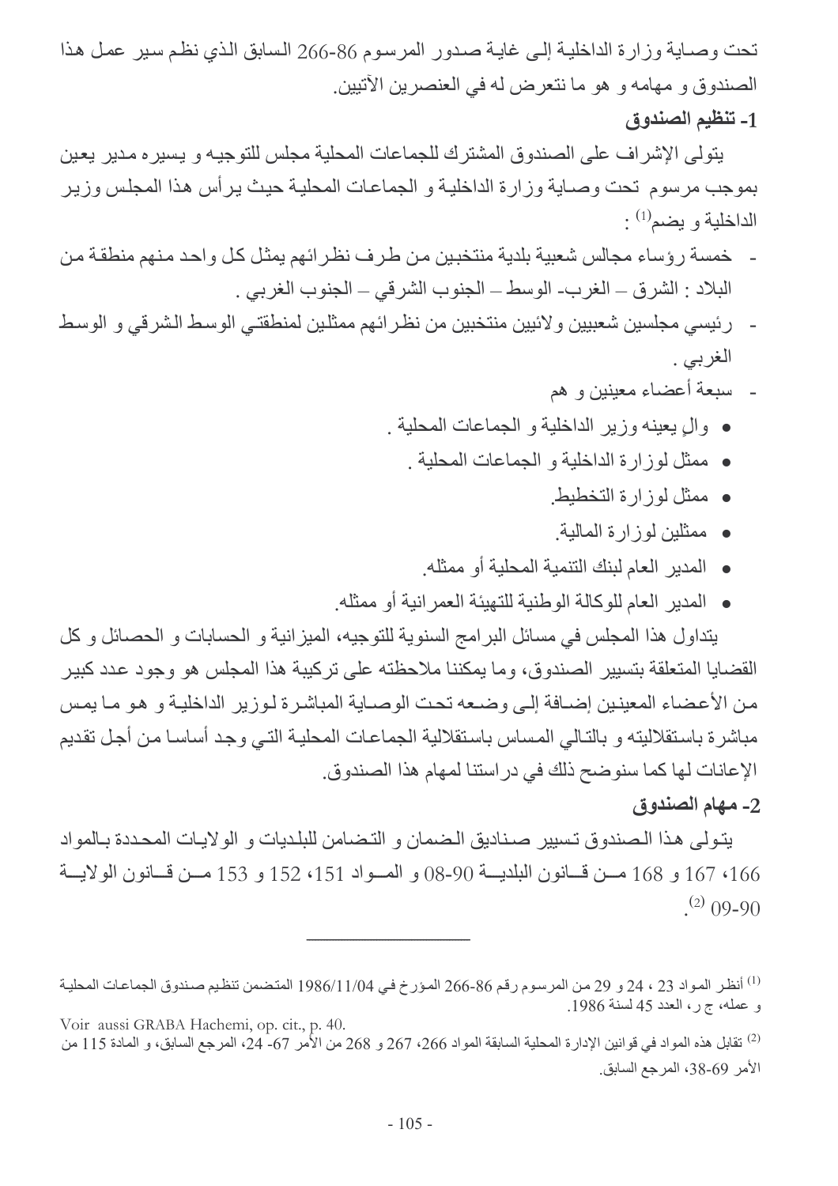تحت وصاية وزارة الداخلية إلى غاية صدور المرسوم 86-266 السابق الذي نظم سير عمل هذا الصندوق و مهامه و هو ما نتعرض له في العنصرين الآتيين.

### 1- تنظيم الصندوق

يتولى الإشراف على الصندوق المشترك للجماعات المحلية مجلس للتوجيه و يسيره مدير يعين بموجب مرسوم تحت وصاية وزارة الداخلية و الجماعات المحلية حيث يرأس هذا المجلس وزير الداخلية و يضم[1] :

- خمسة رؤساء مجالس شعبية بلدية منتخبين من طرف نظرائهم يمثل كل واحد منهم منطقة من البلاد : الشرق – الغرب- الوسط – الجنوب الشرقي – الجنوب الغربي .
- رئيسي مجلسين شعبيين ولائيين منتخبين من نظرائهم ممثلين لمنطقتي الوسط الشرقي و الوسط الغربي .
- سبعة أعضاء معينين و هم
  - والٍ يعينه وزير الداخلية و الجماعات المحلية .
  - ممثل لوزارة الداخلية و الجماعات المحلية .
  - ممثل لوزارة التخطيط.
  - ممثلين لوزارة المالية.
  - المدير العام لبنك التنمية المحلية أو ممثله.
  - المدير العام للوكالة الوطنية للتهيئة العمرانية أو ممثله.

يتداول هذا المجلس في مسائل البرامج السنوية للتوجيه، الميزانية و الحسابات و الحصائل و كل القضايا المتعلقة بتسيير الصندوق، وما يمكننا ملاحظته على تركيبة هذا المجلس هو وجود عدد كبير من الأعضاء المعينين إضافة إلى وضعه تحت الوصاية المباشرة لوزير الداخلية و هو ما يمس مباشرة باستقلاليته و بالتالي المساس باستقلالية الجماعات المحلية التي وجد أساسا من أجل تقديم الإعانات لها كما سنوضح ذلك في دراستنا لمهام هذا الصندوق.

### 2- مهام الصندوق

يتولى هذا الصندوق تسيير صناديق الضمان و التضامن للبلديات و الولايات المحددة بالمواد 166، 167 و 168 من قانون البلدية 90-08 و المواد 151، 152 و 153 من قانون الولاية 90-09 [2].

---

[1] أنظر المواد 23 ، 24 و 29 من المرسوم رقم 86-266 المؤرخ في 1986/11/04 المتضمن تنظيم صندوق الجماعات المحلية و عمله، ج ر، العدد 45 لسنة 1986.

Voir aussi GRABA Hachemi, op. cit., p. 40.

[2] تقابل هذه المواد في قوانين الإدارة المحلية السابقة المواد 266، 267 و 268 من الأمر 67- 24، المرجع السابق، و المادة 115 من الأمر 69-38، المرجع السابق.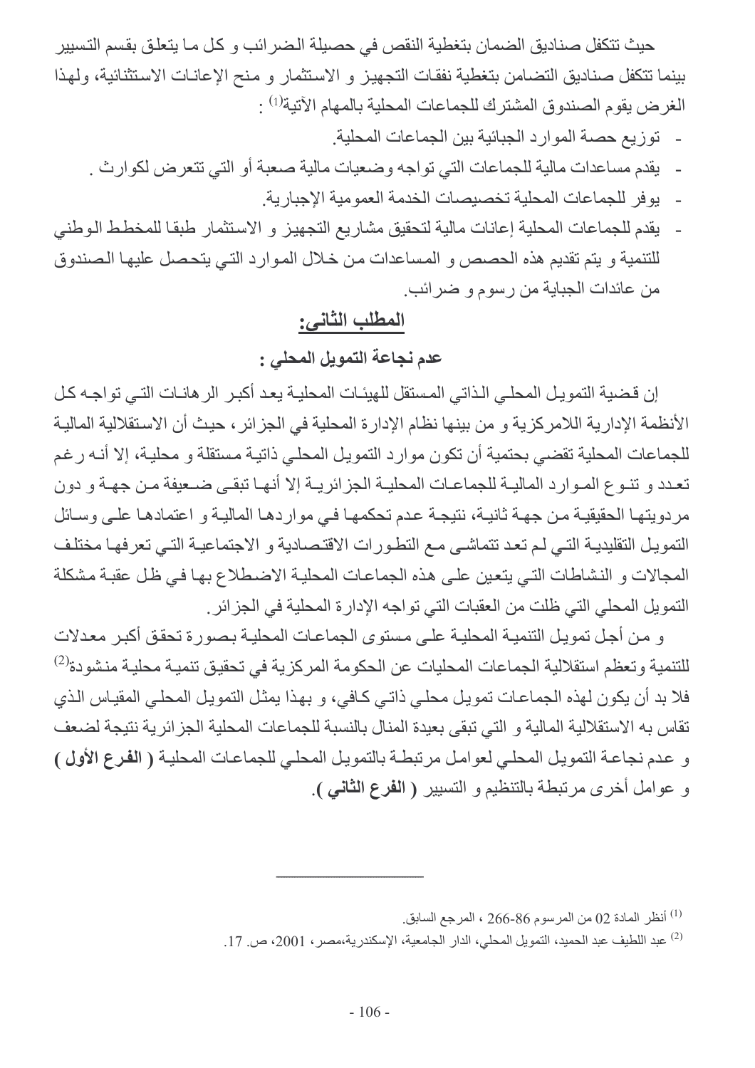حيث تتكفل صناديق الضمان بتغطية النقص في حصيلة الضرائب و كل ما يتعلق بقسم التسيير بينما تتكفل صناديق التضامن بتغطية نفقات التجهيز و الاستثمار و منح الإعانات الاستثنائية، ولهذا الغرض يقوم الصندوق المشترك للجماعات المحلية بالمهام الآتية[1] :

- توزيع حصة الموارد الجبائية بين الجماعات المحلية.
- يقدم مساعدات مالية للجماعات التي تواجه وضعيات مالية صعبة أو التي تتعرض لكوارث .
- يوفر للجماعات المحلية تخصيصات الخدمة العمومية الإجبارية.
- يقدم للجماعات المحلية إعانات مالية لتحقيق مشاريع التجهيز و الاستثمار طبقا للمخطط الوطني للتنمية و يتم تقديم هذه الحصص و المساعدات من خلال الموارد التي يتحصل عليها الصندوق من عائدات الجباية من رسوم و ضرائب.

## المطلب الثاني:

### عدم نجاعة التمويل المحلي :

إن قضية التمويل المحلي الذاتي المستقل للهيئات المحلية يعد أكبر الرهانات التي تواجه كل الأنظمة الإدارية اللامركزية و من بينها نظام الإدارة المحلية في الجزائر، حيث أن الاستقلالية المالية للجماعات المحلية تقضي بحتمية أن تكون موارد التمويل المحلي ذاتية مستقلة و محلية، إلا أنه رغم تعدد و تنوع الموارد المالية للجماعات المحلية الجزائرية إلا أنها تبقى ضعيفة من جهة و دون مردوديتها الحقيقية من جهة ثانية، نتيجة عدم تحكمها في مواردها المالية و اعتمادها على وسائل التمويل التقليدية التي لم تعد تتماشى مع التطورات الاقتصادية و الاجتماعية التي تعرفها مختلف المجالات و النشاطات التي يتعين على هذه الجماعات المحلية الاضطلاع بها في ظل عقبة مشكلة التمويل المحلي التي ظلت من العقبات التي تواجه الإدارة المحلية في الجزائر.

و من أجل تمويل التنمية المحلية على مستوى الجماعات المحلية بصورة تحقق أكبر معدلات للتنمية وتعظم استقلالية الجماعات المحليات عن الحكومة المركزية في تحقيق تنمية محلية منشودة[2] فلا بد أن يكون لهذه الجماعات تمويل محلي ذاتي كافي، و بهذا يمثل التمويل المحلي المقياس الذي تقاس به الاستقلالية المالية و التي تبقى بعيدة المنال بالنسبة للجماعات المحلية الجزائرية نتيجة لضعف و عدم نجاعة التمويل المحلي لعوامل مرتبطة بالتمويل المحلي للجماعات المحلية **( الفرع الأول )** و عوامل أخرى مرتبطة بالتنظيم و التسيير **( الفرع الثاني )**.

---

[1] أنظر المادة 02 من المرسوم 86-266 ، المرجع السابق.

[2] عبد اللطيف عبد الحميد، التمويل المحلي، الدار الجامعية، الإسكندرية،مصر، 2001، ص. 17.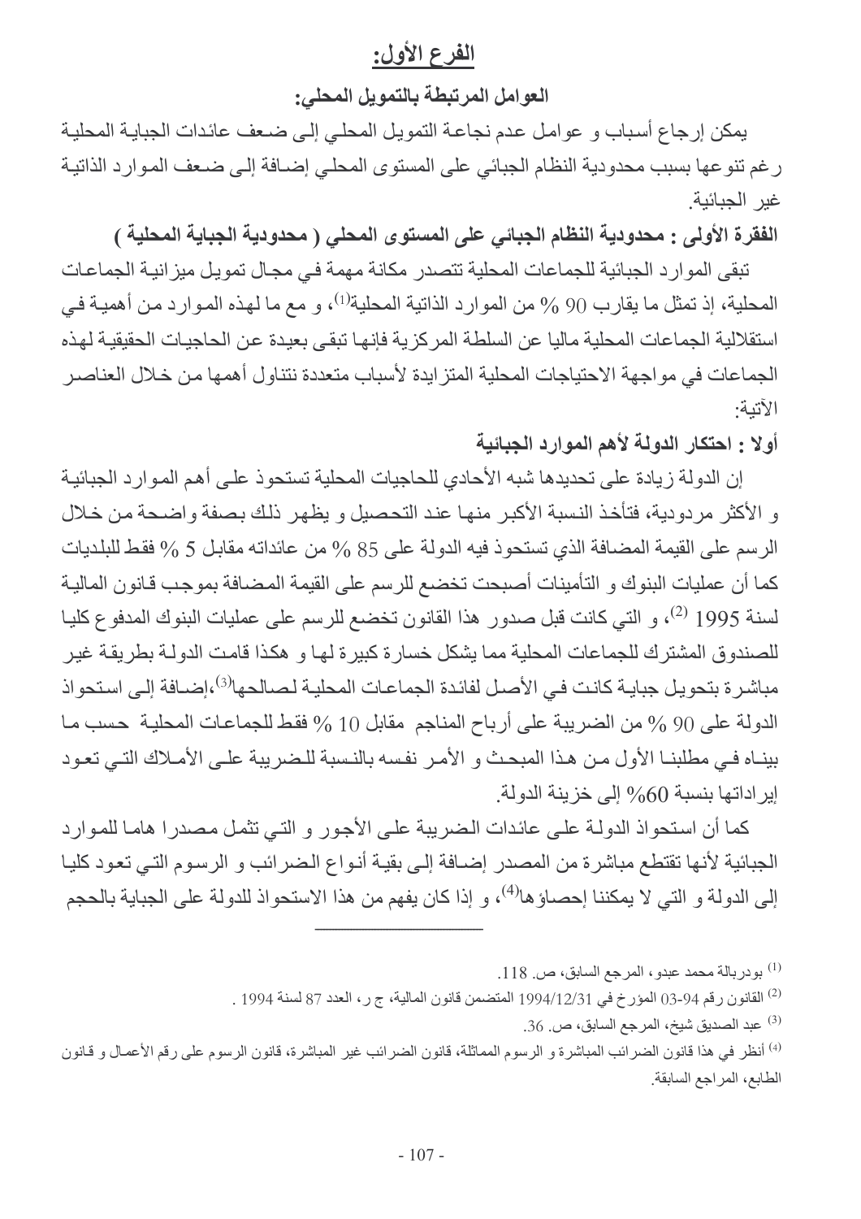## الفرع الأول:

### العوامل المرتبطة بالتمويل المحلي:

يمكن إرجاع أسباب و عوامل عدم نجاعة التمويل المحلي إلى ضعف عائدات الجباية المحلية رغم تنوعها بسبب محدودية النظام الجبائي على المستوى المحلي إضافة إلى ضعف الموارد الذاتية غير الجبائية.

**الفقرة الأولى : محدودية النظام الجبائي على المستوى المحلي ( محدودية الجباية المحلية )**

تبقى الموارد الجبائية للجماعات المحلية تتصدر مكانة مهمة في مجال تمويل ميزانية الجماعات المحلية، إذ تمثل ما يقارب 90 % من الموارد الذاتية المحلية[1]، و مع ما لهذه الموارد من أهمية في استقلالية الجماعات المحلية ماليا عن السلطة المركزية فإنها تبقى بعيدة عن الحاجيات الحقيقية لهذه الجماعات في مواجهة الاحتياجات المحلية المتزايدة لأسباب متعددة نتناول أهمها من خلال العناصر الآتية:

**أولا : احتكار الدولة لأهم الموارد الجبائية**

إن الدولة زيادة على تحديدها شبه الأحادي للحاجيات المحلية تستحوذ على أهم الموارد الجبائية و الأكثر مردودية، فتأخذ النسبة الأكبر منها عند التحصيل و يظهر ذلك بصفة واضحة من خلال الرسم على القيمة المضافة الذي تستحوذ فيه الدولة على 85 % من عائداته مقابل 5 % فقط للبلديات كما أن عمليات البنوك و التأمينات أصبحت تخضع للرسم على القيمة المضافة بموجب قانون المالية لسنة 1995 [2]، و التي كانت قبل صدور هذا القانون تخضع للرسم على عمليات البنوك المدفوع كليا للصندوق المشترك للجماعات المحلية مما يشكل خسارة كبيرة لها و هكذا قامت الدولة بطريقة غير مباشرة بتحويل جباية كانت في الأصل لفائدة الجماعات المحلية لصالحها[3]،إضافة إلى استحواذ الدولة على 90 % من الضريبة على أرباح المناجم مقابل 10 % فقط للجماعات المحلية حسب ما بيناه في مطلبنا الأول من هذا المبحث و الأمر نفسه بالنسبة للضريبة على الأملاك التي تعود إيراداتها بنسبة 60% إلى خزينة الدولة.

كما أن استحواذ الدولة على عائدات الضريبة على الأجور و التي تثمل مصدرا هاما للموارد الجبائية لأنها تقتطع مباشرة من المصدر إضافة إلى بقية أنواع الضرائب و الرسوم التي تعود كليا إلى الدولة و التي لا يمكننا إحصاؤها[4]، و إذا كان يفهم من هذا الاستحواذ للدولة على الجباية بالحجم

---

[1] بودربالة محمد عبدو، المرجع السابق، ص. 118.

[2] القانون رقم 94-03 المؤرخ في 1994/12/31 المتضمن قانون المالية، ج ر، العدد 87 لسنة 1994 .

[3] عبد الصديق شيخ، المرجع السابق، ص. 36.

[4] أنظر في هذا قانون الضرائب المباشرة و الرسوم المماثلة، قانون الضرائب غير المباشرة، قانون الرسوم على رقم الأعمال و قانون الطابع، المراجع السابقة.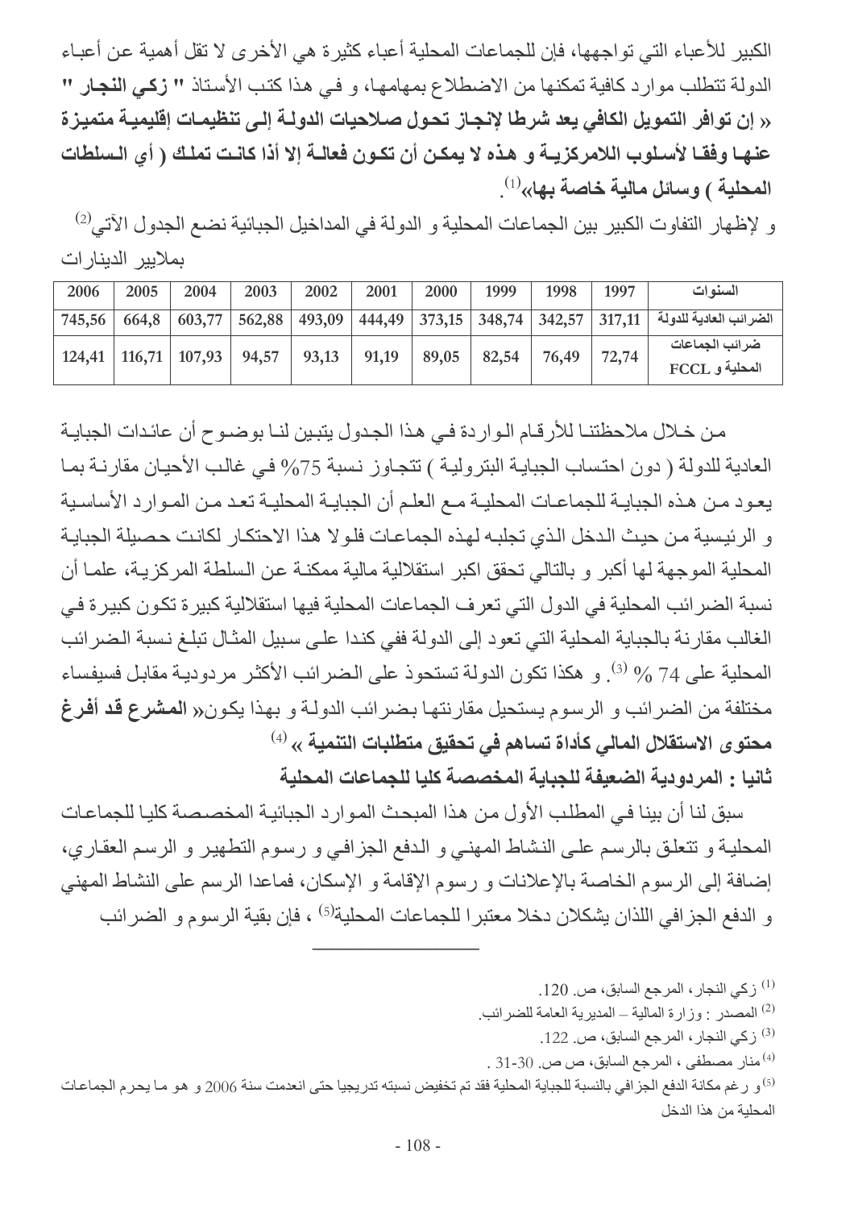الكبير للأعباء التي تواجهها، فإن للجماعات المحلية أعباء كثيرة هي الأخرى لا تقل أهمية عن أعباء الدولة تتطلب موارد كافية تمكنها من الاضطلاع بمهامها، و في هذا كتب الأستاذ **" زكي النجار "** **« إن توافر التمويل الكافي يعد شرطا لإنجاز تحول صلاحيات الدولة إلى تنظيمات إقليمية متميزة عنها وفقا لأسلوب اللامركزية و هذه لا يمكن أن تكون فعالة إلا أذا كانت تملك ( أي السلطات المحلية ) وسائل مالية خاصة بها»**[1].

و لإظهار التفاوت الكبير بين الجماعات المحلية و الدولة في المداخيل الجبائية نضع الجدول الآتي[2] بملايير الدينارات

| السنوات | 1997 | 1998 | 1999 | 2000 | 2001 | 2002 | 2003 | 2004 | 2005 | 2006 |
|---|---|---|---|---|---|---|---|---|---|---|
| الضرائب العادية للدولة | 317,11 | 342,57 | 348,74 | 373,15 | 444,49 | 493,09 | 562,88 | 603,77 | 664,8 | 745,56 |
| ضرائب الجماعات المحلية و FCCL | 72,74 | 76,49 | 82,54 | 89,05 | 91,19 | 93,13 | 94,57 | 107,93 | 116,71 | 124,41 |

من خلال ملاحظتنا للأرقام الواردة في هذا الجدول يتبين لنا بوضوح أن عائدات الجباية العادية للدولة ( دون احتساب الجباية البترولية ) تتجاوز نسبة 75% في غالب الأحيان مقارنة بما يعود من هذه الجباية للجماعات المحلية مع العلم أن الجباية المحلية تعد من الموارد الأساسية و الرئيسية من حيث الدخل الذي تجلبه لهذه الجماعات فلولا هذا الاحتكار لكانت حصيلة الجباية المحلية الموجهة لها أكبر و بالتالي تحقق اكبر استقلالية مالية ممكنة عن السلطة المركزية، علما أن نسبة الضرائب المحلية في الدول التي تعرف الجماعات المحلية فيها استقلالية كبيرة تكون كبيرة في الغالب مقارنة بالجباية المحلية التي تعود إلى الدولة ففي كندا على سبيل المثال تبلغ نسبة الضرائب المحلية على 74 %[3]. و هكذا تكون الدولة تستحوذ على الضرائب الأكثر مردودية مقابل فسيفساء مختلفة من الضرائب و الرسوم يستحيل مقارنتها بضرائب الدولة و بهذا يكون« **المشرع قد أفرغ محتوى الاستقلال المالي كأداة تساهم في تحقيق متطلبات التنمية** »[4]

**ثانيا : المردودية الضعيفة للجباية المخصصة كليا للجماعات المحلية**

سبق لنا أن بينا في المطلب الأول من هذا المبحث الموارد الجبائية المخصصة كليا للجماعات المحلية و تتعلق بالرسم على النشاط المهني و الدفع الجزافي و رسوم التطهير و الرسم العقاري، إضافة إلى الرسوم الخاصة بالإعلانات و رسوم الإقامة و الإسكان، فماعدا الرسم على النشاط المهني و الدفع الجزافي اللذان يشكلان دخلا معتبرا للجماعات المحلية[5] ، فإن بقية الرسوم و الضرائب

---

[1] زكي النجار، المرجع السابق، ص. 120.

[2] المصدر : وزارة المالية – المديرية العامة للضرائب.

[3] زكي النجار، المرجع السابق، ص. 122.

[4] منار مصطفى ، المرجع السابق، ص ص. 30-31 .

[5] و رغم مكانة الدفع الجزافي بالنسبة للجباية المحلية فقد تم تخفيض نسبته تدريجيا حتى انعدمت سنة 2006 و هو ما يحرم الجماعات المحلية من هذا الدخل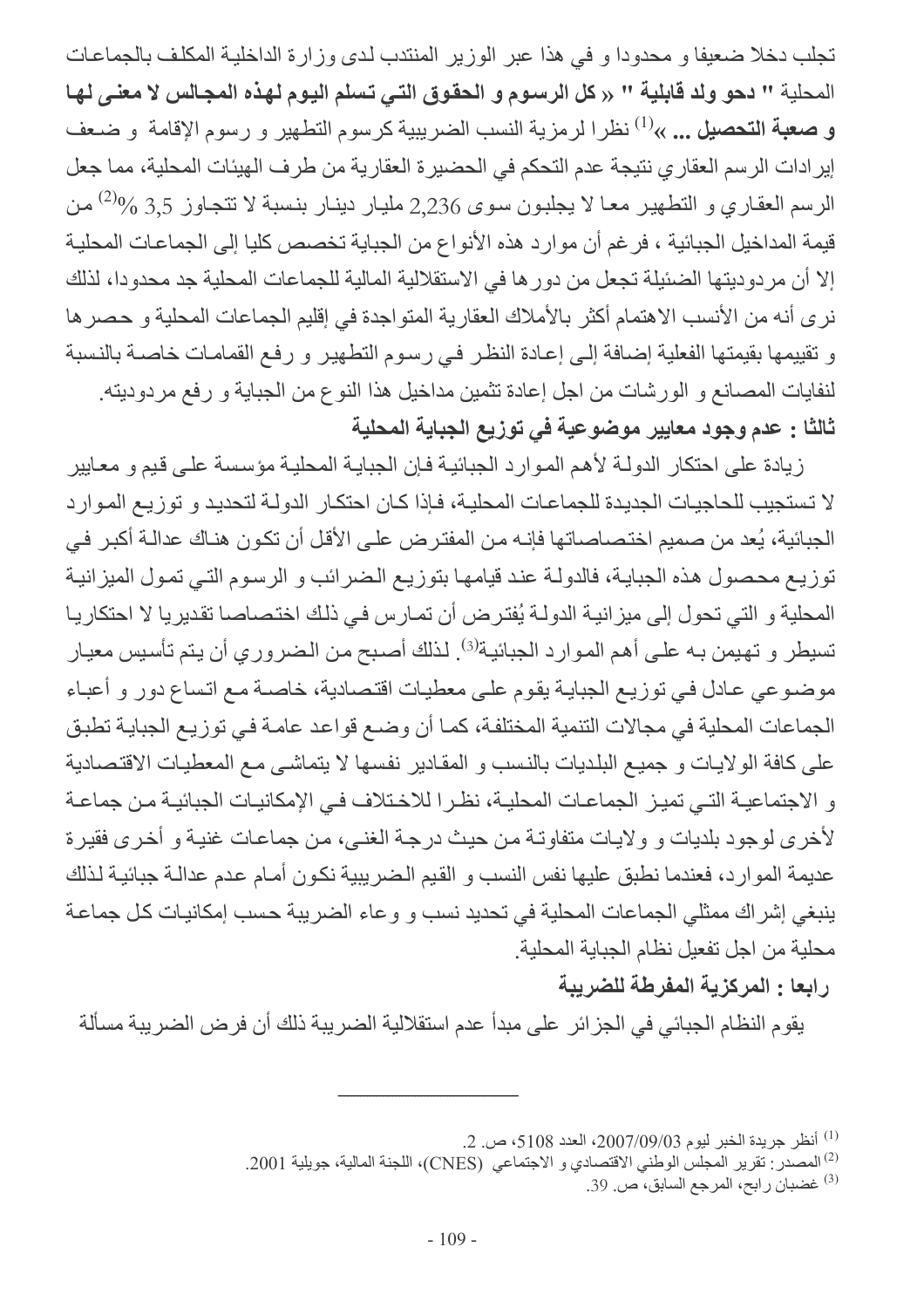تجلب دخلا ضعيفا و محدودا و في هذا عبر الوزير المنتدب لدى وزارة الداخلية المكلف بالجماعات المحلية **" دحو ولد قابلية " « كل الرسوم و الحقوق التي تسلم اليوم لهذه المجالس لا معنى لها و صعبة التحصيل ... »**[1] نظرا لرمزية النسب الضريبية كرسوم التطهير و رسوم الإقامة و ضعف إيرادات الرسم العقاري نتيجة عدم التحكم في الحضيرة العقارية من طرف الهيئات المحلية، مما جعل الرسم العقاري و التطهير معا لا يجلبون سوى 2,236 مليار دينار بنسبة لا تتجاوز 3,5 %[2] من قيمة المداخيل الجبائية ، فرغم أن موارد هذه الأنواع من الجباية تخصص كليا إلى الجماعات المحلية إلا أن مردوديتها الضئيلة تجعل من دورها في الاستقلالية المالية للجماعات المحلية جد محدودا، لذلك نرى أنه من الأنسب الاهتمام أكثر بالأملاك العقارية المتواجدة في إقليم الجماعات المحلية و حصرها و تقييمها بقيمتها الفعلية إضافة إلى إعادة النظر في رسوم التطهير و رفع القمامات خاصة بالنسبة لنفايات المصانع و الورشات من اجل إعادة تثمين مداخيل هذا النوع من الجباية و رفع مردوديته.

**ثالثا : عدم وجود معايير موضوعية في توزيع الجباية المحلية**

زيادة على احتكار الدولة لأهم الموارد الجبائية فإن الجباية المحلية مؤسسة على قيم و معايير لا تستجيب للحاجيات الجديدة للجماعات المحلية، فإذا كان احتكار الدولة لتحديد و توزيع الموارد الجبائية، يُعد من صميم اختصاصاتها فإنه من المفترض على الأقل أن تكون هناك عدالة أكبر في توزيع محصول هذه الجباية، فالدولة عند قيامها بتوزيع الضرائب و الرسوم التي تمول الميزانية المحلية و التي تحول إلى ميزانية الدولة يُفترض أن تمارس في ذلك اختصاصا تقديريا لا احتكاريا تسيطر و تهيمن به على أهم الموارد الجبائية[3]. لذلك أصبح من الضروري أن يتم تأسيس معيار موضوعي عادل في توزيع الجباية يقوم على معطيات اقتصادية، خاصة مع اتساع دور و أعباء الجماعات المحلية في مجالات التنمية المختلفة، كما أن وضع قواعد عامة في توزيع الجباية تطبق على كافة الولايات و جميع البلديات بالنسب و المقادير نفسها لا يتماشى مع المعطيات الاقتصادية و الاجتماعية التي تميز الجماعات المحلية، نظرا للاختلاف في الإمكانيات الجبائية من جماعة لأخرى لوجود بلديات و ولايات متفاوتة من حيث درجة الغنى، من جماعات غنية و أخرى فقيرة عديمة الموارد، فعندما نطبق عليها نفس النسب و القيم الضريبية نكون أمام عدم عدالة جبائية لذلك ينبغي إشراك ممثلي الجماعات المحلية في تحديد نسب و وعاء الضريبة حسب إمكانيات كل جماعة محلية من اجل تفعيل نظام الجباية المحلية.

**رابعا : المركزية المفرطة للضريبة**

يقوم النظام الجبائي في الجزائر على مبدأ عدم استقلالية الضريبة ذلك أن فرض الضريبة مسألة

---

[1] أنظر جريدة الخبر ليوم 2007/09/03، العدد 5108، ص. 2.

[2] المصدر: تقرير المجلس الوطني الاقتصادي و الاجتماعي (CNES)، اللجنة المالية، جويلية 2001.

[3] غضبان رابح، المرجع السابق، ص. 39.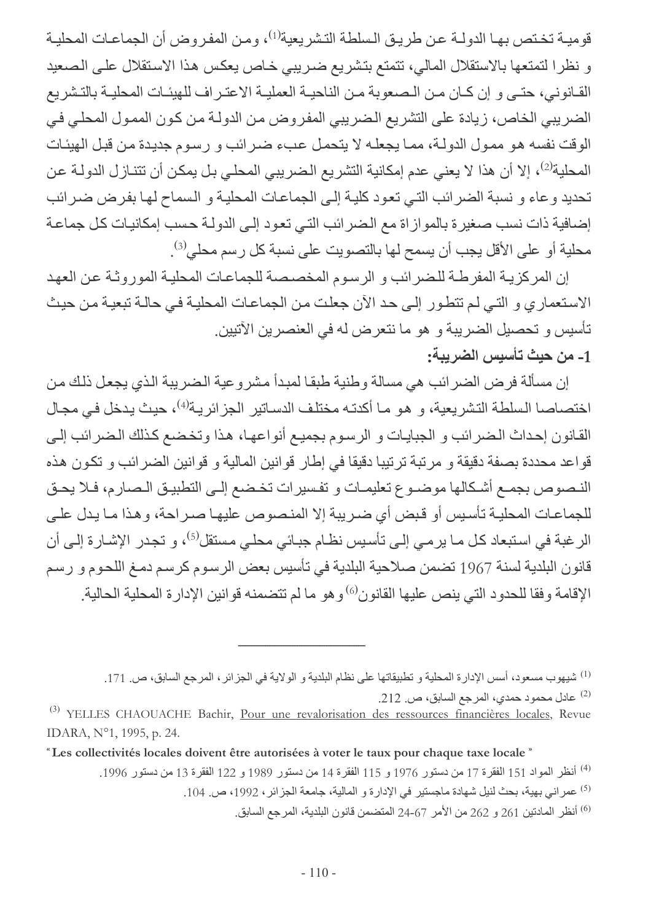قومية تختص بها الدولة عن طريق السلطة التشريعية[1]، ومن المفروض أن الجماعات المحلية و نظرا لتمتعها بالاستقلال المالي، تتمتع بتشريع ضريبي خاص يعكس هذا الاستقلال على الصعيد القانوني، حتى و إن كان من الصعوبة من الناحية العملية الاعتراف للهيئات المحلية بالتشريع الضريبي الخاص، زيادة على التشريع الضريبي المفروض من الدولة من كون الممول المحلي في الوقت نفسه هو ممول الدولة، مما يجعله لا يتحمل عبء ضرائب و رسوم جديدة من قبل الهيئات المحلية[2]، إلا أن هذا لا يعني عدم إمكانية التشريع الضريبي المحلي بل يمكن أن تتنازل الدولة عن تحديد وعاء و نسبة الضرائب التي تعود كلية إلى الجماعات المحلية و السماح لها بفرض ضرائب إضافية ذات نسب صغيرة بالموازاة مع الضرائب التي تعود إلى الدولة حسب إمكانيات كل جماعة محلية أو على الأقل يجب أن يسمح لها بالتصويت على نسبة كل رسم محلي[3].

إن المركزية المفرطة للضرائب و الرسوم المخصصة للجماعات المحلية الموروثة عن العهد الاستعماري و التي لم تتطور إلى حد الآن جعلت من الجماعات المحلية في حالة تبعية من حيث تأسيس و تحصيل الضريبة و هو ما نتعرض له في العنصرين الآتيين.

**1- من حيث تأسيس الضريبة:**

إن مسألة فرض الضرائب هي مسالة وطنية طبقا لمبدأ مشروعية الضريبة الذي يجعل ذلك من اختصاص السلطة التشريعية، و هو ما أكدته مختلف الدساتير الجزائرية[4]، حيث يدخل في مجال القانون إحداث الضرائب و الجبايات و الرسوم بجميع أنواعها، هذا وتخضع كذلك الضرائب إلى قواعد محددة بصفة دقيقة و مرتبة ترتيبا دقيقا في إطار قوانين المالية و قوانين الضرائب و تكون هذه النصوص بجمع أشكالها موضوع تعليمات و تفسيرات تخضع إلى التطبيق الصارم، فلا يحق للجماعات المحلية تأسيس أو قبض أي ضريبة إلا المنصوص عليها صراحة، وهذا ما يدل على الرغبة في استبعاد كل ما يرمي إلى تأسيس نظام جبائي محلي مستقل[5]، و تجدر الإشارة إلى أن قانون البلدية لسنة 1967 تضمن صلاحية البلدية في تأسيس بعض الرسوم كرسم دمغ اللحوم و رسم الإقامة وفقا للحدود التي ينص عليها القانون[6] وهو ما لم تتضمنه قوانين الإدارة المحلية الحالية.

---

[1] شيهوب مسعود، أسس الإدارة المحلية و تطبيقاتها على نظام البلدية و الولاية في الجزائر، المرجع السابق، ص. 171.

[2] عادل محمود حمدي، المرجع السابق، ص. 212.

[3] YELLES CHAOUACHE Bachir, Pour une revalorisation des ressources financières locales, Revue IDARA, N°1, 1995, p. 24.

"**Les collectivités locales doivent être autorisées à voter le taux pour chaque taxe locale**"

[4] أنظر المواد 151 الفقرة 17 من دستور 1976 و 115 الفقرة 14 من دستور 1989 و 122 الفقرة 13 من دستور 1996.

[5] عمراني بهية، بحث لنيل شهادة ماجستير في الإدارة و المالية، جامعة الجزائر، 1992، ص. 104.

[6] أنظر المادتين 261 و 262 من الأمر 67-24 المتضمن قانون البلدية، المرجع السابق.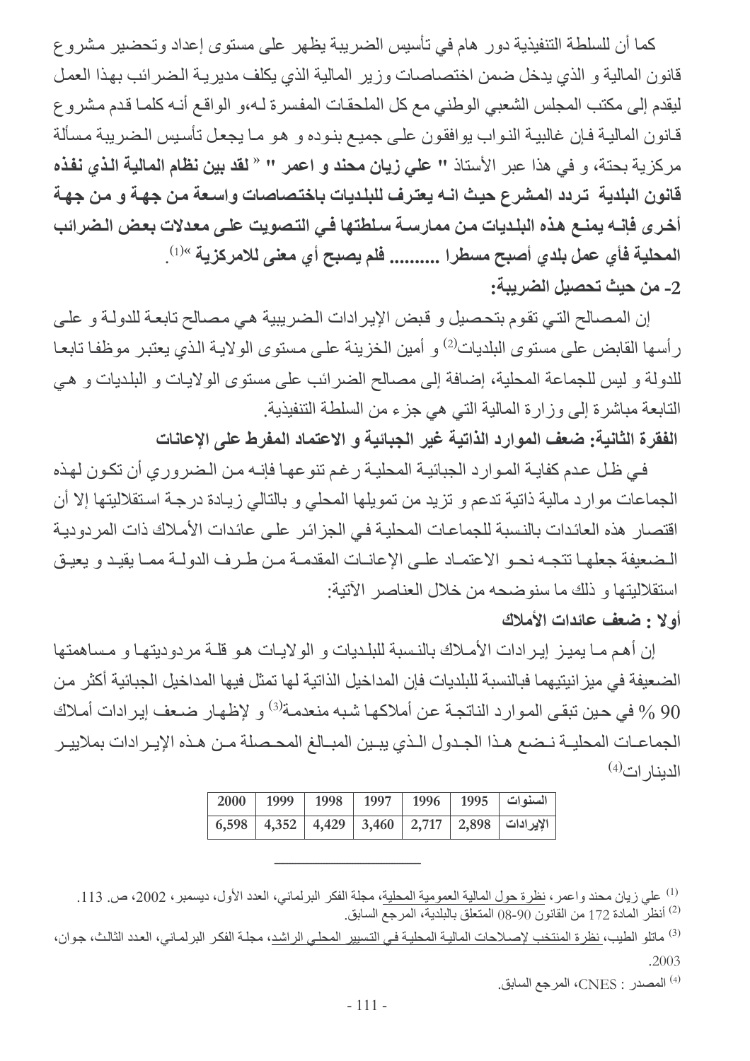كما أن للسلطة التنفيذية دور هام في تأسيس الضريبة يظهر على مستوى إعداد وتحضير مشروع قانون المالية و الذي يدخل ضمن اختصاصات وزير المالية الذي يكلف مديرية الضرائب بهذا العمل ليقدم إلى مكتب المجلس الشعبي الوطني مع كل الملحقات المفسرة له،و الواقع أنه كلما قدم مشروع قانون المالية فإن غالبية النواب يوافقون على جميع بنوده و هو ما يجعل تأسيس الضريبة مسألة مركزية بحتة، و في هذا عبر الأستاذ **" علي زيان محند و اعمر " « لقد بين نظام المالية الذي نفذه قانون البلدية تردد المشرع حيث انه يعترف للبلديات باختصاصات واسعة من جهة و من جهة أخرى فإنه يمنع هذه البلديات من ممارسة سلطتها في التصويت على معدلات بعض الضرائب المحلية فأي عمل بلدي أصبح مسطرا .......... فلم يصبح أي معنى للامركزية »**[1].

**2- من حيث تحصيل الضريبة:**

إن المصالح التي تقوم بتحصيل و قبض الإيرادات الضريبية هي مصالح تابعة للدولة و على رأسها القابض على مستوى البلديات[2] و أمين الخزينة على مستوى الولاية الذي يعتبر موظفا تابعا للدولة و ليس للجماعة المحلية، إضافة إلى مصالح الضرائب على مستوى الولايات و البلديات و هي التابعة مباشرة إلى وزارة المالية التي هي جزء من السلطة التنفيذية.

**الفقرة الثانية: ضعف الموارد الذاتية غير الجبائية و الاعتماد المفرط على الإعانات**

في ظل عدم كفاية الموارد الجبائية المحلية رغم تنوعها فإنه من الضروري أن تكون لهذه الجماعات موارد مالية ذاتية تدعم و تزيد من تمويلها المحلي و بالتالي زيادة درجة استقلاليتها إلا أن اقتصار هذه العائدات بالنسبة للجماعات المحلية في الجزائر على عائدات الأملاك ذات المردودية الضعيفة جعلها تتجه نحو الاعتماد على الإعانات المقدمة من طرف الدولة مما يقيد و يعيق استقلاليتها و ذلك ما سنوضحه من خلال العناصر الآتية:

**أولا : ضعف عائدات الأملاك**

إن أهم ما يميز إيرادات الأملاك بالنسبة للبلديات و الولايات هو قلة مردوديتها و مساهمتها الضعيفة في ميزانيتيهما فبالنسبة للبلديات فإن المداخيل الذاتية لها تمثل فيها المداخيل الجبائية أكثر من 90 % في حين تبقى الموارد الناتجة عن أملاكها شبه منعدمة[3] و لإظهار ضعف إيرادات أملاك الجماعات المحلية نضع هذا الجدول الذي يبين المبالغ المحصلة من هذه الإيرادات بملايير الدينارات[4]

| السنوات | 1995 | 1996 | 1997 | 1998 | 1999 | 2000 |
|---|---|---|---|---|---|---|
| الإيرادات | 2,898 | 2,717 | 3,460 | 4,429 | 4,352 | 6,598 |

---

(1) علي زيان محند واعمر، نظرة حول المالية العمومية المحلية، مجلة الفكر البرلماني، العدد الأول، ديسمبر، 2002، ص. 113.

(2) أنظر المادة 172 من القانون 90-08 المتعلق بالبلدية، المرجع السابق.

(3) ماتلو الطيب، نظرة المنتخب لإصلاحات المالية المحلية في التسيير المحلي الراشد، مجلة الفكر البرلماني، العدد الثالث، جوان، 2003.

(4) المصدر : CNES، المرجع السابق.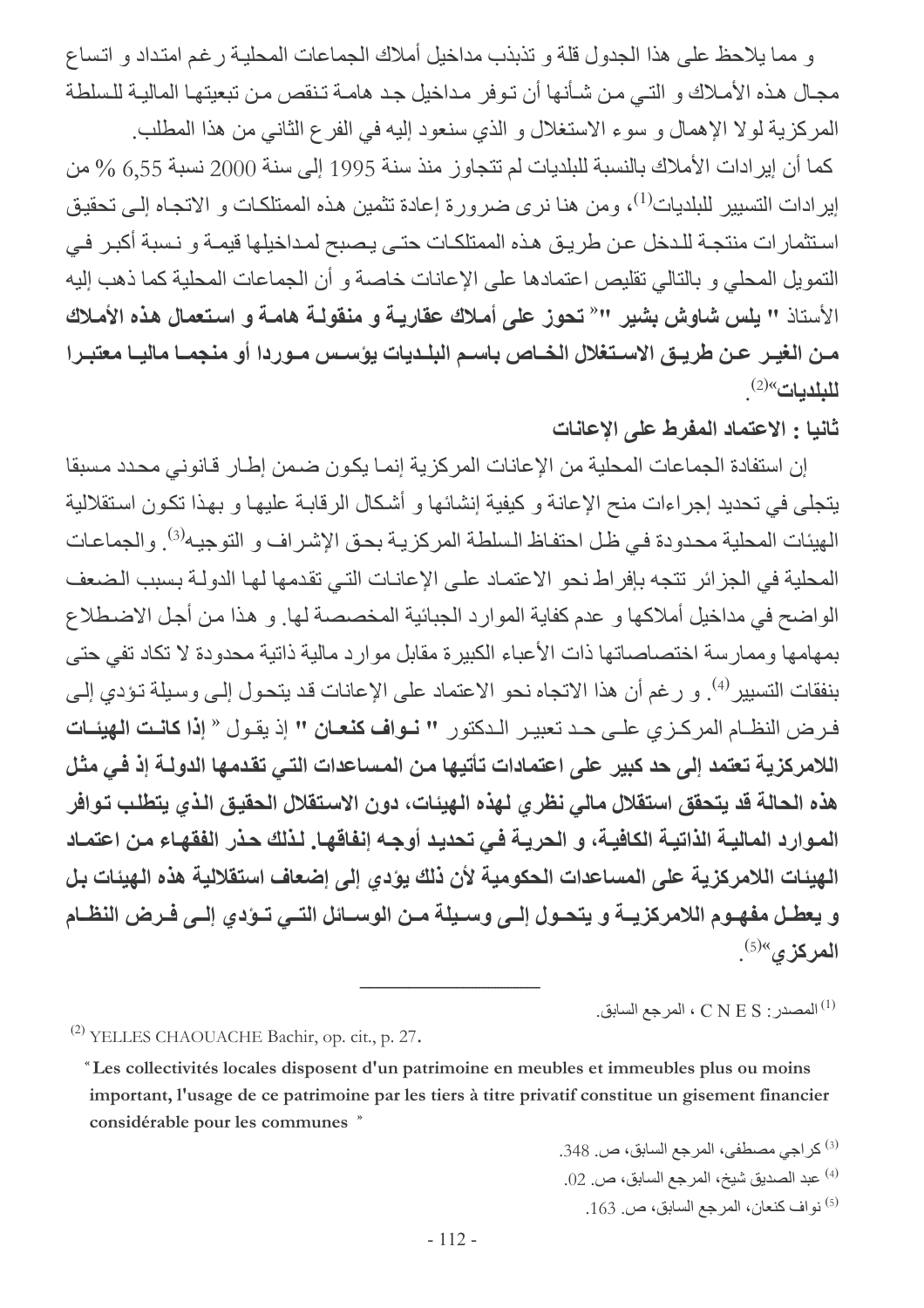و مما يلاحظ على هذا الجدول قلة و تذبذب مداخيل أملاك الجماعات المحلية رغم امتداد و اتساع مجال هذه الأملاك و التي من شأنها أن توفر مداخيل جد هامة تنقص من تبعيتها المالية للسلطة المركزية لولا الإهمال و سوء الاستغلال و الذي سنعود إليه في الفرع الثاني من هذا المطلب.

كما أن إيرادات الأملاك بالنسبة للبلديات لم تتجاوز منذ سنة 1995 إلى سنة 2000 نسبة 6,55 % من إيرادات التسيير للبلديات[1]، ومن هنا نرى ضرورة إعادة تثمين هذه الممتلكات و الاتجاه إلى تحقيق استثمارات منتجة للدخل عن طريق هذه الممتلكات حتى يصبح لمداخيلها قيمة و نسبة أكبر في التمويل المحلي و بالتالي تقليص اعتمادها على الإعانات خاصة و أن الجماعات المحلية كما ذهب إليه الأستاذ **" يلس شاوش بشير "« تحوز على أملاك عقارية و منقولة هامة و استعمال هذه الأملاك من الغير عن طريق الاستغلال الخاص باسم البلديات يؤسس موردا أو منجما ماليا معتبرا للبلديات»**[2].

**ثانيا : الاعتماد المفرط على الإعانات**

إن استفادة الجماعات المحلية من الإعانات المركزية إنما يكون ضمن إطار قانوني محدد مسبقا يتجلى في تحديد إجراءات منح الإعانة و كيفية إنشائها و أشكال الرقابة عليها و بهذا تكون استقلالية الهيئات المحلية محدودة في ظل احتفاظ السلطة المركزية بحق الإشراف و التوجيه[3]. والجماعات المحلية في الجزائر تتجه بإفراط نحو الاعتماد على الإعانات التي تقدمها لها الدولة بسبب الضعف الواضح في مداخيل أملاكها و عدم كفاية الموارد الجبائية المخصصة لها. و هذا من أجل الاضطلاع بمهامها وممارسة اختصاصاتها ذات الأعباء الكبيرة مقابل موارد مالية ذاتية محدودة لا تكاد تفي حتى بنفقات التسيير[4]. و رغم أن هذا الاتجاه نحو الاعتماد على الإعانات قد يتحول إلى وسيلة تؤدي إلى فرض النظام المركزي على حد تعبير الدكتور **" نواف كنعان "** إذ يقول **« إذا كانت الهيئات اللامركزية تعتمد إلى حد كبير على اعتمادات تأتيها من المساعدات التي تقدمها الدولة إذ في مثل هذه الحالة قد يتحقق استقلال مالي نظري لهذه الهيئات، دون الاستقلال الحقيق الذي يتطلب توافر الموارد المالية الذاتية الكافية، و الحرية في تحديد أوجه إنفاقها. لذلك حذر الفقهاء من اعتماد الهيئات اللامركزية على المساعدات الحكومية لأن ذلك يؤدي إلى إضعاف استقلالية هذه الهيئات بل و يعطل مفهوم اللامركزية و يتحول إلى وسيلة من الوسائل التي تؤدي إلى فرض النظام المركزي»**[5].

---

[1] المصدر: C N E S ، المرجع السابق.

[2] YELLES CHAOUACHE Bachir, op. cit., p. 27.

« **Les collectivités locales disposent d'un patrimoine en meubles et immeubles plus ou moins important, l'usage de ce patrimoine par les tiers à titre privatif constitue un gisement financier considérable pour les communes** »

[3] كراجي مصطفى، المرجع السابق، ص. 348.

[4] عبد الصديق شيخ، المرجع السابق، ص. 02.

[5] نواف كنعان، المرجع السابق، ص. 163.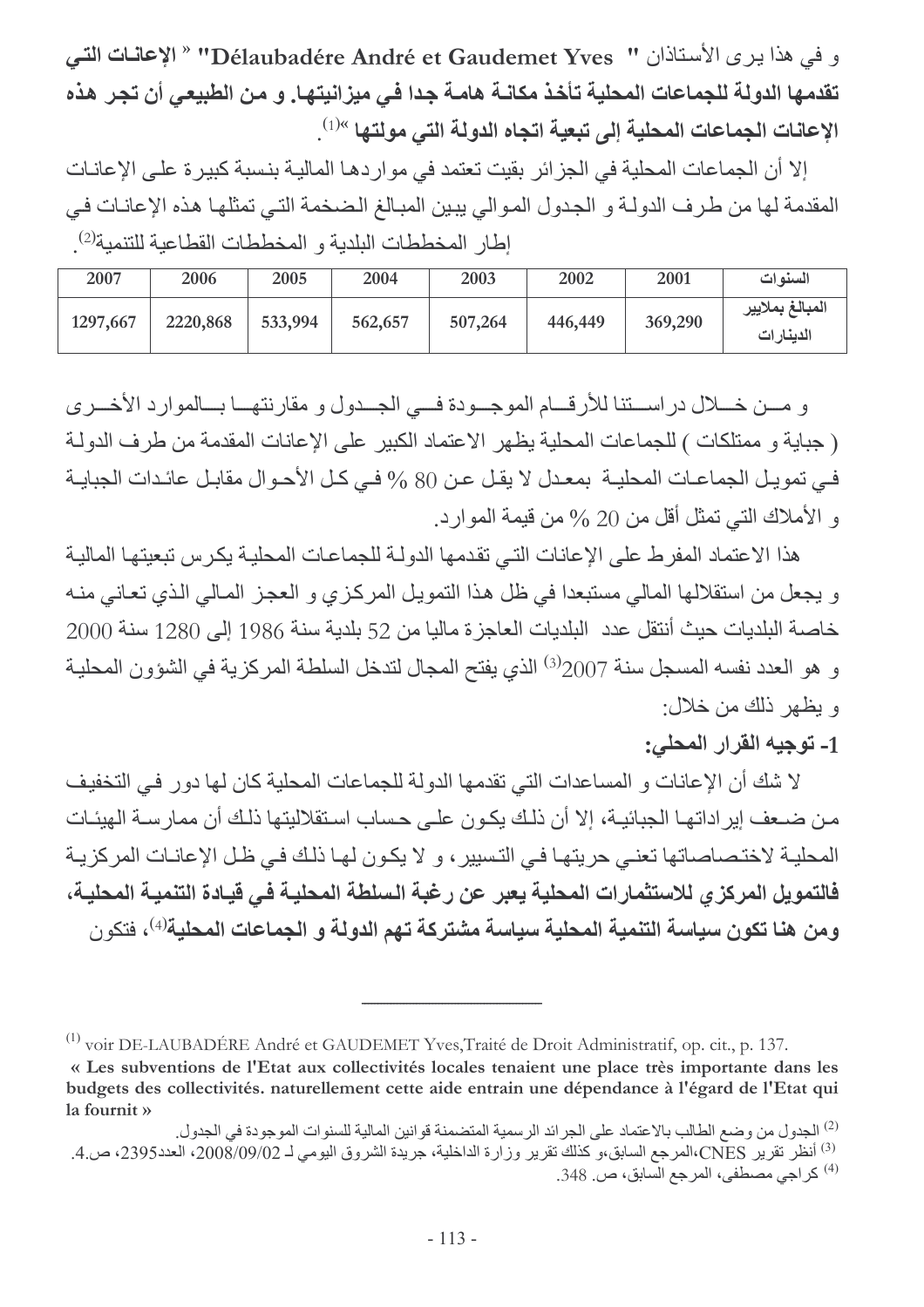و في هذا يرى الأستاذان "Délaubadére André et Gaudemet Yves" « **الإعانات التي تقدمها الدولة للجماعات المحلية تأخذ مكانة هامة جدا في ميزانيتها. و من الطبيعي أن تجر هذه الإعانات الجماعات المحلية إلى تبعية اتجاه الدولة التي مولتها** »[1].

إلا أن الجماعات المحلية في الجزائر بقيت تعتمد في مواردها المالية بنسبة كبيرة على الإعانات المقدمة لها من طرف الدولة و الجدول الموالي يبين المبالغ الضخمة التي تمثلها هذه الإعانات في إطار المخططات البلدية و المخططات القطاعية للتنمية[2].

| السنوات | 2001 | 2002 | 2003 | 2004 | 2005 | 2006 | 2007 |
|---|---|---|---|---|---|---|---|
| المبالغ بملايير الدينارات | 369,290 | 446,449 | 507,264 | 562,657 | 533,994 | 2220,868 | 1297,667 |

و من خلال دراستنا للأرقام الموجودة في الجدول و مقارنتها بالموارد الأخرى ( جباية و ممتلكات ) للجماعات المحلية يظهر الاعتماد الكبير على الإعانات المقدمة من طرف الدولة في تمويل الجماعات المحلية بمعدل لا يقل عن 80 % في كل الأحوال مقابل عائدات الجباية و الأملاك التي تمثل أقل من 20 % من قيمة الموارد.

هذا الاعتماد المفرط على الإعانات التي تقدمها الدولة للجماعات المحلية يكرس تبعيتها المالية و يجعل من استقلالها المالي مستبعدا في ظل هذا التمويل المركزي و العجز المالي الذي تعاني منه خاصة البلديات حيث أنتقل عدد البلديات العاجزة ماليا من 52 بلدية سنة 1986 إلى 1280 سنة 2000 و هو العدد نفسه المسجل سنة 2007[3] الذي يفتح المجال لتدخل السلطة المركزية في الشؤون المحلية و يظهر ذلك من خلال:

**1- توجيه القرار المحلي:**

لا شك أن الإعانات و المساعدات التي تقدمها الدولة للجماعات المحلية كان لها دور في التخفيف من ضعف إيراداتها الجبائية، إلا أن ذلك يكون على حساب استقلاليتها ذلك أن ممارسة الهيئات المحلية لاختصاصاتها تعني حريتها في التسيير، و لا يكون لها ذلك في ظل الإعانات المركزية **فالتمويل المركزي للاستثمارات المحلية يعبر عن رغبة السلطة المحلية في قيادة التنمية المحلية، ومن هنا تكون سياسة التنمية المحلية سياسة مشتركة تهم الدولة و الجماعات المحلية**[4]، فتكون

---

[1] voir DE-LAUBADÉRE André et GAUDEMET Yves,Traité de Droit Administratif, op. cit., p. 137.
**« Les subventions de l'Etat aux collectivités locales tenaient une place très importante dans les budgets des collectivités. naturellement cette aide entrain une dépendance à l'égard de l'Etat qui la fournit »**

[2] الجدول من وضع الطالب بالاعتماد على الجرائد الرسمية المتضمنة قوانين المالية للسنوات الموجودة في الجدول.

[3] أنظر تقرير CNES،المرجع السابق،و كذلك تقرير وزارة الداخلية، جريدة الشروق اليومي لـ 2008/09/02، العدد2395، ص.4.

[4] كراجي مصطفى، المرجع السابق، ص. 348.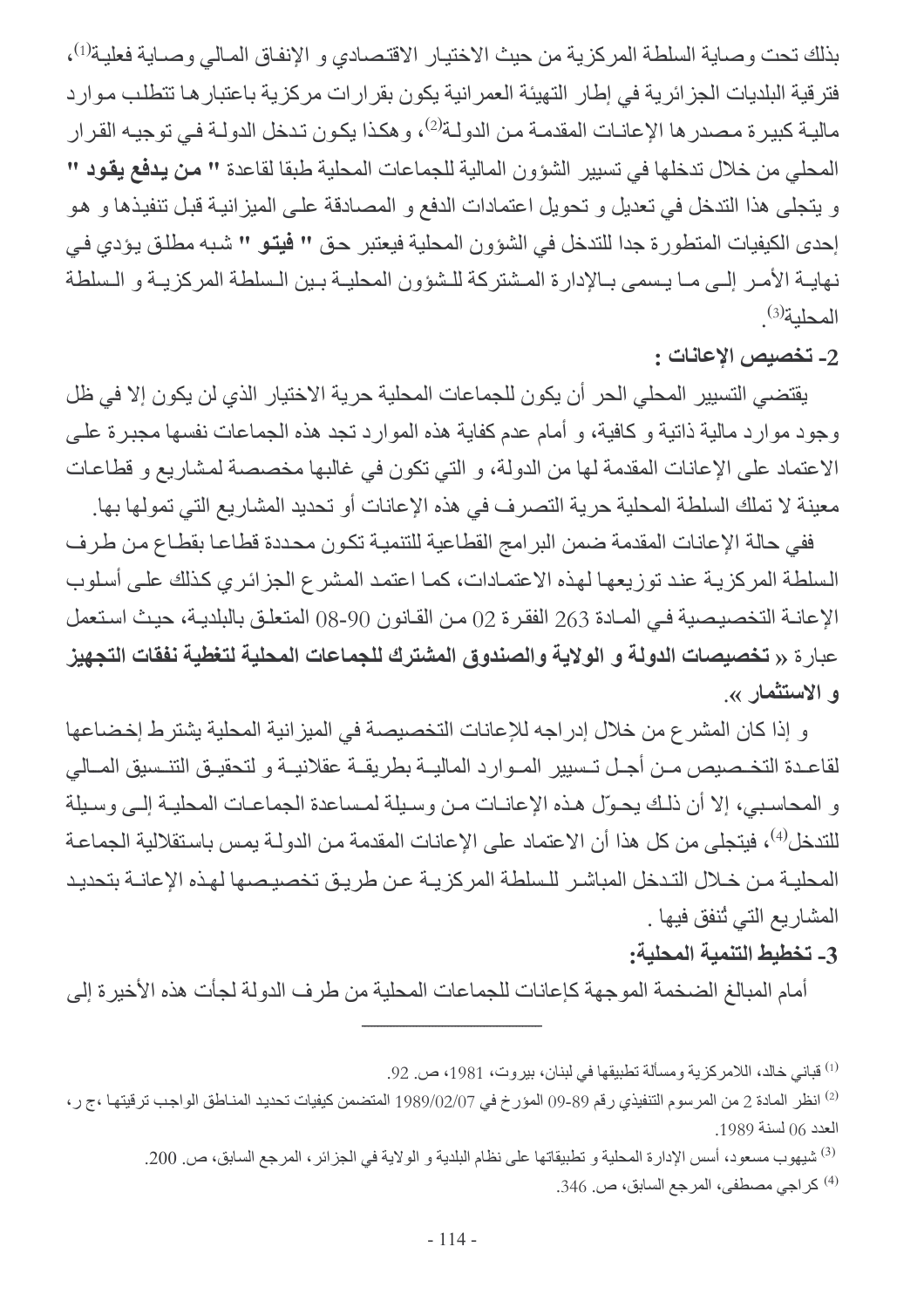بذلك تحت وصاية السلطة المركزية من حيث الاختيار الاقتصادي و الإنفاق المالي وصاية فعلية[1]، فترقية البلديات الجزائرية في إطار التهيئة العمرانية يكون بقرارات مركزية باعتبارها تتطلب موارد مالية كبيرة مصدرها الإعانات المقدمة من الدولة[2]، وهكذا يكون تدخل الدولة في توجيه القرار المحلي من خلال تدخلها في تسيير الشؤون المالية للجماعات المحلية طبقا لقاعدة **" من يدفع يقود "** و يتجلى هذا التدخل في تعديل و تحويل اعتمادات الدفع و المصادقة على الميزانية قبل تنفيذها و هو إحدى الكيفيات المتطورة جدا للتدخل في الشؤون المحلية فيعتبر حق **" فيتو "** شبه مطلق يؤدي في نهاية الأمر إلى ما يسمى بالإدارة المشتركة للشؤون المحلية بين السلطة المركزية و السلطة المحلية[3].

**2- تخصيص الإعانات :**

يقتضي التسيير المحلي الحر أن يكون للجماعات المحلية حرية الاختيار الذي لن يكون إلا في ظل وجود موارد مالية ذاتية و كافية، و أمام عدم كفاية هذه الموارد تجد هذه الجماعات نفسها مجبرة على الاعتماد على الإعانات المقدمة لها من الدولة، و التي تكون في غالبها مخصصة لمشاريع و قطاعات معينة لا تملك السلطة المحلية حرية التصرف في هذه الإعانات أو تحديد المشاريع التي تمولها بها.

ففي حالة الإعانات المقدمة ضمن البرامج القطاعية للتنمية تكون محددة قطاعا بقطاع من طرف السلطة المركزية عند توزيعها لهذه الاعتمادات، كما اعتمد المشرع الجزائري كذلك على أسلوب الإعانة التخصيصية في المادة 263 الفقرة 02 من القانون 90-08 المتعلق بالبلدية، حيث استعمل عبارة « **تخصيصات الدولة و الولاية والصندوق المشترك للجماعات المحلية لتغطية نفقات التجهيز و الاستثمار** ».

و إذا كان المشرع من خلال إدراجه للإعانات التخصيصة في الميزانية المحلية يشترط إخضاعها لقاعدة التخصيص من أجل تسيير الموارد المالية بطريقة عقلانية و لتحقيق التنسيق المالي و المحاسبي، إلا أن ذلك يحوّل هذه الإعانات من وسيلة لمساعدة الجماعات المحلية إلى وسيلة للتدخل[4]، فيتجلى من كل هذا أن الاعتماد على الإعانات المقدمة من الدولة يمس باستقلالية الجماعة المحلية من خلال التدخل المباشر للسلطة المركزية عن طريق تخصيصها لهذه الإعانة بتحديد المشاريع التي تُنفق فيها .

**3- تخطيط التنمية المحلية:**

أمام المبالغ الضخمة الموجهة كإعانات للجماعات المحلية من طرف الدولة لجأت هذه الأخيرة إلى

---

[1] قباني خالد، اللامركزية ومسألة تطبيقها في لبنان، بيروت، 1981، ص. 92.

[2] انظر المادة 2 من المرسوم التنفيذي رقم 89-09 المؤرخ في 1989/02/07 المتضمن كيفيات تحديد المناطق الواجب ترقيتها ،ج ر، العدد 06 لسنة 1989.

[3] شيهوب مسعود، أسس الإدارة المحلية و تطبيقاتها على نظام البلدية و الولاية في الجزائر، المرجع السابق، ص. 200.

[4] كراجي مصطفى، المرجع السابق، ص. 346.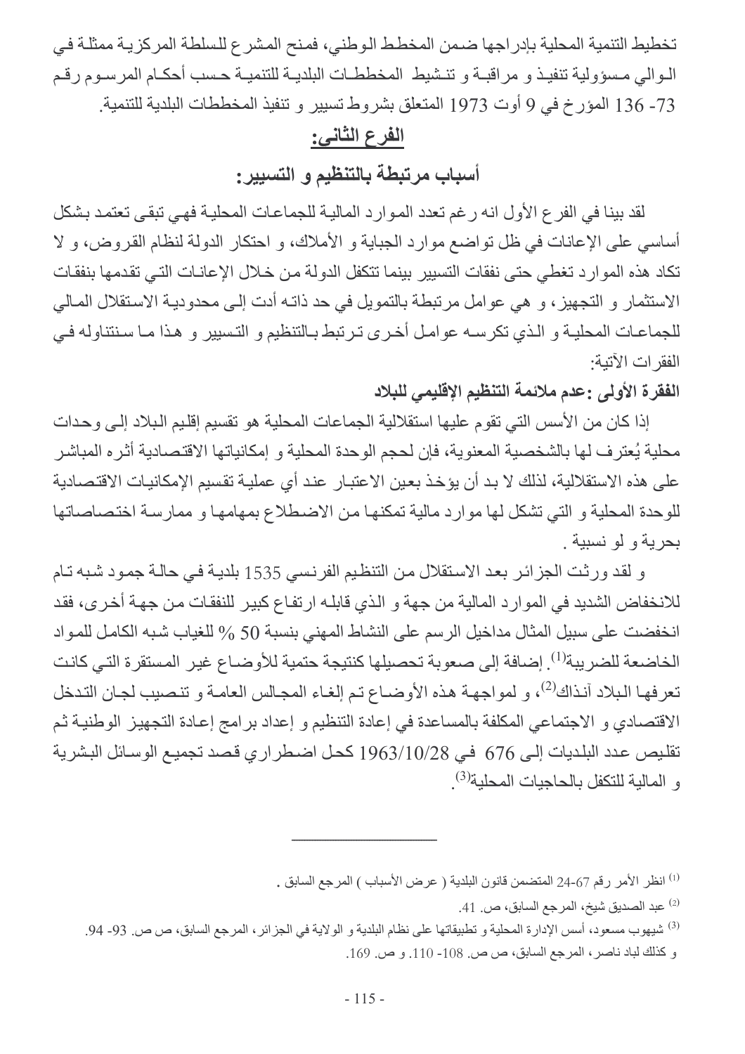تخطيط التنمية المحلية بإدراجها ضمن المخطط الوطني، فمنح المشرع للسلطة المركزية ممثلة في الوالي مسؤولية تنفيذ و مراقبة و تنشيط المخططات البلدية للتنمية حسب أحكام المرسوم رقم 73- 136 المؤرخ في 9 أوت 1973 المتعلق بشروط تسيير و تنفيذ المخططات البلدية للتنمية.

## الفرع الثاني:

## أسباب مرتبطة بالتنظيم و التسيير:

لقد بينا في الفرع الأول انه رغم تعدد الموارد المالية للجماعات المحلية فهي تبقى تعتمد بشكل أساسي على الإعانات في ظل تواضع موارد الجباية و الأملاك، و احتكار الدولة لنظام القروض، و لا تكاد هذه الموارد تغطي حتى نفقات التسيير بينما تتكفل الدولة من خلال الإعانات التي تقدمها بنفقات الاستثمار و التجهيز، و هي عوامل مرتبطة بالتمويل في حد ذاته أدت إلى محدودية الاستقلال المالي للجماعات المحلية و الذي تكرسه عوامل أخرى ترتبط بالتنظيم و التسيير و هذا ما سنتناوله في الفقرات الآتية:

**الفقرة الأولى :عدم ملائمة التنظيم الإقليمي للبلاد**

إذا كان من الأسس التي تقوم عليها استقلالية الجماعات المحلية هو تقسيم إقليم البلاد إلى وحدات محلية يُعترف لها بالشخصية المعنوية، فإن لحجم الوحدة المحلية و إمكانياتها الاقتصادية أثره المباشر على هذه الاستقلالية، لذلك لا بد أن يؤخذ بعين الاعتبار عند أي عملية تقسيم الإمكانيات الاقتصادية للوحدة المحلية و التي تشكل لها موارد مالية تمكنها من الاضطلاع بمهامها و ممارسة اختصاصاتها بحرية و لو نسبية .

و لقد ورثت الجزائر بعد الاستقلال من التنظيم الفرنسي 1535 بلدية في حالة جمود شبه تام للانخفاض الشديد في الموارد المالية من جهة و الذي قابله ارتفاع كبير للنفقات من جهة أخرى، فقد انخفضت على سبيل المثال مداخيل الرسم على النشاط المهني بنسبة 50 % للغياب شبه الكامل للمواد الخاضعة للضريبة[1]. إضافة إلى صعوبة تحصيلها كنتيجة حتمية للأوضاع غير المستقرة التي كانت تعرفها البلاد آنذاك[2]، و لمواجهة هذه الأوضاع تم إلغاء المجالس العامة و تنصيب لجان التدخل الاقتصادي و الاجتماعي المكلفة بالمساعدة في إعادة التنظيم و إعداد برامج إعادة التجهيز الوطنية ثم تقليص عدد البلديات إلى 676 في 1963/10/28 كحل اضطراري قصد تجميع الوسائل البشرية و المالية للتكفل بالحاجيات المحلية[3].

---

[1] انظر الأمر رقم 67-24 المتضمن قانون البلدية ( عرض الأسباب ) المرجع السابق .

[2] عبد الصديق شيخ، المرجع السابق، ص. 41.

[3] شيهوب مسعود، أسس الإدارة المحلية و تطبيقاتها على نظام البلدية و الولاية في الجزائر، المرجع السابق، ص ص. 93- 94. و كذلك لباد ناصر، المرجع السابق، ص ص. 108- 110. و ص. 169.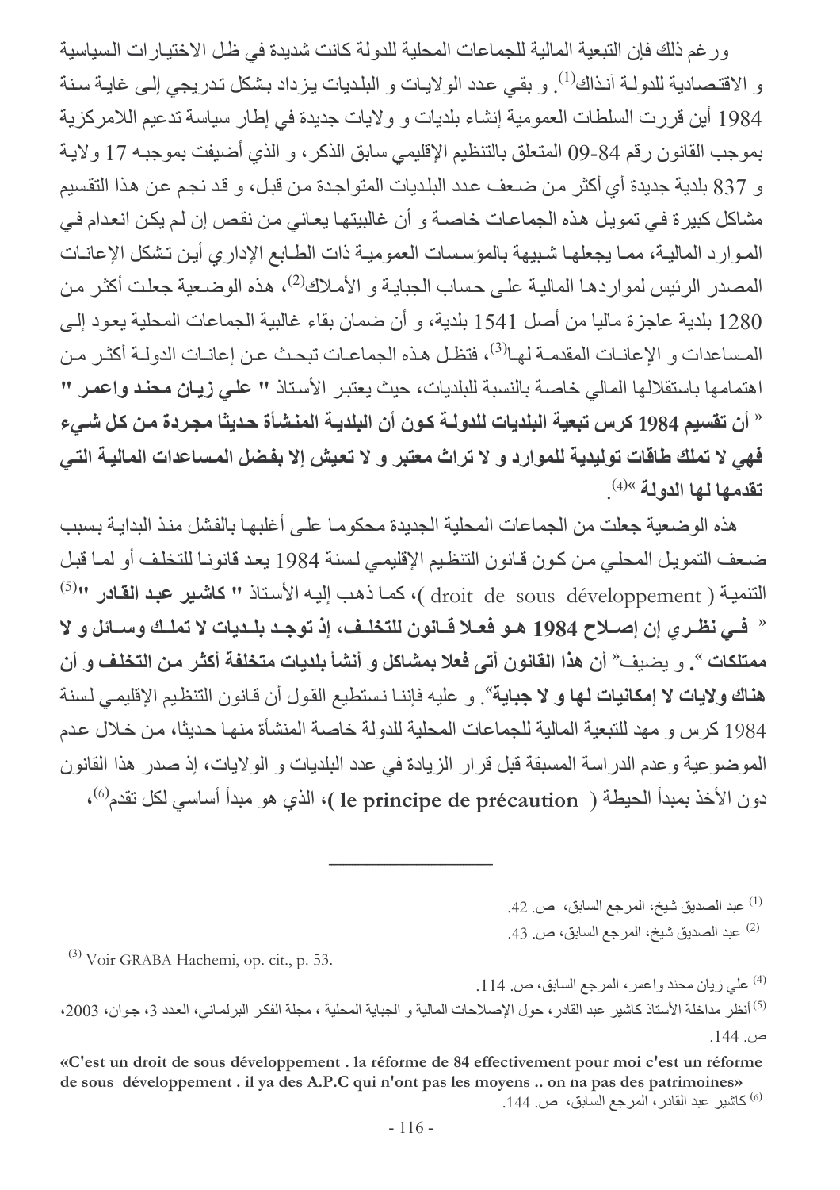ورغم ذلك فإن التبعية المالية للجماعات المحلية للدولة كانت شديدة في ظل الاختيارات السياسية و الاقتصادية للدولة آنذاك[1]. و بقي عدد الولايات و البلديات يزداد بشكل تدريجي إلى غاية سنة 1984 أين قررت السلطات العمومية إنشاء بلديات و ولايات جديدة في إطار سياسة تدعيم اللامركزية بموجب القانون رقم 84-09 المتعلق بالتنظيم الإقليمي سابق الذكر، و الذي أضيفت بموجبه 17 ولاية و 837 بلدية جديدة أي أكثر من ضعف عدد البلديات المتواجدة من قبل، و قد نجم عن هذا التقسيم مشاكل كبيرة في تمويل هذه الجماعات خاصة و أن غالبيتها يعاني من نقص إن لم يكن انعدام في الموارد المالية، مما يجعلها شبيهة بالمؤسسات العمومية ذات الطابع الإداري أين تشكل الإعانات المصدر الرئيس لمواردها المالية على حساب الجباية و الأملاك[2]، هذه الوضعية جعلت أكثر من 1280 بلدية عاجزة ماليا من أصل 1541 بلدية، و أن ضمان بقاء غالبية الجماعات المحلية يعود إلى المساعدات و الإعانات المقدمة لها[3]، فتظل هذه الجماعات تبحث عن إعانات الدولة أكثر من اهتمامها باستقلالها المالي خاصة بالنسبة للبلديات، حيث يعتبر الأستاذ **" علي زيان محند واعمر "** « **أن تقسيم 1984 كرس تبعية البلديات للدولة كون أن البلدية المنشأة حديثا مجردة من كل شيء فهي لا تملك طاقات توليدية للموارد و لا تراث معتبر و لا تعيش إلا بفضل المساعدات المالية التي تقدمها لها الدولة** »[4].

هذه الوضعية جعلت من الجماعات المحلية الجديدة محكوما على أغلبها بالفشل منذ البداية بسبب ضعف التمويل المحلي من كون قانون التنظيم الإقليمي لسنة 1984 يعد قانونا للتخلف أو لما قبل التنمية ( droit de sous développement )، كما ذهب إليه الأستاذ **" كاشير عبد القادر "**[5] « **في نظري إن إصلاح 1984 هو فعلا قانون للتخلف، إذ توجد بلديات لا تملك وسائل و لا ممتلكات** ». و يضيف« **أن هذا القانون أتى فعلا بمشاكل و أنشأ بلديات متخلفة أكثر من التخلف و أن هناك ولايات لا إمكانيات لها و لا جباية**». و عليه فإننا نستطيع القول أن قانون التنظيم الإقليمي لسنة 1984 كرس و مهد للتبعية المالية للجماعات المحلية للدولة خاصة المنشأة منها حديثا، من خلال عدم الموضوعية وعدم الدراسة المسبقة قبل قرار الزيادة في عدد البلديات و الولايات، إذ صدر هذا القانون دون الأخذ بمبدأ الحيطة ( **le principe de précaution** )، الذي هو مبدأ أساسي لكل تقدم[6]،

---

[1] عبد الصديق شيخ، المرجع السابق، ص. 42.

[2] عبد الصديق شيخ، المرجع السابق، ص. 43.

[3] Voir GRABA Hachemi, op. cit., p. 53.

[4] علي زيان محند واعمر، المرجع السابق، ص. 114.

[5] أنظر مداخلة الأستاذ كاشير عبد القادر، حول الإصلاحات المالية و الجباية المحلية ، مجلة الفكر البرلماني، العدد 3، جوان، 2003، ص. 144.

**«C'est un droit de sous développement . la réforme de 84 effectivement pour moi c'est un réforme de sous développement . il ya des A.P.C qui n'ont pas les moyens .. on na pas des patrimoines»**

[6] كاشير عبد القادر، المرجع السابق، ص. 144.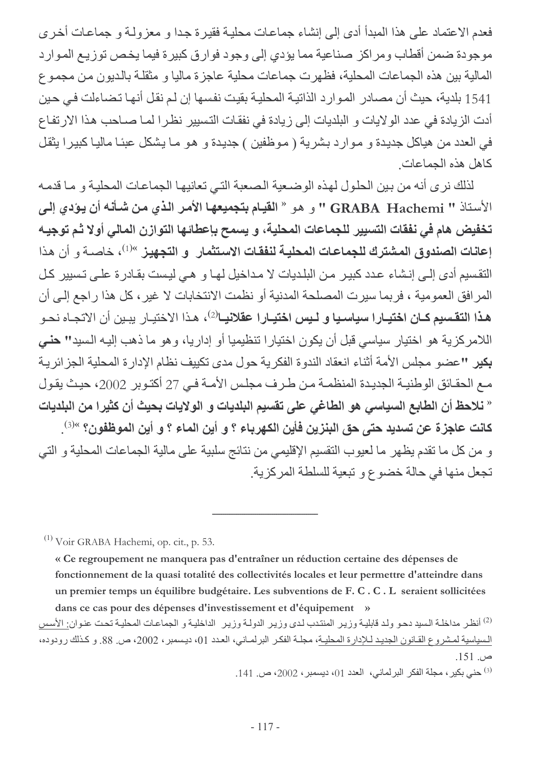فعدم الاعتماد على هذا المبدأ أدى إلى إنشاء جماعات محلية فقيرة جدا و معزولة و جماعات أخرى موجودة ضمن أقطاب ومراكز صناعية مما يؤدي إلى وجود فوارق كبيرة فيما يخص توزيع الموارد المالية بين هذه الجماعات المحلية، فظهرت جماعات محلية عاجزة ماليا و مثقلة بالديون من مجموع 1541 بلدية، حيث أن مصادر الموارد الذاتية المحلية بقيت نفسها إن لم نقل أنها تضاءلت في حين أدت الزيادة في عدد الولايات و البلديات إلى زيادة في نفقات التسيير نظرا لما صاحب هذا الارتفاع في العدد من هياكل جديدة و موارد بشرية ( موظفين ) جديدة و هو ما يشكل عبئا ماليا كبيرا يثقل كاهل هذه الجماعات.

لذلك نرى أنه من بين الحلول لهذه الوضعية الصعبة التي تعانيها الجماعات المحلية و ما قدمه الأستاذ " **GRABA Hachemi** " و هو « **القيام بتجميعها الأمر الذي من شأنه أن يؤدي إلى تخفيض هام في نفقات التسيير للجماعات المحلية، و يسمح بإعطائها التوازن المالي أولا ثم توجيه إعانات الصندوق المشترك للجماعات المحلية لنفقات الاستثمار و التجهيز** »[1]، خاصة و أن هذا التقسيم أدى إلى إنشاء عدد كبير من البلديات لا مداخيل لها و هي ليست بقادرة على تسيير كل المرافق العمومية ، فربما سيرت المصلحة المدنية أو نظمت الانتخابات لا غير، كل هذا راجع إلى أن **هذا التقسيم كان اختيارا سياسيا و ليس اختيارا عقلانيا**[2]، هذا الاختيار يبين أن الاتجاه نحو اللامركزية هو اختيار سياسي قبل أن يكون اختيارا تنظيميا أو إداريا، وهو ما ذهب إليه السيد" **حنى بكير** "عضو مجلس الأمة أثناء انعقاد الندوة الفكرية حول مدى تكييف نظام الإدارة المحلية الجزائرية مع الحقائق الوطنية الجديدة المنظمة من طرف مجلس الأمة في 27 أكتوبر 2002، حيث يقول « **نلاحظ أن الطابع السياسي هو الطاغي على تقسيم البلديات و الولايات بحيث أن كثيرا من البلديات كانت عاجزة عن تسديد حتى حق البنزين فأين الكهرباء ؟ و أين الماء ؟ و أين الموظفون؟** »[3].

و من كل ما تقدم يظهر ما لعيوب التقسيم الإقليمي من نتائج سلبية على مالية الجماعات المحلية و التي تجعل منها في حالة خضوع و تبعية للسلطة المركزية.

---

(1) Voir GRABA Hachemi, op. cit., p. 53.

**« Ce regroupement ne manquera pas d'entraîner un réduction certaine des dépenses de fonctionnement de la quasi totalité des collectivités locales et leur permettre d'atteindre dans un premier temps un équilibre budgétaire. Les subventions de F. C . C . L seraient sollicitées dans ce cas pour des dépenses d'investissement et d'équipement »**

(2) أنظر مداخلة السيد دحو ولد قابلية وزير المنتدب لدى وزير الدولة وزير الداخلية و الجماعات المحلية تحت عنوان: الأسس السياسية لمشروع القانون الجديد للإدارة المحلية، مجلة الفكر البرلماني، العدد 01، ديسمبر، 2002، ص. 88. و كذلك رودوده، ص. 151.

(3) حني بكير، مجلة الفكر البرلماني، العدد 01، ديسمبر، 2002، ص. 141.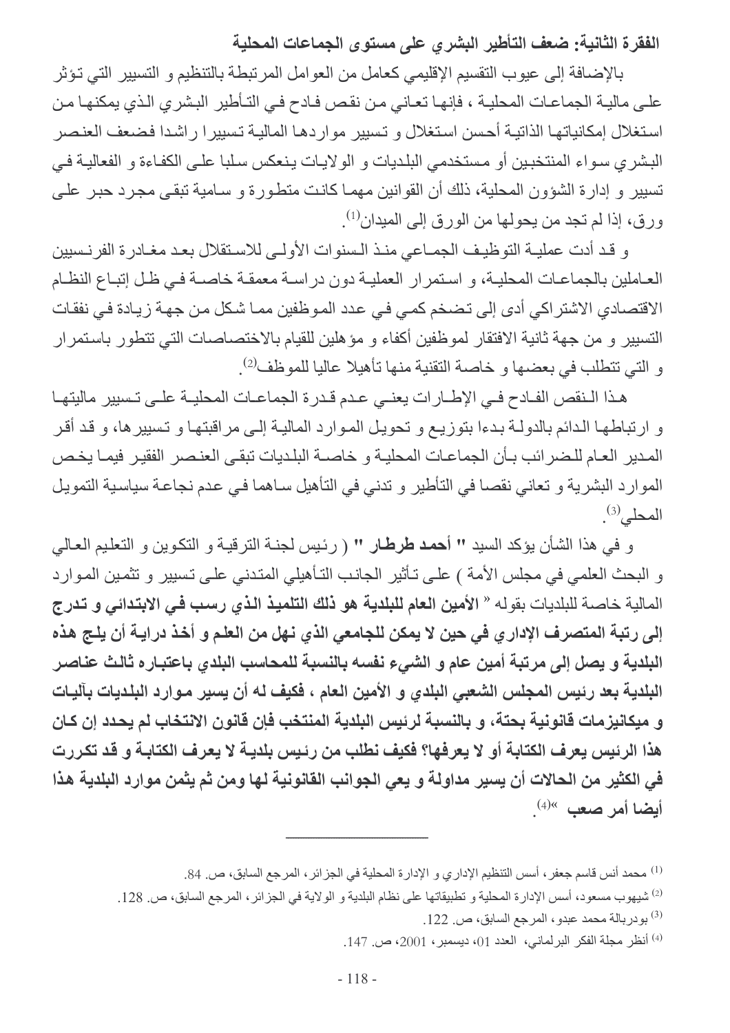### الفقرة الثانية: ضعف التأطير البشري على مستوى الجماعات المحلية

بالإضافة إلى عيوب التقسيم الإقليمي كعامل من العوامل المرتبطة بالتنظيم و التسيير التي تؤثر على مالية الجماعات المحلية ، فإنها تعاني من نقص فادح في التأطير البشري الذي يمكنها من استغلال إمكانياتها الذاتية أحسن استغلال و تسيير مواردها المالية تسييرا راشدا فضعف العنصر البشري سواء المنتخبين أو مستخدمي البلديات و الولايات ينعكس سلبا على الكفاءة و الفعالية في تسيير و إدارة الشؤون المحلية، ذلك أن القوانين مهما كانت متطورة و سامية تبقى مجرد حبر على ورق، إذا لم تجد من يحولها من الورق إلى الميدان[1].

و قد أدت عملية التوظيف الجماعي منذ السنوات الأولى للاستقلال بعد مغادرة الفرنسيين العاملين بالجماعات المحلية، و استمرار العملية دون دراسة معمقة خاصة في ظل إتباع النظام الاقتصادي الاشتراكي أدى إلى تضخم كمي في عدد الموظفين مما شكل من جهة زيادة في نفقات التسيير و من جهة ثانية الافتقار لموظفين أكفاء و مؤهلين للقيام بالاختصاصات التي تتطور باستمرار و التي تتطلب في بعضها و خاصة التقنية منها تأهيلا عاليا للموظف[2].

هذا النقص الفادح في الإطارات يعني عدم قدرة الجماعات المحلية على تسيير ماليتها و ارتباطها الدائم بالدولة بدءا بتوزيع و تحويل الموارد المالية إلى مراقبتها و تسييرها، و قد أقر المدير العام للضرائب بأن الجماعات المحلية و خاصة البلديات تبقى العنصر الفقير فيما يخص الموارد البشرية و تعاني نقصا في التأطير و تدني في التأهيل ساهما في عدم نجاعة سياسية التمويل المحلي[3].

و في هذا الشأن يؤكد السيد " **أحمد طرطار** " ( رئيس لجنة الترقية و التكوين و التعليم العالي و البحث العلمي في مجلس الأمة ) على تأثير الجانب التأهيلي المتدني على تسيير و تثمين الموارد المالية خاصة للبلديات بقوله « **الأمين العام للبلدية هو ذلك التلميذ الذي رسب في الابتدائي و تدرج إلى رتبة المتصرف الإداري في حين لا يمكن للجامعي الذي نهل من العلم و أخذ دراية أن يلج هذه البلدية و يصل إلى مرتبة أمين عام و الشيء نفسه بالنسبة للمحاسب البلدي باعتباره ثالث عناصر البلدية بعد رئيس المجلس الشعبي البلدي و الأمين العام ، فكيف له أن يسير موارد البلديات بآليات و ميكانيزمات قانونية بحتة، و بالنسبة لرئيس البلدية المنتخب فإن قانون الانتخاب لم يحدد إن كان هذا الرئيس يعرف الكتابة أو لا يعرفها؟ فكيف نطلب من رئيس بلدية لا يعرف الكتابة و قد تكررت في الكثير من الحالات أن يسير مداولة و يعي الجوانب القانونية لها ومن ثم يثمن موارد البلدية هذا أيضا أمر صعب** »[4].

---

[1] محمد أنس قاسم جعفر، أسس التنظيم الإداري و الإدارة المحلية في الجزائر، المرجع السابق، ص. 84.

[2] شيهوب مسعود، أسس الإدارة المحلية و تطبيقاتها على نظام البلدية و الولاية في الجزائر، المرجع السابق، ص. 128.

[3] بودربالة محمد عبدو، المرجع السابق، ص. 122.

[4] أنظر مجلة الفكر البرلماني، العدد 01، ديسمبر، 2001، ص. 147.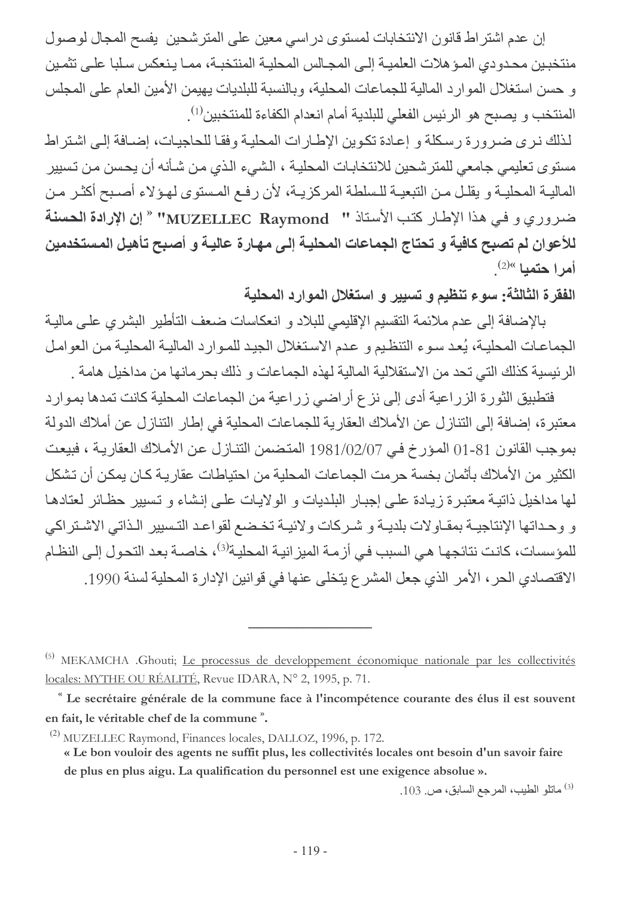إن عدم اشتراط قانون الانتخابات لمستوى دراسي معين على المترشحين يفسح المجال لوصول منتخبين محدودي المؤهلات العلمية إلى المجالس المحلية المنتخبة، مما ينعكس سلبا على تثمين و حسن استغلال الموارد المالية للجماعات المحلية، وبالنسبة للبلديات يهيمن الأمين العام على المجلس المنتخب و يصبح هو الرئيس الفعلي للبلدية أمام انعدام الكفاءة للمنتخبين[1].

لذلك نرى ضرورة رسكلة و إعادة تكوين الإطارات المحلية وفقا للحاجيات، إضافة إلى اشتراط مستوى تعليمي جامعي للمترشحين للانتخابات المحلية ، الشيء الذي من شأنه أن يحسن من تسيير المالية المحلية و يقلل من التبعية للسلطة المركزية، لأن رفع المستوى لهؤلاء أصبح أكثر من ضروري و في هذا الإطار كتب الأستاذ **"MUZELLEC Raymond"** « **إن الإرادة الحسنة للأعوان لم تصبح كافية و تحتاج الجماعات المحلية إلى مهارة عالية و أصبح تأهيل المستخدمين أمرا حتميا** »[2].

**الفقرة الثالثة: سوء تنظيم و تسيير و استغلال الموارد المحلية**

بالإضافة إلى عدم ملائمة التقسيم الإقليمي للبلاد و انعكاسات ضعف التأطير البشري على مالية الجماعات المحلية، يُعد سوء التنظيم و عدم الاستغلال الجيد للموارد المالية المحلية من العوامل الرئيسية كذلك التي تحد من الاستقلالية المالية لهذه الجماعات و ذلك بحرمانها من مداخيل هامة .

فتطبيق الثورة الزراعية أدى إلى نزع أراضي زراعية من الجماعات المحلية كانت تمدها بموارد معتبرة، إضافة إلى التنازل عن الأملاك العقارية للجماعات المحلية في إطار التنازل عن أملاك الدولة بموجب القانون 81-01 المؤرخ في 1981/02/07 المتضمن التنازل عن الأملاك العقارية ، فبيعت الكثير من الأملاك بأثمان بخسة حرمت الجماعات المحلية من احتياطات عقارية كان يمكن أن تشكل لها مداخيل ذاتية معتبرة زيادة على إجبار البلديات و الولايات على إنشاء و تسيير حظائر لعتادها و وحداتها الإنتاجية بمقاولات بلدية و شركات ولائية تخضع لقواعد التسيير الذاتي الاشتراكي للمؤسسات، كانت نتائجها هي السبب في أزمة الميزانية المحلية[3]، خاصة بعد التحول إلى النظام الاقتصادي الحر، الأمر الذي جعل المشرع يتخلى عنها في قوانين الإدارة المحلية لسنة 1990.

---

[5] MEKAMCHA .Ghouti; Le processus de developpement économique nationale par les collectivités locales: MYTHE OU RÉALITÉ, Revue IDARA, N° 2, 1995, p. 71.

" **Le secrétaire générale de la commune face à l'incompétence courante des élus il est souvent en fait, le véritable chef de la commune** ".

[2] MUZELLEC Raymond, Finances locales, DALLOZ, 1996, p. 172.

**« Le bon vouloir des agents ne suffit plus, les collectivités locales ont besoin d'un savoir faire de plus en plus aigu. La qualification du personnel est une exigence absolue ».**

[3] ماتلو الطيب، المرجع السابق، ص. 103.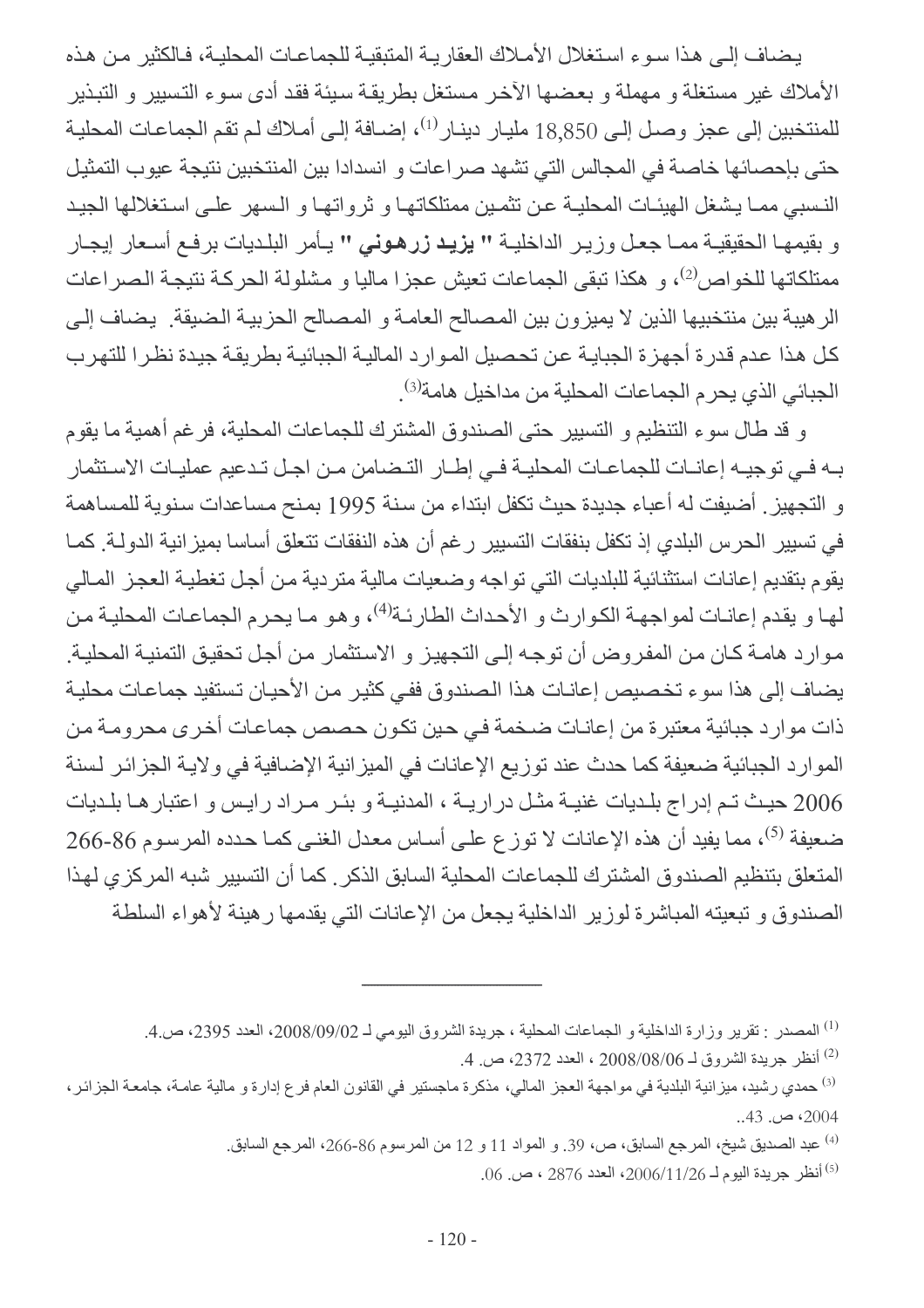يضاف إلى هذا سوء استغلال الأملاك العقارية المتبقية للجماعات المحلية، فالكثير من هذه الأملاك غير مستغلة و مهملة و بعضها الآخر مستغل بطريقة سيئة فقد أدى سوء التسيير و التبذير للمنتخبين إلى عجز وصل إلى 18,850 مليار دينار[1]، إضافة إلى أملاك لم تقم الجماعات المحلية حتى بإحصائها خاصة في المجالس التي تشهد صراعات و انسدادا بين المنتخبين نتيجة عيوب التمثيل النسبي مما يشغل الهيئات المحلية عن تثمين ممتلكاتها و ثرواتها و السهر على استغلالها الجيد و بقيمها الحقيقية مما جعل وزير الداخلية **" يزيد زرهوني "** يأمر البلديات برفع أسعار إيجار ممتلكاتها للخواص[2]، و هكذا تبقى الجماعات تعيش عجزا ماليا و مشلولة الحركة نتيجة الصراعات الرهيبة بين منتخبيها الذين لا يميزون بين المصالح العامة و المصالح الحزبية الضيقة. يضاف إلى كل هذا عدم قدرة أجهزة الجباية عن تحصيل الموارد المالية الجبائية بطريقة جيدة نظرا للتهرب الجبائي الذي يحرم الجماعات المحلية من مداخيل هامة[3].

و قد طال سوء التنظيم و التسيير حتى الصندوق المشترك للجماعات المحلية، فرغم أهمية ما يقوم به في توجيه إعانات للجماعات المحلية في إطار التضامن من اجل تدعيم عمليات الاستثمار و التجهيز. أضيفت له أعباء جديدة حيث تكفل ابتداء من سنة 1995 بمنح مساعدات سنوية للمساهمة في تسيير الحرس البلدي إذ تكفل بنفقات التسيير رغم أن هذه النفقات تتعلق أساسا بميزانية الدولة. كما يقوم بتقديم إعانات استثنائية للبلديات التي تواجه وضعيات مالية متردية من أجل تغطية العجز المالي لها و يقدم إعانات لمواجهة الكوارث و الأحداث الطارئة[4]، وهو ما يحرم الجماعات المحلية من موارد هامة كان من المفروض أن توجه إلى التجهيز و الاستثمار من أجل تحقيق التنمية المحلية. يضاف إلى هذا سوء تخصيص إعانات هذا الصندوق ففي كثير من الأحيان تستفيد جماعات محلية ذات موارد جبائية معتبرة من إعانات ضخمة في حين تكون حصص جماعات أخرى محرومة من الموارد الجبائية ضعيفة كما حدث عند توزيع الإعانات في الميزانية الإضافية في ولاية الجزائر لسنة 2006 حيث تم إدراج بلديات غنية مثل دراريـة ، المدنية و بئر مراد رايس و اعتبارها بلديات ضعيفة [5]، مما يفيد أن هذه الإعانات لا توزع على أساس معدل الغنى كما حدده المرسوم 86-266 المتعلق بتنظيم الصندوق المشترك للجماعات المحلية السابق الذكر. كما أن التسيير شبه المركزي لهذا الصندوق و تبعيته المباشرة لوزير الداخلية يجعل من الإعانات التي يقدمها رهينة لأهواء السلطة

---

[1] المصدر : تقرير وزارة الداخلية و الجماعات المحلية ، جريدة الشروق اليومي لـ 2008/09/02، العدد 2395، ص.4.

[2] أنظر جريدة الشروق لـ 2008/08/06 ، العدد 2372، ص. 4.

[3] حمدي رشيد، ميزانية البلدية في مواجهة العجز المالي، مذكرة ماجستير في القانون العام فرع إدارة و مالية عامة، جامعة الجزائر، 2004، ص. 43..

[4] عبد الصديق شيخ، المرجع السابق، ص، 39. و المواد 11 و 12 من المرسوم 86-266، المرجع السابق.

[5] أنظر جريدة اليوم لـ 2006/11/26، العدد 2876 ، ص. 06.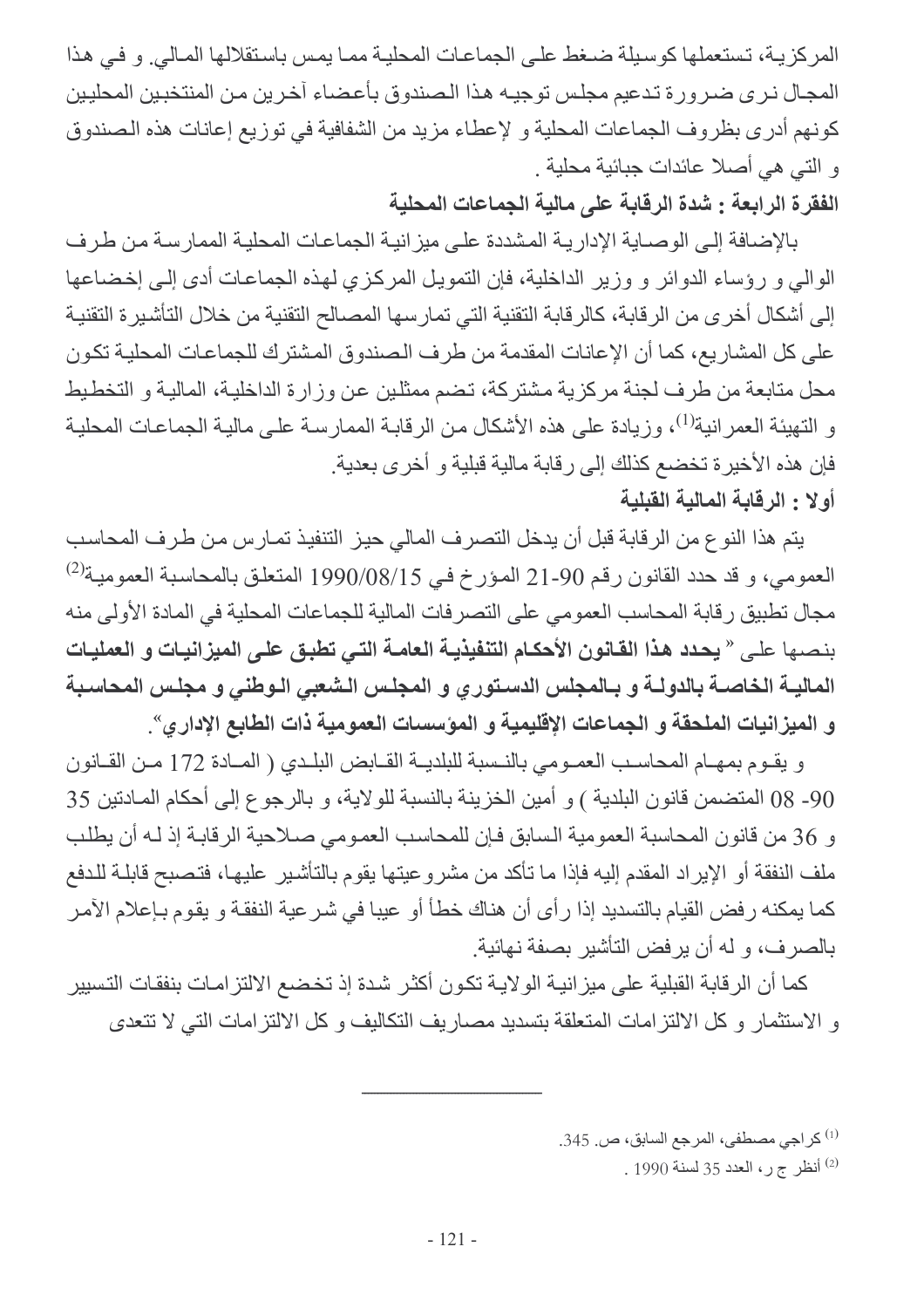المركزية، تستعملها كوسيلة ضغط على الجماعات المحلية مما يمس باستقلالها المالي. و في هذا المجال نرى ضرورة تدعيم مجلس توجيه هذا الصندوق بأعضاء آخرين من المنتخبين المحليين كونهم أدرى بظروف الجماعات المحلية و لإعطاء مزيد من الشفافية في توزيع إعانات هذه الصندوق و التي هي أصلا عائدات جبائية محلية .

**الفقرة الرابعة : شدة الرقابة على مالية الجماعات المحلية**

بالإضافة إلى الوصاية الإدارية المشددة على ميزانية الجماعات المحلية الممارسة من طرف الوالي و رؤساء الدوائر و وزير الداخلية، فإن التمويل المركزي لهذه الجماعات أدى إلى إخضاعها إلى أشكال أخرى من الرقابة، كالرقابة التقنية التي تمارسها المصالح التقنية من خلال التأشيرة التقنية على كل المشاريع، كما أن الإعانات المقدمة من طرف الصندوق المشترك للجماعات المحلية تكون محل متابعة من طرف لجنة مركزية مشتركة، تضم ممثلين عن وزارة الداخلية، المالية و التخطيط و التهيئة العمرانية[1]، وزيادة على هذه الأشكال من الرقابة الممارسة على مالية الجماعات المحلية فإن هذه الأخيرة تخضع كذلك إلى رقابة مالية قبلية و أخرى بعدية.

**أولا : الرقابة المالية القبلية**

يتم هذا النوع من الرقابة قبل أن يدخل التصرف المالي حيز التنفيذ تمارس من طرف المحاسب العمومي، و قد حدد القانون رقم 90-21 المؤرخ في 1990/08/15 المتعلق بالمحاسبة العمومية[2] مجال تطبيق رقابة المحاسب العمومي على التصرفات المالية للجماعات المحلية في المادة الأولى منه بنصها على " **يحدد هذا القانون الأحكام التنفيذية العامة التي تطبق على الميزانيات و العمليات المالية الخاصة بالدولة و بالمجلس الدستوري و المجلس الشعبي الوطني و مجلس المحاسبة و الميزانيات الملحقة و الجماعات الإقليمية و المؤسسات العمومية ذات الطابع الإداري**".

و يقوم بمهام المحاسب العمومي بالنسبة للبلدية القابض البلدي ( المادة 172 من القانون 90- 08 المتضمن قانون البلدية ) و أمين الخزينة بالنسبة للولاية، و بالرجوع إلى أحكام المادتين 35 و 36 من قانون المحاسبة العمومية السابق فإن للمحاسب العمومي صلاحية الرقابة إذ له أن يطلب ملف النفقة أو الإيراد المقدم إليه فإذا ما تأكد من مشروعيتها يقوم بالتأشير عليها، فتصبح قابلة للدفع كما يمكنه رفض القيام بالتسديد إذا رأى أن هناك خطأ أو عيبا في شرعية النفقة و يقوم بإعلام الآمر بالصرف، و له أن يرفض التأشير بصفة نهائية.

كما أن الرقابة القبلية على ميزانية الولاية تكون أكثر شدة إذ تخضع الالتزامات بنفقات التسيير و الاستثمار و كل الالتزامات المتعلقة بتسديد مصاريف التكاليف و كل الالتزامات التي لا تتعدى

---

[1] كراجي مصطفى، المرجع السابق، ص. 345.

[2] أنظر ج ر، العدد 35 لسنة 1990 .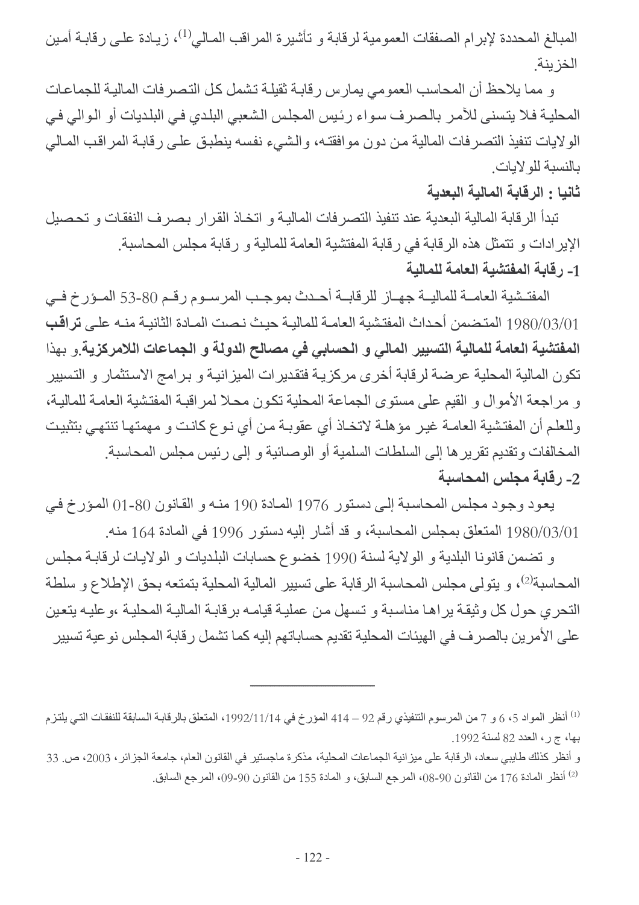المبالغ المحددة لإبرام الصفقات العمومية لرقابة و تأشيرة المراقب المالي[1]، زيادة على رقابة أمين الخزينة.

و مما يلاحظ أن المحاسب العمومي يمارس رقابة ثقيلة تشمل كل التصرفات المالية للجماعات المحلية فلا يتسنى للآمر بالصرف سواء رئيس المجلس الشعبي البلدي في البلديات أو الوالي في الولايات تنفيذ التصرفات المالية من دون موافقته، والشيء نفسه ينطبق على رقابة المراقب المالي بالنسبة للولايات.

### ثانيا : الرقابة المالية البعدية

تبدأ الرقابة المالية البعدية عند تنفيذ التصرفات المالية و اتخاذ القرار بصرف النفقات و تحصيل الإيرادات و تتمثل هذه الرقابة في رقابة المفتشية العامة للمالية و رقابة مجلس المحاسبة.

#### 1- رقابة المفتشية العامة للمالية

المفتشية العامة للمالية جهاز للرقابة أحدث بموجب المرسوم رقم 80-53 المؤرخ في 1980/03/01 المتضمن أحداث المفتشية العامة للمالية حيث نصت المادة الثانية منه على **تراقب المفتشية العامة للمالية التسيير المالي و الحسابي في مصالح الدولة و الجماعات اللامركزية**.و بهذا تكون المالية المحلية عرضة لرقابة أخرى مركزية فتقديرات الميزانية و برامج الاستثمار و التسيير و مراجعة الأموال و القيم على مستوى الجماعة المحلية تكون محلا لمراقبة المفتشية العامة للمالية، وللعلم أن المفتشية العامة غير مؤهلة لاتخاذ أي عقوبة من أي نوع كانت و مهمتها تنتهي بتثبيت المخالفات وتقديم تقريرها إلى السلطات السلمية أو الوصائية و إلى رئيس مجلس المحاسبة.

#### 2- رقابة مجلس المحاسبة

يعود وجود مجلس المحاسبة إلى دستور 1976 المادة 190 منه و القانون 80-01 المؤرخ في 1980/03/01 المتعلق بمجلس المحاسبة، و قد أشار إليه دستور 1996 في المادة 164 منه.

و تضمن قانونا البلدية و الولاية لسنة 1990 خضوع حسابات البلديات و الولايات لرقابة مجلس المحاسبة[2]، و يتولى مجلس المحاسبة الرقابة على تسيير المالية المحلية بتمتعه بحق الإطلاع و سلطة التحري حول كل وثيقة يراها مناسبة و تسهل من عملية قيامه برقابة المالية المحلية ،وعليه يتعين على الأمرين بالصرف في الهيئات المحلية تقديم حساباتهم إليه كما تشمل رقابة المجلس نوعية تسيير

---

[1] أنظر المواد 5، 6 و 7 من المرسوم التنفيذي رقم 92 – 414 المؤرخ في 1992/11/14، المتعلق بالرقابة السابقة للنفقات التي يلتزم بها، ج ر، العدد 82 لسنة 1992.

و أنظر كذلك طايبي سعاد، الرقابة على ميزانية الجماعات المحلية، مذكرة ماجستير في القانون العام، جامعة الجزائر، 2003، ص. 33

[2] أنظر المادة 176 من القانون 90-08، المرجع السابق، و المادة 155 من القانون 90-09، المرجع السابق.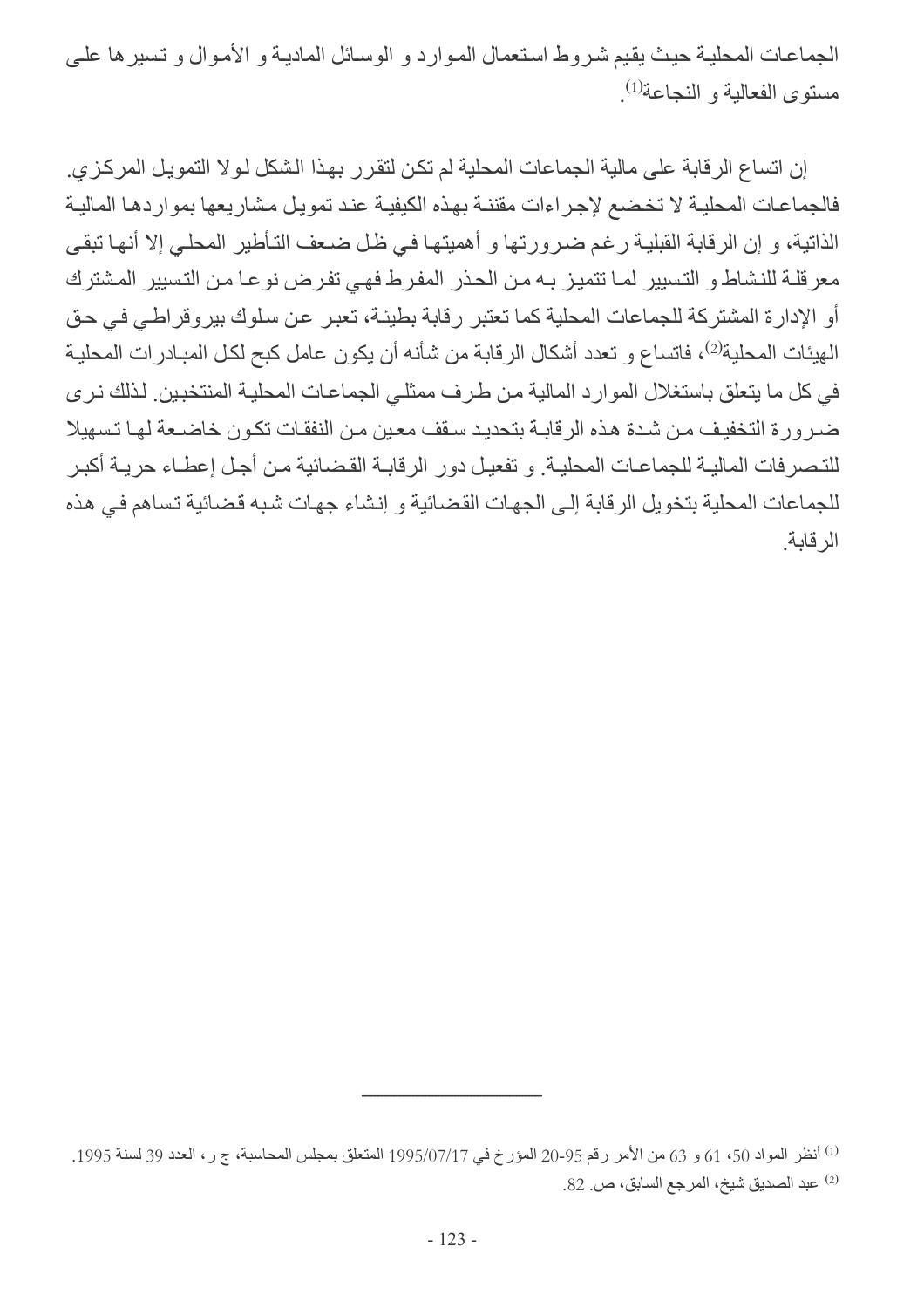الجماعات المحلية حيث يقيم شروط استعمال الموارد و الوسائل المادية و الأموال و تسيرها على مستوى الفعالية و النجاعة[1].

إن اتساع الرقابة على مالية الجماعات المحلية لم تكن لتقرر بهذا الشكل لولا التمويل المركزي. فالجماعات المحلية لا تخضع لإجراءات مقننة بهذه الكيفية عند تمويل مشاريعها بمواردها المالية الذاتية، و إن الرقابة القبلية رغم ضرورتها و أهميتها في ظل ضعف التأطير المحلي إلا أنها تبقى معرقلة للنشاط و التسيير لما تتميز به من الحذر المفرط فهي تفرض نوعا من التسيير المشترك أو الإدارة المشتركة للجماعات المحلية كما تعتبر رقابة بطيئة، تعبر عن سلوك بيروقراطي في حق الهيئات المحلية[2]، فاتساع و تعدد أشكال الرقابة من شأنه أن يكون عامل كبح لكل المبادرات المحلية في كل ما يتعلق باستغلال الموارد المالية من طرف ممثلي الجماعات المحلية المنتخبين. لذلك نرى ضرورة التخفيف من شدة هذه الرقابة بتحديد سقف معين من النفقات تكون خاضعة لها تسهيلا للتصرفات المالية للجماعات المحلية. و تفعيل دور الرقابة القضائية من أجل إعطاء حرية أكبر للجماعات المحلية بتخويل الرقابة إلى الجهات القضائية و إنشاء جهات شبه قضائية تساهم في هذه الرقابة.

---

[1] أنظر المواد 50، 61 و 63 من الأمر رقم 95-20 المؤرخ في 1995/07/17 المتعلق بمجلس المحاسبة، ج ر، العدد 39 لسنة 1995.

[2] عبد الصديق شيخ، المرجع السابق، ص. 82.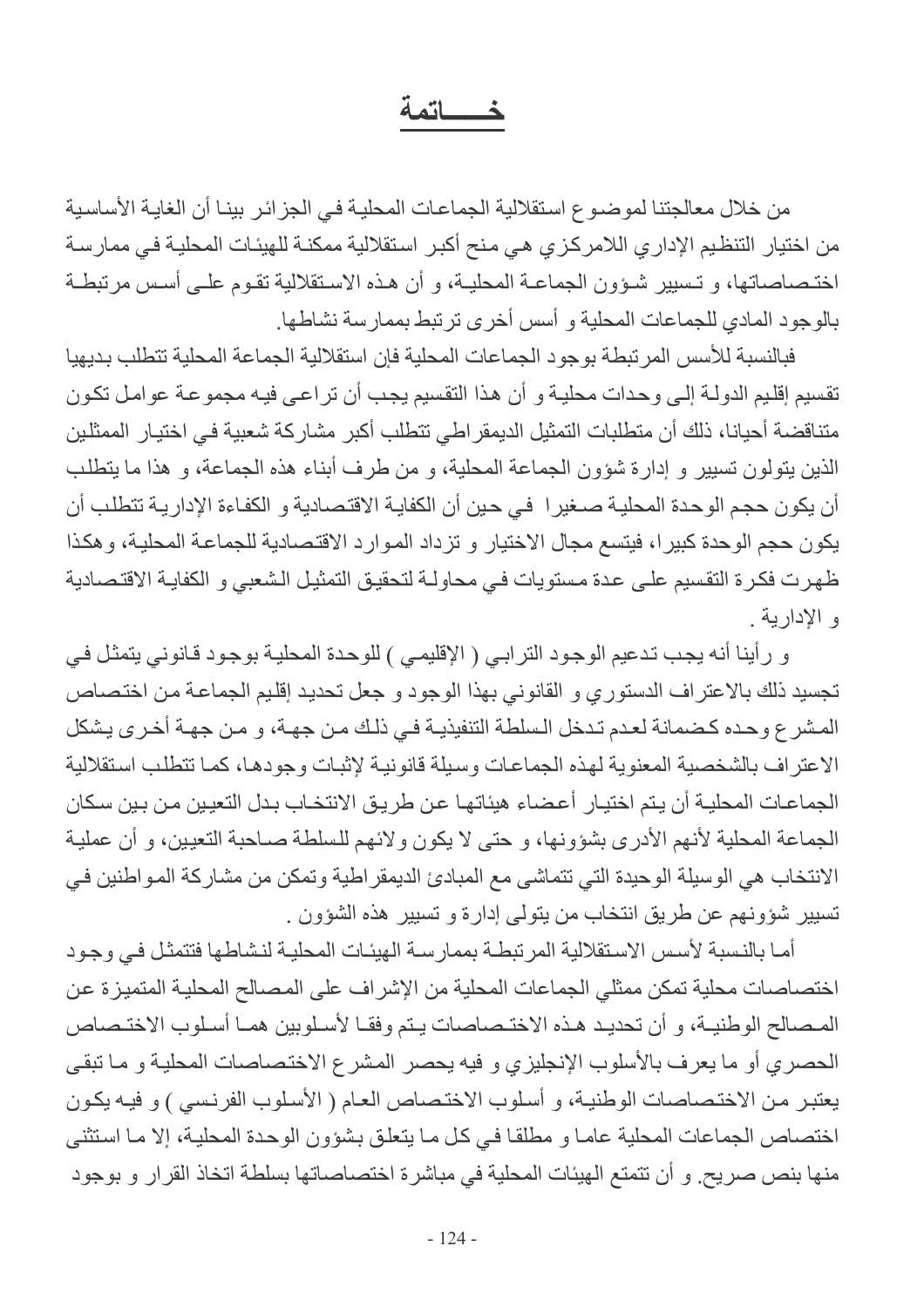# خـــــاتمة

من خلال معالجتنا لموضوع استقلالية الجماعات المحلية في الجزائر بينا أن الغاية الأساسية من اختيار التنظيم الإداري اللامركزي هي منح أكبر استقلالية ممكنة للهيئات المحلية في ممارسة اختصاصاتها، و تسيير شؤون الجماعة المحلية، و أن هذه الاستقلالية تقوم على أسس مرتبطة بالوجود المادي للجماعات المحلية و أسس أخرى ترتبط بممارسة نشاطها.

فبالنسبة للأسس المرتبطة بوجود الجماعات المحلية فإن استقلالية الجماعة المحلية تتطلب بديهيا تقسيم إقليم الدولة إلى وحدات محلية و أن هذا التقسيم يجب أن تراعى فيه مجموعة عوامل تكون متناقضة أحيانا، ذلك أن متطلبات التمثيل الديمقراطي تتطلب أكبر مشاركة شعبية في اختيار الممثلين الذين يتولون تسيير و إدارة شؤون الجماعة المحلية، و من طرف أبناء هذه الجماعة، و هذا ما يتطلب أن يكون حجم الوحدة المحلية صغيرا في حين أن الكفاية الاقتصادية و الكفاءة الإدارية تتطلب أن يكون حجم الوحدة كبيرا، فيتسع مجال الاختيار و تزداد الموارد الاقتصادية للجماعة المحلية، وهكذا ظهرت فكرة التقسيم على عدة مستويات في محاولة لتحقيق التمثيل الشعبي و الكفاية الاقتصادية و الإدارية .

و رأينا أنه يجب تدعيم الوجود الترابي ( الإقليمي ) للوحدة المحلية بوجود قانوني يتمثل في تجسيد ذلك بالاعتراف الدستوري و القانوني بهذا الوجود و جعل تحديد إقليم الجماعة من اختصاص المشرع وحده كضمانة لعدم تدخل السلطة التنفيذية في ذلك من جهة، و من جهة أخرى يشكل الاعتراف بالشخصية المعنوية لهذه الجماعات وسيلة قانونية لإثبات وجودها، كما تتطلب استقلالية الجماعات المحلية أن يتم اختيار أعضاء هيئاتها عن طريق الانتخاب بدل التعيين من بين سكان الجماعة المحلية لأنهم الأدرى بشؤونها، و حتى لا يكون ولائهم للسلطة صاحبة التعيين، و أن عملية الانتخاب هي الوسيلة الوحيدة التي تتماشى مع المبادئ الديمقراطية وتمكن من مشاركة المواطنين في تسيير شؤونهم عن طريق انتخاب من يتولى إدارة و تسيير هذه الشؤون .

أما بالنسبة لأسس الاستقلالية المرتبطة بممارسة الهيئات المحلية لنشاطها فتتمثل في وجود اختصاصات محلية تمكن ممثلي الجماعات المحلية من الإشراف على المصالح المحلية المتميزة عن المصالح الوطنية، و أن تحديد هذه الاختصاصات يتم وفقا لأسلوبين هما أسلوب الاختصاص الحصري أو ما يعرف بالأسلوب الإنجليزي و فيه يحصر المشرع الاختصاصات المحلية و ما تبقى يعتبر من الاختصاصات الوطنية، و أسلوب الاختصاص العام ( الأسلوب الفرنسي ) و فيه يكون اختصاص الجماعات المحلية عاما و مطلقا في كل ما يتعلق بشؤون الوحدة المحلية، إلا ما استثني منها بنص صريح. و أن تتمتع الهيئات المحلية في مباشرة اختصاصاتها بسلطة اتخاذ القرار و بوجود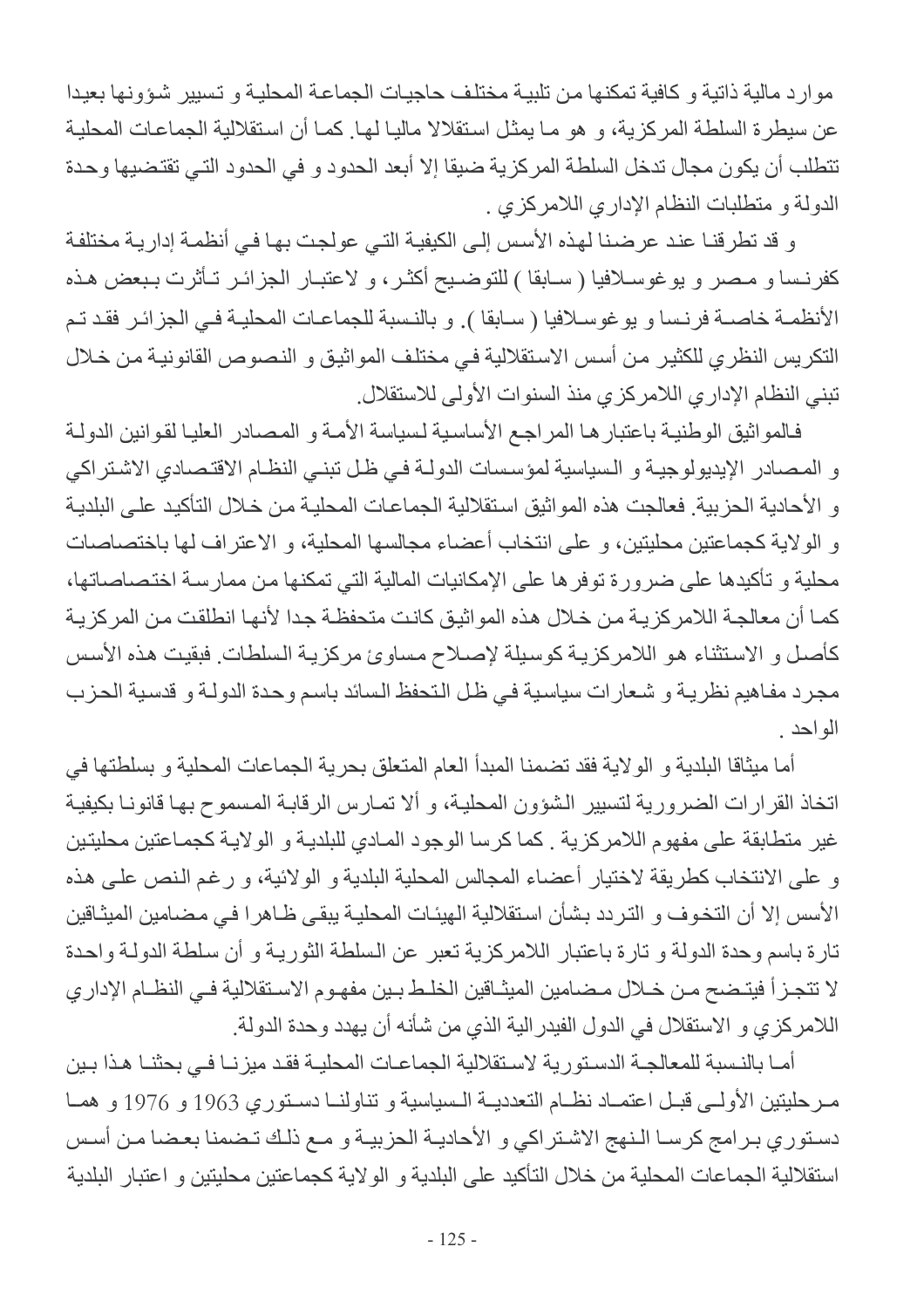موارد مالية ذاتية و كافية تمكنها من تلبية مختلف حاجيات الجماعة المحلية و تسيير شؤونها بعيدا عن سيطرة السلطة المركزية، و هو ما يمثل استقلالا ماليا لها. كما أن استقلالية الجماعات المحلية تتطلب أن يكون مجال تدخل السلطة المركزية ضيقا إلا أبعد الحدود و في الحدود التي تقتضيها وحدة الدولة و متطلبات النظام الإداري اللامركزي .

و قد تطرقنا عند عرضنا لهذه الأسس إلى الكيفية التي عولجت بها في أنظمة إدارية مختلفة كفرنسا و مصر و يوغوسلافيا ( سابقا ) للتوضيح أكثر، و لاعتبار الجزائر تأثرت ببعض هذه الأنظمة خاصة فرنسا و يوغوسلافيا ( سابقا ). و بالنسبة للجماعات المحلية في الجزائر فقد تم التكريس النظري للكثير من أسس الاستقلالية في مختلف المواثيق و النصوص القانونية من خلال تبني النظام الإداري اللامركزي منذ السنوات الأولى للاستقلال.

فالمواثيق الوطنية باعتبارها المراجع الأساسية لسياسة الأمة و المصادر العليا لقوانين الدولة و المصادر الإيديولوجية و السياسية لمؤسسات الدولة في ظل تبني النظام الاقتصادي الاشتراكي و الأحادية الحزبية. فعالجت هذه المواثيق استقلالية الجماعات المحلية من خلال التأكيد على البلدية و الولاية كجماعتين محليتين، و على انتخاب أعضاء مجالسها المحلية، و الاعتراف لها باختصاصات محلية و تأكيدها على ضرورة توفرها على الإمكانيات المالية التي تمكنها من ممارسة اختصاصاتها، كما أن معالجة اللامركزية من خلال هذه المواثيق كانت متحفظة جدا لأنها انطلقت من المركزية كأصل و الاستثناء هو اللامركزية كوسيلة لإصلاح مساوئ مركزية السلطات. فبقيت هذه الأسس مجرد مفاهيم نظرية و شعارات سياسية في ظل التحفظ السائد باسم وحدة الدولة و قدسية الحزب الواحد .

أما ميثاقا البلدية و الولاية فقد تضمنا المبدأ العام المتعلق بحرية الجماعات المحلية و بسلطتها في اتخاذ القرارات الضرورية لتسيير الشؤون المحلية، و ألا تمارس الرقابة المسموح بها قانونا بكيفية غير متطابقة على مفهوم اللامركزية . كما كرسا الوجود المادي للبلدية و الولاية كجماعتين محليتين و على الانتخاب كطريقة لاختيار أعضاء المجالس المحلية البلدية و الولائية، و رغم النص على هذه الأسس إلا أن التخوف و التردد بشأن استقلالية الهيئات المحلية يبقى ظاهرا في مضامين الميثاقين تارة باسم وحدة الدولة و تارة باعتبار اللامركزية تعبر عن السلطة الثورية و أن سلطة الدولة واحدة لا تتجزأ فيتضح من خلال مضامين الميثاقين الخلط بين مفهوم الاستقلالية في النظام الإداري اللامركزي و الاستقلال في الدول الفيدرالية الذي من شأنه أن يهدد وحدة الدولة.

أما بالنسبة للمعالجة الدستورية لاستقلالية الجماعات المحلية فقد ميزنا في بحثنا هذا بين مرحلتين الأولى قبل اعتماد نظام التعددية السياسية و تناولنا دستوري 1963 و 1976 و هما دستوري برامج كرسا النهج الاشتراكي و الأحادية الحزبية و مع ذلك تضمنا بعضا من أسس استقلالية الجماعات المحلية من خلال التأكيد على البلدية و الولاية كجماعتين محليتين و اعتبار البلدية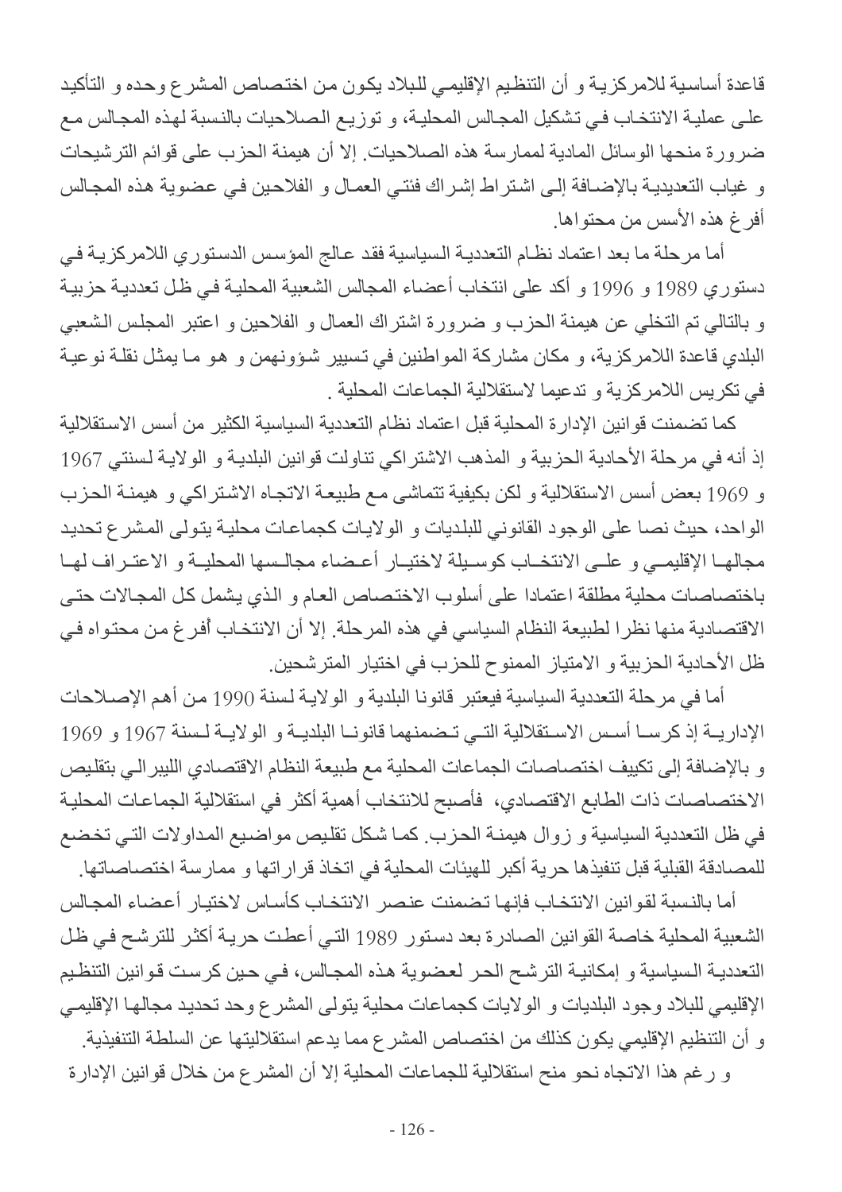قاعدة أساسية للامركزية و أن التنظيم الإقليمي للبلاد يكون من اختصاص المشرع وحده و التأكيد على عملية الانتخاب في تشكيل المجالس المحلية، و توزيع الصلاحيات بالنسبة لهذه المجالس مع ضرورة منحها الوسائل المادية لممارسة هذه الصلاحيات. إلا أن هيمنة الحزب على قوائم الترشيحات و غياب التعددية بالإضافة إلى اشتراط إشراك فئتي العمال و الفلاحين في عضوية هذه المجالس أفرغ هذه الأسس من محتواها.

أما مرحلة ما بعد اعتماد نظام التعددية السياسية فقد عالج المؤسس الدستوري اللامركزية في دستوري 1989 و 1996 و أكد على انتخاب أعضاء المجالس الشعبية المحلية في ظل تعددية حزبية و بالتالي تم التخلي عن هيمنة الحزب و ضرورة اشتراك العمال و الفلاحين و اعتبر المجلس الشعبي البلدي قاعدة اللامركزية، و مكان مشاركة المواطنين في تسيير شؤونهم و هو ما يمثل نقلة نوعية في تكريس اللامركزية و تدعيما لاستقلالية الجماعات المحلية .

كما تضمنت قوانين الإدارة المحلية قبل اعتماد نظام التعددية السياسية الكثير من أسس الاستقلالية إذ أنه في مرحلة الأحادية الحزبية و المذهب الاشتراكي تناولت قوانين البلدية و الولاية لسنتي 1967 و 1969 بعض أسس الاستقلالية و لكن بكيفية تتماشى مع طبيعة الاتجاه الاشتراكي و هيمنة الحزب الواحد، حيث نصا على الوجود القانوني للبلديات و الولايات كجماعات محلية يتولى المشرع تحديد مجالها الإقليمي و على الانتخاب كوسيلة لاختيار أعضاء مجالسها المحلية و الاعتراف لها باختصاصات محلية مطلقة اعتمادا على أسلوب الاختصاص العام و الذي يشمل كل المجالات حتى الاقتصادية منها نظرا لطبيعة النظام السياسي في هذه المرحلة. إلا أن الانتخاب أفرغ من محتواه في ظل الأحادية الحزبية و الامتياز الممنوح للحزب في اختيار المترشحين.

أما في مرحلة التعددية السياسية فيعتبر قانونا البلدية و الولاية لسنة 1990 من أهم الإصلاحات الإدارية إذ كرسا أسس الاستقلالية التي تضمنهما قانونا البلدية و الولاية لسنة 1967 و 1969 و بالإضافة إلى تكييف اختصاصات الجماعات المحلية مع طبيعة النظام الاقتصادي الليبرالي بتقليص الاختصاصات ذات الطابع الاقتصادي، فأصبح للانتخاب أهمية أكثر في استقلالية الجماعات المحلية في ظل التعددية السياسية و زوال هيمنة الحزب. كما شكل تقليص مواضيع المداولات التي تخضع للمصادقة القبلية قبل تنفيذها حرية أكبر للهيئات المحلية في اتخاذ قراراتها و ممارسة اختصاصاتها.

أما بالنسبة لقوانين الانتخاب فإنها تضمنت عنصر الانتخاب كأساس لاختيار أعضاء المجالس الشعبية المحلية خاصة القوانين الصادرة بعد دستور 1989 التي أعطت حرية أكثر للترشح في ظل التعددية السياسية و إمكانية الترشح الحر لعضوية هذه المجالس، في حين كرست قوانين التنظيم الإقليمي للبلاد وجود البلديات و الولايات كجماعات محلية يتولى المشرع وحد تحديد مجالها الإقليمي و أن التنظيم الإقليمي يكون كذلك من اختصاص المشرع مما يدعم استقلاليتها عن السلطة التنفيذية.

و رغم هذا الاتجاه نحو منح استقلالية للجماعات المحلية إلا أن المشرع من خلال قوانين الإدارة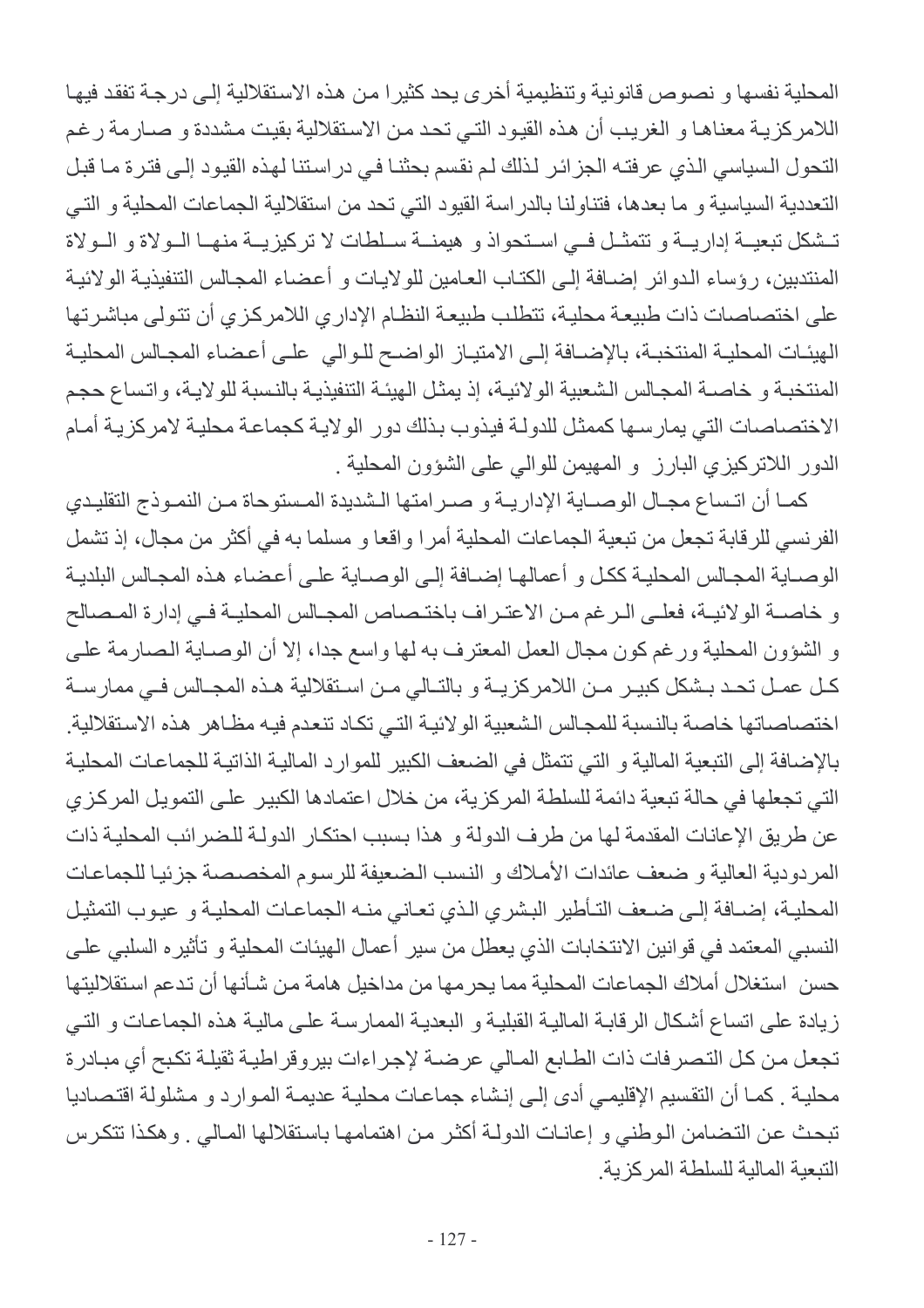المحلية نفسها و نصوص قانونية وتنظيمية أخرى يحد كثيرا من هذه الاستقلالية إلى درجة تفقد فيها اللامركزية معناها و الغريب أن هذه القيود التي تحد من الاستقلالية بقيت مشددة و صارمة رغم التحول السياسي الذي عرفته الجزائر لذلك لم نقسم بحثنا في دراستنا لهذه القيود إلى فترة ما قبل التعددية السياسية و ما بعدها، فتناولنا بالدراسة القيود التي تحد من استقلالية الجماعات المحلية و التي تشكل تبعية إدارية و تتمثل في استحواذ و هيمنة سلطات لا تركيزية منها الولاة و الولاة المنتدبين، رؤساء الدوائر إضافة إلى الكتاب العامين للولايات و أعضاء المجالس التنفيذية الولائية على اختصاصات ذات طبيعة محلية، تتطلب طبيعة النظام الإداري اللامركزي أن تتولى مباشرتها الهيئات المحلية المنتخبة، بالإضافة إلى الامتياز الواضح للوالي على أعضاء المجالس المحلية المنتخبة و خاصة المجالس الشعبية الولائية، إذ يمثل الهيئة التنفيذية بالنسبة للولاية، واتساع حجم الاختصاصات التي يمارسها كممثل للدولة فيذوب بذلك دور الولاية كجماعة محلية لامركزية أمام الدور اللاتركيزي البارز و المهيمن للوالي على الشؤون المحلية .

كما أن اتساع مجال الوصاية الإدارية و صرامتها الشديدة المستوحاة من النموذج التقليدي الفرنسي للرقابة تجعل من تبعية الجماعات المحلية أمرا واقعا و مسلما به في أكثر من مجال، إذ تشمل الوصاية المجالس المحلية ككل و أعمالها إضافة إلى الوصاية على أعضاء هذه المجالس البلدية و خاصة الولائية، فعلى الرغم من الاعتراف باختصاص المجالس المحلية في إدارة المصالح و الشؤون المحلية ورغم كون مجال العمل المعترف به لها واسع جدا، إلا أن الوصاية الصارمة على كل عمل تحد بشكل كبير من اللامركزية و بالتالي من استقلالية هذه المجالس في ممارسة اختصاصاتها خاصة بالنسبة للمجالس الشعبية الولائية التي تكاد تنعدم فيه مظاهر هذه الاستقلالية. بالإضافة إلى التبعية المالية و التي تتمثل في الضعف الكبير للموارد المالية الذاتية للجماعات المحلية التي تجعلها في حالة تبعية دائمة للسلطة المركزية، من خلال اعتمادها الكبير على التمويل المركزي عن طريق الإعانات المقدمة لها من طرف الدولة و هذا بسبب احتكار الدولة للضرائب المحلية ذات المردودية العالية و ضعف عائدات الأملاك و النسب الضعيفة للرسوم المخصصة جزئيا للجماعات المحلية، إضافة إلى ضعف التأطير البشري الذي تعاني منه الجماعات المحلية و عيوب التمثيل النسبي المعتمد في قوانين الانتخابات الذي يعطل من سير أعمال الهيئات المحلية و تأثيره السلبي على حسن استغلال أملاك الجماعات المحلية مما يحرمها من مداخيل هامة من شأنها أن تدعم استقلاليتها زيادة على اتساع أشكال الرقابة المالية القبلية و البعدية الممارسة على مالية هذه الجماعات و التي تجعل من كل التصرفات ذات الطابع المالي عرضة لإجراءات بيروقراطية ثقيلة تكبح أي مبادرة محلية . كما أن التقسيم الإقليمي أدى إلى إنشاء جماعات محلية عديمة الموارد و مشلولة اقتصاديا تبحث عن التضامن الوطني و إعانات الدولة أكثر من اهتمامها باستقلالها المالي . وهكذا تتكرس التبعية المالية للسلطة المركزية.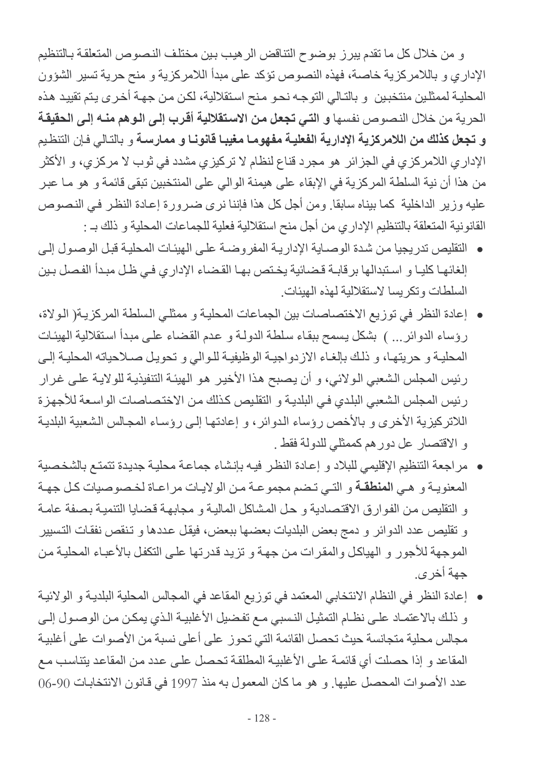و من خلال كل ما تقدم يبرز بوضوح التناقض الرهيب بين مختلف النصوص المتعلقة بالتنظيم الإداري و باللامركزية خاصة، فهذه النصوص تؤكد على مبدأ اللامركزية و منح حرية تسير الشؤون المحلية لممثلين منتخبين و بالتالي التوجه نحو منح استقلالية، لكن من جهة أخرى يتم تقييد هذه الحرية من خلال النصوص نفسها **و التي تجعل من الاستقلالية أقرب إلى الوهم منه إلى الحقيقة و تجعل كذلك من اللامركزية الإدارية الفعلية مفهوما مغيبا قانونا و ممارسة** و بالتالي فإن التنظيم الإداري اللامركزي في الجزائر هو مجرد قناع لنظام لا تركيزي مشدد في ثوب لا مركزي، و الأكثر من هذا أن نية السلطة المركزية في الإبقاء على هيمنة الوالي على المنتخبين تبقى قائمة و هو ما عبر عليه وزير الداخلية كما بيناه سابقا. ومن أجل كل هذا فإننا نرى ضرورة إعادة النظر في النصوص القانونية المتعلقة بالتنظيم الإداري من أجل منح استقلالية فعلية للجماعات المحلية و ذلك بـ :

- التقليص تدريجيا من شدة الوصاية الإدارية المفروضة على الهيئات المحلية قبل الوصول إلى إلغائها كليا و استبدالها برقابة قضائية يختص بها القضاء الإداري في ظل مبدأ الفصل بين السلطات وتكريسا لاستقلالية لهذه الهيئات.
- إعادة النظر في توزيع الاختصاصات بين الجماعات المحلية و ممثلي السلطة المركزية( الولاة، رؤساء الدوائر... ) بشكل يسمح ببقاء سلطة الدولة و عدم القضاء على مبدأ استقلالية الهيئات المحلية و حريتها، و ذلك بإلغاء الازدواجية الوظيفية للوالي و تحويل صلاحياته المحلية إلى رئيس المجلس الشعبي الولائي، و أن يصبح هذا الأخير هو الهيئة التنفيذية للولاية على غرار رئيس المجلس الشعبي البلدي في البلدية و التقليص كذلك من الاختصاصات الواسعة للأجهزة اللاتركيزية الأخرى و بالأخص رؤساء الدوائر، و إعادتها إلى رؤساء المجالس الشعبية البلدية و الاقتصار عل دورهم كممثلي للدولة فقط .
- مراجعة التنظيم الإقليمي للبلاد و إعادة النظر فيه بإنشاء جماعة محلية جديدة تتمتع بالشخصية المعنوية و هي **المنطقة** و التي تضم مجموعة من الولايات مراعاة لخصوصيات كل جهة و التقليص من الفوارق الاقتصادية و حل المشاكل المالية و مجابهة قضايا التنمية بصفة عامة و تقليص عدد الدوائر و دمج بعض البلديات بعضها ببعض، فيقل عددها و تنقص نفقات التسيير الموجهة للأجور و الهياكل والمقرات من جهة و تزيد قدرتها على التكفل بالأعباء المحلية من جهة أخرى.
- إعادة النظر في النظام الانتخابي المعتمد في توزيع المقاعد في المجالس المحلية البلدية و الولائية و ذلك بالاعتماد على نظام التمثيل النسبي مع تفضيل الأغلبية الذي يمكن من الوصول إلى مجالس محلية متجانسة حيث تحصل القائمة التي تحوز على أعلى نسبة من الأصوات على أغلبية المقاعد و إذا حصلت أي قائمة على الأغلبية المطلقة تحصل على عدد من المقاعد يتناسب مع عدد الأصوات المحصل عليها. و هو ما كان المعمول به منذ 1997 في قانون الانتخابات 90-06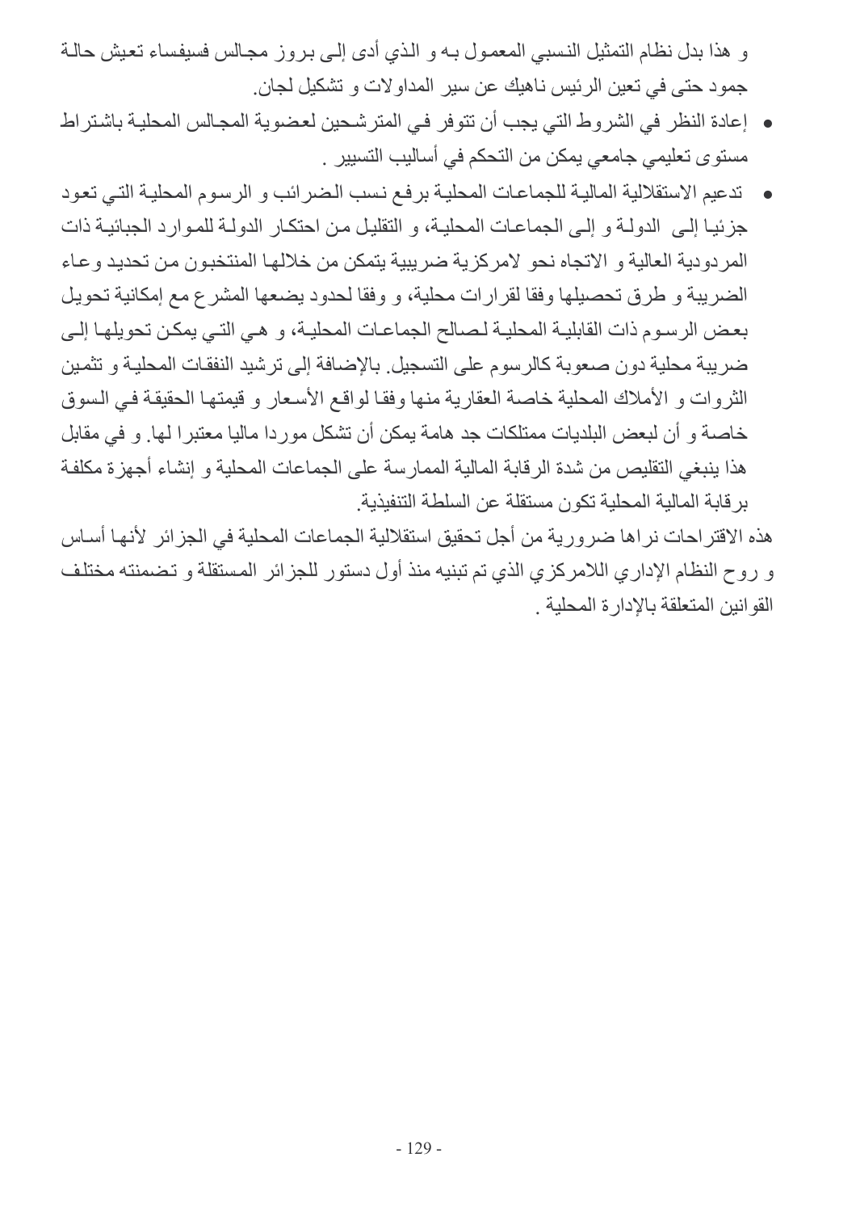و هذا بدل نظام التمثيل النسبي المعمول به و الذي أدى إلى بروز مجالس فسيفساء تعيش حالة جمود حتى في تعين الرئيس ناهيك عن سير المداولات و تشكيل لجان.

- إعادة النظر في الشروط التي يجب أن تتوفر في المترشحين لعضوية المجالس المحلية باشتراط مستوى تعليمي جامعي يمكن من التحكم في أساليب التسيير .
- تدعيم الاستقلالية المالية للجماعات المحلية برفع نسب الضرائب و الرسوم المحلية التي تعود جزئيا إلى الدولة و إلى الجماعات المحلية، و التقليل من احتكار الدولة للموارد الجبائية ذات المردودية العالية و الاتجاه نحو لامركزية ضريبية يتمكن من خلالها المنتخبون من تحديد وعاء الضريبة و طرق تحصيلها وفقا لقرارات محلية، و وفقا لحدود يضعها المشرع مع إمكانية تحويل بعض الرسوم ذات القابلية المحلية لصالح الجماعات المحلية، و هي التي يمكن تحويلها إلى ضريبة محلية دون صعوبة كالرسوم على التسجيل. بالإضافة إلى ترشيد النفقات المحلية و تثمين الثروات و الأملاك المحلية خاصة العقارية منها وفقا لواقع الأسعار و قيمتها الحقيقة في السوق خاصة و أن لبعض البلديات ممتلكات جد هامة يمكن أن تشكل موردا ماليا معتبرا لها. و في مقابل هذا ينبغي التقليص من شدة الرقابة المالية الممارسة على الجماعات المحلية و إنشاء أجهزة مكلفة برقابة المالية المحلية تكون مستقلة عن السلطة التنفيذية.

هذه الاقتراحات نراها ضرورية من أجل تحقيق استقلالية الجماعات المحلية في الجزائر لأنها أساس و روح النظام الإداري اللامركزي الذي تم تبنيه منذ أول دستور للجزائر المستقلة و تضمنته مختلف القوانين المتعلقة بالإدارة المحلية .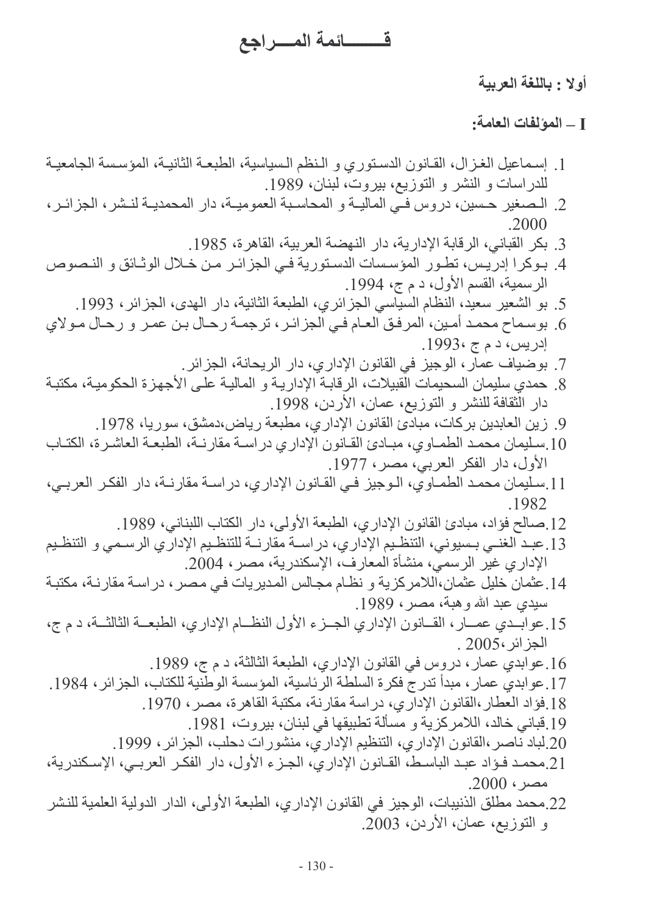# قـــــــائمة المـــراجع

**أولا : باللغة العربية**

**I – المؤلفات العامة:**

1. إسماعيل الغزال، القانون الدستوري و النظم السياسية، الطبعة الثانية، المؤسسة الجامعية للدراسات و النشر و التوزيع، بيروت، لبنان، 1989.
2. الصغير حسين، دروس في المالية و المحاسبة العمومية، دار المحمدية لنشر، الجزائر، 2000.
3. بكر القباني، الرقابة الإدارية، دار النهضة العربية، القاهرة، 1985.
4. بوكرا إدريس، تطور المؤسسات الدستورية في الجزائر من خلال الوثائق و النصوص الرسمية، القسم الأول، د م ج، 1994.
5. بو الشعير سعيد، النظام السياسي الجزائري، الطبعة الثانية، دار الهدى، الجزائر، 1993.
6. بوسماح محمد أمين، المرفق العام في الجزائر، ترجمة رحال بن عمر و رحال مولاي إدريس، د م ج ،1993.
7. بوضياف عمار، الوجيز في القانون الإداري، دار الريحانة، الجزائر.
8. حمدي سليمان السحيمات القبيلات، الرقابة الإدارية و المالية على الأجهزة الحكومية، مكتبة دار الثقافة للنشر و التوزيع، عمان، الأردن، 1998.
9. زين العابدين بركات، مبادئ القانون الإداري، مطبعة رياض،دمشق، سوريا، 1978.
10. سليمان محمد الطماوي، مبادئ القانون الإداري دراسة مقارنة، الطبعة العاشرة، الكتاب الأول، دار الفكر العربي، مصر، 1977.
11. سليمان محمد الطماوي، الوجيز في القانون الإداري، دراسة مقارنة، دار الفكر العربي، 1982.
12. صالح فؤاد، مبادئ القانون الإداري، الطبعة الأولى، دار الكتاب اللبناني، 1989.
13. عبد الغني بسيوني، التنظيم الإداري، دراسة مقارنة للتنظيم الإداري الرسمي و التنظيم الإداري غير الرسمي، منشأة المعارف، الإسكندرية، مصر، 2004.
14. عثمان خليل عثمان،اللامركزية و نظام مجالس المديريات في مصر، دراسة مقارنة، مكتبة سيدي عبد الله وهبة، مصر، 1989.
15. عوابدي عمار، القانون الإداري الجزء الأول النظام الإداري، الطبعة الثالثة، د م ج، الجزائر،2005 .
16. عوابدي عمار، دروس في القانون الإداري، الطبعة الثالثة، د م ج، 1989.
17. عوابدي عمار، مبدأ تدرج فكرة السلطة الرئاسية، المؤسسة الوطنية للكتاب، الجزائر، 1984.
18. فؤاد العطار،القانون الإداري، دراسة مقارنة، مكتبة القاهرة، مصر، 1970.
19. قباني خالد، اللامركزية و مسألة تطبيقها في لبنان، بيروت، 1981.
20. لباد ناصر،القانون الإداري، التنظيم الإداري، منشورات دحلب، الجزائر، 1999.
21. محمد فؤاد عبد الباسط، القانون الإداري، الجزء الأول، دار الفكر العربي، الإسكندرية، مصر، 2000.
22. محمد مطلق الذنيبات، الوجيز في القانون الإداري، الطبعة الأولى، الدار الدولية العلمية للنشر و التوزيع، عمان، الأردن، 2003.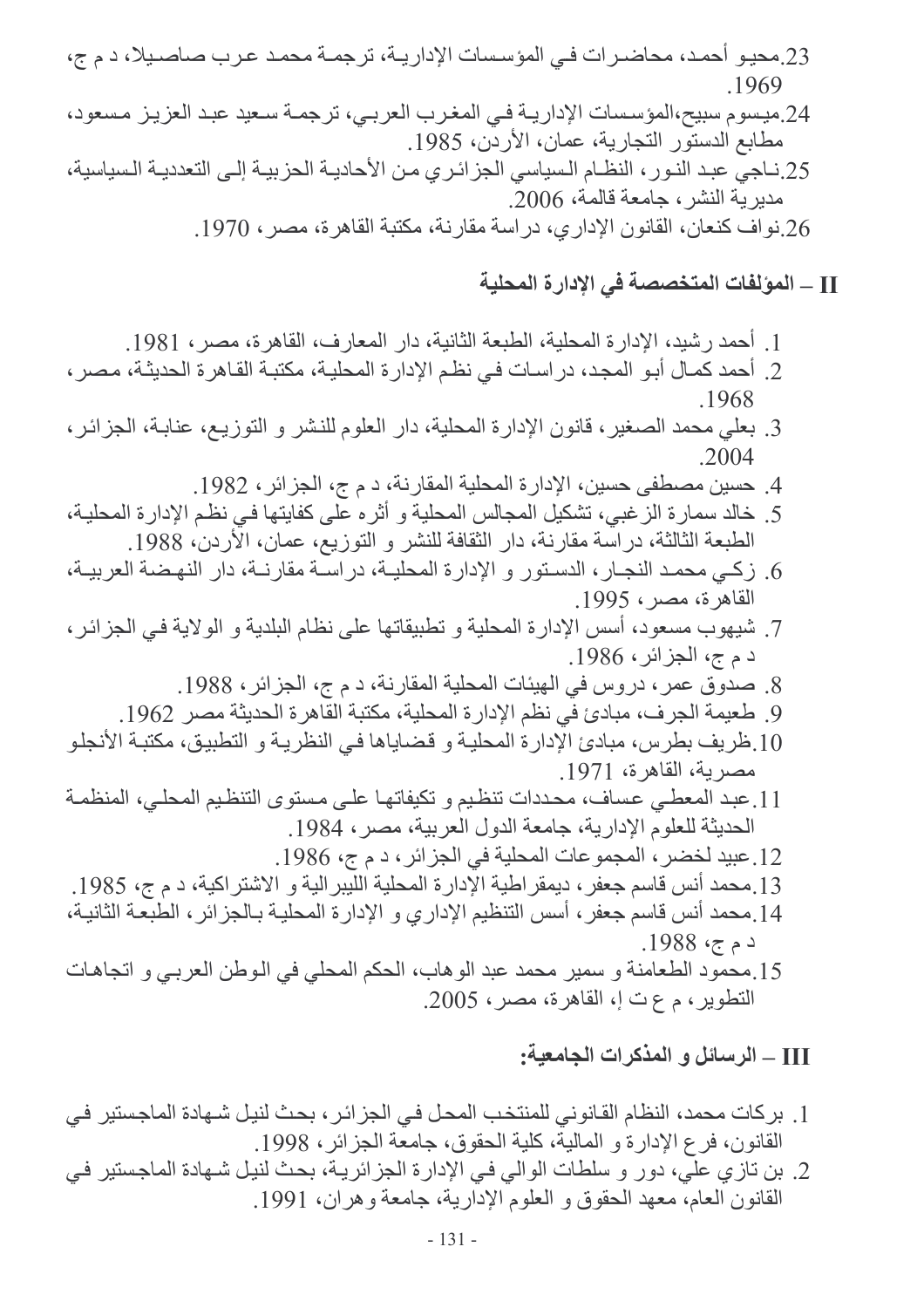23. محيو أحمد، محاضرات في المؤسسات الإدارية، ترجمة محمد عرب صاصيلا، د م ج، 1969.

24. ميسوم سبيح، المؤسسات الإدارية في المغرب العربي، ترجمة سعيد عبد العزيز مسعود، مطابع الدستور التجارية، عمان، الأردن، 1985.

25. ناجي عبد النور، النظام السياسي الجزائري من الأحادية الحزبية إلى التعددية السياسية، مديرية النشر، جامعة قالمة، 2006.

26. نواف كنعان، القانون الإداري، دراسة مقارنة، مكتبة القاهرة، مصر، 1970.

## II – المؤلفات المتخصصة في الإدارة المحلية

1. أحمد رشيد، الإدارة المحلية، الطبعة الثانية، دار المعارف، القاهرة، مصر، 1981.
2. أحمد كمال أبو المجد، دراسات في نظم الإدارة المحلية، مكتبة القاهرة الحديثة، مصر، 1968.
3. بعلي محمد الصغير، قانون الإدارة المحلية، دار العلوم للنشر و التوزيع، عنابة، الجزائر، 2004.
4. حسين مصطفى حسين، الإدارة المحلية المقارنة، د م ج، الجزائر، 1982.
5. خالد سمارة الزغبي، تشكيل المجالس المحلية و أثره على كفايتها في نظم الإدارة المحلية، الطبعة الثالثة، دراسة مقارنة، دار الثقافة للنشر و التوزيع، عمان، الأردن، 1988.
6. زكي محمد النجار، الدستور و الإدارة المحلية، دراسة مقارنة، دار النهضة العربية، القاهرة، مصر، 1995.
7. شيهوب مسعود، أسس الإدارة المحلية و تطبيقاتها على نظام البلدية و الولاية في الجزائر، د م ج، الجزائر، 1986.
8. صدوق عمر، دروس في الهيئات المحلية المقارنة، د م ج، الجزائر، 1988.
9. طعيمة الجرف، مبادئ في نظم الإدارة المحلية، مكتبة القاهرة الحديثة مصر 1962.
10. ظريف بطرس، مبادئ الإدارة المحلية و قضاياها في النظرية و التطبيق، مكتبة الأنجلو مصرية، القاهرة، 1971.
11. عبد المعطي عساف، محددات تنظيم و تكيفاتها على مستوى التنظيم المحلي، المنظمة الحديثة للعلوم الإدارية، جامعة الدول العربية، مصر، 1984.
12. عبيد لخضر، المجموعات المحلية في الجزائر، د م ج، 1986.
13. محمد أنس قاسم جعفر، ديمقراطية الإدارة المحلية الليبرالية و الاشتراكية، د م ج، 1985.
14. محمد أنس قاسم جعفر، أسس التنظيم الإداري و الإدارة المحلية بالجزائر، الطبعة الثانية، د م ج، 1988.
15. محمود الطعامنة و سمير محمد عبد الوهاب، الحكم المحلي في الوطن العربي و اتجاهات التطوير، م ع ت إ، القاهرة، مصر، 2005.

## III – الرسائل و المذكرات الجامعية:

1. بركات محمد، النظام القانوني للمنتخب المحل في الجزائر، بحث لنيل شهادة الماجستير في القانون، فرع الإدارة و المالية، كلية الحقوق، جامعة الجزائر، 1998.
2. بن تازي علي، دور و سلطات الوالي في الإدارة الجزائرية، بحث لنيل شهادة الماجستير في القانون العام، معهد الحقوق و العلوم الإدارية، جامعة وهران، 1991.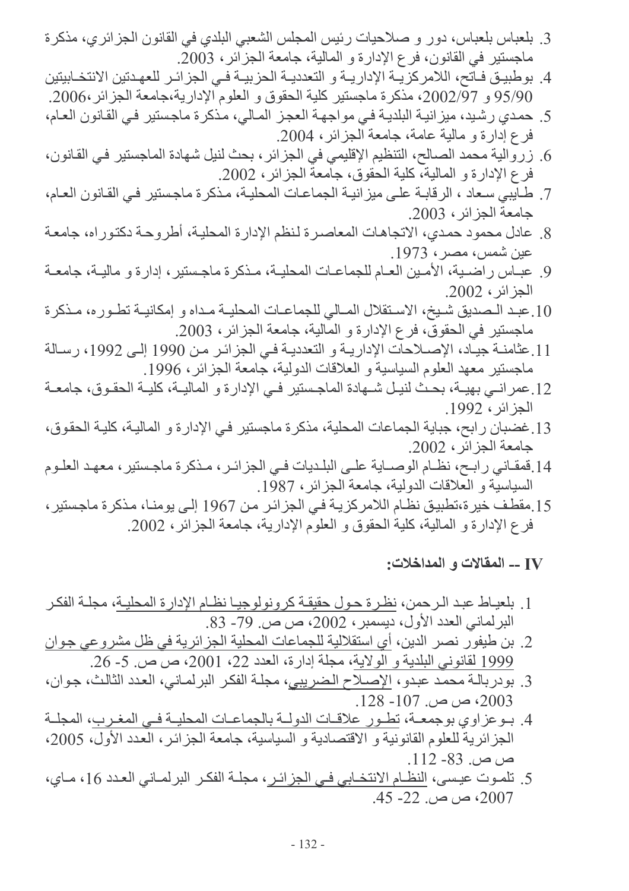3. بلعباس بلعباس، دور و صلاحيات رئيس المجلس الشعبي البلدي في القانون الجزائري، مذكرة ماجستير في القانون، فرع الإدارة و المالية، جامعة الجزائر، 2003.
4. بوطبيق فاتح، اللامركزية الإدارية و التعددية الحزبية في الجزائر للعهدتين الانتخابيتين 95/90 و 2002/97، مذكرة ماجستير كلية الحقوق و العلوم الإدارية،جامعة الجزائر،2006.
5. حمدي رشيد، ميزانية البلدية في مواجهة العجز المالي، مذكرة ماجستير في القانون العام، فرع إدارة و مالية عامة، جامعة الجزائر، 2004.
6. زروالية محمد الصالح، التنظيم الإقليمي في الجزائر، بحث لنيل شهادة الماجستير في القانون، فرع الإدارة و المالية، كلية الحقوق، جامعة الجزائر، 2002.
7. طايبي سعاد ، الرقابة على ميزانية الجماعات المحلية، مذكرة ماجستير في القانون العام، جامعة الجزائر، 2003.
8. عادل محمود حمدي، الاتجاهات المعاصرة لنظم الإدارة المحلية، أطروحة دكتوراه، جامعة عين شمس، مصر، 1973.
9. عباس راضية، الأمين العام للجماعات المحلية، مذكرة ماجستير، إدارة و مالية، جامعة الجزائر، 2002.
10. عبد الصديق شيخ، الاستقلال المالي للجماعات المحلية مداه و إمكانية تطوره، مذكرة ماجستير في الحقوق، فرع الإدارة و المالية، جامعة الجزائر، 2003.
11. عثامنة جياد، الإصلاحات الإدارية و التعددية في الجزائر من 1990 إلى 1992، رسالة ماجستير معهد العلوم السياسية و العلاقات الدولية، جامعة الجزائر، 1996.
12. عمراني بهية، بحث لنيل شهادة الماجستير في الإدارة و المالية، كلية الحقوق، جامعة الجزائر، 1992.
13. غضبان رابح، جباية الجماعات المحلية، مذكرة ماجستير في الإدارة و المالية، كلية الحقوق، جامعة الجزائر، 2002.
14. قمقاني رابح، نظام الوصاية على البلديات في الجزائر، مذكرة ماجستير، معهد العلوم السياسية و العلاقات الدولية، جامعة الجزائر، 1987.
15. مقطف خيرة،تطبيق نظام اللامركزية في الجزائر من 1967 إلى يومنا، مذكرة ماجستير، فرع الإدارة و المالية، كلية الحقوق و العلوم الإدارية، جامعة الجزائر، 2002.

## IV -- المقالات و المداخلات:

1. بلعياط عبد الرحمن، نظرة حول حقيقة كرونولوجيا نظام الإدارة المحلية، مجلة الفكر البرلماني العدد الأول، ديسمبر، 2002، ص ص. 79- 83.
2. بن طيفور نصر الدين، أي استقلالية للجماعات المحلية الجزائرية في ظل مشروعي جوان 1999 لقانوني البلدية و الولاية، مجلة إدارة، العدد 22، 2001، ص ص. 5- 26.
3. بودربالة محمد عبدو، الإصلاح الضريبي، مجلة الفكر البرلماني، العدد الثالث، جوان، 2003، ص ص. 107- 128.
4. بوعزاوي بوجمعة، تطور علاقات الدولة بالجماعات المحلية في المغرب، المجلة الجزائرية للعلوم القانونية و الاقتصادية و السياسية، جامعة الجزائر، العدد الأول، 2005، ص ص. 83- 112.
5. تلموت عيسى، النظام الانتخابي في الجزائر، مجلة الفكر البرلماني العدد 16، ماي، 2007، ص ص. 22- 45.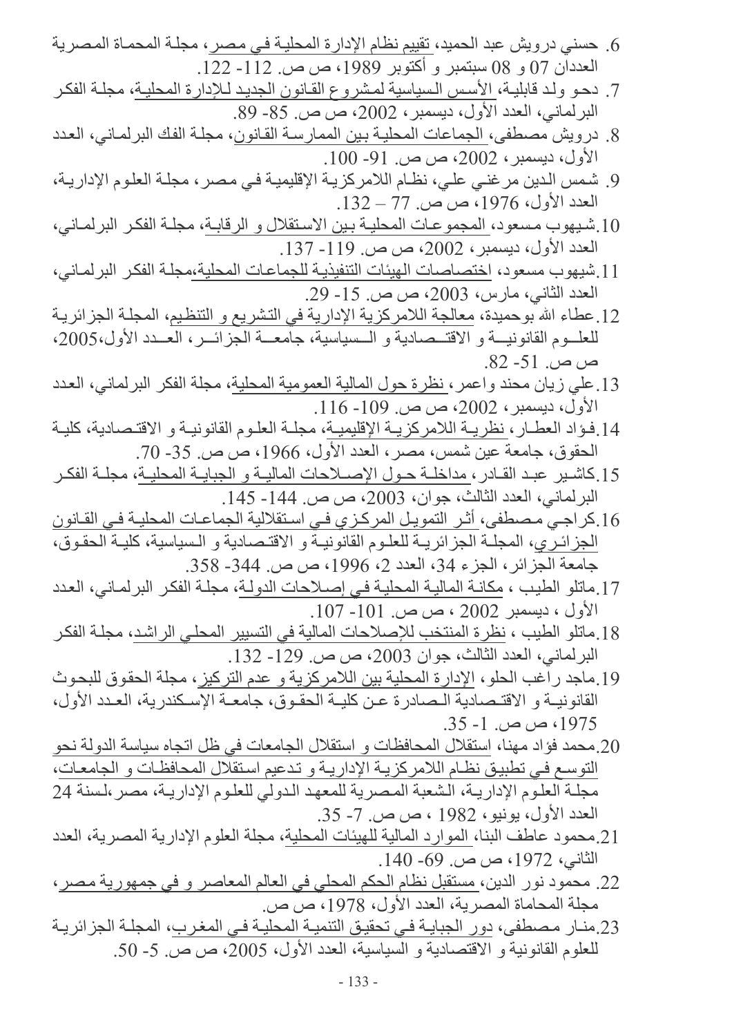6. حسني درويش عبد الحميد، تقييم نظام الإدارة المحلية في مصر، مجلة المحماة المصرية العددان 07 و 08 سبتمبر و أكتوبر 1989، ص ص. 112- 122.
7. دحو ولد قابلية، الأسس السياسية لمشروع القانون الجديد للإدارة المحلية، مجلة الفكر البرلماني، العدد الأول، ديسمبر، 2002، ص ص. 85- 89.
8. درويش مصطفى، الجماعات المحلية بين الممارسة القانون، مجلة الفك البرلماني، العدد الأول، ديسمبر، 2002، ص ص. 91- 100.
9. شمس الدين مرغني علي، نظام اللامركزية الإقليمية في مصر، مجلة العلوم الإدارية، العدد الأول، 1976، ص ص. 77 – 132.
10. شيهوب مسعود، المجموعات المحلية بين الاستقلال و الرقابة، مجلة الفكر البرلماني، العدد الأول، ديسمبر، 2002، ص ص. 119- 137.
11. شيهوب مسعود، اختصاصات الهيئات التنفيذية للجماعات المحلية،مجلة الفكر البرلماني، العدد الثاني، مارس، 2003، ص ص. 15- 29.
12. عطاء الله بوحميدة، معالجة اللامركزية الإدارية في التشريع و التنظيم، المجلة الجزائرية للعلوم القانونية و الاقتصادية و السياسية، جامعة الجزائر، العدد الأول،2005، ص ص. 51- 82.
13. علي زيان محند واعمر، نظرة حول المالية العمومية المحلية، مجلة الفكر البرلماني، العدد الأول، ديسمبر، 2002، ص ص. 109- 116.
14. فؤاد العطار، نظرية اللامركزية الإقليمية، مجلة العلوم القانونية و الاقتصادية، كلية الحقوق، جامعة عين شمس، مصر، العدد الأول، 1966، ص ص. 35- 70.
15. كاشير عبد القادر، مداخلة حول الإصلاحات المالية و الجباية المحلية، مجلة الفكر البرلماني، العدد الثالث، جوان، 2003، ص ص. 144- 145.
16. كراجي مصطفى، أثر التمويل المركزي في استقلالية الجماعات المحلية في القانون الجزائري، المجلة الجزائرية للعلوم القانونية و الاقتصادية و السياسية، كلية الحقوق، جامعة الجزائر، الجزء 34، العدد 2، 1996، ص ص. 344- 358.
17. ماتلو الطيب ، مكانة المالية المحلية في إصلاحات الدولة، مجلة الفكر البرلماني، العدد الأول ، ديسمبر 2002 ، ص ص. 101- 107.
18. ماتلو الطيب ، نظرة المنتخب للإصلاحات المالية في التسيير المحلي الراشد، مجلة الفكر البرلماني، العدد الثالث، جوان 2003، ص ص. 129- 132.
19. ماجد راغب الحلو، الإدارة المحلية بين اللامركزية و عدم التركيز، مجلة الحقوق للبحوث القانونية و الاقتصادية الصادرة عن كلية الحقوق، جامعة الإسكندرية، العدد الأول، 1975، ص ص. 1- 35.
20. محمد فؤاد مهنا، استقلال المحافظات و استقلال الجامعات في ظل اتجاه سياسة الدولة نحو التوسع في تطبيق نظام اللامركزية الإدارية و تدعيم استقلال المحافظات و الجامعات، مجلة العلوم الإدارية، الشعبة المصرية للمعهد الدولي للعلوم الإدارية، مصر،لسنة 24 العدد الأول، يونيو، 1982 ، ص ص. 7- 35.
21. محمود عاطف البنا، الموارد المالية للهيئات المحلية، مجلة العلوم الإدارية المصرية، العدد الثاني، 1972، ص ص. 69- 140.
22. محمود نور الدين، مستقبل نظام الحكم المحلي في العالم المعاصر و في جمهورية مصر، مجلة المحاماة المصرية، العدد الأول، 1978، ص ص.
23. منار مصطفى، دور الجباية في تحقيق التنمية المحلية في المغرب، المجلة الجزائرية للعلوم القانونية و الاقتصادية و السياسية، العدد الأول، 2005، ص ص. 5- 50.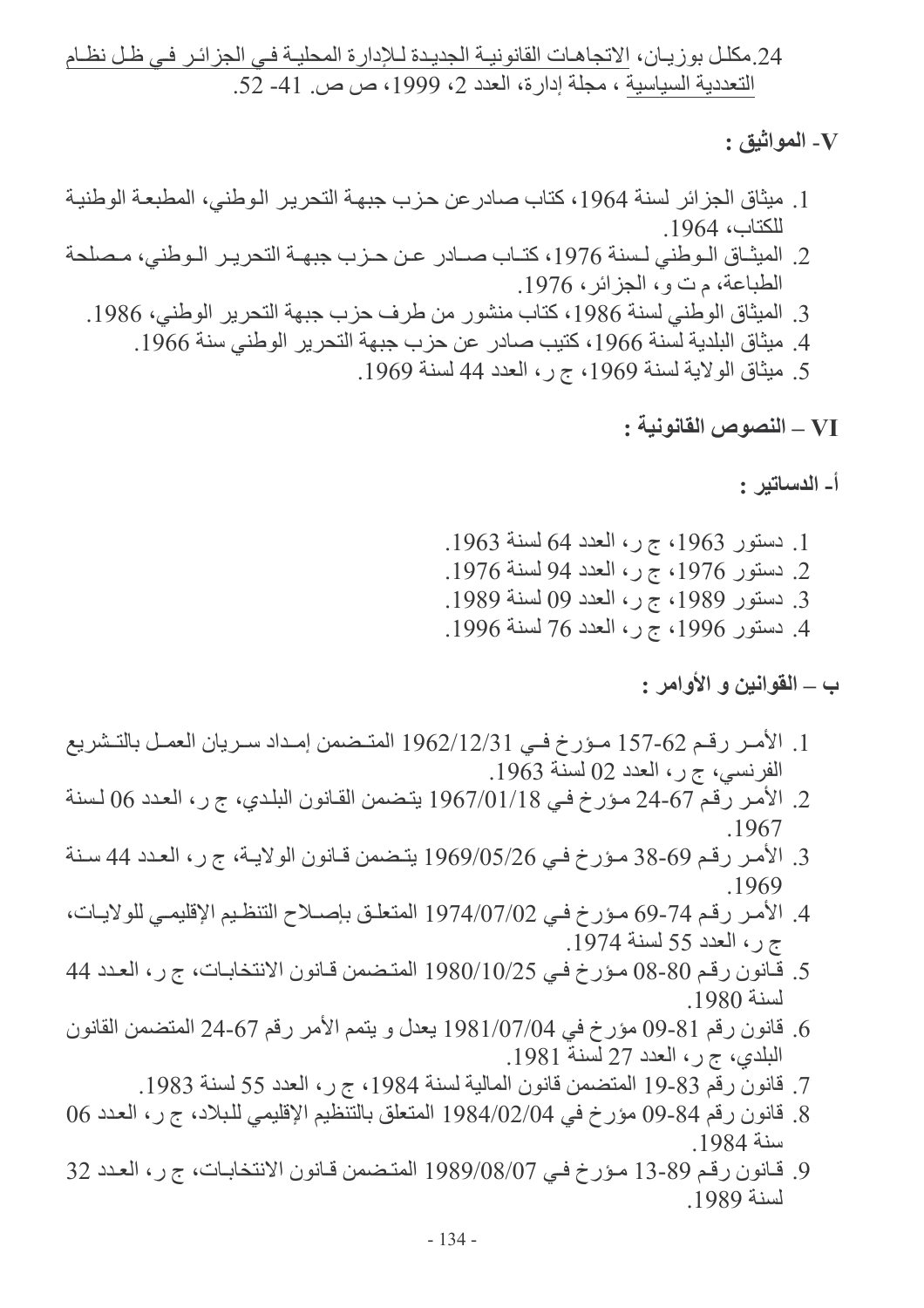24. مكلل بوزيان، الاتجاهات القانونية الجديدة للإدارة المحلية في الجزائر في ظل نظام التعددية السياسية ، مجلة إدارة، العدد 2، 1999، ص ص. 41- 52.

## V- المواثيق :

1. ميثاق الجزائر لسنة 1964، كتاب صادرعن حزب جبهة التحرير الوطني، المطبعة الوطنية للكتاب، 1964.
2. الميثاق الوطني لسنة 1976، كتاب صادر عن حزب جبهة التحرير الوطني، مصلحة الطباعة، م ت و، الجزائر، 1976.
3. الميثاق الوطني لسنة 1986، كتاب منشور من طرف حزب جبهة التحرير الوطني، 1986.
4. ميثاق البلدية لسنة 1966، كتيب صادر عن حزب جبهة التحرير الوطني سنة 1966.
5. ميثاق الولاية لسنة 1969، ج ر، العدد 44 لسنة 1969.

## VI – النصوص القانونية :

### أ- الدساتير :

1. دستور 1963، ج ر، العدد 64 لسنة 1963.
2. دستور 1976، ج ر، العدد 94 لسنة 1976.
3. دستور 1989، ج ر، العدد 09 لسنة 1989.
4. دستور 1996، ج ر، العدد 76 لسنة 1996.

### ب – القوانين و الأوامر :

1. الأمر رقم 62-157 مؤرخ في 1962/12/31 المتضمن إمداد سريان العمل بالتشريع الفرنسي، ج ر، العدد 02 لسنة 1963.
2. الأمر رقم 67-24 مؤرخ في 1967/01/18 يتضمن القانون البلدي، ج ر، العدد 06 لسنة 1967.
3. الأمر رقم 69-38 مؤرخ في 1969/05/26 يتضمن قانون الولاية، ج ر، العدد 44 سنة 1969.
4. الأمر رقم 74-69 مؤرخ في 1974/07/02 المتعلق بإصلاح التنظيم الإقليمي للولايات، ج ر، العدد 55 لسنة 1974.
5. قانون رقم 80-08 مؤرخ في 1980/10/25 المتضمن قانون الانتخابات، ج ر، العدد 44 لسنة 1980.
6. قانون رقم 81-09 مؤرخ في 1981/07/04 يعدل و يتمم الأمر رقم 67-24 المتضمن القانون البلدي، ج ر، العدد 27 لسنة 1981.
7. قانون رقم 83-19 المتضمن قانون المالية لسنة 1984، ج ر، العدد 55 لسنة 1983.
8. قانون رقم 84-09 مؤرخ في 1984/02/04 المتعلق بالتنظيم الإقليمي للبلاد، ج ر، العدد 06 سنة 1984.
9. قانون رقم 89-13 مؤرخ في 1989/08/07 المتضمن قانون الانتخابات، ج ر، العدد 32 لسنة 1989.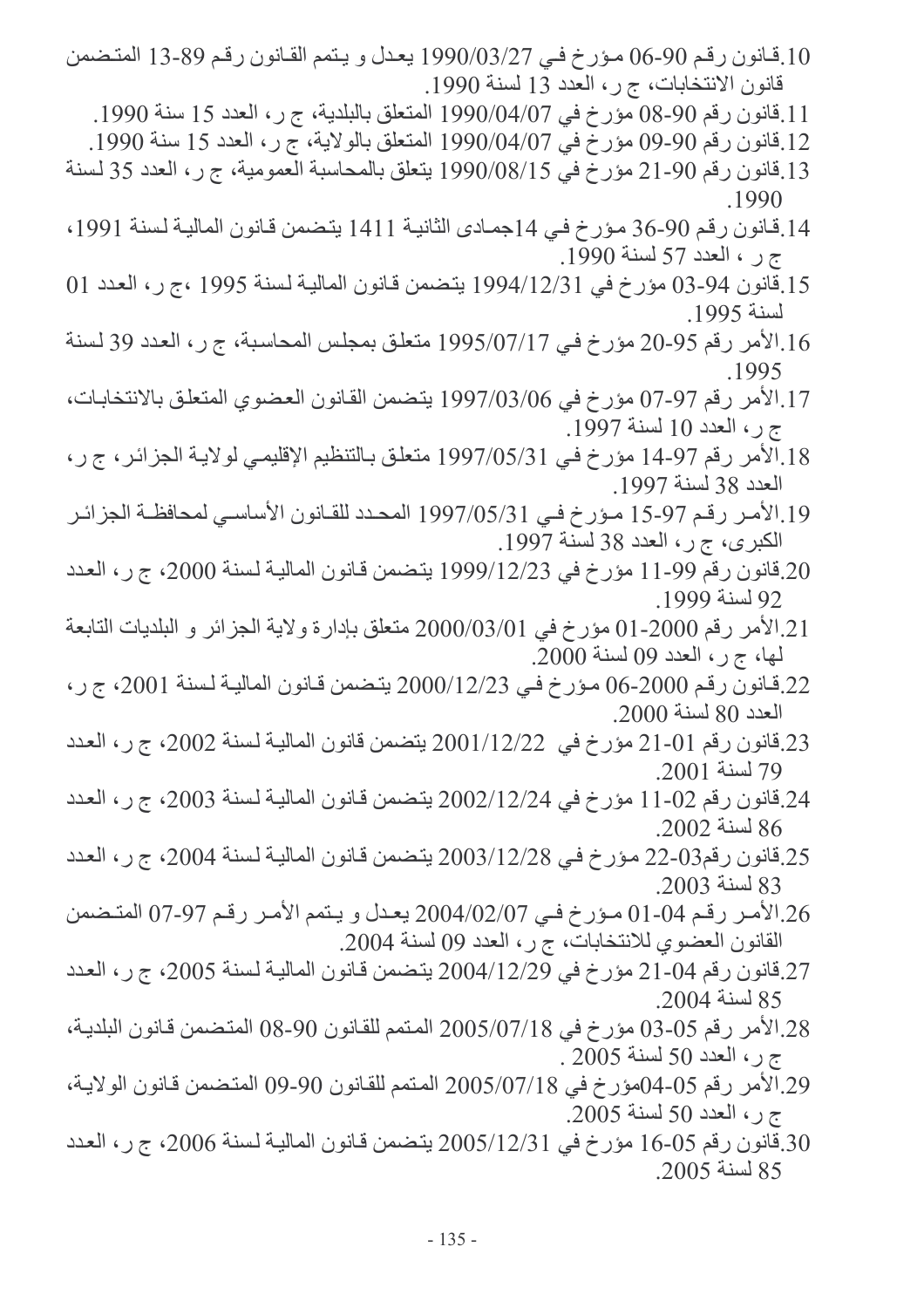10. قانون رقم 90-06 مؤرخ في 1990/03/27 يعدل و يتمم القانون رقم 89-13 المتضمن قانون الانتخابات، ج ر، العدد 13 لسنة 1990.
11. قانون رقم 90-08 مؤرخ في 1990/04/07 المتعلق بالبلدية، ج ر، العدد 15 سنة 1990.
12. قانون رقم 90-09 مؤرخ في 1990/04/07 المتعلق بالولاية، ج ر، العدد 15 سنة 1990.
13. قانون رقم 90-21 مؤرخ في 1990/08/15 يتعلق بالمحاسبة العمومية، ج ر، العدد 35 لسنة 1990.
14. قانون رقم 90-36 مؤرخ في 14جمادى الثانية 1411 يتضمن قانون المالية لسنة 1991، ج ر ، العدد 57 لسنة 1990.
15. قانون 94-03 مؤرخ في 1994/12/31 يتضمن قانون المالية لسنة 1995 ،ج ر، العدد 01 لسنة 1995.
16. الأمر رقم 95-20 مؤرخ في 1995/07/17 متعلق بمجلس المحاسبة، ج ر، العدد 39 لسنة 1995.
17. الأمر رقم 97-07 مؤرخ في 1997/03/06 يتضمن القانون العضوي المتعلق بالانتخابات، ج ر، العدد 10 لسنة 1997.
18. الأمر رقم 97-14 مؤرخ في 1997/05/31 متعلق بالتنظيم الإقليمي لولاية الجزائر، ج ر، العدد 38 لسنة 1997.
19. الأمر رقم 97-15 مؤرخ في 1997/05/31 المحدد للقانون الأساسي لمحافظة الجزائر الكبرى، ج ر، العدد 38 لسنة 1997.
20. قانون رقم 99-11 مؤرخ في 1999/12/23 يتضمن قانون المالية لسنة 2000، ج ر، العدد 92 لسنة 1999.
21. الأمر رقم 2000-01 مؤرخ في 2000/03/01 متعلق بإدارة ولاية الجزائر و البلديات التابعة لها، ج ر، العدد 09 لسنة 2000.
22. قانون رقم 2000-06 مؤرخ في 2000/12/23 يتضمن قانون المالية لسنة 2001، ج ر، العدد 80 لسنة 2000.
23. قانون رقم 01-21 مؤرخ في 2001/12/22 يتضمن قانون المالية لسنة 2002، ج ر، العدد 79 لسنة 2001.
24. قانون رقم 02-11 مؤرخ في 2002/12/24 يتضمن قانون المالية لسنة 2003، ج ر، العدد 86 لسنة 2002.
25. قانون رقم03-22 مؤرخ في 2003/12/28 يتضمن قانون المالية لسنة 2004، ج ر، العدد 83 لسنة 2003.
26. الأمر رقم 04-01 مؤرخ في 2004/02/07 يعدل و يتمم الأمر رقم 97-07 المتضمن القانون العضوي للانتخابات، ج ر، العدد 09 لسنة 2004.
27. قانون رقم 04-21 مؤرخ في 2004/12/29 يتضمن قانون المالية لسنة 2005، ج ر، العدد 85 لسنة 2004.
28. الأمر رقم 05-03 مؤرخ في 2005/07/18 المتمم للقانون 90-08 المتضمن قانون البلدية، ج ر، العدد 50 لسنة 2005 .
29. الأمر رقم 05-04مؤرخ في 2005/07/18 المتمم للقانون 90-09 المتضمن قانون الولاية، ج ر، العدد 50 لسنة 2005.
30. قانون رقم 05-16 مؤرخ في 2005/12/31 يتضمن قانون المالية لسنة 2006، ج ر، العدد 85 لسنة 2005.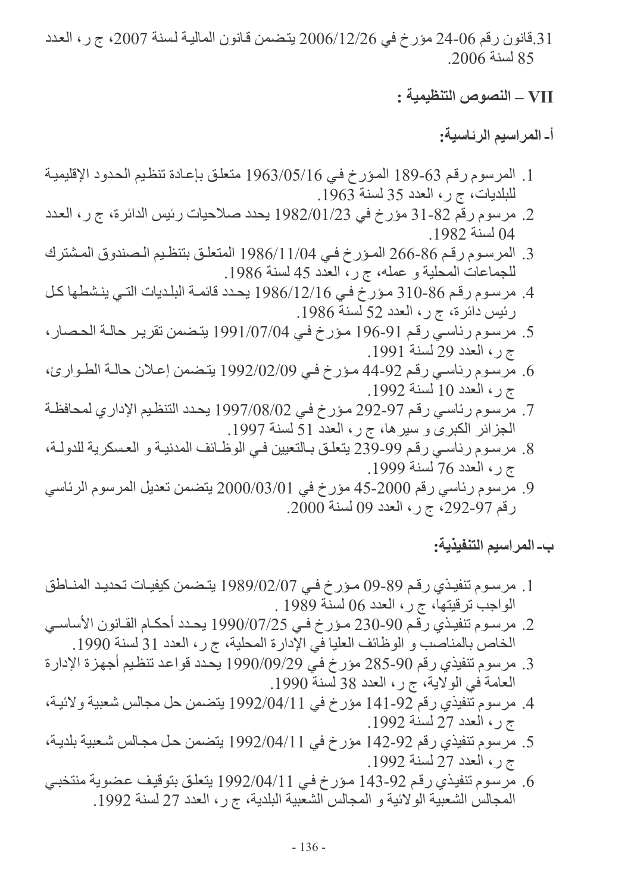31.قانون رقم 06-24 مؤرخ في 2006/12/26 يتضمن قانون المالية لسنة 2007، ج ر، العدد 85 لسنة 2006.

## VII – النصوص التنظيمية :

### أ- المراسيم الرئاسية:

1. المرسوم رقم 63-189 المؤرخ في 1963/05/16 متعلق بإعادة تنظيم الحدود الإقليمية للبلديات، ج ر، العدد 35 لسنة 1963.
2. مرسوم رقم 82-31 مؤرخ في 1982/01/23 يحدد صلاحيات رئيس الدائرة، ج ر، العدد 04 لسنة 1982.
3. المرسوم رقم 86-266 المؤرخ في 1986/11/04 المتعلق بتنظيم الصندوق المشترك للجماعات المحلية و عمله، ج ر، العدد 45 لسنة 1986.
4. مرسوم رقم 86-310 مؤرخ في 1986/12/16 يحدد قائمة البلديات التي ينشطها كل رئيس دائرة، ج ر، العدد 52 لسنة 1986.
5. مرسوم رئاسي رقم 91-196 مؤرخ في 1991/07/04 يتضمن تقرير حالة الحصار، ج ر، العدد 29 لسنة 1991.
6. مرسوم رئاسي رقم 92-44 مؤرخ في 1992/02/09 يتضمن إعلان حالة الطوارئ، ج ر، العدد 10 لسنة 1992.
7. مرسوم رئاسي رقم 97-292 مؤرخ في 1997/08/02 يحدد التنظيم الإداري لمحافظة الجزائر الكبرى و سيرها، ج ر، العدد 51 لسنة 1997.
8. مرسوم رئاسي رقم 99-239 يتعلق بالتعيين في الوظائف المدنية و العسكرية للدولة، ج ر، العدد 76 لسنة 1999.
9. مرسوم رئاسي رقم 2000-45 مؤرخ في 2000/03/01 يتضمن تعديل المرسوم الرئاسي رقم 97-292، ج ر، العدد 09 لسنة 2000.

### ب- المراسيم التنفيذية:

1. مرسوم تنفيذي رقم 89-09 مؤرخ في 1989/02/07 يتضمن كيفيات تحديد المناطق الواجب ترقيتها، ج ر، العدد 06 لسنة 1989 .
2. مرسوم تنفيذي رقم 90-230 مؤرخ في 1990/07/25 يحدد أحكام القانون الأساسي الخاص بالمناصب و الوظائف العليا في الإدارة المحلية، ج ر، العدد 31 لسنة 1990.
3. مرسوم تنفيذي رقم 90-285 مؤرخ في 1990/09/29 يحدد قواعد تنظيم أجهزة الإدارة العامة في الولاية، ج ر، العدد 38 لسنة 1990.
4. مرسوم تنفيذي رقم 92-141 مؤرخ في 1992/04/11 يتضمن حل مجالس شعبية ولائية، ج ر، العدد 27 لسنة 1992.
5. مرسوم تنفيذي رقم 92-142 مؤرخ في 1992/04/11 يتضمن حل مجالس شعبية بلدية، ج ر، العدد 27 لسنة 1992.
6. مرسوم تنفيذي رقم 92-143 مؤرخ في 1992/04/11 يتعلق بتوقيف عضوية منتخبي المجالس الشعبية الولائية و المجالس الشعبية البلدية، ج ر، العدد 27 لسنة 1992.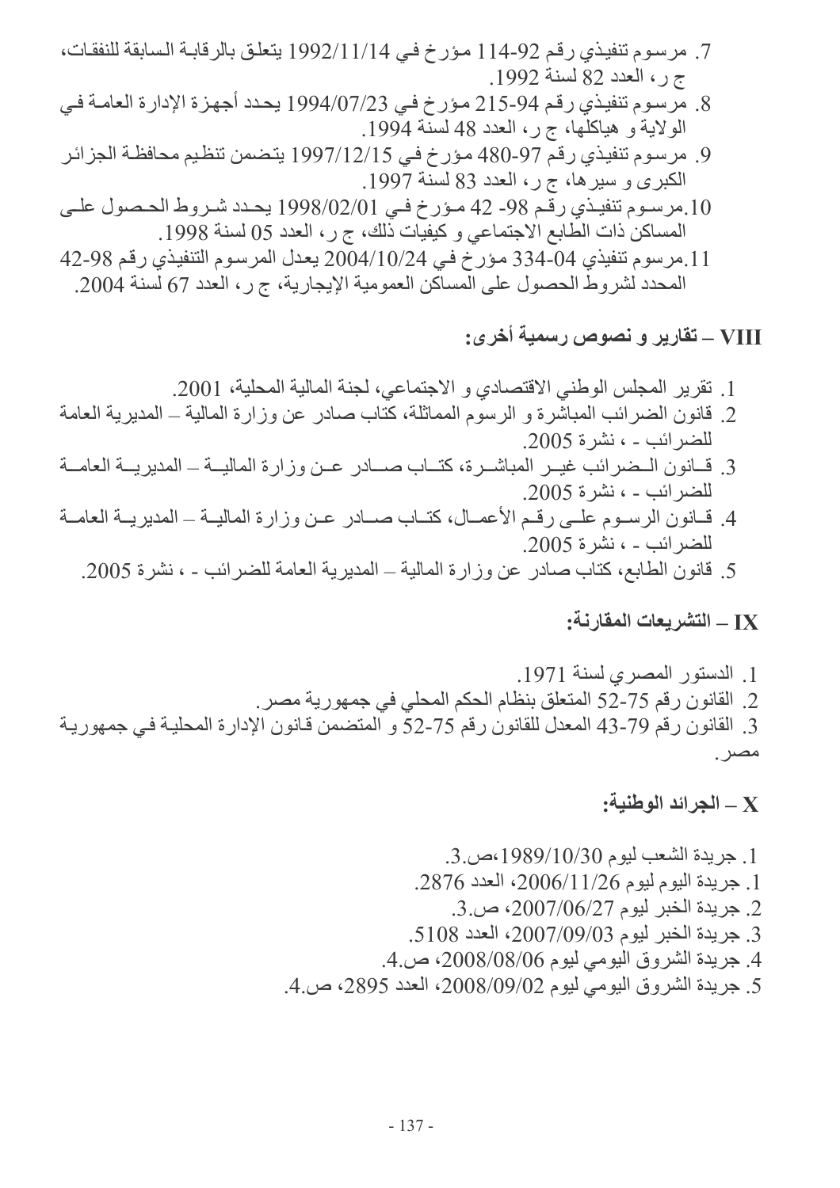7. مرسوم تنفيذي رقم 92-114 مؤرخ في 1992/11/14 يتعلق بالرقابة السابقة للنفقات، ج ر، العدد 82 لسنة 1992.
8. مرسوم تنفيذي رقم 94-215 مؤرخ في 1994/07/23 يحدد أجهزة الإدارة العامة في الولاية و هياكلها، ج ر، العدد 48 لسنة 1994.
9. مرسوم تنفيذي رقم 97-480 مؤرخ في 1997/12/15 يتضمن تنظيم محافظة الجزائر الكبرى و سيرها، ج ر، العدد 83 لسنة 1997.
10. مرسوم تنفيذي رقم 98- 42 مؤرخ في 1998/02/01 يحدد شروط الحصول على المساكن ذات الطابع الاجتماعي و كيفيات ذلك، ج ر، العدد 05 لسنة 1998.
11. مرسوم تنفيذي 04-334 مؤرخ في 2004/10/24 يعدل المرسوم التنفيذي رقم 98-42 المحدد لشروط الحصول على المساكن العمومية الإيجارية، ج ر، العدد 67 لسنة 2004.

## VIII – تقارير و نصوص رسمية أخرى:

1. تقرير المجلس الوطني الاقتصادي و الاجتماعي، لجنة المالية المحلية، 2001.
2. قانون الضرائب المباشرة و الرسوم المماثلة، كتاب صادر عن وزارة المالية – المديرية العامة للضرائب - ، نشرة 2005.
3. قانون الضرائب غير المباشرة، كتاب صادر عن وزارة المالية – المديرية العامة للضرائب - ، نشرة 2005.
4. قانون الرسوم على رقم الأعمال، كتاب صادر عن وزارة المالية – المديرية العامة للضرائب - ، نشرة 2005.
5. قانون الطابع، كتاب صادر عن وزارة المالية – المديرية العامة للضرائب - ، نشرة 2005.

## IX – التشريعات المقارنة:

1. الدستور المصري لسنة 1971.
2. القانون رقم 75-52 المتعلق بنظام الحكم المحلي في جمهورية مصر.
3. القانون رقم 79-43 المعدل للقانون رقم 75-52 و المتضمن قانون الإدارة المحلية في جمهورية مصر.

## X – الجرائد الوطنية:

1. جريدة الشعب ليوم 1989/10/30،ص.3.
1. جريدة اليوم ليوم 2006/11/26، العدد 2876.
2. جريدة الخبر ليوم 2007/06/27، ص.3.
3. جريدة الخبر ليوم 2007/09/03، العدد 5108.
4. جريدة الشروق اليومي ليوم 2008/08/06، ص.4.
5. جريدة الشروق اليومي ليوم 2008/09/02، العدد 2895، ص.4.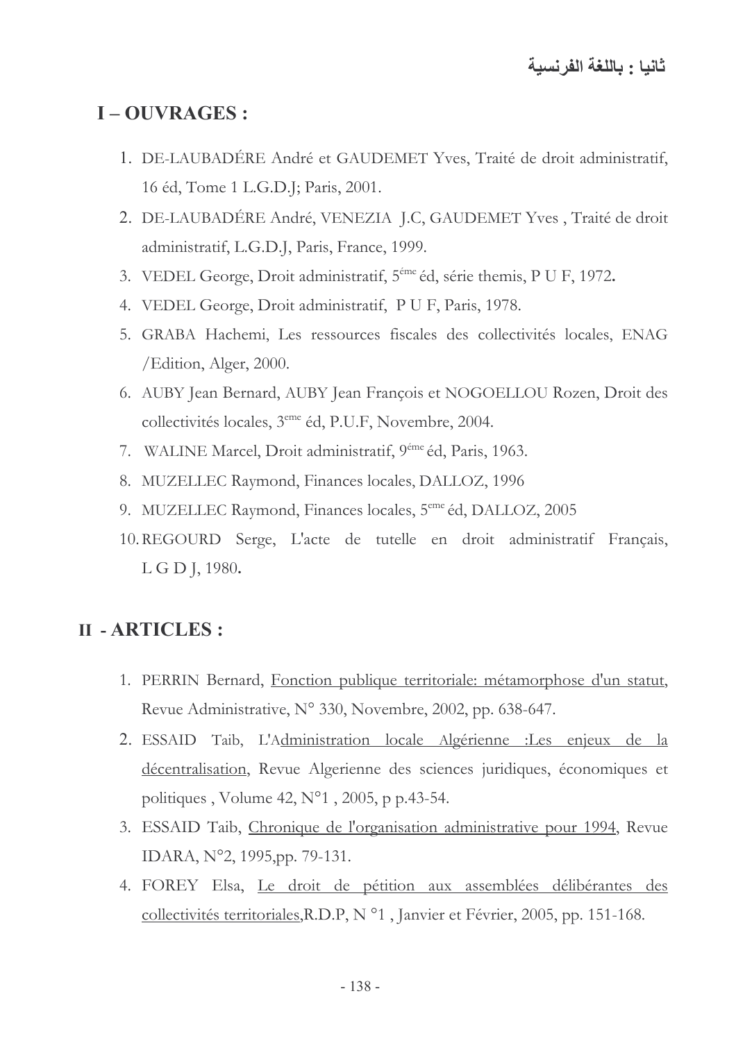## ثانيا : باللغة الفرنسية

## I – OUVRAGES :

1. DE-LAUBADÉRE André et GAUDEMET Yves, Traité de droit administratif, 16 éd, Tome 1 L.G.D.J; Paris, 2001.
2. DE-LAUBADÉRE André, VENEZIA J.C, GAUDEMET Yves , Traité de droit administratif, L.G.D.J, Paris, France, 1999.
3. VEDEL George, Droit administratif, 5éme éd, série themis, P U F, 1972**.**
4. VEDEL George, Droit administratif, P U F, Paris, 1978.
5. GRABA Hachemi, Les ressources fiscales des collectivités locales, ENAG /Edition, Alger, 2000.
6. AUBY Jean Bernard, AUBY Jean François et NOGOELLOU Rozen, Droit des collectivités locales, 3eme éd, P.U.F, Novembre, 2004.
7. WALINE Marcel, Droit administratif, 9éme éd, Paris, 1963.
8. MUZELLEC Raymond, Finances locales, DALLOZ, 1996
9. MUZELLEC Raymond, Finances locales, 5eme éd, DALLOZ, 2005
10. REGOURD Serge, L'acte de tutelle en droit administratif Français, L G D J, 1980**.**

## II - ARTICLES :

1. PERRIN Bernard, <u>Fonction publique territoriale: métamorphose d'un statut</u>, Revue Administrative, N° 330, Novembre, 2002, pp. 638-647.
2. ESSAID Taib, L'A<u>dministration locale Algérienne :Les enjeux de la décentralisation</u>, Revue Algerienne des sciences juridiques, économiques et politiques , Volume 42, N°1 , 2005, p p.43-54.
3. ESSAID Taib, <u>Chronique de l'organisation administrative pour 1994</u>, Revue IDARA, N°2, 1995,pp. 79-131.
4. FOREY Elsa, <u>Le droit de pétition aux assemblées délibérantes des collectivités territoriales</u>,R.D.P, N °1 , Janvier et Février, 2005, pp. 151-168.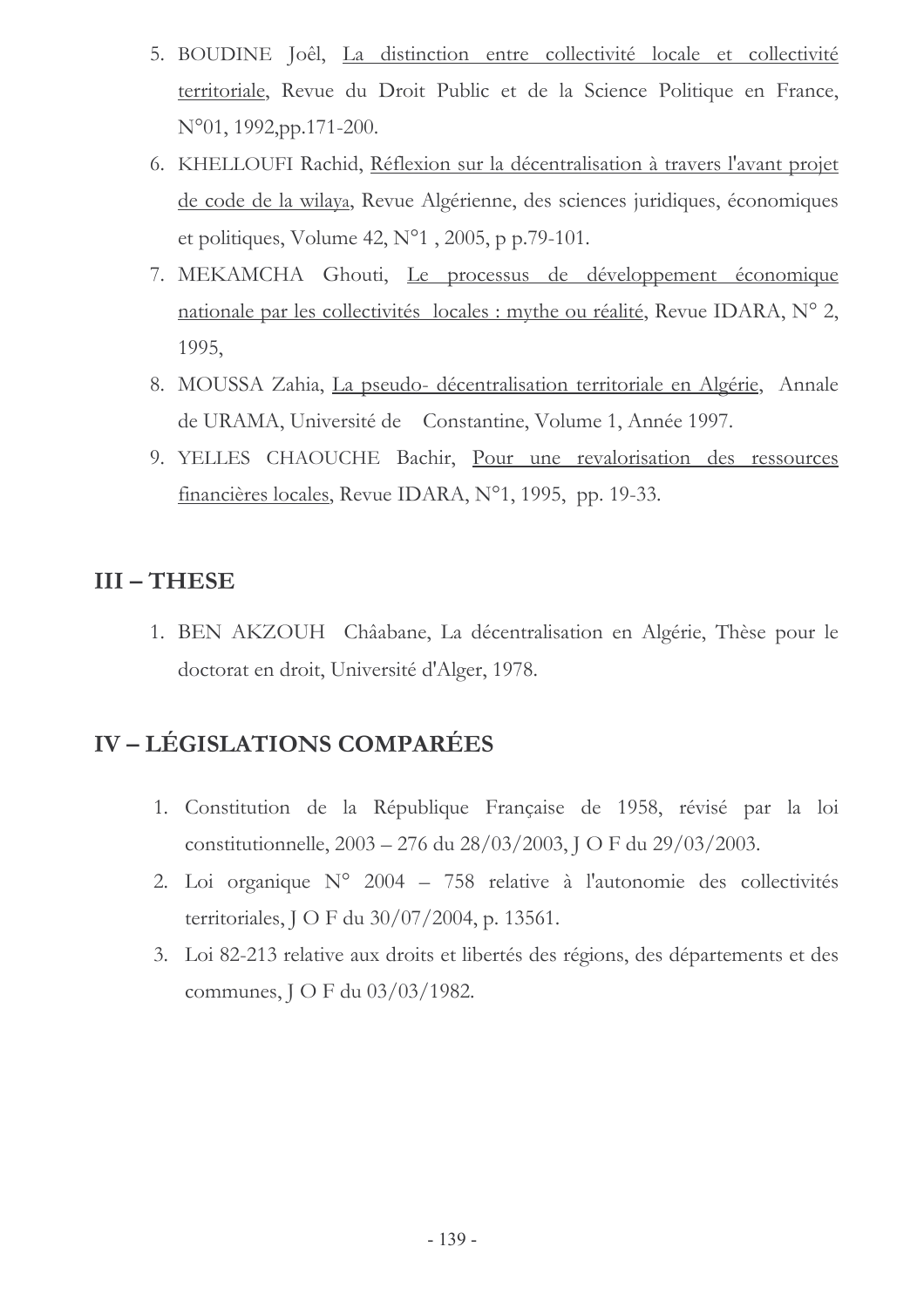5. BOUDINE Joêl, <u>La distinction entre collectivité locale et collectivité territoriale</u>, Revue du Droit Public et de la Science Politique en France, N°01, 1992,pp.171-200.
6. KHELLOUFI Rachid, <u>Réflexion sur la décentralisation à travers l'avant projet de code de la wilaya</u>, Revue Algérienne, des sciences juridiques, économiques et politiques, Volume 42, N°1 , 2005, p p.79-101.
7. MEKAMCHA Ghouti, <u>Le processus de développement économique nationale par les collectivités locales : mythe ou réalité</u>, Revue IDARA, N° 2, 1995,
8. MOUSSA Zahia, <u>La pseudo- décentralisation territoriale en Algérie</u>, Annale de URAMA, Université de Constantine, Volume 1, Année 1997.
9. YELLES CHAOUCHE Bachir, <u>Pour une revalorisation des ressources financières locales</u>, Revue IDARA, N°1, 1995, pp. 19-33.

## III – THESE

1. BEN AKZOUH Châabane, La décentralisation en Algérie, Thèse pour le doctorat en droit, Université d'Alger, 1978.

## IV – LÉGISLATIONS COMPARÉES

1. Constitution de la République Française de 1958, révisé par la loi constitutionnelle, 2003 – 276 du 28/03/2003, J O F du 29/03/2003.
2. Loi organique N° 2004 – 758 relative à l'autonomie des collectivités territoriales, J O F du 30/07/2004, p. 13561.
3. Loi 82-213 relative aux droits et libertés des régions, des départements et des communes, J O F du 03/03/1982.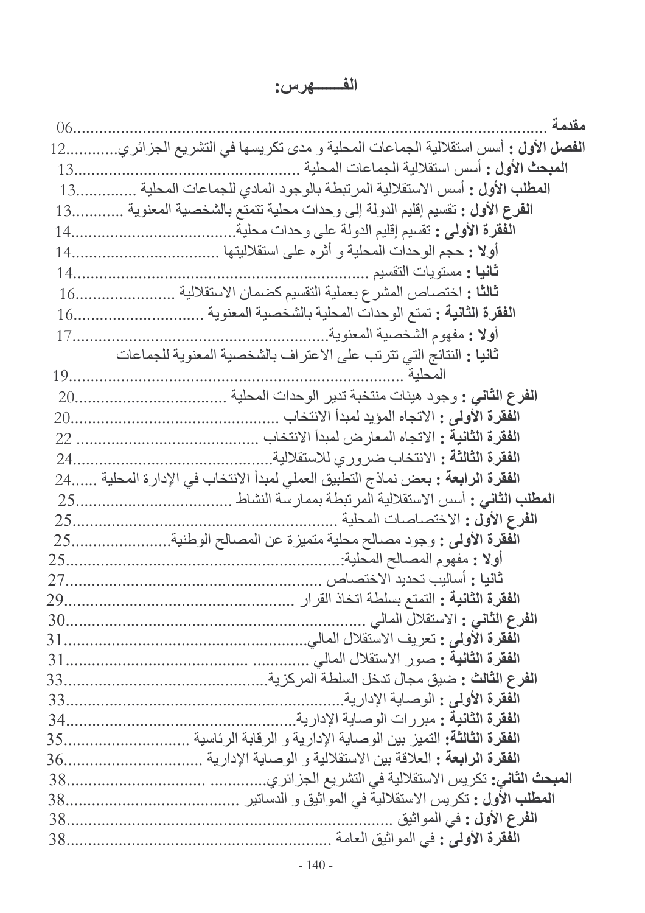# الفـــــهرس:

**مقدمة** ........................................................................................... 06

**الفصل الأول :** أسس استقلالية الجماعات المحلية و مدى تكريسها في التشريع الجزائري............12

**المبحث الأول :** أسس استقلالية الجماعات المحلية .......................................... 13

**المطلب الأول :** أسس الاستقلالية المرتبطة بالوجود المادي للجماعات المحلية ..............13

**الفرع الأول :** تقسيم إقليم الدولة إلى وحدات محلية تتمتع بالشخصية المعنوية ............13

**الفقرة الأولى :** تقسيم إقليم الدولة على وحدات محلية.....................................14

**أولا :** حجم الوحدات المحلية و أثره على استقلاليتها .................................14

**ثانيا :** مستويات التقسيم ............................................................14

**ثالثا :** اختصاص المشرع بعملية التقسيم كضمان الاستقلالية ........................16

**الفقرة الثانية :** تمتع الوحدات المحلية بالشخصية المعنوية .............................16

**أولا :** مفهوم الشخصية المعنوية.........................................................17

**ثانيا :** النتائج التي تترتب على الاعتراف بالشخصية المعنوية للجماعات المحلية .............................................................................19

**الفرع الثاني :** وجود هيئات منتخبة تدير الوحدات المحلية ..................................20

**الفقرة الأولى :** الاتجاه المؤيد لمبدأ الانتخاب ................................................20

**الفقرة الثانية :** الاتجاه المعارض لمبدأ الانتخاب ............................................ 22

**الفقرة الثالثة :** الانتخاب ضروري للاستقلالية.................................................24

**الفقرة الرابعة :** بعض نماذج التطبيق العملي لمبدأ الانتخاب في الإدارة المحلية ......24

**المطلب الثاني :** أسس الاستقلالية المرتبطة بممارسة النشاط ...................................25

**الفرع الأول :** الاختصاصات المحلية ..........................................................25

**الفقرة الأولى :** وجود مصالح محلية متميزة عن المصالح الوطنية.......................25

**أولا :** مفهوم المصالح المحلية:.........................................................25

**ثانيا :** أساليب تحديد الاختصاص .....................................................27

**الفقرة الثانية :** التمتع بسلطة اتخاذ القرار ....................................................29

**الفرع الثاني :** الاستقلال المالي .................................................................30

**الفقرة الأولى :** تعريف الاستقلال المالي.......................................................31

**الفقرة الثانية :** صور الاستقلال المالي ............ ..........................................31

**الفرع الثالث :** ضيق مجال تدخل السلطة المركزية.............................................33

**الفقرة الأولى :** الوصاية الإدارية.................................................................33

**الفقرة الثانية :** مبررات الوصاية الإدارية.......................................................34

**الفقرة الثالثة:** التميز بين الوصاية الإدارية و الرقابة الرئاسية ...........................35

**الفقرة الرابعة :** العلاقة بين الاستقلالية و الوصاية الإدارية ................................36

**المبحث الثاني:** تكريس الاستقلالية في التشريع الجزائري............ ...............................38

**المطلب الأول :** تكريس الاستقلالية في المواثيق و الدساتير ..................................38

**الفرع الأول :** في المواثيق ..........................................................................38

**الفقرة الأولى :** في المواثيق العامة ...........................................................38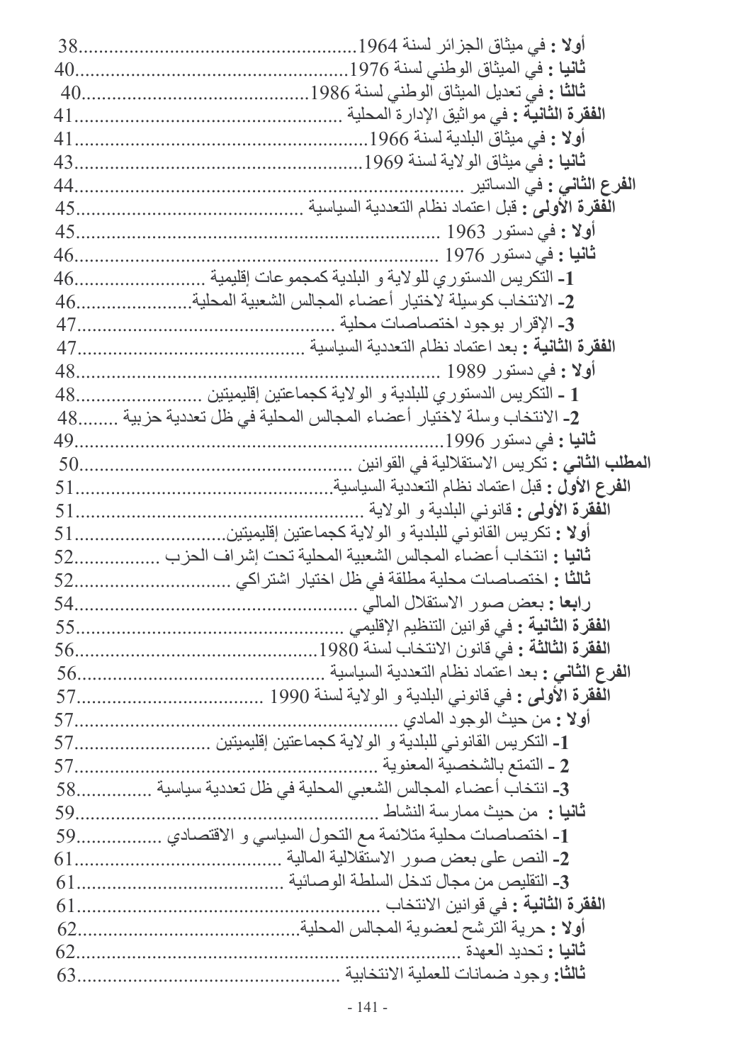**أولا :** في ميثاق الجزائر لسنة 1964......................................................38

**ثانيا :** في الميثاق الوطني لسنة 1976......................................................40

**ثالثا :** في تعديل الميثاق الوطني لسنة 1986..............................................40

**الفقرة الثانية :** في مواثيق الإدارة المحلية ..................................................41

**أولا :** في ميثاق البلدية لسنة 1966.........................................................41

**ثانيا :** في ميثاق الولاية لسنة 1969.........................................................43

**الفرع الثاني :** في الدساتير .....................................................................44

**الفقرة الأولى :** قبل اعتماد نظام التعددية السياسية ..........................................45

**أولا :** في دستور 1963 .......................................................................45

**ثانيا :** في دستور 1976 .......................................................................46

**1-** التكريس الدستوري للولاية و البلدية كمجموعات إقليمية ............................46

**2-** الانتخاب كوسيلة لاختيار أعضاء المجالس الشعبية المحلية..........................46

**3-** الإقرار بوجود اختصاصات محلية .......................................................47

**الفقرة الثانية :** بعد اعتماد نظام التعددية السياسية ..........................................47

**أولا :** في دستور 1989 .......................................................................48

**1 -** التكريس الدستوري للبلدية و الولاية كجماعتين إقليميتين ............................48

**2-** الانتخاب وسلة لاختيار أعضاء المجالس المحلية في ظل تعددية حزبية ........48

**ثانيا :** في دستور 1996.........................................................................49

**المطلب الثاني :** تكريس الاستقلالية في القوانين ..............................................50

**الفرع الأول :** قبل اعتماد نظام التعددية السياسية..............................................51

**الفقرة الأولى :** قانوني البلدية و الولاية ......................................................51

**أولا :** تكريس القانوني للبلدية و الولاية كجماعتين إقليميتين...............................51

**ثانيا :** انتخاب أعضاء المجالس الشعبية المحلية تحت إشراف الحزب ..................52

**ثالثا :** اختصاصات محلية مطلقة في ظل اختيار اشتراكي ..................................52

**رابعا :** بعض صور الاستقلال المالي ..........................................................54

**الفقرة الثانية :** في قوانين التنظيم الإقليمي ....................................................55

**الفقرة الثالثة :** في قانون الانتخاب لسنة 1980................................................56

**الفرع الثاني :** بعد اعتماد نظام التعددية السياسية ............................................56

**الفقرة الأولى :** في قانوني البلدية و الولاية لسنة 1990 .....................................57

**أولا :** من حيث الوجود المادي ...................................................................57

**1-** التكريس القانوني للبلدية و الولاية كجماعتين إقليميتين ................................57

**2 -** التمتع بالشخصية المعنوية ..................................................................57

**3-** انتخاب أعضاء المجالس الشعبي المحلية في ظل تعددية سياسية ..................58

**ثانيا :** من حيث ممارسة النشاط ................................................................59

**1-** اختصاصات محلية متلائمة مع التحول السياسي و الاقتصادي .....................59

**2-** النص على بعض صور الاستقلالية المالية ..............................................61

**3-** التقليص من مجال تدخل السلطة الوصائية ..............................................61

**الفقرة الثانية :** في قوانين الانتخاب ............................................................61

**أولا :** حرية الترشح لعضوية المجالس المحلية..............................................62

**ثانيا :** تحديد العهدة ..................................................................................62

**ثالثا:** وجود ضمانات للعملية الانتخابية .......................................................63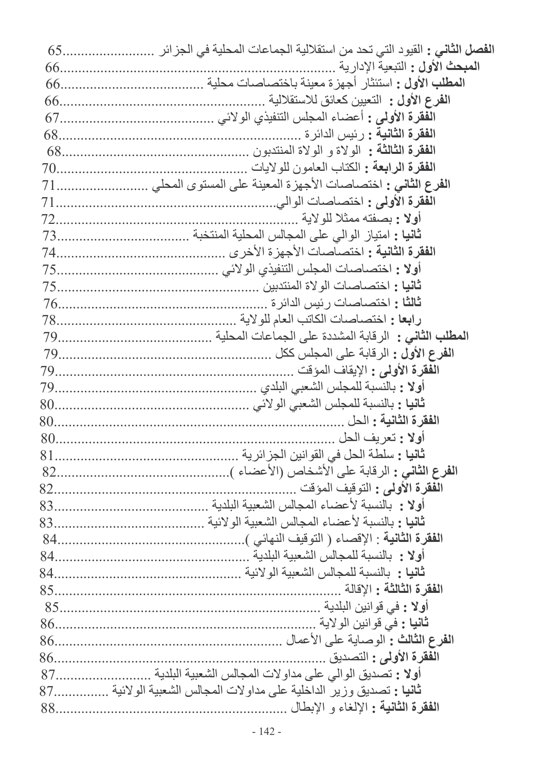**الفصل الثاني :** القيود التي تحد من استقلالية الجماعات المحلية في الجزائر ........................65

**المبحث الأول :** التبعية الإدارية ........................................................................66

**المطلب الأول :** استئثار أجهزة معينة باختصاصات محلية ........................................66

**الفرع الأول :** التعيين كعائق للاستقلالية ........................................................66

**الفقرة الأولى :** أعضاء المجلس التنفيذي الولائي ..............................................67

**الفقرة الثانية :** رئيس الدائرة .....................................................................68

**الفقرة الثالثة :** الولاة و الولاة المنتدبون ........................................................68

**الفقرة الرابعة :** الكتاب العامون للولايات .......................................................70

**الفرع الثاني :** اختصاصات الأجهزة المعينة على المستوى المحلي ..............................71

**الفقرة الأولى :** اختصاصات الوالي...............................................................71

**أولا :** بصفته ممثلا للولاية ........................................................................72

**ثانيا :** امتياز الوالي على المجالس المحلية المنتخبة .............................................73

**الفقرة الثانية :** اختصاصات الأجهزة الأخرى ....................................................74

**أولا :** اختصاصات المجلس التنفيذي الولائي .....................................................75

**ثانيا :** اختصاصات الولاة المنتدبين ..............................................................75

**ثالثا :** اختصاصات رئيس الدائرة .................................................................76

**رابعا :** اختصاصات الكاتب العام للولاية ........................................................78

**المطلب الثاني :** الرقابة المشددة على الجماعات المحلية .......................................79

**الفرع الأول :** الرقابة على المجلس ككل ........................................................79

**الفقرة الأولى :** الإيقاف المؤقت ..................................................................79

**أولا :** بالنسبة للمجلس الشعبي البلدي ...........................................................79

**ثانيا :** بالنسبة للمجلس الشعبي الولائي ..........................................................80

**الفقرة الثانية :** الحل ...............................................................................80

**أولا :** تعريف الحل ................................................................................80

**ثانيا :** سلطة الحل في القوانين الجزائرية .......................................................81

**الفرع الثاني :** الرقابة على الأشخاص (الأعضاء )...............................................82

**الفقرة الأولى :** التوقيف المؤقت ..................................................................82

**أولا :** بالنسبة لأعضاء المجالس الشعبية البلدية ................................................83

**ثانيا :** بالنسبة لأعضاء المجالس الشعبية الولائية ..............................................83

**الفقرة الثانية** : الإقصاء ( التوقيف النهائي )......................................................84

**أولا :** بالنسبة للمجالس الشعبية البلدية ..........................................................84

**ثانيا :** بالنسبة للمجالس الشعبية الولائية .........................................................84

**الفقرة الثالثة :** الإقالة ...............................................................................85

**أولا :** في قوانين البلدية ............................................................................85

**ثانيا :** في قوانين الولاية ...........................................................................86

**الفرع الثالث :** الوصاية على الأعمال ...........................................................86

**الفقرة الأولى :** التصديق ...........................................................................86

**أولا :** تصديق الوالي على مداولات المجالس الشعبية البلدية ....................................87

**ثانيا :** تصديق وزير الداخلية على مداولات المجالس الشعبية الولائية .........................87

**الفقرة الثانية :** الإلغاء و الإبطال .................................................................88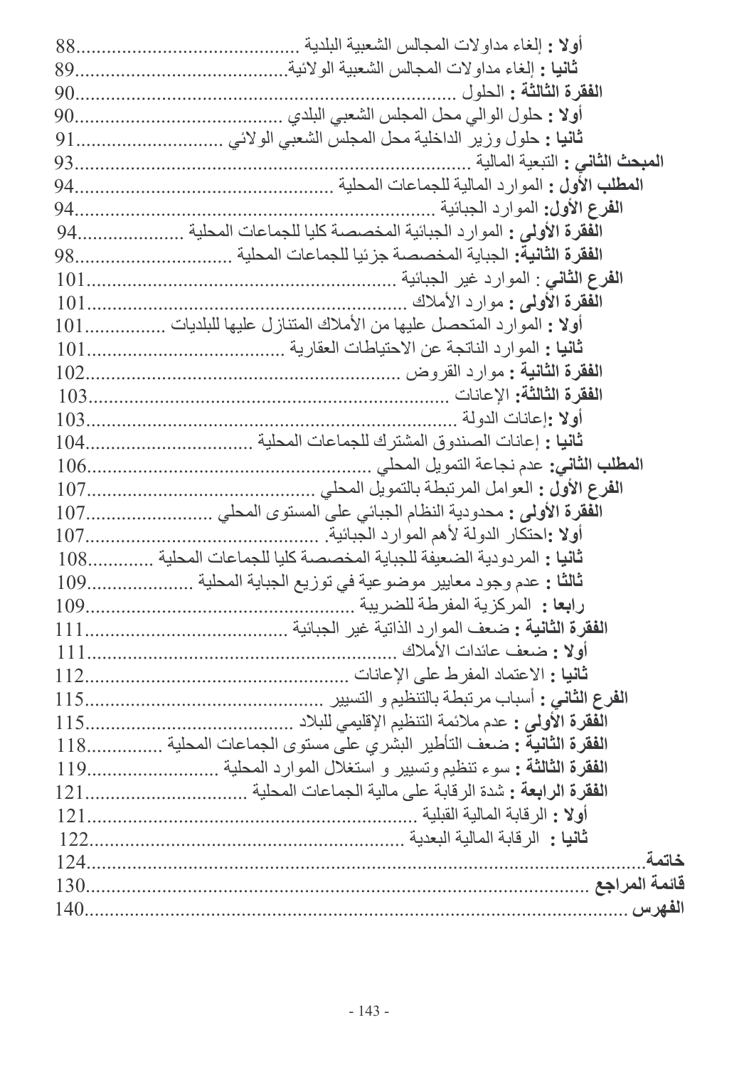**أولا :** إلغاء مداولات المجالس الشعبية البلدية ........................................... 88
**ثانيا :** إلغاء مداولات المجالس الشعبية الولائية........................................... 89
**الفقرة الثالثة :** الحلول ........................................................................ 90
**أولا :** حلول الوالي محل المجلس الشعبي البلدي ........................................ 90
**ثانيا :** حلول وزير الداخلية محل المجلس الشعبي الولائي ............................. 91
**المبحث الثاني :** التبعية المالية ................................................................ 93
**المطلب الأول :** الموارد المالية للجماعات المحلية ........................................ 94
**الفرع الأول:** الموارد الجبائية ................................................................ 94
**الفقرة الأولى :** الموارد الجبائية المخصصة كليا للجماعات المحلية ..................... 94
**الفقرة الثانية:** الجباية المخصصة جزئيا للجماعات المحلية ............................... 98
**الفرع الثاني** : الموارد غير الجبائية ........................................................ 101
**الفقرة الأولى :** موارد الأملاك ................................................................ 101
**أولا :** الموارد المتحصل عليها من الأملاك المتنازل عليها للبلديات ................ 101
**ثانيا :** الموارد الناتجة عن الاحتياطات العقارية .......................................... 101
**الفقرة الثانية :** موارد القروض .............................................................. 102
**الفقرة الثالثة:** الإعانات ...................................................................... 103
**أولا :**إعانات الدولة ............................................................................ 103
**ثانيا :** إعانات الصندوق المشترك للجماعات المحلية .................................. 104
**المطلب الثاني:** عدم نجاعة التمويل المحلي ................................................ 106
**الفرع الأول :** العوامل المرتبطة بالتمويل المحلي .......................................... 107
**الفقرة الأولى :** محدودية النظام الجبائي على المستوى المحلي ......................... 107
**أولا :**احتكار الدولة لأهم الموارد الجبائية. ................................................ 107
**ثانيا :** المردودية الضعيفة للجباية المخصصة كليا للجماعات المحلية ............. 108
**ثالثا :** عدم وجود معايير موضوعية في توزيع الجباية المحلية ........................ 109
**رابعا :** المركزية المفرطة للضريبة .......................................................... 109
**الفقرة الثانية :** ضعف الموارد الذاتية غير الجبائية ....................................... 111
**أولا :** ضعف عائدات الأملاك ................................................................ 111
**ثانيا :** الاعتماد المفرط على الإعانات ...................................................... 112
**الفرع الثاني :** أسباب مرتبطة بالتنظيم و التسيير ........................................ 115
**الفقرة الأولى :** عدم ملائمة التنظيم الإقليمي للبلاد ....................................... 115
**الفقرة الثانية :** ضعف التأطير البشري على مستوى الجماعات المحلية .............. 118
**الفقرة الثالثة :** سوء تنظيم وتسيير و استغلال الموارد المحلية ......................... 119
**الفقرة الرابعة :** شدة الرقابة على مالية الجماعات المحلية ............................... 121
**أولا :** الرقابة المالية القبلية .................................................................. 121
**ثانيا :** الرقابة المالية البعدية ................................................................. 122
**خاتمة**.................................................................................................. 124
**قائمة المراجع** ....................................................................................... 130
**الفهرس** ............................................................................................... 140